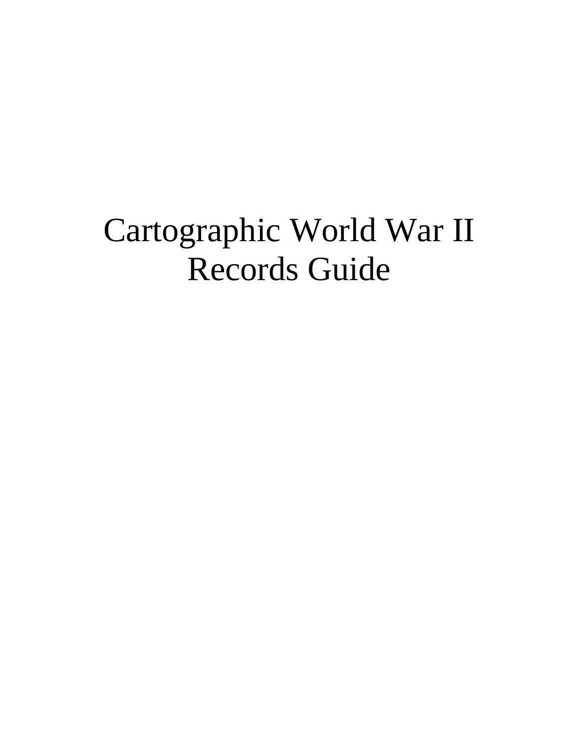# Cartographic World War II Records Guide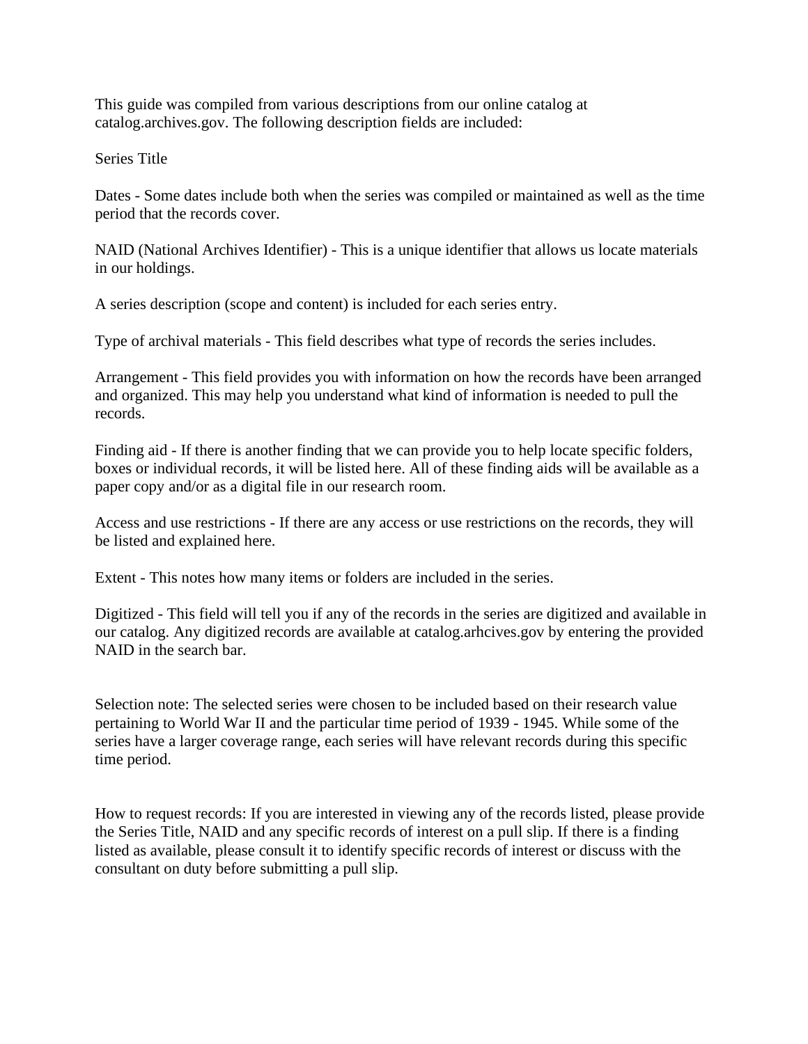This guide was compiled from various descriptions from our online catalog at catalog.archives.gov. The following description fields are included:

Series Title

Dates - Some dates include both when the series was compiled or maintained as well as the time period that the records cover.

NAID (National Archives Identifier) - This is a unique identifier that allows us locate materials in our holdings.

A series description (scope and content) is included for each series entry.

Type of archival materials - This field describes what type of records the series includes.

Arrangement - This field provides you with information on how the records have been arranged and organized. This may help you understand what kind of information is needed to pull the records.

Finding aid - If there is another finding that we can provide you to help locate specific folders, boxes or individual records, it will be listed here. All of these finding aids will be available as a paper copy and/or as a digital file in our research room.

Access and use restrictions - If there are any access or use restrictions on the records, they will be listed and explained here.

Extent - This notes how many items or folders are included in the series.

Digitized - This field will tell you if any of the records in the series are digitized and available in our catalog. Any digitized records are available at catalog.arhcives.gov by entering the provided NAID in the search bar.

Selection note: The selected series were chosen to be included based on their research value pertaining to World War II and the particular time period of 1939 - 1945. While some of the series have a larger coverage range, each series will have relevant records during this specific time period.

How to request records: If you are interested in viewing any of the records listed, please provide the Series Title, NAID and any specific records of interest on a pull slip. If there is a finding listed as available, please consult it to identify specific records of interest or discuss with the consultant on duty before submitting a pull slip.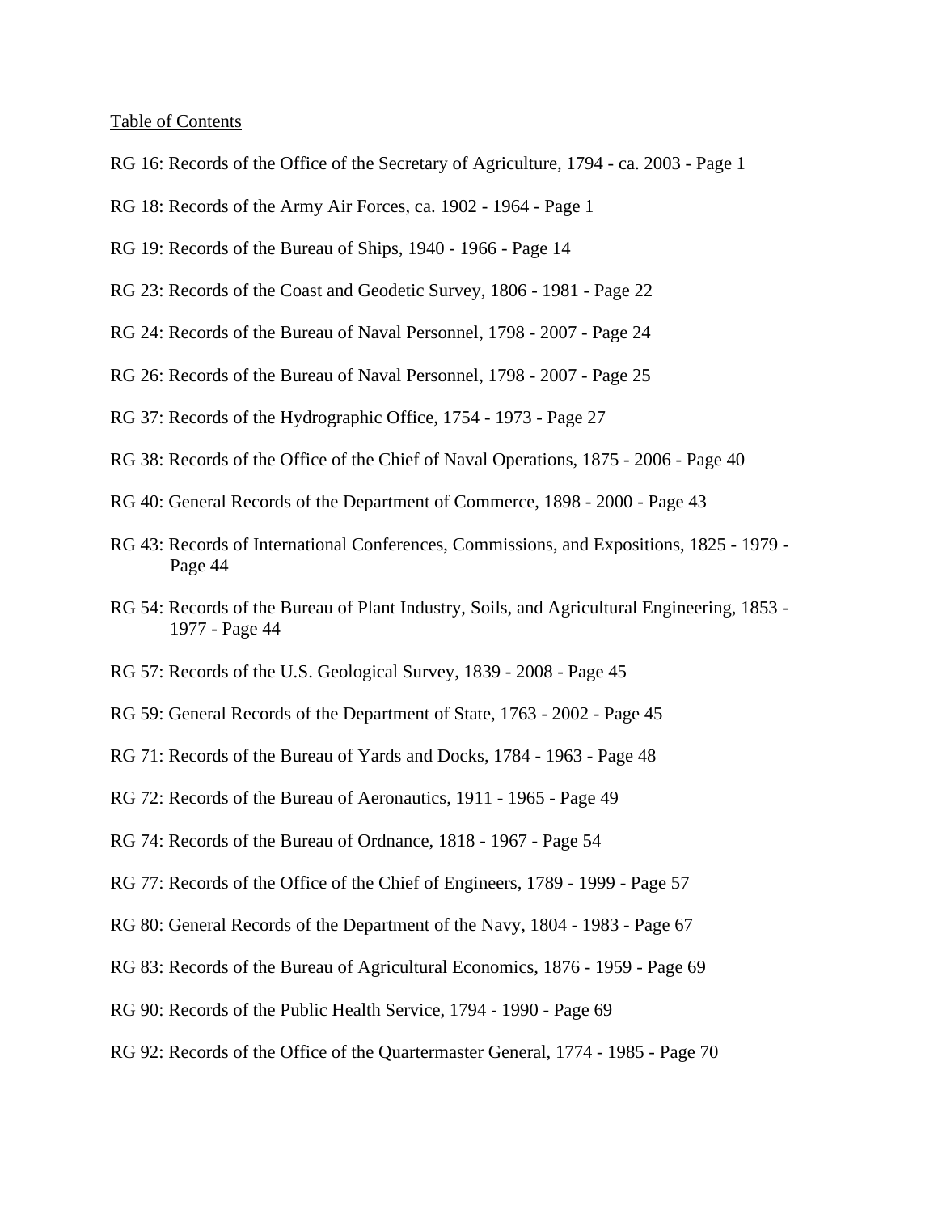Table of Contents

RG 16: Records of the Office of the Secretary of Agriculture, 1794 - ca. 2003 - Page 1

RG 18: Records of the Army Air Forces, ca. 1902 - 1964 - Page 1

RG 19: Records of the Bureau of Ships, 1940 - 1966 - Page 14

RG 23: Records of the Coast and Geodetic Survey, 1806 - 1981 - Page 22

RG 24: Records of the Bureau of Naval Personnel, 1798 - 2007 - Page 24

RG 26: Records of the Bureau of Naval Personnel, 1798 - 2007 - Page 25

RG 37: Records of the Hydrographic Office, 1754 - 1973 - Page 27

RG 38: Records of the Office of the Chief of Naval Operations, 1875 - 2006 - Page 40

RG 40: General Records of the Department of Commerce, 1898 - 2000 - Page 43

RG 43: Records of International Conferences, Commissions, and Expositions, 1825 - 1979 - Page 44

RG 54: Records of the Bureau of Plant Industry, Soils, and Agricultural Engineering, 1853 - 1977 - Page 44

RG 57: Records of the U.S. Geological Survey, 1839 - 2008 - Page 45

RG 59: General Records of the Department of State, 1763 - 2002 - Page 45

RG 71: Records of the Bureau of Yards and Docks, 1784 - 1963 - Page 48

RG 72: Records of the Bureau of Aeronautics, 1911 - 1965 - Page 49

RG 74: Records of the Bureau of Ordnance, 1818 - 1967 - Page 54

RG 77: Records of the Office of the Chief of Engineers, 1789 - 1999 - Page 57

RG 80: General Records of the Department of the Navy, 1804 - 1983 - Page 67

RG 83: Records of the Bureau of Agricultural Economics, 1876 - 1959 - Page 69

RG 90: Records of the Public Health Service, 1794 - 1990 - Page 69

RG 92: Records of the Office of the Quartermaster General, 1774 - 1985 - Page 70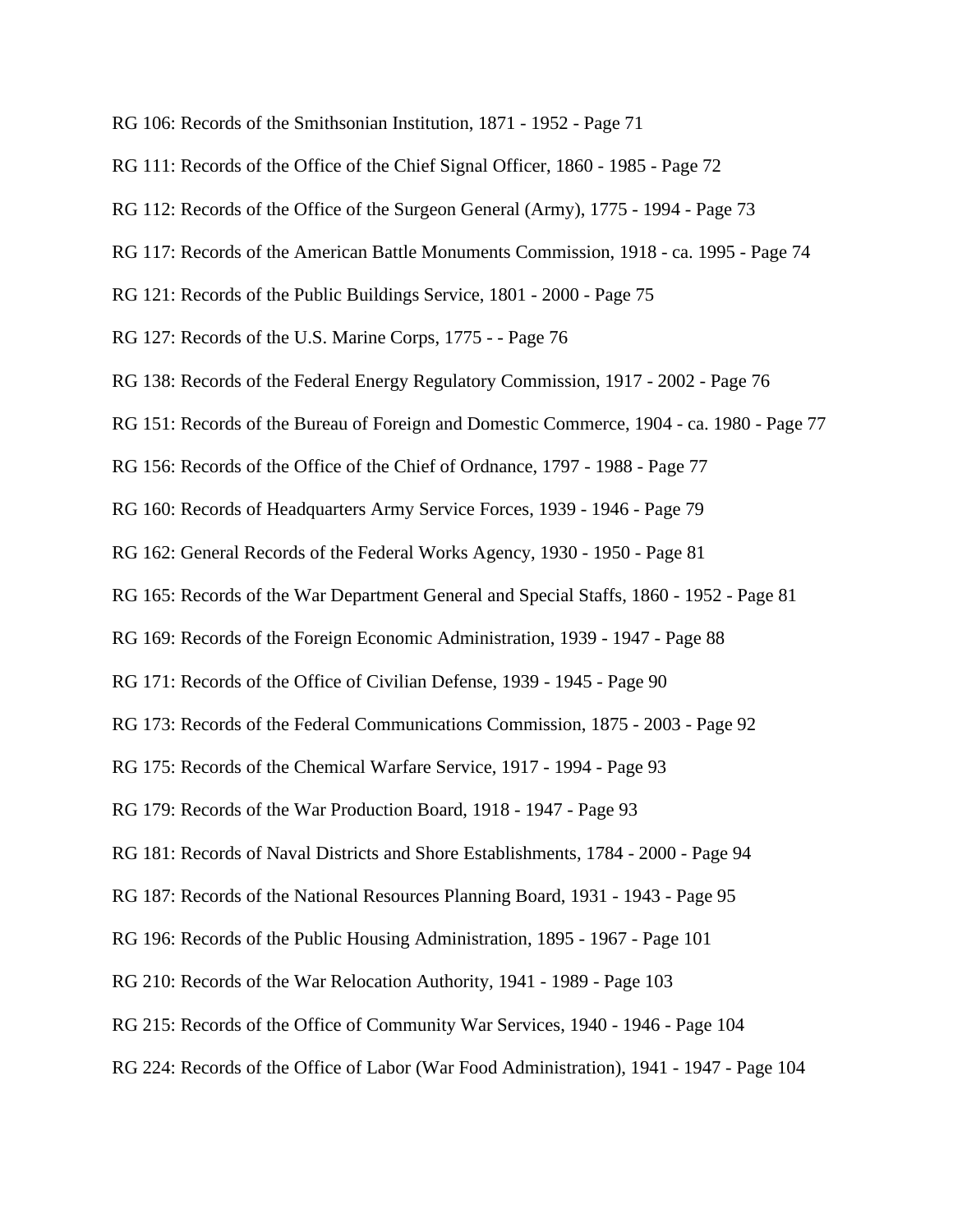RG 106: Records of the Smithsonian Institution, 1871 - 1952 - Page 71

RG 111: Records of the Office of the Chief Signal Officer, 1860 - 1985 - Page 72

RG 112: Records of the Office of the Surgeon General (Army), 1775 - 1994 - Page 73

RG 117: Records of the American Battle Monuments Commission, 1918 - ca. 1995 - Page 74

RG 121: Records of the Public Buildings Service, 1801 - 2000 - Page 75

RG 127: Records of the U.S. Marine Corps, 1775 - - Page 76

RG 138: Records of the Federal Energy Regulatory Commission, 1917 - 2002 - Page 76

RG 151: Records of the Bureau of Foreign and Domestic Commerce, 1904 - ca. 1980 - Page 77

RG 156: Records of the Office of the Chief of Ordnance, 1797 - 1988 - Page 77

RG 160: Records of Headquarters Army Service Forces, 1939 - 1946 - Page 79

RG 162: General Records of the Federal Works Agency, 1930 - 1950 - Page 81

RG 165: Records of the War Department General and Special Staffs, 1860 - 1952 - Page 81

RG 169: Records of the Foreign Economic Administration, 1939 - 1947 - Page 88

RG 171: Records of the Office of Civilian Defense, 1939 - 1945 - Page 90

RG 173: Records of the Federal Communications Commission, 1875 - 2003 - Page 92

RG 175: Records of the Chemical Warfare Service, 1917 - 1994 - Page 93

RG 179: Records of the War Production Board, 1918 - 1947 - Page 93

RG 181: Records of Naval Districts and Shore Establishments, 1784 - 2000 - Page 94

RG 187: Records of the National Resources Planning Board, 1931 - 1943 - Page 95

RG 196: Records of the Public Housing Administration, 1895 - 1967 - Page 101

RG 210: Records of the War Relocation Authority, 1941 - 1989 - Page 103

RG 215: Records of the Office of Community War Services, 1940 - 1946 - Page 104

RG 224: Records of the Office of Labor (War Food Administration), 1941 - 1947 - Page 104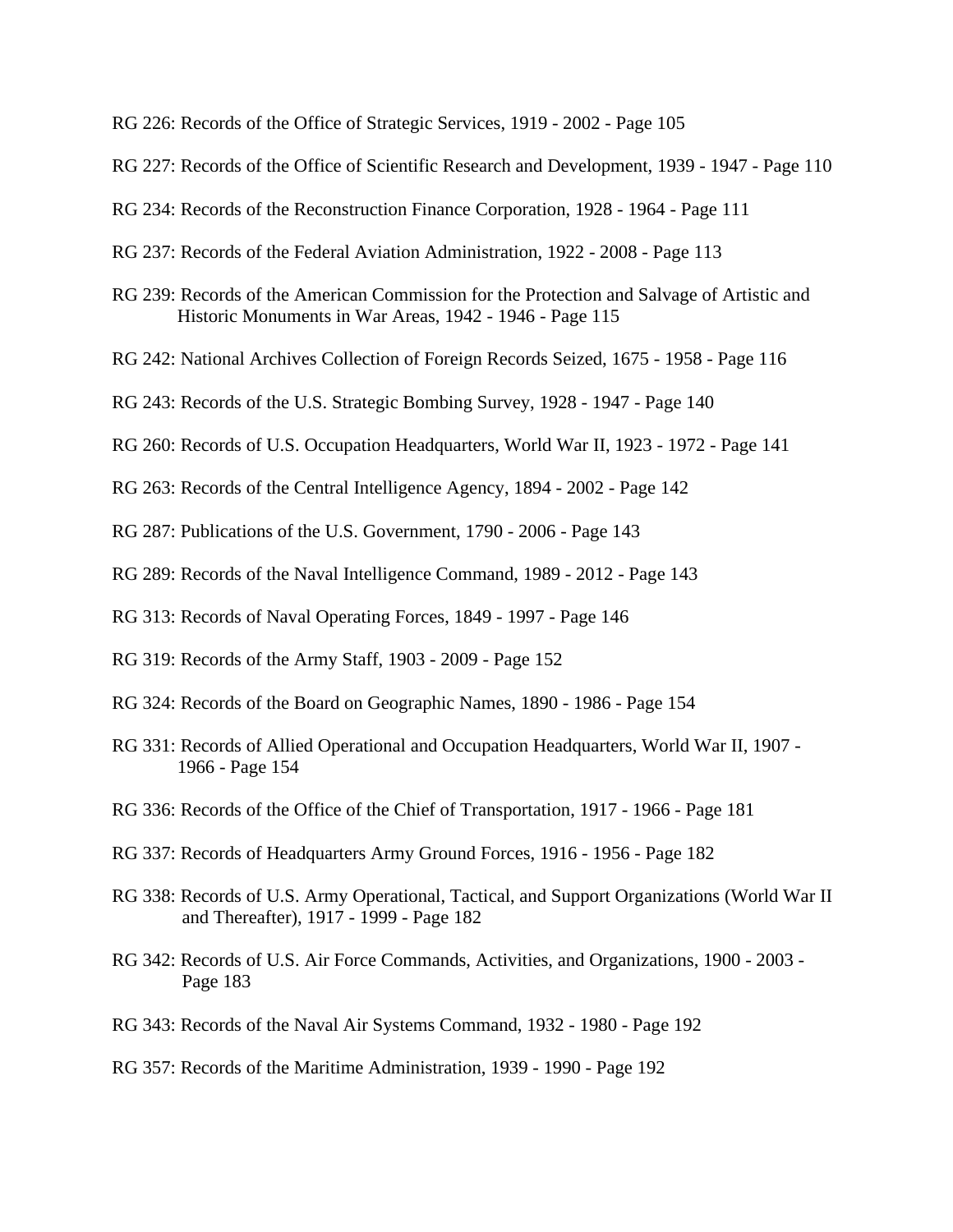RG 226: Records of the Office of Strategic Services, 1919 - 2002 - Page 105

RG 227: Records of the Office of Scientific Research and Development, 1939 - 1947 - Page 110

RG 234: Records of the Reconstruction Finance Corporation, 1928 - 1964 - Page 111

RG 237: Records of the Federal Aviation Administration, 1922 - 2008 - Page 113

RG 239: Records of the American Commission for the Protection and Salvage of Artistic and Historic Monuments in War Areas, 1942 - 1946 - Page 115

RG 242: National Archives Collection of Foreign Records Seized, 1675 - 1958 - Page 116

RG 243: Records of the U.S. Strategic Bombing Survey, 1928 - 1947 - Page 140

RG 260: Records of U.S. Occupation Headquarters, World War II, 1923 - 1972 - Page 141

RG 263: Records of the Central Intelligence Agency, 1894 - 2002 - Page 142

RG 287: Publications of the U.S. Government, 1790 - 2006 - Page 143

RG 289: Records of the Naval Intelligence Command, 1989 - 2012 - Page 143

RG 313: Records of Naval Operating Forces, 1849 - 1997 - Page 146

RG 319: Records of the Army Staff, 1903 - 2009 - Page 152

RG 324: Records of the Board on Geographic Names, 1890 - 1986 - Page 154

RG 331: Records of Allied Operational and Occupation Headquarters, World War II, 1907 - 1966 - Page 154

RG 336: Records of the Office of the Chief of Transportation, 1917 - 1966 - Page 181

RG 337: Records of Headquarters Army Ground Forces, 1916 - 1956 - Page 182

RG 338: Records of U.S. Army Operational, Tactical, and Support Organizations (World War II and Thereafter), 1917 - 1999 - Page 182

RG 342: Records of U.S. Air Force Commands, Activities, and Organizations, 1900 - 2003 - Page 183

RG 343: Records of the Naval Air Systems Command, 1932 - 1980 - Page 192

RG 357: Records of the Maritime Administration, 1939 - 1990 - Page 192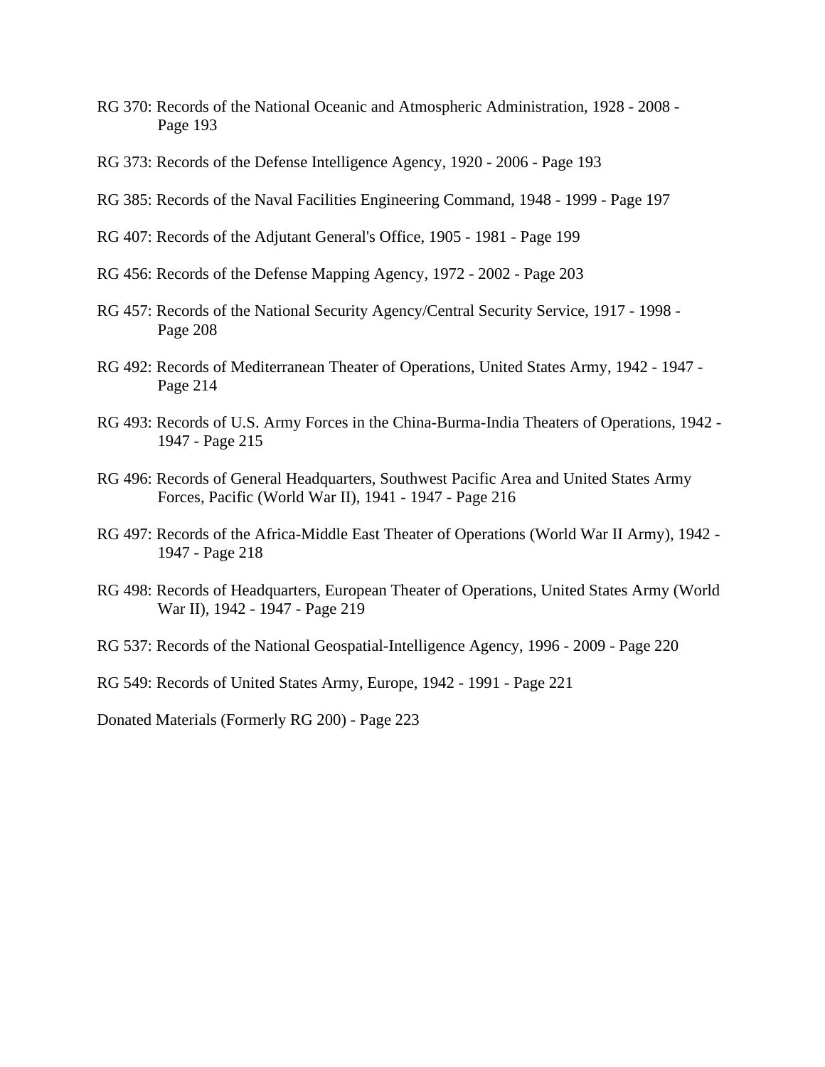RG 370: Records of the National Oceanic and Atmospheric Administration, 1928 - 2008 - Page 193

RG 373: Records of the Defense Intelligence Agency, 1920 - 2006 - Page 193

RG 385: Records of the Naval Facilities Engineering Command, 1948 - 1999 - Page 197

RG 407: Records of the Adjutant General's Office, 1905 - 1981 - Page 199

RG 456: Records of the Defense Mapping Agency, 1972 - 2002 - Page 203

RG 457: Records of the National Security Agency/Central Security Service, 1917 - 1998 - Page 208

RG 492: Records of Mediterranean Theater of Operations, United States Army, 1942 - 1947 - Page 214

RG 493: Records of U.S. Army Forces in the China-Burma-India Theaters of Operations, 1942 - 1947 - Page 215

RG 496: Records of General Headquarters, Southwest Pacific Area and United States Army Forces, Pacific (World War II), 1941 - 1947 - Page 216

RG 497: Records of the Africa-Middle East Theater of Operations (World War II Army), 1942 - 1947 - Page 218

RG 498: Records of Headquarters, European Theater of Operations, United States Army (World War II), 1942 - 1947 - Page 219

RG 537: Records of the National Geospatial-Intelligence Agency, 1996 - 2009 - Page 220

RG 549: Records of United States Army, Europe, 1942 - 1991 - Page 221

Donated Materials (Formerly RG 200) - Page 223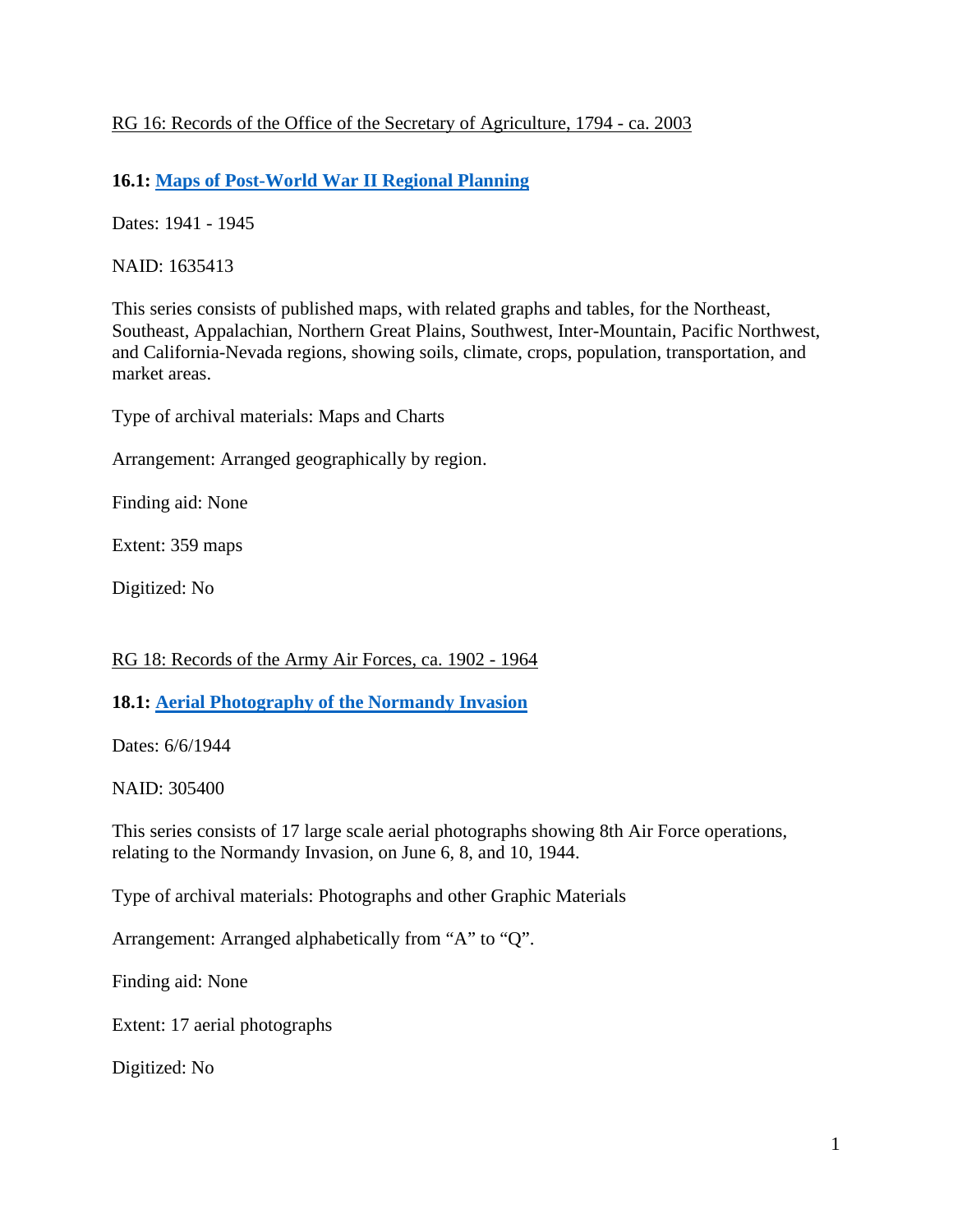RG 16: Records of the Office of the Secretary of Agriculture, 1794 - ca. 2003

**16.1: Maps of Post-World War II Regional Planning**

Dates: 1941 - 1945

NAID: 1635413

This series consists of published maps, with related graphs and tables, for the Northeast, Southeast, Appalachian, Northern Great Plains, Southwest, Inter-Mountain, Pacific Northwest, and California-Nevada regions, showing soils, climate, crops, population, transportation, and market areas.

Type of archival materials: Maps and Charts

Arrangement: Arranged geographically by region.

Finding aid: None

Extent: 359 maps

Digitized: No

RG 18: Records of the Army Air Forces, ca. 1902 - 1964

**18.1: Aerial Photography of the Normandy Invasion**

Dates: 6/6/1944

NAID: 305400

This series consists of 17 large scale aerial photographs showing 8th Air Force operations, relating to the Normandy Invasion, on June 6, 8, and 10, 1944.

Type of archival materials: Photographs and other Graphic Materials

Arrangement: Arranged alphabetically from "A" to "Q".

Finding aid: None

Extent: 17 aerial photographs

Digitized: No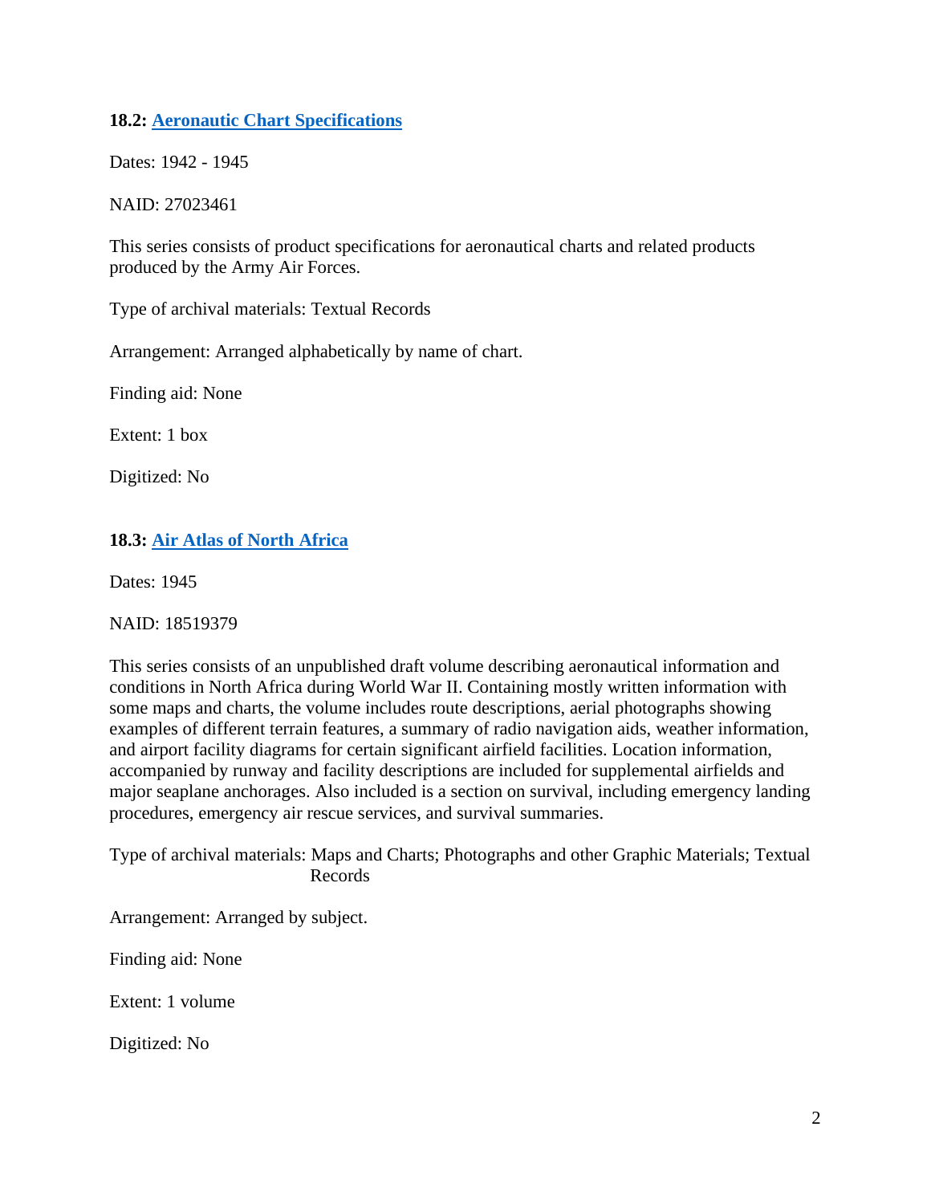**18.2: Aeronautic Chart Specifications**

Dates: 1942 - 1945

NAID: 27023461

This series consists of product specifications for aeronautical charts and related products produced by the Army Air Forces.

Type of archival materials: Textual Records

Arrangement: Arranged alphabetically by name of chart.

Finding aid: None

Extent: 1 box

Digitized: No

**18.3: Air Atlas of North Africa**

Dates: 1945

NAID: 18519379

This series consists of an unpublished draft volume describing aeronautical information and conditions in North Africa during World War II. Containing mostly written information with some maps and charts, the volume includes route descriptions, aerial photographs showing examples of different terrain features, a summary of radio navigation aids, weather information, and airport facility diagrams for certain significant airfield facilities. Location information, accompanied by runway and facility descriptions are included for supplemental airfields and major seaplane anchorages. Also included is a section on survival, including emergency landing procedures, emergency air rescue services, and survival summaries.

Type of archival materials: Maps and Charts; Photographs and other Graphic Materials; Textual Records

Arrangement: Arranged by subject.

Finding aid: None

Extent: 1 volume

Digitized: No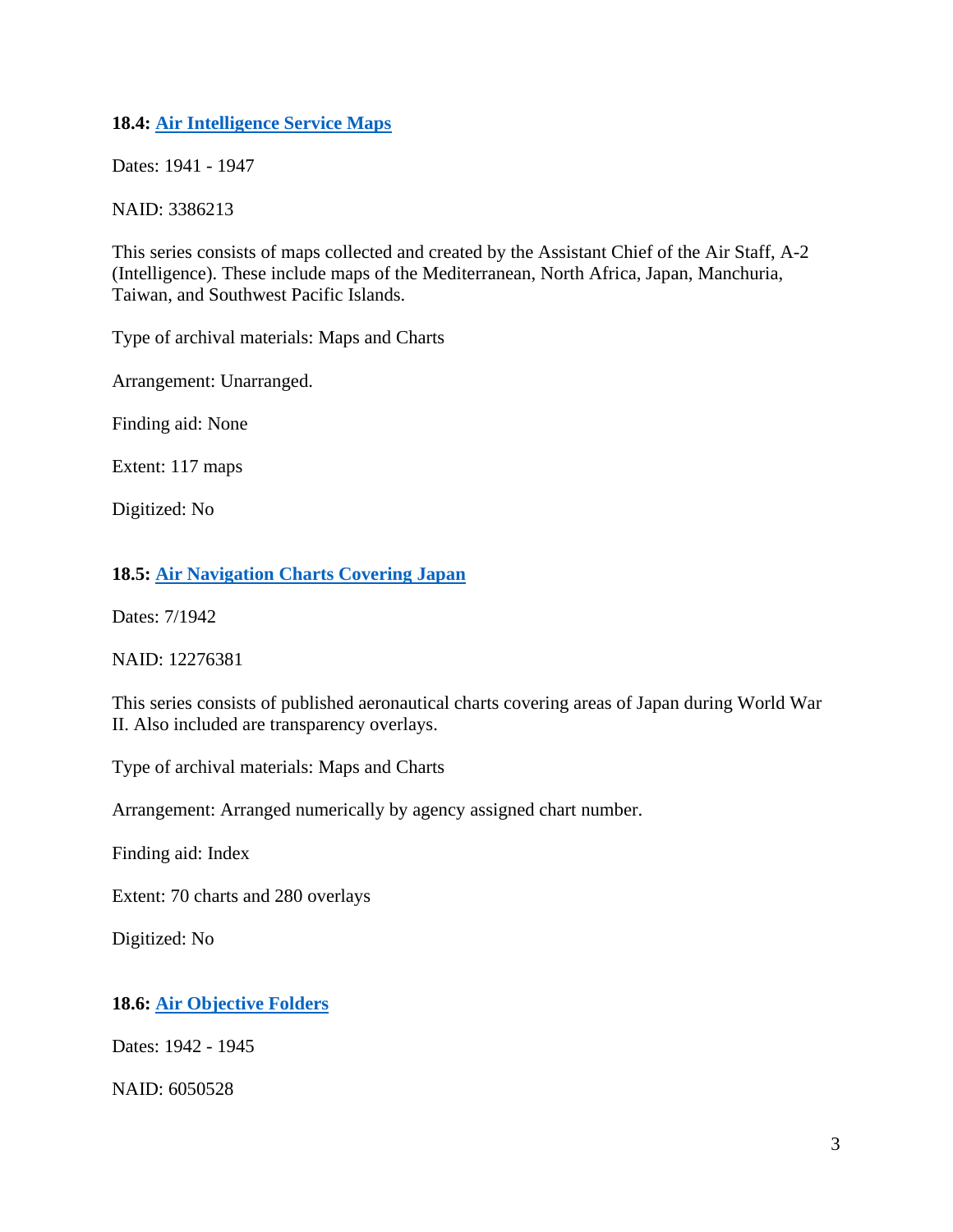**18.4: Air Intelligence Service Maps**

Dates: 1941 - 1947

NAID: 3386213

This series consists of maps collected and created by the Assistant Chief of the Air Staff, A-2 (Intelligence). These include maps of the Mediterranean, North Africa, Japan, Manchuria, Taiwan, and Southwest Pacific Islands.

Type of archival materials: Maps and Charts

Arrangement: Unarranged.

Finding aid: None

Extent: 117 maps

Digitized: No

**18.5: Air Navigation Charts Covering Japan**

Dates: 7/1942

NAID: 12276381

This series consists of published aeronautical charts covering areas of Japan during World War II. Also included are transparency overlays.

Type of archival materials: Maps and Charts

Arrangement: Arranged numerically by agency assigned chart number.

Finding aid: Index

Extent: 70 charts and 280 overlays

Digitized: No

**18.6: Air Objective Folders**

Dates: 1942 - 1945

NAID: 6050528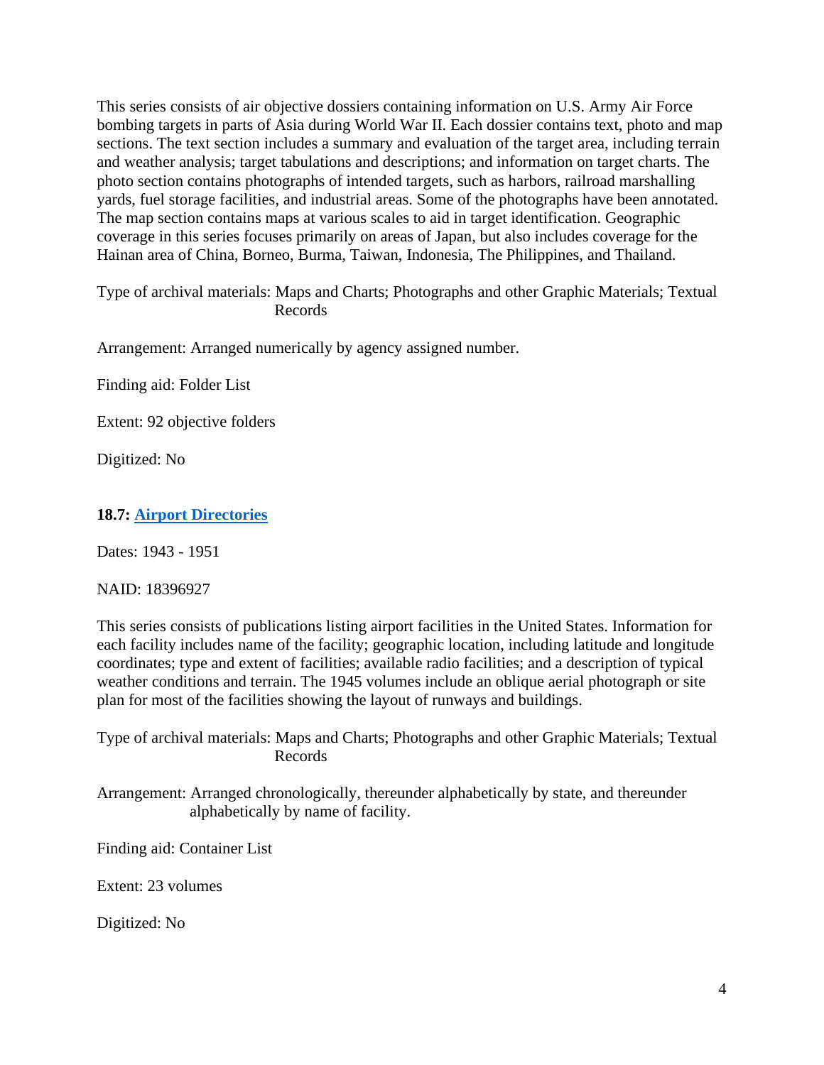This series consists of air objective dossiers containing information on U.S. Army Air Force bombing targets in parts of Asia during World War II. Each dossier contains text, photo and map sections. The text section includes a summary and evaluation of the target area, including terrain and weather analysis; target tabulations and descriptions; and information on target charts. The photo section contains photographs of intended targets, such as harbors, railroad marshalling yards, fuel storage facilities, and industrial areas. Some of the photographs have been annotated. The map section contains maps at various scales to aid in target identification. Geographic coverage in this series focuses primarily on areas of Japan, but also includes coverage for the Hainan area of China, Borneo, Burma, Taiwan, Indonesia, The Philippines, and Thailand.

Type of archival materials: Maps and Charts; Photographs and other Graphic Materials; Textual Records

Arrangement: Arranged numerically by agency assigned number.

Finding aid: Folder List

Extent: 92 objective folders

Digitized: No

**18.7: Airport Directories**

Dates: 1943 - 1951

NAID: 18396927

This series consists of publications listing airport facilities in the United States. Information for each facility includes name of the facility; geographic location, including latitude and longitude coordinates; type and extent of facilities; available radio facilities; and a description of typical weather conditions and terrain. The 1945 volumes include an oblique aerial photograph or site plan for most of the facilities showing the layout of runways and buildings.

Type of archival materials: Maps and Charts; Photographs and other Graphic Materials; Textual Records

Arrangement: Arranged chronologically, thereunder alphabetically by state, and thereunder alphabetically by name of facility.

Finding aid: Container List

Extent: 23 volumes

Digitized: No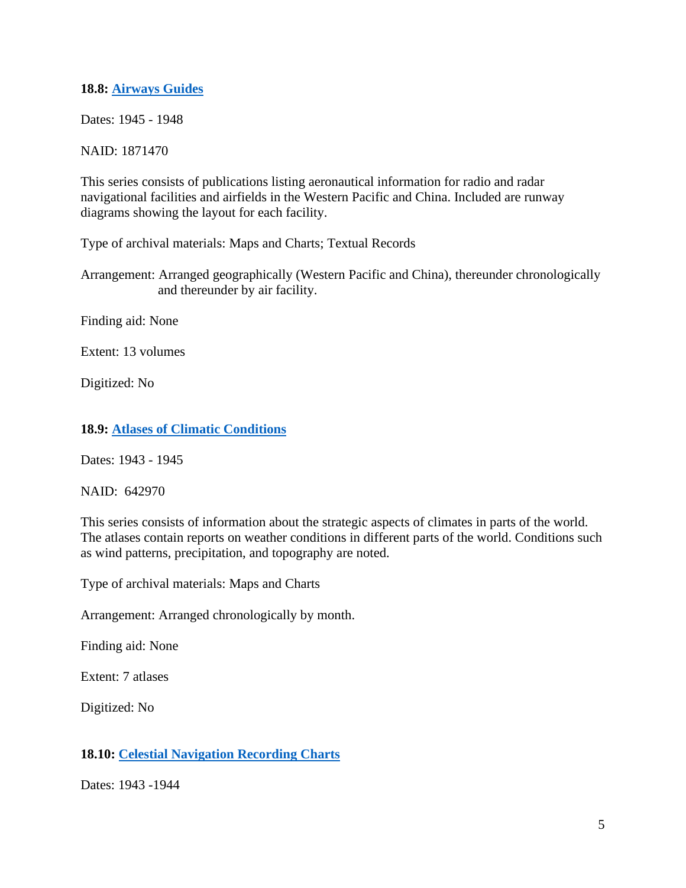**18.8: Airways Guides**

Dates: 1945 - 1948

NAID: 1871470

This series consists of publications listing aeronautical information for radio and radar navigational facilities and airfields in the Western Pacific and China. Included are runway diagrams showing the layout for each facility.

Type of archival materials: Maps and Charts; Textual Records

Arrangement: Arranged geographically (Western Pacific and China), thereunder chronologically and thereunder by air facility.

Finding aid: None

Extent: 13 volumes

Digitized: No

**18.9: Atlases of Climatic Conditions**

Dates: 1943 - 1945

NAID: 642970

This series consists of information about the strategic aspects of climates in parts of the world. The atlases contain reports on weather conditions in different parts of the world. Conditions such as wind patterns, precipitation, and topography are noted.

Type of archival materials: Maps and Charts

Arrangement: Arranged chronologically by month.

Finding aid: None

Extent: 7 atlases

Digitized: No

**18.10: Celestial Navigation Recording Charts**

Dates: 1943 -1944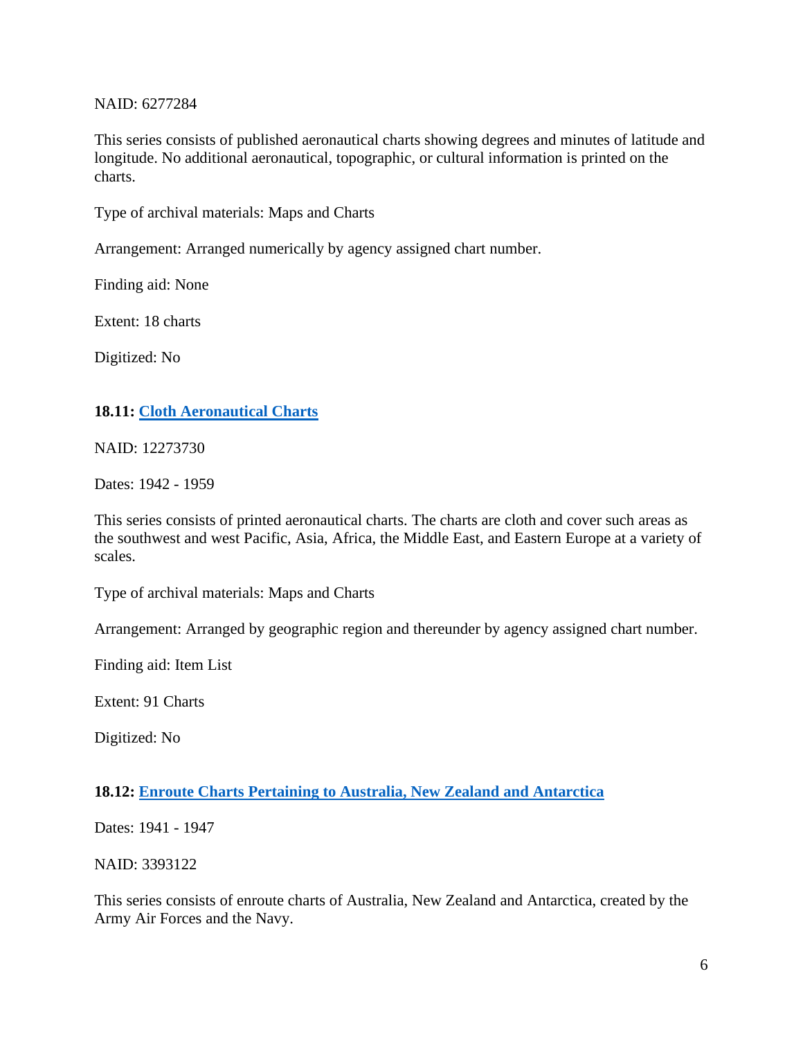NAID: 6277284

This series consists of published aeronautical charts showing degrees and minutes of latitude and longitude. No additional aeronautical, topographic, or cultural information is printed on the charts.

Type of archival materials: Maps and Charts

Arrangement: Arranged numerically by agency assigned chart number.

Finding aid: None

Extent: 18 charts

Digitized: No

### 18.11: Cloth Aeronautical Charts

NAID: 12273730

Dates: 1942 - 1959

This series consists of printed aeronautical charts. The charts are cloth and cover such areas as the southwest and west Pacific, Asia, Africa, the Middle East, and Eastern Europe at a variety of scales.

Type of archival materials: Maps and Charts

Arrangement: Arranged by geographic region and thereunder by agency assigned chart number.

Finding aid: Item List

Extent: 91 Charts

Digitized: No

### 18.12: Enroute Charts Pertaining to Australia, New Zealand and Antarctica

Dates: 1941 - 1947

NAID: 3393122

This series consists of enroute charts of Australia, New Zealand and Antarctica, created by the Army Air Forces and the Navy.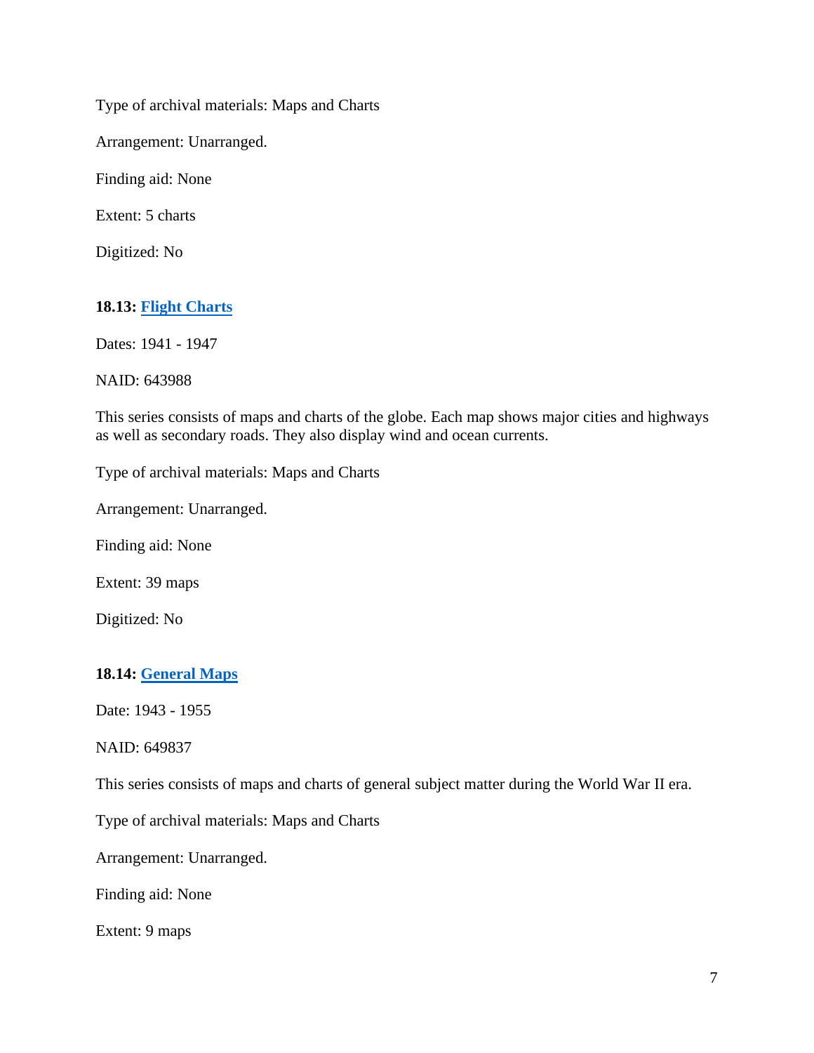Type of archival materials: Maps and Charts

Arrangement: Unarranged.

Finding aid: None

Extent: 5 charts

Digitized: No

### 18.13: Flight Charts

Dates: 1941 - 1947

NAID: 643988

This series consists of maps and charts of the globe. Each map shows major cities and highways as well as secondary roads. They also display wind and ocean currents.

Type of archival materials: Maps and Charts

Arrangement: Unarranged.

Finding aid: None

Extent: 39 maps

Digitized: No

### 18.14: General Maps

Date: 1943 - 1955

NAID: 649837

This series consists of maps and charts of general subject matter during the World War II era.

Type of archival materials: Maps and Charts

Arrangement: Unarranged.

Finding aid: None

Extent: 9 maps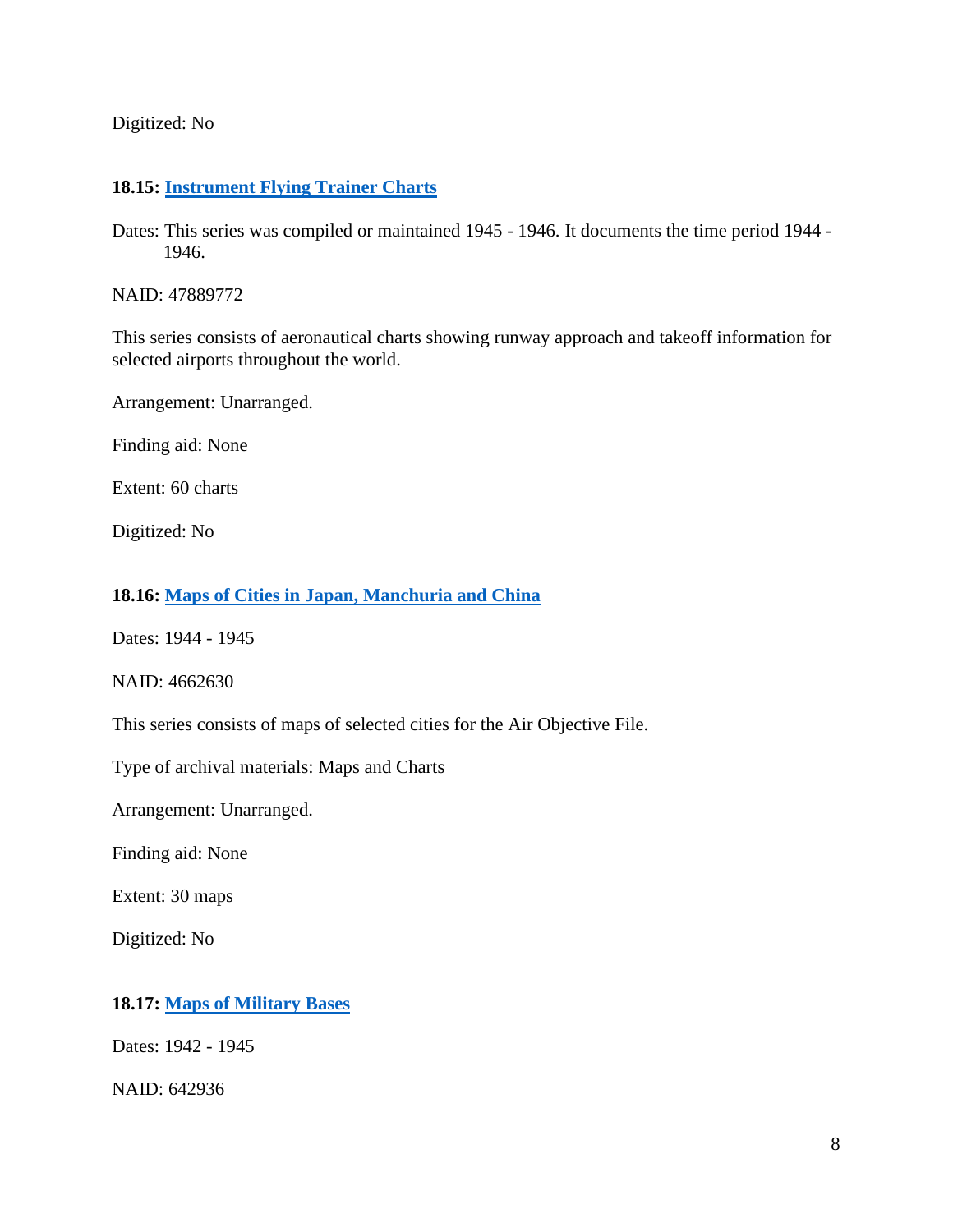Digitized: No

**18.15: [Instrument Flying Trainer Charts]()**

Dates: This series was compiled or maintained 1945 - 1946. It documents the time period 1944 - 1946.

NAID: 47889772

This series consists of aeronautical charts showing runway approach and takeoff information for selected airports throughout the world.

Arrangement: Unarranged.

Finding aid: None

Extent: 60 charts

Digitized: No

**18.16: [Maps of Cities in Japan, Manchuria and China]()**

Dates: 1944 - 1945

NAID: 4662630

This series consists of maps of selected cities for the Air Objective File.

Type of archival materials: Maps and Charts

Arrangement: Unarranged.

Finding aid: None

Extent: 30 maps

Digitized: No

**18.17: [Maps of Military Bases]()**

Dates: 1942 - 1945

NAID: 642936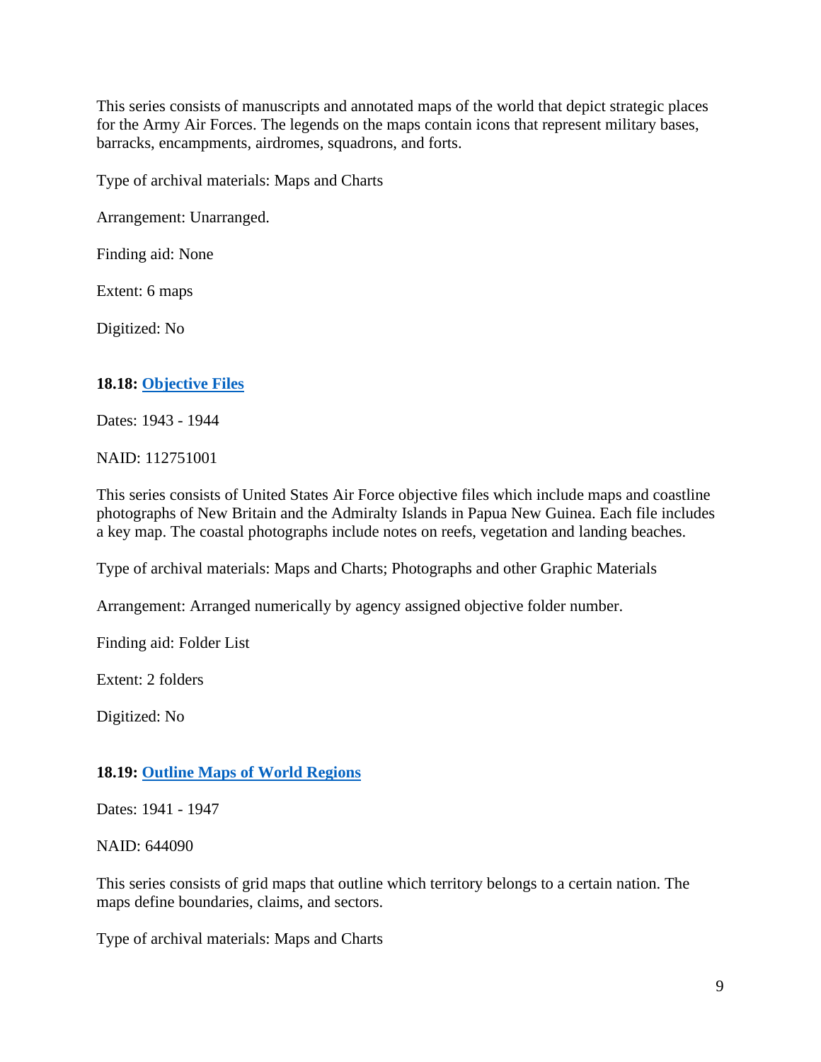This series consists of manuscripts and annotated maps of the world that depict strategic places for the Army Air Forces. The legends on the maps contain icons that represent military bases, barracks, encampments, airdromes, squadrons, and forts.

Type of archival materials: Maps and Charts

Arrangement: Unarranged.

Finding aid: None

Extent: 6 maps

Digitized: No

### **18.18: Objective Files**

Dates: 1943 - 1944

NAID: 112751001

This series consists of United States Air Force objective files which include maps and coastline photographs of New Britain and the Admiralty Islands in Papua New Guinea. Each file includes a key map. The coastal photographs include notes on reefs, vegetation and landing beaches.

Type of archival materials: Maps and Charts; Photographs and other Graphic Materials

Arrangement: Arranged numerically by agency assigned objective folder number.

Finding aid: Folder List

Extent: 2 folders

Digitized: No

### **18.19: Outline Maps of World Regions**

Dates: 1941 - 1947

NAID: 644090

This series consists of grid maps that outline which territory belongs to a certain nation. The maps define boundaries, claims, and sectors.

Type of archival materials: Maps and Charts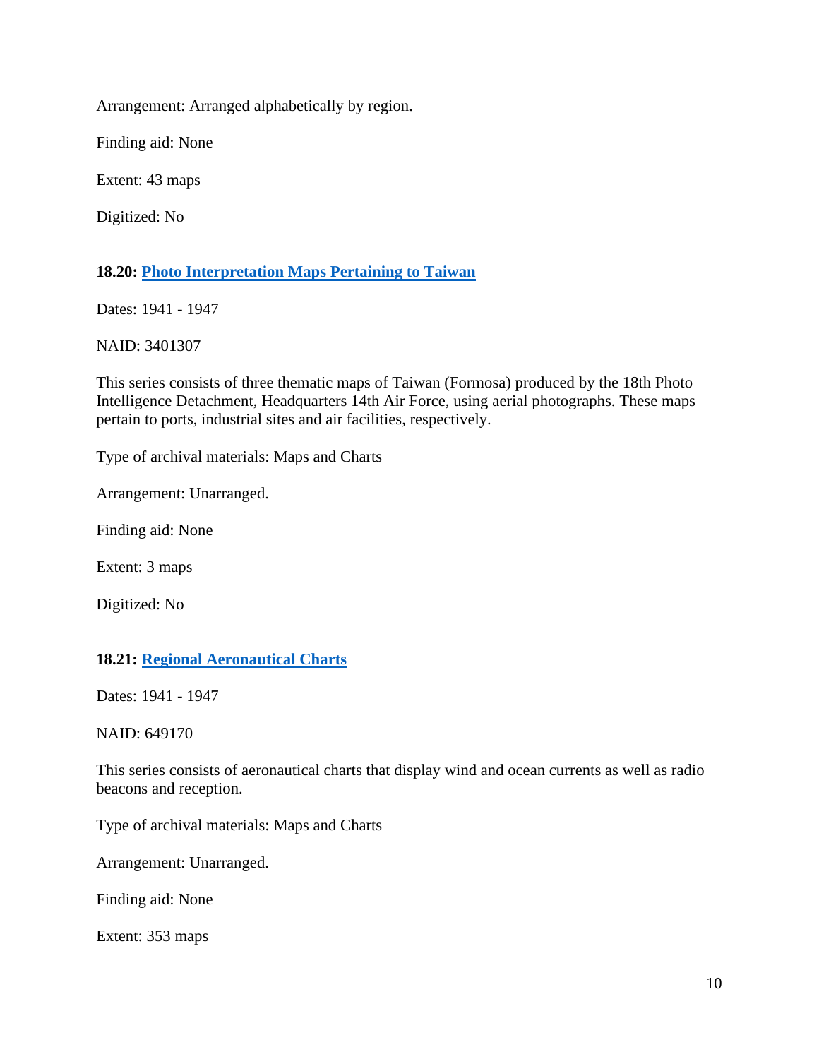Arrangement: Arranged alphabetically by region.

Finding aid: None

Extent: 43 maps

Digitized: No

### **18.20: Photo Interpretation Maps Pertaining to Taiwan**

Dates: 1941 - 1947

NAID: 3401307

This series consists of three thematic maps of Taiwan (Formosa) produced by the 18th Photo Intelligence Detachment, Headquarters 14th Air Force, using aerial photographs. These maps pertain to ports, industrial sites and air facilities, respectively.

Type of archival materials: Maps and Charts

Arrangement: Unarranged.

Finding aid: None

Extent: 3 maps

Digitized: No

### **18.21: Regional Aeronautical Charts**

Dates: 1941 - 1947

NAID: 649170

This series consists of aeronautical charts that display wind and ocean currents as well as radio beacons and reception.

Type of archival materials: Maps and Charts

Arrangement: Unarranged.

Finding aid: None

Extent: 353 maps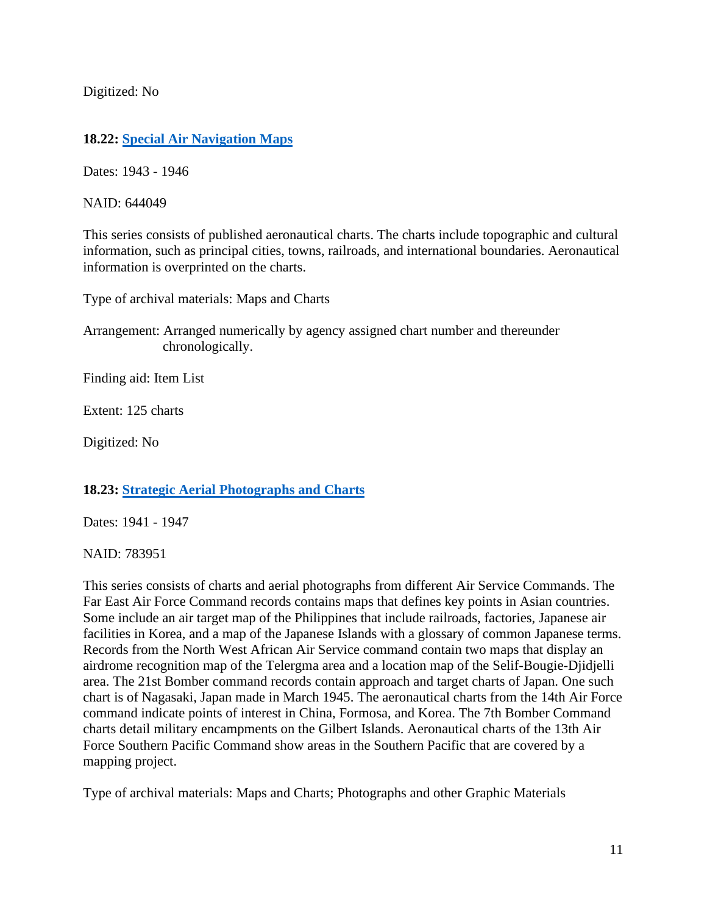Digitized: No

### 18.22: Special Air Navigation Maps

Dates: 1943 - 1946

NAID: 644049

This series consists of published aeronautical charts. The charts include topographic and cultural information, such as principal cities, towns, railroads, and international boundaries. Aeronautical information is overprinted on the charts.

Type of archival materials: Maps and Charts

Arrangement: Arranged numerically by agency assigned chart number and thereunder chronologically.

Finding aid: Item List

Extent: 125 charts

Digitized: No

### 18.23: Strategic Aerial Photographs and Charts

Dates: 1941 - 1947

NAID: 783951

This series consists of charts and aerial photographs from different Air Service Commands. The Far East Air Force Command records contains maps that defines key points in Asian countries. Some include an air target map of the Philippines that include railroads, factories, Japanese air facilities in Korea, and a map of the Japanese Islands with a glossary of common Japanese terms. Records from the North West African Air Service command contain two maps that display an airdrome recognition map of the Telergma area and a location map of the Selif-Bougie-Djidjelli area. The 21st Bomber command records contain approach and target charts of Japan. One such chart is of Nagasaki, Japan made in March 1945. The aeronautical charts from the 14th Air Force command indicate points of interest in China, Formosa, and Korea. The 7th Bomber Command charts detail military encampments on the Gilbert Islands. Aeronautical charts of the 13th Air Force Southern Pacific Command show areas in the Southern Pacific that are covered by a mapping project.

Type of archival materials: Maps and Charts; Photographs and other Graphic Materials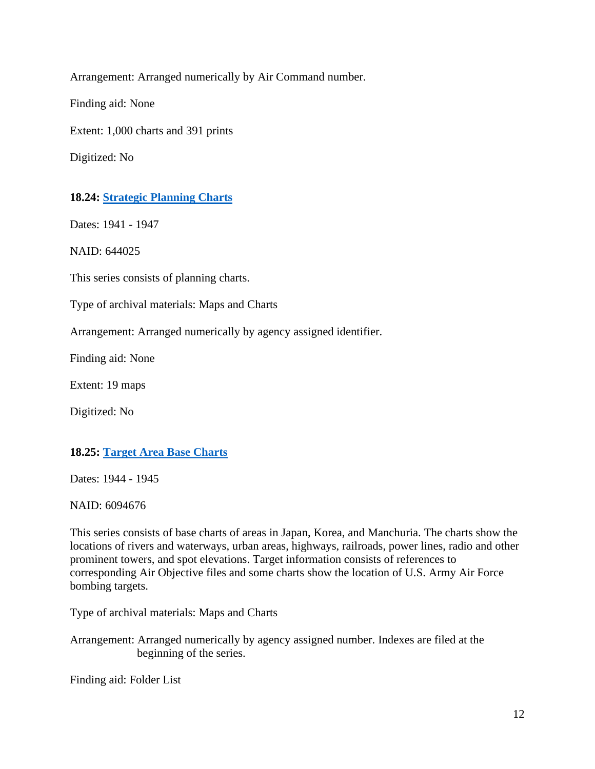Arrangement: Arranged numerically by Air Command number.

Finding aid: None

Extent: 1,000 charts and 391 prints

Digitized: No

### 18.24: Strategic Planning Charts

Dates: 1941 - 1947

NAID: 644025

This series consists of planning charts.

Type of archival materials: Maps and Charts

Arrangement: Arranged numerically by agency assigned identifier.

Finding aid: None

Extent: 19 maps

Digitized: No

### 18.25: Target Area Base Charts

Dates: 1944 - 1945

NAID: 6094676

This series consists of base charts of areas in Japan, Korea, and Manchuria. The charts show the locations of rivers and waterways, urban areas, highways, railroads, power lines, radio and other prominent towers, and spot elevations. Target information consists of references to corresponding Air Objective files and some charts show the location of U.S. Army Air Force bombing targets.

Type of archival materials: Maps and Charts

Arrangement: Arranged numerically by agency assigned number. Indexes are filed at the beginning of the series.

Finding aid: Folder List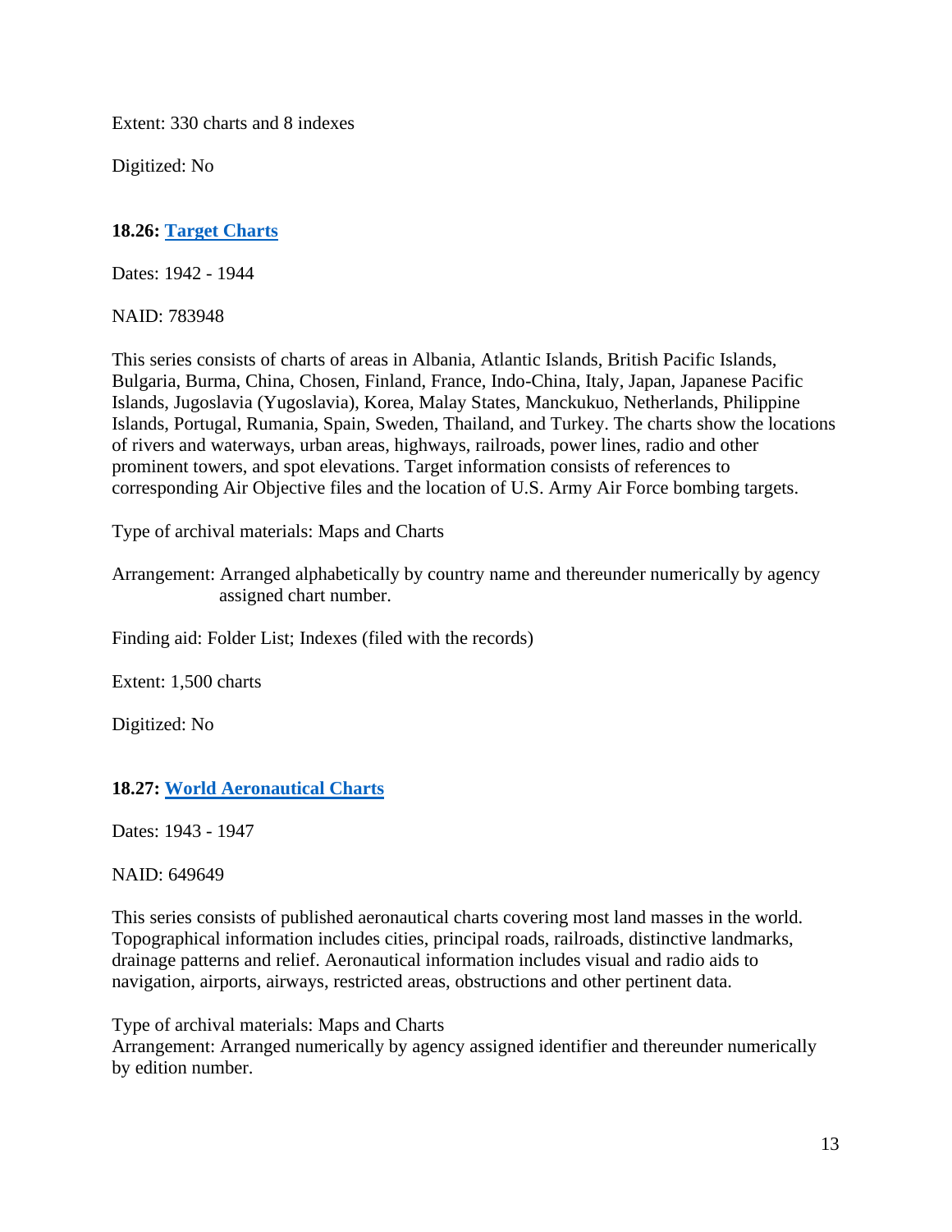Extent: 330 charts and 8 indexes

Digitized: No

**18.26: Target Charts**

Dates: 1942 - 1944

NAID: 783948

This series consists of charts of areas in Albania, Atlantic Islands, British Pacific Islands, Bulgaria, Burma, China, Chosen, Finland, France, Indo-China, Italy, Japan, Japanese Pacific Islands, Jugoslavia (Yugoslavia), Korea, Malay States, Manckukuo, Netherlands, Philippine Islands, Portugal, Rumania, Spain, Sweden, Thailand, and Turkey. The charts show the locations of rivers and waterways, urban areas, highways, railroads, power lines, radio and other prominent towers, and spot elevations. Target information consists of references to corresponding Air Objective files and the location of U.S. Army Air Force bombing targets.

Type of archival materials: Maps and Charts

Arrangement: Arranged alphabetically by country name and thereunder numerically by agency assigned chart number.

Finding aid: Folder List; Indexes (filed with the records)

Extent: 1,500 charts

Digitized: No

**18.27: World Aeronautical Charts**

Dates: 1943 - 1947

NAID: 649649

This series consists of published aeronautical charts covering most land masses in the world. Topographical information includes cities, principal roads, railroads, distinctive landmarks, drainage patterns and relief. Aeronautical information includes visual and radio aids to navigation, airports, airways, restricted areas, obstructions and other pertinent data.

Type of archival materials: Maps and Charts

Arrangement: Arranged numerically by agency assigned identifier and thereunder numerically by edition number.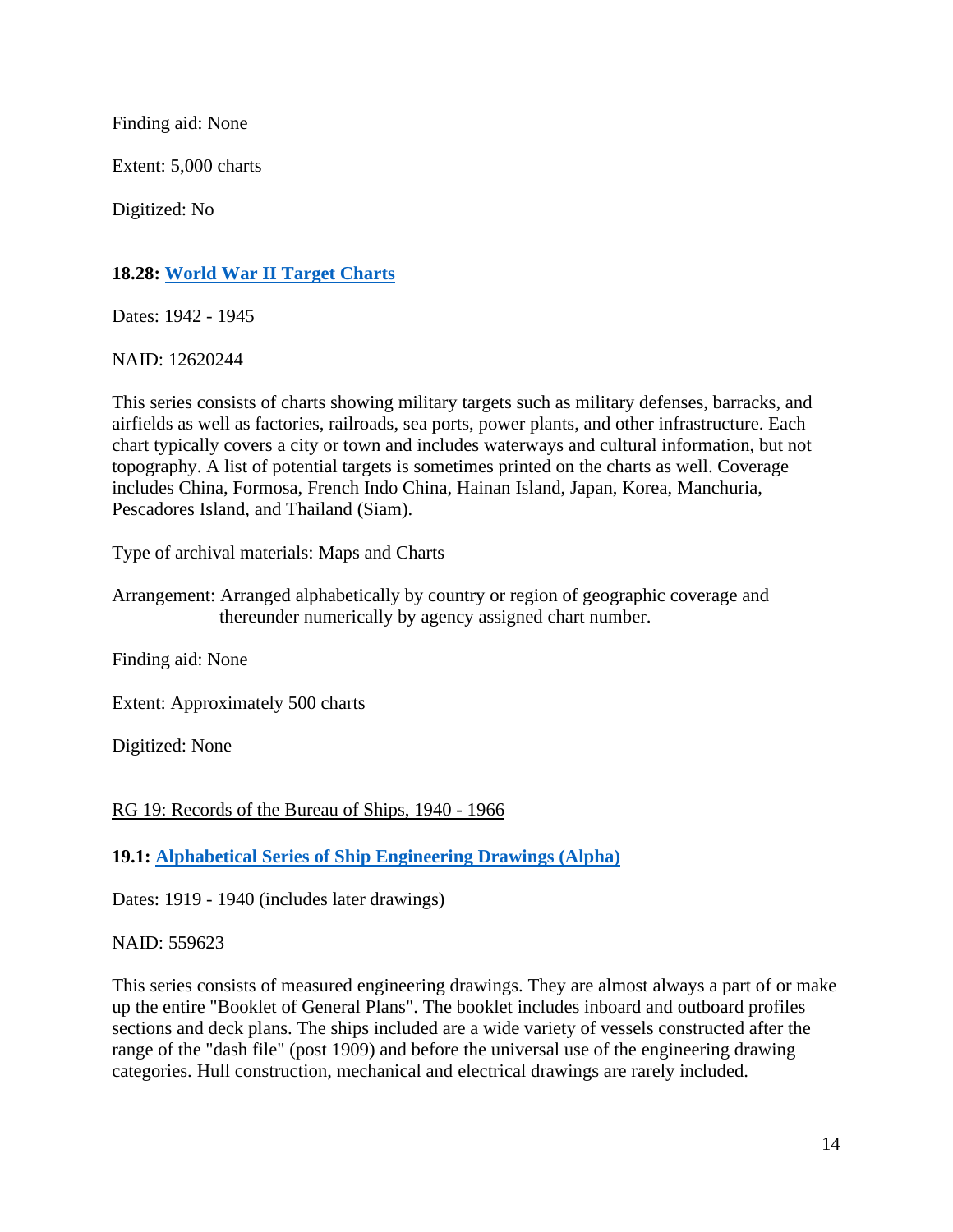Finding aid: None

Extent: 5,000 charts

Digitized: No

**18.28: World War II Target Charts**

Dates: 1942 - 1945

NAID: 12620244

This series consists of charts showing military targets such as military defenses, barracks, and airfields as well as factories, railroads, sea ports, power plants, and other infrastructure. Each chart typically covers a city or town and includes waterways and cultural information, but not topography. A list of potential targets is sometimes printed on the charts as well. Coverage includes China, Formosa, French Indo China, Hainan Island, Japan, Korea, Manchuria, Pescadores Island, and Thailand (Siam).

Type of archival materials: Maps and Charts

Arrangement: Arranged alphabetically by country or region of geographic coverage and thereunder numerically by agency assigned chart number.

Finding aid: None

Extent: Approximately 500 charts

Digitized: None

RG 19: Records of the Bureau of Ships, 1940 - 1966

**19.1: Alphabetical Series of Ship Engineering Drawings (Alpha)**

Dates: 1919 - 1940 (includes later drawings)

NAID: 559623

This series consists of measured engineering drawings. They are almost always a part of or make up the entire "Booklet of General Plans". The booklet includes inboard and outboard profiles sections and deck plans. The ships included are a wide variety of vessels constructed after the range of the "dash file" (post 1909) and before the universal use of the engineering drawing categories. Hull construction, mechanical and electrical drawings are rarely included.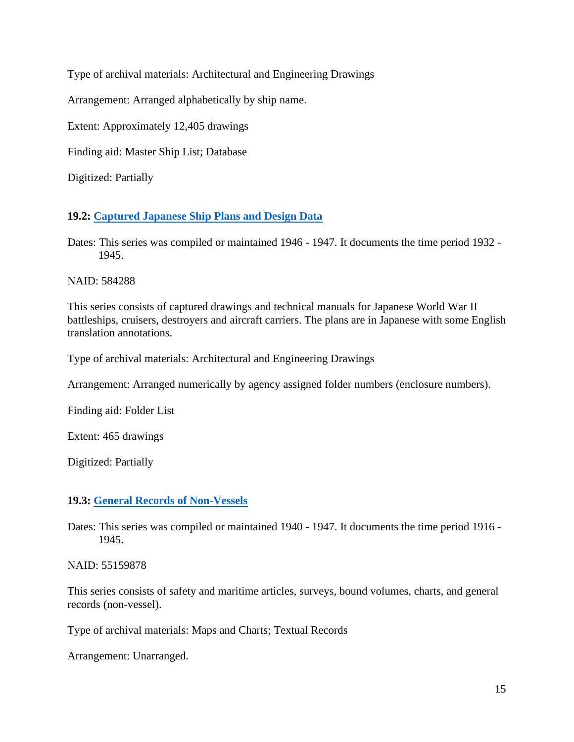Type of archival materials: Architectural and Engineering Drawings

Arrangement: Arranged alphabetically by ship name.

Extent: Approximately 12,405 drawings

Finding aid: Master Ship List; Database

Digitized: Partially

**19.2: Captured Japanese Ship Plans and Design Data**

Dates: This series was compiled or maintained 1946 - 1947. It documents the time period 1932 - 1945.

NAID: 584288

This series consists of captured drawings and technical manuals for Japanese World War II battleships, cruisers, destroyers and aircraft carriers. The plans are in Japanese with some English translation annotations.

Type of archival materials: Architectural and Engineering Drawings

Arrangement: Arranged numerically by agency assigned folder numbers (enclosure numbers).

Finding aid: Folder List

Extent: 465 drawings

Digitized: Partially

**19.3: General Records of Non-Vessels**

Dates: This series was compiled or maintained 1940 - 1947. It documents the time period 1916 - 1945.

NAID: 55159878

This series consists of safety and maritime articles, surveys, bound volumes, charts, and general records (non-vessel).

Type of archival materials: Maps and Charts; Textual Records

Arrangement: Unarranged.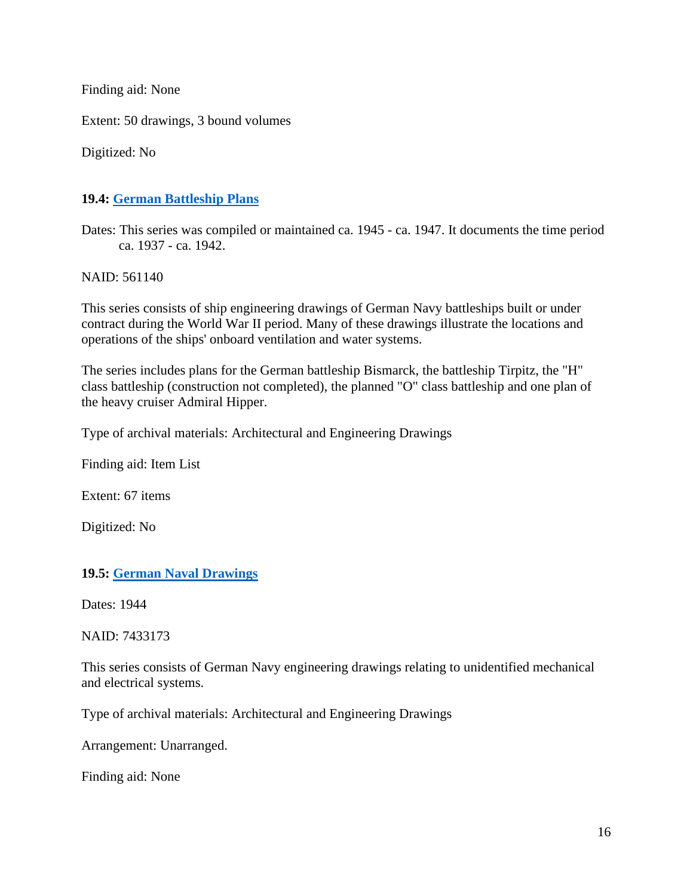Finding aid: None

Extent: 50 drawings, 3 bound volumes

Digitized: No

### 19.4: [German Battleship Plans]

Dates: This series was compiled or maintained ca. 1945 - ca. 1947. It documents the time period ca. 1937 - ca. 1942.

NAID: 561140

This series consists of ship engineering drawings of German Navy battleships built or under contract during the World War II period. Many of these drawings illustrate the locations and operations of the ships' onboard ventilation and water systems.

The series includes plans for the German battleship Bismarck, the battleship Tirpitz, the "H" class battleship (construction not completed), the planned "O" class battleship and one plan of the heavy cruiser Admiral Hipper.

Type of archival materials: Architectural and Engineering Drawings

Finding aid: Item List

Extent: 67 items

Digitized: No

### 19.5: [German Naval Drawings]

Dates: 1944

NAID: 7433173

This series consists of German Navy engineering drawings relating to unidentified mechanical and electrical systems.

Type of archival materials: Architectural and Engineering Drawings

Arrangement: Unarranged.

Finding aid: None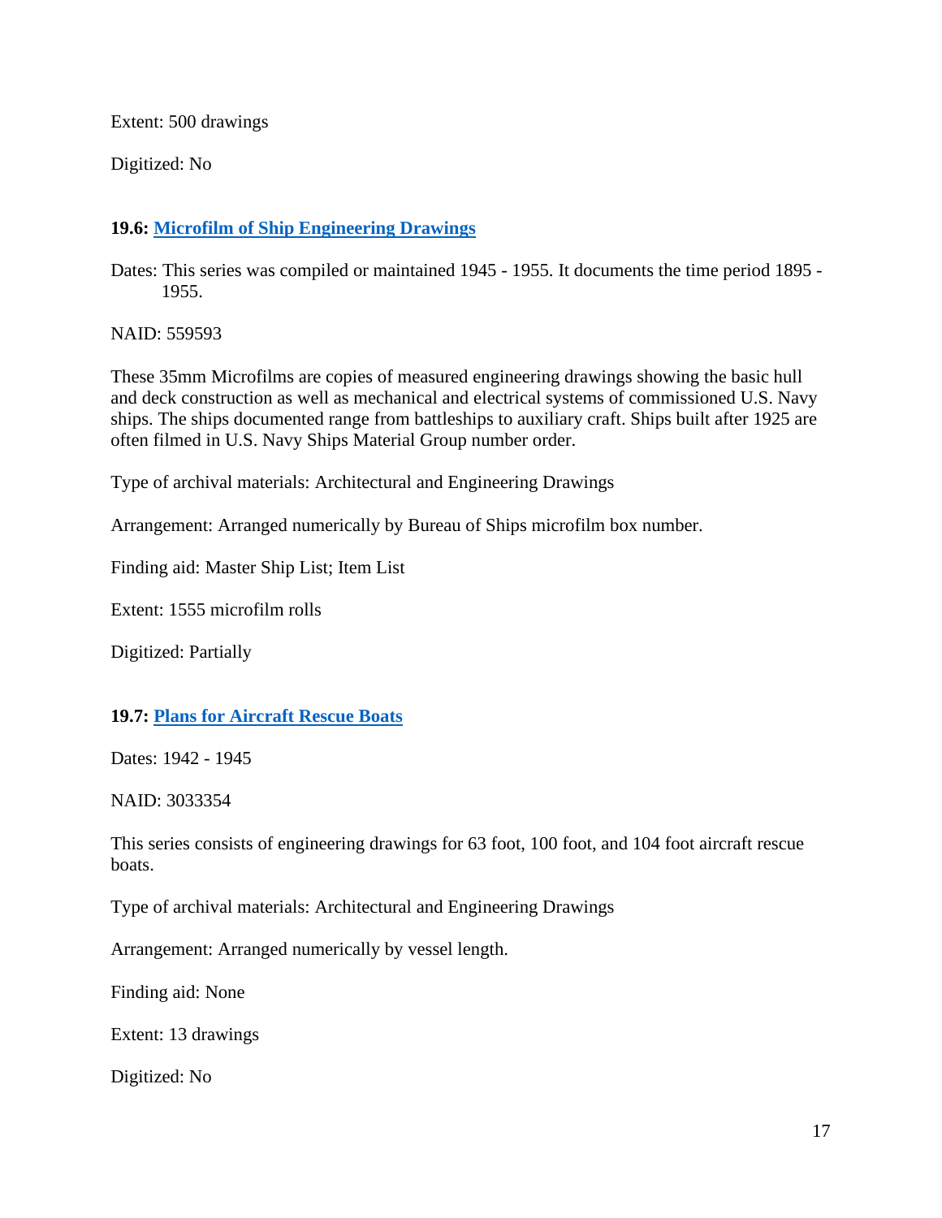Extent: 500 drawings

Digitized: No

### 19.6: [Microfilm of Ship Engineering Drawings]

Dates: This series was compiled or maintained 1945 - 1955. It documents the time period 1895 - 1955.

NAID: 559593

These 35mm Microfilms are copies of measured engineering drawings showing the basic hull and deck construction as well as mechanical and electrical systems of commissioned U.S. Navy ships. The ships documented range from battleships to auxiliary craft. Ships built after 1925 are often filmed in U.S. Navy Ships Material Group number order.

Type of archival materials: Architectural and Engineering Drawings

Arrangement: Arranged numerically by Bureau of Ships microfilm box number.

Finding aid: Master Ship List; Item List

Extent: 1555 microfilm rolls

Digitized: Partially

### 19.7: [Plans for Aircraft Rescue Boats]

Dates: 1942 - 1945

NAID: 3033354

This series consists of engineering drawings for 63 foot, 100 foot, and 104 foot aircraft rescue boats.

Type of archival materials: Architectural and Engineering Drawings

Arrangement: Arranged numerically by vessel length.

Finding aid: None

Extent: 13 drawings

Digitized: No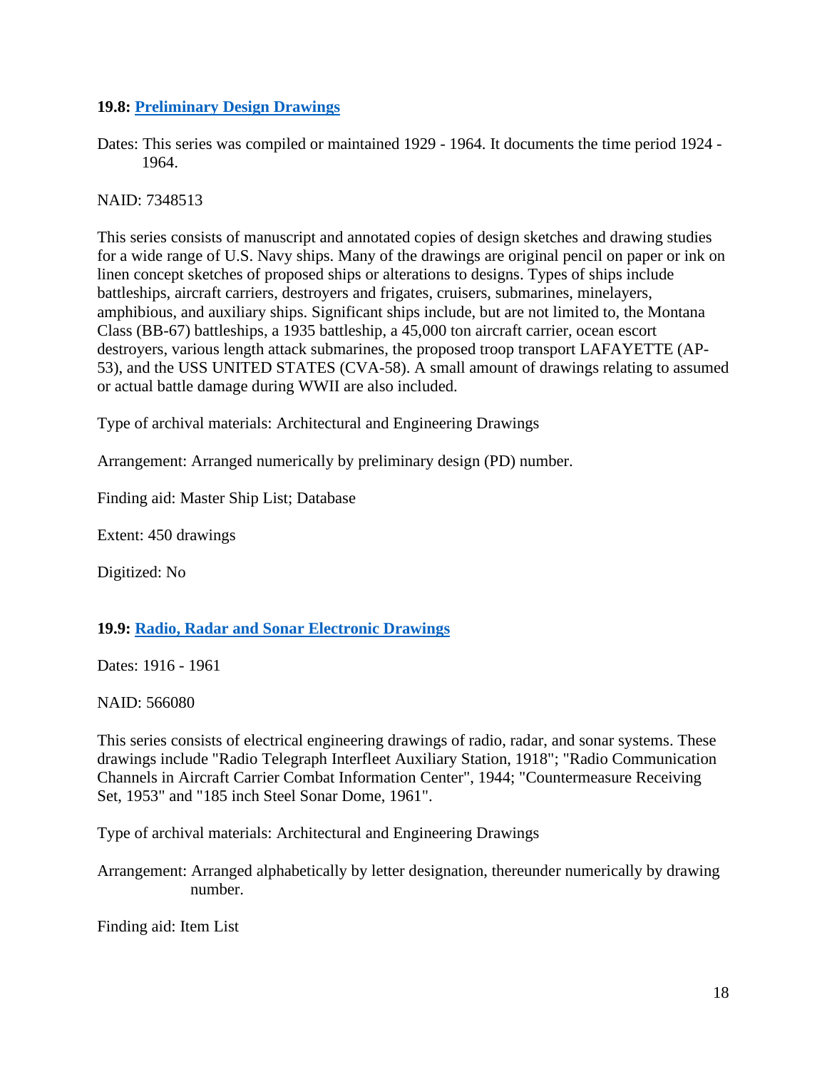### 19.8: [Preliminary Design Drawings]

Dates: This series was compiled or maintained 1929 - 1964. It documents the time period 1924 - 1964.

NAID: 7348513

This series consists of manuscript and annotated copies of design sketches and drawing studies for a wide range of U.S. Navy ships. Many of the drawings are original pencil on paper or ink on linen concept sketches of proposed ships or alterations to designs. Types of ships include battleships, aircraft carriers, destroyers and frigates, cruisers, submarines, minelayers, amphibious, and auxiliary ships. Significant ships include, but are not limited to, the Montana Class (BB-67) battleships, a 1935 battleship, a 45,000 ton aircraft carrier, ocean escort destroyers, various length attack submarines, the proposed troop transport LAFAYETTE (AP-53), and the USS UNITED STATES (CVA-58). A small amount of drawings relating to assumed or actual battle damage during WWII are also included.

Type of archival materials: Architectural and Engineering Drawings

Arrangement: Arranged numerically by preliminary design (PD) number.

Finding aid: Master Ship List; Database

Extent: 450 drawings

Digitized: No

### 19.9: [Radio, Radar and Sonar Electronic Drawings]

Dates: 1916 - 1961

NAID: 566080

This series consists of electrical engineering drawings of radio, radar, and sonar systems. These drawings include "Radio Telegraph Interfleet Auxiliary Station, 1918"; "Radio Communication Channels in Aircraft Carrier Combat Information Center", 1944; "Countermeasure Receiving Set, 1953" and "185 inch Steel Sonar Dome, 1961".

Type of archival materials: Architectural and Engineering Drawings

Arrangement: Arranged alphabetically by letter designation, thereunder numerically by drawing number.

Finding aid: Item List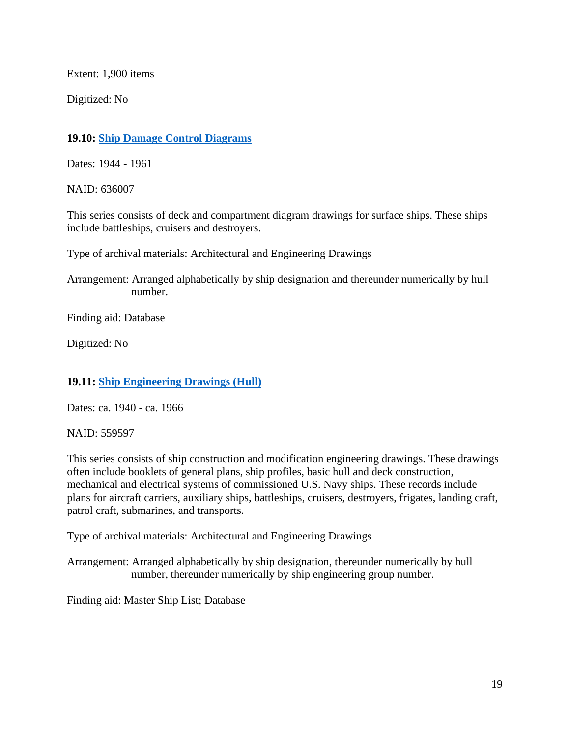Extent: 1,900 items

Digitized: No

**19.10: Ship Damage Control Diagrams**

Dates: 1944 - 1961

NAID: 636007

This series consists of deck and compartment diagram drawings for surface ships. These ships include battleships, cruisers and destroyers.

Type of archival materials: Architectural and Engineering Drawings

Arrangement: Arranged alphabetically by ship designation and thereunder numerically by hull number.

Finding aid: Database

Digitized: No

**19.11: Ship Engineering Drawings (Hull)**

Dates: ca. 1940 - ca. 1966

NAID: 559597

This series consists of ship construction and modification engineering drawings. These drawings often include booklets of general plans, ship profiles, basic hull and deck construction, mechanical and electrical systems of commissioned U.S. Navy ships. These records include plans for aircraft carriers, auxiliary ships, battleships, cruisers, destroyers, frigates, landing craft, patrol craft, submarines, and transports.

Type of archival materials: Architectural and Engineering Drawings

Arrangement: Arranged alphabetically by ship designation, thereunder numerically by hull number, thereunder numerically by ship engineering group number.

Finding aid: Master Ship List; Database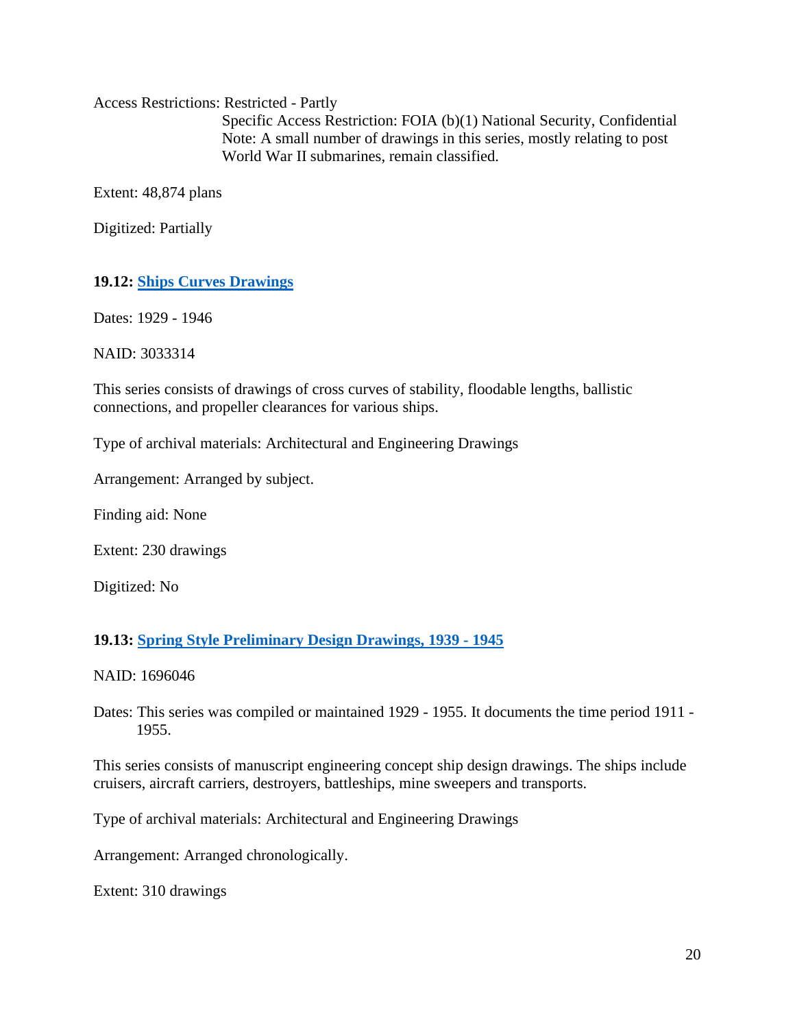Access Restrictions: Restricted - Partly
Specific Access Restriction: FOIA (b)(1) National Security, Confidential
Note: A small number of drawings in this series, mostly relating to post World War II submarines, remain classified.

Extent: 48,874 plans

Digitized: Partially

**19.12: Ships Curves Drawings**

Dates: 1929 - 1946

NAID: 3033314

This series consists of drawings of cross curves of stability, floodable lengths, ballistic connections, and propeller clearances for various ships.

Type of archival materials: Architectural and Engineering Drawings

Arrangement: Arranged by subject.

Finding aid: None

Extent: 230 drawings

Digitized: No

**19.13: Spring Style Preliminary Design Drawings, 1939 - 1945**

NAID: 1696046

Dates: This series was compiled or maintained 1929 - 1955. It documents the time period 1911 - 1955.

This series consists of manuscript engineering concept ship design drawings. The ships include cruisers, aircraft carriers, destroyers, battleships, mine sweepers and transports.

Type of archival materials: Architectural and Engineering Drawings

Arrangement: Arranged chronologically.

Extent: 310 drawings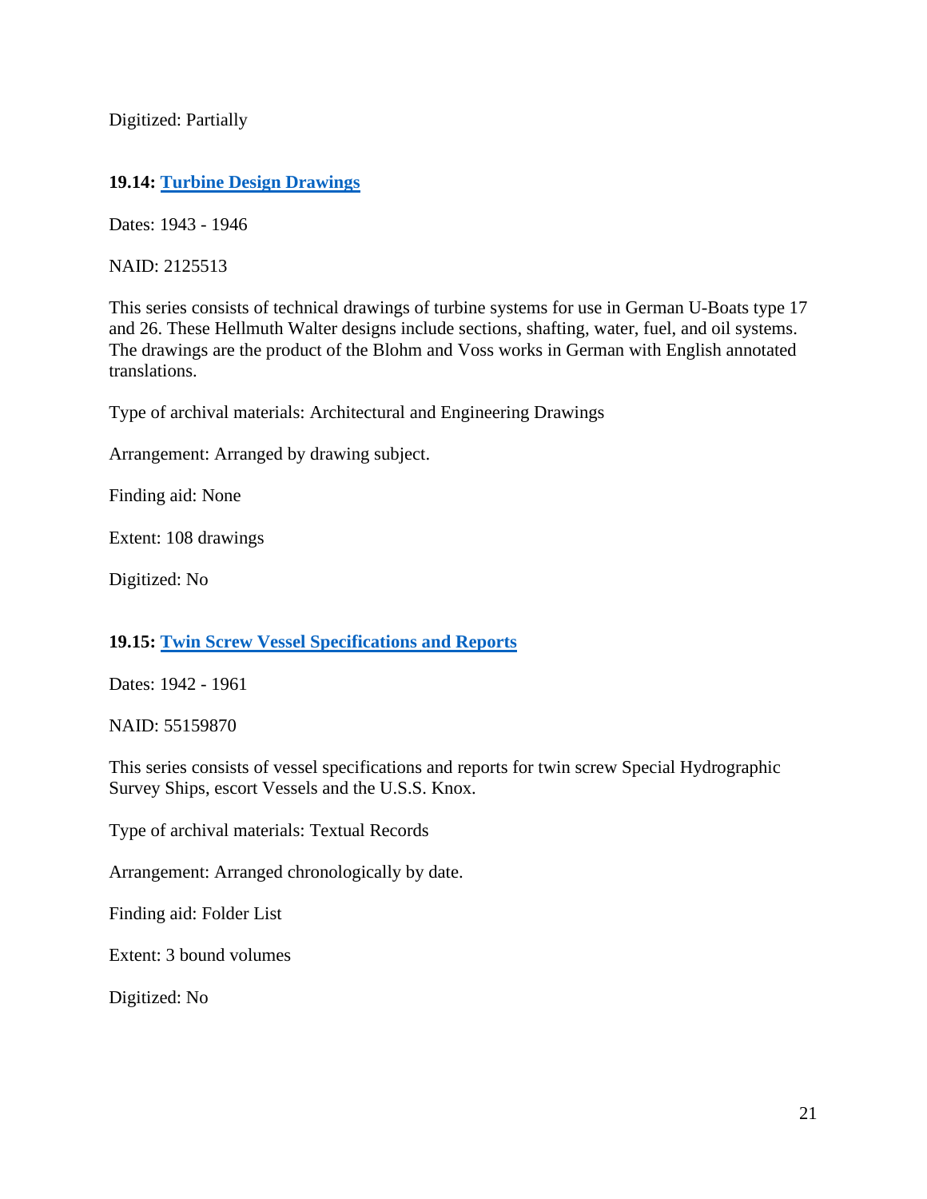Digitized: Partially

### 19.14: [Turbine Design Drawings]

Dates: 1943 - 1946

NAID: 2125513

This series consists of technical drawings of turbine systems for use in German U-Boats type 17 and 26. These Hellmuth Walter designs include sections, shafting, water, fuel, and oil systems. The drawings are the product of the Blohm and Voss works in German with English annotated translations.

Type of archival materials: Architectural and Engineering Drawings

Arrangement: Arranged by drawing subject.

Finding aid: None

Extent: 108 drawings

Digitized: No

### 19.15: [Twin Screw Vessel Specifications and Reports]

Dates: 1942 - 1961

NAID: 55159870

This series consists of vessel specifications and reports for twin screw Special Hydrographic Survey Ships, escort Vessels and the U.S.S. Knox.

Type of archival materials: Textual Records

Arrangement: Arranged chronologically by date.

Finding aid: Folder List

Extent: 3 bound volumes

Digitized: No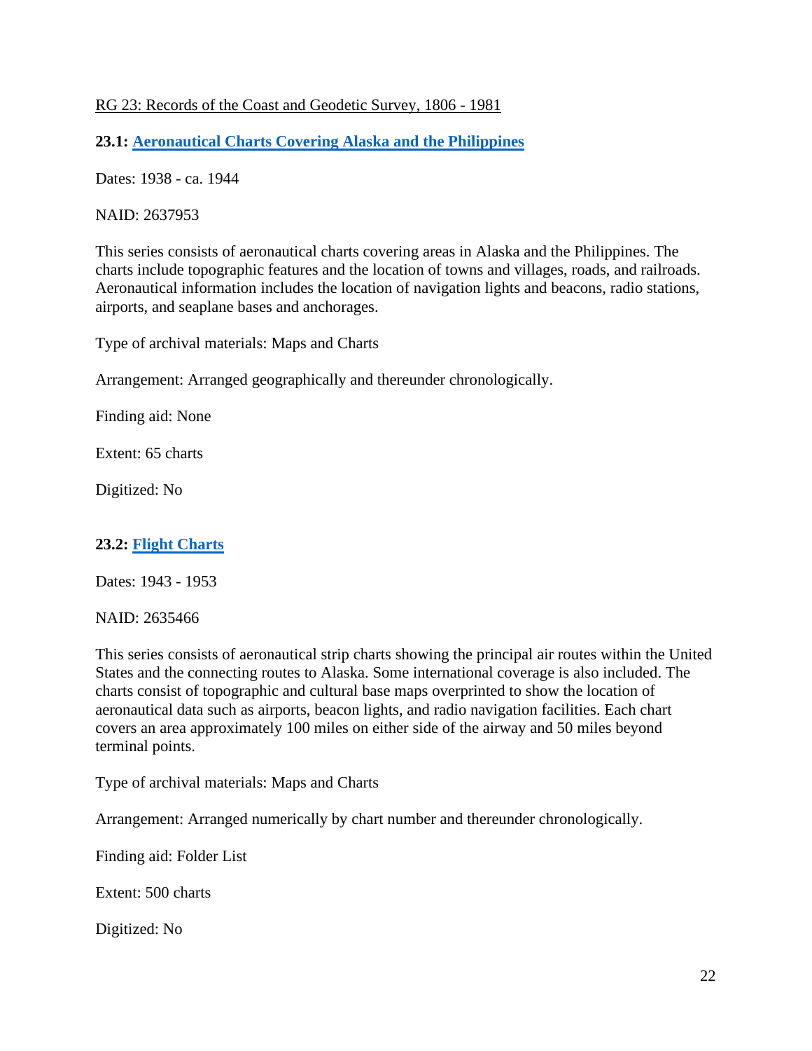RG 23: Records of the Coast and Geodetic Survey, 1806 - 1981

### 23.1: Aeronautical Charts Covering Alaska and the Philippines

Dates: 1938 - ca. 1944

NAID: 2637953

This series consists of aeronautical charts covering areas in Alaska and the Philippines. The charts include topographic features and the location of towns and villages, roads, and railroads. Aeronautical information includes the location of navigation lights and beacons, radio stations, airports, and seaplane bases and anchorages.

Type of archival materials: Maps and Charts

Arrangement: Arranged geographically and thereunder chronologically.

Finding aid: None

Extent: 65 charts

Digitized: No

### 23.2: Flight Charts

Dates: 1943 - 1953

NAID: 2635466

This series consists of aeronautical strip charts showing the principal air routes within the United States and the connecting routes to Alaska. Some international coverage is also included. The charts consist of topographic and cultural base maps overprinted to show the location of aeronautical data such as airports, beacon lights, and radio navigation facilities. Each chart covers an area approximately 100 miles on either side of the airway and 50 miles beyond terminal points.

Type of archival materials: Maps and Charts

Arrangement: Arranged numerically by chart number and thereunder chronologically.

Finding aid: Folder List

Extent: 500 charts

Digitized: No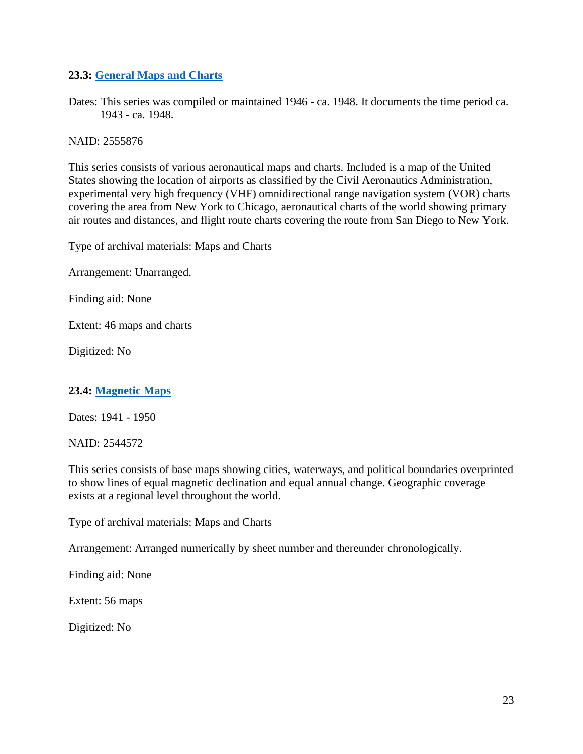### 23.3: [General Maps and Charts]

Dates: This series was compiled or maintained 1946 - ca. 1948. It documents the time period ca. 1943 - ca. 1948.

NAID: 2555876

This series consists of various aeronautical maps and charts. Included is a map of the United States showing the location of airports as classified by the Civil Aeronautics Administration, experimental very high frequency (VHF) omnidirectional range navigation system (VOR) charts covering the area from New York to Chicago, aeronautical charts of the world showing primary air routes and distances, and flight route charts covering the route from San Diego to New York.

Type of archival materials: Maps and Charts

Arrangement: Unarranged.

Finding aid: None

Extent: 46 maps and charts

Digitized: No

### 23.4: [Magnetic Maps]

Dates: 1941 - 1950

NAID: 2544572

This series consists of base maps showing cities, waterways, and political boundaries overprinted to show lines of equal magnetic declination and equal annual change. Geographic coverage exists at a regional level throughout the world.

Type of archival materials: Maps and Charts

Arrangement: Arranged numerically by sheet number and thereunder chronologically.

Finding aid: None

Extent: 56 maps

Digitized: No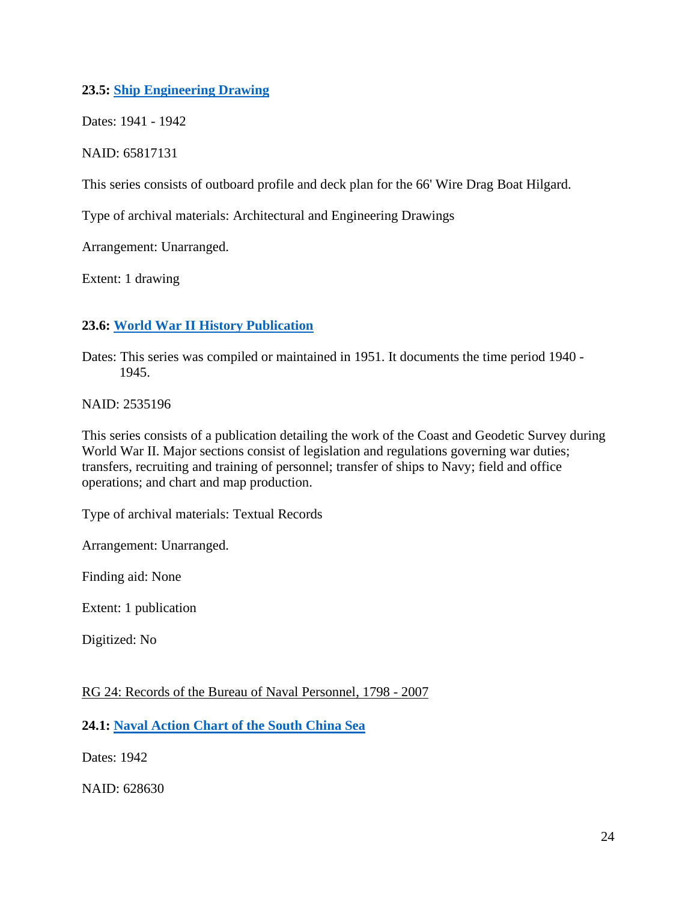**23.5: Ship Engineering Drawing**

Dates: 1941 - 1942

NAID: 65817131

This series consists of outboard profile and deck plan for the 66' Wire Drag Boat Hilgard.

Type of archival materials: Architectural and Engineering Drawings

Arrangement: Unarranged.

Extent: 1 drawing

**23.6: World War II History Publication**

Dates: This series was compiled or maintained in 1951. It documents the time period 1940 - 1945.

NAID: 2535196

This series consists of a publication detailing the work of the Coast and Geodetic Survey during World War II. Major sections consist of legislation and regulations governing war duties; transfers, recruiting and training of personnel; transfer of ships to Navy; field and office operations; and chart and map production.

Type of archival materials: Textual Records

Arrangement: Unarranged.

Finding aid: None

Extent: 1 publication

Digitized: No

RG 24: Records of the Bureau of Naval Personnel, 1798 - 2007

**24.1: Naval Action Chart of the South China Sea**

Dates: 1942

NAID: 628630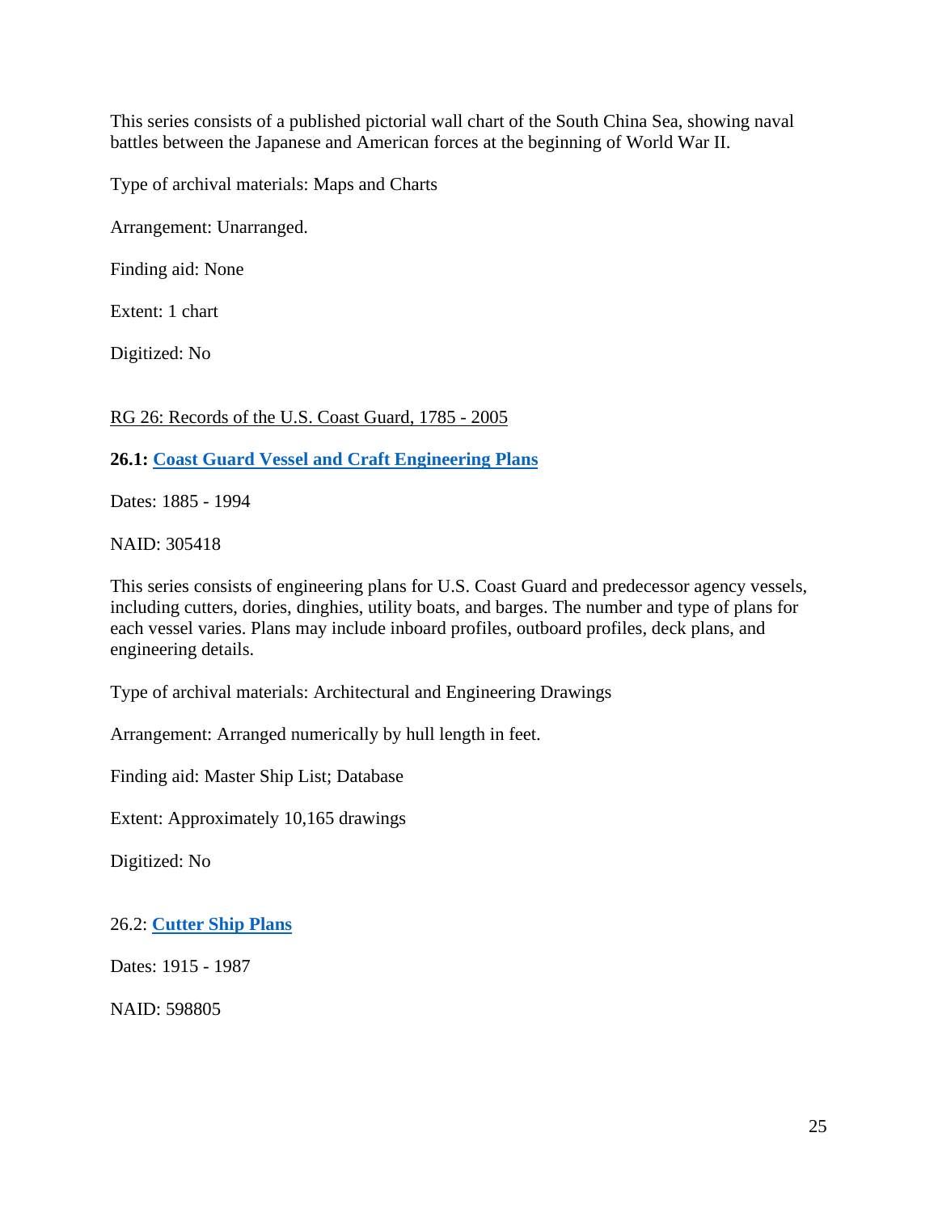This series consists of a published pictorial wall chart of the South China Sea, showing naval battles between the Japanese and American forces at the beginning of World War II.

Type of archival materials: Maps and Charts

Arrangement: Unarranged.

Finding aid: None

Extent: 1 chart

Digitized: No

## RG 26: Records of the U.S. Coast Guard, 1785 - 2005

**26.1: Coast Guard Vessel and Craft Engineering Plans**

Dates: 1885 - 1994

NAID: 305418

This series consists of engineering plans for U.S. Coast Guard and predecessor agency vessels, including cutters, dories, dinghies, utility boats, and barges. The number and type of plans for each vessel varies. Plans may include inboard profiles, outboard profiles, deck plans, and engineering details.

Type of archival materials: Architectural and Engineering Drawings

Arrangement: Arranged numerically by hull length in feet.

Finding aid: Master Ship List; Database

Extent: Approximately 10,165 drawings

Digitized: No

26.2: **Cutter Ship Plans**

Dates: 1915 - 1987

NAID: 598805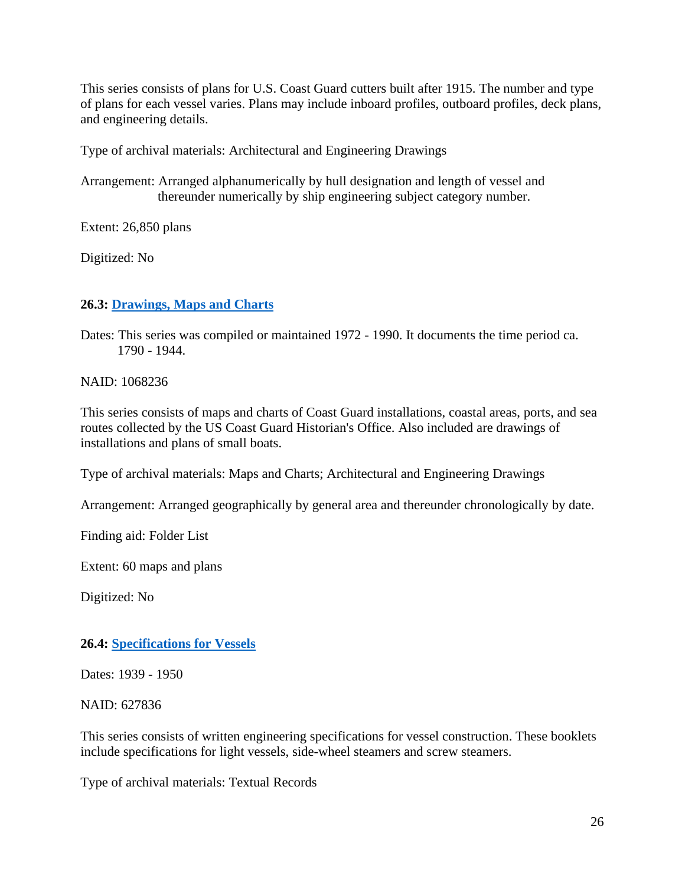This series consists of plans for U.S. Coast Guard cutters built after 1915. The number and type of plans for each vessel varies. Plans may include inboard profiles, outboard profiles, deck plans, and engineering details.

Type of archival materials: Architectural and Engineering Drawings

Arrangement: Arranged alphanumerically by hull designation and length of vessel and thereunder numerically by ship engineering subject category number.

Extent: 26,850 plans

Digitized: No

**26.3: Drawings, Maps and Charts**

Dates: This series was compiled or maintained 1972 - 1990. It documents the time period ca. 1790 - 1944.

NAID: 1068236

This series consists of maps and charts of Coast Guard installations, coastal areas, ports, and sea routes collected by the US Coast Guard Historian's Office. Also included are drawings of installations and plans of small boats.

Type of archival materials: Maps and Charts; Architectural and Engineering Drawings

Arrangement: Arranged geographically by general area and thereunder chronologically by date.

Finding aid: Folder List

Extent: 60 maps and plans

Digitized: No

**26.4: Specifications for Vessels**

Dates: 1939 - 1950

NAID: 627836

This series consists of written engineering specifications for vessel construction. These booklets include specifications for light vessels, side-wheel steamers and screw steamers.

Type of archival materials: Textual Records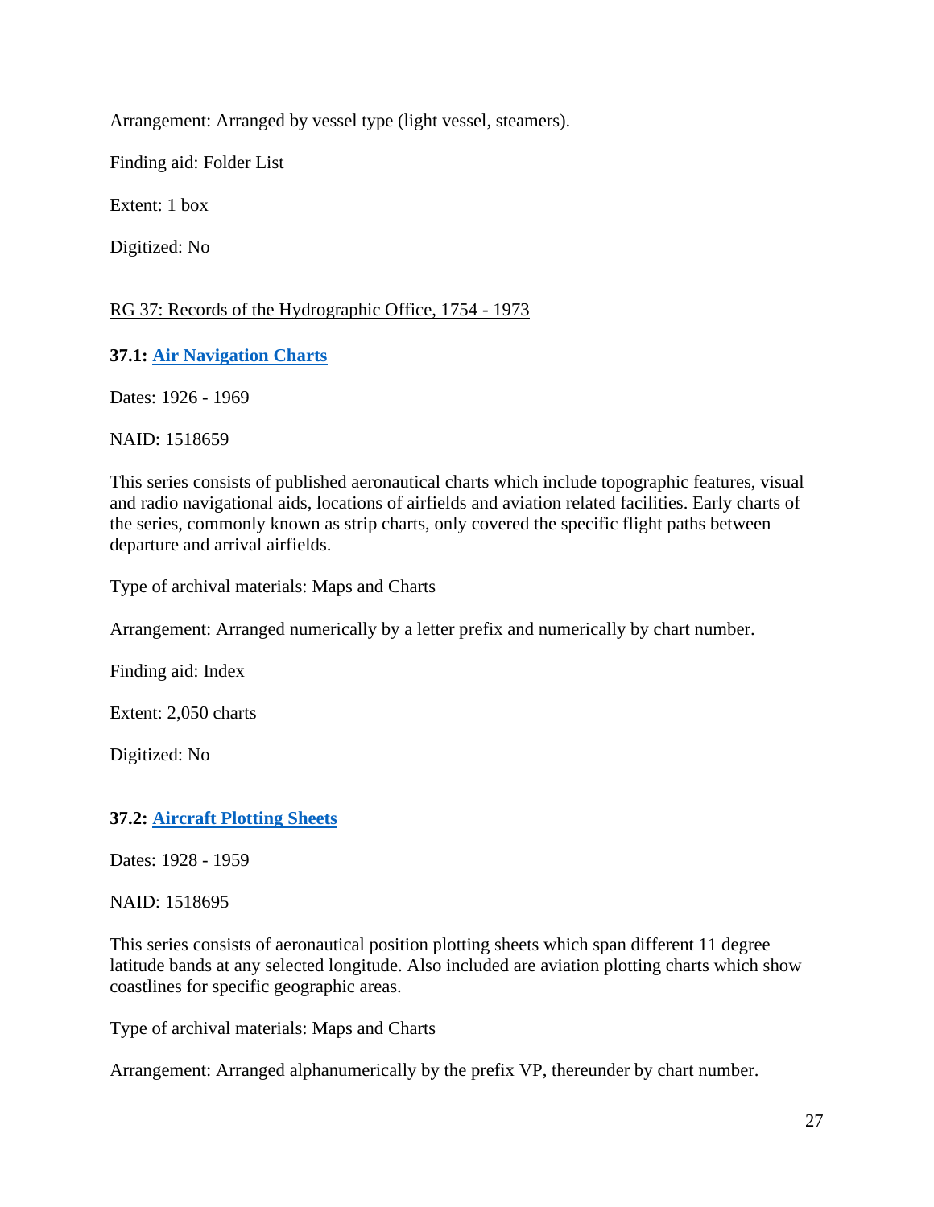Arrangement: Arranged by vessel type (light vessel, steamers).

Finding aid: Folder List

Extent: 1 box

Digitized: No

RG 37: Records of the Hydrographic Office, 1754 - 1973

**37.1: [Air Navigation Charts]**

Dates: 1926 - 1969

NAID: 1518659

This series consists of published aeronautical charts which include topographic features, visual and radio navigational aids, locations of airfields and aviation related facilities. Early charts of the series, commonly known as strip charts, only covered the specific flight paths between departure and arrival airfields.

Type of archival materials: Maps and Charts

Arrangement: Arranged numerically by a letter prefix and numerically by chart number.

Finding aid: Index

Extent: 2,050 charts

Digitized: No

**37.2: [Aircraft Plotting Sheets]**

Dates: 1928 - 1959

NAID: 1518695

This series consists of aeronautical position plotting sheets which span different 11 degree latitude bands at any selected longitude. Also included are aviation plotting charts which show coastlines for specific geographic areas.

Type of archival materials: Maps and Charts

Arrangement: Arranged alphanumerically by the prefix VP, thereunder by chart number.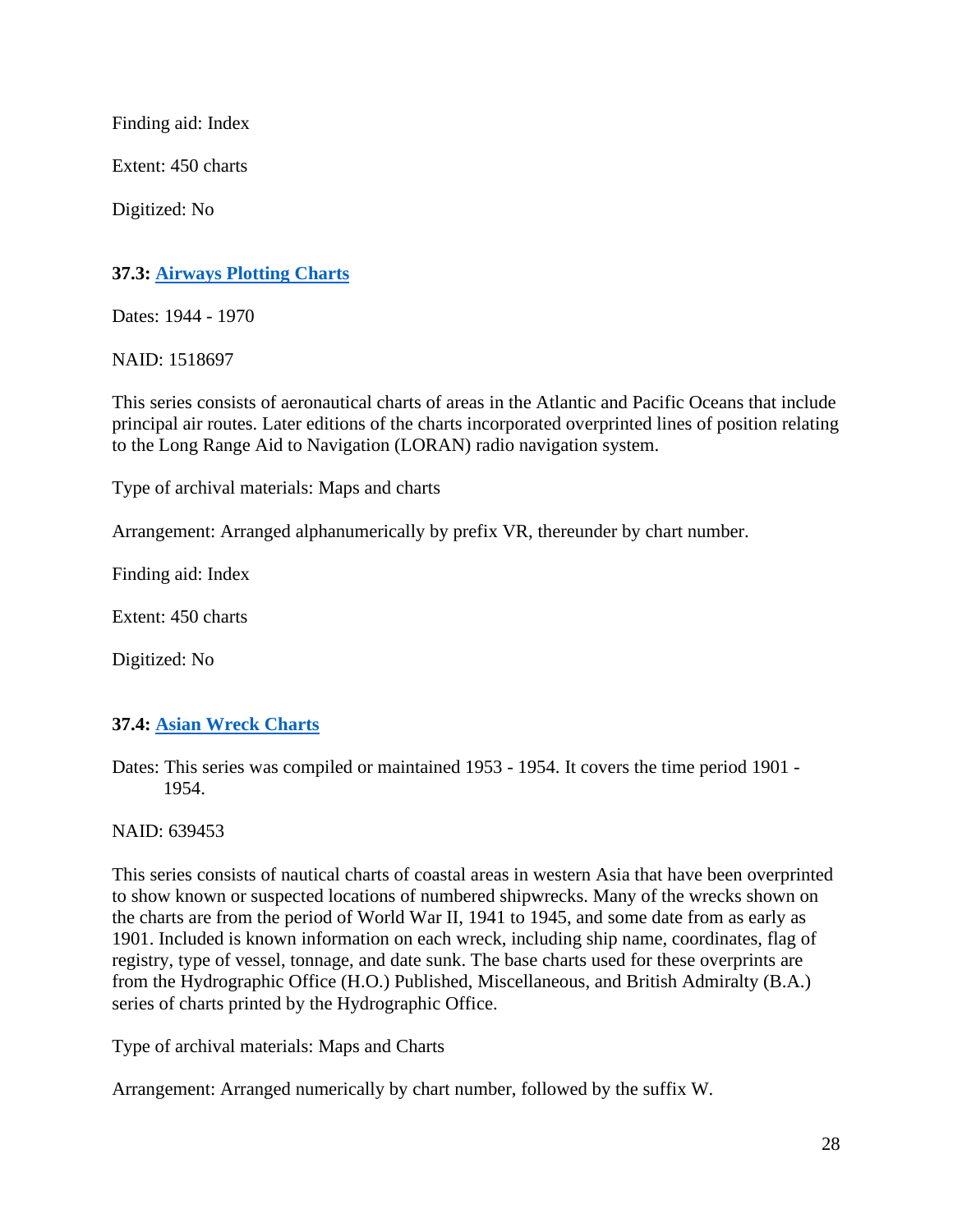Finding aid: Index

Extent: 450 charts

Digitized: No

### 37.3: Airways Plotting Charts

Dates: 1944 - 1970

NAID: 1518697

This series consists of aeronautical charts of areas in the Atlantic and Pacific Oceans that include principal air routes. Later editions of the charts incorporated overprinted lines of position relating to the Long Range Aid to Navigation (LORAN) radio navigation system.

Type of archival materials: Maps and charts

Arrangement: Arranged alphanumerically by prefix VR, thereunder by chart number.

Finding aid: Index

Extent: 450 charts

Digitized: No

### 37.4: Asian Wreck Charts

Dates: This series was compiled or maintained 1953 - 1954. It covers the time period 1901 - 1954.

NAID: 639453

This series consists of nautical charts of coastal areas in western Asia that have been overprinted to show known or suspected locations of numbered shipwrecks. Many of the wrecks shown on the charts are from the period of World War II, 1941 to 1945, and some date from as early as 1901. Included is known information on each wreck, including ship name, coordinates, flag of registry, type of vessel, tonnage, and date sunk. The base charts used for these overprints are from the Hydrographic Office (H.O.) Published, Miscellaneous, and British Admiralty (B.A.) series of charts printed by the Hydrographic Office.

Type of archival materials: Maps and Charts

Arrangement: Arranged numerically by chart number, followed by the suffix W.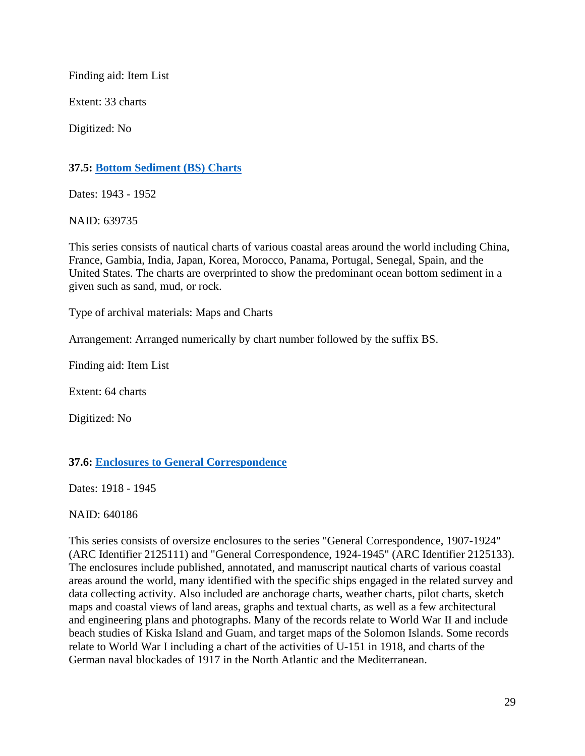Finding aid: Item List

Extent: 33 charts

Digitized: No

**37.5: [Bottom Sediment (BS) Charts]()**

Dates: 1943 - 1952

NAID: 639735

This series consists of nautical charts of various coastal areas around the world including China, France, Gambia, India, Japan, Korea, Morocco, Panama, Portugal, Senegal, Spain, and the United States. The charts are overprinted to show the predominant ocean bottom sediment in a given such as sand, mud, or rock.

Type of archival materials: Maps and Charts

Arrangement: Arranged numerically by chart number followed by the suffix BS.

Finding aid: Item List

Extent: 64 charts

Digitized: No

**37.6: [Enclosures to General Correspondence]()**

Dates: 1918 - 1945

NAID: 640186

This series consists of oversize enclosures to the series "General Correspondence, 1907-1924" (ARC Identifier 2125111) and "General Correspondence, 1924-1945" (ARC Identifier 2125133). The enclosures include published, annotated, and manuscript nautical charts of various coastal areas around the world, many identified with the specific ships engaged in the related survey and data collecting activity. Also included are anchorage charts, weather charts, pilot charts, sketch maps and coastal views of land areas, graphs and textual charts, as well as a few architectural and engineering plans and photographs. Many of the records relate to World War II and include beach studies of Kiska Island and Guam, and target maps of the Solomon Islands. Some records relate to World War I including a chart of the activities of U-151 in 1918, and charts of the German naval blockades of 1917 in the North Atlantic and the Mediterranean.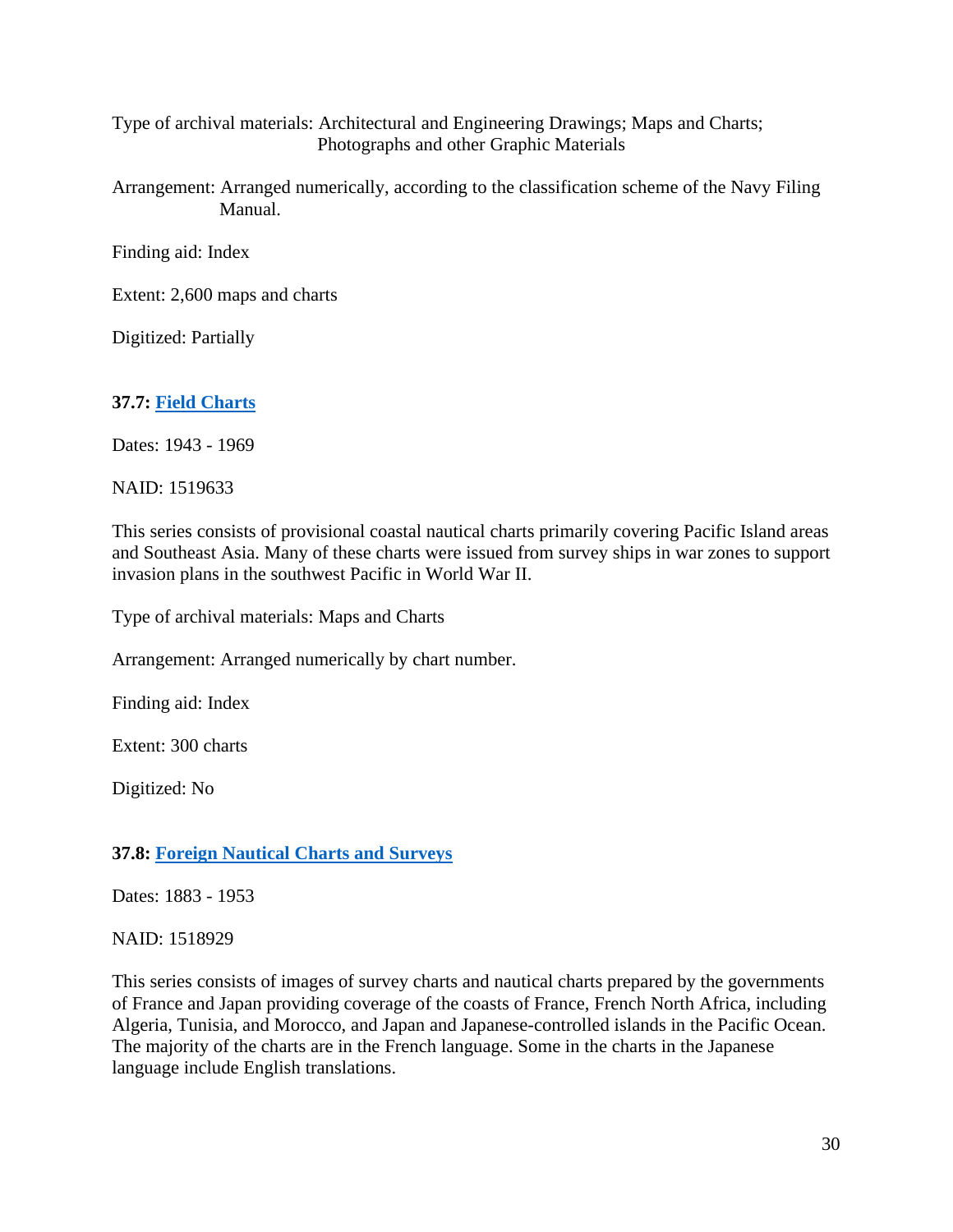Type of archival materials: Architectural and Engineering Drawings; Maps and Charts; Photographs and other Graphic Materials

Arrangement: Arranged numerically, according to the classification scheme of the Navy Filing Manual.

Finding aid: Index

Extent: 2,600 maps and charts

Digitized: Partially

**37.7: Field Charts**

Dates: 1943 - 1969

NAID: 1519633

This series consists of provisional coastal nautical charts primarily covering Pacific Island areas and Southeast Asia. Many of these charts were issued from survey ships in war zones to support invasion plans in the southwest Pacific in World War II.

Type of archival materials: Maps and Charts

Arrangement: Arranged numerically by chart number.

Finding aid: Index

Extent: 300 charts

Digitized: No

**37.8: Foreign Nautical Charts and Surveys**

Dates: 1883 - 1953

NAID: 1518929

This series consists of images of survey charts and nautical charts prepared by the governments of France and Japan providing coverage of the coasts of France, French North Africa, including Algeria, Tunisia, and Morocco, and Japan and Japanese-controlled islands in the Pacific Ocean. The majority of the charts are in the French language. Some in the charts in the Japanese language include English translations.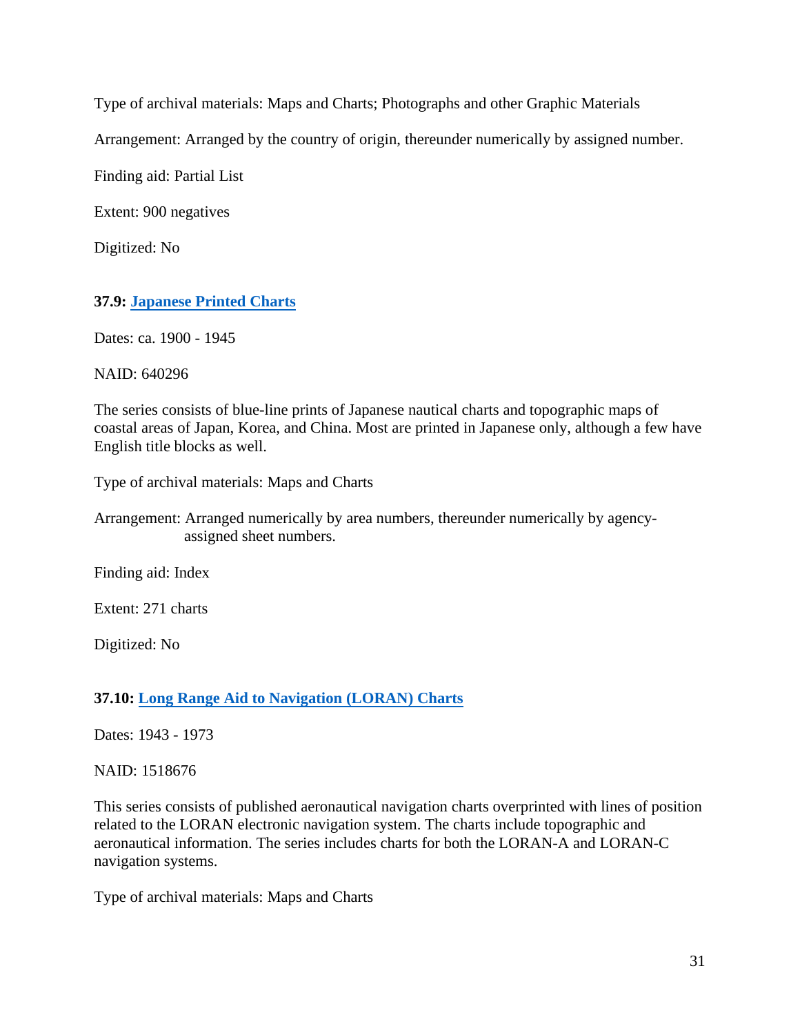Type of archival materials: Maps and Charts; Photographs and other Graphic Materials

Arrangement: Arranged by the country of origin, thereunder numerically by assigned number.

Finding aid: Partial List

Extent: 900 negatives

Digitized: No

**37.9: Japanese Printed Charts**

Dates: ca. 1900 - 1945

NAID: 640296

The series consists of blue-line prints of Japanese nautical charts and topographic maps of coastal areas of Japan, Korea, and China. Most are printed in Japanese only, although a few have English title blocks as well.

Type of archival materials: Maps and Charts

Arrangement: Arranged numerically by area numbers, thereunder numerically by agency-assigned sheet numbers.

Finding aid: Index

Extent: 271 charts

Digitized: No

**37.10: Long Range Aid to Navigation (LORAN) Charts**

Dates: 1943 - 1973

NAID: 1518676

This series consists of published aeronautical navigation charts overprinted with lines of position related to the LORAN electronic navigation system. The charts include topographic and aeronautical information. The series includes charts for both the LORAN-A and LORAN-C navigation systems.

Type of archival materials: Maps and Charts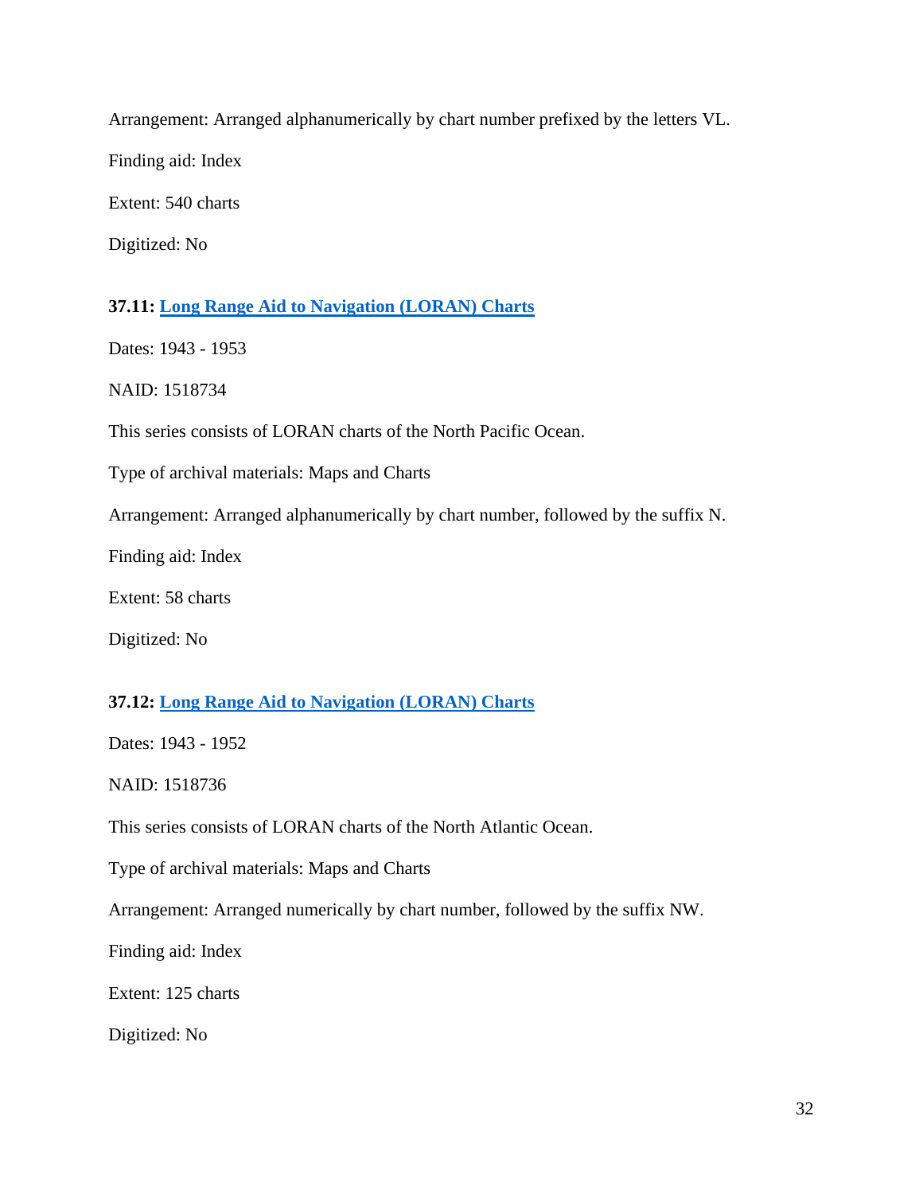Arrangement: Arranged alphanumerically by chart number prefixed by the letters VL.

Finding aid: Index

Extent: 540 charts

Digitized: No

**37.11: Long Range Aid to Navigation (LORAN) Charts**

Dates: 1943 - 1953

NAID: 1518734

This series consists of LORAN charts of the North Pacific Ocean.

Type of archival materials: Maps and Charts

Arrangement: Arranged alphanumerically by chart number, followed by the suffix N.

Finding aid: Index

Extent: 58 charts

Digitized: No

**37.12: Long Range Aid to Navigation (LORAN) Charts**

Dates: 1943 - 1952

NAID: 1518736

This series consists of LORAN charts of the North Atlantic Ocean.

Type of archival materials: Maps and Charts

Arrangement: Arranged numerically by chart number, followed by the suffix NW.

Finding aid: Index

Extent: 125 charts

Digitized: No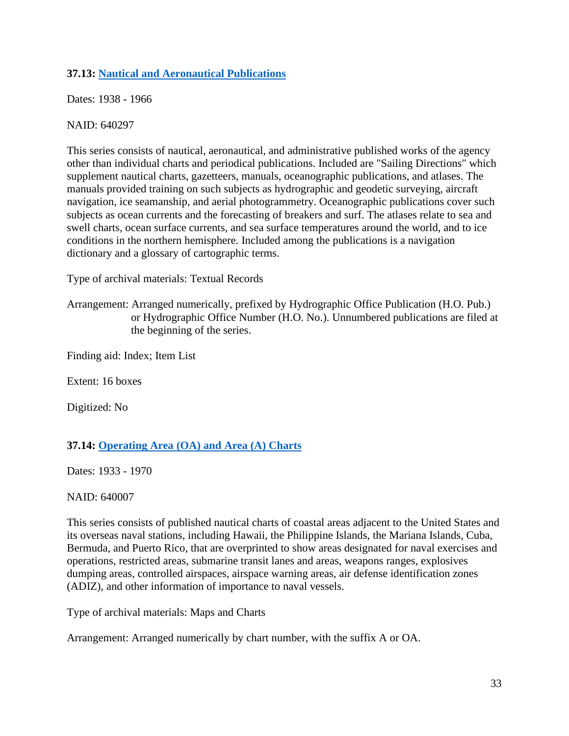### 37.13: [Nautical and Aeronautical Publications]

Dates: 1938 - 1966

NAID: 640297

This series consists of nautical, aeronautical, and administrative published works of the agency other than individual charts and periodical publications. Included are "Sailing Directions" which supplement nautical charts, gazetteers, manuals, oceanographic publications, and atlases. The manuals provided training on such subjects as hydrographic and geodetic surveying, aircraft navigation, ice seamanship, and aerial photogrammetry. Oceanographic publications cover such subjects as ocean currents and the forecasting of breakers and surf. The atlases relate to sea and swell charts, ocean surface currents, and sea surface temperatures around the world, and to ice conditions in the northern hemisphere. Included among the publications is a navigation dictionary and a glossary of cartographic terms.

Type of archival materials: Textual Records

Arrangement: Arranged numerically, prefixed by Hydrographic Office Publication (H.O. Pub.) or Hydrographic Office Number (H.O. No.). Unnumbered publications are filed at the beginning of the series.

Finding aid: Index; Item List

Extent: 16 boxes

Digitized: No

### 37.14: [Operating Area (OA) and Area (A) Charts]

Dates: 1933 - 1970

NAID: 640007

This series consists of published nautical charts of coastal areas adjacent to the United States and its overseas naval stations, including Hawaii, the Philippine Islands, the Mariana Islands, Cuba, Bermuda, and Puerto Rico, that are overprinted to show areas designated for naval exercises and operations, restricted areas, submarine transit lanes and areas, weapons ranges, explosives dumping areas, controlled airspaces, airspace warning areas, air defense identification zones (ADIZ), and other information of importance to naval vessels.

Type of archival materials: Maps and Charts

Arrangement: Arranged numerically by chart number, with the suffix A or OA.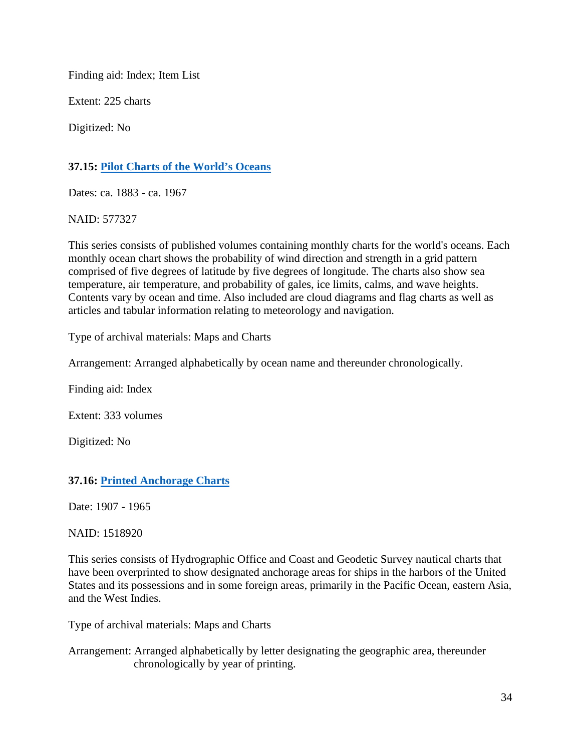Finding aid: Index; Item List

Extent: 225 charts

Digitized: No

### 37.15: [Pilot Charts of the World’s Oceans]

Dates: ca. 1883 - ca. 1967

NAID: 577327

This series consists of published volumes containing monthly charts for the world's oceans. Each monthly ocean chart shows the probability of wind direction and strength in a grid pattern comprised of five degrees of latitude by five degrees of longitude. The charts also show sea temperature, air temperature, and probability of gales, ice limits, calms, and wave heights. Contents vary by ocean and time. Also included are cloud diagrams and flag charts as well as articles and tabular information relating to meteorology and navigation.

Type of archival materials: Maps and Charts

Arrangement: Arranged alphabetically by ocean name and thereunder chronologically.

Finding aid: Index

Extent: 333 volumes

Digitized: No

### 37.16: [Printed Anchorage Charts]

Date: 1907 - 1965

NAID: 1518920

This series consists of Hydrographic Office and Coast and Geodetic Survey nautical charts that have been overprinted to show designated anchorage areas for ships in the harbors of the United States and its possessions and in some foreign areas, primarily in the Pacific Ocean, eastern Asia, and the West Indies.

Type of archival materials: Maps and Charts

Arrangement: Arranged alphabetically by letter designating the geographic area, thereunder chronologically by year of printing.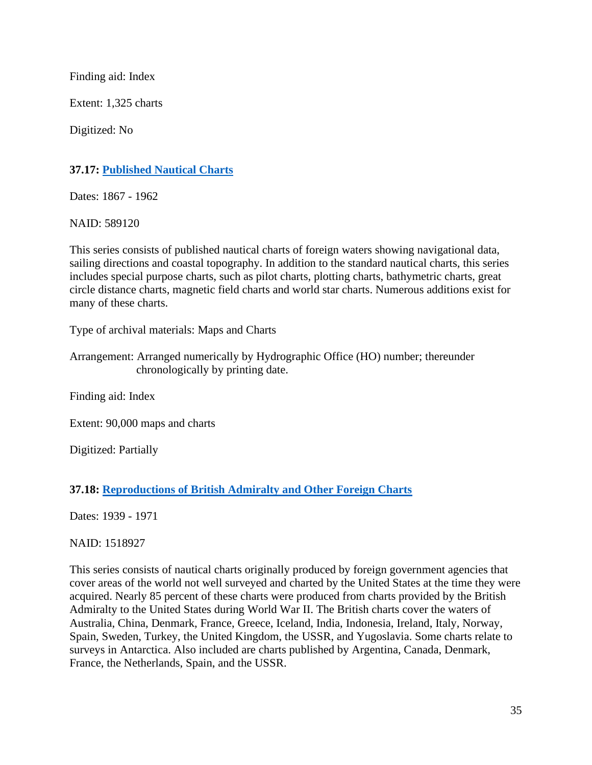Finding aid: Index

Extent: 1,325 charts

Digitized: No

### 37.17: Published Nautical Charts

Dates: 1867 - 1962

NAID: 589120

This series consists of published nautical charts of foreign waters showing navigational data, sailing directions and coastal topography. In addition to the standard nautical charts, this series includes special purpose charts, such as pilot charts, plotting charts, bathymetric charts, great circle distance charts, magnetic field charts and world star charts. Numerous additions exist for many of these charts.

Type of archival materials: Maps and Charts

Arrangement: Arranged numerically by Hydrographic Office (HO) number; thereunder chronologically by printing date.

Finding aid: Index

Extent: 90,000 maps and charts

Digitized: Partially

### 37.18: Reproductions of British Admiralty and Other Foreign Charts

Dates: 1939 - 1971

NAID: 1518927

This series consists of nautical charts originally produced by foreign government agencies that cover areas of the world not well surveyed and charted by the United States at the time they were acquired. Nearly 85 percent of these charts were produced from charts provided by the British Admiralty to the United States during World War II. The British charts cover the waters of Australia, China, Denmark, France, Greece, Iceland, India, Indonesia, Ireland, Italy, Norway, Spain, Sweden, Turkey, the United Kingdom, the USSR, and Yugoslavia. Some charts relate to surveys in Antarctica. Also included are charts published by Argentina, Canada, Denmark, France, the Netherlands, Spain, and the USSR.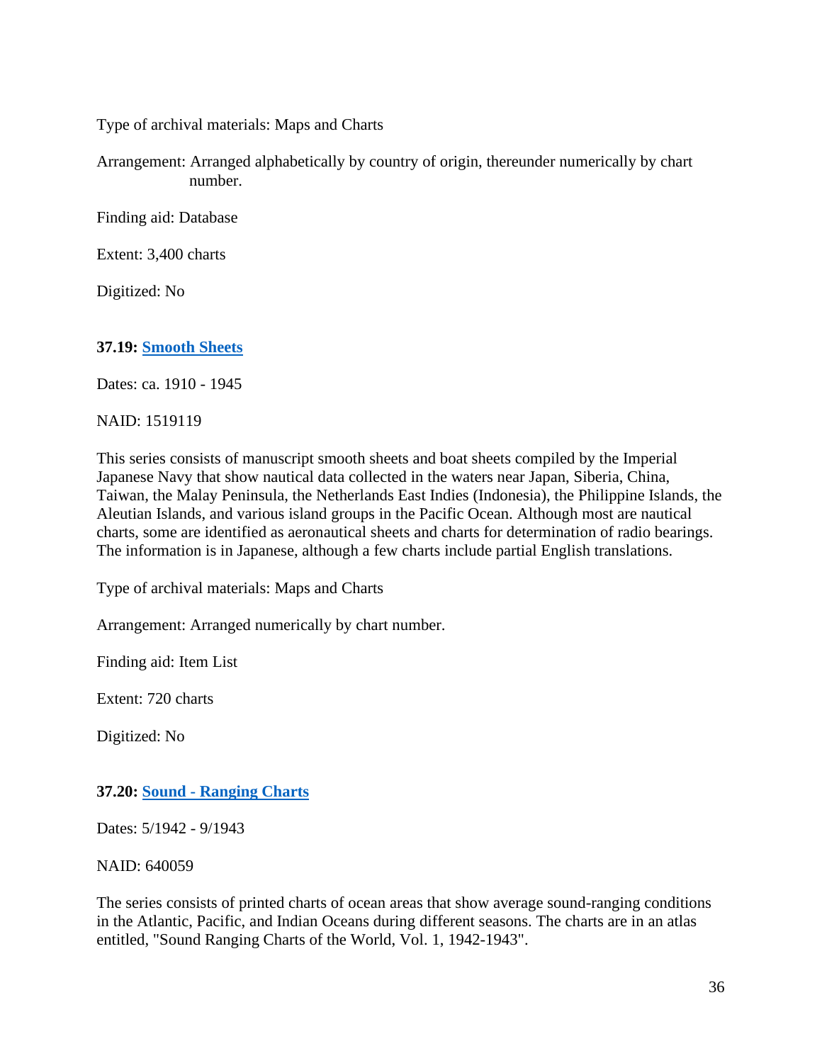Type of archival materials: Maps and Charts

Arrangement: Arranged alphabetically by country of origin, thereunder numerically by chart number.

Finding aid: Database

Extent: 3,400 charts

Digitized: No

**37.19: Smooth Sheets**

Dates: ca. 1910 - 1945

NAID: 1519119

This series consists of manuscript smooth sheets and boat sheets compiled by the Imperial Japanese Navy that show nautical data collected in the waters near Japan, Siberia, China, Taiwan, the Malay Peninsula, the Netherlands East Indies (Indonesia), the Philippine Islands, the Aleutian Islands, and various island groups in the Pacific Ocean. Although most are nautical charts, some are identified as aeronautical sheets and charts for determination of radio bearings. The information is in Japanese, although a few charts include partial English translations.

Type of archival materials: Maps and Charts

Arrangement: Arranged numerically by chart number.

Finding aid: Item List

Extent: 720 charts

Digitized: No

**37.20: Sound - Ranging Charts**

Dates: 5/1942 - 9/1943

NAID: 640059

The series consists of printed charts of ocean areas that show average sound-ranging conditions in the Atlantic, Pacific, and Indian Oceans during different seasons. The charts are in an atlas entitled, "Sound Ranging Charts of the World, Vol. 1, 1942-1943".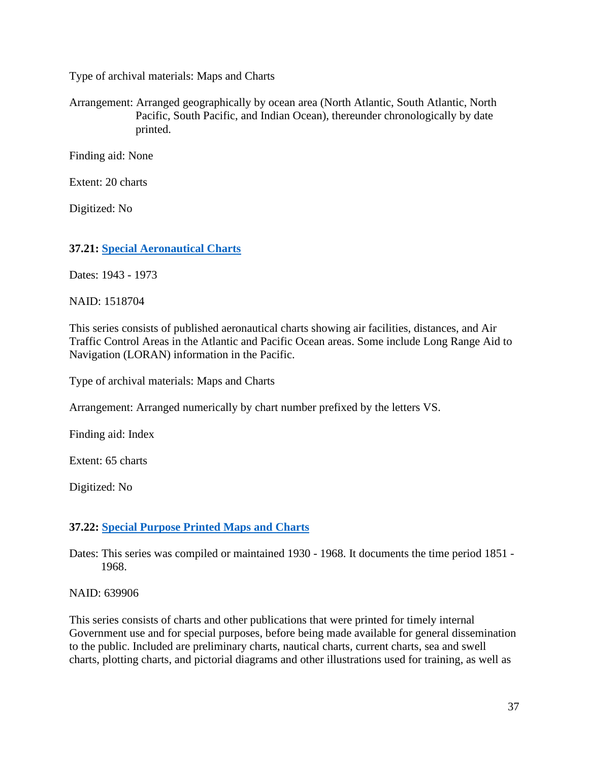Type of archival materials: Maps and Charts

Arrangement: Arranged geographically by ocean area (North Atlantic, South Atlantic, North Pacific, South Pacific, and Indian Ocean), thereunder chronologically by date printed.

Finding aid: None

Extent: 20 charts

Digitized: No

### 37.21: Special Aeronautical Charts

Dates: 1943 - 1973

NAID: 1518704

This series consists of published aeronautical charts showing air facilities, distances, and Air Traffic Control Areas in the Atlantic and Pacific Ocean areas. Some include Long Range Aid to Navigation (LORAN) information in the Pacific.

Type of archival materials: Maps and Charts

Arrangement: Arranged numerically by chart number prefixed by the letters VS.

Finding aid: Index

Extent: 65 charts

Digitized: No

### 37.22: Special Purpose Printed Maps and Charts

Dates: This series was compiled or maintained 1930 - 1968. It documents the time period 1851 - 1968.

NAID: 639906

This series consists of charts and other publications that were printed for timely internal Government use and for special purposes, before being made available for general dissemination to the public. Included are preliminary charts, nautical charts, current charts, sea and swell charts, plotting charts, and pictorial diagrams and other illustrations used for training, as well as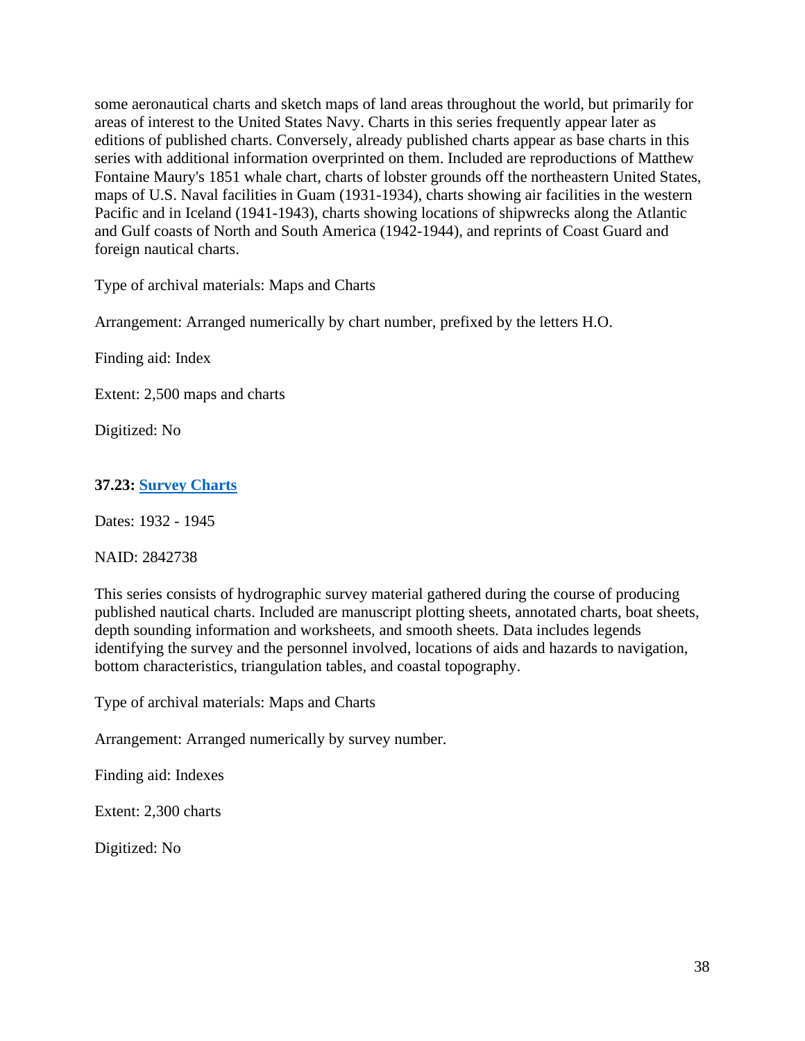some aeronautical charts and sketch maps of land areas throughout the world, but primarily for areas of interest to the United States Navy. Charts in this series frequently appear later as editions of published charts. Conversely, already published charts appear as base charts in this series with additional information overprinted on them. Included are reproductions of Matthew Fontaine Maury's 1851 whale chart, charts of lobster grounds off the northeastern United States, maps of U.S. Naval facilities in Guam (1931-1934), charts showing air facilities in the western Pacific and in Iceland (1941-1943), charts showing locations of shipwrecks along the Atlantic and Gulf coasts of North and South America (1942-1944), and reprints of Coast Guard and foreign nautical charts.

Type of archival materials: Maps and Charts

Arrangement: Arranged numerically by chart number, prefixed by the letters H.O.

Finding aid: Index

Extent: 2,500 maps and charts

Digitized: No

**37.23: Survey Charts**

Dates: 1932 - 1945

NAID: 2842738

This series consists of hydrographic survey material gathered during the course of producing published nautical charts. Included are manuscript plotting sheets, annotated charts, boat sheets, depth sounding information and worksheets, and smooth sheets. Data includes legends identifying the survey and the personnel involved, locations of aids and hazards to navigation, bottom characteristics, triangulation tables, and coastal topography.

Type of archival materials: Maps and Charts

Arrangement: Arranged numerically by survey number.

Finding aid: Indexes

Extent: 2,300 charts

Digitized: No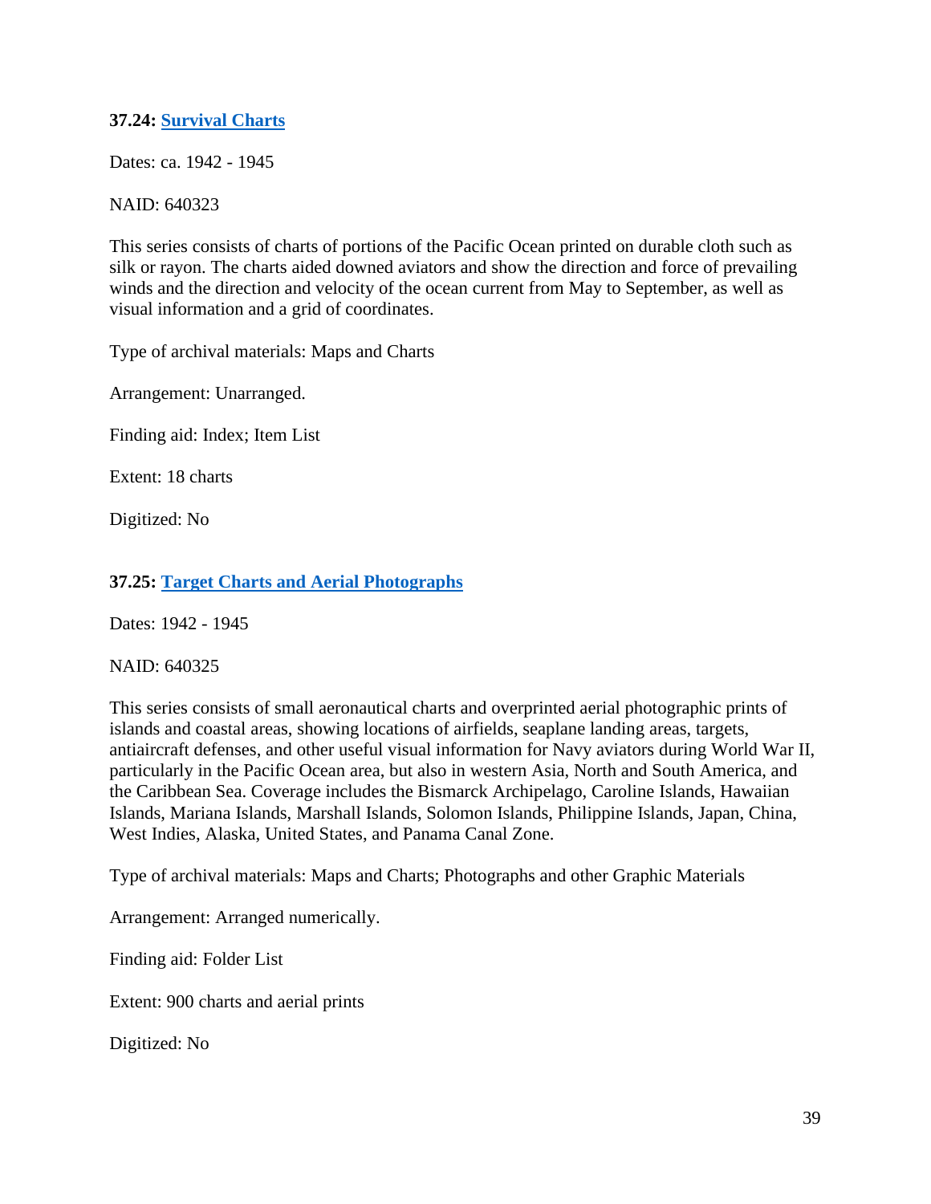### 37.24: Survival Charts

Dates: ca. 1942 - 1945

NAID: 640323

This series consists of charts of portions of the Pacific Ocean printed on durable cloth such as silk or rayon. The charts aided downed aviators and show the direction and force of prevailing winds and the direction and velocity of the ocean current from May to September, as well as visual information and a grid of coordinates.

Type of archival materials: Maps and Charts

Arrangement: Unarranged.

Finding aid: Index; Item List

Extent: 18 charts

Digitized: No

### 37.25: Target Charts and Aerial Photographs

Dates: 1942 - 1945

NAID: 640325

This series consists of small aeronautical charts and overprinted aerial photographic prints of islands and coastal areas, showing locations of airfields, seaplane landing areas, targets, antiaircraft defenses, and other useful visual information for Navy aviators during World War II, particularly in the Pacific Ocean area, but also in western Asia, North and South America, and the Caribbean Sea. Coverage includes the Bismarck Archipelago, Caroline Islands, Hawaiian Islands, Mariana Islands, Marshall Islands, Solomon Islands, Philippine Islands, Japan, China, West Indies, Alaska, United States, and Panama Canal Zone.

Type of archival materials: Maps and Charts; Photographs and other Graphic Materials

Arrangement: Arranged numerically.

Finding aid: Folder List

Extent: 900 charts and aerial prints

Digitized: No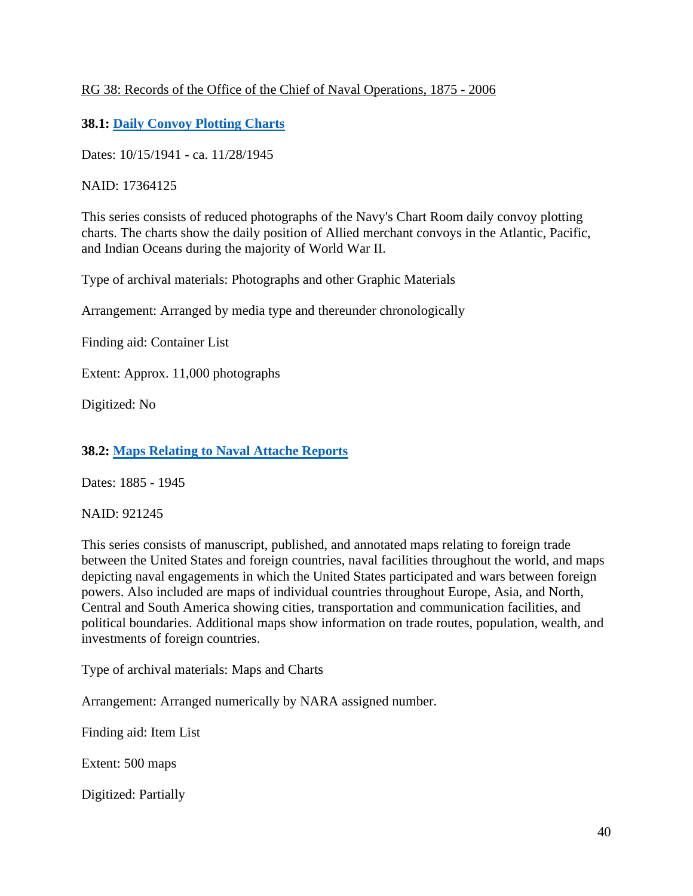RG 38: Records of the Office of the Chief of Naval Operations, 1875 - 2006

**38.1: Daily Convoy Plotting Charts**

Dates: 10/15/1941 - ca. 11/28/1945

NAID: 17364125

This series consists of reduced photographs of the Navy's Chart Room daily convoy plotting charts. The charts show the daily position of Allied merchant convoys in the Atlantic, Pacific, and Indian Oceans during the majority of World War II.

Type of archival materials: Photographs and other Graphic Materials

Arrangement: Arranged by media type and thereunder chronologically

Finding aid: Container List

Extent: Approx. 11,000 photographs

Digitized: No

**38.2: Maps Relating to Naval Attache Reports**

Dates: 1885 - 1945

NAID: 921245

This series consists of manuscript, published, and annotated maps relating to foreign trade between the United States and foreign countries, naval facilities throughout the world, and maps depicting naval engagements in which the United States participated and wars between foreign powers. Also included are maps of individual countries throughout Europe, Asia, and North, Central and South America showing cities, transportation and communication facilities, and political boundaries. Additional maps show information on trade routes, population, wealth, and investments of foreign countries.

Type of archival materials: Maps and Charts

Arrangement: Arranged numerically by NARA assigned number.

Finding aid: Item List

Extent: 500 maps

Digitized: Partially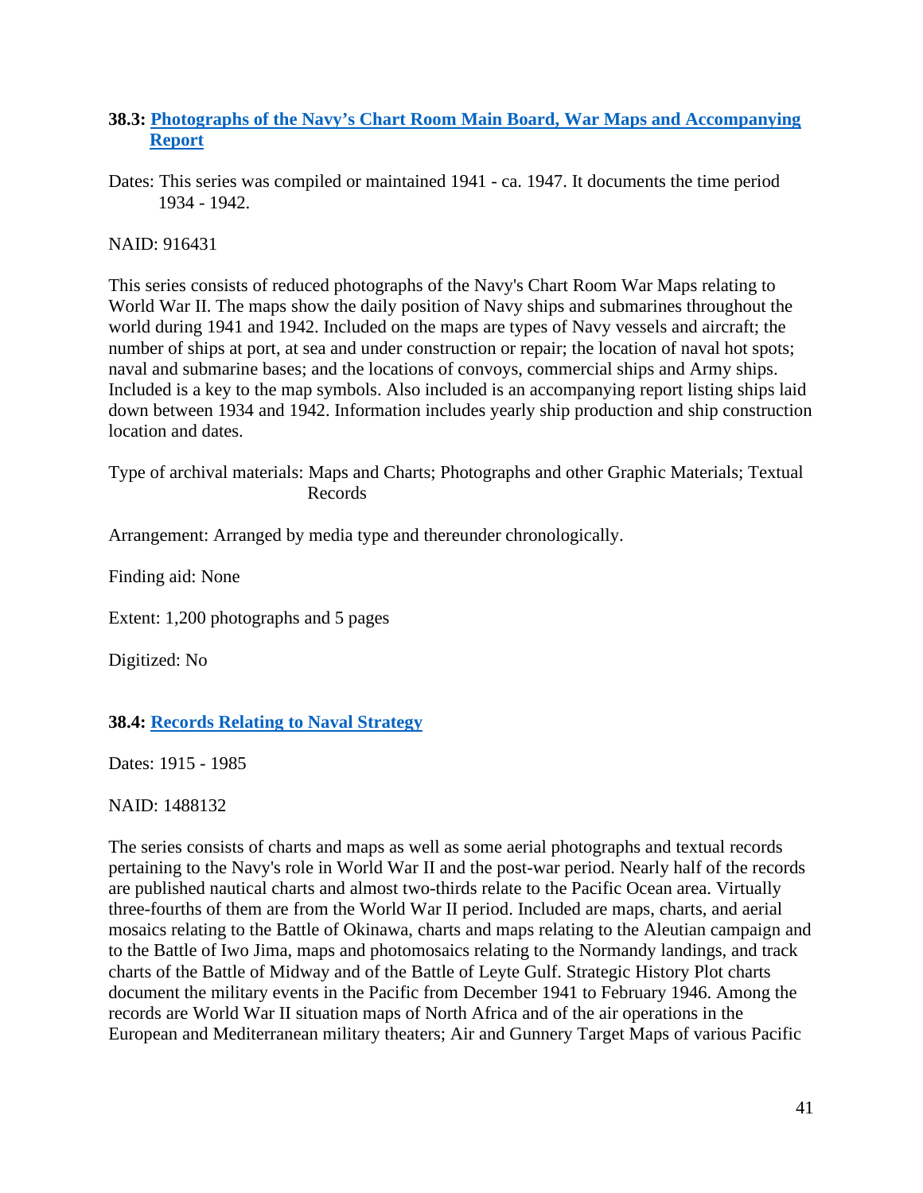### 38.3: [Photographs of the Navy's Chart Room Main Board, War Maps and Accompanying Report]

Dates: This series was compiled or maintained 1941 - ca. 1947. It documents the time period 1934 - 1942.

NAID: 916431

This series consists of reduced photographs of the Navy's Chart Room War Maps relating to World War II. The maps show the daily position of Navy ships and submarines throughout the world during 1941 and 1942. Included on the maps are types of Navy vessels and aircraft; the number of ships at port, at sea and under construction or repair; the location of naval hot spots; naval and submarine bases; and the locations of convoys, commercial ships and Army ships. Included is a key to the map symbols. Also included is an accompanying report listing ships laid down between 1934 and 1942. Information includes yearly ship production and ship construction location and dates.

Type of archival materials: Maps and Charts; Photographs and other Graphic Materials; Textual Records

Arrangement: Arranged by media type and thereunder chronologically.

Finding aid: None

Extent: 1,200 photographs and 5 pages

Digitized: No

### 38.4: [Records Relating to Naval Strategy]

Dates: 1915 - 1985

NAID: 1488132

The series consists of charts and maps as well as some aerial photographs and textual records pertaining to the Navy's role in World War II and the post-war period. Nearly half of the records are published nautical charts and almost two-thirds relate to the Pacific Ocean area. Virtually three-fourths of them are from the World War II period. Included are maps, charts, and aerial mosaics relating to the Battle of Okinawa, charts and maps relating to the Aleutian campaign and to the Battle of Iwo Jima, maps and photomosaics relating to the Normandy landings, and track charts of the Battle of Midway and of the Battle of Leyte Gulf. Strategic History Plot charts document the military events in the Pacific from December 1941 to February 1946. Among the records are World War II situation maps of North Africa and of the air operations in the European and Mediterranean military theaters; Air and Gunnery Target Maps of various Pacific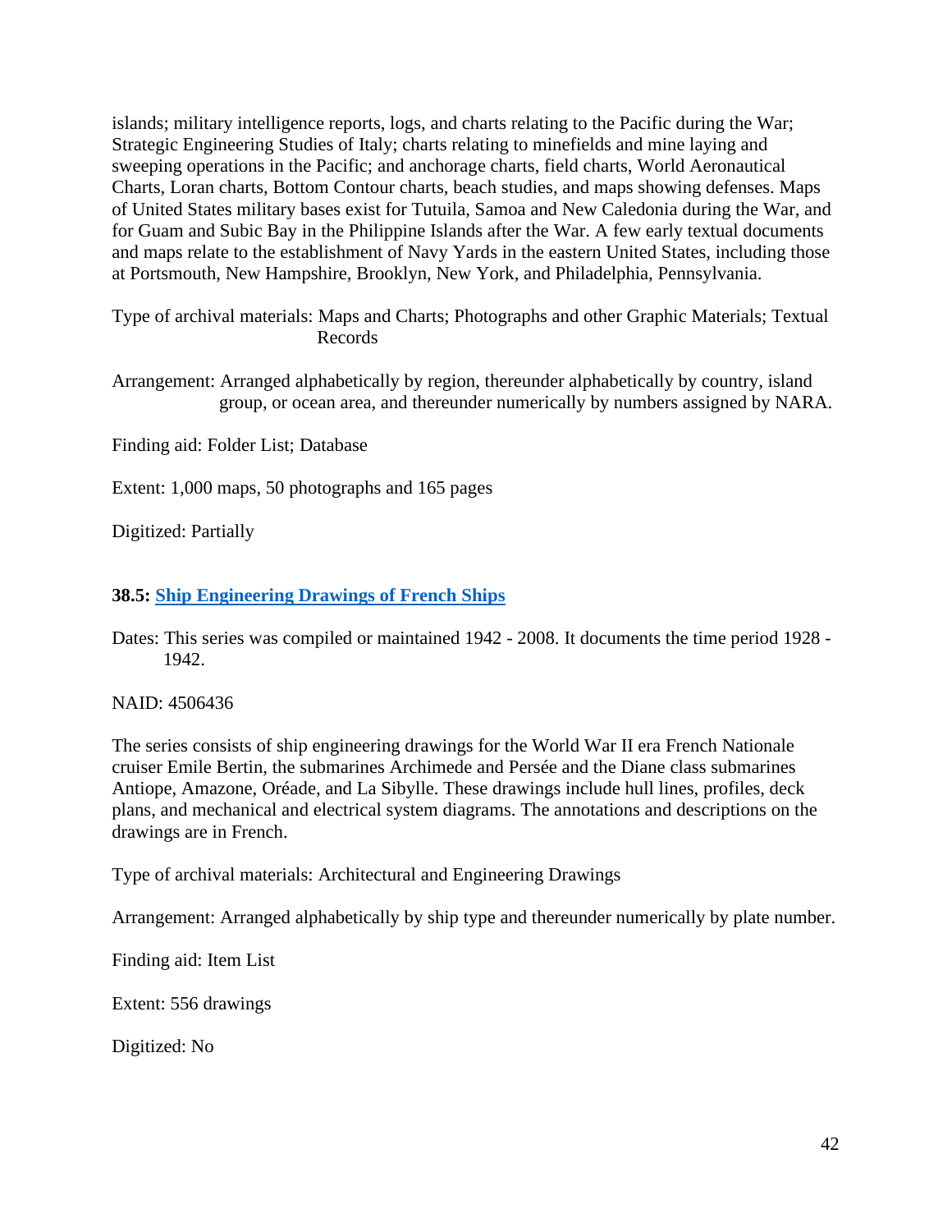islands; military intelligence reports, logs, and charts relating to the Pacific during the War; Strategic Engineering Studies of Italy; charts relating to minefields and mine laying and sweeping operations in the Pacific; and anchorage charts, field charts, World Aeronautical Charts, Loran charts, Bottom Contour charts, beach studies, and maps showing defenses. Maps of United States military bases exist for Tutuila, Samoa and New Caledonia during the War, and for Guam and Subic Bay in the Philippine Islands after the War. A few early textual documents and maps relate to the establishment of Navy Yards in the eastern United States, including those at Portsmouth, New Hampshire, Brooklyn, New York, and Philadelphia, Pennsylvania.

Type of archival materials: Maps and Charts; Photographs and other Graphic Materials; Textual Records

Arrangement: Arranged alphabetically by region, thereunder alphabetically by country, island group, or ocean area, and thereunder numerically by numbers assigned by NARA.

Finding aid: Folder List; Database

Extent: 1,000 maps, 50 photographs and 165 pages

Digitized: Partially

### 38.5: Ship Engineering Drawings of French Ships

Dates: This series was compiled or maintained 1942 - 2008. It documents the time period 1928 - 1942.

NAID: 4506436

The series consists of ship engineering drawings for the World War II era French Nationale cruiser Emile Bertin, the submarines Archimede and Persée and the Diane class submarines Antiope, Amazone, Oréade, and La Sibylle. These drawings include hull lines, profiles, deck plans, and mechanical and electrical system diagrams. The annotations and descriptions on the drawings are in French.

Type of archival materials: Architectural and Engineering Drawings

Arrangement: Arranged alphabetically by ship type and thereunder numerically by plate number.

Finding aid: Item List

Extent: 556 drawings

Digitized: No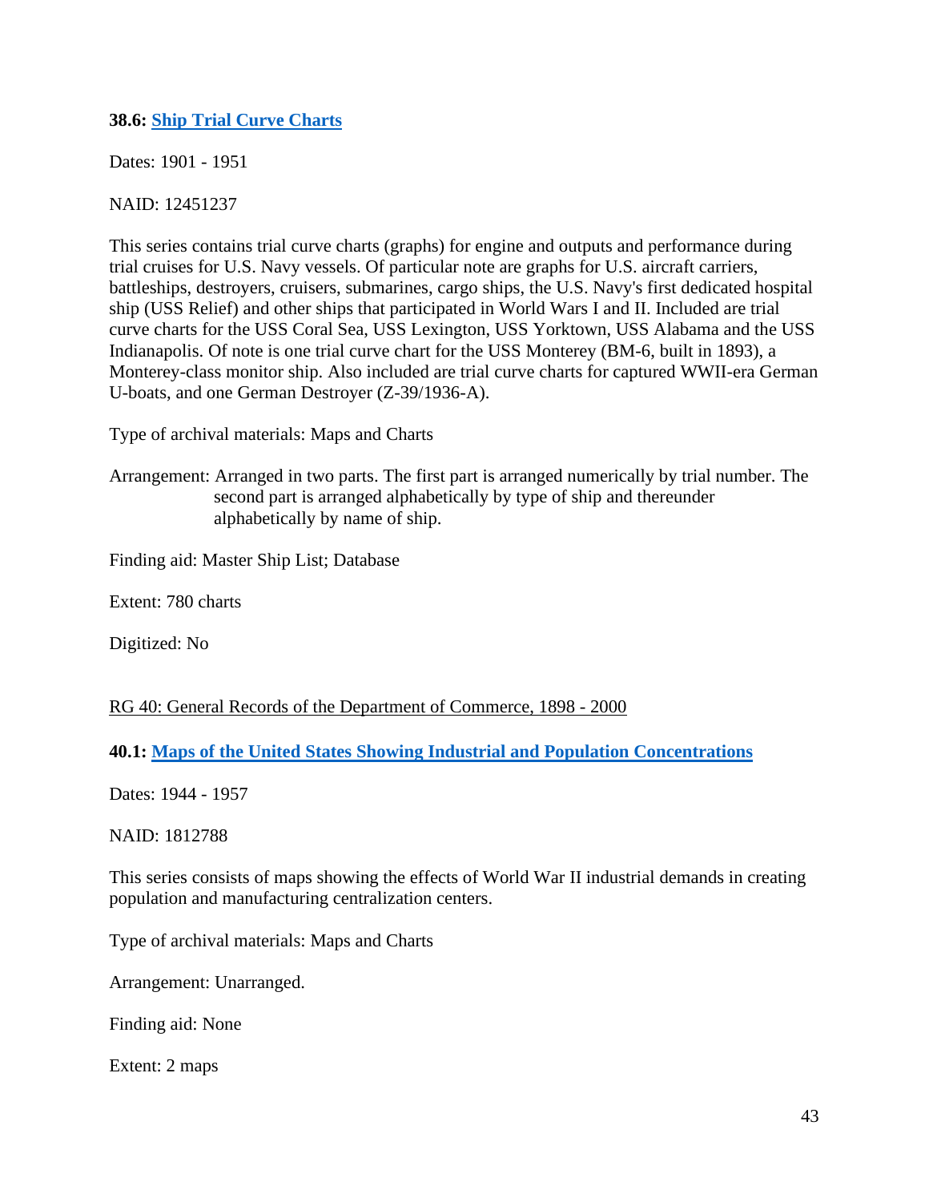**38.6: Ship Trial Curve Charts**

Dates: 1901 - 1951

NAID: 12451237

This series contains trial curve charts (graphs) for engine and outputs and performance during trial cruises for U.S. Navy vessels. Of particular note are graphs for U.S. aircraft carriers, battleships, destroyers, cruisers, submarines, cargo ships, the U.S. Navy's first dedicated hospital ship (USS Relief) and other ships that participated in World Wars I and II. Included are trial curve charts for the USS Coral Sea, USS Lexington, USS Yorktown, USS Alabama and the USS Indianapolis. Of note is one trial curve chart for the USS Monterey (BM-6, built in 1893), a Monterey-class monitor ship. Also included are trial curve charts for captured WWII-era German U-boats, and one German Destroyer (Z-39/1936-A).

Type of archival materials: Maps and Charts

Arrangement: Arranged in two parts. The first part is arranged numerically by trial number. The second part is arranged alphabetically by type of ship and thereunder alphabetically by name of ship.

Finding aid: Master Ship List; Database

Extent: 780 charts

Digitized: No

RG 40: General Records of the Department of Commerce, 1898 - 2000

**40.1: Maps of the United States Showing Industrial and Population Concentrations**

Dates: 1944 - 1957

NAID: 1812788

This series consists of maps showing the effects of World War II industrial demands in creating population and manufacturing centralization centers.

Type of archival materials: Maps and Charts

Arrangement: Unarranged.

Finding aid: None

Extent: 2 maps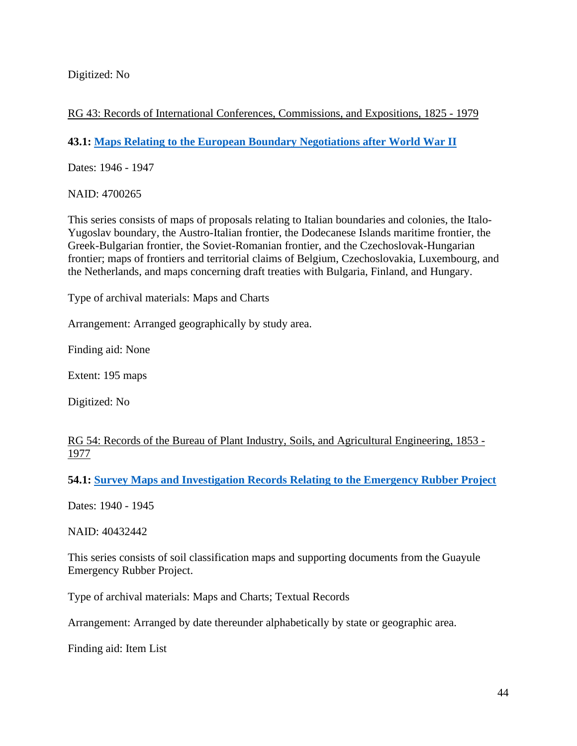Digitized: No

RG 43: Records of International Conferences, Commissions, and Expositions, 1825 - 1979

**43.1: Maps Relating to the European Boundary Negotiations after World War II**

Dates: 1946 - 1947

NAID: 4700265

This series consists of maps of proposals relating to Italian boundaries and colonies, the Italo-Yugoslav boundary, the Austro-Italian frontier, the Dodecanese Islands maritime frontier, the Greek-Bulgarian frontier, the Soviet-Romanian frontier, and the Czechoslovak-Hungarian frontier; maps of frontiers and territorial claims of Belgium, Czechoslovakia, Luxembourg, and the Netherlands, and maps concerning draft treaties with Bulgaria, Finland, and Hungary.

Type of archival materials: Maps and Charts

Arrangement: Arranged geographically by study area.

Finding aid: None

Extent: 195 maps

Digitized: No

RG 54: Records of the Bureau of Plant Industry, Soils, and Agricultural Engineering, 1853 - 1977

**54.1: Survey Maps and Investigation Records Relating to the Emergency Rubber Project**

Dates: 1940 - 1945

NAID: 40432442

This series consists of soil classification maps and supporting documents from the Guayule Emergency Rubber Project.

Type of archival materials: Maps and Charts; Textual Records

Arrangement: Arranged by date thereunder alphabetically by state or geographic area.

Finding aid: Item List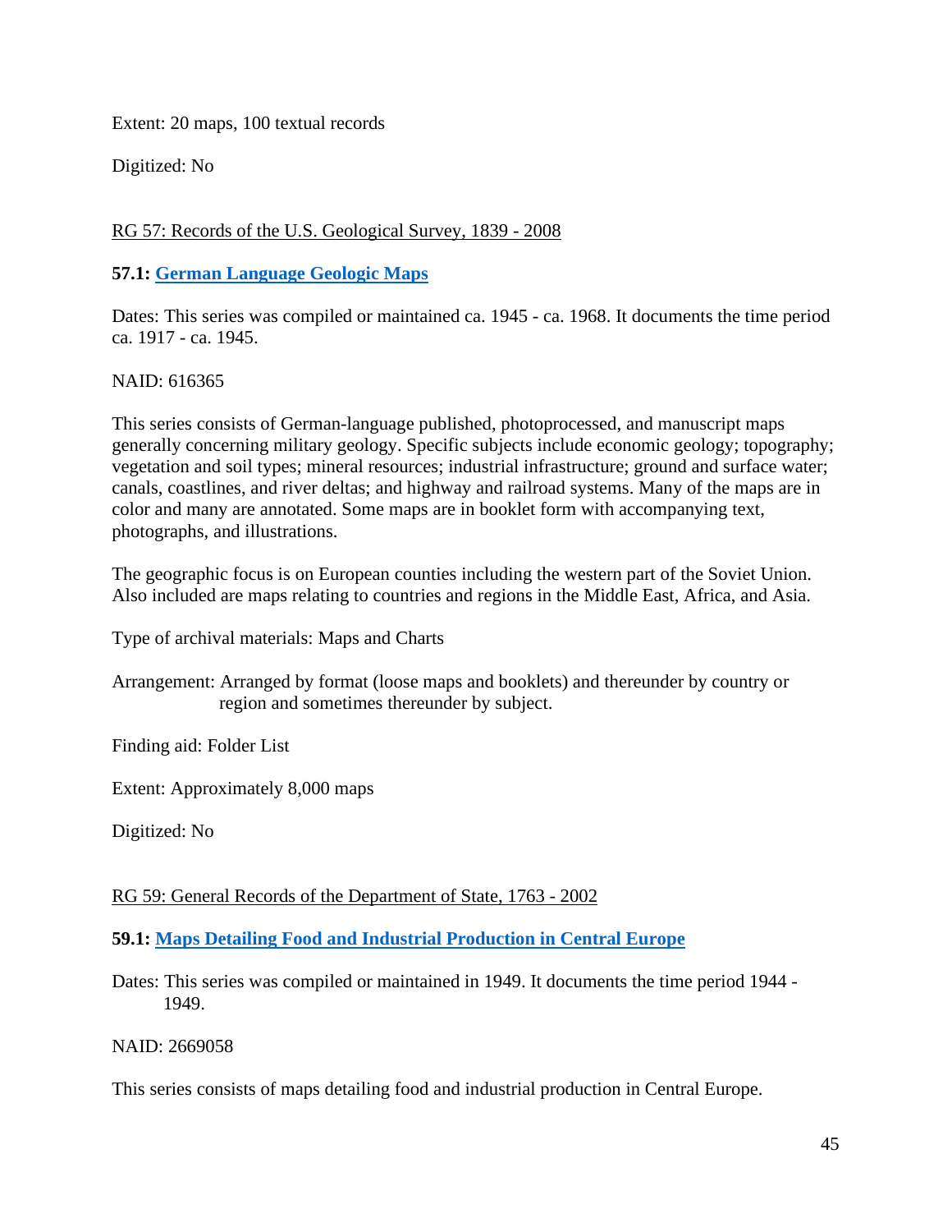Extent: 20 maps, 100 textual records

Digitized: No

RG 57: Records of the U.S. Geological Survey, 1839 - 2008

**57.1: German Language Geologic Maps**

Dates: This series was compiled or maintained ca. 1945 - ca. 1968. It documents the time period ca. 1917 - ca. 1945.

NAID: 616365

This series consists of German-language published, photoprocessed, and manuscript maps generally concerning military geology. Specific subjects include economic geology; topography; vegetation and soil types; mineral resources; industrial infrastructure; ground and surface water; canals, coastlines, and river deltas; and highway and railroad systems. Many of the maps are in color and many are annotated. Some maps are in booklet form with accompanying text, photographs, and illustrations.

The geographic focus is on European counties including the western part of the Soviet Union. Also included are maps relating to countries and regions in the Middle East, Africa, and Asia.

Type of archival materials: Maps and Charts

Arrangement: Arranged by format (loose maps and booklets) and thereunder by country or region and sometimes thereunder by subject.

Finding aid: Folder List

Extent: Approximately 8,000 maps

Digitized: No

RG 59: General Records of the Department of State, 1763 - 2002

**59.1: Maps Detailing Food and Industrial Production in Central Europe**

Dates: This series was compiled or maintained in 1949. It documents the time period 1944 - 1949.

NAID: 2669058

This series consists of maps detailing food and industrial production in Central Europe.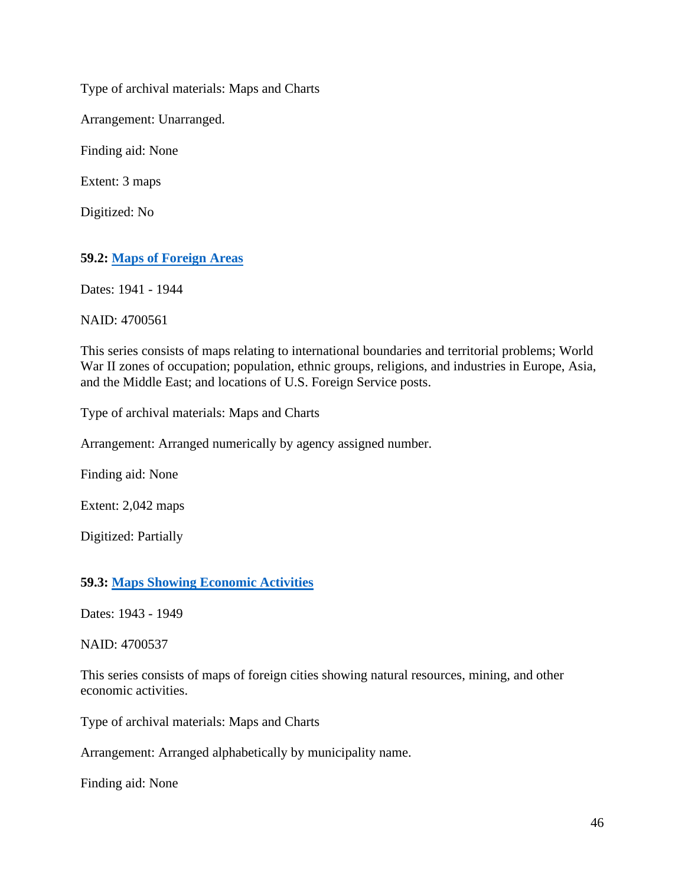Type of archival materials: Maps and Charts

Arrangement: Unarranged.

Finding aid: None

Extent: 3 maps

Digitized: No

**59.2: Maps of Foreign Areas**

Dates: 1941 - 1944

NAID: 4700561

This series consists of maps relating to international boundaries and territorial problems; World War II zones of occupation; population, ethnic groups, religions, and industries in Europe, Asia, and the Middle East; and locations of U.S. Foreign Service posts.

Type of archival materials: Maps and Charts

Arrangement: Arranged numerically by agency assigned number.

Finding aid: None

Extent: 2,042 maps

Digitized: Partially

**59.3: Maps Showing Economic Activities**

Dates: 1943 - 1949

NAID: 4700537

This series consists of maps of foreign cities showing natural resources, mining, and other economic activities.

Type of archival materials: Maps and Charts

Arrangement: Arranged alphabetically by municipality name.

Finding aid: None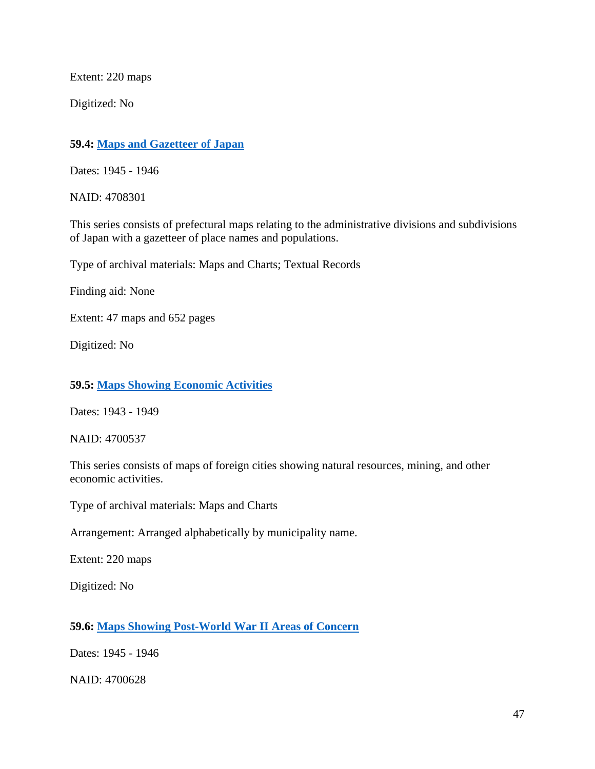Extent: 220 maps

Digitized: No

**59.4: [Maps and Gazetteer of Japan]()**

Dates: 1945 - 1946

NAID: 4708301

This series consists of prefectural maps relating to the administrative divisions and subdivisions of Japan with a gazetteer of place names and populations.

Type of archival materials: Maps and Charts; Textual Records

Finding aid: None

Extent: 47 maps and 652 pages

Digitized: No

**59.5: [Maps Showing Economic Activities]()**

Dates: 1943 - 1949

NAID: 4700537

This series consists of maps of foreign cities showing natural resources, mining, and other economic activities.

Type of archival materials: Maps and Charts

Arrangement: Arranged alphabetically by municipality name.

Extent: 220 maps

Digitized: No

**59.6: [Maps Showing Post-World War II Areas of Concern]()**

Dates: 1945 - 1946

NAID: 4700628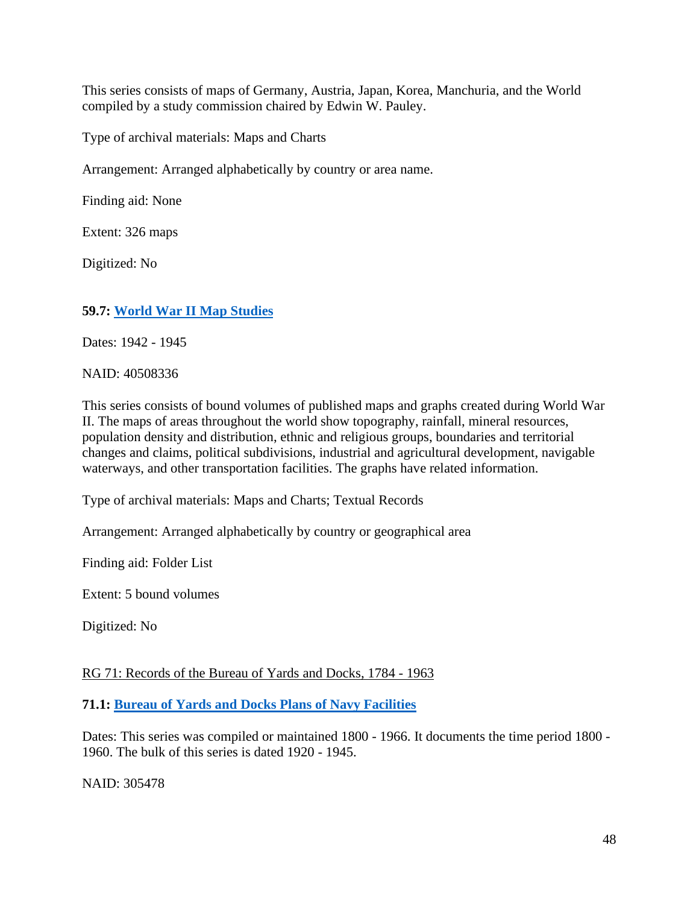This series consists of maps of Germany, Austria, Japan, Korea, Manchuria, and the World compiled by a study commission chaired by Edwin W. Pauley.

Type of archival materials: Maps and Charts

Arrangement: Arranged alphabetically by country or area name.

Finding aid: None

Extent: 326 maps

Digitized: No

**59.7: World War II Map Studies**

Dates: 1942 - 1945

NAID: 40508336

This series consists of bound volumes of published maps and graphs created during World War II. The maps of areas throughout the world show topography, rainfall, mineral resources, population density and distribution, ethnic and religious groups, boundaries and territorial changes and claims, political subdivisions, industrial and agricultural development, navigable waterways, and other transportation facilities. The graphs have related information.

Type of archival materials: Maps and Charts; Textual Records

Arrangement: Arranged alphabetically by country or geographical area

Finding aid: Folder List

Extent: 5 bound volumes

Digitized: No

RG 71: Records of the Bureau of Yards and Docks, 1784 - 1963

**71.1: Bureau of Yards and Docks Plans of Navy Facilities**

Dates: This series was compiled or maintained 1800 - 1966. It documents the time period 1800 - 1960. The bulk of this series is dated 1920 - 1945.

NAID: 305478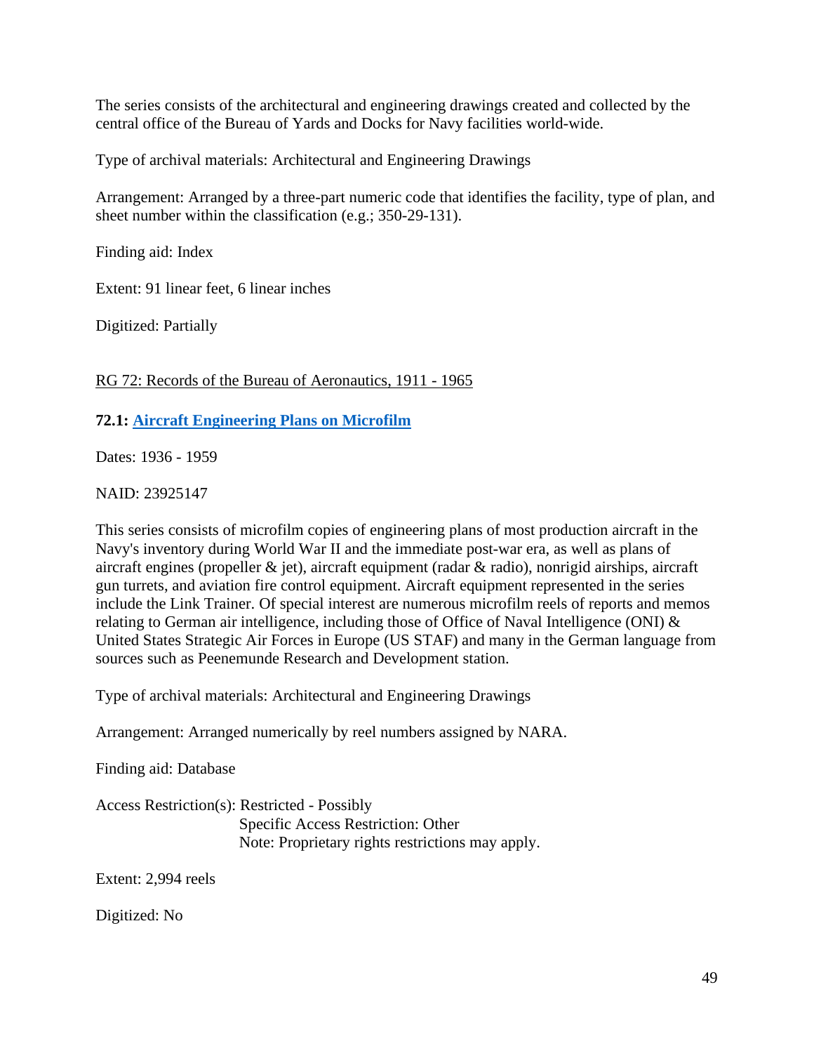The series consists of the architectural and engineering drawings created and collected by the central office of the Bureau of Yards and Docks for Navy facilities world-wide.

Type of archival materials: Architectural and Engineering Drawings

Arrangement: Arranged by a three-part numeric code that identifies the facility, type of plan, and sheet number within the classification (e.g.; 350-29-131).

Finding aid: Index

Extent: 91 linear feet, 6 linear inches

Digitized: Partially

RG 72: Records of the Bureau of Aeronautics, 1911 - 1965

**72.1: Aircraft Engineering Plans on Microfilm**

Dates: 1936 - 1959

NAID: 23925147

This series consists of microfilm copies of engineering plans of most production aircraft in the Navy's inventory during World War II and the immediate post-war era, as well as plans of aircraft engines (propeller & jet), aircraft equipment (radar & radio), nonrigid airships, aircraft gun turrets, and aviation fire control equipment. Aircraft equipment represented in the series include the Link Trainer. Of special interest are numerous microfilm reels of reports and memos relating to German air intelligence, including those of Office of Naval Intelligence (ONI) & United States Strategic Air Forces in Europe (US STAF) and many in the German language from sources such as Peenemunde Research and Development station.

Type of archival materials: Architectural and Engineering Drawings

Arrangement: Arranged numerically by reel numbers assigned by NARA.

Finding aid: Database

Access Restriction(s): Restricted - Possibly
Specific Access Restriction: Other
Note: Proprietary rights restrictions may apply.

Extent: 2,994 reels

Digitized: No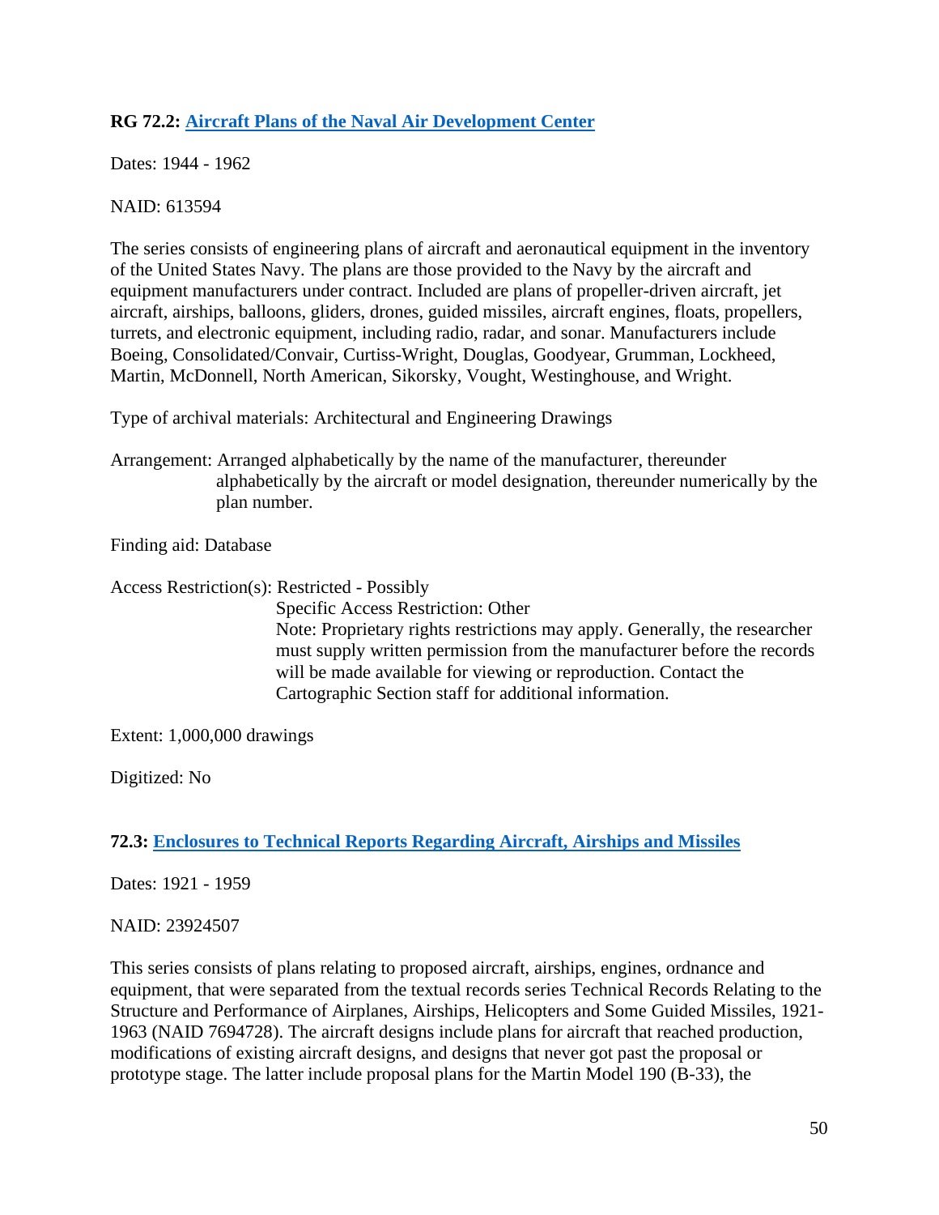**RG 72.2: [Aircraft Plans of the Naval Air Development Center]()**

Dates: 1944 - 1962

NAID: 613594

The series consists of engineering plans of aircraft and aeronautical equipment in the inventory of the United States Navy. The plans are those provided to the Navy by the aircraft and equipment manufacturers under contract. Included are plans of propeller-driven aircraft, jet aircraft, airships, balloons, gliders, drones, guided missiles, aircraft engines, floats, propellers, turrets, and electronic equipment, including radio, radar, and sonar. Manufacturers include Boeing, Consolidated/Convair, Curtiss-Wright, Douglas, Goodyear, Grumman, Lockheed, Martin, McDonnell, North American, Sikorsky, Vought, Westinghouse, and Wright.

Type of archival materials: Architectural and Engineering Drawings

Arrangement: Arranged alphabetically by the name of the manufacturer, thereunder alphabetically by the aircraft or model designation, thereunder numerically by the plan number.

Finding aid: Database

Access Restriction(s): Restricted - Possibly
Specific Access Restriction: Other
Note: Proprietary rights restrictions may apply. Generally, the researcher must supply written permission from the manufacturer before the records will be made available for viewing or reproduction. Contact the Cartographic Section staff for additional information.

Extent: 1,000,000 drawings

Digitized: No

**72.3: [Enclosures to Technical Reports Regarding Aircraft, Airships and Missiles]()**

Dates: 1921 - 1959

NAID: 23924507

This series consists of plans relating to proposed aircraft, airships, engines, ordnance and equipment, that were separated from the textual records series Technical Records Relating to the Structure and Performance of Airplanes, Airships, Helicopters and Some Guided Missiles, 1921-1963 (NAID 7694728). The aircraft designs include plans for aircraft that reached production, modifications of existing aircraft designs, and designs that never got past the proposal or prototype stage. The latter include proposal plans for the Martin Model 190 (B-33), the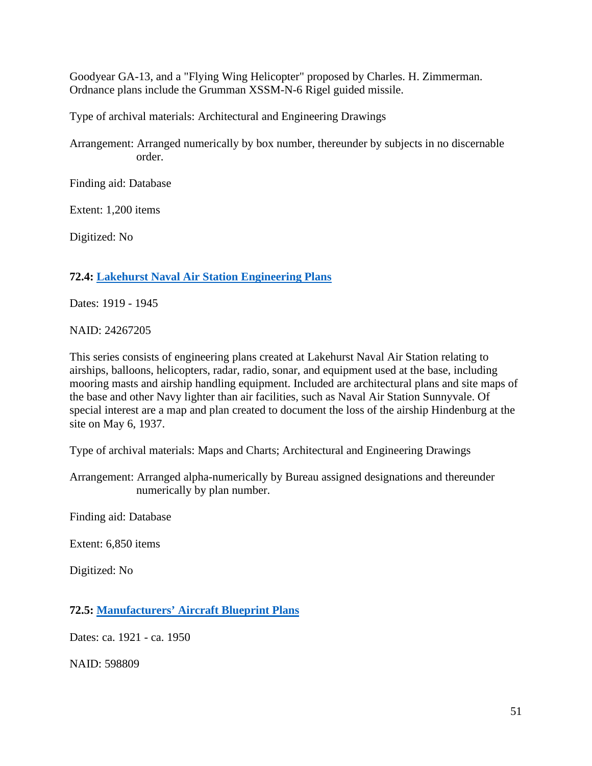Goodyear GA-13, and a "Flying Wing Helicopter" proposed by Charles. H. Zimmerman. Ordnance plans include the Grumman XSSM-N-6 Rigel guided missile.

Type of archival materials: Architectural and Engineering Drawings

Arrangement: Arranged numerically by box number, thereunder by subjects in no discernable order.

Finding aid: Database

Extent: 1,200 items

Digitized: No

### 72.4: Lakehurst Naval Air Station Engineering Plans

Dates: 1919 - 1945

NAID: 24267205

This series consists of engineering plans created at Lakehurst Naval Air Station relating to airships, balloons, helicopters, radar, radio, sonar, and equipment used at the base, including mooring masts and airship handling equipment. Included are architectural plans and site maps of the base and other Navy lighter than air facilities, such as Naval Air Station Sunnyvale. Of special interest are a map and plan created to document the loss of the airship Hindenburg at the site on May 6, 1937.

Type of archival materials: Maps and Charts; Architectural and Engineering Drawings

Arrangement: Arranged alpha-numerically by Bureau assigned designations and thereunder numerically by plan number.

Finding aid: Database

Extent: 6,850 items

Digitized: No

### 72.5: Manufacturers' Aircraft Blueprint Plans

Dates: ca. 1921 - ca. 1950

NAID: 598809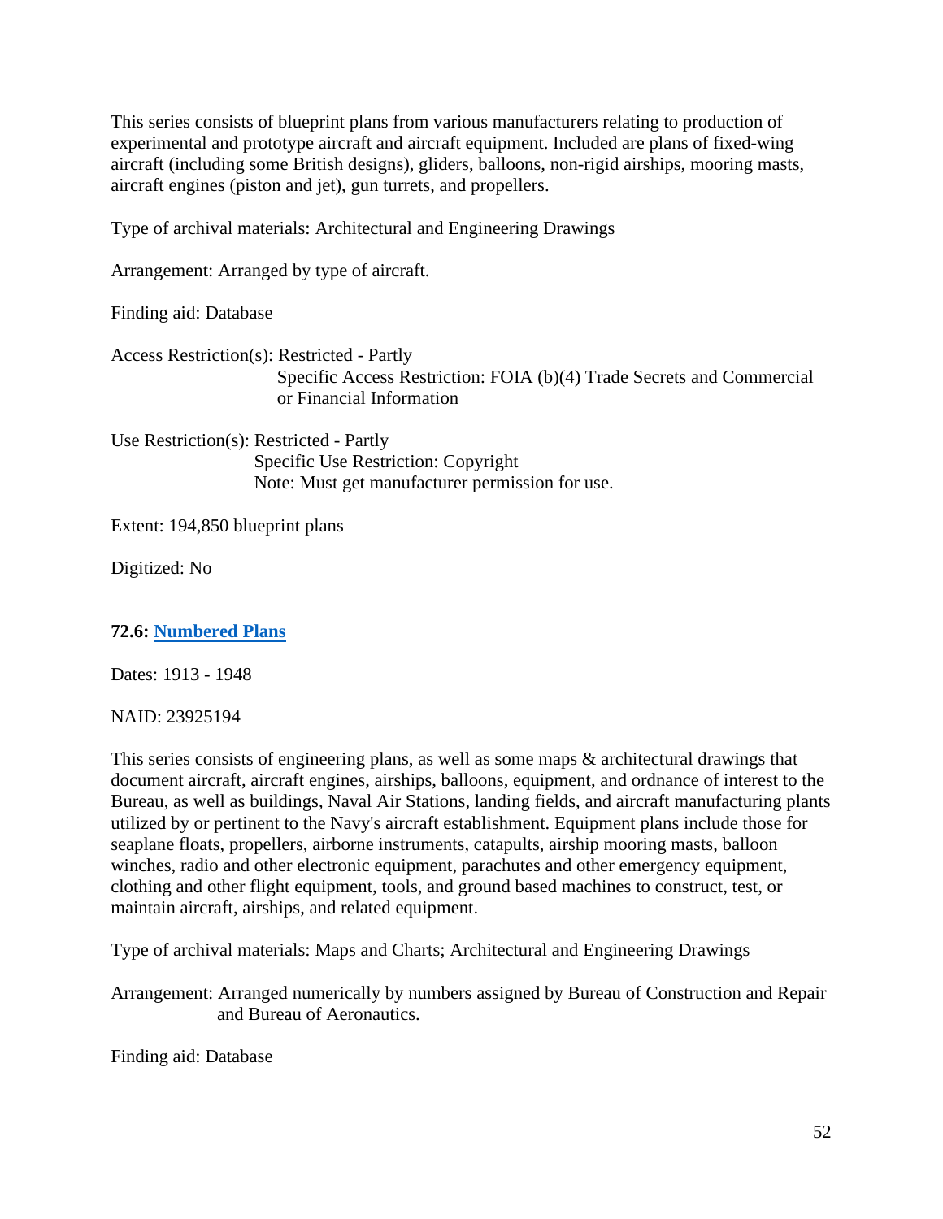This series consists of blueprint plans from various manufacturers relating to production of experimental and prototype aircraft and aircraft equipment. Included are plans of fixed-wing aircraft (including some British designs), gliders, balloons, non-rigid airships, mooring masts, aircraft engines (piston and jet), gun turrets, and propellers.

Type of archival materials: Architectural and Engineering Drawings

Arrangement: Arranged by type of aircraft.

Finding aid: Database

Access Restriction(s): Restricted - Partly
Specific Access Restriction: FOIA (b)(4) Trade Secrets and Commercial or Financial Information

Use Restriction(s): Restricted - Partly
Specific Use Restriction: Copyright
Note: Must get manufacturer permission for use.

Extent: 194,850 blueprint plans

Digitized: No

**72.6: Numbered Plans**

Dates: 1913 - 1948

NAID: 23925194

This series consists of engineering plans, as well as some maps & architectural drawings that document aircraft, aircraft engines, airships, balloons, equipment, and ordnance of interest to the Bureau, as well as buildings, Naval Air Stations, landing fields, and aircraft manufacturing plants utilized by or pertinent to the Navy's aircraft establishment. Equipment plans include those for seaplane floats, propellers, airborne instruments, catapults, airship mooring masts, balloon winches, radio and other electronic equipment, parachutes and other emergency equipment, clothing and other flight equipment, tools, and ground based machines to construct, test, or maintain aircraft, airships, and related equipment.

Type of archival materials: Maps and Charts; Architectural and Engineering Drawings

Arrangement: Arranged numerically by numbers assigned by Bureau of Construction and Repair and Bureau of Aeronautics.

Finding aid: Database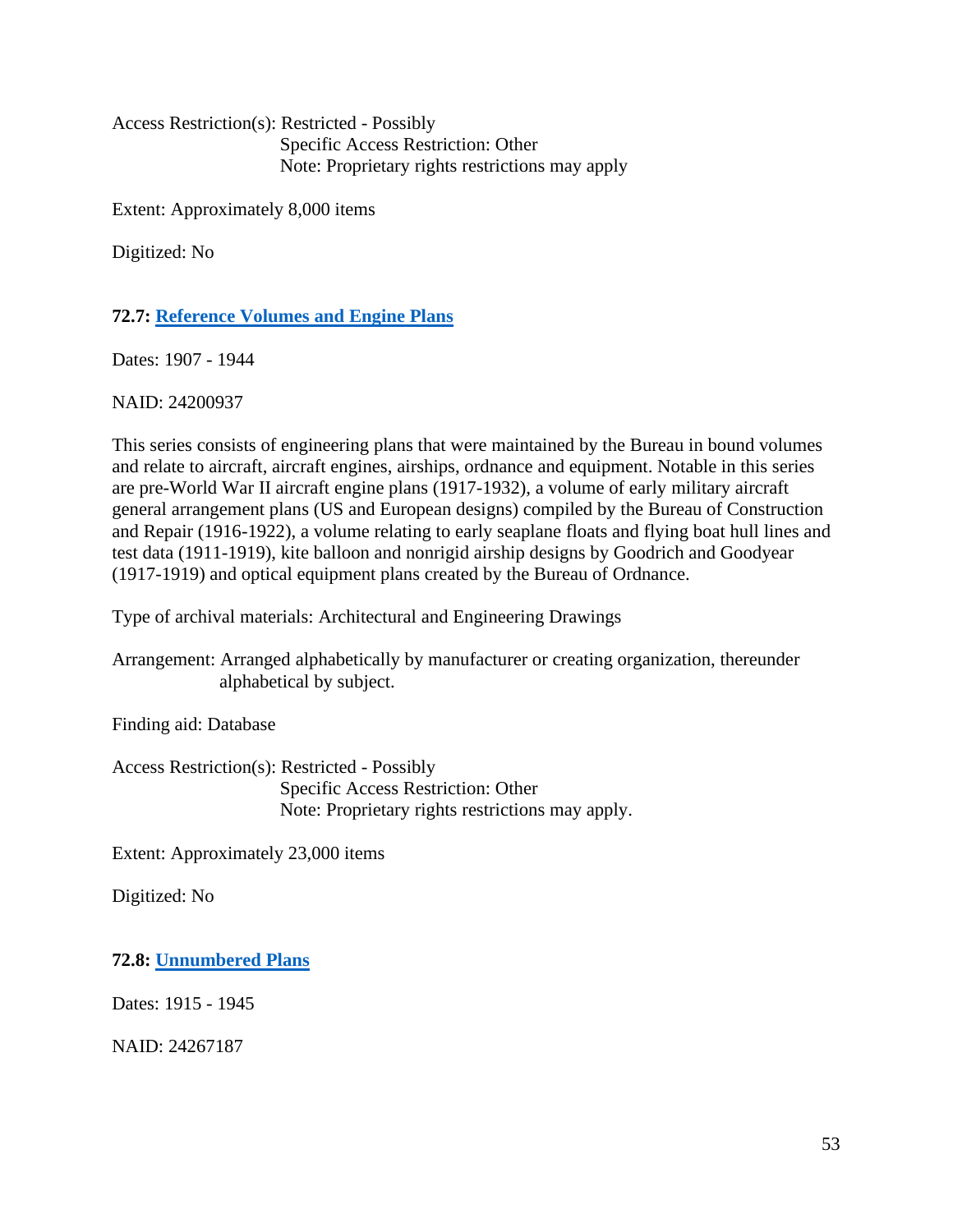Access Restriction(s): Restricted - Possibly
Specific Access Restriction: Other
Note: Proprietary rights restrictions may apply

Extent: Approximately 8,000 items

Digitized: No

**72.7: Reference Volumes and Engine Plans**

Dates: 1907 - 1944

NAID: 24200937

This series consists of engineering plans that were maintained by the Bureau in bound volumes and relate to aircraft, aircraft engines, airships, ordnance and equipment. Notable in this series are pre-World War II aircraft engine plans (1917-1932), a volume of early military aircraft general arrangement plans (US and European designs) compiled by the Bureau of Construction and Repair (1916-1922), a volume relating to early seaplane floats and flying boat hull lines and test data (1911-1919), kite balloon and nonrigid airship designs by Goodrich and Goodyear (1917-1919) and optical equipment plans created by the Bureau of Ordnance.

Type of archival materials: Architectural and Engineering Drawings

Arrangement: Arranged alphabetically by manufacturer or creating organization, thereunder alphabetical by subject.

Finding aid: Database

Access Restriction(s): Restricted - Possibly
Specific Access Restriction: Other
Note: Proprietary rights restrictions may apply.

Extent: Approximately 23,000 items

Digitized: No

**72.8: Unnumbered Plans**

Dates: 1915 - 1945

NAID: 24267187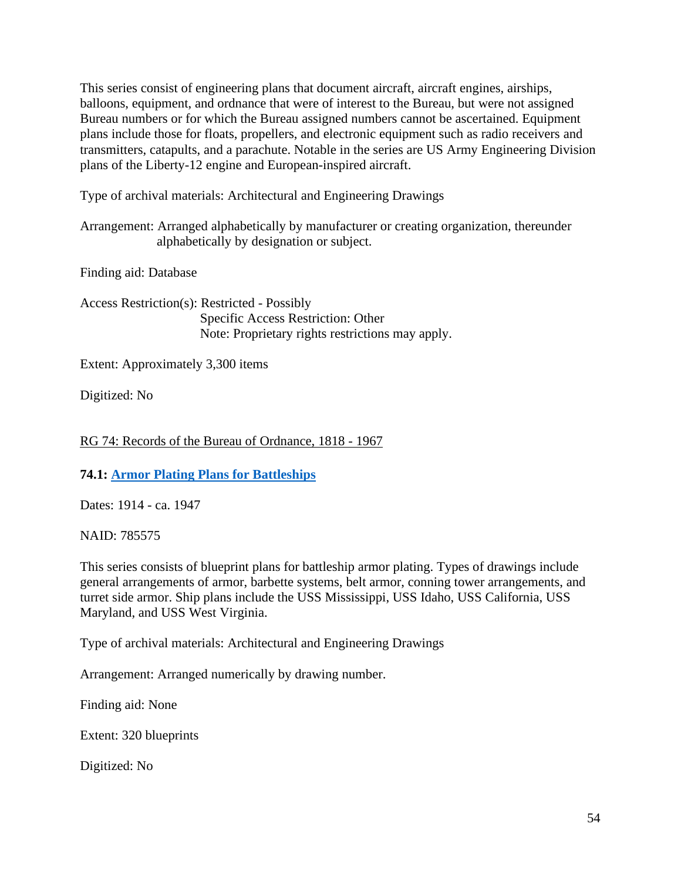This series consist of engineering plans that document aircraft, aircraft engines, airships, balloons, equipment, and ordnance that were of interest to the Bureau, but were not assigned Bureau numbers or for which the Bureau assigned numbers cannot be ascertained. Equipment plans include those for floats, propellers, and electronic equipment such as radio receivers and transmitters, catapults, and a parachute. Notable in the series are US Army Engineering Division plans of the Liberty-12 engine and European-inspired aircraft.

Type of archival materials: Architectural and Engineering Drawings

Arrangement: Arranged alphabetically by manufacturer or creating organization, thereunder alphabetically by designation or subject.

Finding aid: Database

Access Restriction(s): Restricted - Possibly
Specific Access Restriction: Other
Note: Proprietary rights restrictions may apply.

Extent: Approximately 3,300 items

Digitized: No

RG 74: Records of the Bureau of Ordnance, 1818 - 1967

**74.1: Armor Plating Plans for Battleships**

Dates: 1914 - ca. 1947

NAID: 785575

This series consists of blueprint plans for battleship armor plating. Types of drawings include general arrangements of armor, barbette systems, belt armor, conning tower arrangements, and turret side armor. Ship plans include the USS Mississippi, USS Idaho, USS California, USS Maryland, and USS West Virginia.

Type of archival materials: Architectural and Engineering Drawings

Arrangement: Arranged numerically by drawing number.

Finding aid: None

Extent: 320 blueprints

Digitized: No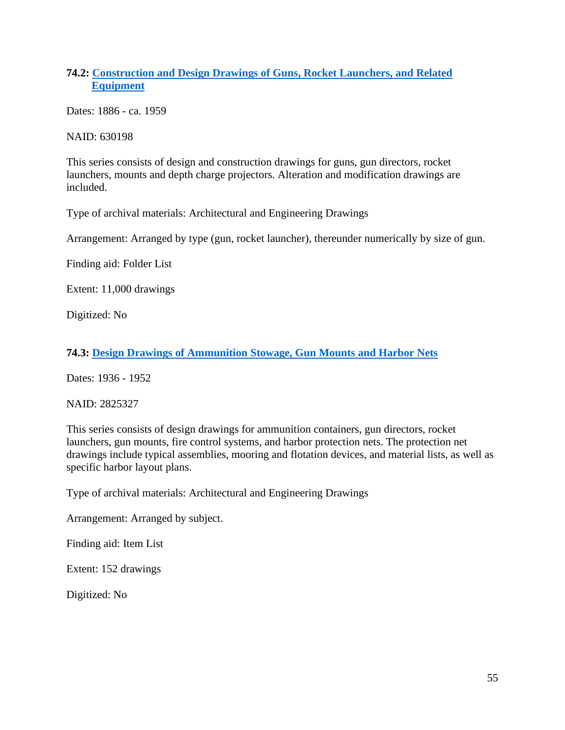### 74.2: [Construction and Design Drawings of Guns, Rocket Launchers, and Related Equipment]

Dates: 1886 - ca. 1959

NAID: 630198

This series consists of design and construction drawings for guns, gun directors, rocket launchers, mounts and depth charge projectors. Alteration and modification drawings are included.

Type of archival materials: Architectural and Engineering Drawings

Arrangement: Arranged by type (gun, rocket launcher), thereunder numerically by size of gun.

Finding aid: Folder List

Extent: 11,000 drawings

Digitized: No

### 74.3: [Design Drawings of Ammunition Stowage, Gun Mounts and Harbor Nets]

Dates: 1936 - 1952

NAID: 2825327

This series consists of design drawings for ammunition containers, gun directors, rocket launchers, gun mounts, fire control systems, and harbor protection nets. The protection net drawings include typical assemblies, mooring and flotation devices, and material lists, as well as specific harbor layout plans.

Type of archival materials: Architectural and Engineering Drawings

Arrangement: Arranged by subject.

Finding aid: Item List

Extent: 152 drawings

Digitized: No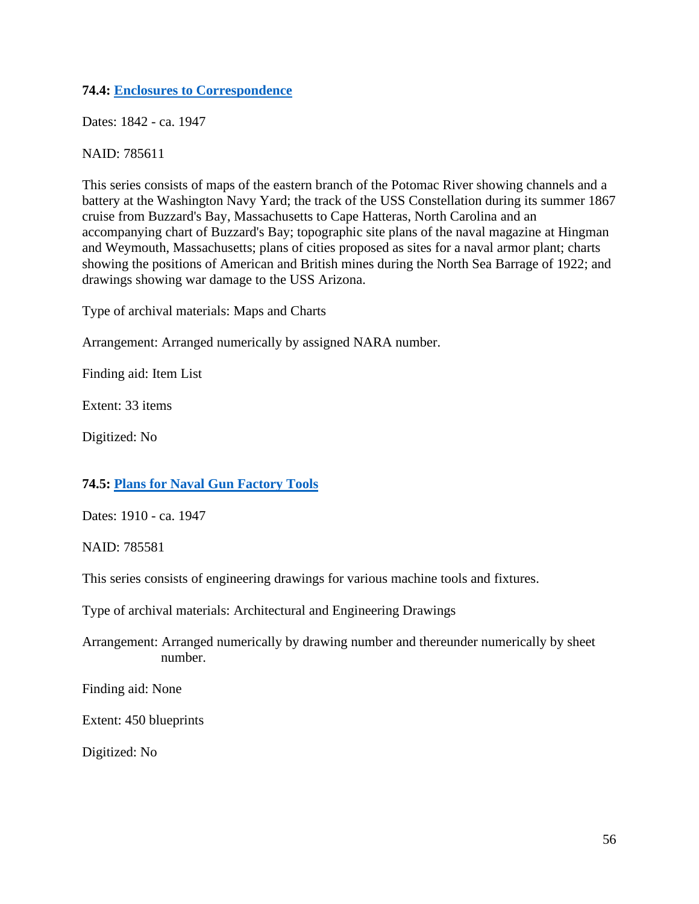### 74.4: Enclosures to Correspondence

Dates: 1842 - ca. 1947

NAID: 785611

This series consists of maps of the eastern branch of the Potomac River showing channels and a battery at the Washington Navy Yard; the track of the USS Constellation during its summer 1867 cruise from Buzzard's Bay, Massachusetts to Cape Hatteras, North Carolina and an accompanying chart of Buzzard's Bay; topographic site plans of the naval magazine at Hingman and Weymouth, Massachusetts; plans of cities proposed as sites for a naval armor plant; charts showing the positions of American and British mines during the North Sea Barrage of 1922; and drawings showing war damage to the USS Arizona.

Type of archival materials: Maps and Charts

Arrangement: Arranged numerically by assigned NARA number.

Finding aid: Item List

Extent: 33 items

Digitized: No

### 74.5: Plans for Naval Gun Factory Tools

Dates: 1910 - ca. 1947

NAID: 785581

This series consists of engineering drawings for various machine tools and fixtures.

Type of archival materials: Architectural and Engineering Drawings

Arrangement: Arranged numerically by drawing number and thereunder numerically by sheet number.

Finding aid: None

Extent: 450 blueprints

Digitized: No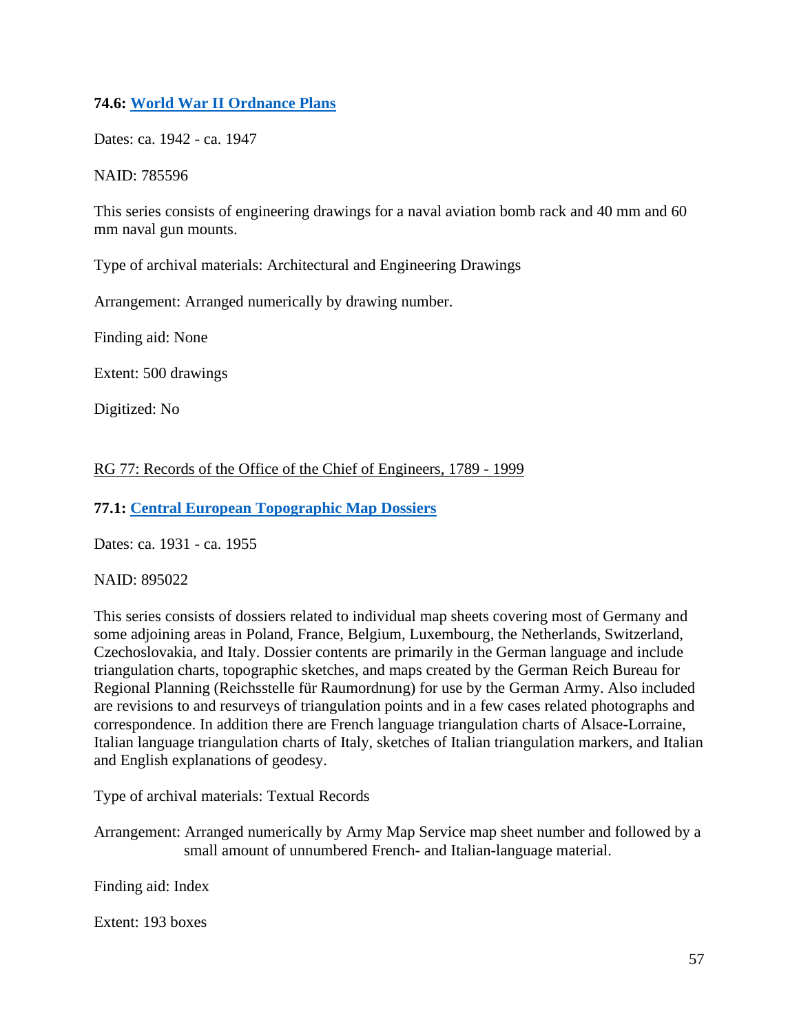**74.6: [World War II Ordnance Plans]**

Dates: ca. 1942 - ca. 1947

NAID: 785596

This series consists of engineering drawings for a naval aviation bomb rack and 40 mm and 60 mm naval gun mounts.

Type of archival materials: Architectural and Engineering Drawings

Arrangement: Arranged numerically by drawing number.

Finding aid: None

Extent: 500 drawings

Digitized: No

RG 77: Records of the Office of the Chief of Engineers, 1789 - 1999

**77.1: [Central European Topographic Map Dossiers]**

Dates: ca. 1931 - ca. 1955

NAID: 895022

This series consists of dossiers related to individual map sheets covering most of Germany and some adjoining areas in Poland, France, Belgium, Luxembourg, the Netherlands, Switzerland, Czechoslovakia, and Italy. Dossier contents are primarily in the German language and include triangulation charts, topographic sketches, and maps created by the German Reich Bureau for Regional Planning (Reichsstelle für Raumordnung) for use by the German Army. Also included are revisions to and resurveys of triangulation points and in a few cases related photographs and correspondence. In addition there are French language triangulation charts of Alsace-Lorraine, Italian language triangulation charts of Italy, sketches of Italian triangulation markers, and Italian and English explanations of geodesy.

Type of archival materials: Textual Records

Arrangement: Arranged numerically by Army Map Service map sheet number and followed by a small amount of unnumbered French- and Italian-language material.

Finding aid: Index

Extent: 193 boxes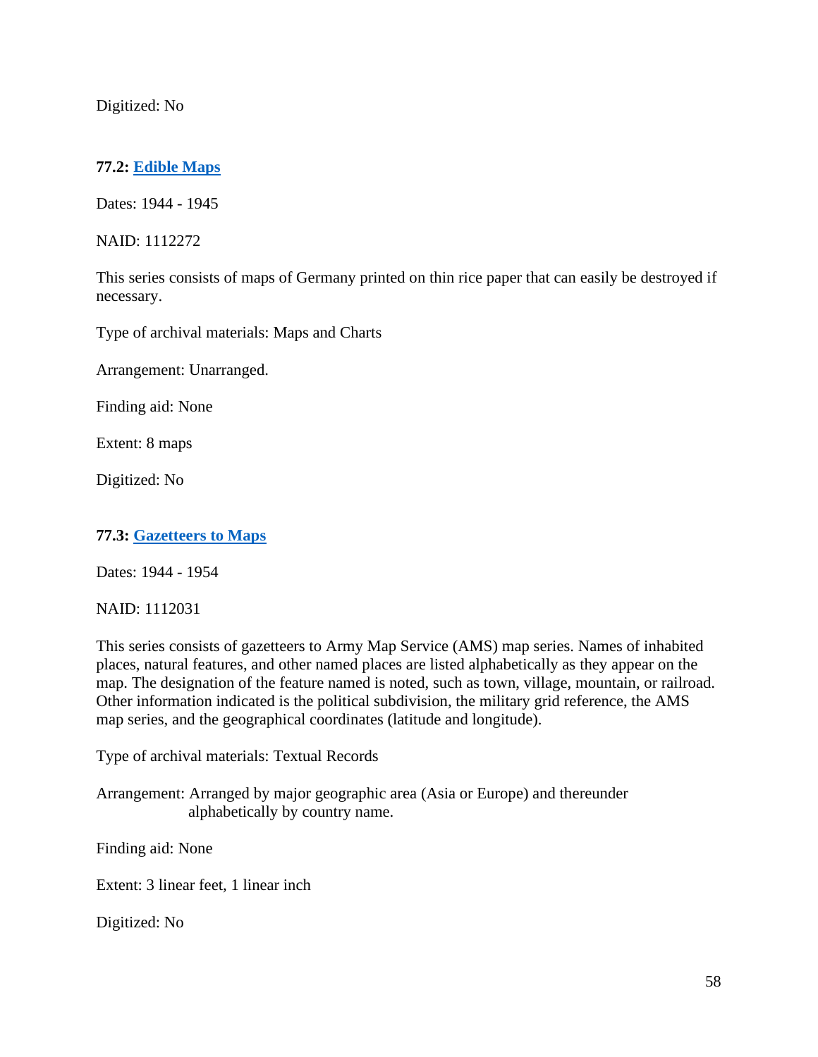Digitized: No

**77.2: [Edible Maps]()**

Dates: 1944 - 1945

NAID: 1112272

This series consists of maps of Germany printed on thin rice paper that can easily be destroyed if necessary.

Type of archival materials: Maps and Charts

Arrangement: Unarranged.

Finding aid: None

Extent: 8 maps

Digitized: No

**77.3: [Gazetteers to Maps]()**

Dates: 1944 - 1954

NAID: 1112031

This series consists of gazetteers to Army Map Service (AMS) map series. Names of inhabited places, natural features, and other named places are listed alphabetically as they appear on the map. The designation of the feature named is noted, such as town, village, mountain, or railroad. Other information indicated is the political subdivision, the military grid reference, the AMS map series, and the geographical coordinates (latitude and longitude).

Type of archival materials: Textual Records

Arrangement: Arranged by major geographic area (Asia or Europe) and thereunder alphabetically by country name.

Finding aid: None

Extent: 3 linear feet, 1 linear inch

Digitized: No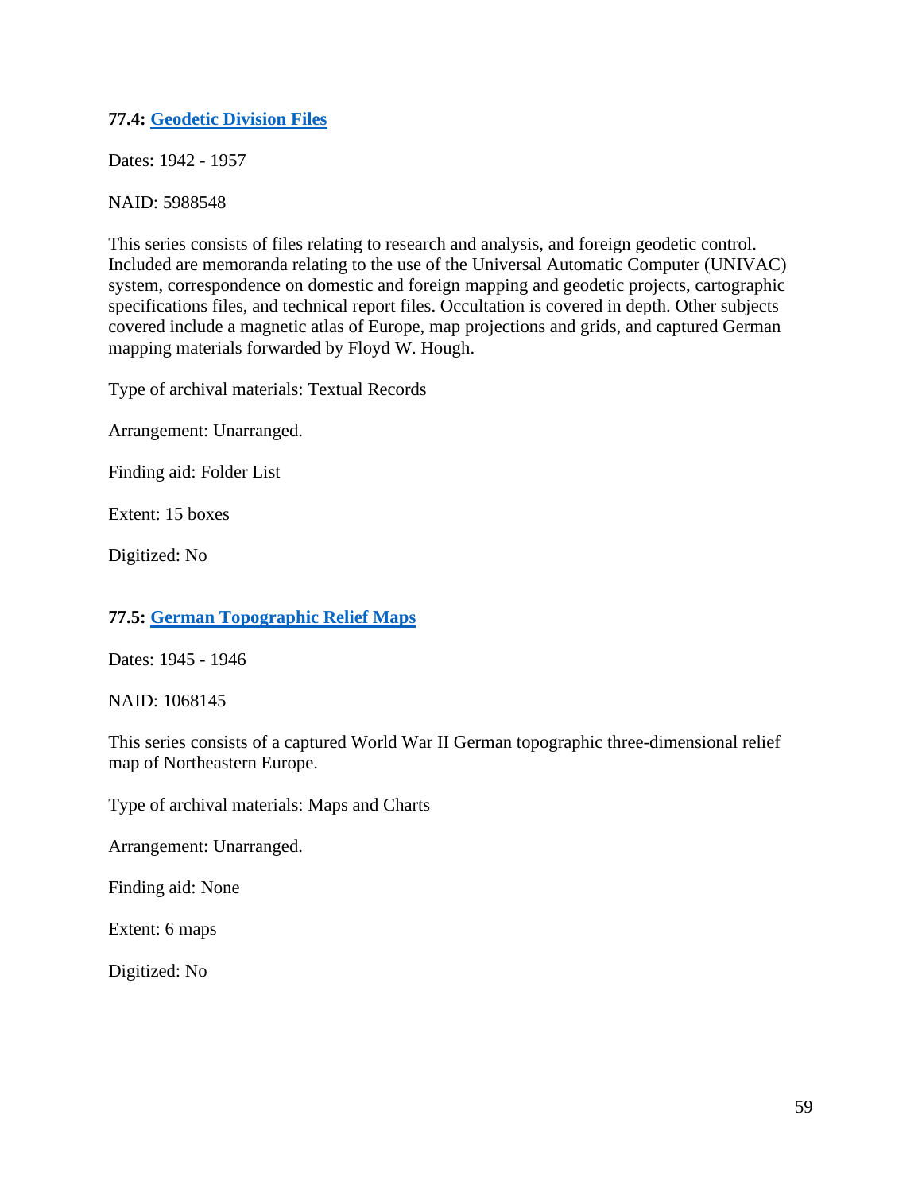### 77.4: [Geodetic Division Files]

Dates: 1942 - 1957

NAID: 5988548

This series consists of files relating to research and analysis, and foreign geodetic control. Included are memoranda relating to the use of the Universal Automatic Computer (UNIVAC) system, correspondence on domestic and foreign mapping and geodetic projects, cartographic specifications files, and technical report files. Occultation is covered in depth. Other subjects covered include a magnetic atlas of Europe, map projections and grids, and captured German mapping materials forwarded by Floyd W. Hough.

Type of archival materials: Textual Records

Arrangement: Unarranged.

Finding aid: Folder List

Extent: 15 boxes

Digitized: No

### 77.5: [German Topographic Relief Maps]

Dates: 1945 - 1946

NAID: 1068145

This series consists of a captured World War II German topographic three-dimensional relief map of Northeastern Europe.

Type of archival materials: Maps and Charts

Arrangement: Unarranged.

Finding aid: None

Extent: 6 maps

Digitized: No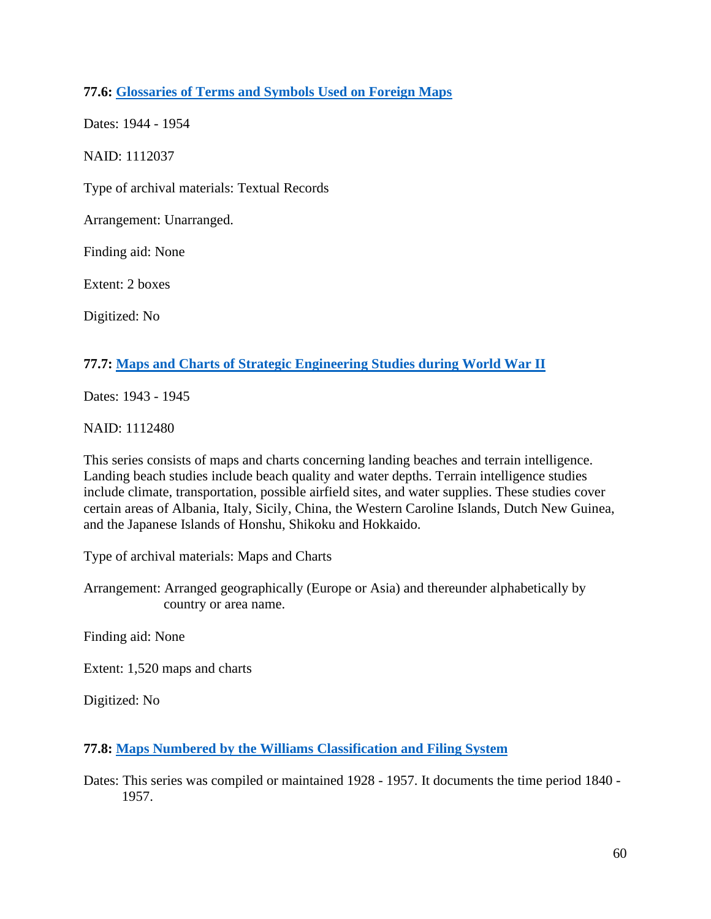**77.6: [Glossaries of Terms and Symbols Used on Foreign Maps]()**

Dates: 1944 - 1954

NAID: 1112037

Type of archival materials: Textual Records

Arrangement: Unarranged.

Finding aid: None

Extent: 2 boxes

Digitized: No

**77.7: [Maps and Charts of Strategic Engineering Studies during World War II]()**

Dates: 1943 - 1945

NAID: 1112480

This series consists of maps and charts concerning landing beaches and terrain intelligence. Landing beach studies include beach quality and water depths. Terrain intelligence studies include climate, transportation, possible airfield sites, and water supplies. These studies cover certain areas of Albania, Italy, Sicily, China, the Western Caroline Islands, Dutch New Guinea, and the Japanese Islands of Honshu, Shikoku and Hokkaido.

Type of archival materials: Maps and Charts

Arrangement: Arranged geographically (Europe or Asia) and thereunder alphabetically by country or area name.

Finding aid: None

Extent: 1,520 maps and charts

Digitized: No

**77.8: [Maps Numbered by the Williams Classification and Filing System]()**

Dates: This series was compiled or maintained 1928 - 1957. It documents the time period 1840 - 1957.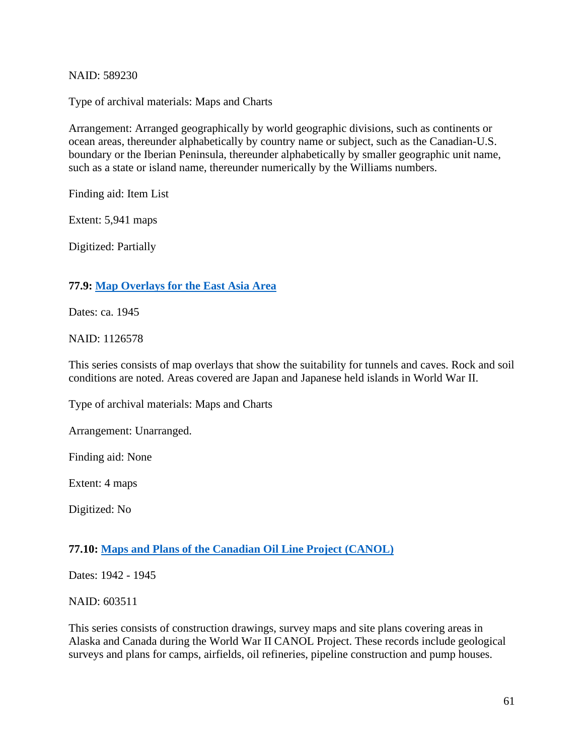NAID: 589230

Type of archival materials: Maps and Charts

Arrangement: Arranged geographically by world geographic divisions, such as continents or ocean areas, thereunder alphabetically by country name or subject, such as the Canadian-U.S. boundary or the Iberian Peninsula, thereunder alphabetically by smaller geographic unit name, such as a state or island name, thereunder numerically by the Williams numbers.

Finding aid: Item List

Extent: 5,941 maps

Digitized: Partially

### 77.9: Map Overlays for the East Asia Area

Dates: ca. 1945

NAID: 1126578

This series consists of map overlays that show the suitability for tunnels and caves. Rock and soil conditions are noted. Areas covered are Japan and Japanese held islands in World War II.

Type of archival materials: Maps and Charts

Arrangement: Unarranged.

Finding aid: None

Extent: 4 maps

Digitized: No

### 77.10: Maps and Plans of the Canadian Oil Line Project (CANOL)

Dates: 1942 - 1945

NAID: 603511

This series consists of construction drawings, survey maps and site plans covering areas in Alaska and Canada during the World War II CANOL Project. These records include geological surveys and plans for camps, airfields, oil refineries, pipeline construction and pump houses.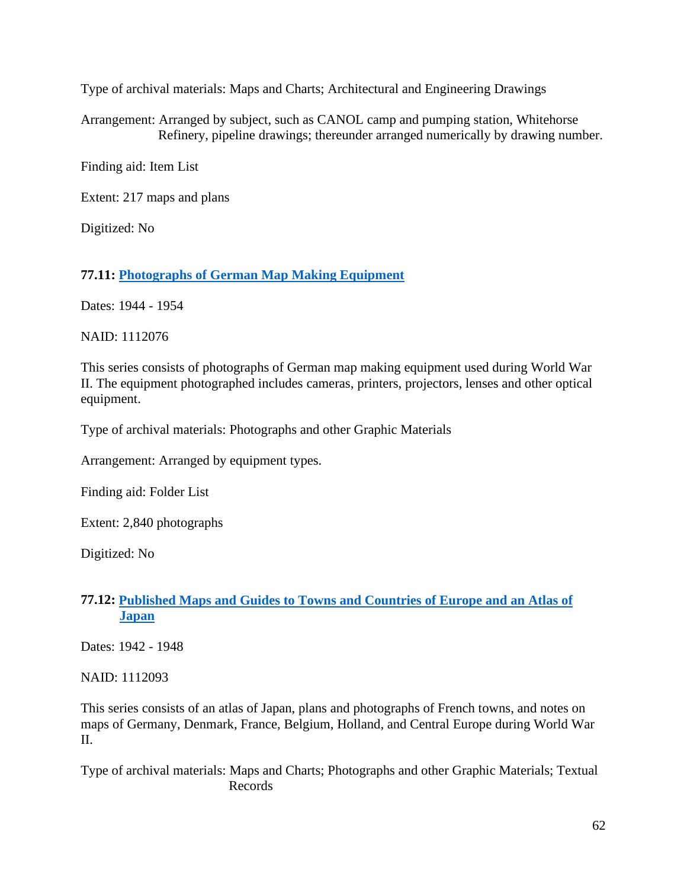Type of archival materials: Maps and Charts; Architectural and Engineering Drawings

Arrangement: Arranged by subject, such as CANOL camp and pumping station, Whitehorse Refinery, pipeline drawings; thereunder arranged numerically by drawing number.

Finding aid: Item List

Extent: 217 maps and plans

Digitized: No

### **77.11: Photographs of German Map Making Equipment**

Dates: 1944 - 1954

NAID: 1112076

This series consists of photographs of German map making equipment used during World War II. The equipment photographed includes cameras, printers, projectors, lenses and other optical equipment.

Type of archival materials: Photographs and other Graphic Materials

Arrangement: Arranged by equipment types.

Finding aid: Folder List

Extent: 2,840 photographs

Digitized: No

### **77.12: Published Maps and Guides to Towns and Countries of Europe and an Atlas of Japan**

Dates: 1942 - 1948

NAID: 1112093

This series consists of an atlas of Japan, plans and photographs of French towns, and notes on maps of Germany, Denmark, France, Belgium, Holland, and Central Europe during World War II.

Type of archival materials: Maps and Charts; Photographs and other Graphic Materials; Textual Records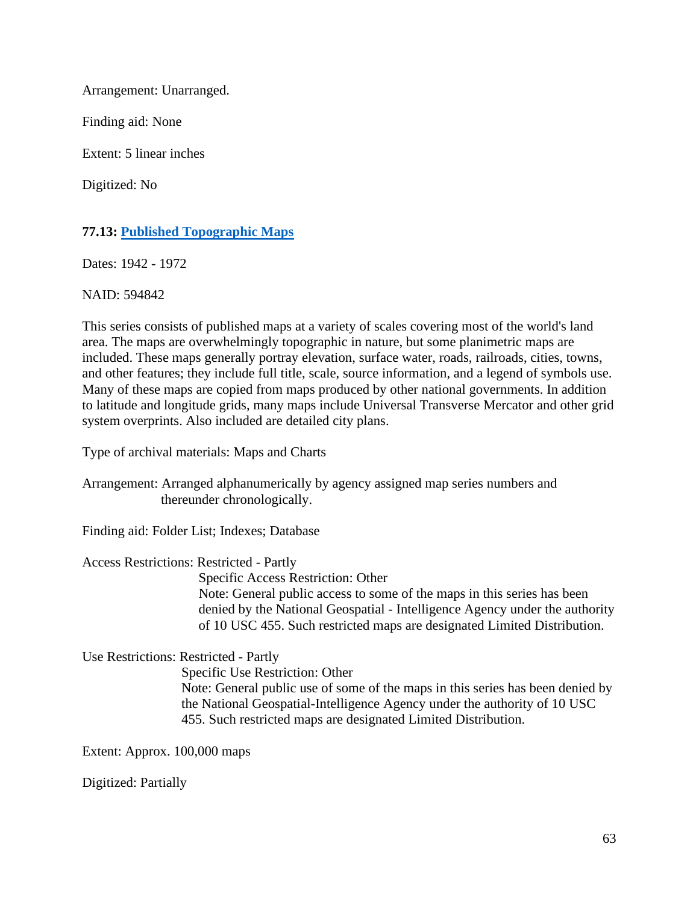Arrangement: Unarranged.

Finding aid: None

Extent: 5 linear inches

Digitized: No

**77.13: Published Topographic Maps**

Dates: 1942 - 1972

NAID: 594842

This series consists of published maps at a variety of scales covering most of the world's land area. The maps are overwhelmingly topographic in nature, but some planimetric maps are included. These maps generally portray elevation, surface water, roads, railroads, cities, towns, and other features; they include full title, scale, source information, and a legend of symbols use. Many of these maps are copied from maps produced by other national governments. In addition to latitude and longitude grids, many maps include Universal Transverse Mercator and other grid system overprints. Also included are detailed city plans.

Type of archival materials: Maps and Charts

Arrangement: Arranged alphanumerically by agency assigned map series numbers and thereunder chronologically.

Finding aid: Folder List; Indexes; Database

Access Restrictions: Restricted - Partly
Specific Access Restriction: Other
Note: General public access to some of the maps in this series has been denied by the National Geospatial - Intelligence Agency under the authority of 10 USC 455. Such restricted maps are designated Limited Distribution.

Use Restrictions: Restricted - Partly
Specific Use Restriction: Other
Note: General public use of some of the maps in this series has been denied by the National Geospatial-Intelligence Agency under the authority of 10 USC 455. Such restricted maps are designated Limited Distribution.

Extent: Approx. 100,000 maps

Digitized: Partially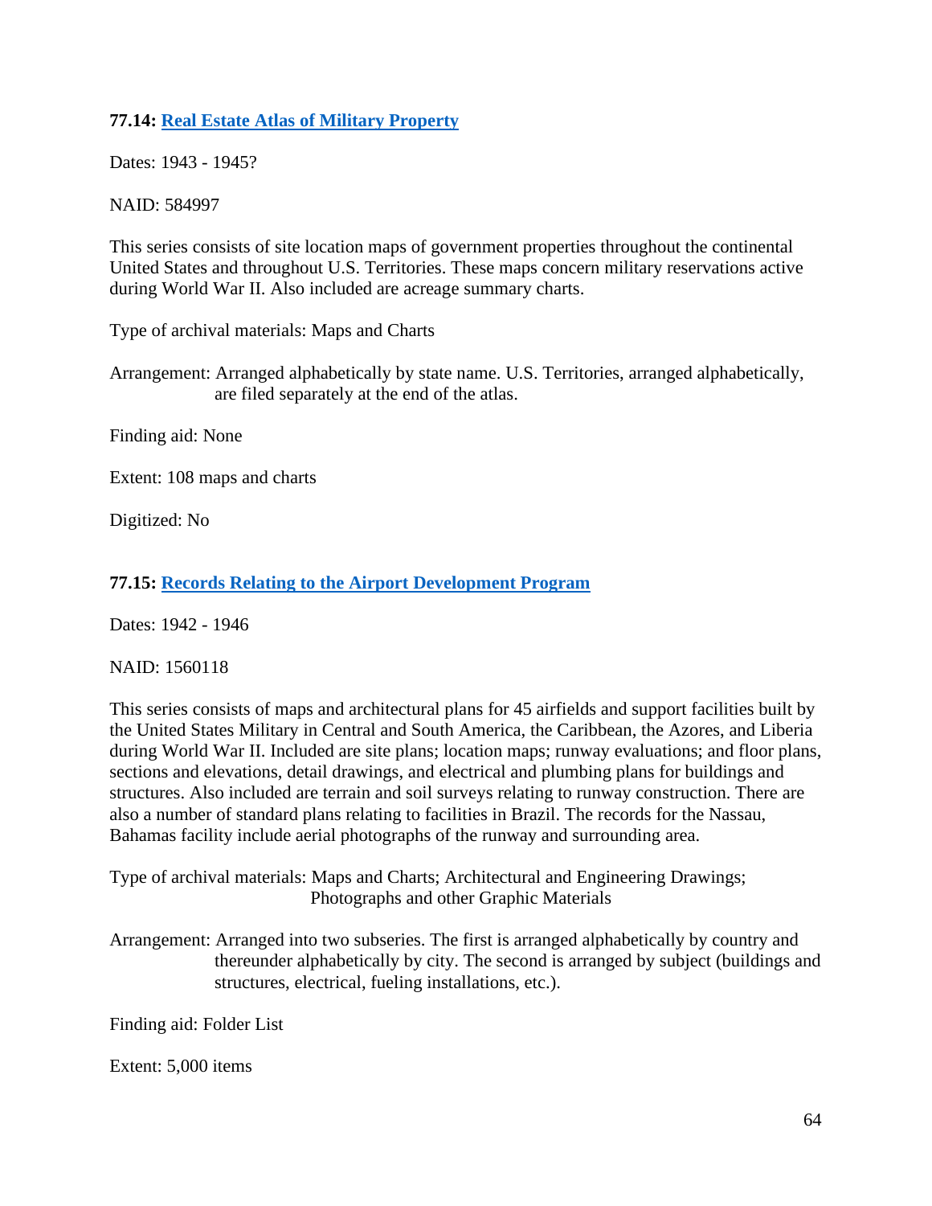### 77.14: [Real Estate Atlas of Military Property]

Dates: 1943 - 1945?

NAID: 584997

This series consists of site location maps of government properties throughout the continental United States and throughout U.S. Territories. These maps concern military reservations active during World War II. Also included are acreage summary charts.

Type of archival materials: Maps and Charts

Arrangement: Arranged alphabetically by state name. U.S. Territories, arranged alphabetically, are filed separately at the end of the atlas.

Finding aid: None

Extent: 108 maps and charts

Digitized: No

### 77.15: [Records Relating to the Airport Development Program]

Dates: 1942 - 1946

NAID: 1560118

This series consists of maps and architectural plans for 45 airfields and support facilities built by the United States Military in Central and South America, the Caribbean, the Azores, and Liberia during World War II. Included are site plans; location maps; runway evaluations; and floor plans, sections and elevations, detail drawings, and electrical and plumbing plans for buildings and structures. Also included are terrain and soil surveys relating to runway construction. There are also a number of standard plans relating to facilities in Brazil. The records for the Nassau, Bahamas facility include aerial photographs of the runway and surrounding area.

Type of archival materials: Maps and Charts; Architectural and Engineering Drawings; Photographs and other Graphic Materials

Arrangement: Arranged into two subseries. The first is arranged alphabetically by country and thereunder alphabetically by city. The second is arranged by subject (buildings and structures, electrical, fueling installations, etc.).

Finding aid: Folder List

Extent: 5,000 items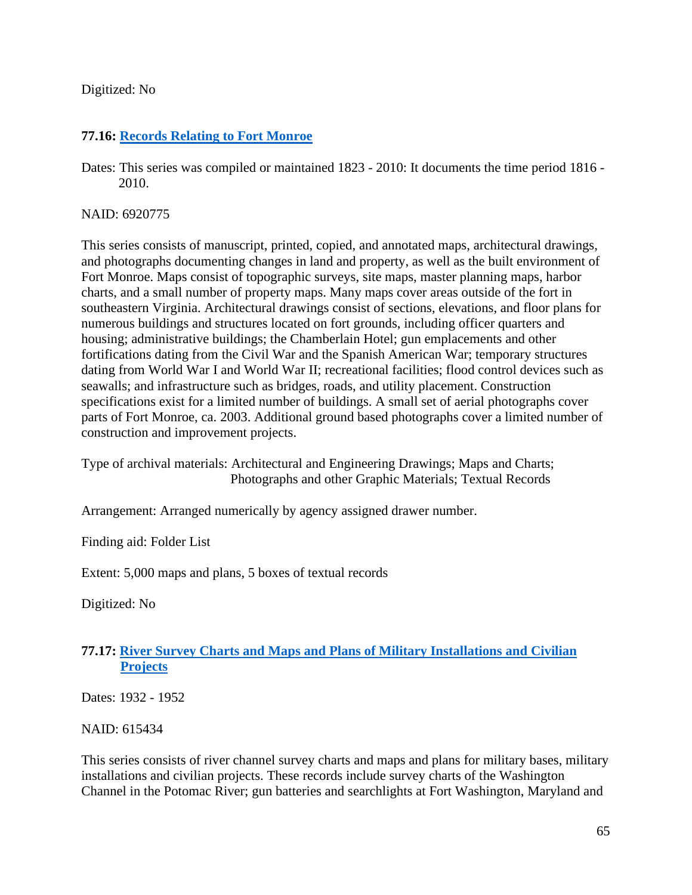Digitized: No

### 77.16: [Records Relating to Fort Monroe]

Dates: This series was compiled or maintained 1823 - 2010: It documents the time period 1816 - 2010.

NAID: 6920775

This series consists of manuscript, printed, copied, and annotated maps, architectural drawings, and photographs documenting changes in land and property, as well as the built environment of Fort Monroe. Maps consist of topographic surveys, site maps, master planning maps, harbor charts, and a small number of property maps. Many maps cover areas outside of the fort in southeastern Virginia. Architectural drawings consist of sections, elevations, and floor plans for numerous buildings and structures located on fort grounds, including officer quarters and housing; administrative buildings; the Chamberlain Hotel; gun emplacements and other fortifications dating from the Civil War and the Spanish American War; temporary structures dating from World War I and World War II; recreational facilities; flood control devices such as seawalls; and infrastructure such as bridges, roads, and utility placement. Construction specifications exist for a limited number of buildings. A small set of aerial photographs cover parts of Fort Monroe, ca. 2003. Additional ground based photographs cover a limited number of construction and improvement projects.

Type of archival materials: Architectural and Engineering Drawings; Maps and Charts; Photographs and other Graphic Materials; Textual Records

Arrangement: Arranged numerically by agency assigned drawer number.

Finding aid: Folder List

Extent: 5,000 maps and plans, 5 boxes of textual records

Digitized: No

### 77.17: [River Survey Charts and Maps and Plans of Military Installations and Civilian Projects]

Dates: 1932 - 1952

NAID: 615434

This series consists of river channel survey charts and maps and plans for military bases, military installations and civilian projects. These records include survey charts of the Washington Channel in the Potomac River; gun batteries and searchlights at Fort Washington, Maryland and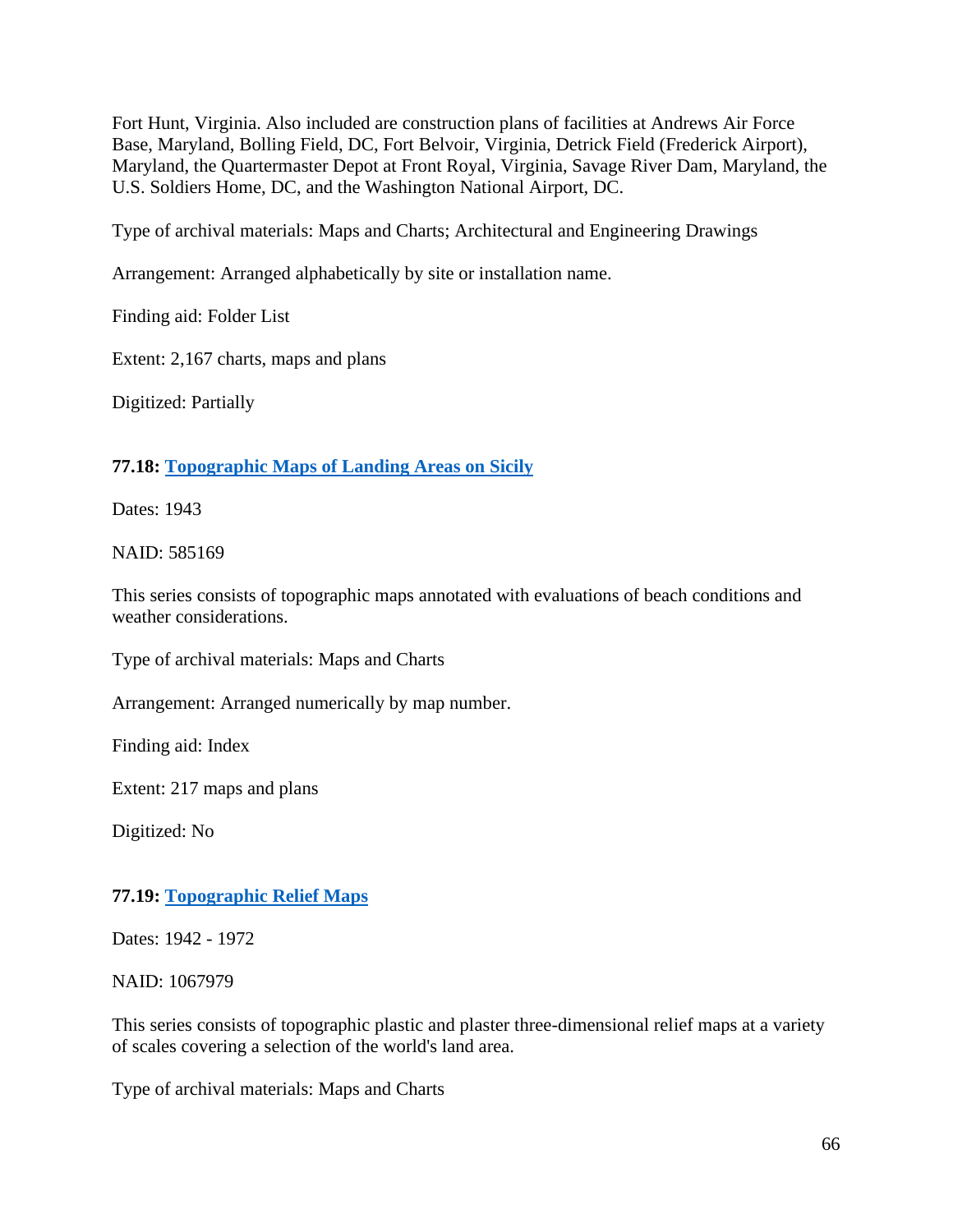Fort Hunt, Virginia. Also included are construction plans of facilities at Andrews Air Force Base, Maryland, Bolling Field, DC, Fort Belvoir, Virginia, Detrick Field (Frederick Airport), Maryland, the Quartermaster Depot at Front Royal, Virginia, Savage River Dam, Maryland, the U.S. Soldiers Home, DC, and the Washington National Airport, DC.

Type of archival materials: Maps and Charts; Architectural and Engineering Drawings

Arrangement: Arranged alphabetically by site or installation name.

Finding aid: Folder List

Extent: 2,167 charts, maps and plans

Digitized: Partially

**77.18: Topographic Maps of Landing Areas on Sicily**

Dates: 1943

NAID: 585169

This series consists of topographic maps annotated with evaluations of beach conditions and weather considerations.

Type of archival materials: Maps and Charts

Arrangement: Arranged numerically by map number.

Finding aid: Index

Extent: 217 maps and plans

Digitized: No

**77.19: Topographic Relief Maps**

Dates: 1942 - 1972

NAID: 1067979

This series consists of topographic plastic and plaster three-dimensional relief maps at a variety of scales covering a selection of the world's land area.

Type of archival materials: Maps and Charts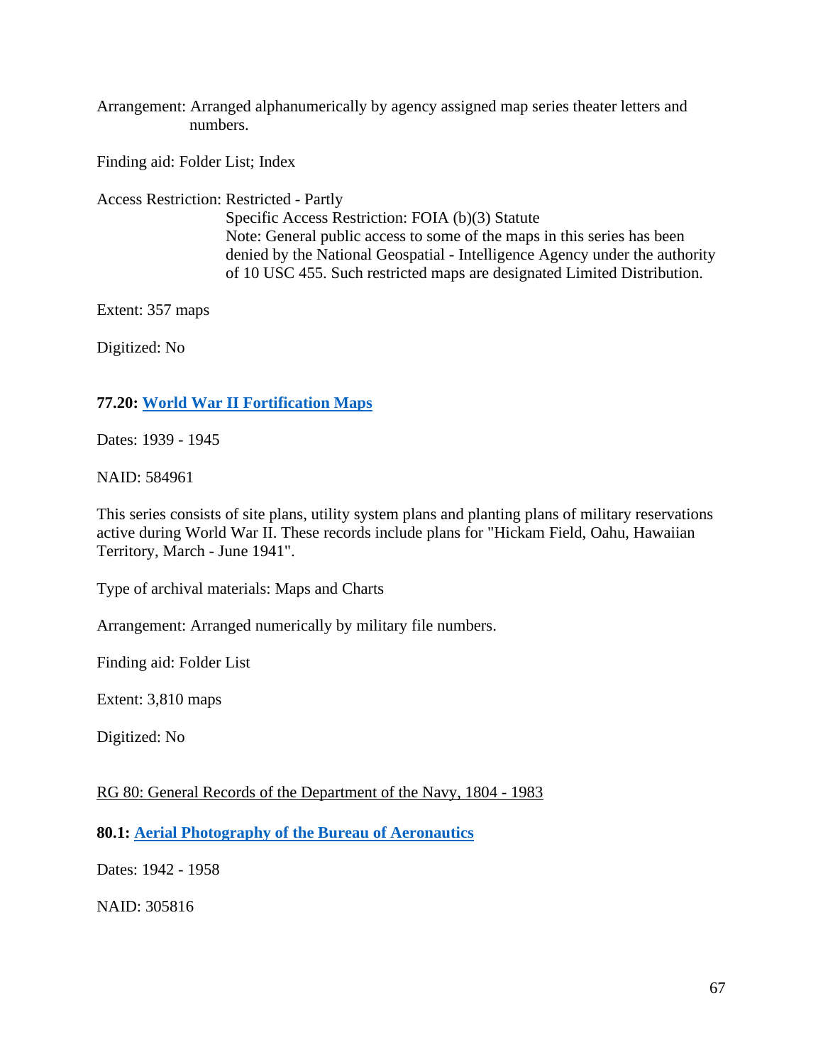Arrangement: Arranged alphanumerically by agency assigned map series theater letters and numbers.

Finding aid: Folder List; Index

Access Restriction: Restricted - Partly
Specific Access Restriction: FOIA (b)(3) Statute
Note: General public access to some of the maps in this series has been denied by the National Geospatial - Intelligence Agency under the authority of 10 USC 455. Such restricted maps are designated Limited Distribution.

Extent: 357 maps

Digitized: No

**77.20: World War II Fortification Maps**

Dates: 1939 - 1945

NAID: 584961

This series consists of site plans, utility system plans and planting plans of military reservations active during World War II. These records include plans for "Hickam Field, Oahu, Hawaiian Territory, March - June 1941".

Type of archival materials: Maps and Charts

Arrangement: Arranged numerically by military file numbers.

Finding aid: Folder List

Extent: 3,810 maps

Digitized: No

RG 80: General Records of the Department of the Navy, 1804 - 1983

**80.1: Aerial Photography of the Bureau of Aeronautics**

Dates: 1942 - 1958

NAID: 305816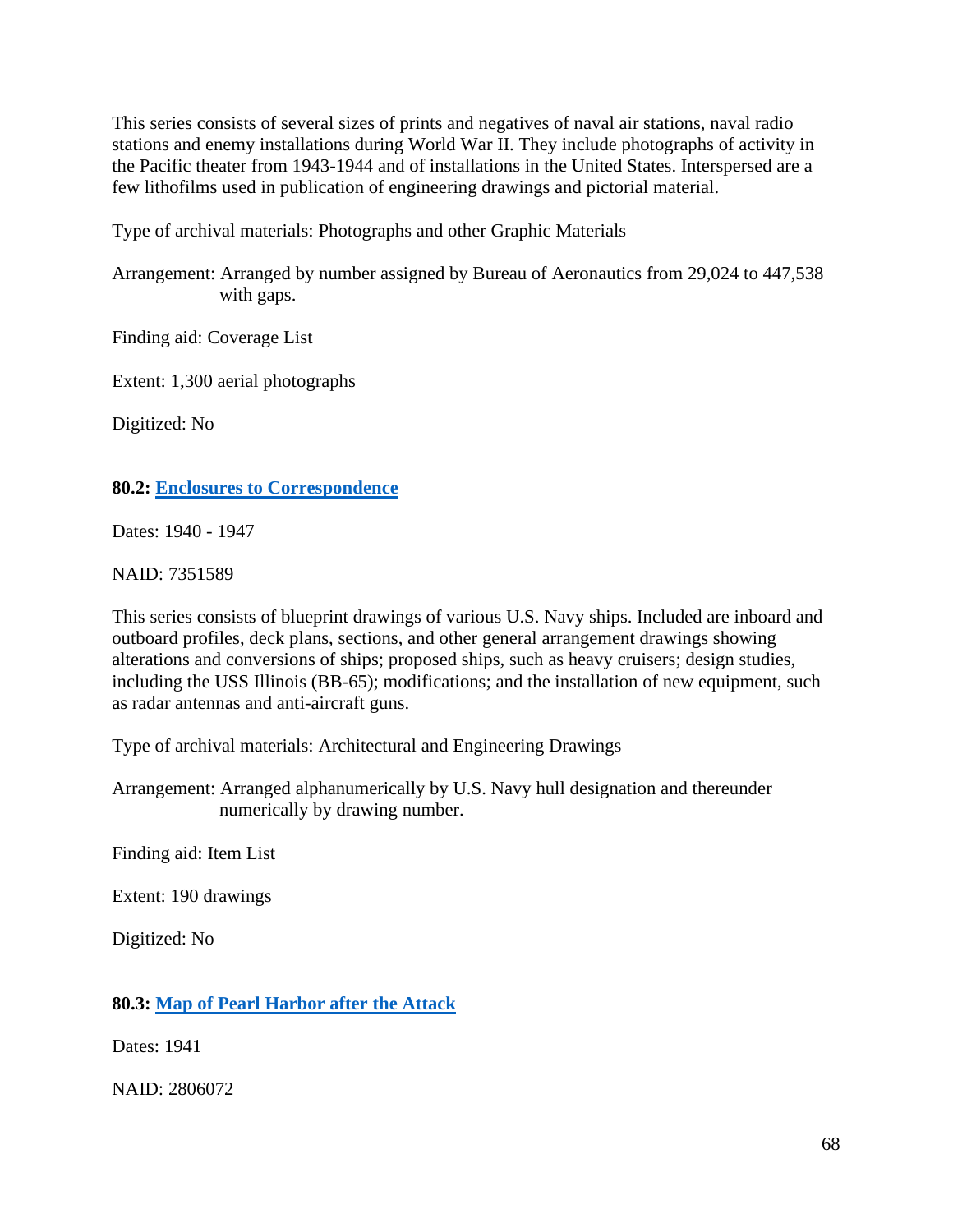This series consists of several sizes of prints and negatives of naval air stations, naval radio stations and enemy installations during World War II. They include photographs of activity in the Pacific theater from 1943-1944 and of installations in the United States. Interspersed are a few lithofilms used in publication of engineering drawings and pictorial material.

Type of archival materials: Photographs and other Graphic Materials

Arrangement: Arranged by number assigned by Bureau of Aeronautics from 29,024 to 447,538 with gaps.

Finding aid: Coverage List

Extent: 1,300 aerial photographs

Digitized: No

**80.2: Enclosures to Correspondence**

Dates: 1940 - 1947

NAID: 7351589

This series consists of blueprint drawings of various U.S. Navy ships. Included are inboard and outboard profiles, deck plans, sections, and other general arrangement drawings showing alterations and conversions of ships; proposed ships, such as heavy cruisers; design studies, including the USS Illinois (BB-65); modifications; and the installation of new equipment, such as radar antennas and anti-aircraft guns.

Type of archival materials: Architectural and Engineering Drawings

Arrangement: Arranged alphanumerically by U.S. Navy hull designation and thereunder numerically by drawing number.

Finding aid: Item List

Extent: 190 drawings

Digitized: No

**80.3: Map of Pearl Harbor after the Attack**

Dates: 1941

NAID: 2806072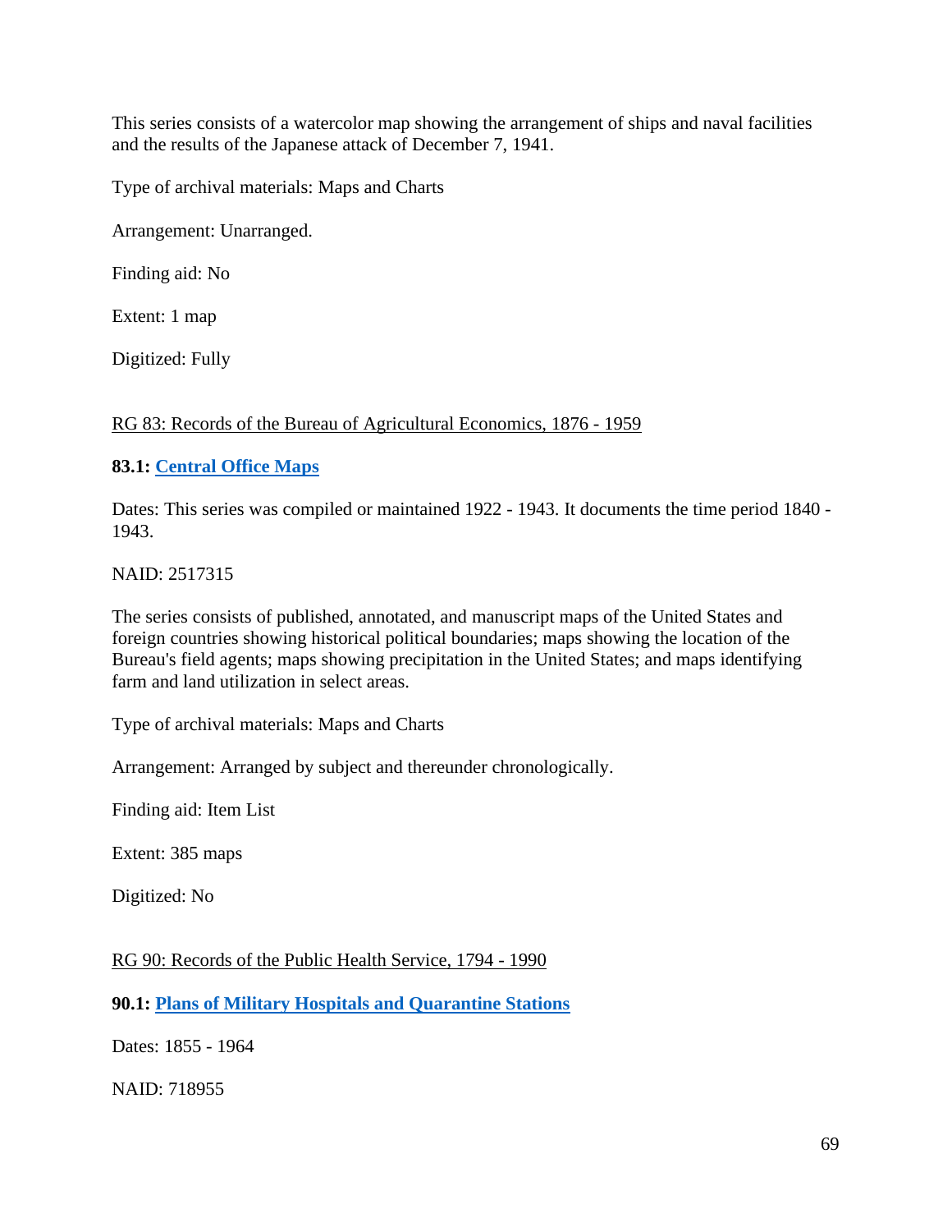This series consists of a watercolor map showing the arrangement of ships and naval facilities and the results of the Japanese attack of December 7, 1941.

Type of archival materials: Maps and Charts

Arrangement: Unarranged.

Finding aid: No

Extent: 1 map

Digitized: Fully

RG 83: Records of the Bureau of Agricultural Economics, 1876 - 1959

**83.1: Central Office Maps**

Dates: This series was compiled or maintained 1922 - 1943. It documents the time period 1840 - 1943.

NAID: 2517315

The series consists of published, annotated, and manuscript maps of the United States and foreign countries showing historical political boundaries; maps showing the location of the Bureau's field agents; maps showing precipitation in the United States; and maps identifying farm and land utilization in select areas.

Type of archival materials: Maps and Charts

Arrangement: Arranged by subject and thereunder chronologically.

Finding aid: Item List

Extent: 385 maps

Digitized: No

RG 90: Records of the Public Health Service, 1794 - 1990

**90.1: Plans of Military Hospitals and Quarantine Stations**

Dates: 1855 - 1964

NAID: 718955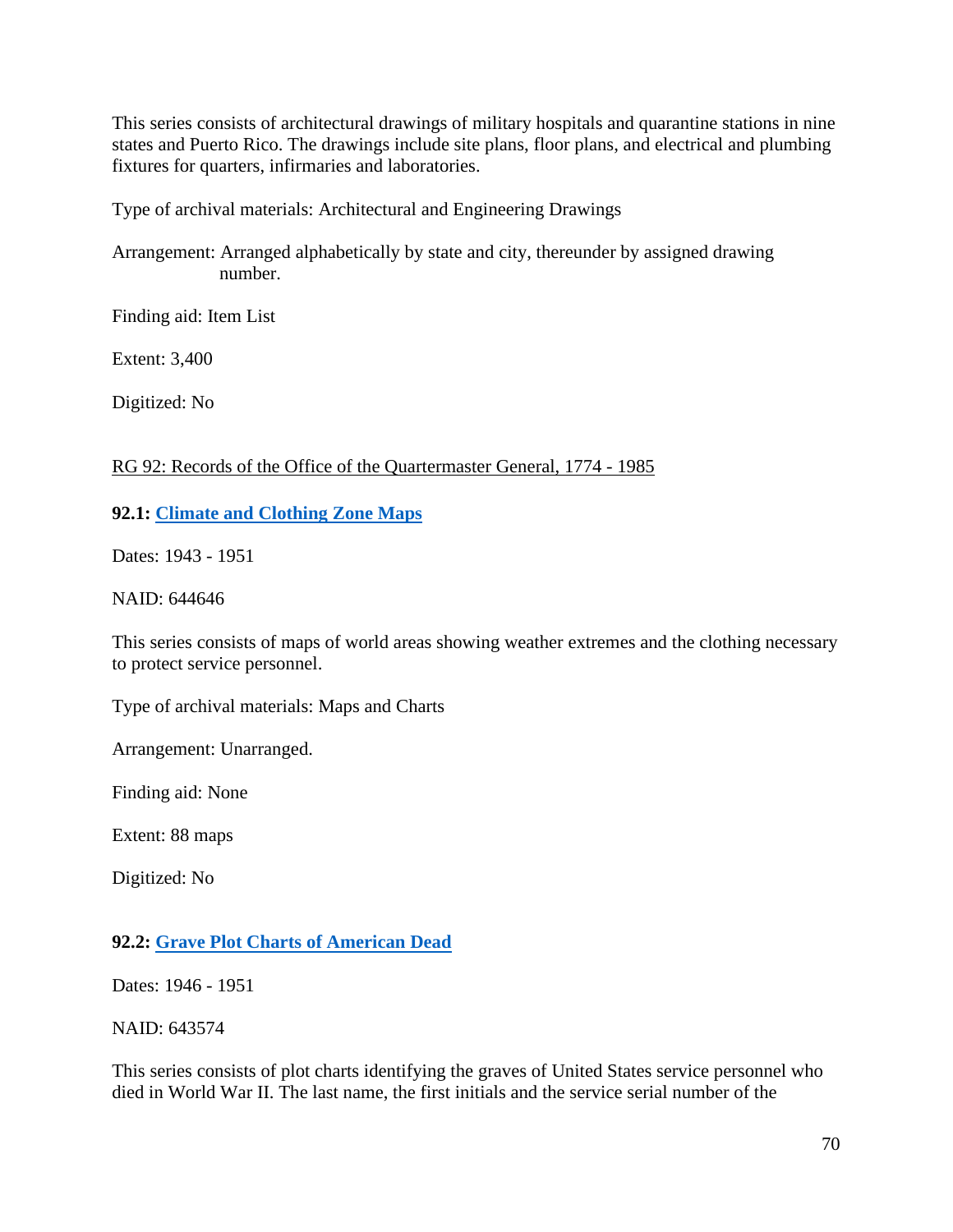This series consists of architectural drawings of military hospitals and quarantine stations in nine states and Puerto Rico. The drawings include site plans, floor plans, and electrical and plumbing fixtures for quarters, infirmaries and laboratories.

Type of archival materials: Architectural and Engineering Drawings

Arrangement: Arranged alphabetically by state and city, thereunder by assigned drawing number.

Finding aid: Item List

Extent: 3,400

Digitized: No

RG 92: Records of the Office of the Quartermaster General, 1774 - 1985

**92.1: Climate and Clothing Zone Maps**

Dates: 1943 - 1951

NAID: 644646

This series consists of maps of world areas showing weather extremes and the clothing necessary to protect service personnel.

Type of archival materials: Maps and Charts

Arrangement: Unarranged.

Finding aid: None

Extent: 88 maps

Digitized: No

**92.2: Grave Plot Charts of American Dead**

Dates: 1946 - 1951

NAID: 643574

This series consists of plot charts identifying the graves of United States service personnel who died in World War II. The last name, the first initials and the service serial number of the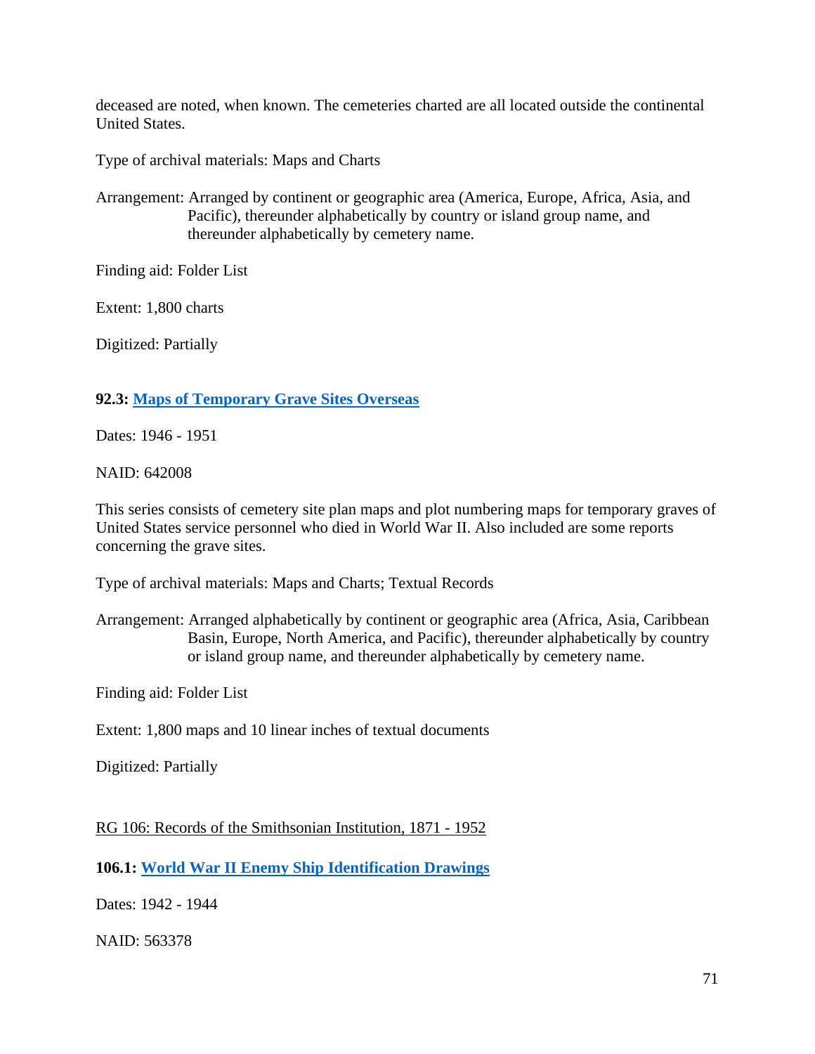deceased are noted, when known. The cemeteries charted are all located outside the continental United States.

Type of archival materials: Maps and Charts

Arrangement: Arranged by continent or geographic area (America, Europe, Africa, Asia, and Pacific), thereunder alphabetically by country or island group name, and thereunder alphabetically by cemetery name.

Finding aid: Folder List

Extent: 1,800 charts

Digitized: Partially

**92.3: Maps of Temporary Grave Sites Overseas**

Dates: 1946 - 1951

NAID: 642008

This series consists of cemetery site plan maps and plot numbering maps for temporary graves of United States service personnel who died in World War II. Also included are some reports concerning the grave sites.

Type of archival materials: Maps and Charts; Textual Records

Arrangement: Arranged alphabetically by continent or geographic area (Africa, Asia, Caribbean Basin, Europe, North America, and Pacific), thereunder alphabetically by country or island group name, and thereunder alphabetically by cemetery name.

Finding aid: Folder List

Extent: 1,800 maps and 10 linear inches of textual documents

Digitized: Partially

RG 106: Records of the Smithsonian Institution, 1871 - 1952

**106.1: World War II Enemy Ship Identification Drawings**

Dates: 1942 - 1944

NAID: 563378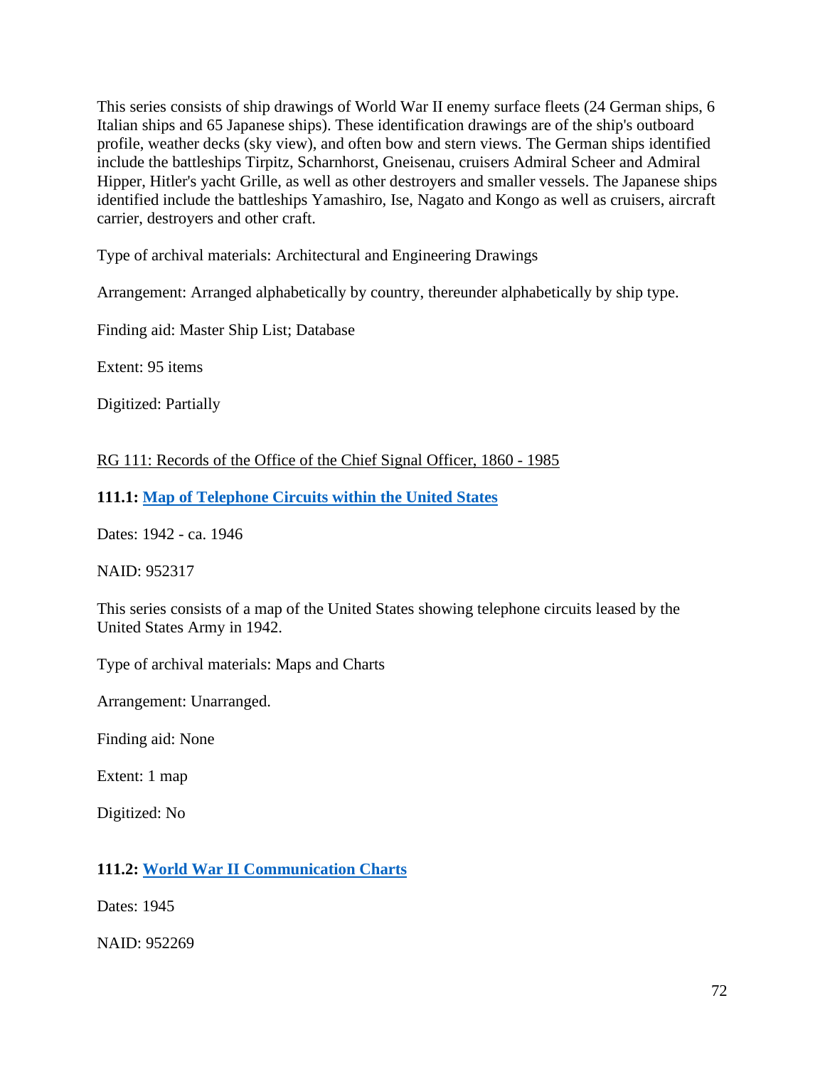This series consists of ship drawings of World War II enemy surface fleets (24 German ships, 6 Italian ships and 65 Japanese ships). These identification drawings are of the ship's outboard profile, weather decks (sky view), and often bow and stern views. The German ships identified include the battleships Tirpitz, Scharnhorst, Gneisenau, cruisers Admiral Scheer and Admiral Hipper, Hitler's yacht Grille, as well as other destroyers and smaller vessels. The Japanese ships identified include the battleships Yamashiro, Ise, Nagato and Kongo as well as cruisers, aircraft carrier, destroyers and other craft.

Type of archival materials: Architectural and Engineering Drawings

Arrangement: Arranged alphabetically by country, thereunder alphabetically by ship type.

Finding aid: Master Ship List; Database

Extent: 95 items

Digitized: Partially

RG 111: Records of the Office of the Chief Signal Officer, 1860 - 1985

**111.1: Map of Telephone Circuits within the United States**

Dates: 1942 - ca. 1946

NAID: 952317

This series consists of a map of the United States showing telephone circuits leased by the United States Army in 1942.

Type of archival materials: Maps and Charts

Arrangement: Unarranged.

Finding aid: None

Extent: 1 map

Digitized: No

**111.2: World War II Communication Charts**

Dates: 1945

NAID: 952269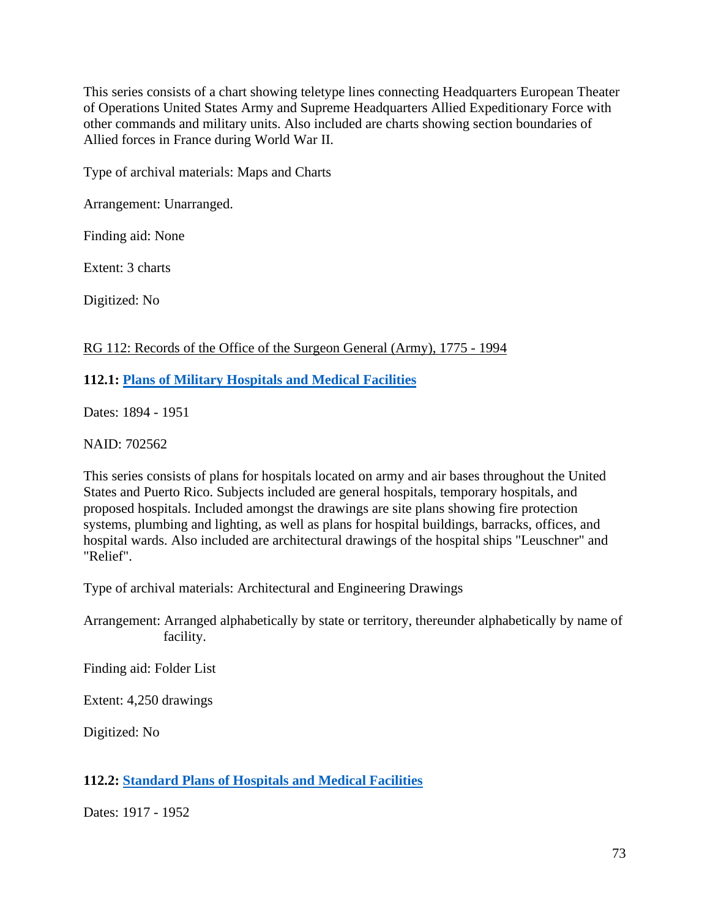This series consists of a chart showing teletype lines connecting Headquarters European Theater of Operations United States Army and Supreme Headquarters Allied Expeditionary Force with other commands and military units. Also included are charts showing section boundaries of Allied forces in France during World War II.

Type of archival materials: Maps and Charts

Arrangement: Unarranged.

Finding aid: None

Extent: 3 charts

Digitized: No

RG 112: Records of the Office of the Surgeon General (Army), 1775 - 1994

**112.1: Plans of Military Hospitals and Medical Facilities**

Dates: 1894 - 1951

NAID: 702562

This series consists of plans for hospitals located on army and air bases throughout the United States and Puerto Rico. Subjects included are general hospitals, temporary hospitals, and proposed hospitals. Included amongst the drawings are site plans showing fire protection systems, plumbing and lighting, as well as plans for hospital buildings, barracks, offices, and hospital wards. Also included are architectural drawings of the hospital ships "Leuschner" and "Relief".

Type of archival materials: Architectural and Engineering Drawings

Arrangement: Arranged alphabetically by state or territory, thereunder alphabetically by name of facility.

Finding aid: Folder List

Extent: 4,250 drawings

Digitized: No

**112.2: Standard Plans of Hospitals and Medical Facilities**

Dates: 1917 - 1952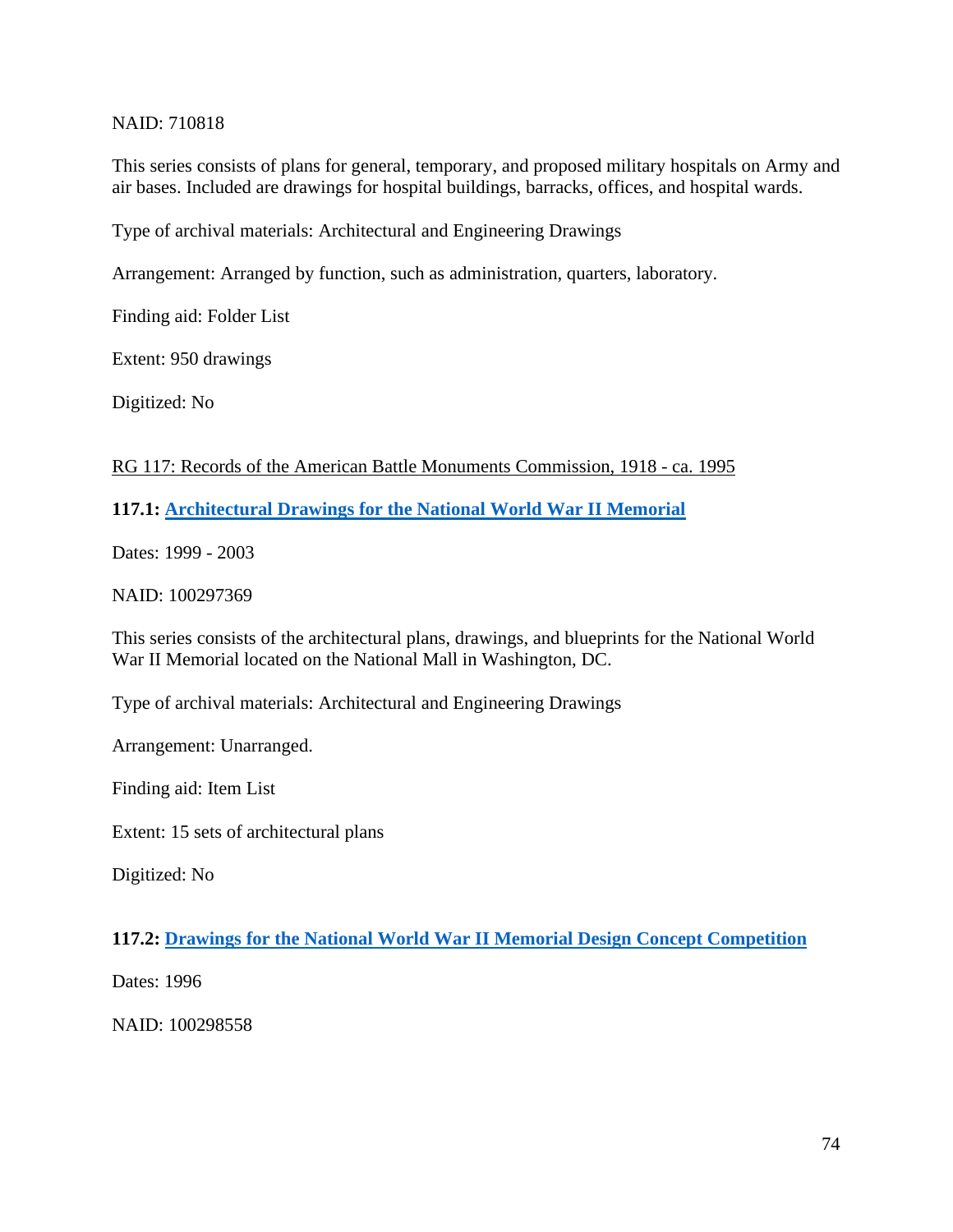NAID: 710818

This series consists of plans for general, temporary, and proposed military hospitals on Army and air bases. Included are drawings for hospital buildings, barracks, offices, and hospital wards.

Type of archival materials: Architectural and Engineering Drawings

Arrangement: Arranged by function, such as administration, quarters, laboratory.

Finding aid: Folder List

Extent: 950 drawings

Digitized: No

RG 117: Records of the American Battle Monuments Commission, 1918 - ca. 1995

**117.1: Architectural Drawings for the National World War II Memorial**

Dates: 1999 - 2003

NAID: 100297369

This series consists of the architectural plans, drawings, and blueprints for the National World War II Memorial located on the National Mall in Washington, DC.

Type of archival materials: Architectural and Engineering Drawings

Arrangement: Unarranged.

Finding aid: Item List

Extent: 15 sets of architectural plans

Digitized: No

**117.2: Drawings for the National World War II Memorial Design Concept Competition**

Dates: 1996

NAID: 100298558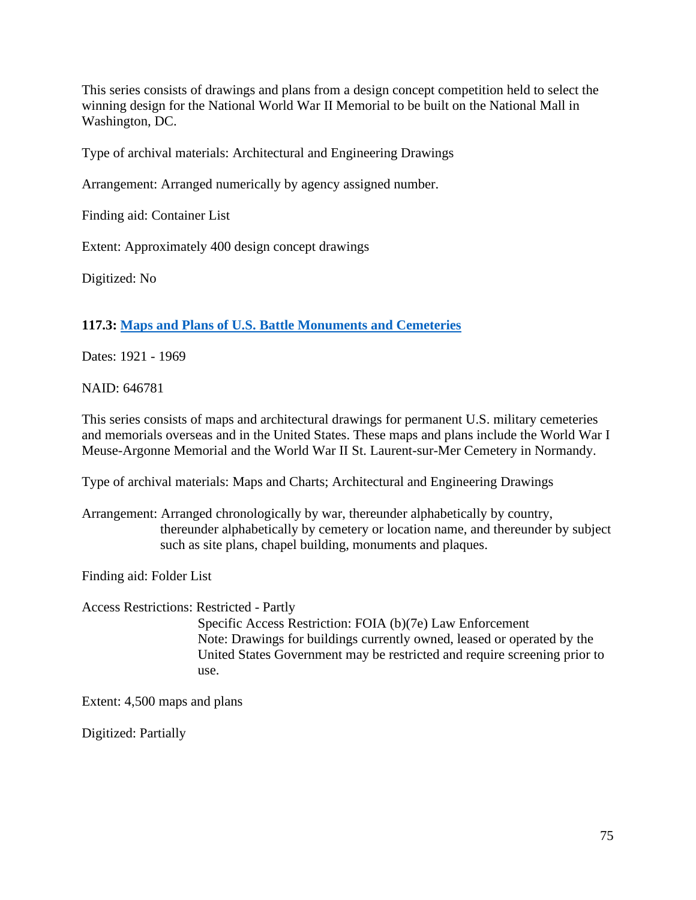This series consists of drawings and plans from a design concept competition held to select the winning design for the National World War II Memorial to be built on the National Mall in Washington, DC.

Type of archival materials: Architectural and Engineering Drawings

Arrangement: Arranged numerically by agency assigned number.

Finding aid: Container List

Extent: Approximately 400 design concept drawings

Digitized: No

### 117.3: Maps and Plans of U.S. Battle Monuments and Cemeteries

Dates: 1921 - 1969

NAID: 646781

This series consists of maps and architectural drawings for permanent U.S. military cemeteries and memorials overseas and in the United States. These maps and plans include the World War I Meuse-Argonne Memorial and the World War II St. Laurent-sur-Mer Cemetery in Normandy.

Type of archival materials: Maps and Charts; Architectural and Engineering Drawings

Arrangement: Arranged chronologically by war, thereunder alphabetically by country, thereunder alphabetically by cemetery or location name, and thereunder by subject such as site plans, chapel building, monuments and plaques.

Finding aid: Folder List

Access Restrictions: Restricted - Partly
Specific Access Restriction: FOIA (b)(7e) Law Enforcement
Note: Drawings for buildings currently owned, leased or operated by the United States Government may be restricted and require screening prior to use.

Extent: 4,500 maps and plans

Digitized: Partially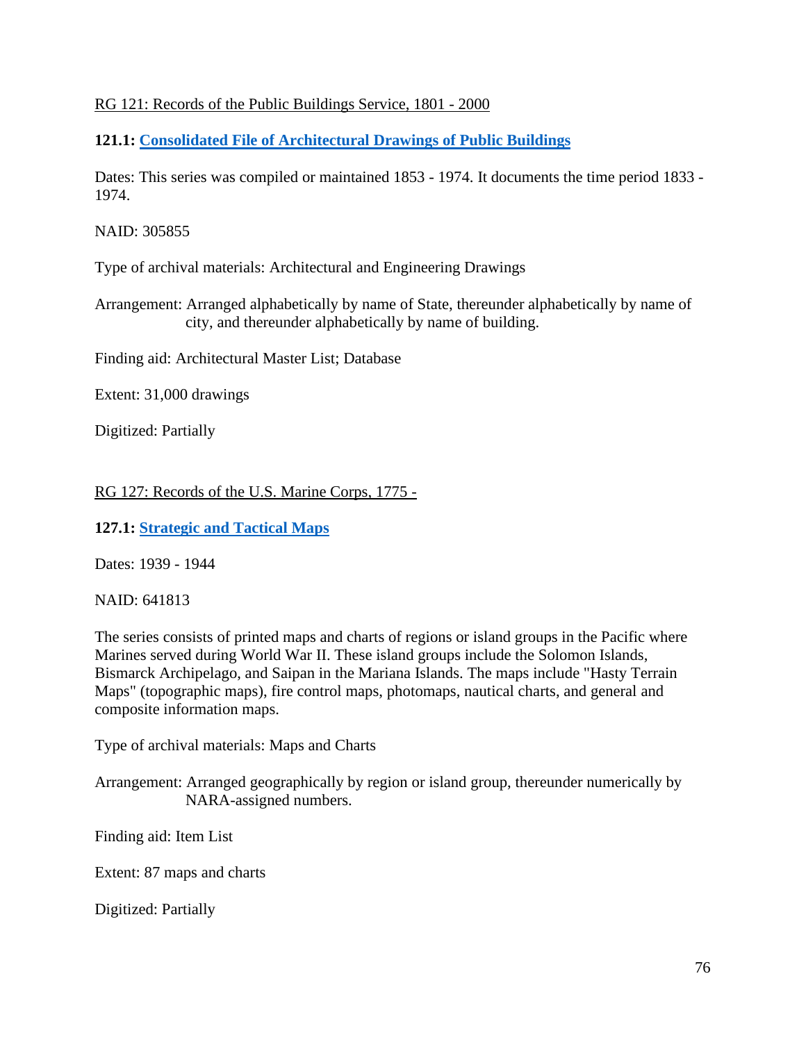RG 121: Records of the Public Buildings Service, 1801 - 2000

**121.1: Consolidated File of Architectural Drawings of Public Buildings**

Dates: This series was compiled or maintained 1853 - 1974. It documents the time period 1833 - 1974.

NAID: 305855

Type of archival materials: Architectural and Engineering Drawings

Arrangement: Arranged alphabetically by name of State, thereunder alphabetically by name of city, and thereunder alphabetically by name of building.

Finding aid: Architectural Master List; Database

Extent: 31,000 drawings

Digitized: Partially

RG 127: Records of the U.S. Marine Corps, 1775 -

**127.1: Strategic and Tactical Maps**

Dates: 1939 - 1944

NAID: 641813

The series consists of printed maps and charts of regions or island groups in the Pacific where Marines served during World War II. These island groups include the Solomon Islands, Bismarck Archipelago, and Saipan in the Mariana Islands. The maps include "Hasty Terrain Maps" (topographic maps), fire control maps, photomaps, nautical charts, and general and composite information maps.

Type of archival materials: Maps and Charts

Arrangement: Arranged geographically by region or island group, thereunder numerically by NARA-assigned numbers.

Finding aid: Item List

Extent: 87 maps and charts

Digitized: Partially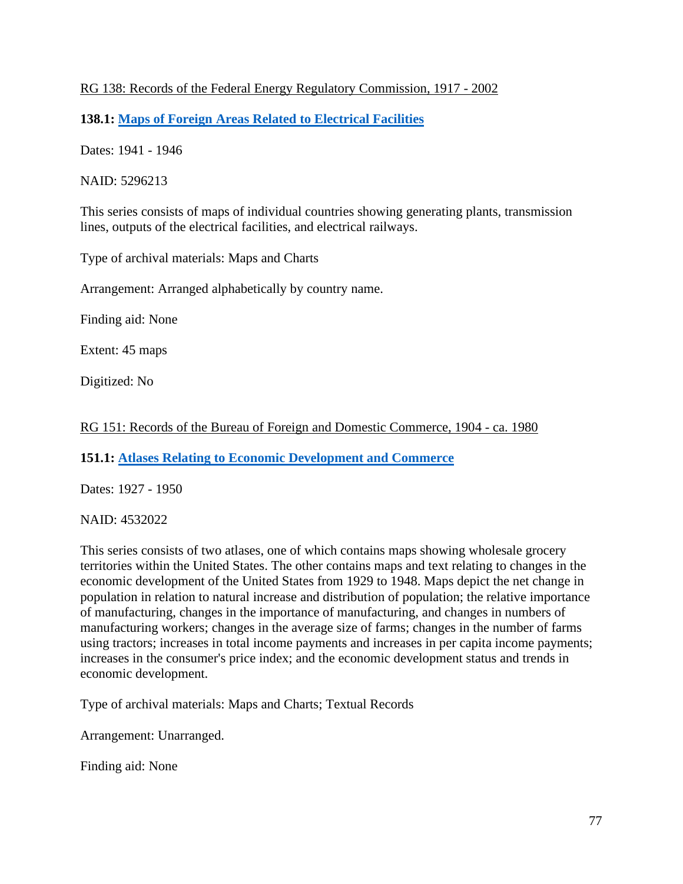RG 138: Records of the Federal Energy Regulatory Commission, 1917 - 2002

**138.1: Maps of Foreign Areas Related to Electrical Facilities**

Dates: 1941 - 1946

NAID: 5296213

This series consists of maps of individual countries showing generating plants, transmission lines, outputs of the electrical facilities, and electrical railways.

Type of archival materials: Maps and Charts

Arrangement: Arranged alphabetically by country name.

Finding aid: None

Extent: 45 maps

Digitized: No

RG 151: Records of the Bureau of Foreign and Domestic Commerce, 1904 - ca. 1980

**151.1: Atlases Relating to Economic Development and Commerce**

Dates: 1927 - 1950

NAID: 4532022

This series consists of two atlases, one of which contains maps showing wholesale grocery territories within the United States. The other contains maps and text relating to changes in the economic development of the United States from 1929 to 1948. Maps depict the net change in population in relation to natural increase and distribution of population; the relative importance of manufacturing, changes in the importance of manufacturing, and changes in numbers of manufacturing workers; changes in the average size of farms; changes in the number of farms using tractors; increases in total income payments and increases in per capita income payments; increases in the consumer's price index; and the economic development status and trends in economic development.

Type of archival materials: Maps and Charts; Textual Records

Arrangement: Unarranged.

Finding aid: None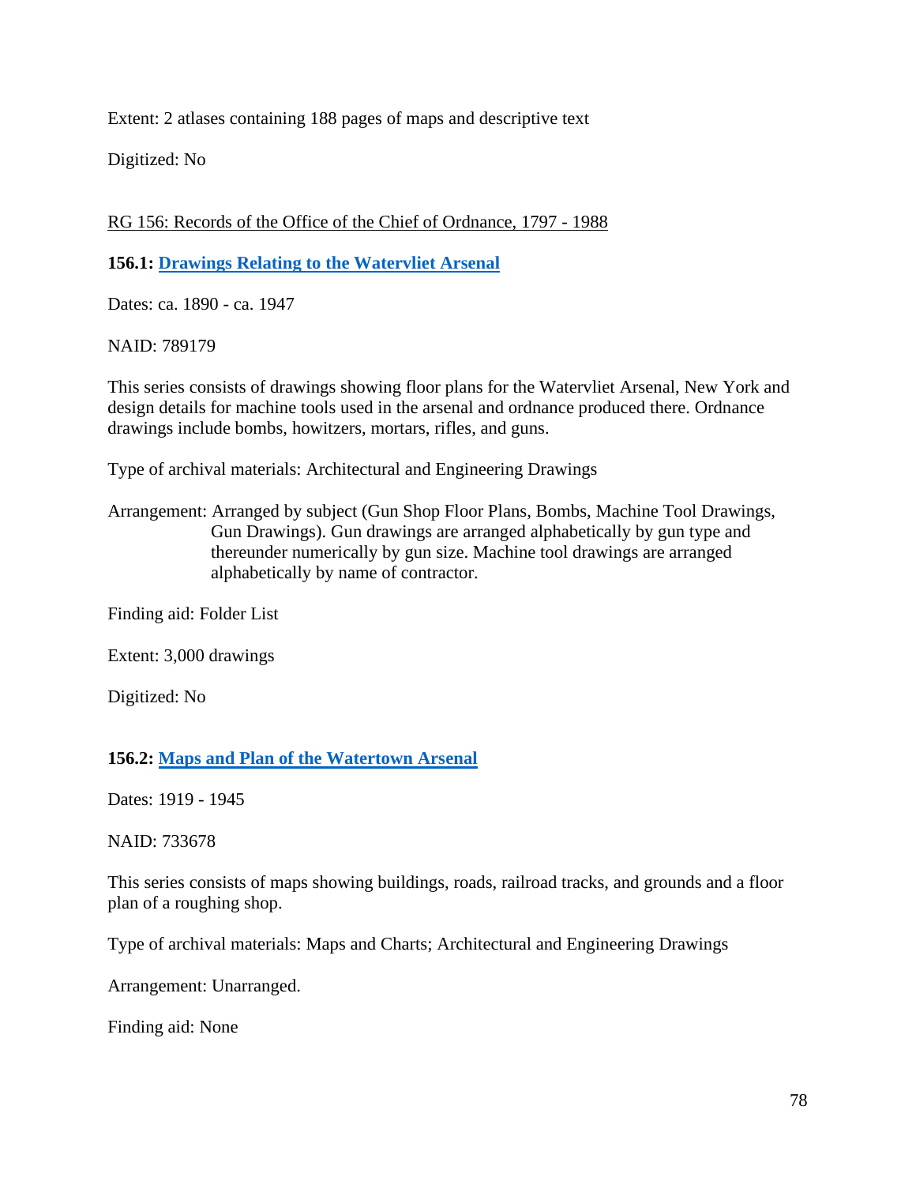Extent: 2 atlases containing 188 pages of maps and descriptive text

Digitized: No

RG 156: Records of the Office of the Chief of Ordnance, 1797 - 1988

**156.1: [Drawings Relating to the Watervliet Arsenal]**

Dates: ca. 1890 - ca. 1947

NAID: 789179

This series consists of drawings showing floor plans for the Watervliet Arsenal, New York and design details for machine tools used in the arsenal and ordnance produced there. Ordnance drawings include bombs, howitzers, mortars, rifles, and guns.

Type of archival materials: Architectural and Engineering Drawings

Arrangement: Arranged by subject (Gun Shop Floor Plans, Bombs, Machine Tool Drawings, Gun Drawings). Gun drawings are arranged alphabetically by gun type and thereunder numerically by gun size. Machine tool drawings are arranged alphabetically by name of contractor.

Finding aid: Folder List

Extent: 3,000 drawings

Digitized: No

**156.2: [Maps and Plan of the Watertown Arsenal]**

Dates: 1919 - 1945

NAID: 733678

This series consists of maps showing buildings, roads, railroad tracks, and grounds and a floor plan of a roughing shop.

Type of archival materials: Maps and Charts; Architectural and Engineering Drawings

Arrangement: Unarranged.

Finding aid: None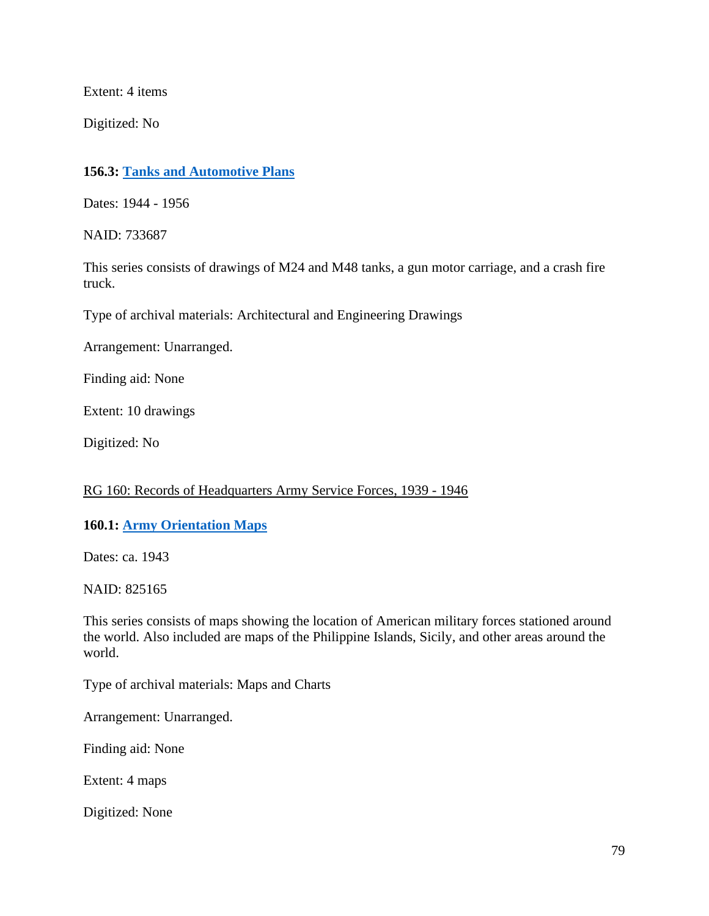Extent: 4 items

Digitized: No

**156.3: [Tanks and Automotive Plans]()**

Dates: 1944 - 1956

NAID: 733687

This series consists of drawings of M24 and M48 tanks, a gun motor carriage, and a crash fire truck.

Type of archival materials: Architectural and Engineering Drawings

Arrangement: Unarranged.

Finding aid: None

Extent: 10 drawings

Digitized: No

RG 160: Records of Headquarters Army Service Forces, 1939 - 1946

**160.1: [Army Orientation Maps]()**

Dates: ca. 1943

NAID: 825165

This series consists of maps showing the location of American military forces stationed around the world. Also included are maps of the Philippine Islands, Sicily, and other areas around the world.

Type of archival materials: Maps and Charts

Arrangement: Unarranged.

Finding aid: None

Extent: 4 maps

Digitized: None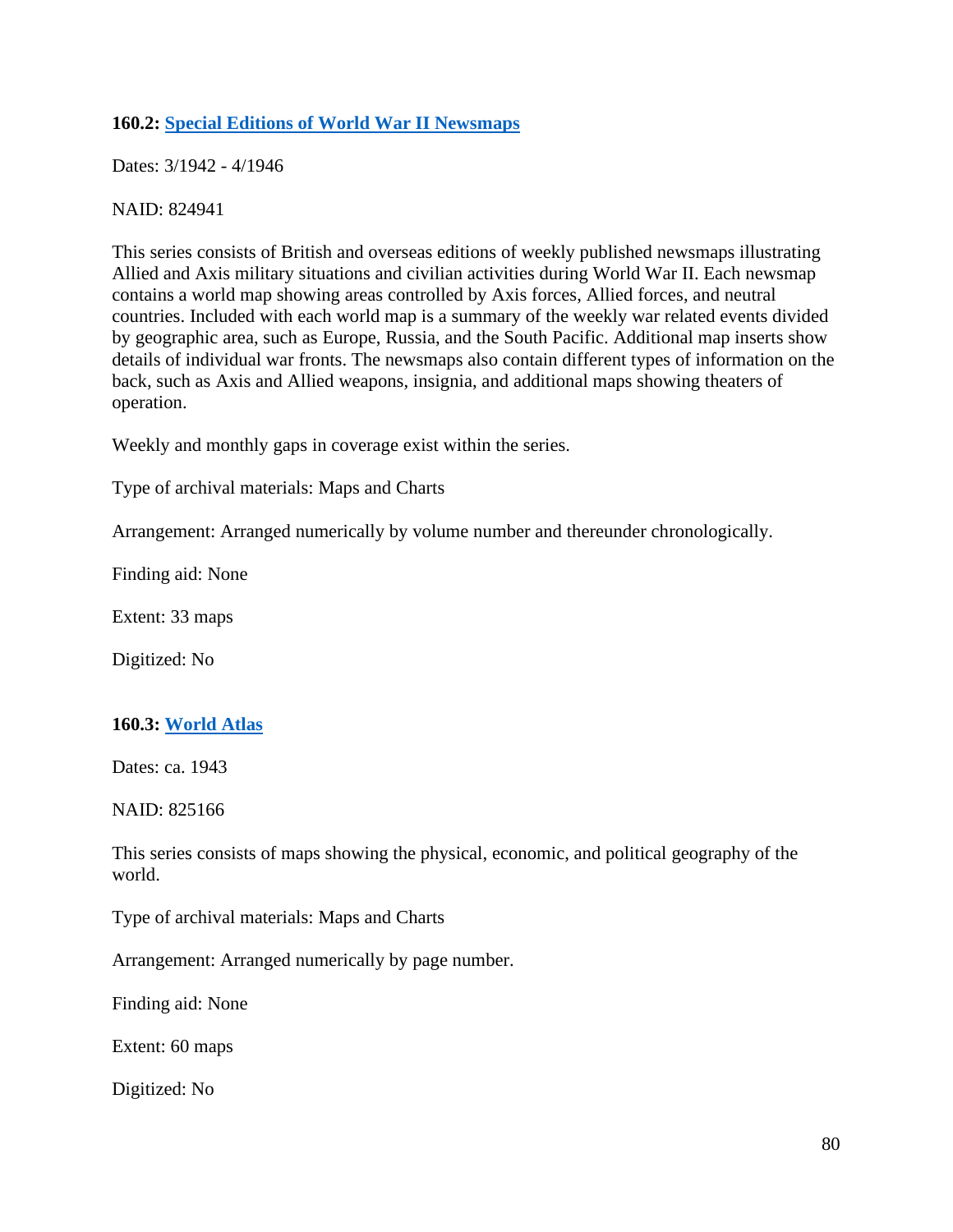### 160.2: [Special Editions of World War II Newsmaps]

Dates: 3/1942 - 4/1946

NAID: 824941

This series consists of British and overseas editions of weekly published newsmaps illustrating Allied and Axis military situations and civilian activities during World War II. Each newsmap contains a world map showing areas controlled by Axis forces, Allied forces, and neutral countries. Included with each world map is a summary of the weekly war related events divided by geographic area, such as Europe, Russia, and the South Pacific. Additional map inserts show details of individual war fronts. The newsmaps also contain different types of information on the back, such as Axis and Allied weapons, insignia, and additional maps showing theaters of operation.

Weekly and monthly gaps in coverage exist within the series.

Type of archival materials: Maps and Charts

Arrangement: Arranged numerically by volume number and thereunder chronologically.

Finding aid: None

Extent: 33 maps

Digitized: No

### 160.3: [World Atlas]

Dates: ca. 1943

NAID: 825166

This series consists of maps showing the physical, economic, and political geography of the world.

Type of archival materials: Maps and Charts

Arrangement: Arranged numerically by page number.

Finding aid: None

Extent: 60 maps

Digitized: No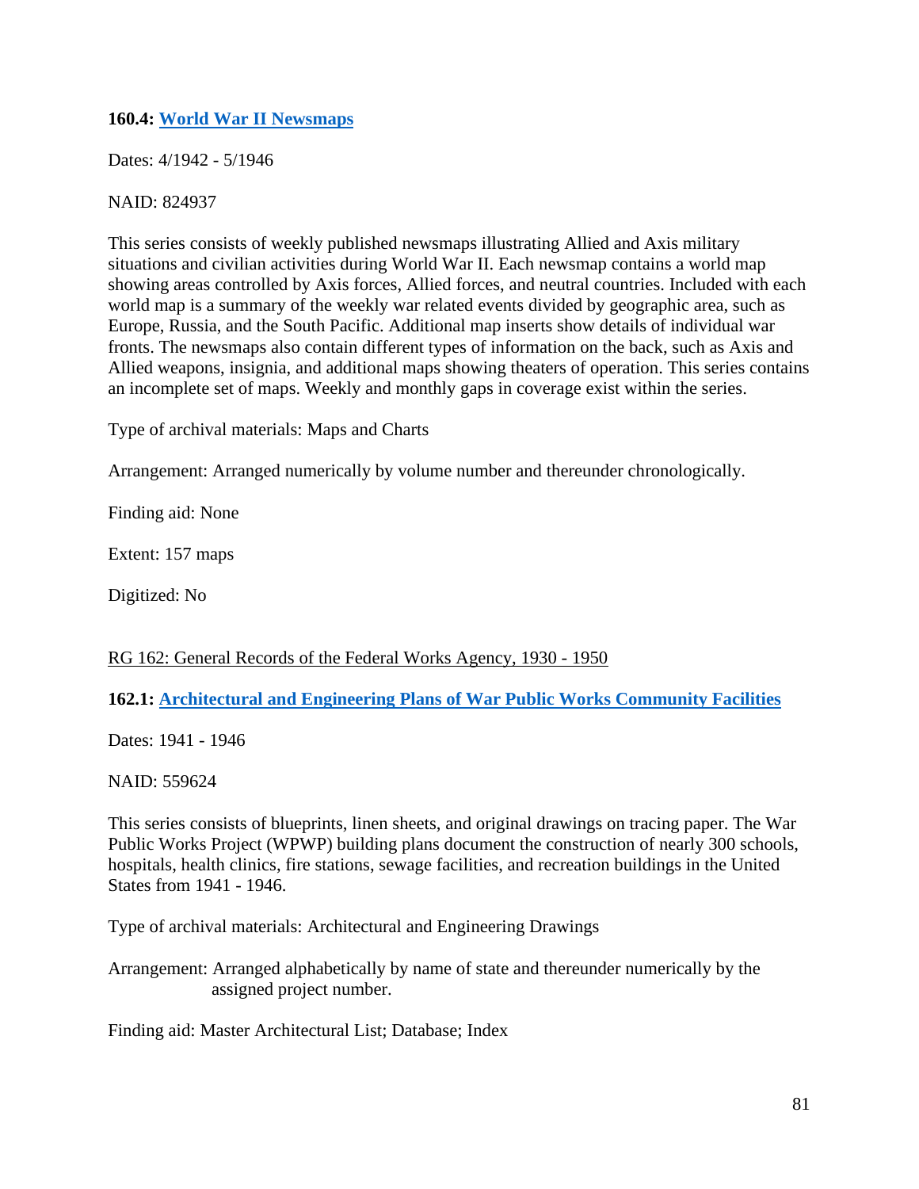**160.4: [World War II Newsmaps]()**

Dates: 4/1942 - 5/1946

NAID: 824937

This series consists of weekly published newsmaps illustrating Allied and Axis military situations and civilian activities during World War II. Each newsmap contains a world map showing areas controlled by Axis forces, Allied forces, and neutral countries. Included with each world map is a summary of the weekly war related events divided by geographic area, such as Europe, Russia, and the South Pacific. Additional map inserts show details of individual war fronts. The newsmaps also contain different types of information on the back, such as Axis and Allied weapons, insignia, and additional maps showing theaters of operation. This series contains an incomplete set of maps. Weekly and monthly gaps in coverage exist within the series.

Type of archival materials: Maps and Charts

Arrangement: Arranged numerically by volume number and thereunder chronologically.

Finding aid: None

Extent: 157 maps

Digitized: No

RG 162: General Records of the Federal Works Agency, 1930 - 1950

**162.1: [Architectural and Engineering Plans of War Public Works Community Facilities]()**

Dates: 1941 - 1946

NAID: 559624

This series consists of blueprints, linen sheets, and original drawings on tracing paper. The War Public Works Project (WPWP) building plans document the construction of nearly 300 schools, hospitals, health clinics, fire stations, sewage facilities, and recreation buildings in the United States from 1941 - 1946.

Type of archival materials: Architectural and Engineering Drawings

Arrangement: Arranged alphabetically by name of state and thereunder numerically by the assigned project number.

Finding aid: Master Architectural List; Database; Index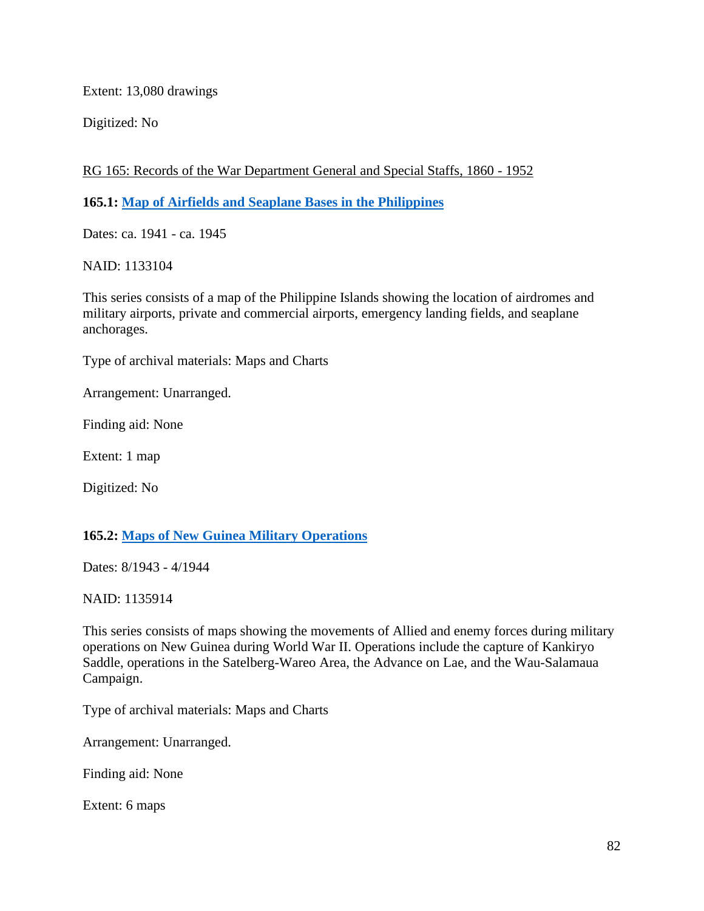Extent: 13,080 drawings

Digitized: No

RG 165: Records of the War Department General and Special Staffs, 1860 - 1952

**165.1: Map of Airfields and Seaplane Bases in the Philippines**

Dates: ca. 1941 - ca. 1945

NAID: 1133104

This series consists of a map of the Philippine Islands showing the location of airdromes and military airports, private and commercial airports, emergency landing fields, and seaplane anchorages.

Type of archival materials: Maps and Charts

Arrangement: Unarranged.

Finding aid: None

Extent: 1 map

Digitized: No

**165.2: Maps of New Guinea Military Operations**

Dates: 8/1943 - 4/1944

NAID: 1135914

This series consists of maps showing the movements of Allied and enemy forces during military operations on New Guinea during World War II. Operations include the capture of Kankiryo Saddle, operations in the Satelberg-Wareo Area, the Advance on Lae, and the Wau-Salamaua Campaign.

Type of archival materials: Maps and Charts

Arrangement: Unarranged.

Finding aid: None

Extent: 6 maps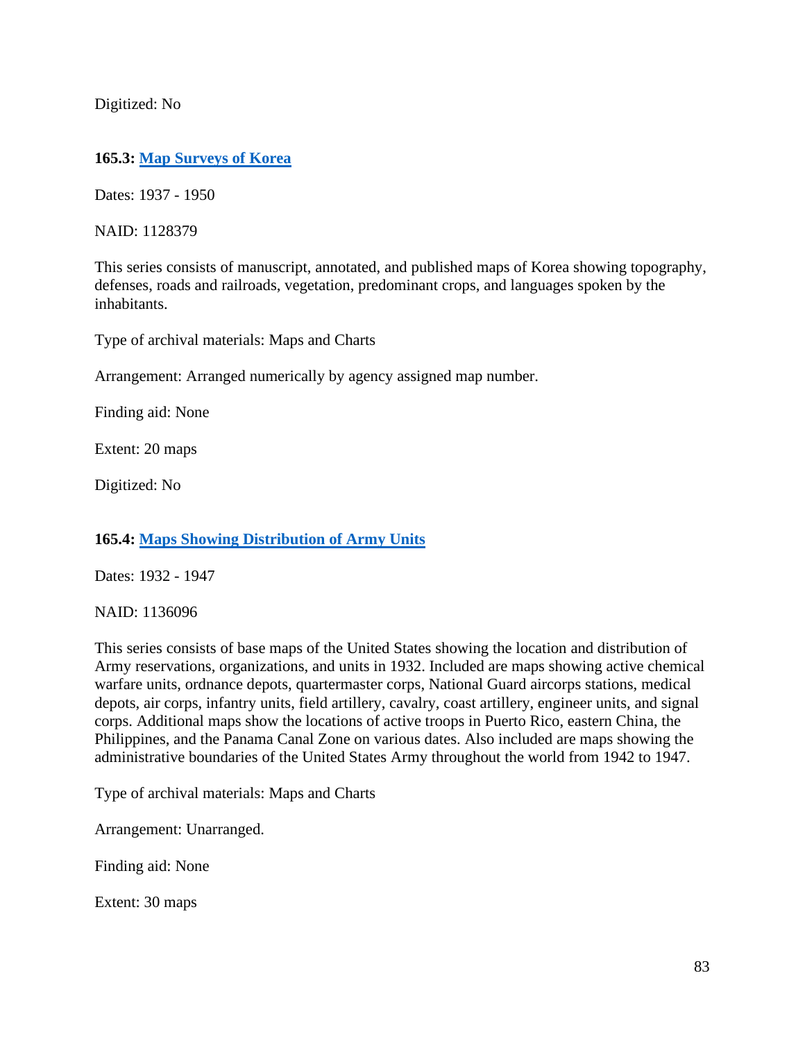Digitized: No

**165.3: [Map Surveys of Korea]**

Dates: 1937 - 1950

NAID: 1128379

This series consists of manuscript, annotated, and published maps of Korea showing topography, defenses, roads and railroads, vegetation, predominant crops, and languages spoken by the inhabitants.

Type of archival materials: Maps and Charts

Arrangement: Arranged numerically by agency assigned map number.

Finding aid: None

Extent: 20 maps

Digitized: No

**165.4: [Maps Showing Distribution of Army Units]**

Dates: 1932 - 1947

NAID: 1136096

This series consists of base maps of the United States showing the location and distribution of Army reservations, organizations, and units in 1932. Included are maps showing active chemical warfare units, ordnance depots, quartermaster corps, National Guard aircorps stations, medical depots, air corps, infantry units, field artillery, cavalry, coast artillery, engineer units, and signal corps. Additional maps show the locations of active troops in Puerto Rico, eastern China, the Philippines, and the Panama Canal Zone on various dates. Also included are maps showing the administrative boundaries of the United States Army throughout the world from 1942 to 1947.

Type of archival materials: Maps and Charts

Arrangement: Unarranged.

Finding aid: None

Extent: 30 maps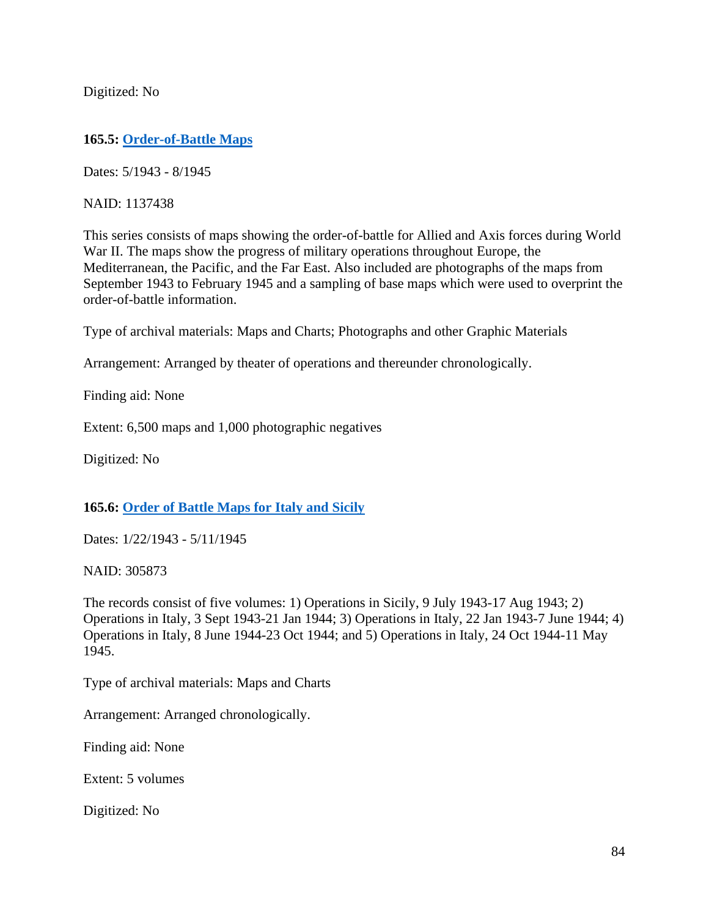Digitized: No

### 165.5: [Order-of-Battle Maps]

Dates: 5/1943 - 8/1945

NAID: 1137438

This series consists of maps showing the order-of-battle for Allied and Axis forces during World War II. The maps show the progress of military operations throughout Europe, the Mediterranean, the Pacific, and the Far East. Also included are photographs of the maps from September 1943 to February 1945 and a sampling of base maps which were used to overprint the order-of-battle information.

Type of archival materials: Maps and Charts; Photographs and other Graphic Materials

Arrangement: Arranged by theater of operations and thereunder chronologically.

Finding aid: None

Extent: 6,500 maps and 1,000 photographic negatives

Digitized: No

### 165.6: [Order of Battle Maps for Italy and Sicily]

Dates: 1/22/1943 - 5/11/1945

NAID: 305873

The records consist of five volumes: 1) Operations in Sicily, 9 July 1943-17 Aug 1943; 2) Operations in Italy, 3 Sept 1943-21 Jan 1944; 3) Operations in Italy, 22 Jan 1943-7 June 1944; 4) Operations in Italy, 8 June 1944-23 Oct 1944; and 5) Operations in Italy, 24 Oct 1944-11 May 1945.

Type of archival materials: Maps and Charts

Arrangement: Arranged chronologically.

Finding aid: None

Extent: 5 volumes

Digitized: No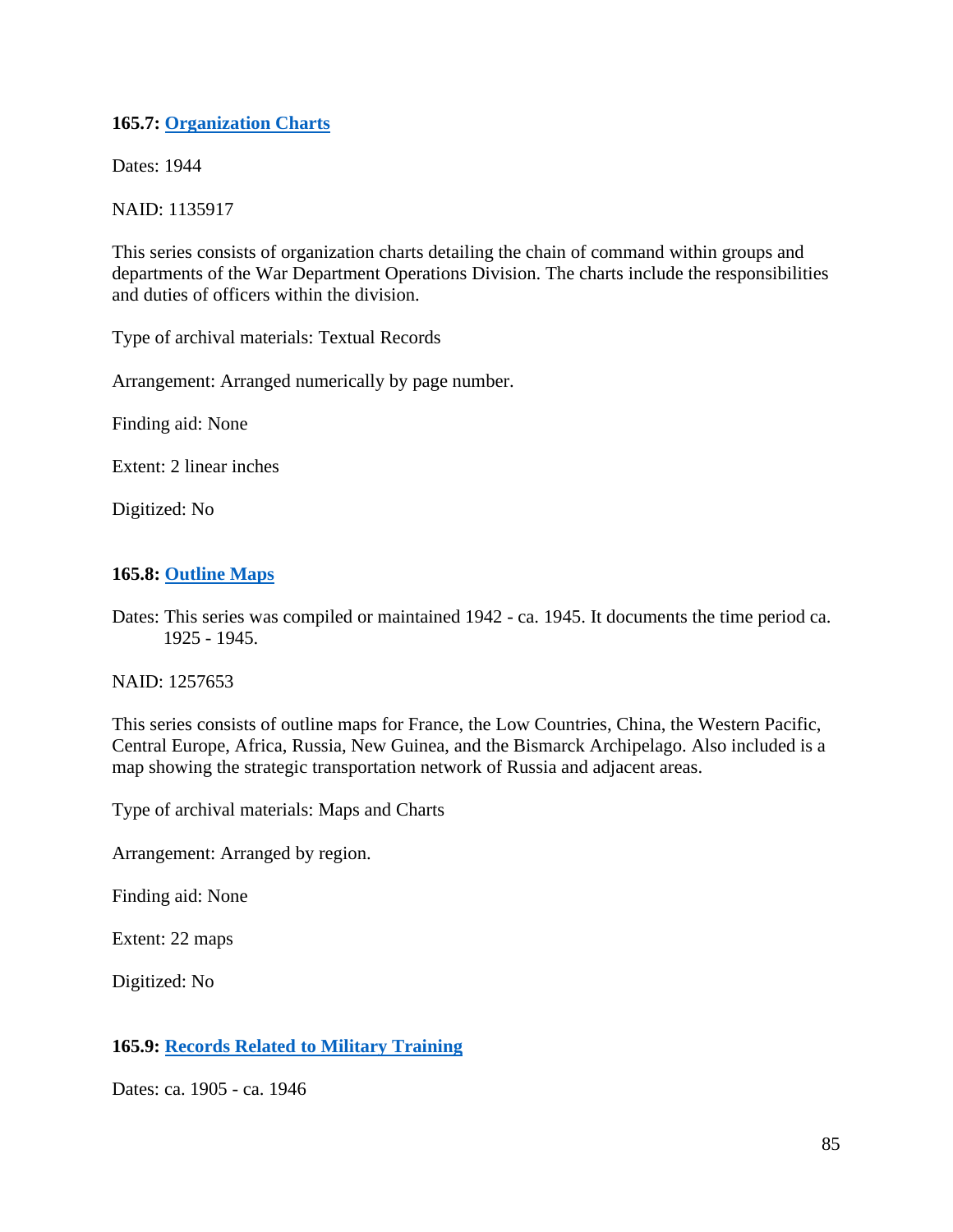**165.7: [Organization Charts]**

Dates: 1944

NAID: 1135917

This series consists of organization charts detailing the chain of command within groups and departments of the War Department Operations Division. The charts include the responsibilities and duties of officers within the division.

Type of archival materials: Textual Records

Arrangement: Arranged numerically by page number.

Finding aid: None

Extent: 2 linear inches

Digitized: No

**165.8: [Outline Maps]**

Dates: This series was compiled or maintained 1942 - ca. 1945. It documents the time period ca. 1925 - 1945.

NAID: 1257653

This series consists of outline maps for France, the Low Countries, China, the Western Pacific, Central Europe, Africa, Russia, New Guinea, and the Bismarck Archipelago. Also included is a map showing the strategic transportation network of Russia and adjacent areas.

Type of archival materials: Maps and Charts

Arrangement: Arranged by region.

Finding aid: None

Extent: 22 maps

Digitized: No

**165.9: [Records Related to Military Training]**

Dates: ca. 1905 - ca. 1946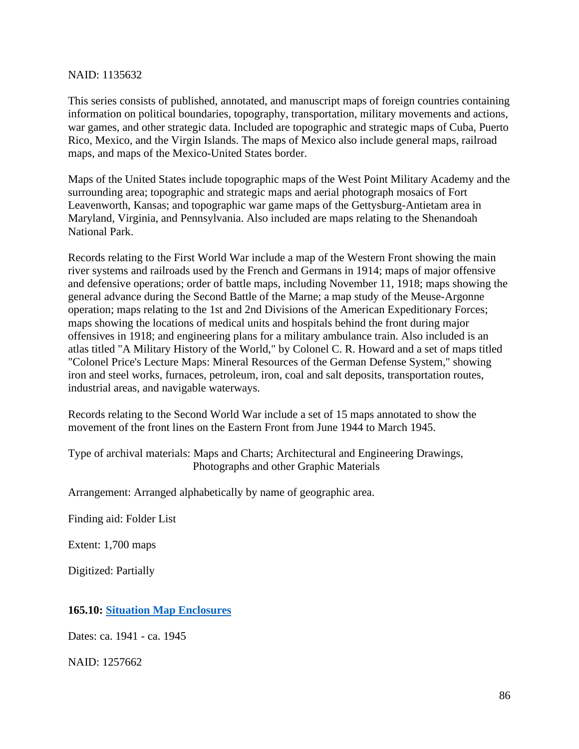NAID: 1135632

This series consists of published, annotated, and manuscript maps of foreign countries containing information on political boundaries, topography, transportation, military movements and actions, war games, and other strategic data. Included are topographic and strategic maps of Cuba, Puerto Rico, Mexico, and the Virgin Islands. The maps of Mexico also include general maps, railroad maps, and maps of the Mexico-United States border.

Maps of the United States include topographic maps of the West Point Military Academy and the surrounding area; topographic and strategic maps and aerial photograph mosaics of Fort Leavenworth, Kansas; and topographic war game maps of the Gettysburg-Antietam area in Maryland, Virginia, and Pennsylvania. Also included are maps relating to the Shenandoah National Park.

Records relating to the First World War include a map of the Western Front showing the main river systems and railroads used by the French and Germans in 1914; maps of major offensive and defensive operations; order of battle maps, including November 11, 1918; maps showing the general advance during the Second Battle of the Marne; a map study of the Meuse-Argonne operation; maps relating to the 1st and 2nd Divisions of the American Expeditionary Forces; maps showing the locations of medical units and hospitals behind the front during major offensives in 1918; and engineering plans for a military ambulance train. Also included is an atlas titled "A Military History of the World," by Colonel C. R. Howard and a set of maps titled "Colonel Price's Lecture Maps: Mineral Resources of the German Defense System," showing iron and steel works, furnaces, petroleum, iron, coal and salt deposits, transportation routes, industrial areas, and navigable waterways.

Records relating to the Second World War include a set of 15 maps annotated to show the movement of the front lines on the Eastern Front from June 1944 to March 1945.

Type of archival materials: Maps and Charts; Architectural and Engineering Drawings, Photographs and other Graphic Materials

Arrangement: Arranged alphabetically by name of geographic area.

Finding aid: Folder List

Extent: 1,700 maps

Digitized: Partially

**165.10: Situation Map Enclosures**

Dates: ca. 1941 - ca. 1945

NAID: 1257662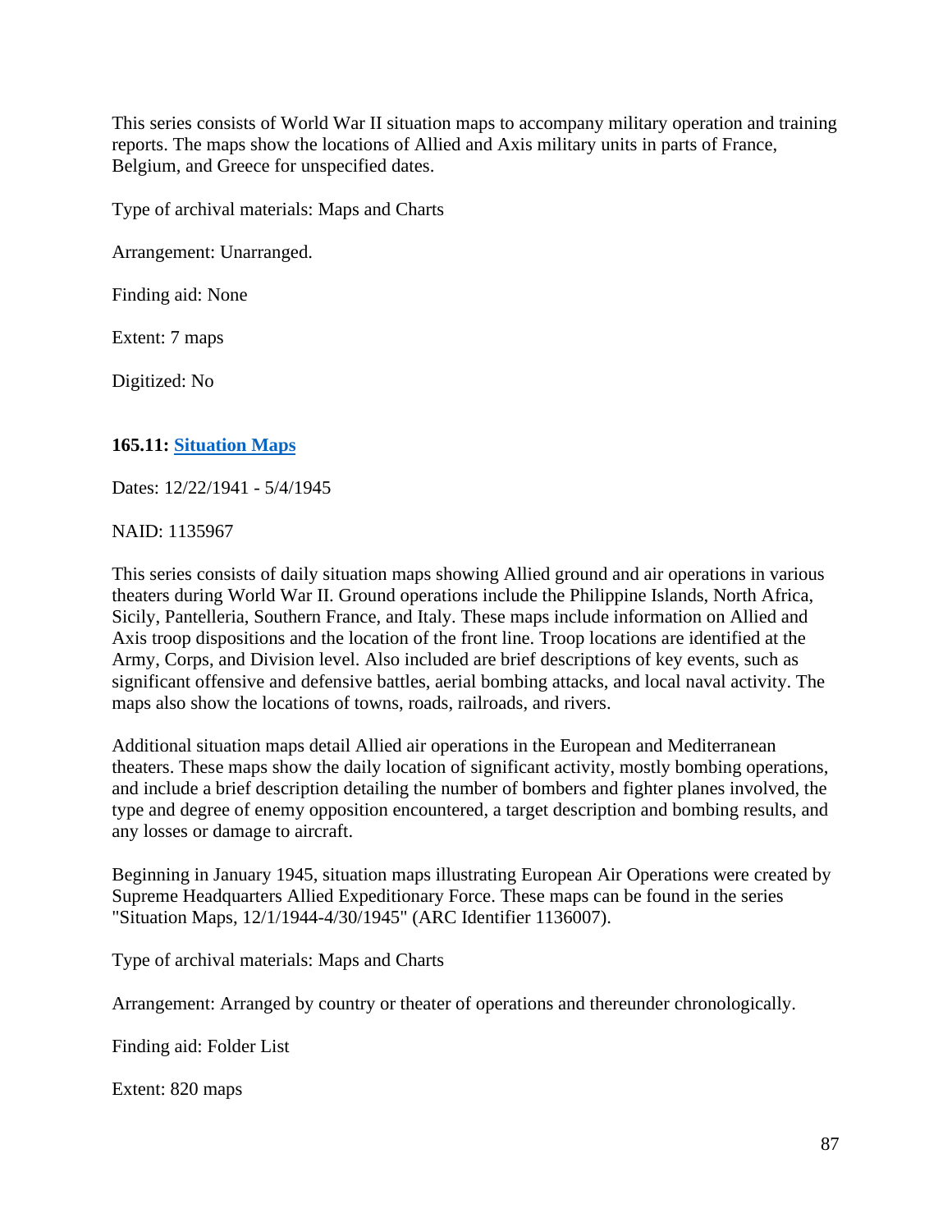This series consists of World War II situation maps to accompany military operation and training reports. The maps show the locations of Allied and Axis military units in parts of France, Belgium, and Greece for unspecified dates.

Type of archival materials: Maps and Charts

Arrangement: Unarranged.

Finding aid: None

Extent: 7 maps

Digitized: No

### 165.11: [Situation Maps]()

Dates: 12/22/1941 - 5/4/1945

NAID: 1135967

This series consists of daily situation maps showing Allied ground and air operations in various theaters during World War II. Ground operations include the Philippine Islands, North Africa, Sicily, Pantelleria, Southern France, and Italy. These maps include information on Allied and Axis troop dispositions and the location of the front line. Troop locations are identified at the Army, Corps, and Division level. Also included are brief descriptions of key events, such as significant offensive and defensive battles, aerial bombing attacks, and local naval activity. The maps also show the locations of towns, roads, railroads, and rivers.

Additional situation maps detail Allied air operations in the European and Mediterranean theaters. These maps show the daily location of significant activity, mostly bombing operations, and include a brief description detailing the number of bombers and fighter planes involved, the type and degree of enemy opposition encountered, a target description and bombing results, and any losses or damage to aircraft.

Beginning in January 1945, situation maps illustrating European Air Operations were created by Supreme Headquarters Allied Expeditionary Force. These maps can be found in the series "Situation Maps, 12/1/1944-4/30/1945" (ARC Identifier 1136007).

Type of archival materials: Maps and Charts

Arrangement: Arranged by country or theater of operations and thereunder chronologically.

Finding aid: Folder List

Extent: 820 maps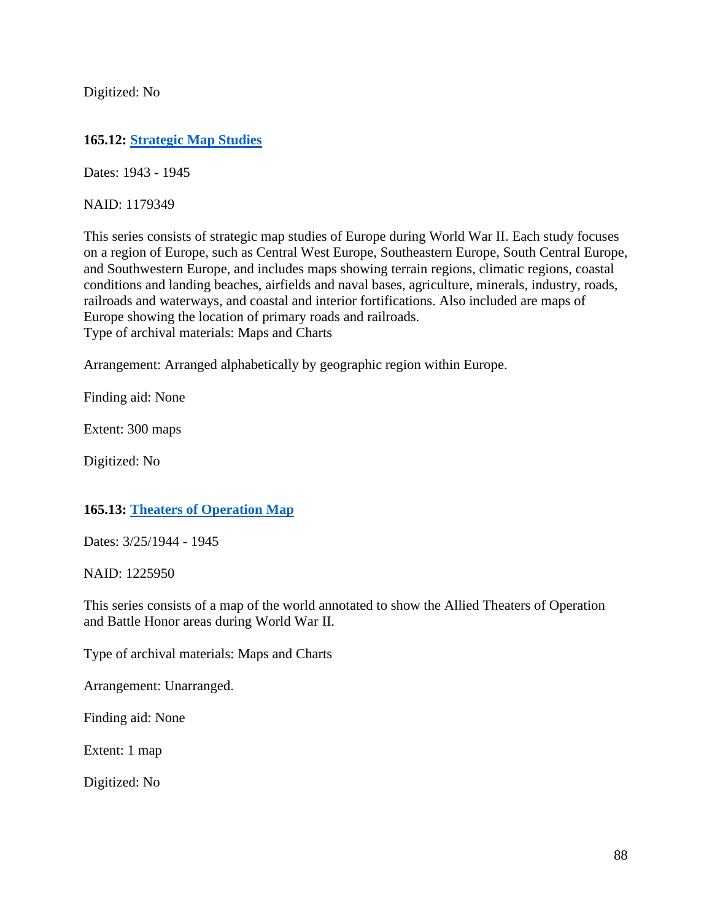Digitized: No

**165.12: Strategic Map Studies**

Dates: 1943 - 1945

NAID: 1179349

This series consists of strategic map studies of Europe during World War II. Each study focuses on a region of Europe, such as Central West Europe, Southeastern Europe, South Central Europe, and Southwestern Europe, and includes maps showing terrain regions, climatic regions, coastal conditions and landing beaches, airfields and naval bases, agriculture, minerals, industry, roads, railroads and waterways, and coastal and interior fortifications. Also included are maps of Europe showing the location of primary roads and railroads.
Type of archival materials: Maps and Charts

Arrangement: Arranged alphabetically by geographic region within Europe.

Finding aid: None

Extent: 300 maps

Digitized: No

**165.13: Theaters of Operation Map**

Dates: 3/25/1944 - 1945

NAID: 1225950

This series consists of a map of the world annotated to show the Allied Theaters of Operation and Battle Honor areas during World War II.

Type of archival materials: Maps and Charts

Arrangement: Unarranged.

Finding aid: None

Extent: 1 map

Digitized: No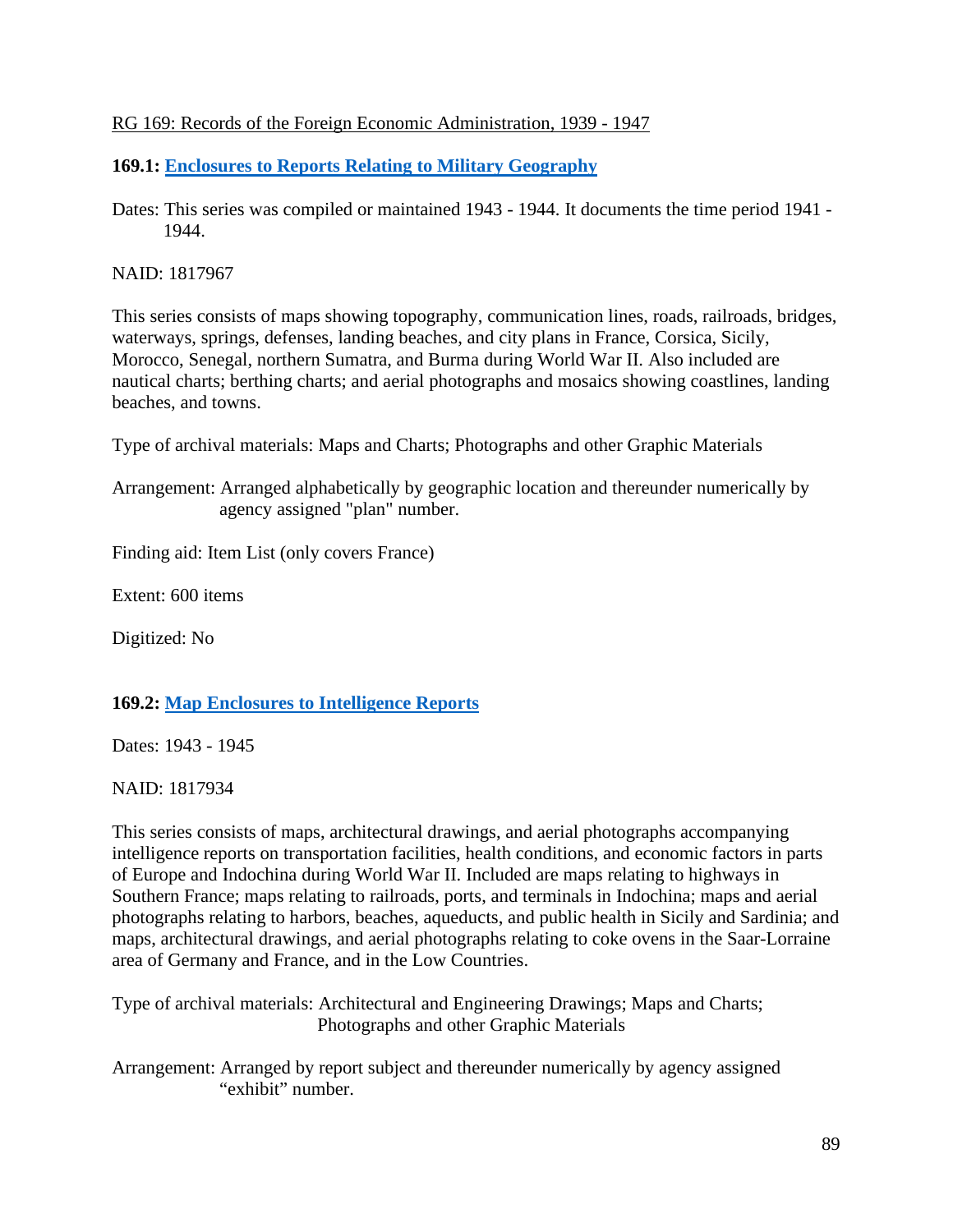RG 169: Records of the Foreign Economic Administration, 1939 - 1947

**169.1: Enclosures to Reports Relating to Military Geography**

Dates: This series was compiled or maintained 1943 - 1944. It documents the time period 1941 - 1944.

NAID: 1817967

This series consists of maps showing topography, communication lines, roads, railroads, bridges, waterways, springs, defenses, landing beaches, and city plans in France, Corsica, Sicily, Morocco, Senegal, northern Sumatra, and Burma during World War II. Also included are nautical charts; berthing charts; and aerial photographs and mosaics showing coastlines, landing beaches, and towns.

Type of archival materials: Maps and Charts; Photographs and other Graphic Materials

Arrangement: Arranged alphabetically by geographic location and thereunder numerically by agency assigned "plan" number.

Finding aid: Item List (only covers France)

Extent: 600 items

Digitized: No

**169.2: Map Enclosures to Intelligence Reports**

Dates: 1943 - 1945

NAID: 1817934

This series consists of maps, architectural drawings, and aerial photographs accompanying intelligence reports on transportation facilities, health conditions, and economic factors in parts of Europe and Indochina during World War II. Included are maps relating to highways in Southern France; maps relating to railroads, ports, and terminals in Indochina; maps and aerial photographs relating to harbors, beaches, aqueducts, and public health in Sicily and Sardinia; and maps, architectural drawings, and aerial photographs relating to coke ovens in the Saar-Lorraine area of Germany and France, and in the Low Countries.

Type of archival materials: Architectural and Engineering Drawings; Maps and Charts; Photographs and other Graphic Materials

Arrangement: Arranged by report subject and thereunder numerically by agency assigned "exhibit" number.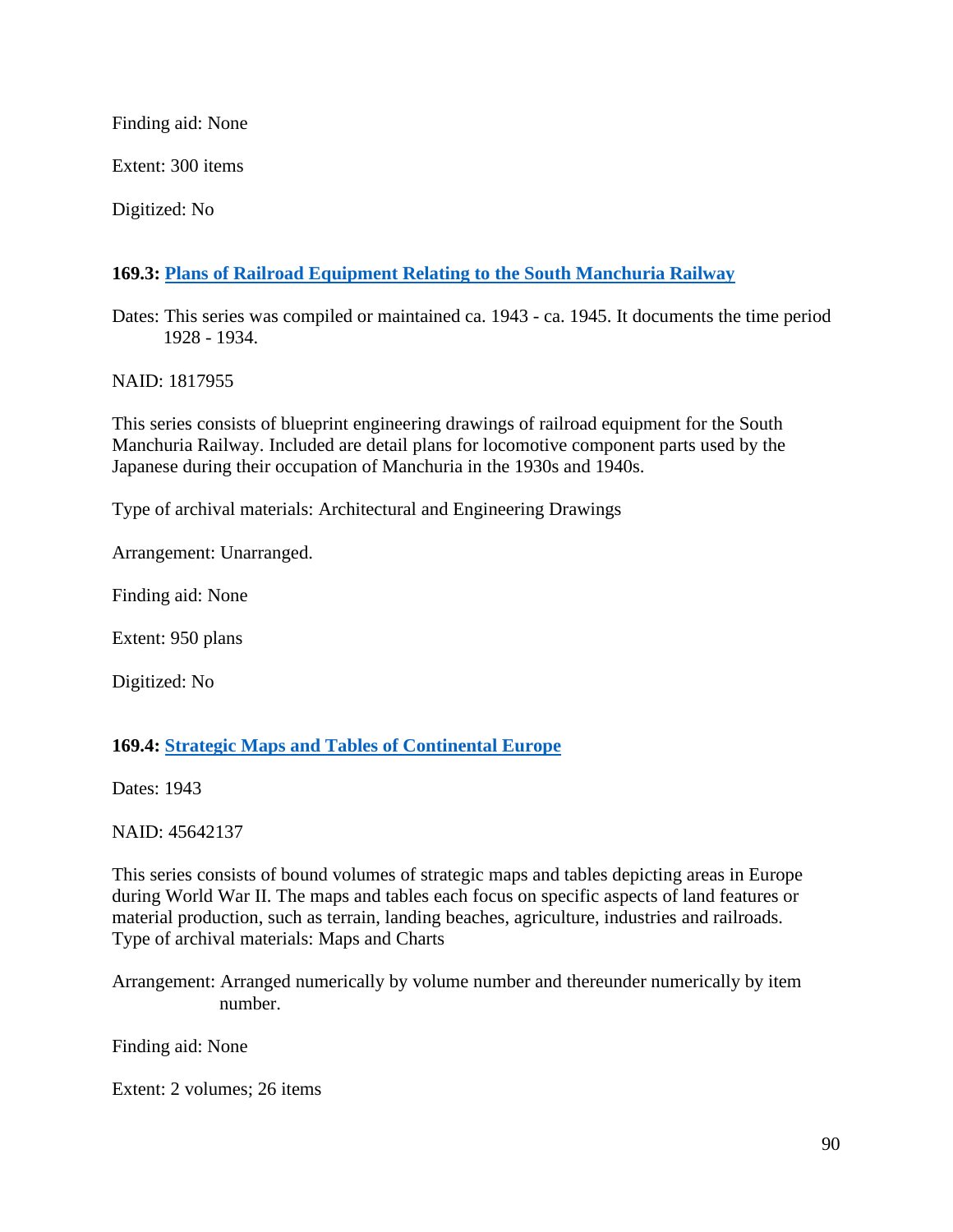Finding aid: None

Extent: 300 items

Digitized: No

### 169.3: Plans of Railroad Equipment Relating to the South Manchuria Railway

Dates: This series was compiled or maintained ca. 1943 - ca. 1945. It documents the time period 1928 - 1934.

NAID: 1817955

This series consists of blueprint engineering drawings of railroad equipment for the South Manchuria Railway. Included are detail plans for locomotive component parts used by the Japanese during their occupation of Manchuria in the 1930s and 1940s.

Type of archival materials: Architectural and Engineering Drawings

Arrangement: Unarranged.

Finding aid: None

Extent: 950 plans

Digitized: No

### 169.4: Strategic Maps and Tables of Continental Europe

Dates: 1943

NAID: 45642137

This series consists of bound volumes of strategic maps and tables depicting areas in Europe during World War II. The maps and tables each focus on specific aspects of land features or material production, such as terrain, landing beaches, agriculture, industries and railroads.
Type of archival materials: Maps and Charts

Arrangement: Arranged numerically by volume number and thereunder numerically by item number.

Finding aid: None

Extent: 2 volumes; 26 items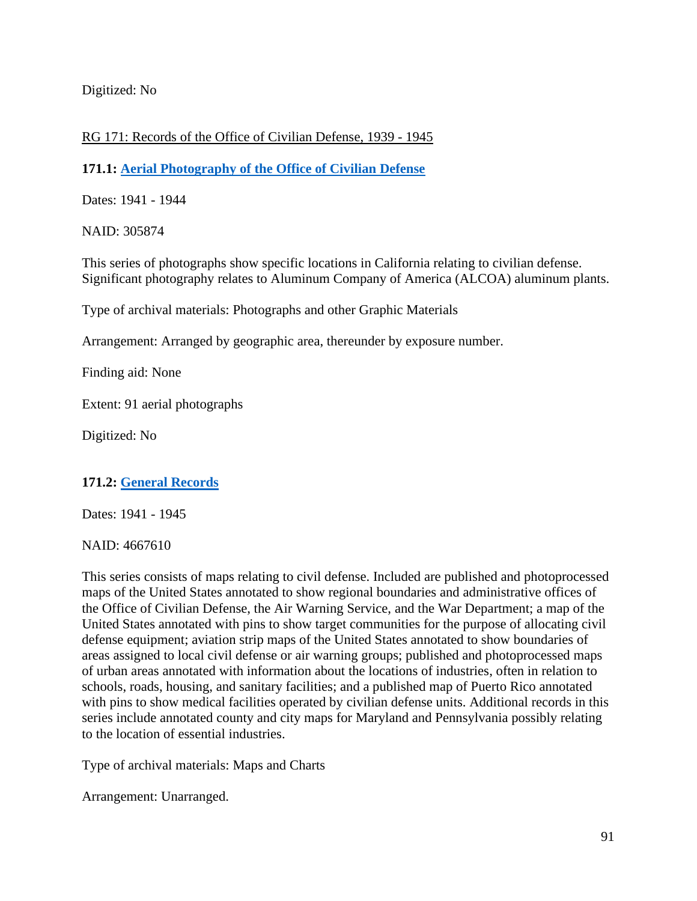Digitized: No

RG 171: Records of the Office of Civilian Defense, 1939 - 1945

**171.1: Aerial Photography of the Office of Civilian Defense**

Dates: 1941 - 1944

NAID: 305874

This series of photographs show specific locations in California relating to civilian defense. Significant photography relates to Aluminum Company of America (ALCOA) aluminum plants.

Type of archival materials: Photographs and other Graphic Materials

Arrangement: Arranged by geographic area, thereunder by exposure number.

Finding aid: None

Extent: 91 aerial photographs

Digitized: No

**171.2: General Records**

Dates: 1941 - 1945

NAID: 4667610

This series consists of maps relating to civil defense. Included are published and photoprocessed maps of the United States annotated to show regional boundaries and administrative offices of the Office of Civilian Defense, the Air Warning Service, and the War Department; a map of the United States annotated with pins to show target communities for the purpose of allocating civil defense equipment; aviation strip maps of the United States annotated to show boundaries of areas assigned to local civil defense or air warning groups; published and photoprocessed maps of urban areas annotated with information about the locations of industries, often in relation to schools, roads, housing, and sanitary facilities; and a published map of Puerto Rico annotated with pins to show medical facilities operated by civilian defense units. Additional records in this series include annotated county and city maps for Maryland and Pennsylvania possibly relating to the location of essential industries.

Type of archival materials: Maps and Charts

Arrangement: Unarranged.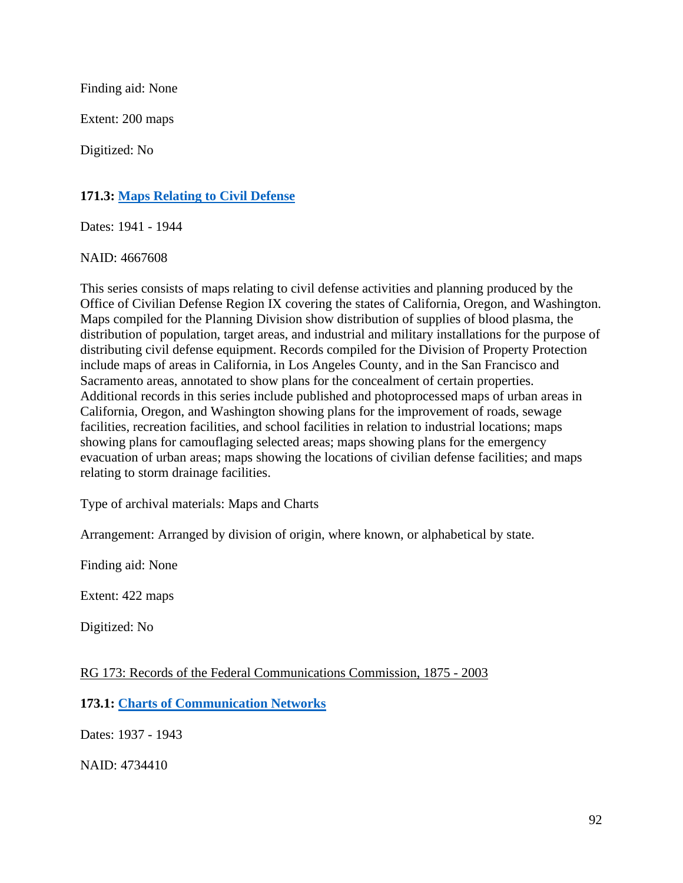Finding aid: None

Extent: 200 maps

Digitized: No

**171.3: Maps Relating to Civil Defense**

Dates: 1941 - 1944

NAID: 4667608

This series consists of maps relating to civil defense activities and planning produced by the Office of Civilian Defense Region IX covering the states of California, Oregon, and Washington. Maps compiled for the Planning Division show distribution of supplies of blood plasma, the distribution of population, target areas, and industrial and military installations for the purpose of distributing civil defense equipment. Records compiled for the Division of Property Protection include maps of areas in California, in Los Angeles County, and in the San Francisco and Sacramento areas, annotated to show plans for the concealment of certain properties. Additional records in this series include published and photoprocessed maps of urban areas in California, Oregon, and Washington showing plans for the improvement of roads, sewage facilities, recreation facilities, and school facilities in relation to industrial locations; maps showing plans for camouflaging selected areas; maps showing plans for the emergency evacuation of urban areas; maps showing the locations of civilian defense facilities; and maps relating to storm drainage facilities.

Type of archival materials: Maps and Charts

Arrangement: Arranged by division of origin, where known, or alphabetical by state.

Finding aid: None

Extent: 422 maps

Digitized: No

RG 173: Records of the Federal Communications Commission, 1875 - 2003

**173.1: Charts of Communication Networks**

Dates: 1937 - 1943

NAID: 4734410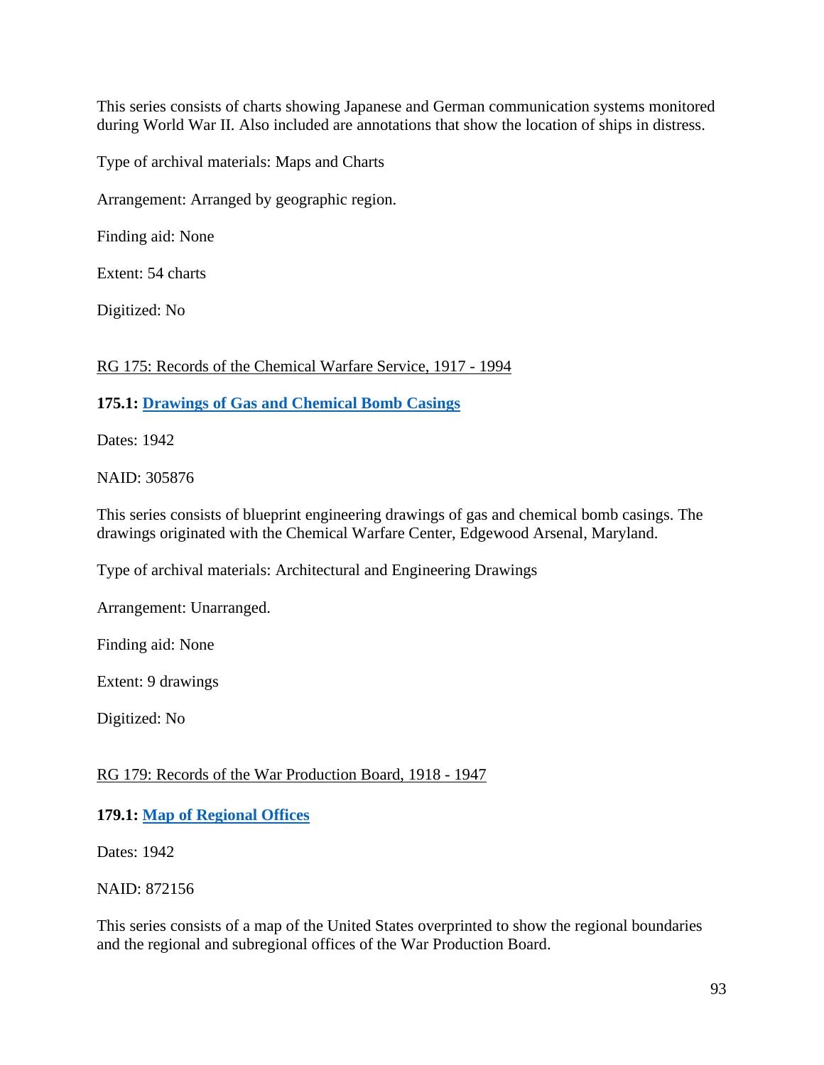This series consists of charts showing Japanese and German communication systems monitored during World War II. Also included are annotations that show the location of ships in distress.

Type of archival materials: Maps and Charts

Arrangement: Arranged by geographic region.

Finding aid: None

Extent: 54 charts

Digitized: No

RG 175: Records of the Chemical Warfare Service, 1917 - 1994

**175.1: Drawings of Gas and Chemical Bomb Casings**

Dates: 1942

NAID: 305876

This series consists of blueprint engineering drawings of gas and chemical bomb casings. The drawings originated with the Chemical Warfare Center, Edgewood Arsenal, Maryland.

Type of archival materials: Architectural and Engineering Drawings

Arrangement: Unarranged.

Finding aid: None

Extent: 9 drawings

Digitized: No

RG 179: Records of the War Production Board, 1918 - 1947

**179.1: Map of Regional Offices**

Dates: 1942

NAID: 872156

This series consists of a map of the United States overprinted to show the regional boundaries and the regional and subregional offices of the War Production Board.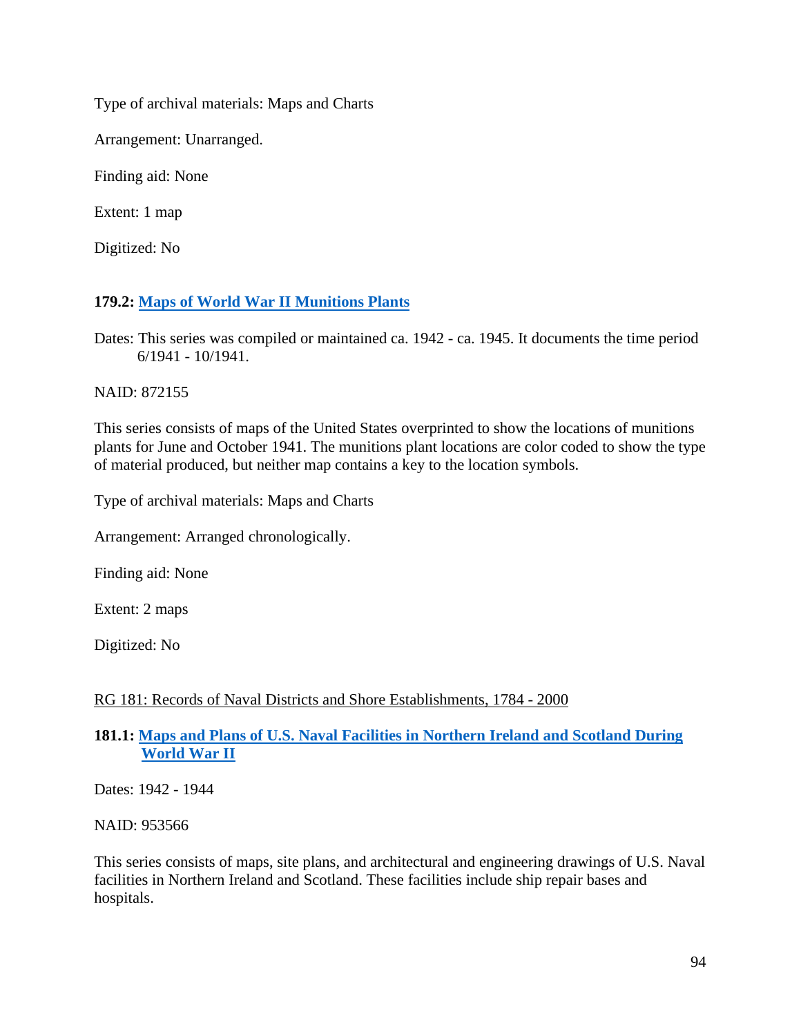Type of archival materials: Maps and Charts

Arrangement: Unarranged.

Finding aid: None

Extent: 1 map

Digitized: No

### 179.2: Maps of World War II Munitions Plants

Dates: This series was compiled or maintained ca. 1942 - ca. 1945. It documents the time period 6/1941 - 10/1941.

NAID: 872155

This series consists of maps of the United States overprinted to show the locations of munitions plants for June and October 1941. The munitions plant locations are color coded to show the type of material produced, but neither map contains a key to the location symbols.

Type of archival materials: Maps and Charts

Arrangement: Arranged chronologically.

Finding aid: None

Extent: 2 maps

Digitized: No

## RG 181: Records of Naval Districts and Shore Establishments, 1784 - 2000

### 181.1: Maps and Plans of U.S. Naval Facilities in Northern Ireland and Scotland During World War II

Dates: 1942 - 1944

NAID: 953566

This series consists of maps, site plans, and architectural and engineering drawings of U.S. Naval facilities in Northern Ireland and Scotland. These facilities include ship repair bases and hospitals.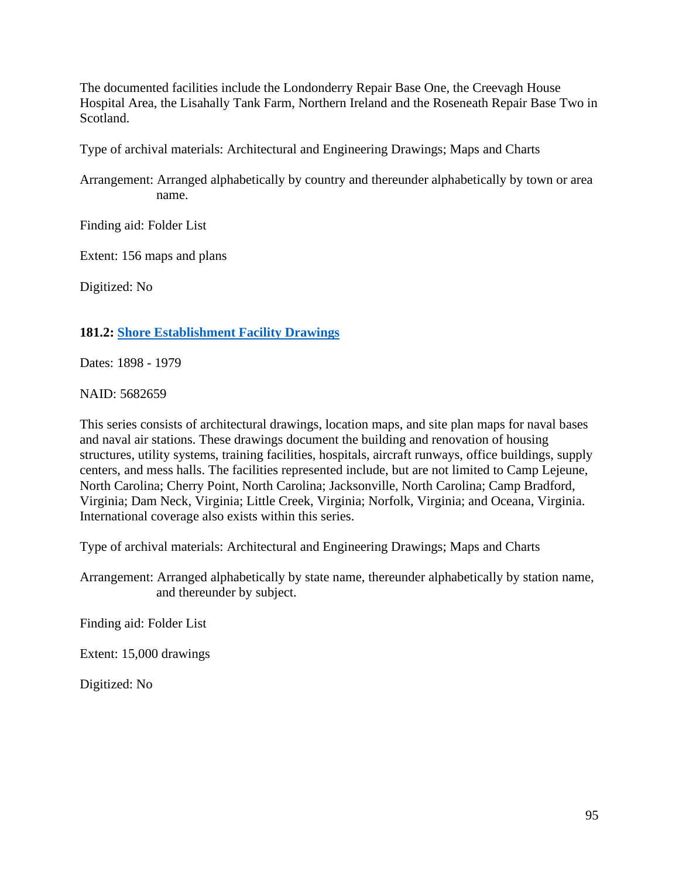The documented facilities include the Londonderry Repair Base One, the Creevagh House Hospital Area, the Lisahally Tank Farm, Northern Ireland and the Roseneath Repair Base Two in Scotland.

Type of archival materials: Architectural and Engineering Drawings; Maps and Charts

Arrangement: Arranged alphabetically by country and thereunder alphabetically by town or area name.

Finding aid: Folder List

Extent: 156 maps and plans

Digitized: No

**181.2: Shore Establishment Facility Drawings**

Dates: 1898 - 1979

NAID: 5682659

This series consists of architectural drawings, location maps, and site plan maps for naval bases and naval air stations. These drawings document the building and renovation of housing structures, utility systems, training facilities, hospitals, aircraft runways, office buildings, supply centers, and mess halls. The facilities represented include, but are not limited to Camp Lejeune, North Carolina; Cherry Point, North Carolina; Jacksonville, North Carolina; Camp Bradford, Virginia; Dam Neck, Virginia; Little Creek, Virginia; Norfolk, Virginia; and Oceana, Virginia. International coverage also exists within this series.

Type of archival materials: Architectural and Engineering Drawings; Maps and Charts

Arrangement: Arranged alphabetically by state name, thereunder alphabetically by station name, and thereunder by subject.

Finding aid: Folder List

Extent: 15,000 drawings

Digitized: No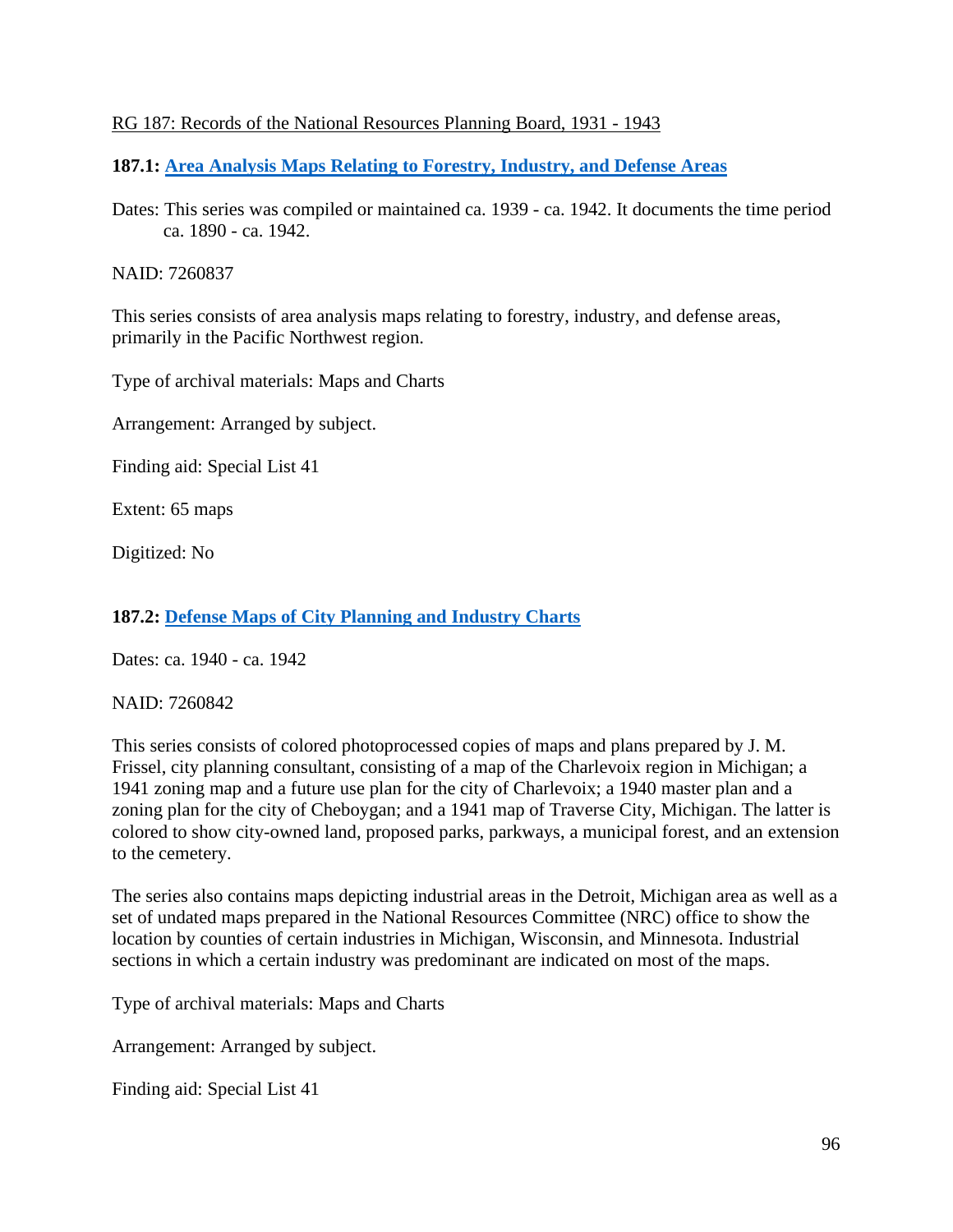RG 187: Records of the National Resources Planning Board, 1931 - 1943

**187.1: Area Analysis Maps Relating to Forestry, Industry, and Defense Areas**

Dates: This series was compiled or maintained ca. 1939 - ca. 1942. It documents the time period ca. 1890 - ca. 1942.

NAID: 7260837

This series consists of area analysis maps relating to forestry, industry, and defense areas, primarily in the Pacific Northwest region.

Type of archival materials: Maps and Charts

Arrangement: Arranged by subject.

Finding aid: Special List 41

Extent: 65 maps

Digitized: No

**187.2: Defense Maps of City Planning and Industry Charts**

Dates: ca. 1940 - ca. 1942

NAID: 7260842

This series consists of colored photoprocessed copies of maps and plans prepared by J. M. Frissel, city planning consultant, consisting of a map of the Charlevoix region in Michigan; a 1941 zoning map and a future use plan for the city of Charlevoix; a 1940 master plan and a zoning plan for the city of Cheboygan; and a 1941 map of Traverse City, Michigan. The latter is colored to show city-owned land, proposed parks, parkways, a municipal forest, and an extension to the cemetery.

The series also contains maps depicting industrial areas in the Detroit, Michigan area as well as a set of undated maps prepared in the National Resources Committee (NRC) office to show the location by counties of certain industries in Michigan, Wisconsin, and Minnesota. Industrial sections in which a certain industry was predominant are indicated on most of the maps.

Type of archival materials: Maps and Charts

Arrangement: Arranged by subject.

Finding aid: Special List 41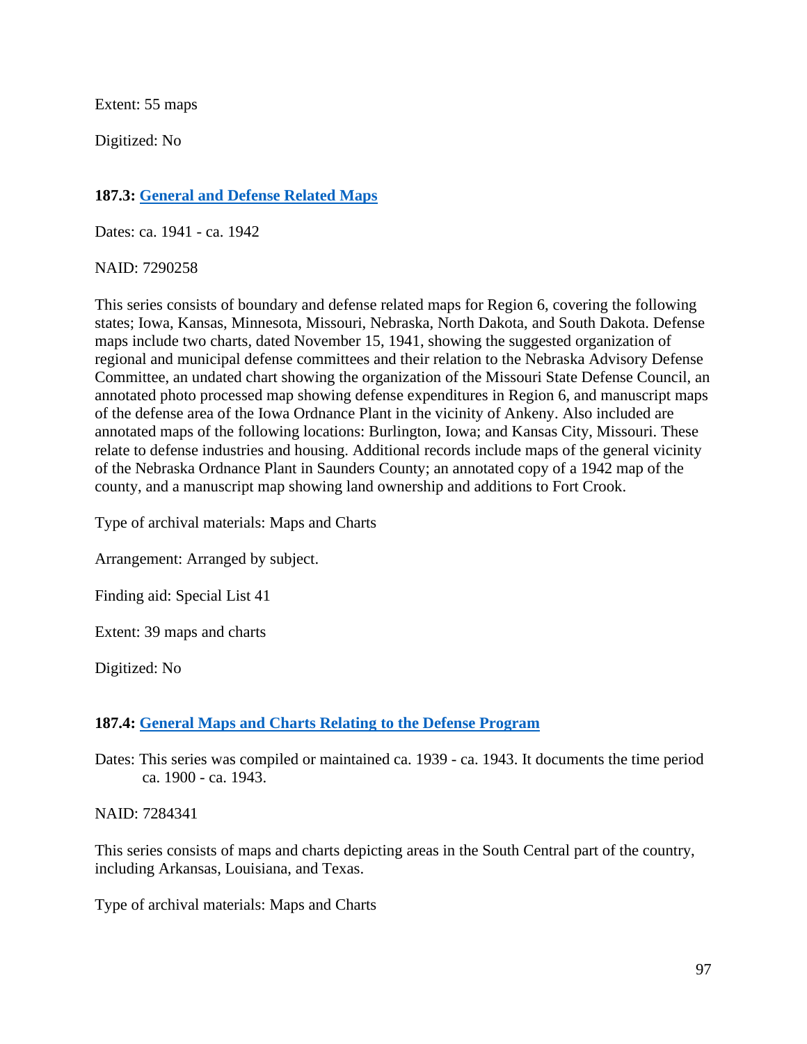Extent: 55 maps

Digitized: No

### 187.3: [General and Defense Related Maps]()

Dates: ca. 1941 - ca. 1942

NAID: 7290258

This series consists of boundary and defense related maps for Region 6, covering the following states; Iowa, Kansas, Minnesota, Missouri, Nebraska, North Dakota, and South Dakota. Defense maps include two charts, dated November 15, 1941, showing the suggested organization of regional and municipal defense committees and their relation to the Nebraska Advisory Defense Committee, an undated chart showing the organization of the Missouri State Defense Council, an annotated photo processed map showing defense expenditures in Region 6, and manuscript maps of the defense area of the Iowa Ordnance Plant in the vicinity of Ankeny. Also included are annotated maps of the following locations: Burlington, Iowa; and Kansas City, Missouri. These relate to defense industries and housing. Additional records include maps of the general vicinity of the Nebraska Ordnance Plant in Saunders County; an annotated copy of a 1942 map of the county, and a manuscript map showing land ownership and additions to Fort Crook.

Type of archival materials: Maps and Charts

Arrangement: Arranged by subject.

Finding aid: Special List 41

Extent: 39 maps and charts

Digitized: No

### 187.4: [General Maps and Charts Relating to the Defense Program]()

Dates: This series was compiled or maintained ca. 1939 - ca. 1943. It documents the time period ca. 1900 - ca. 1943.

NAID: 7284341

This series consists of maps and charts depicting areas in the South Central part of the country, including Arkansas, Louisiana, and Texas.

Type of archival materials: Maps and Charts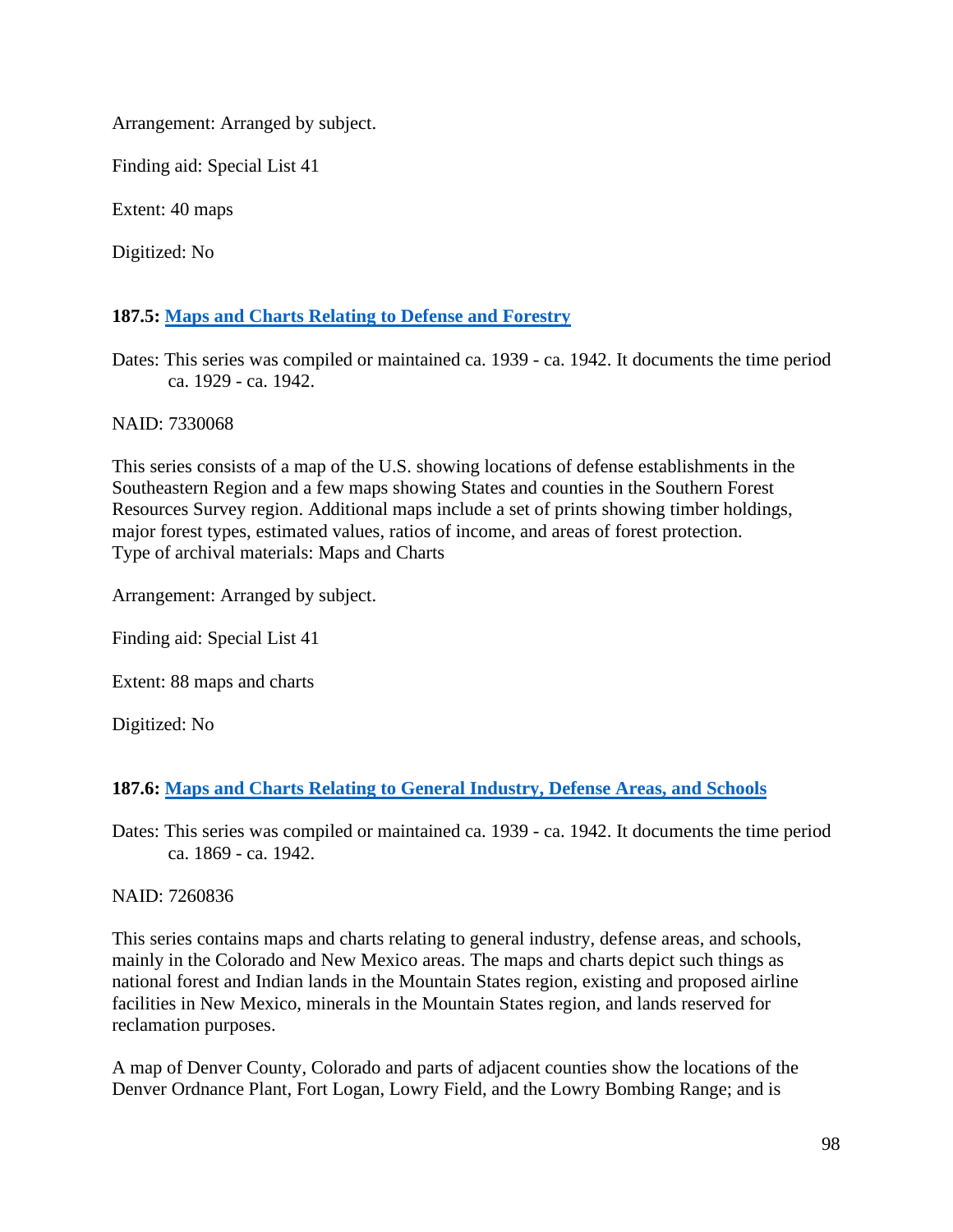Arrangement: Arranged by subject.

Finding aid: Special List 41

Extent: 40 maps

Digitized: No

### 187.5: [Maps and Charts Relating to Defense and Forestry]()

Dates: This series was compiled or maintained ca. 1939 - ca. 1942. It documents the time period ca. 1929 - ca. 1942.

NAID: 7330068

This series consists of a map of the U.S. showing locations of defense establishments in the Southeastern Region and a few maps showing States and counties in the Southern Forest Resources Survey region. Additional maps include a set of prints showing timber holdings, major forest types, estimated values, ratios of income, and areas of forest protection.
Type of archival materials: Maps and Charts

Arrangement: Arranged by subject.

Finding aid: Special List 41

Extent: 88 maps and charts

Digitized: No

### 187.6: [Maps and Charts Relating to General Industry, Defense Areas, and Schools]()

Dates: This series was compiled or maintained ca. 1939 - ca. 1942. It documents the time period ca. 1869 - ca. 1942.

NAID: 7260836

This series contains maps and charts relating to general industry, defense areas, and schools, mainly in the Colorado and New Mexico areas. The maps and charts depict such things as national forest and Indian lands in the Mountain States region, existing and proposed airline facilities in New Mexico, minerals in the Mountain States region, and lands reserved for reclamation purposes.

A map of Denver County, Colorado and parts of adjacent counties show the locations of the Denver Ordnance Plant, Fort Logan, Lowry Field, and the Lowry Bombing Range; and is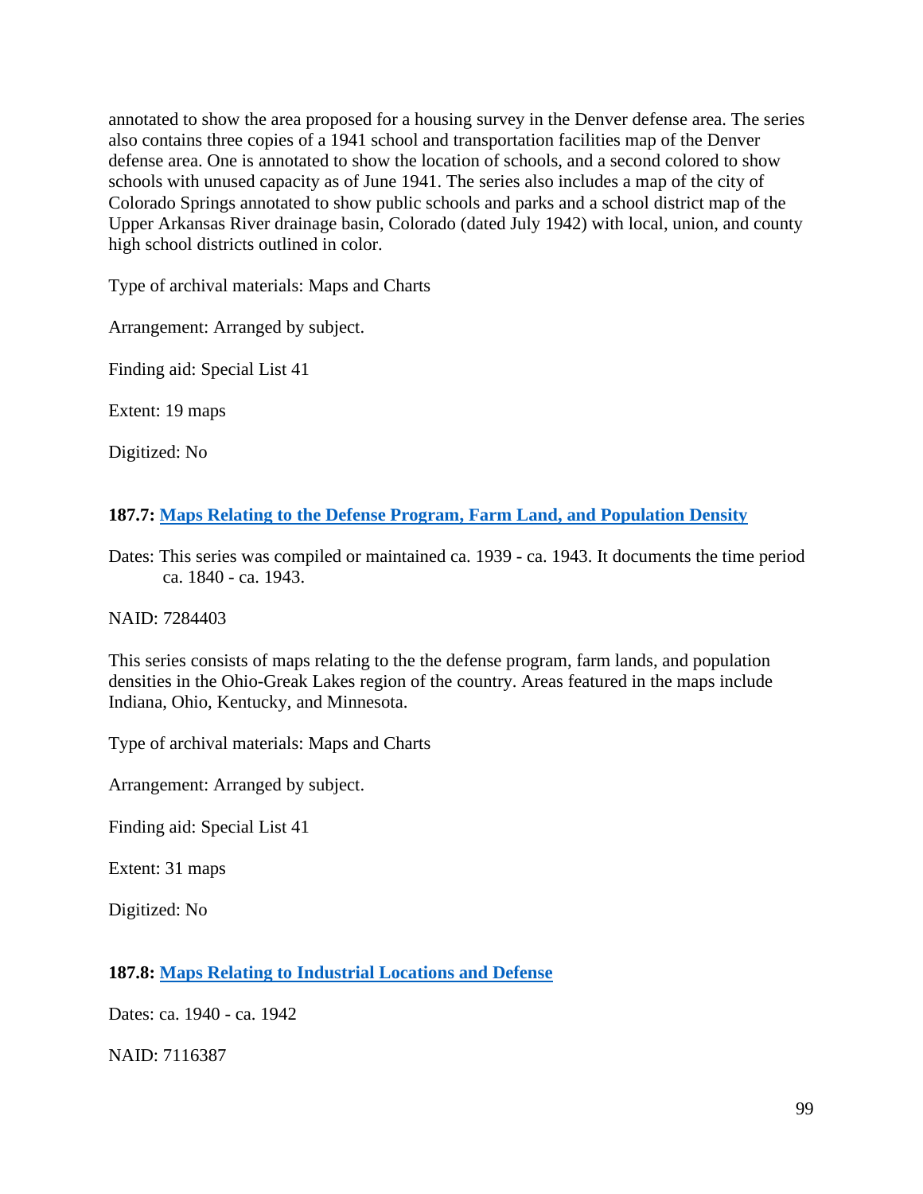annotated to show the area proposed for a housing survey in the Denver defense area. The series also contains three copies of a 1941 school and transportation facilities map of the Denver defense area. One is annotated to show the location of schools, and a second colored to show schools with unused capacity as of June 1941. The series also includes a map of the city of Colorado Springs annotated to show public schools and parks and a school district map of the Upper Arkansas River drainage basin, Colorado (dated July 1942) with local, union, and county high school districts outlined in color.

Type of archival materials: Maps and Charts

Arrangement: Arranged by subject.

Finding aid: Special List 41

Extent: 19 maps

Digitized: No

### 187.7: Maps Relating to the Defense Program, Farm Land, and Population Density

Dates: This series was compiled or maintained ca. 1939 - ca. 1943. It documents the time period ca. 1840 - ca. 1943.

NAID: 7284403

This series consists of maps relating to the the defense program, farm lands, and population densities in the Ohio-Greak Lakes region of the country. Areas featured in the maps include Indiana, Ohio, Kentucky, and Minnesota.

Type of archival materials: Maps and Charts

Arrangement: Arranged by subject.

Finding aid: Special List 41

Extent: 31 maps

Digitized: No

### 187.8: Maps Relating to Industrial Locations and Defense

Dates: ca. 1940 - ca. 1942

NAID: 7116387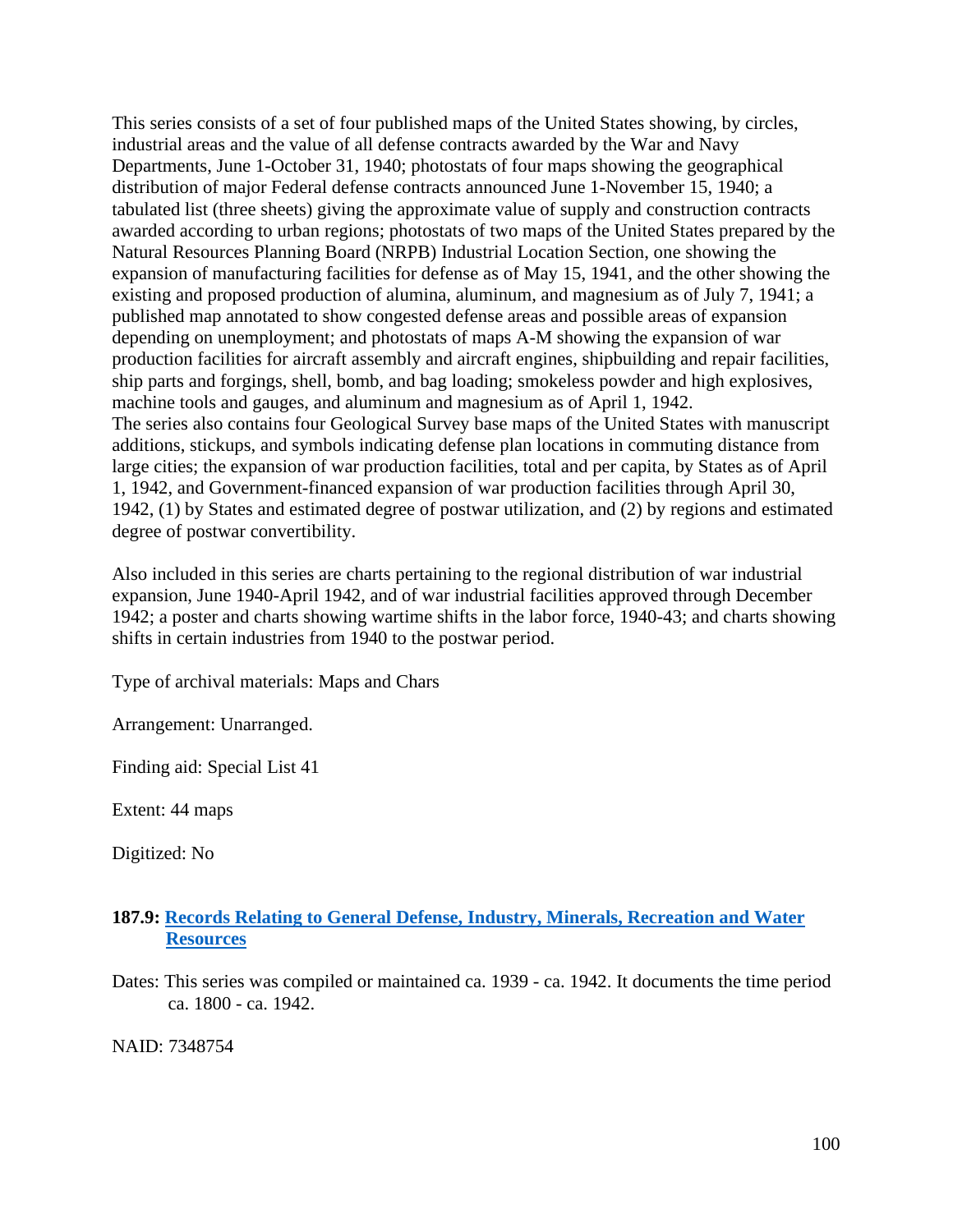This series consists of a set of four published maps of the United States showing, by circles, industrial areas and the value of all defense contracts awarded by the War and Navy Departments, June 1-October 31, 1940; photostats of four maps showing the geographical distribution of major Federal defense contracts announced June 1-November 15, 1940; a tabulated list (three sheets) giving the approximate value of supply and construction contracts awarded according to urban regions; photostats of two maps of the United States prepared by the Natural Resources Planning Board (NRPB) Industrial Location Section, one showing the expansion of manufacturing facilities for defense as of May 15, 1941, and the other showing the existing and proposed production of alumina, aluminum, and magnesium as of July 7, 1941; a published map annotated to show congested defense areas and possible areas of expansion depending on unemployment; and photostats of maps A-M showing the expansion of war production facilities for aircraft assembly and aircraft engines, shipbuilding and repair facilities, ship parts and forgings, shell, bomb, and bag loading; smokeless powder and high explosives, machine tools and gauges, and aluminum and magnesium as of April 1, 1942.
The series also contains four Geological Survey base maps of the United States with manuscript additions, stickups, and symbols indicating defense plan locations in commuting distance from large cities; the expansion of war production facilities, total and per capita, by States as of April 1, 1942, and Government-financed expansion of war production facilities through April 30, 1942, (1) by States and estimated degree of postwar utilization, and (2) by regions and estimated degree of postwar convertibility.

Also included in this series are charts pertaining to the regional distribution of war industrial expansion, June 1940-April 1942, and of war industrial facilities approved through December 1942; a poster and charts showing wartime shifts in the labor force, 1940-43; and charts showing shifts in certain industries from 1940 to the postwar period.

Type of archival materials: Maps and Chars

Arrangement: Unarranged.

Finding aid: Special List 41

Extent: 44 maps

Digitized: No

### 187.9: Records Relating to General Defense, Industry, Minerals, Recreation and Water Resources

Dates: This series was compiled or maintained ca. 1939 - ca. 1942. It documents the time period ca. 1800 - ca. 1942.

NAID: 7348754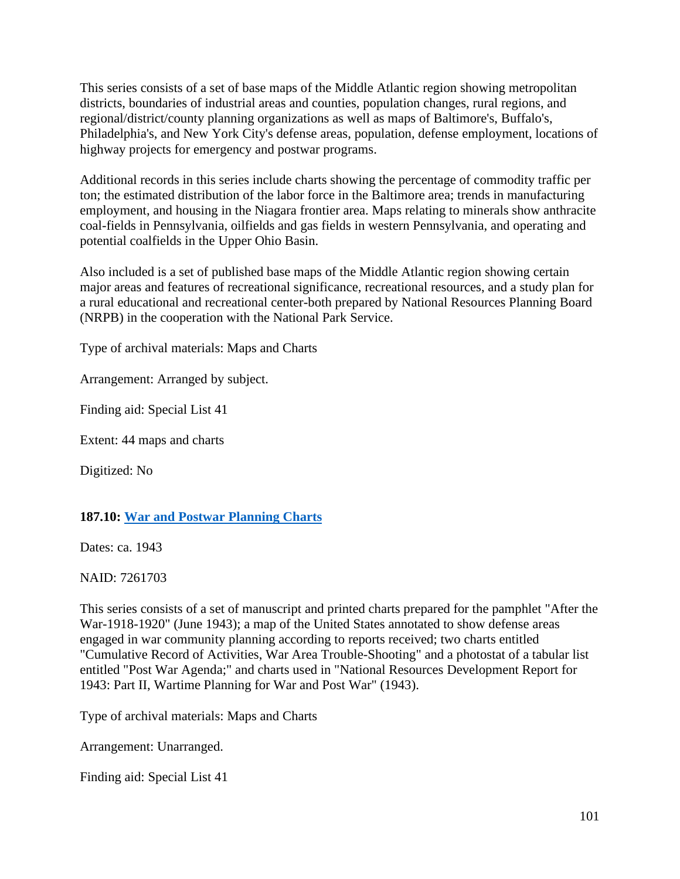This series consists of a set of base maps of the Middle Atlantic region showing metropolitan districts, boundaries of industrial areas and counties, population changes, rural regions, and regional/district/county planning organizations as well as maps of Baltimore's, Buffalo's, Philadelphia's, and New York City's defense areas, population, defense employment, locations of highway projects for emergency and postwar programs.

Additional records in this series include charts showing the percentage of commodity traffic per ton; the estimated distribution of the labor force in the Baltimore area; trends in manufacturing employment, and housing in the Niagara frontier area. Maps relating to minerals show anthracite coal-fields in Pennsylvania, oilfields and gas fields in western Pennsylvania, and operating and potential coalfields in the Upper Ohio Basin.

Also included is a set of published base maps of the Middle Atlantic region showing certain major areas and features of recreational significance, recreational resources, and a study plan for a rural educational and recreational center-both prepared by National Resources Planning Board (NRPB) in the cooperation with the National Park Service.

Type of archival materials: Maps and Charts

Arrangement: Arranged by subject.

Finding aid: Special List 41

Extent: 44 maps and charts

Digitized: No

### 187.10: War and Postwar Planning Charts

Dates: ca. 1943

NAID: 7261703

This series consists of a set of manuscript and printed charts prepared for the pamphlet "After the War-1918-1920" (June 1943); a map of the United States annotated to show defense areas engaged in war community planning according to reports received; two charts entitled "Cumulative Record of Activities, War Area Trouble-Shooting" and a photostat of a tabular list entitled "Post War Agenda;" and charts used in "National Resources Development Report for 1943: Part II, Wartime Planning for War and Post War" (1943).

Type of archival materials: Maps and Charts

Arrangement: Unarranged.

Finding aid: Special List 41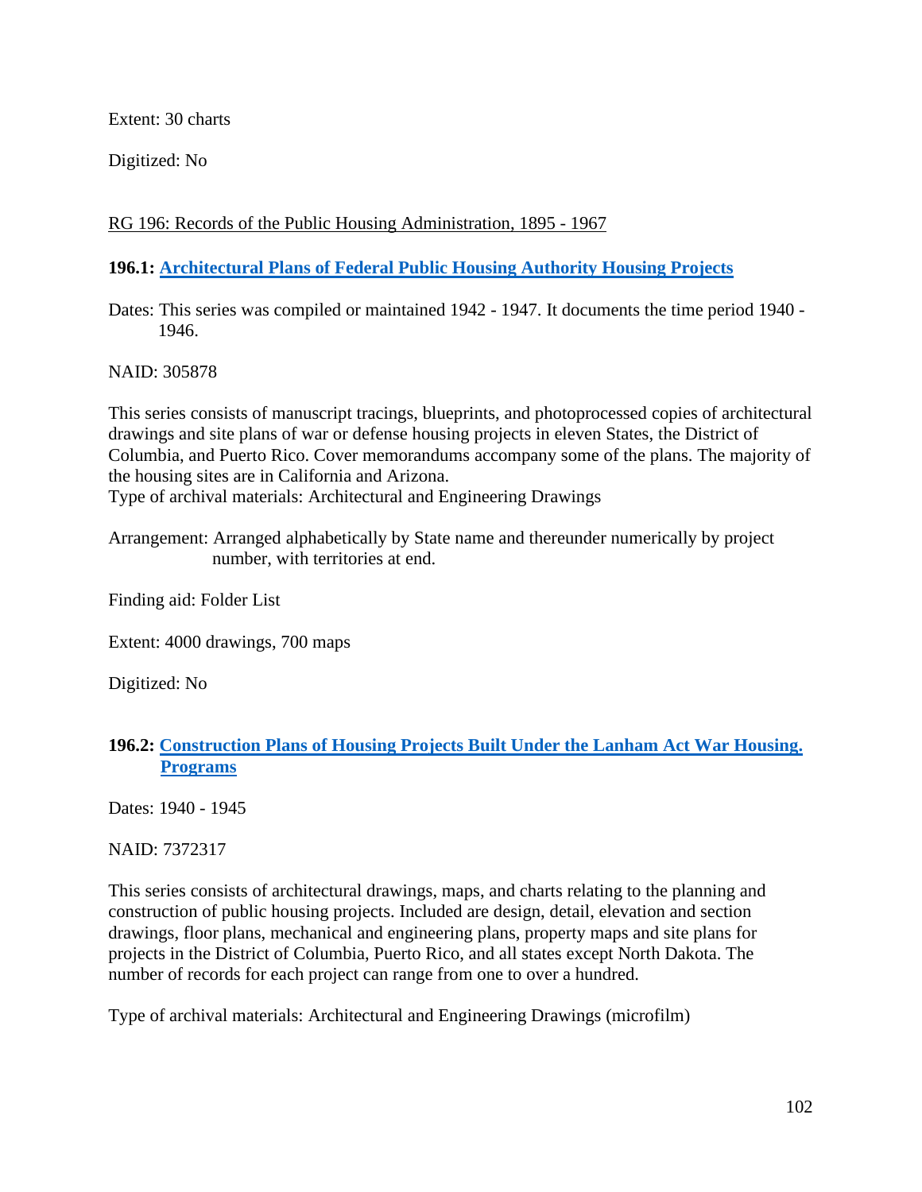Extent: 30 charts

Digitized: No

RG 196: Records of the Public Housing Administration, 1895 - 1967

**196.1: Architectural Plans of Federal Public Housing Authority Housing Projects**

Dates: This series was compiled or maintained 1942 - 1947. It documents the time period 1940 - 1946.

NAID: 305878

This series consists of manuscript tracings, blueprints, and photoprocessed copies of architectural drawings and site plans of war or defense housing projects in eleven States, the District of Columbia, and Puerto Rico. Cover memorandums accompany some of the plans. The majority of the housing sites are in California and Arizona.
Type of archival materials: Architectural and Engineering Drawings

Arrangement: Arranged alphabetically by State name and thereunder numerically by project number, with territories at end.

Finding aid: Folder List

Extent: 4000 drawings, 700 maps

Digitized: No

**196.2: Construction Plans of Housing Projects Built Under the Lanham Act War Housing. Programs**

Dates: 1940 - 1945

NAID: 7372317

This series consists of architectural drawings, maps, and charts relating to the planning and construction of public housing projects. Included are design, detail, elevation and section drawings, floor plans, mechanical and engineering plans, property maps and site plans for projects in the District of Columbia, Puerto Rico, and all states except North Dakota. The number of records for each project can range from one to over a hundred.

Type of archival materials: Architectural and Engineering Drawings (microfilm)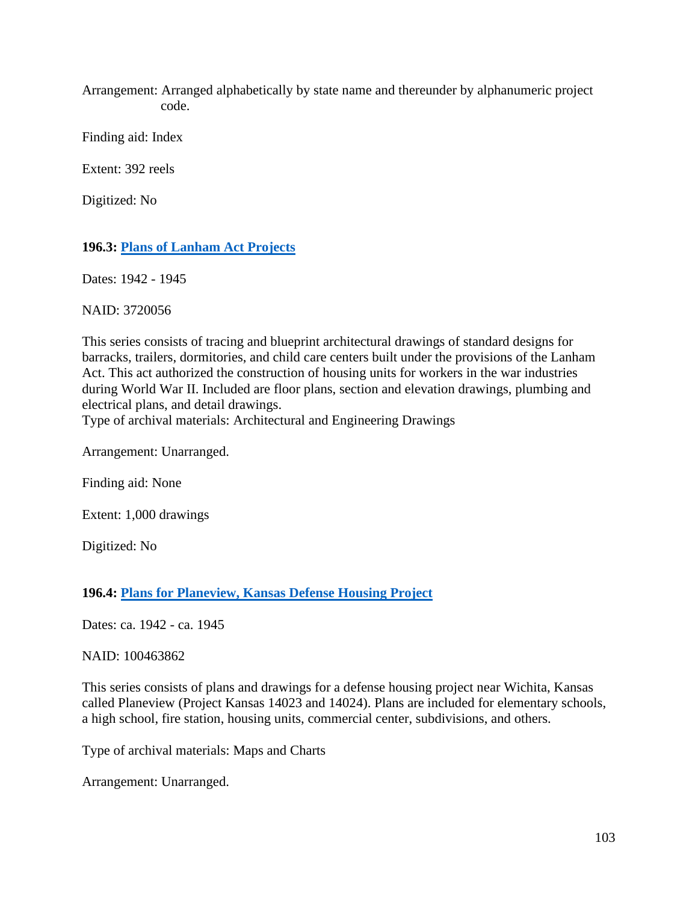Arrangement: Arranged alphabetically by state name and thereunder by alphanumeric project code.

Finding aid: Index

Extent: 392 reels

Digitized: No

### 196.3: [Plans of Lanham Act Projects]

Dates: 1942 - 1945

NAID: 3720056

This series consists of tracing and blueprint architectural drawings of standard designs for barracks, trailers, dormitories, and child care centers built under the provisions of the Lanham Act. This act authorized the construction of housing units for workers in the war industries during World War II. Included are floor plans, section and elevation drawings, plumbing and electrical plans, and detail drawings.
Type of archival materials: Architectural and Engineering Drawings

Arrangement: Unarranged.

Finding aid: None

Extent: 1,000 drawings

Digitized: No

### 196.4: [Plans for Planeview, Kansas Defense Housing Project]

Dates: ca. 1942 - ca. 1945

NAID: 100463862

This series consists of plans and drawings for a defense housing project near Wichita, Kansas called Planeview (Project Kansas 14023 and 14024). Plans are included for elementary schools, a high school, fire station, housing units, commercial center, subdivisions, and others.

Type of archival materials: Maps and Charts

Arrangement: Unarranged.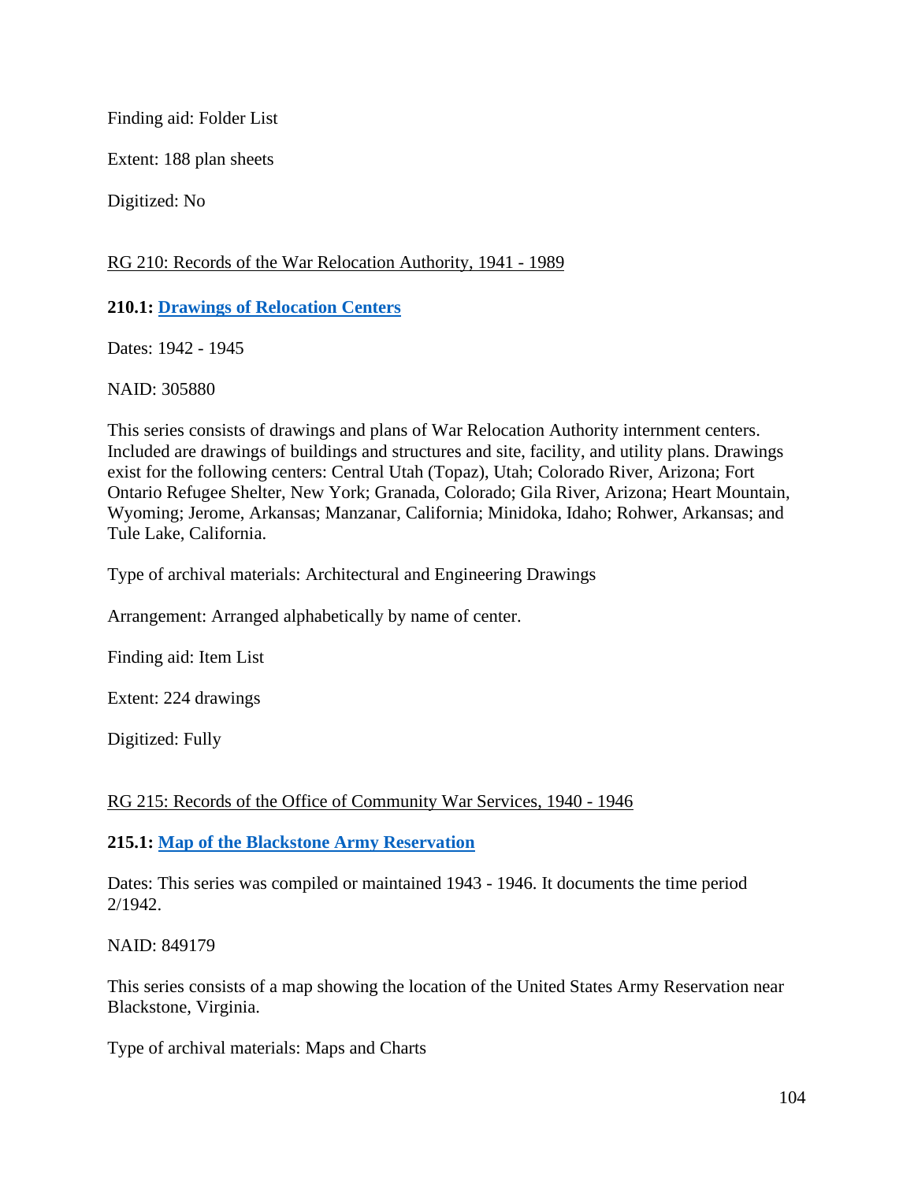Finding aid: Folder List

Extent: 188 plan sheets

Digitized: No

RG 210: Records of the War Relocation Authority, 1941 - 1989

**210.1: Drawings of Relocation Centers**

Dates: 1942 - 1945

NAID: 305880

This series consists of drawings and plans of War Relocation Authority internment centers. Included are drawings of buildings and structures and site, facility, and utility plans. Drawings exist for the following centers: Central Utah (Topaz), Utah; Colorado River, Arizona; Fort Ontario Refugee Shelter, New York; Granada, Colorado; Gila River, Arizona; Heart Mountain, Wyoming; Jerome, Arkansas; Manzanar, California; Minidoka, Idaho; Rohwer, Arkansas; and Tule Lake, California.

Type of archival materials: Architectural and Engineering Drawings

Arrangement: Arranged alphabetically by name of center.

Finding aid: Item List

Extent: 224 drawings

Digitized: Fully

RG 215: Records of the Office of Community War Services, 1940 - 1946

**215.1: Map of the Blackstone Army Reservation**

Dates: This series was compiled or maintained 1943 - 1946. It documents the time period 2/1942.

NAID: 849179

This series consists of a map showing the location of the United States Army Reservation near Blackstone, Virginia.

Type of archival materials: Maps and Charts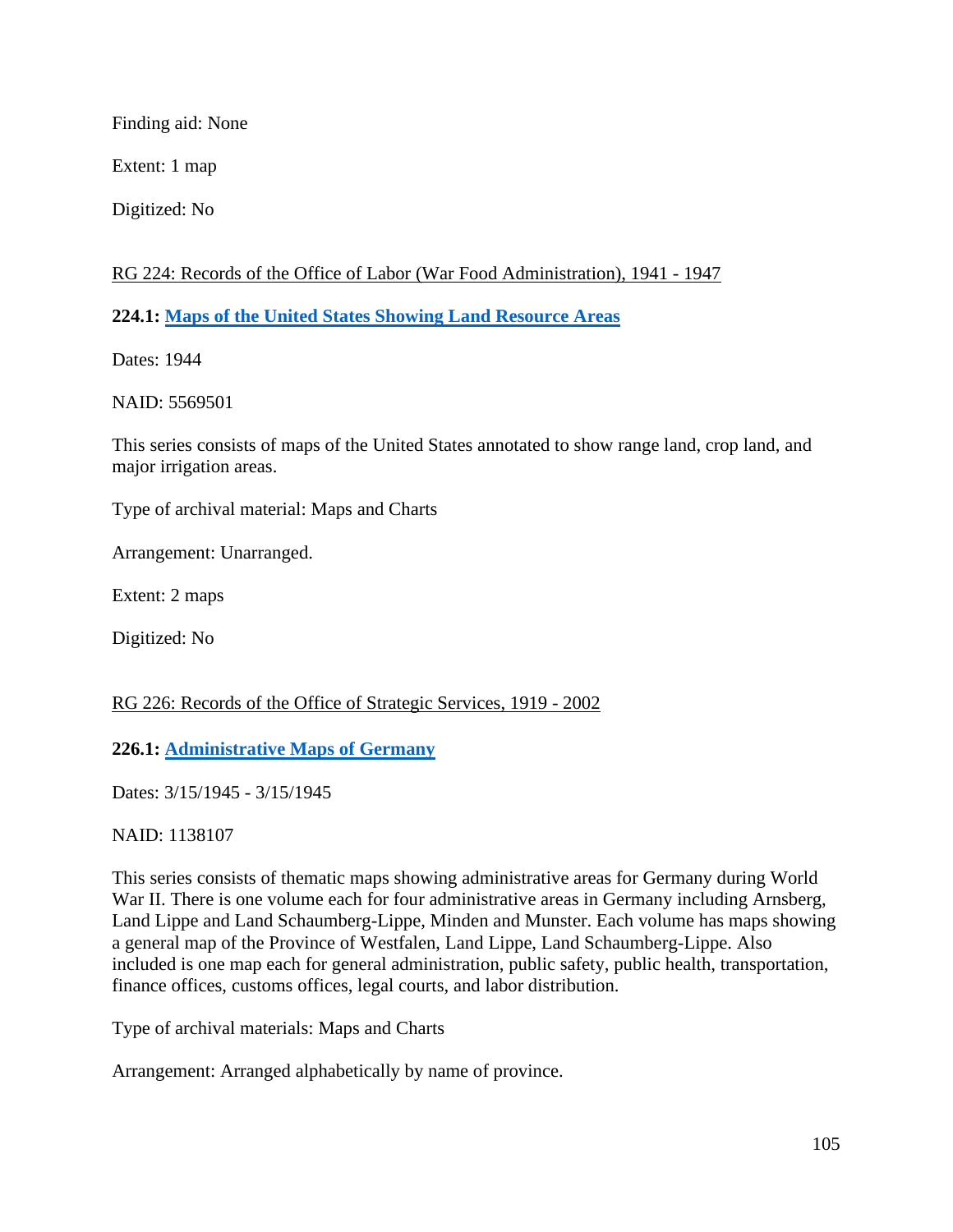Finding aid: None

Extent: 1 map

Digitized: No

RG 224: Records of the Office of Labor (War Food Administration), 1941 - 1947

**224.1: Maps of the United States Showing Land Resource Areas**

Dates: 1944

NAID: 5569501

This series consists of maps of the United States annotated to show range land, crop land, and major irrigation areas.

Type of archival material: Maps and Charts

Arrangement: Unarranged.

Extent: 2 maps

Digitized: No

RG 226: Records of the Office of Strategic Services, 1919 - 2002

**226.1: Administrative Maps of Germany**

Dates: 3/15/1945 - 3/15/1945

NAID: 1138107

This series consists of thematic maps showing administrative areas for Germany during World War II. There is one volume each for four administrative areas in Germany including Arnsberg, Land Lippe and Land Schaumberg-Lippe, Minden and Munster. Each volume has maps showing a general map of the Province of Westfalen, Land Lippe, Land Schaumberg-Lippe. Also included is one map each for general administration, public safety, public health, transportation, finance offices, customs offices, legal courts, and labor distribution.

Type of archival materials: Maps and Charts

Arrangement: Arranged alphabetically by name of province.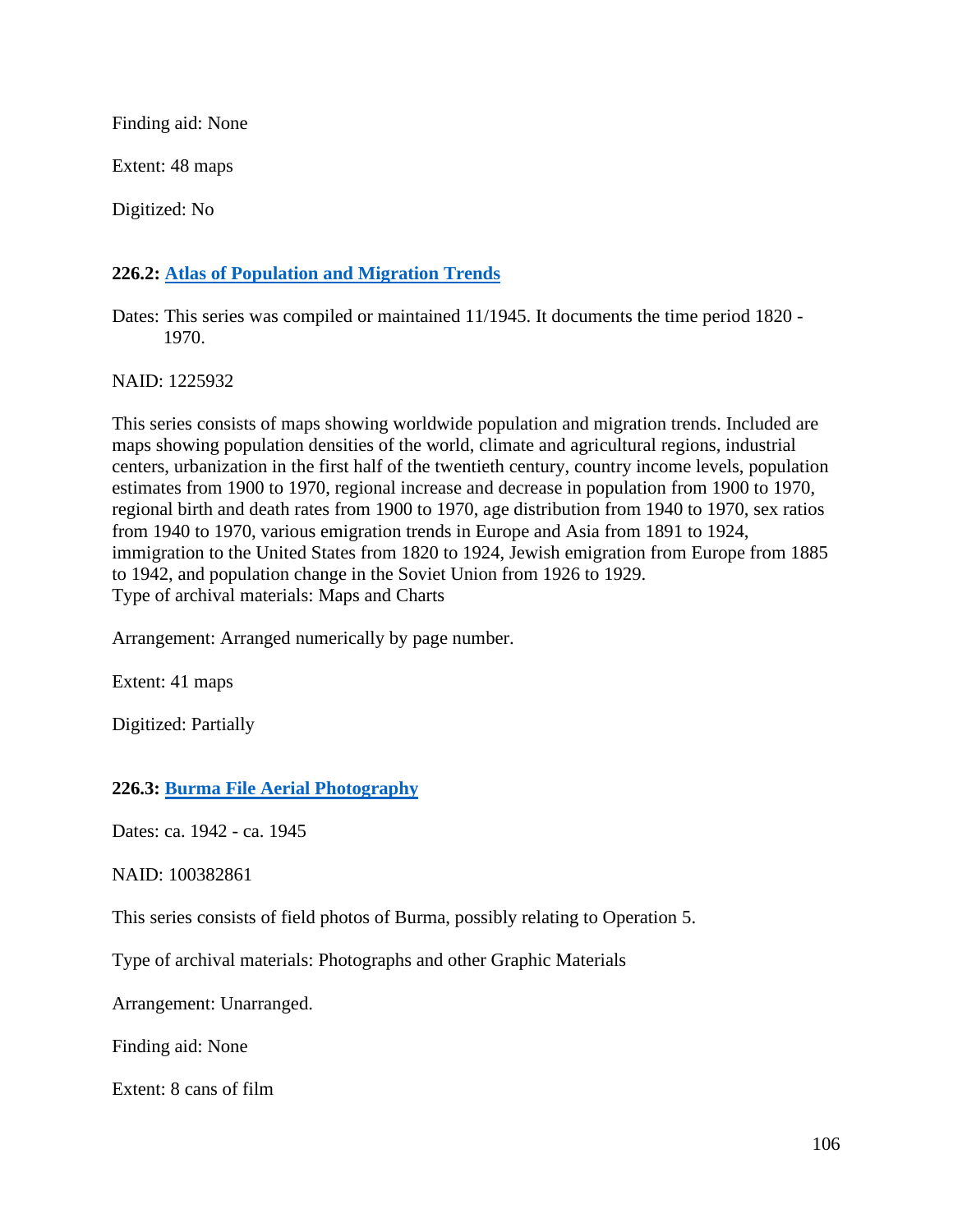Finding aid: None

Extent: 48 maps

Digitized: No

**226.2: [Atlas of Population and Migration Trends]**

Dates: This series was compiled or maintained 11/1945. It documents the time period 1820 - 1970.

NAID: 1225932

This series consists of maps showing worldwide population and migration trends. Included are maps showing population densities of the world, climate and agricultural regions, industrial centers, urbanization in the first half of the twentieth century, country income levels, population estimates from 1900 to 1970, regional increase and decrease in population from 1900 to 1970, regional birth and death rates from 1900 to 1970, age distribution from 1940 to 1970, sex ratios from 1940 to 1970, various emigration trends in Europe and Asia from 1891 to 1924, immigration to the United States from 1820 to 1924, Jewish emigration from Europe from 1885 to 1942, and population change in the Soviet Union from 1926 to 1929.
Type of archival materials: Maps and Charts

Arrangement: Arranged numerically by page number.

Extent: 41 maps

Digitized: Partially

**226.3: [Burma File Aerial Photography]**

Dates: ca. 1942 - ca. 1945

NAID: 100382861

This series consists of field photos of Burma, possibly relating to Operation 5.

Type of archival materials: Photographs and other Graphic Materials

Arrangement: Unarranged.

Finding aid: None

Extent: 8 cans of film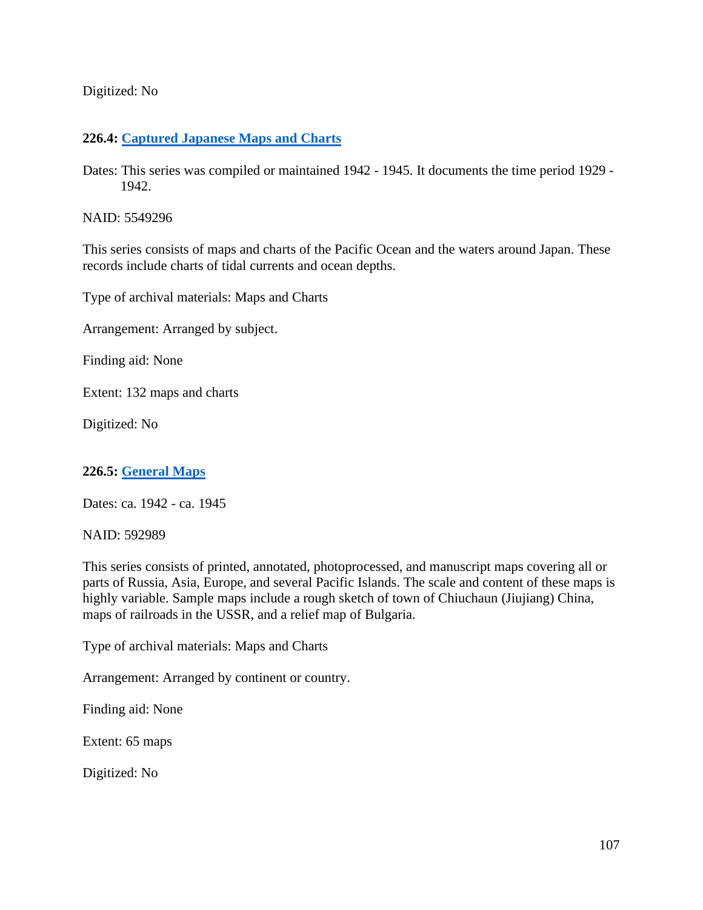Digitized: No

### 226.4: [Captured Japanese Maps and Charts]

Dates: This series was compiled or maintained 1942 - 1945. It documents the time period 1929 - 1942.

NAID: 5549296

This series consists of maps and charts of the Pacific Ocean and the waters around Japan. These records include charts of tidal currents and ocean depths.

Type of archival materials: Maps and Charts

Arrangement: Arranged by subject.

Finding aid: None

Extent: 132 maps and charts

Digitized: No

### 226.5: [General Maps]

Dates: ca. 1942 - ca. 1945

NAID: 592989

This series consists of printed, annotated, photoprocessed, and manuscript maps covering all or parts of Russia, Asia, Europe, and several Pacific Islands. The scale and content of these maps is highly variable. Sample maps include a rough sketch of town of Chiuchaun (Jiujiang) China, maps of railroads in the USSR, and a relief map of Bulgaria.

Type of archival materials: Maps and Charts

Arrangement: Arranged by continent or country.

Finding aid: None

Extent: 65 maps

Digitized: No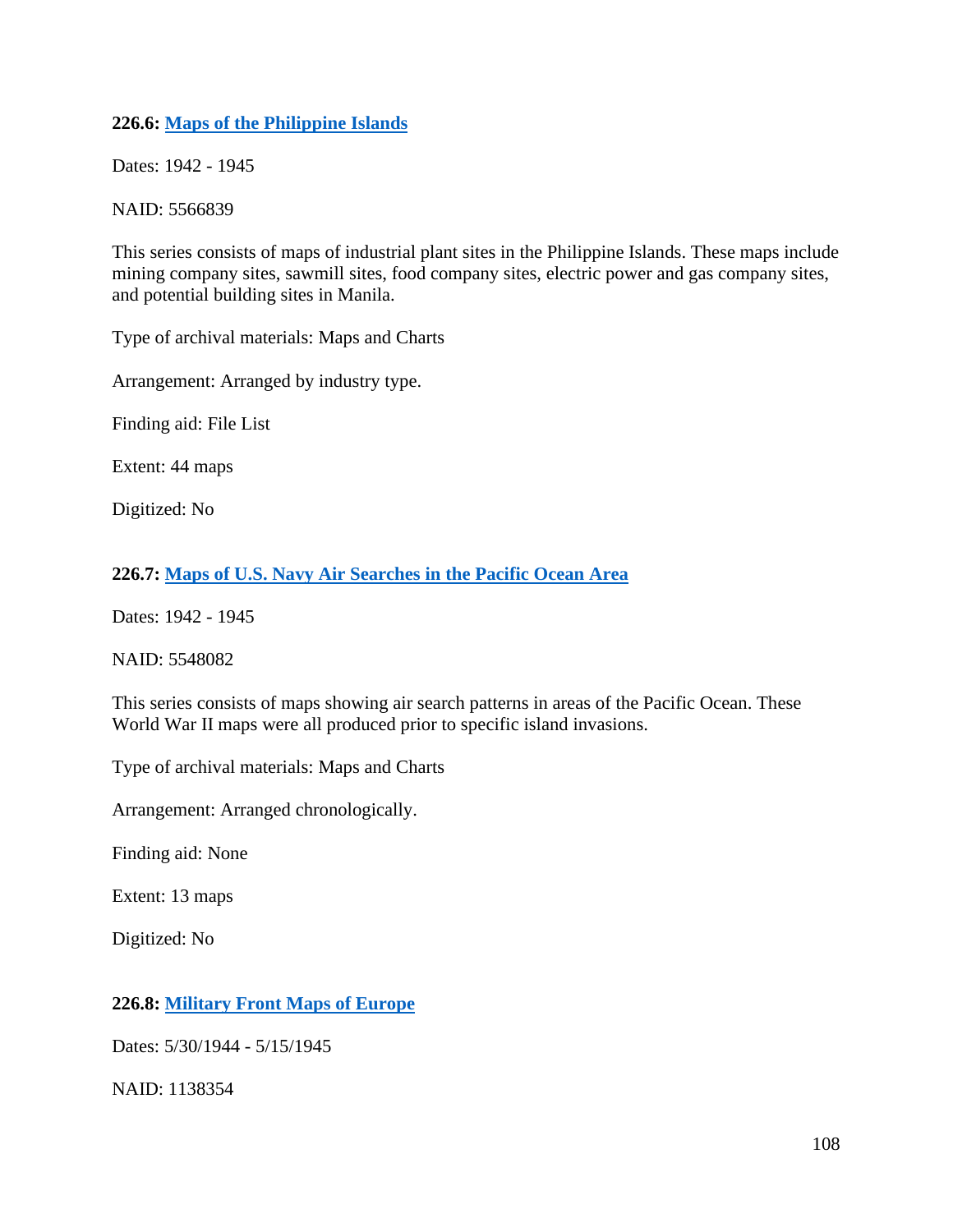**226.6: [Maps of the Philippine Islands]()**

Dates: 1942 - 1945

NAID: 5566839

This series consists of maps of industrial plant sites in the Philippine Islands. These maps include mining company sites, sawmill sites, food company sites, electric power and gas company sites, and potential building sites in Manila.

Type of archival materials: Maps and Charts

Arrangement: Arranged by industry type.

Finding aid: File List

Extent: 44 maps

Digitized: No

**226.7: [Maps of U.S. Navy Air Searches in the Pacific Ocean Area]()**

Dates: 1942 - 1945

NAID: 5548082

This series consists of maps showing air search patterns in areas of the Pacific Ocean. These World War II maps were all produced prior to specific island invasions.

Type of archival materials: Maps and Charts

Arrangement: Arranged chronologically.

Finding aid: None

Extent: 13 maps

Digitized: No

**226.8: [Military Front Maps of Europe]()**

Dates: 5/30/1944 - 5/15/1945

NAID: 1138354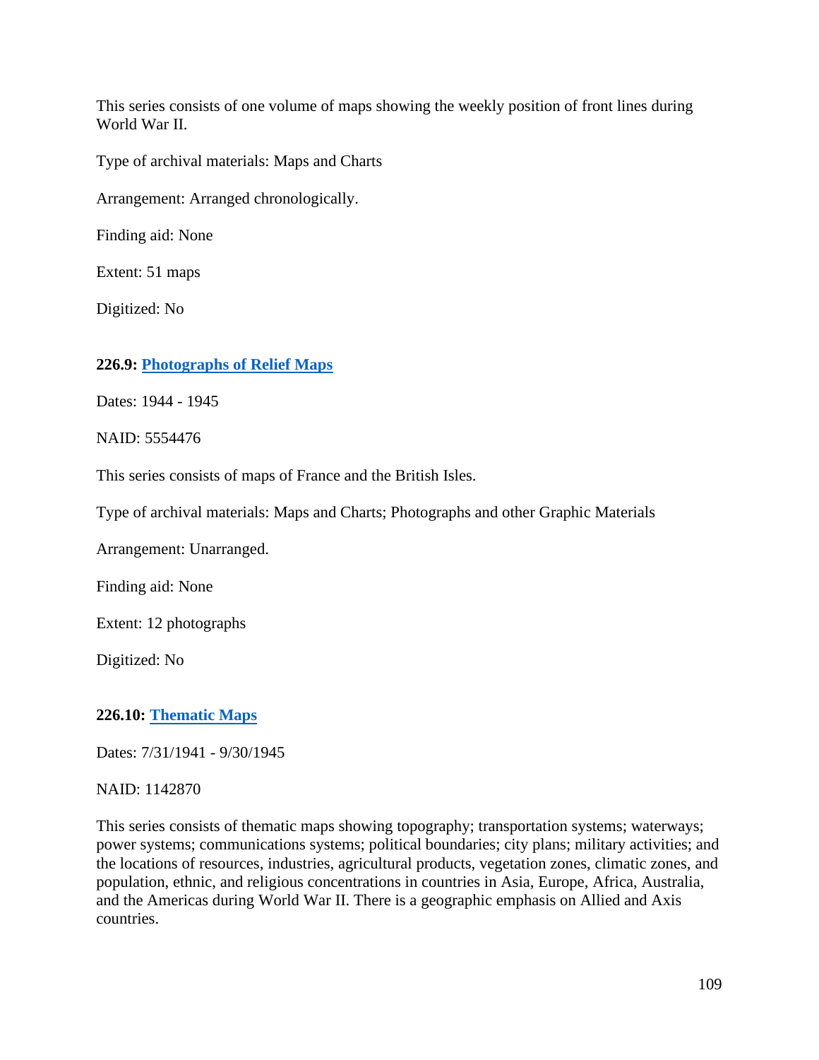This series consists of one volume of maps showing the weekly position of front lines during World War II.

Type of archival materials: Maps and Charts

Arrangement: Arranged chronologically.

Finding aid: None

Extent: 51 maps

Digitized: No

### 226.9: [Photographs of Relief Maps]

Dates: 1944 - 1945

NAID: 5554476

This series consists of maps of France and the British Isles.

Type of archival materials: Maps and Charts; Photographs and other Graphic Materials

Arrangement: Unarranged.

Finding aid: None

Extent: 12 photographs

Digitized: No

### 226.10: [Thematic Maps]

Dates: 7/31/1941 - 9/30/1945

NAID: 1142870

This series consists of thematic maps showing topography; transportation systems; waterways; power systems; communications systems; political boundaries; city plans; military activities; and the locations of resources, industries, agricultural products, vegetation zones, climatic zones, and population, ethnic, and religious concentrations in countries in Asia, Europe, Africa, Australia, and the Americas during World War II. There is a geographic emphasis on Allied and Axis countries.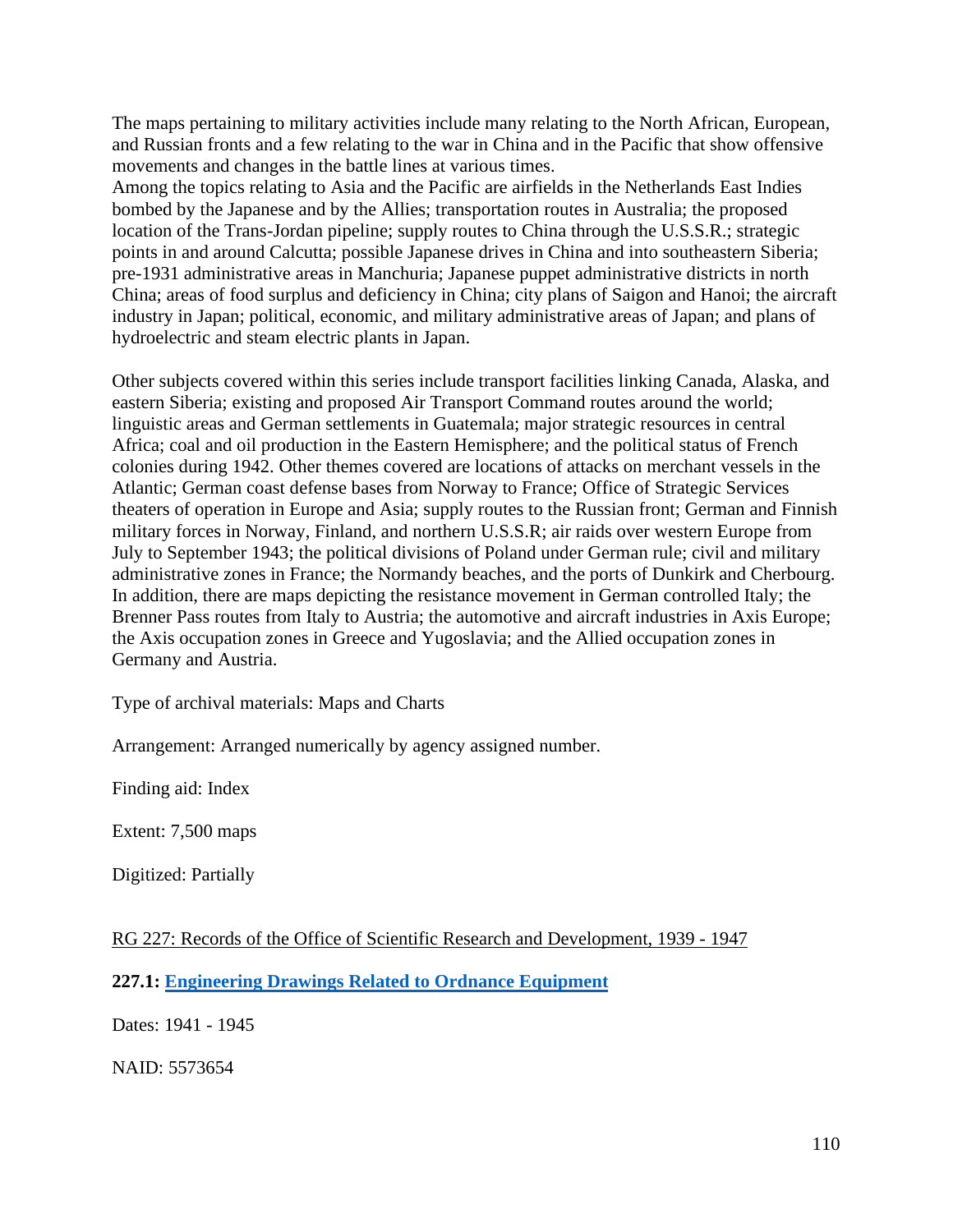The maps pertaining to military activities include many relating to the North African, European, and Russian fronts and a few relating to the war in China and in the Pacific that show offensive movements and changes in the battle lines at various times.
Among the topics relating to Asia and the Pacific are airfields in the Netherlands East Indies bombed by the Japanese and by the Allies; transportation routes in Australia; the proposed location of the Trans-Jordan pipeline; supply routes to China through the U.S.S.R.; strategic points in and around Calcutta; possible Japanese drives in China and into southeastern Siberia; pre-1931 administrative areas in Manchuria; Japanese puppet administrative districts in north China; areas of food surplus and deficiency in China; city plans of Saigon and Hanoi; the aircraft industry in Japan; political, economic, and military administrative areas of Japan; and plans of hydroelectric and steam electric plants in Japan.

Other subjects covered within this series include transport facilities linking Canada, Alaska, and eastern Siberia; existing and proposed Air Transport Command routes around the world; linguistic areas and German settlements in Guatemala; major strategic resources in central Africa; coal and oil production in the Eastern Hemisphere; and the political status of French colonies during 1942. Other themes covered are locations of attacks on merchant vessels in the Atlantic; German coast defense bases from Norway to France; Office of Strategic Services theaters of operation in Europe and Asia; supply routes to the Russian front; German and Finnish military forces in Norway, Finland, and northern U.S.S.R; air raids over western Europe from July to September 1943; the political divisions of Poland under German rule; civil and military administrative zones in France; the Normandy beaches, and the ports of Dunkirk and Cherbourg. In addition, there are maps depicting the resistance movement in German controlled Italy; the Brenner Pass routes from Italy to Austria; the automotive and aircraft industries in Axis Europe; the Axis occupation zones in Greece and Yugoslavia; and the Allied occupation zones in Germany and Austria.

Type of archival materials: Maps and Charts

Arrangement: Arranged numerically by agency assigned number.

Finding aid: Index

Extent: 7,500 maps

Digitized: Partially

RG 227: Records of the Office of Scientific Research and Development, 1939 - 1947

**227.1: Engineering Drawings Related to Ordnance Equipment**

Dates: 1941 - 1945

NAID: 5573654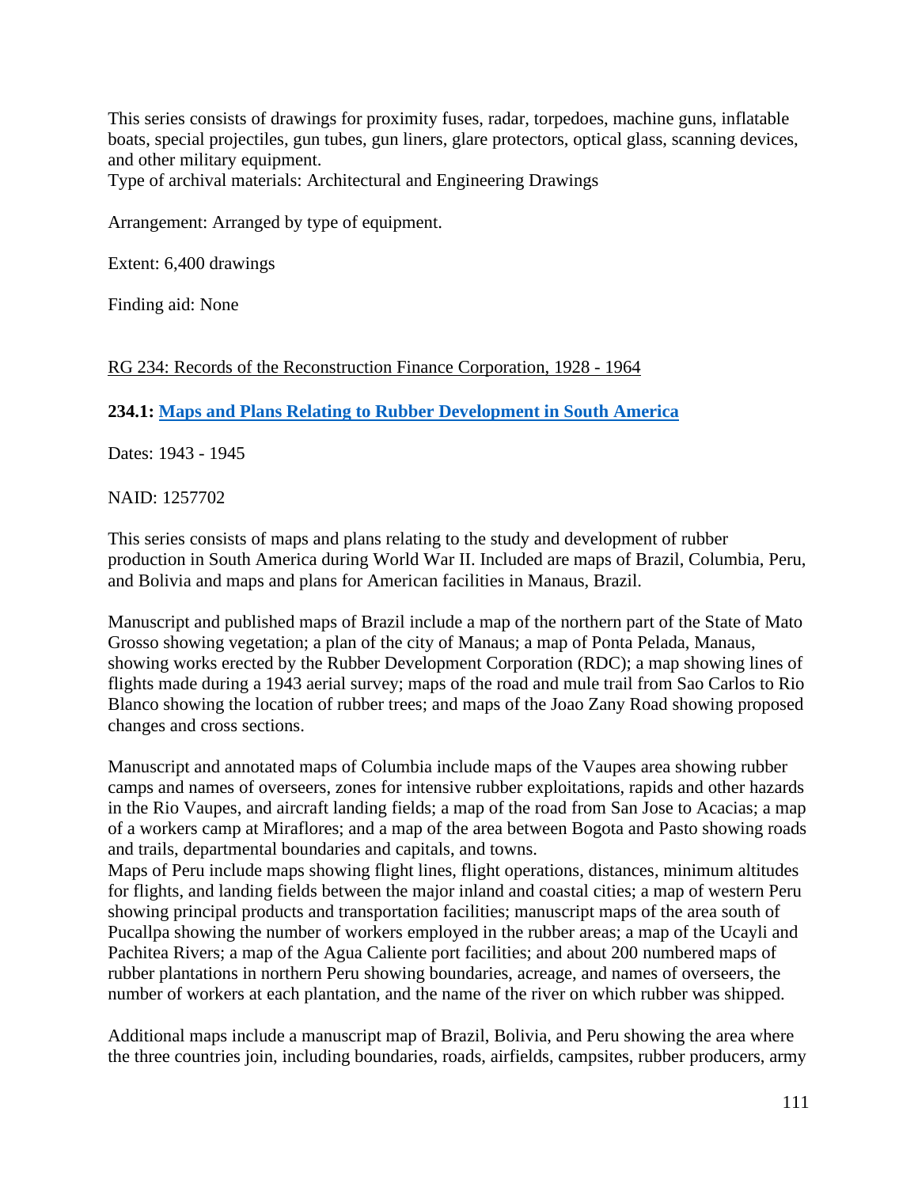This series consists of drawings for proximity fuses, radar, torpedoes, machine guns, inflatable boats, special projectiles, gun tubes, gun liners, glare protectors, optical glass, scanning devices, and other military equipment.
Type of archival materials: Architectural and Engineering Drawings

Arrangement: Arranged by type of equipment.

Extent: 6,400 drawings

Finding aid: None

RG 234: Records of the Reconstruction Finance Corporation, 1928 - 1964

**234.1: Maps and Plans Relating to Rubber Development in South America**

Dates: 1943 - 1945

NAID: 1257702

This series consists of maps and plans relating to the study and development of rubber production in South America during World War II. Included are maps of Brazil, Columbia, Peru, and Bolivia and maps and plans for American facilities in Manaus, Brazil.

Manuscript and published maps of Brazil include a map of the northern part of the State of Mato Grosso showing vegetation; a plan of the city of Manaus; a map of Ponta Pelada, Manaus, showing works erected by the Rubber Development Corporation (RDC); a map showing lines of flights made during a 1943 aerial survey; maps of the road and mule trail from Sao Carlos to Rio Blanco showing the location of rubber trees; and maps of the Joao Zany Road showing proposed changes and cross sections.

Manuscript and annotated maps of Columbia include maps of the Vaupes area showing rubber camps and names of overseers, zones for intensive rubber exploitations, rapids and other hazards in the Rio Vaupes, and aircraft landing fields; a map of the road from San Jose to Acacias; a map of a workers camp at Miraflores; and a map of the area between Bogota and Pasto showing roads and trails, departmental boundaries and capitals, and towns.
Maps of Peru include maps showing flight lines, flight operations, distances, minimum altitudes for flights, and landing fields between the major inland and coastal cities; a map of western Peru showing principal products and transportation facilities; manuscript maps of the area south of Pucallpa showing the number of workers employed in the rubber areas; a map of the Ucayli and Pachitea Rivers; a map of the Agua Caliente port facilities; and about 200 numbered maps of rubber plantations in northern Peru showing boundaries, acreage, and names of overseers, the number of workers at each plantation, and the name of the river on which rubber was shipped.

Additional maps include a manuscript map of Brazil, Bolivia, and Peru showing the area where the three countries join, including boundaries, roads, airfields, campsites, rubber producers, army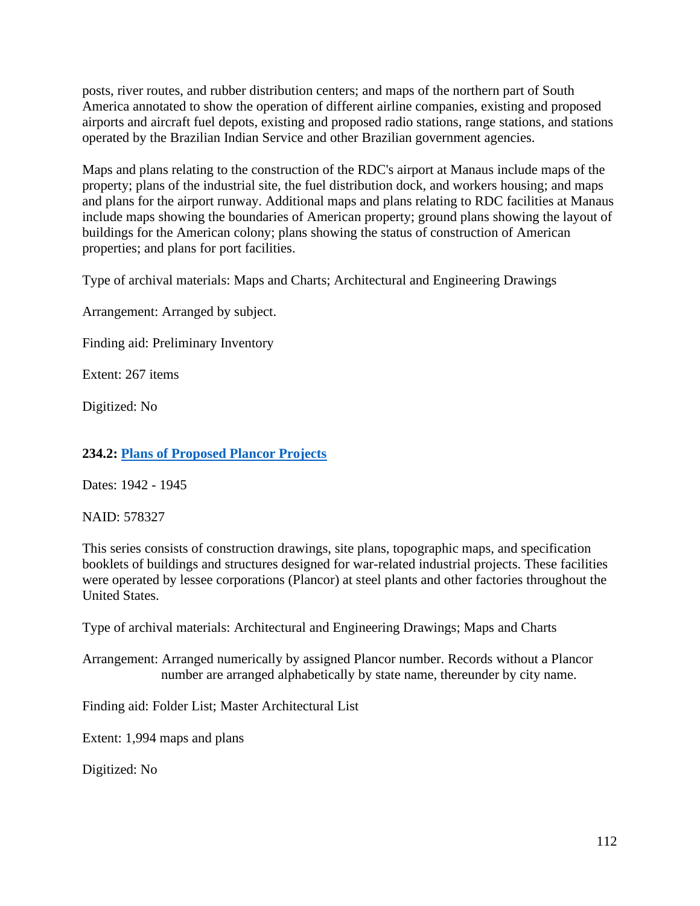posts, river routes, and rubber distribution centers; and maps of the northern part of South America annotated to show the operation of different airline companies, existing and proposed airports and aircraft fuel depots, existing and proposed radio stations, range stations, and stations operated by the Brazilian Indian Service and other Brazilian government agencies.

Maps and plans relating to the construction of the RDC's airport at Manaus include maps of the property; plans of the industrial site, the fuel distribution dock, and workers housing; and maps and plans for the airport runway. Additional maps and plans relating to RDC facilities at Manaus include maps showing the boundaries of American property; ground plans showing the layout of buildings for the American colony; plans showing the status of construction of American properties; and plans for port facilities.

Type of archival materials: Maps and Charts; Architectural and Engineering Drawings

Arrangement: Arranged by subject.

Finding aid: Preliminary Inventory

Extent: 267 items

Digitized: No

**234.2: Plans of Proposed Plancor Projects**

Dates: 1942 - 1945

NAID: 578327

This series consists of construction drawings, site plans, topographic maps, and specification booklets of buildings and structures designed for war-related industrial projects. These facilities were operated by lessee corporations (Plancor) at steel plants and other factories throughout the United States.

Type of archival materials: Architectural and Engineering Drawings; Maps and Charts

Arrangement: Arranged numerically by assigned Plancor number. Records without a Plancor number are arranged alphabetically by state name, thereunder by city name.

Finding aid: Folder List; Master Architectural List

Extent: 1,994 maps and plans

Digitized: No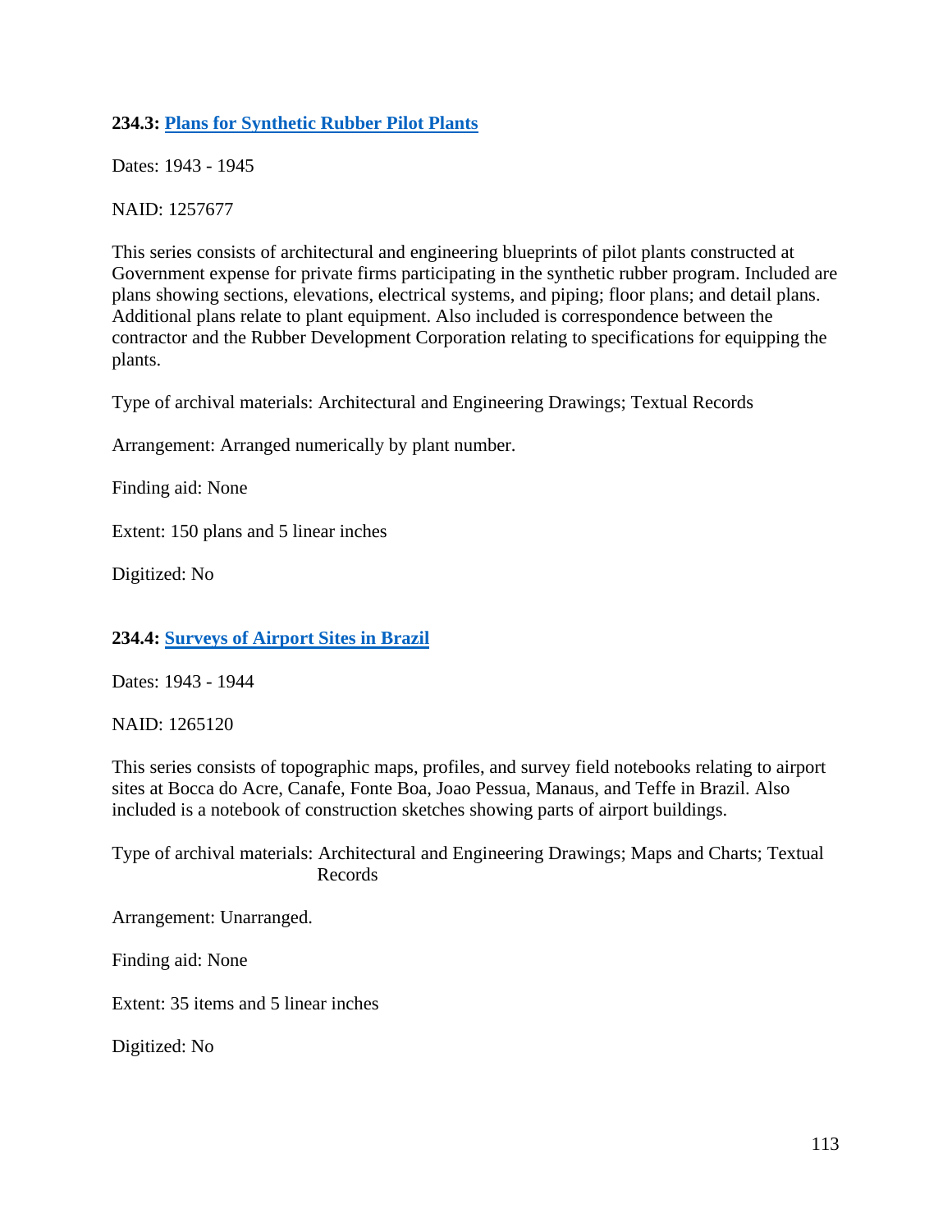### 234.3: [Plans for Synthetic Rubber Pilot Plants]

Dates: 1943 - 1945

NAID: 1257677

This series consists of architectural and engineering blueprints of pilot plants constructed at Government expense for private firms participating in the synthetic rubber program. Included are plans showing sections, elevations, electrical systems, and piping; floor plans; and detail plans. Additional plans relate to plant equipment. Also included is correspondence between the contractor and the Rubber Development Corporation relating to specifications for equipping the plants.

Type of archival materials: Architectural and Engineering Drawings; Textual Records

Arrangement: Arranged numerically by plant number.

Finding aid: None

Extent: 150 plans and 5 linear inches

Digitized: No

### 234.4: [Surveys of Airport Sites in Brazil]

Dates: 1943 - 1944

NAID: 1265120

This series consists of topographic maps, profiles, and survey field notebooks relating to airport sites at Bocca do Acre, Canafe, Fonte Boa, Joao Pessua, Manaus, and Teffe in Brazil. Also included is a notebook of construction sketches showing parts of airport buildings.

Type of archival materials: Architectural and Engineering Drawings; Maps and Charts; Textual Records

Arrangement: Unarranged.

Finding aid: None

Extent: 35 items and 5 linear inches

Digitized: No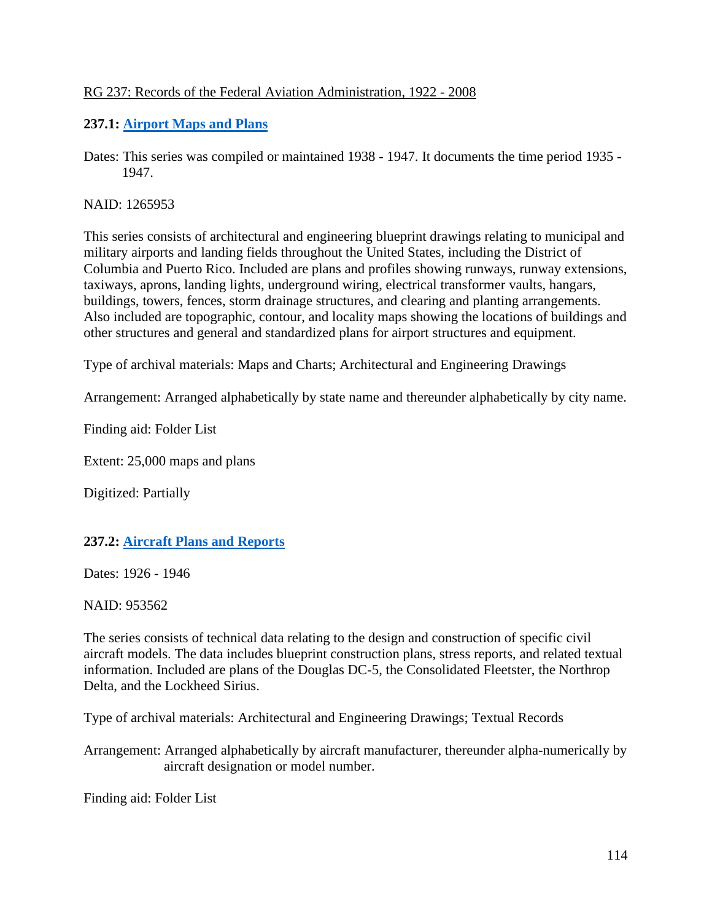RG 237: Records of the Federal Aviation Administration, 1922 - 2008

**237.1: [Airport Maps and Plans]**

Dates: This series was compiled or maintained 1938 - 1947. It documents the time period 1935 - 1947.

NAID: 1265953

This series consists of architectural and engineering blueprint drawings relating to municipal and military airports and landing fields throughout the United States, including the District of Columbia and Puerto Rico. Included are plans and profiles showing runways, runway extensions, taxiways, aprons, landing lights, underground wiring, electrical transformer vaults, hangars, buildings, towers, fences, storm drainage structures, and clearing and planting arrangements. Also included are topographic, contour, and locality maps showing the locations of buildings and other structures and general and standardized plans for airport structures and equipment.

Type of archival materials: Maps and Charts; Architectural and Engineering Drawings

Arrangement: Arranged alphabetically by state name and thereunder alphabetically by city name.

Finding aid: Folder List

Extent: 25,000 maps and plans

Digitized: Partially

**237.2: [Aircraft Plans and Reports]**

Dates: 1926 - 1946

NAID: 953562

The series consists of technical data relating to the design and construction of specific civil aircraft models. The data includes blueprint construction plans, stress reports, and related textual information. Included are plans of the Douglas DC-5, the Consolidated Fleetster, the Northrop Delta, and the Lockheed Sirius.

Type of archival materials: Architectural and Engineering Drawings; Textual Records

Arrangement: Arranged alphabetically by aircraft manufacturer, thereunder alpha-numerically by aircraft designation or model number.

Finding aid: Folder List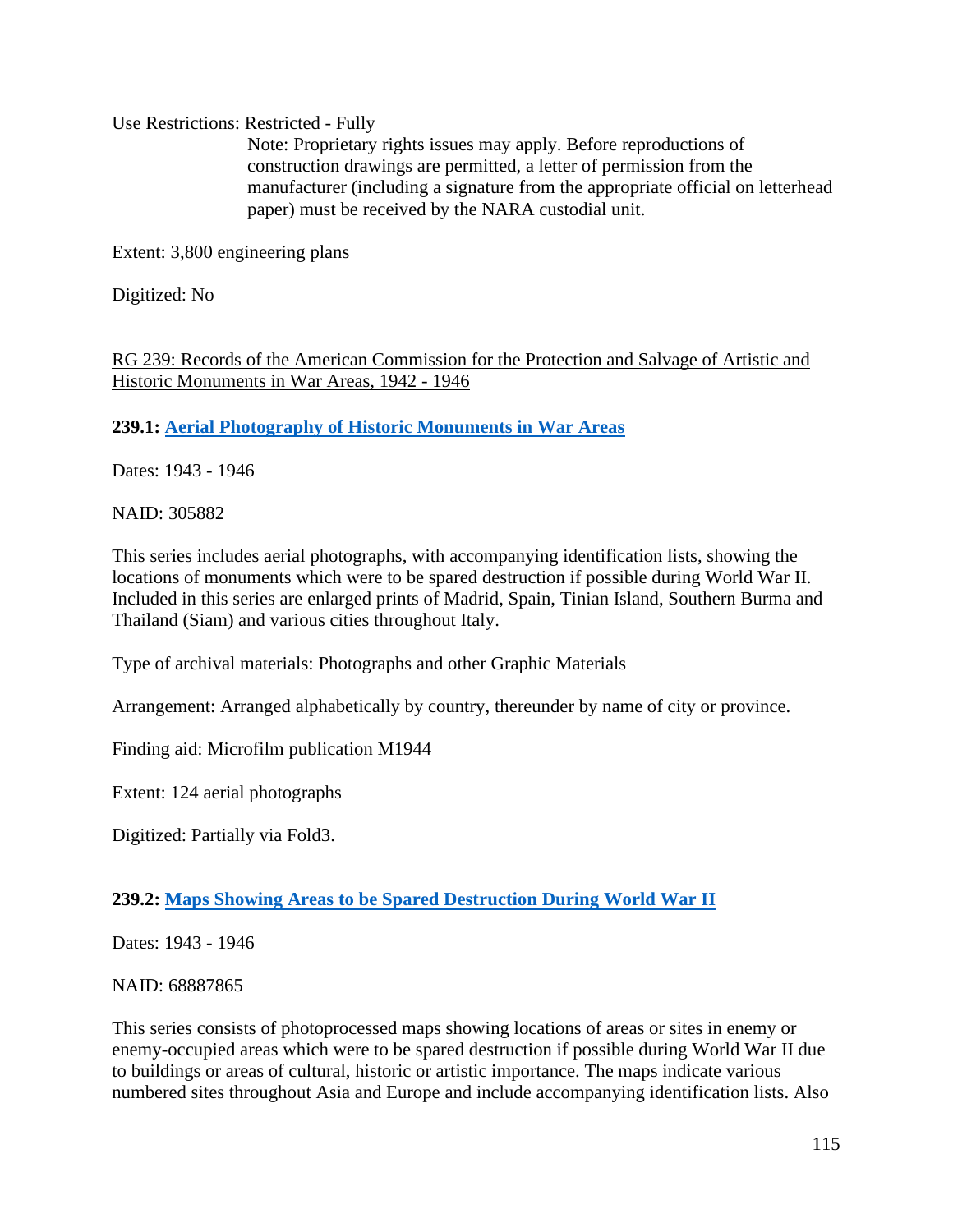Use Restrictions: Restricted - Fully

Note: Proprietary rights issues may apply. Before reproductions of construction drawings are permitted, a letter of permission from the manufacturer (including a signature from the appropriate official on letterhead paper) must be received by the NARA custodial unit.

Extent: 3,800 engineering plans

Digitized: No

RG 239: Records of the American Commission for the Protection and Salvage of Artistic and Historic Monuments in War Areas, 1942 - 1946

**239.1: Aerial Photography of Historic Monuments in War Areas**

Dates: 1943 - 1946

NAID: 305882

This series includes aerial photographs, with accompanying identification lists, showing the locations of monuments which were to be spared destruction if possible during World War II. Included in this series are enlarged prints of Madrid, Spain, Tinian Island, Southern Burma and Thailand (Siam) and various cities throughout Italy.

Type of archival materials: Photographs and other Graphic Materials

Arrangement: Arranged alphabetically by country, thereunder by name of city or province.

Finding aid: Microfilm publication M1944

Extent: 124 aerial photographs

Digitized: Partially via Fold3.

**239.2: Maps Showing Areas to be Spared Destruction During World War II**

Dates: 1943 - 1946

NAID: 68887865

This series consists of photoprocessed maps showing locations of areas or sites in enemy or enemy-occupied areas which were to be spared destruction if possible during World War II due to buildings or areas of cultural, historic or artistic importance. The maps indicate various numbered sites throughout Asia and Europe and include accompanying identification lists. Also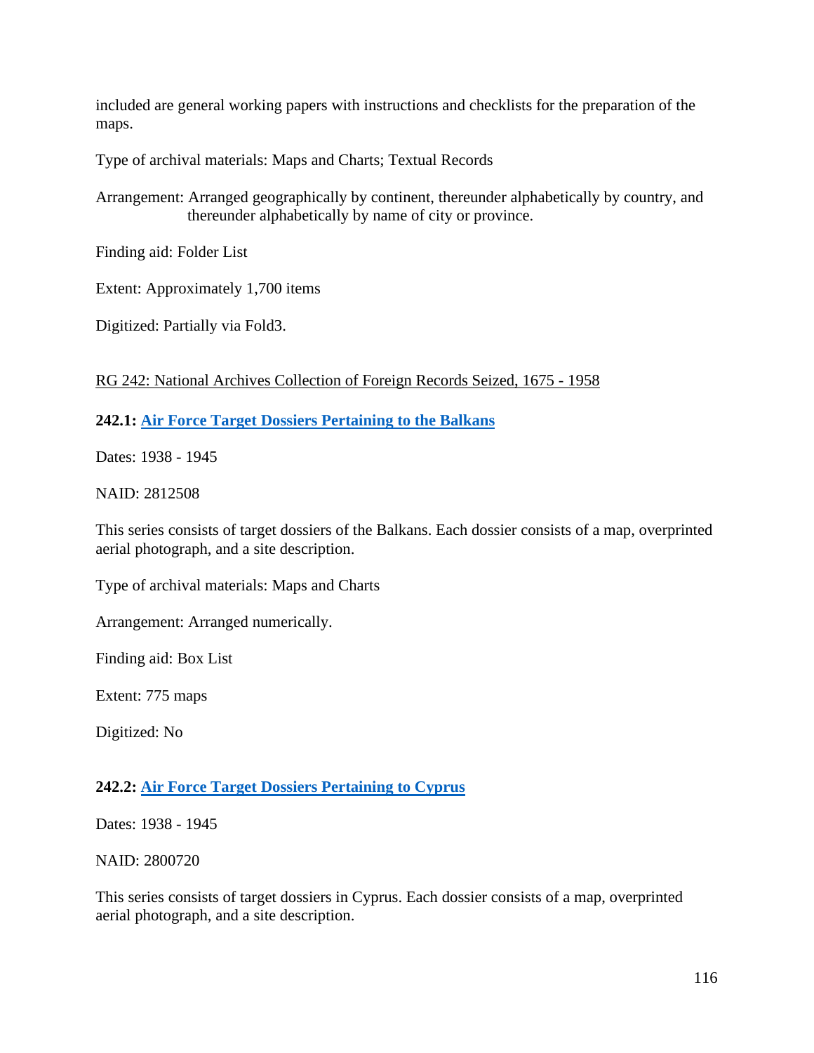included are general working papers with instructions and checklists for the preparation of the maps.

Type of archival materials: Maps and Charts; Textual Records

Arrangement: Arranged geographically by continent, thereunder alphabetically by country, and thereunder alphabetically by name of city or province.

Finding aid: Folder List

Extent: Approximately 1,700 items

Digitized: Partially via Fold3.

RG 242: National Archives Collection of Foreign Records Seized, 1675 - 1958

**242.1: Air Force Target Dossiers Pertaining to the Balkans**

Dates: 1938 - 1945

NAID: 2812508

This series consists of target dossiers of the Balkans. Each dossier consists of a map, overprinted aerial photograph, and a site description.

Type of archival materials: Maps and Charts

Arrangement: Arranged numerically.

Finding aid: Box List

Extent: 775 maps

Digitized: No

**242.2: Air Force Target Dossiers Pertaining to Cyprus**

Dates: 1938 - 1945

NAID: 2800720

This series consists of target dossiers in Cyprus. Each dossier consists of a map, overprinted aerial photograph, and a site description.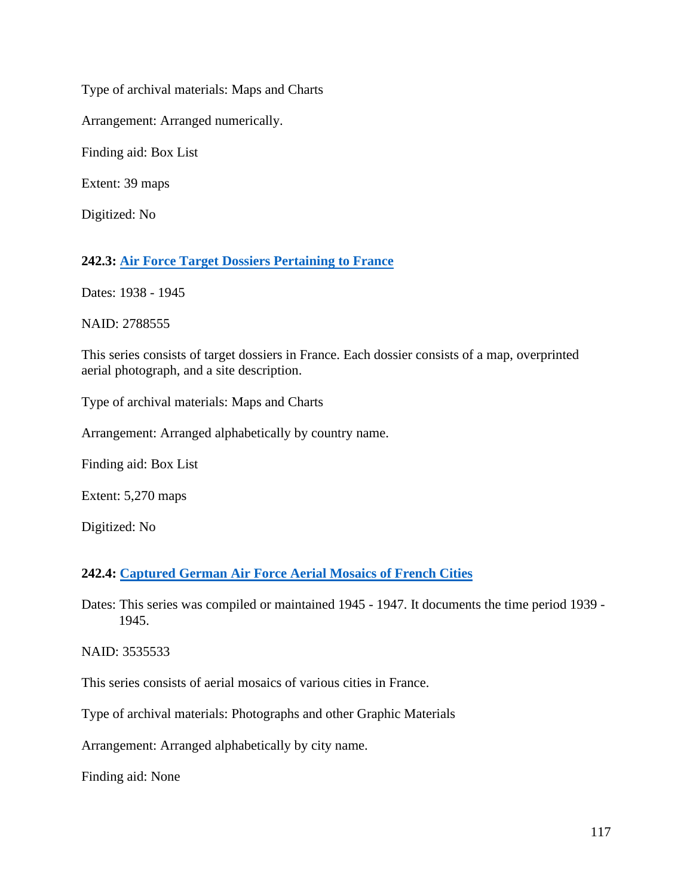Type of archival materials: Maps and Charts

Arrangement: Arranged numerically.

Finding aid: Box List

Extent: 39 maps

Digitized: No

**242.3: Air Force Target Dossiers Pertaining to France**

Dates: 1938 - 1945

NAID: 2788555

This series consists of target dossiers in France. Each dossier consists of a map, overprinted aerial photograph, and a site description.

Type of archival materials: Maps and Charts

Arrangement: Arranged alphabetically by country name.

Finding aid: Box List

Extent: 5,270 maps

Digitized: No

**242.4: Captured German Air Force Aerial Mosaics of French Cities**

Dates: This series was compiled or maintained 1945 - 1947. It documents the time period 1939 - 1945.

NAID: 3535533

This series consists of aerial mosaics of various cities in France.

Type of archival materials: Photographs and other Graphic Materials

Arrangement: Arranged alphabetically by city name.

Finding aid: None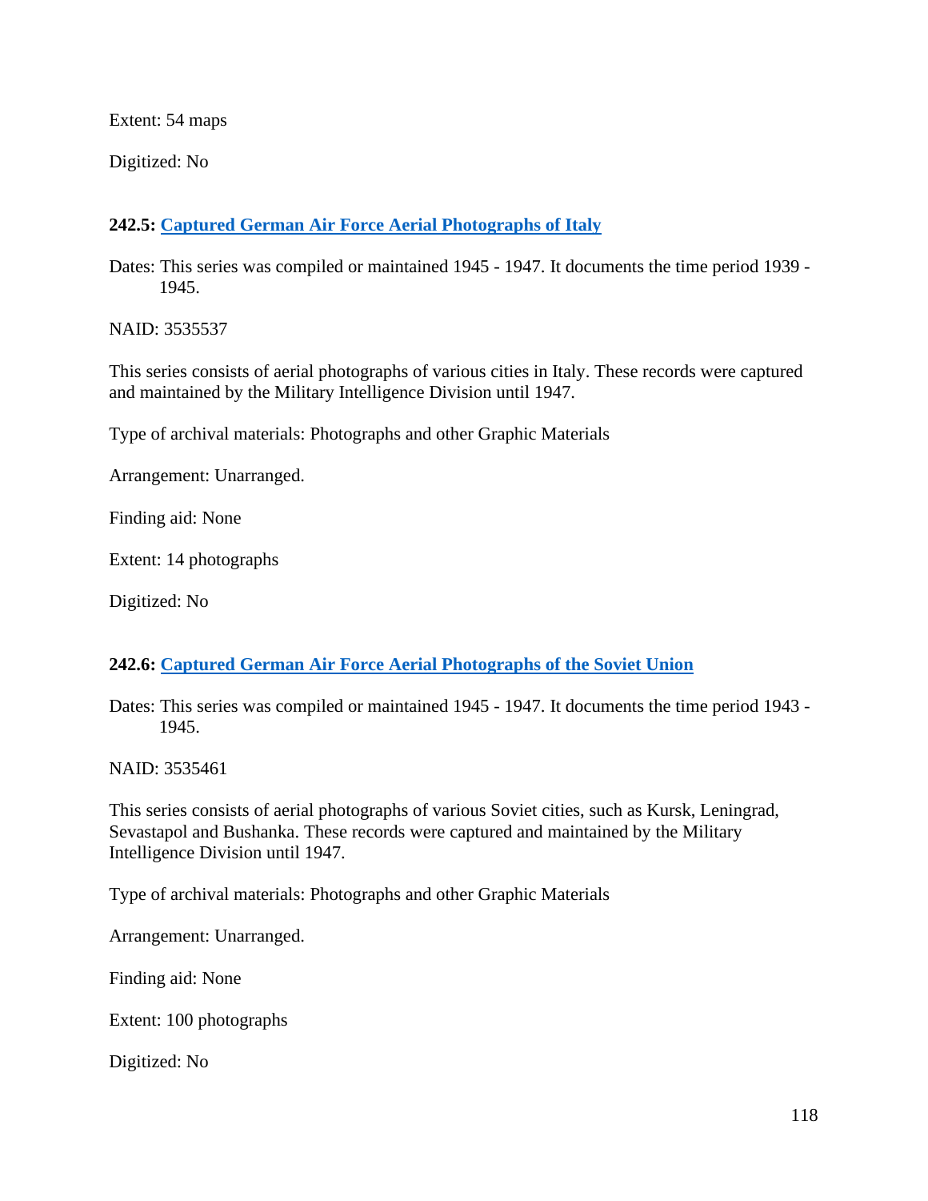Extent: 54 maps

Digitized: No

### 242.5: Captured German Air Force Aerial Photographs of Italy

Dates: This series was compiled or maintained 1945 - 1947. It documents the time period 1939 - 1945.

NAID: 3535537

This series consists of aerial photographs of various cities in Italy. These records were captured and maintained by the Military Intelligence Division until 1947.

Type of archival materials: Photographs and other Graphic Materials

Arrangement: Unarranged.

Finding aid: None

Extent: 14 photographs

Digitized: No

### 242.6: Captured German Air Force Aerial Photographs of the Soviet Union

Dates: This series was compiled or maintained 1945 - 1947. It documents the time period 1943 - 1945.

NAID: 3535461

This series consists of aerial photographs of various Soviet cities, such as Kursk, Leningrad, Sevastapol and Bushanka. These records were captured and maintained by the Military Intelligence Division until 1947.

Type of archival materials: Photographs and other Graphic Materials

Arrangement: Unarranged.

Finding aid: None

Extent: 100 photographs

Digitized: No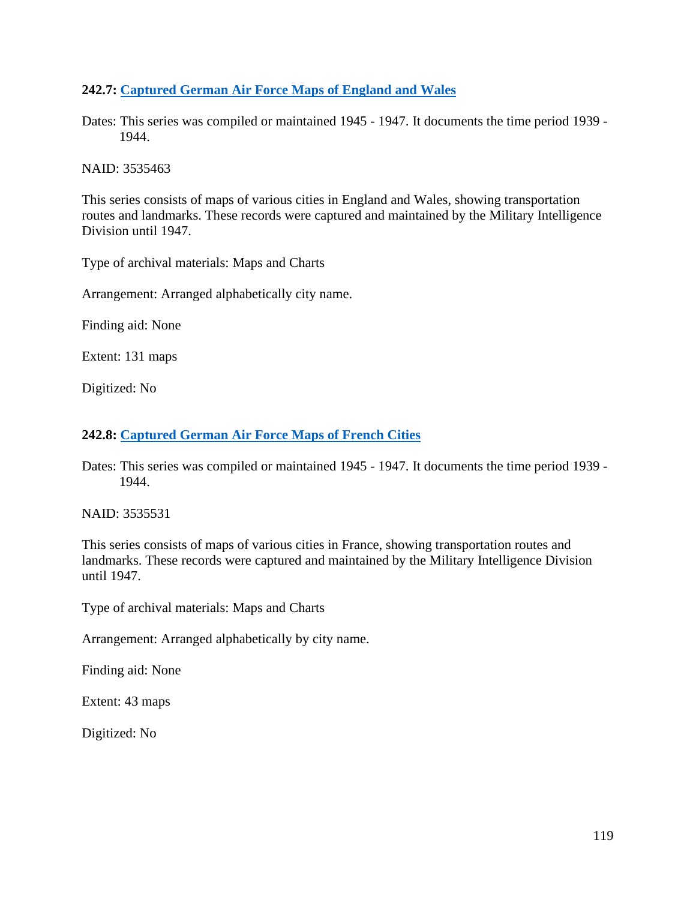### 242.7: [Captured German Air Force Maps of England and Wales]

Dates: This series was compiled or maintained 1945 - 1947. It documents the time period 1939 - 1944.

NAID: 3535463

This series consists of maps of various cities in England and Wales, showing transportation routes and landmarks. These records were captured and maintained by the Military Intelligence Division until 1947.

Type of archival materials: Maps and Charts

Arrangement: Arranged alphabetically city name.

Finding aid: None

Extent: 131 maps

Digitized: No

### 242.8: [Captured German Air Force Maps of French Cities]

Dates: This series was compiled or maintained 1945 - 1947. It documents the time period 1939 - 1944.

NAID: 3535531

This series consists of maps of various cities in France, showing transportation routes and landmarks. These records were captured and maintained by the Military Intelligence Division until 1947.

Type of archival materials: Maps and Charts

Arrangement: Arranged alphabetically by city name.

Finding aid: None

Extent: 43 maps

Digitized: No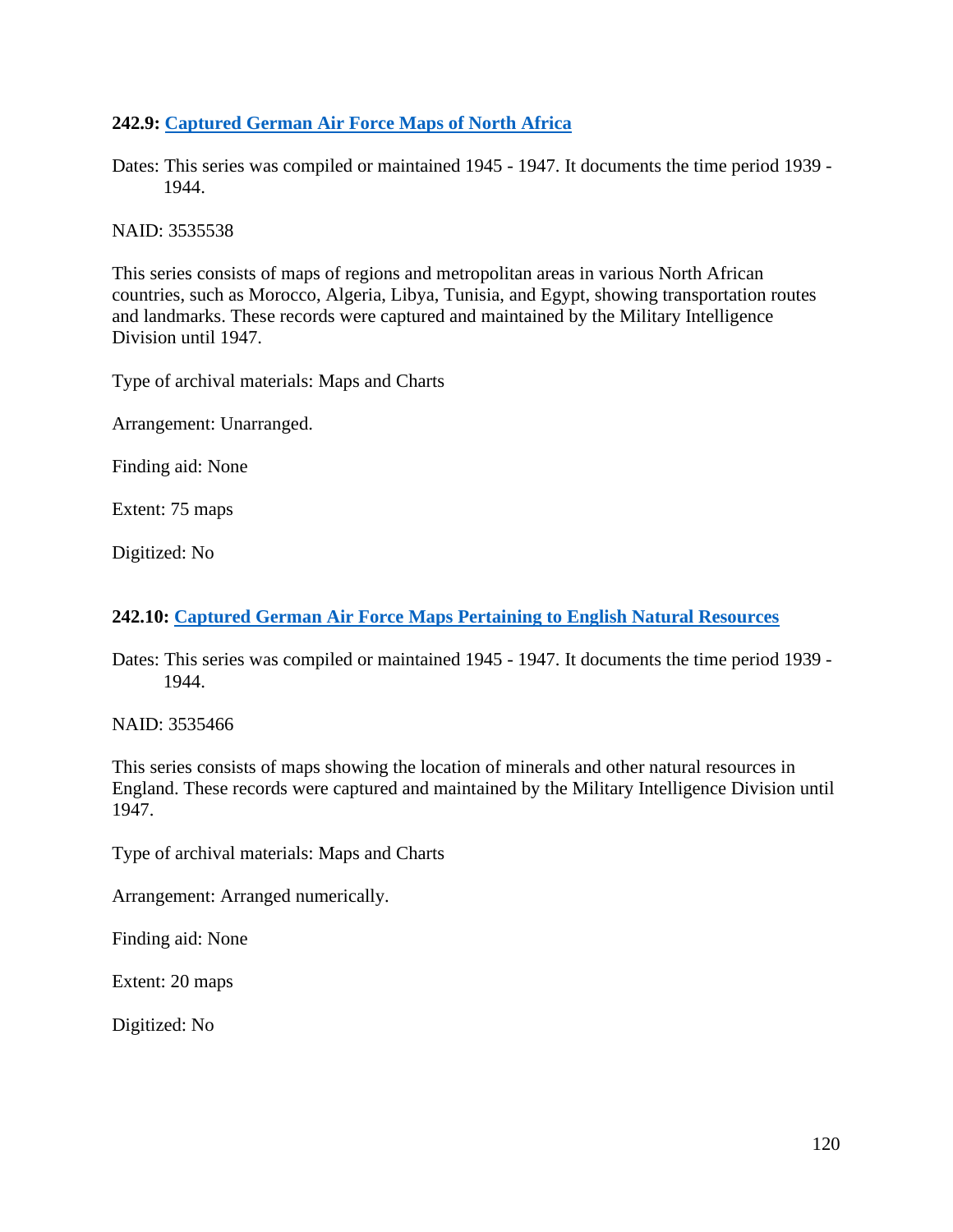### 242.9: [Captured German Air Force Maps of North Africa]

Dates: This series was compiled or maintained 1945 - 1947. It documents the time period 1939 - 1944.

NAID: 3535538

This series consists of maps of regions and metropolitan areas in various North African countries, such as Morocco, Algeria, Libya, Tunisia, and Egypt, showing transportation routes and landmarks. These records were captured and maintained by the Military Intelligence Division until 1947.

Type of archival materials: Maps and Charts

Arrangement: Unarranged.

Finding aid: None

Extent: 75 maps

Digitized: No

### 242.10: [Captured German Air Force Maps Pertaining to English Natural Resources]

Dates: This series was compiled or maintained 1945 - 1947. It documents the time period 1939 - 1944.

NAID: 3535466

This series consists of maps showing the location of minerals and other natural resources in England. These records were captured and maintained by the Military Intelligence Division until 1947.

Type of archival materials: Maps and Charts

Arrangement: Arranged numerically.

Finding aid: None

Extent: 20 maps

Digitized: No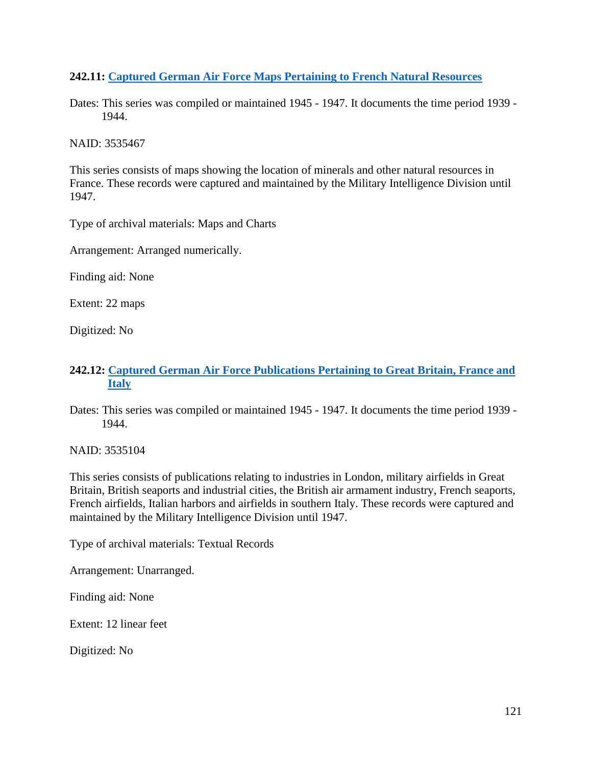### **242.11: Captured German Air Force Maps Pertaining to French Natural Resources**

Dates: This series was compiled or maintained 1945 - 1947. It documents the time period 1939 - 1944.

NAID: 3535467

This series consists of maps showing the location of minerals and other natural resources in France. These records were captured and maintained by the Military Intelligence Division until 1947.

Type of archival materials: Maps and Charts

Arrangement: Arranged numerically.

Finding aid: None

Extent: 22 maps

Digitized: No

### **242.12: Captured German Air Force Publications Pertaining to Great Britain, France and Italy**

Dates: This series was compiled or maintained 1945 - 1947. It documents the time period 1939 - 1944.

NAID: 3535104

This series consists of publications relating to industries in London, military airfields in Great Britain, British seaports and industrial cities, the British air armament industry, French seaports, French airfields, Italian harbors and airfields in southern Italy. These records were captured and maintained by the Military Intelligence Division until 1947.

Type of archival materials: Textual Records

Arrangement: Unarranged.

Finding aid: None

Extent: 12 linear feet

Digitized: No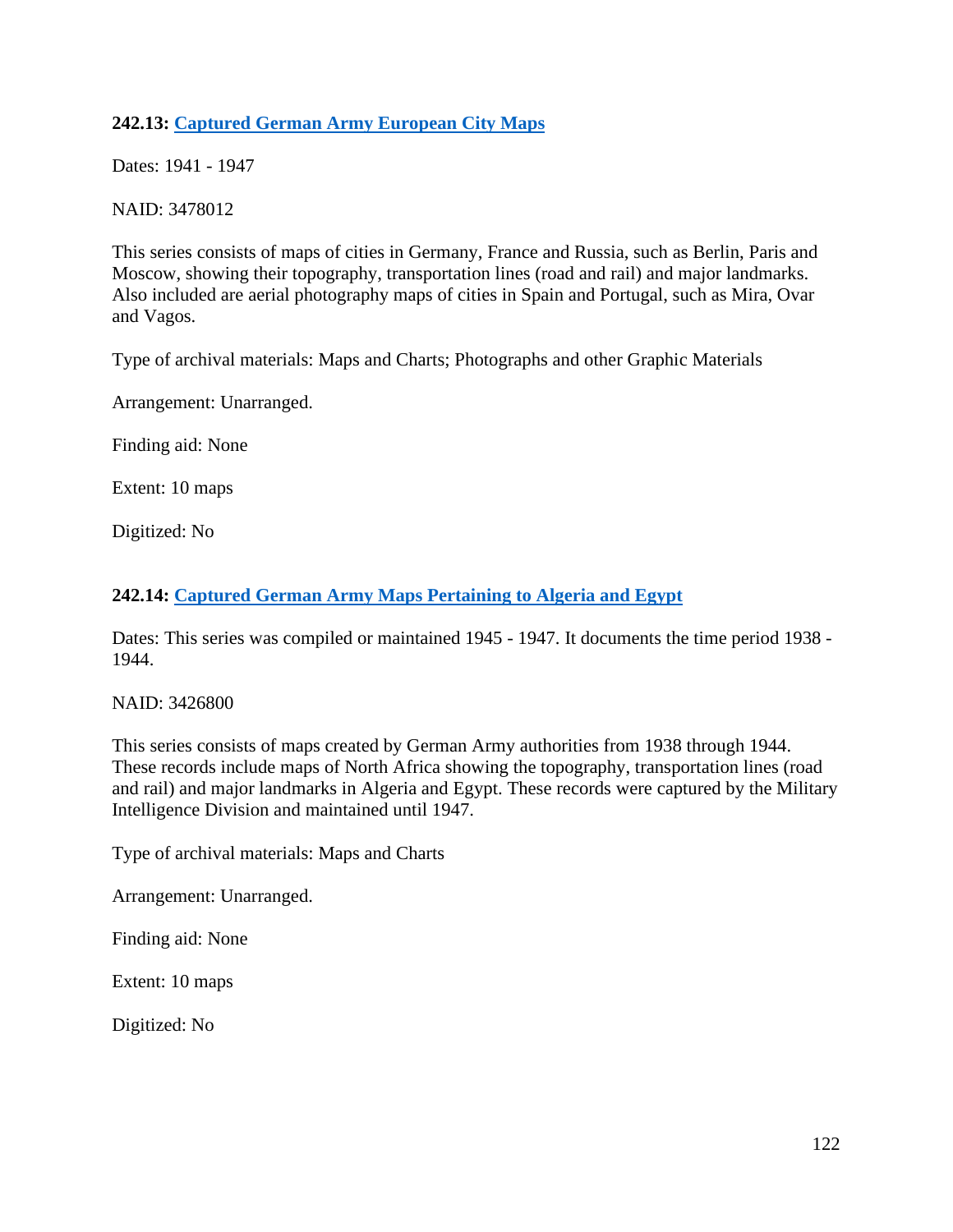**242.13: Captured German Army European City Maps**

Dates: 1941 - 1947

NAID: 3478012

This series consists of maps of cities in Germany, France and Russia, such as Berlin, Paris and Moscow, showing their topography, transportation lines (road and rail) and major landmarks. Also included are aerial photography maps of cities in Spain and Portugal, such as Mira, Ovar and Vagos.

Type of archival materials: Maps and Charts; Photographs and other Graphic Materials

Arrangement: Unarranged.

Finding aid: None

Extent: 10 maps

Digitized: No

**242.14: Captured German Army Maps Pertaining to Algeria and Egypt**

Dates: This series was compiled or maintained 1945 - 1947. It documents the time period 1938 - 1944.

NAID: 3426800

This series consists of maps created by German Army authorities from 1938 through 1944. These records include maps of North Africa showing the topography, transportation lines (road and rail) and major landmarks in Algeria and Egypt. These records were captured by the Military Intelligence Division and maintained until 1947.

Type of archival materials: Maps and Charts

Arrangement: Unarranged.

Finding aid: None

Extent: 10 maps

Digitized: No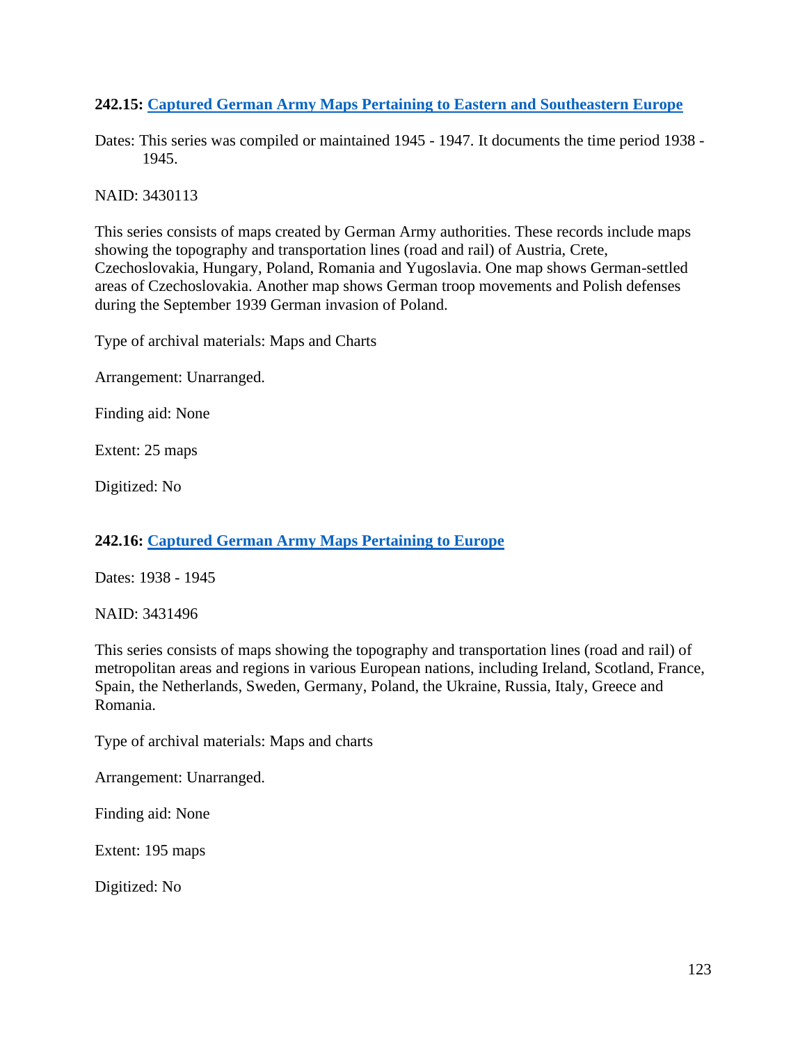**242.15: Captured German Army Maps Pertaining to Eastern and Southeastern Europe**

Dates: This series was compiled or maintained 1945 - 1947. It documents the time period 1938 - 1945.

NAID: 3430113

This series consists of maps created by German Army authorities. These records include maps showing the topography and transportation lines (road and rail) of Austria, Crete, Czechoslovakia, Hungary, Poland, Romania and Yugoslavia. One map shows German-settled areas of Czechoslovakia. Another map shows German troop movements and Polish defenses during the September 1939 German invasion of Poland.

Type of archival materials: Maps and Charts

Arrangement: Unarranged.

Finding aid: None

Extent: 25 maps

Digitized: No

**242.16: Captured German Army Maps Pertaining to Europe**

Dates: 1938 - 1945

NAID: 3431496

This series consists of maps showing the topography and transportation lines (road and rail) of metropolitan areas and regions in various European nations, including Ireland, Scotland, France, Spain, the Netherlands, Sweden, Germany, Poland, the Ukraine, Russia, Italy, Greece and Romania.

Type of archival materials: Maps and charts

Arrangement: Unarranged.

Finding aid: None

Extent: 195 maps

Digitized: No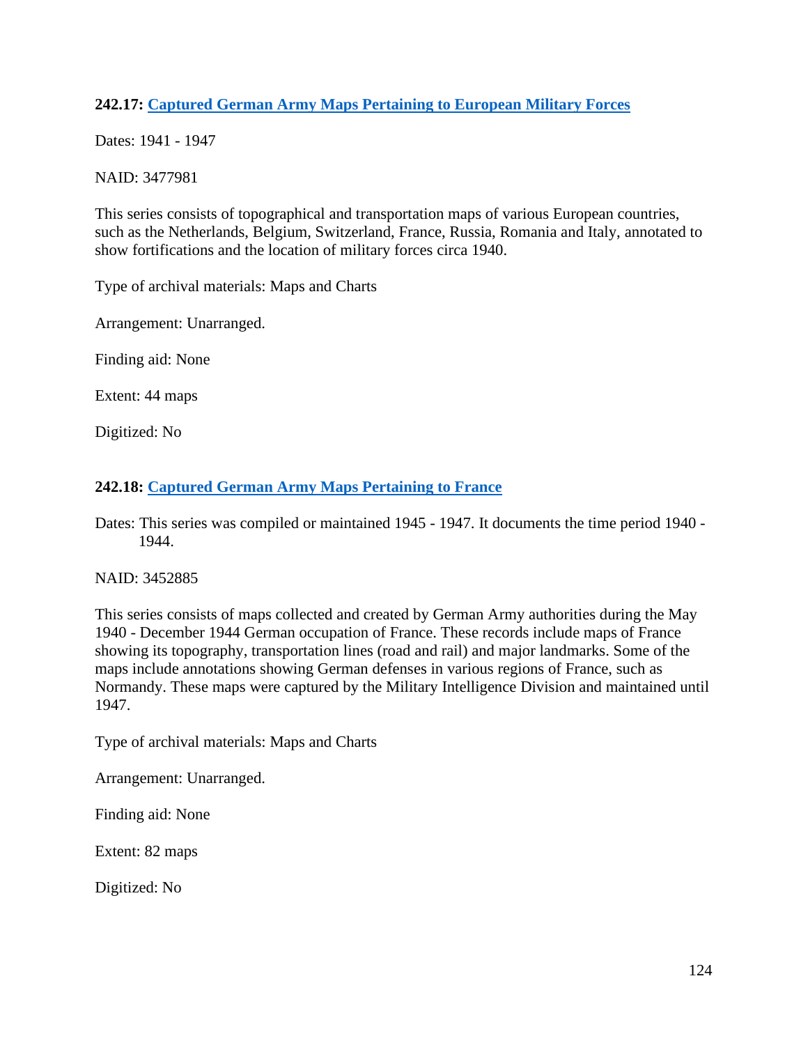### **242.17: Captured German Army Maps Pertaining to European Military Forces**

Dates: 1941 - 1947

NAID: 3477981

This series consists of topographical and transportation maps of various European countries, such as the Netherlands, Belgium, Switzerland, France, Russia, Romania and Italy, annotated to show fortifications and the location of military forces circa 1940.

Type of archival materials: Maps and Charts

Arrangement: Unarranged.

Finding aid: None

Extent: 44 maps

Digitized: No

### **242.18: Captured German Army Maps Pertaining to France**

Dates: This series was compiled or maintained 1945 - 1947. It documents the time period 1940 - 1944.

NAID: 3452885

This series consists of maps collected and created by German Army authorities during the May 1940 - December 1944 German occupation of France. These records include maps of France showing its topography, transportation lines (road and rail) and major landmarks. Some of the maps include annotations showing German defenses in various regions of France, such as Normandy. These maps were captured by the Military Intelligence Division and maintained until 1947.

Type of archival materials: Maps and Charts

Arrangement: Unarranged.

Finding aid: None

Extent: 82 maps

Digitized: No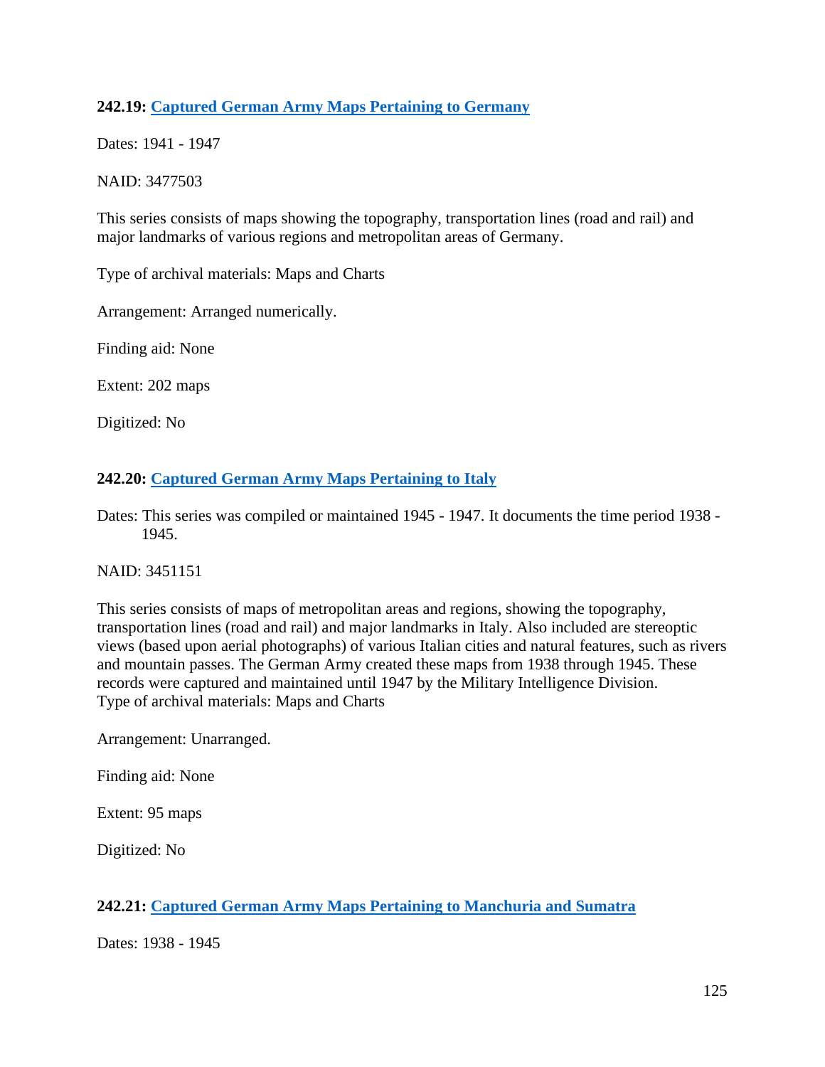**242.19: Captured German Army Maps Pertaining to Germany**

Dates: 1941 - 1947

NAID: 3477503

This series consists of maps showing the topography, transportation lines (road and rail) and major landmarks of various regions and metropolitan areas of Germany.

Type of archival materials: Maps and Charts

Arrangement: Arranged numerically.

Finding aid: None

Extent: 202 maps

Digitized: No

**242.20: Captured German Army Maps Pertaining to Italy**

Dates: This series was compiled or maintained 1945 - 1947. It documents the time period 1938 - 1945.

NAID: 3451151

This series consists of maps of metropolitan areas and regions, showing the topography, transportation lines (road and rail) and major landmarks in Italy. Also included are stereoptic views (based upon aerial photographs) of various Italian cities and natural features, such as rivers and mountain passes. The German Army created these maps from 1938 through 1945. These records were captured and maintained until 1947 by the Military Intelligence Division.
Type of archival materials: Maps and Charts

Arrangement: Unarranged.

Finding aid: None

Extent: 95 maps

Digitized: No

**242.21: Captured German Army Maps Pertaining to Manchuria and Sumatra**

Dates: 1938 - 1945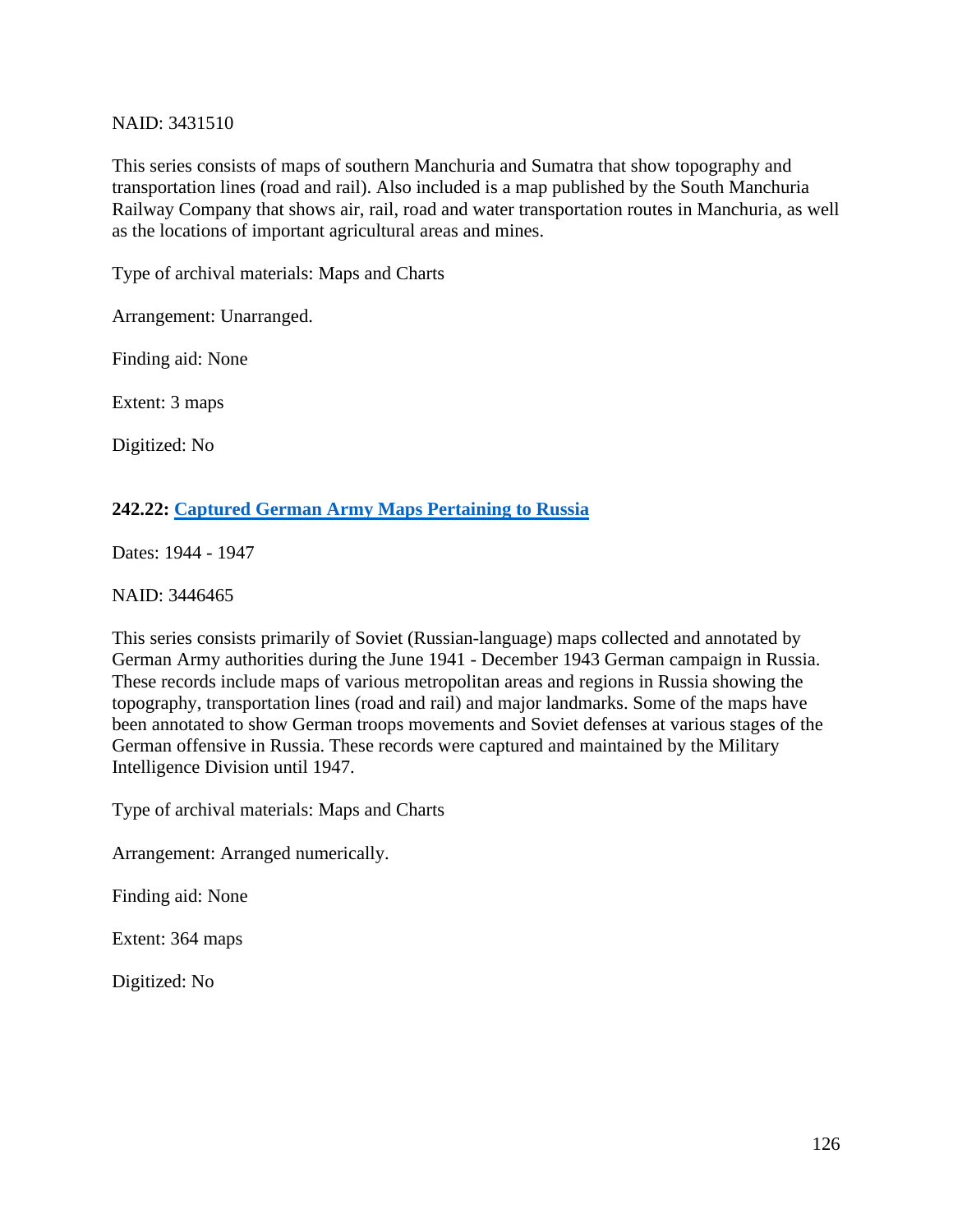NAID: 3431510

This series consists of maps of southern Manchuria and Sumatra that show topography and transportation lines (road and rail). Also included is a map published by the South Manchuria Railway Company that shows air, rail, road and water transportation routes in Manchuria, as well as the locations of important agricultural areas and mines.

Type of archival materials: Maps and Charts

Arrangement: Unarranged.

Finding aid: None

Extent: 3 maps

Digitized: No

### 242.22: Captured German Army Maps Pertaining to Russia

Dates: 1944 - 1947

NAID: 3446465

This series consists primarily of Soviet (Russian-language) maps collected and annotated by German Army authorities during the June 1941 - December 1943 German campaign in Russia. These records include maps of various metropolitan areas and regions in Russia showing the topography, transportation lines (road and rail) and major landmarks. Some of the maps have been annotated to show German troops movements and Soviet defenses at various stages of the German offensive in Russia. These records were captured and maintained by the Military Intelligence Division until 1947.

Type of archival materials: Maps and Charts

Arrangement: Arranged numerically.

Finding aid: None

Extent: 364 maps

Digitized: No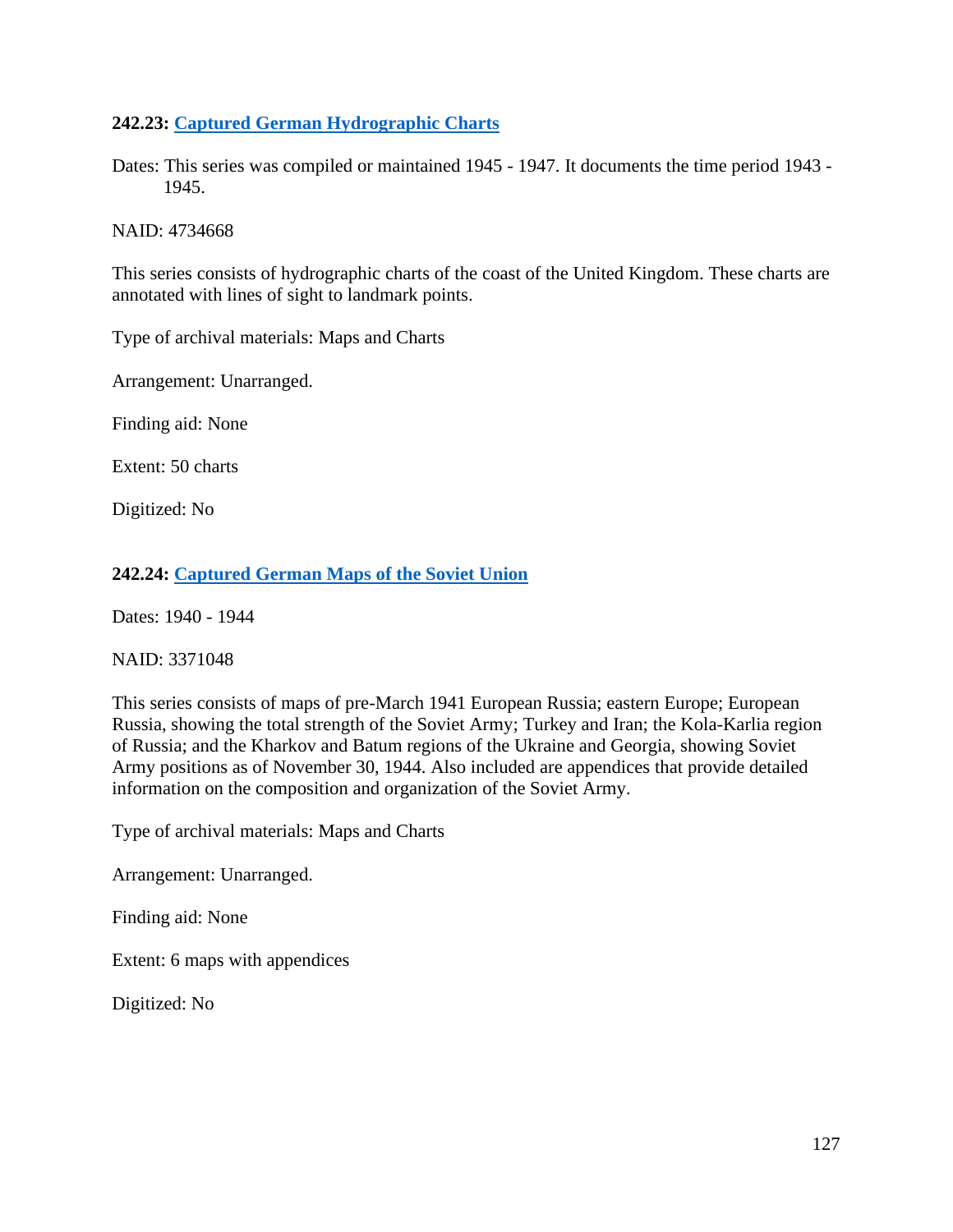### 242.23: Captured German Hydrographic Charts

Dates: This series was compiled or maintained 1945 - 1947. It documents the time period 1943 - 1945.

NAID: 4734668

This series consists of hydrographic charts of the coast of the United Kingdom. These charts are annotated with lines of sight to landmark points.

Type of archival materials: Maps and Charts

Arrangement: Unarranged.

Finding aid: None

Extent: 50 charts

Digitized: No

### 242.24: Captured German Maps of the Soviet Union

Dates: 1940 - 1944

NAID: 3371048

This series consists of maps of pre-March 1941 European Russia; eastern Europe; European Russia, showing the total strength of the Soviet Army; Turkey and Iran; the Kola-Karlia region of Russia; and the Kharkov and Batum regions of the Ukraine and Georgia, showing Soviet Army positions as of November 30, 1944. Also included are appendices that provide detailed information on the composition and organization of the Soviet Army.

Type of archival materials: Maps and Charts

Arrangement: Unarranged.

Finding aid: None

Extent: 6 maps with appendices

Digitized: No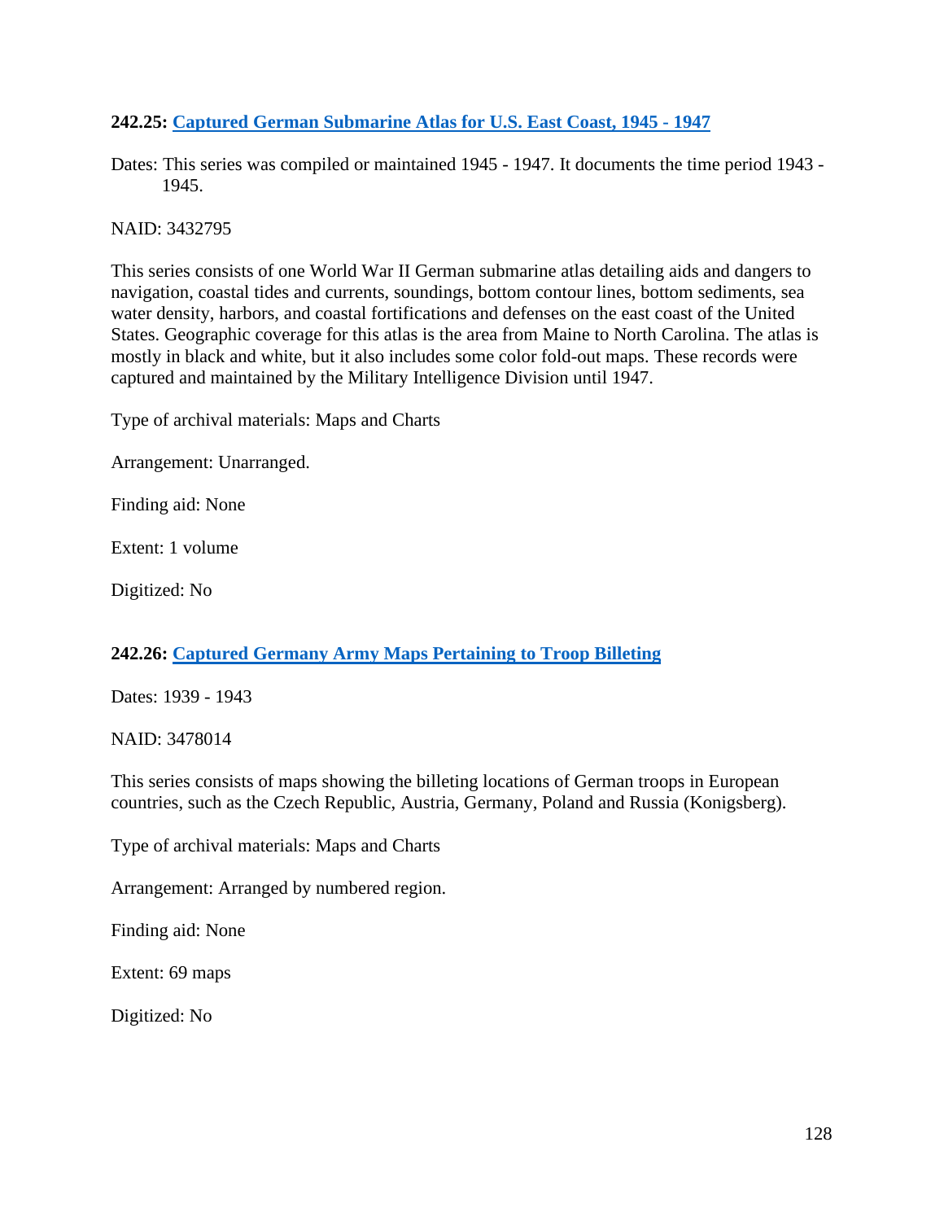### 242.25: [Captured German Submarine Atlas for U.S. East Coast, 1945 - 1947]

Dates: This series was compiled or maintained 1945 - 1947. It documents the time period 1943 - 1945.

NAID: 3432795

This series consists of one World War II German submarine atlas detailing aids and dangers to navigation, coastal tides and currents, soundings, bottom contour lines, bottom sediments, sea water density, harbors, and coastal fortifications and defenses on the east coast of the United States. Geographic coverage for this atlas is the area from Maine to North Carolina. The atlas is mostly in black and white, but it also includes some color fold-out maps. These records were captured and maintained by the Military Intelligence Division until 1947.

Type of archival materials: Maps and Charts

Arrangement: Unarranged.

Finding aid: None

Extent: 1 volume

Digitized: No

### 242.26: [Captured Germany Army Maps Pertaining to Troop Billeting]

Dates: 1939 - 1943

NAID: 3478014

This series consists of maps showing the billeting locations of German troops in European countries, such as the Czech Republic, Austria, Germany, Poland and Russia (Konigsberg).

Type of archival materials: Maps and Charts

Arrangement: Arranged by numbered region.

Finding aid: None

Extent: 69 maps

Digitized: No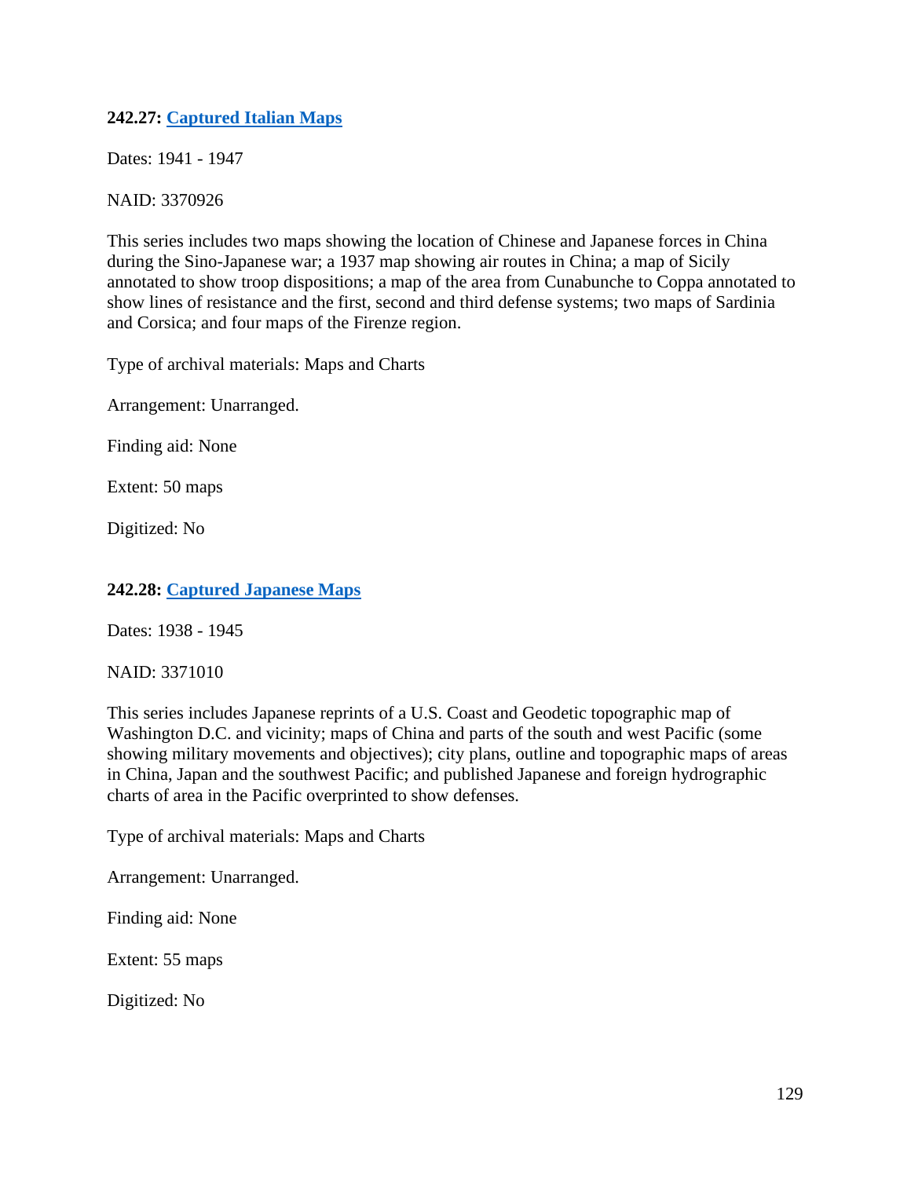**242.27: Captured Italian Maps**

Dates: 1941 - 1947

NAID: 3370926

This series includes two maps showing the location of Chinese and Japanese forces in China during the Sino-Japanese war; a 1937 map showing air routes in China; a map of Sicily annotated to show troop dispositions; a map of the area from Cunabunche to Coppa annotated to show lines of resistance and the first, second and third defense systems; two maps of Sardinia and Corsica; and four maps of the Firenze region.

Type of archival materials: Maps and Charts

Arrangement: Unarranged.

Finding aid: None

Extent: 50 maps

Digitized: No

**242.28: Captured Japanese Maps**

Dates: 1938 - 1945

NAID: 3371010

This series includes Japanese reprints of a U.S. Coast and Geodetic topographic map of Washington D.C. and vicinity; maps of China and parts of the south and west Pacific (some showing military movements and objectives); city plans, outline and topographic maps of areas in China, Japan and the southwest Pacific; and published Japanese and foreign hydrographic charts of area in the Pacific overprinted to show defenses.

Type of archival materials: Maps and Charts

Arrangement: Unarranged.

Finding aid: None

Extent: 55 maps

Digitized: No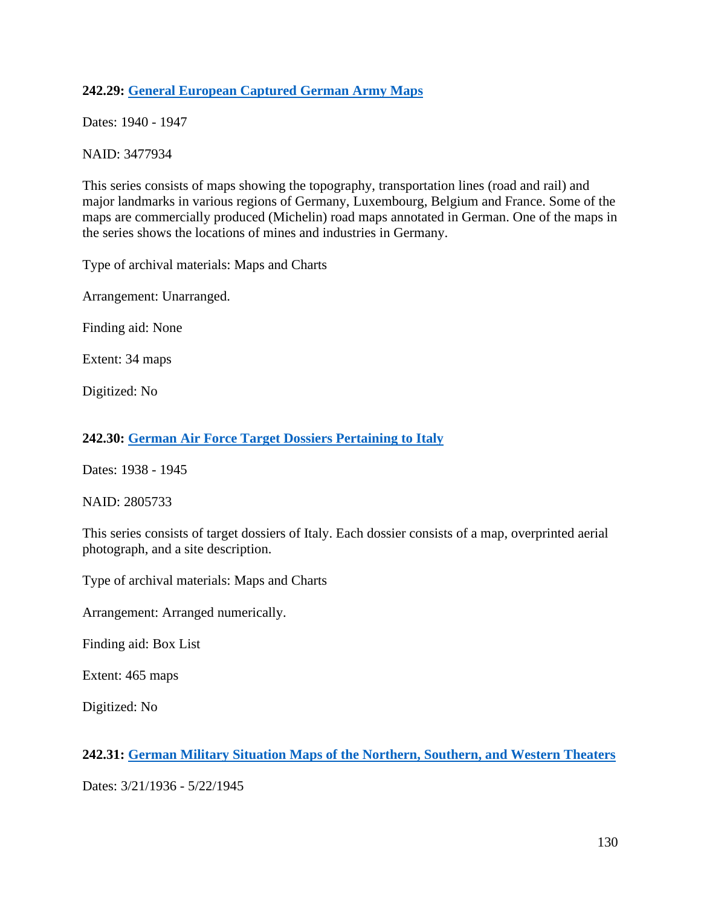**242.29: General European Captured German Army Maps**

Dates: 1940 - 1947

NAID: 3477934

This series consists of maps showing the topography, transportation lines (road and rail) and major landmarks in various regions of Germany, Luxembourg, Belgium and France. Some of the maps are commercially produced (Michelin) road maps annotated in German. One of the maps in the series shows the locations of mines and industries in Germany.

Type of archival materials: Maps and Charts

Arrangement: Unarranged.

Finding aid: None

Extent: 34 maps

Digitized: No

**242.30: German Air Force Target Dossiers Pertaining to Italy**

Dates: 1938 - 1945

NAID: 2805733

This series consists of target dossiers of Italy. Each dossier consists of a map, overprinted aerial photograph, and a site description.

Type of archival materials: Maps and Charts

Arrangement: Arranged numerically.

Finding aid: Box List

Extent: 465 maps

Digitized: No

**242.31: German Military Situation Maps of the Northern, Southern, and Western Theaters**

Dates: 3/21/1936 - 5/22/1945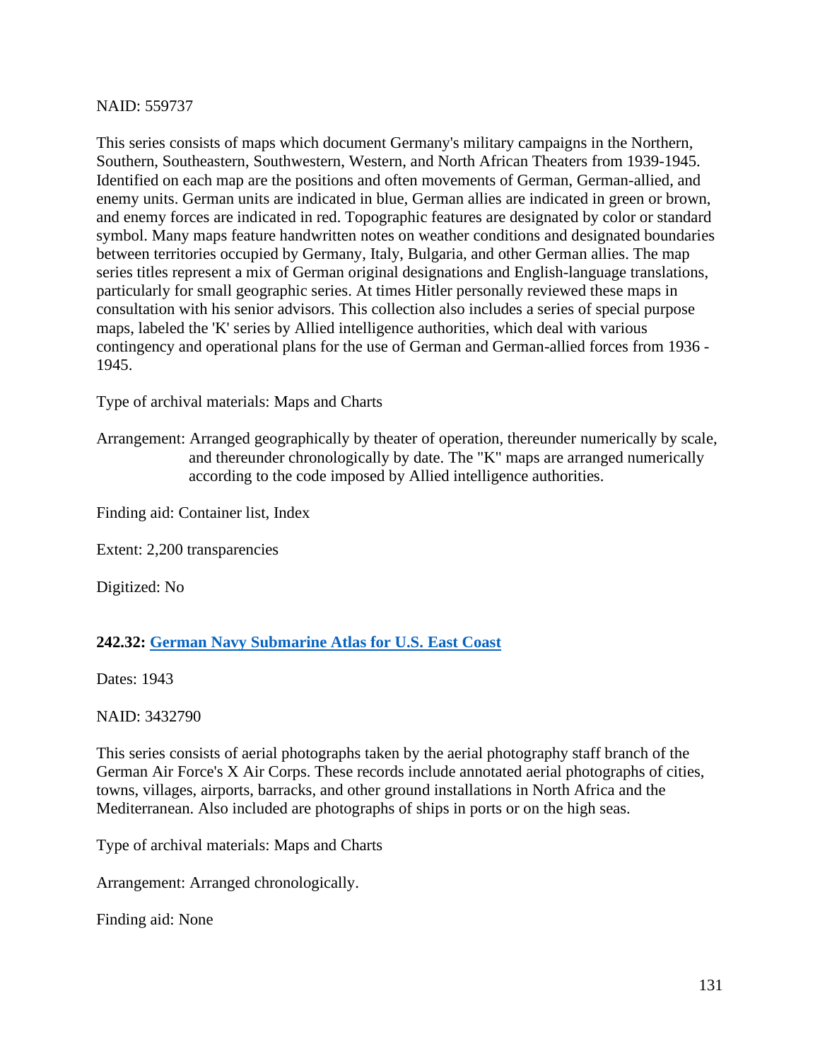NAID: 559737

This series consists of maps which document Germany's military campaigns in the Northern, Southern, Southeastern, Southwestern, Western, and North African Theaters from 1939-1945. Identified on each map are the positions and often movements of German, German-allied, and enemy units. German units are indicated in blue, German allies are indicated in green or brown, and enemy forces are indicated in red. Topographic features are designated by color or standard symbol. Many maps feature handwritten notes on weather conditions and designated boundaries between territories occupied by Germany, Italy, Bulgaria, and other German allies. The map series titles represent a mix of German original designations and English-language translations, particularly for small geographic series. At times Hitler personally reviewed these maps in consultation with his senior advisors. This collection also includes a series of special purpose maps, labeled the 'K' series by Allied intelligence authorities, which deal with various contingency and operational plans for the use of German and German-allied forces from 1936 - 1945.

Type of archival materials: Maps and Charts

Arrangement: Arranged geographically by theater of operation, thereunder numerically by scale, and thereunder chronologically by date. The "K" maps are arranged numerically according to the code imposed by Allied intelligence authorities.

Finding aid: Container list, Index

Extent: 2,200 transparencies

Digitized: No

### 242.32: German Navy Submarine Atlas for U.S. East Coast

Dates: 1943

NAID: 3432790

This series consists of aerial photographs taken by the aerial photography staff branch of the German Air Force's X Air Corps. These records include annotated aerial photographs of cities, towns, villages, airports, barracks, and other ground installations in North Africa and the Mediterranean. Also included are photographs of ships in ports or on the high seas.

Type of archival materials: Maps and Charts

Arrangement: Arranged chronologically.

Finding aid: None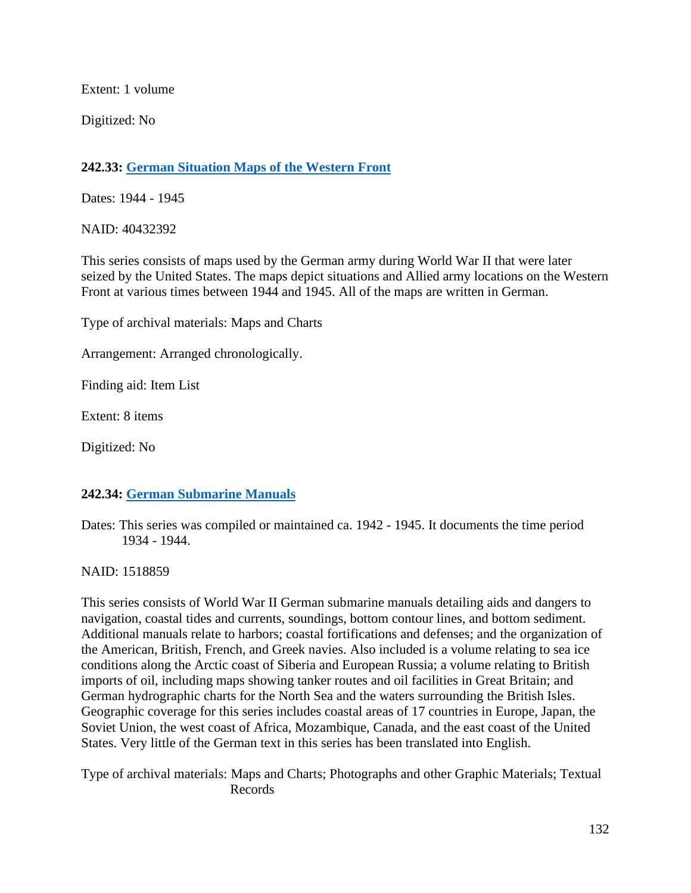Extent: 1 volume

Digitized: No

### 242.33: [German Situation Maps of the Western Front]

Dates: 1944 - 1945

NAID: 40432392

This series consists of maps used by the German army during World War II that were later seized by the United States. The maps depict situations and Allied army locations on the Western Front at various times between 1944 and 1945. All of the maps are written in German.

Type of archival materials: Maps and Charts

Arrangement: Arranged chronologically.

Finding aid: Item List

Extent: 8 items

Digitized: No

### 242.34: [German Submarine Manuals]

Dates: This series was compiled or maintained ca. 1942 - 1945. It documents the time period 1934 - 1944.

NAID: 1518859

This series consists of World War II German submarine manuals detailing aids and dangers to navigation, coastal tides and currents, soundings, bottom contour lines, and bottom sediment. Additional manuals relate to harbors; coastal fortifications and defenses; and the organization of the American, British, French, and Greek navies. Also included is a volume relating to sea ice conditions along the Arctic coast of Siberia and European Russia; a volume relating to British imports of oil, including maps showing tanker routes and oil facilities in Great Britain; and German hydrographic charts for the North Sea and the waters surrounding the British Isles. Geographic coverage for this series includes coastal areas of 17 countries in Europe, Japan, the Soviet Union, the west coast of Africa, Mozambique, Canada, and the east coast of the United States. Very little of the German text in this series has been translated into English.

Type of archival materials: Maps and Charts; Photographs and other Graphic Materials; Textual Records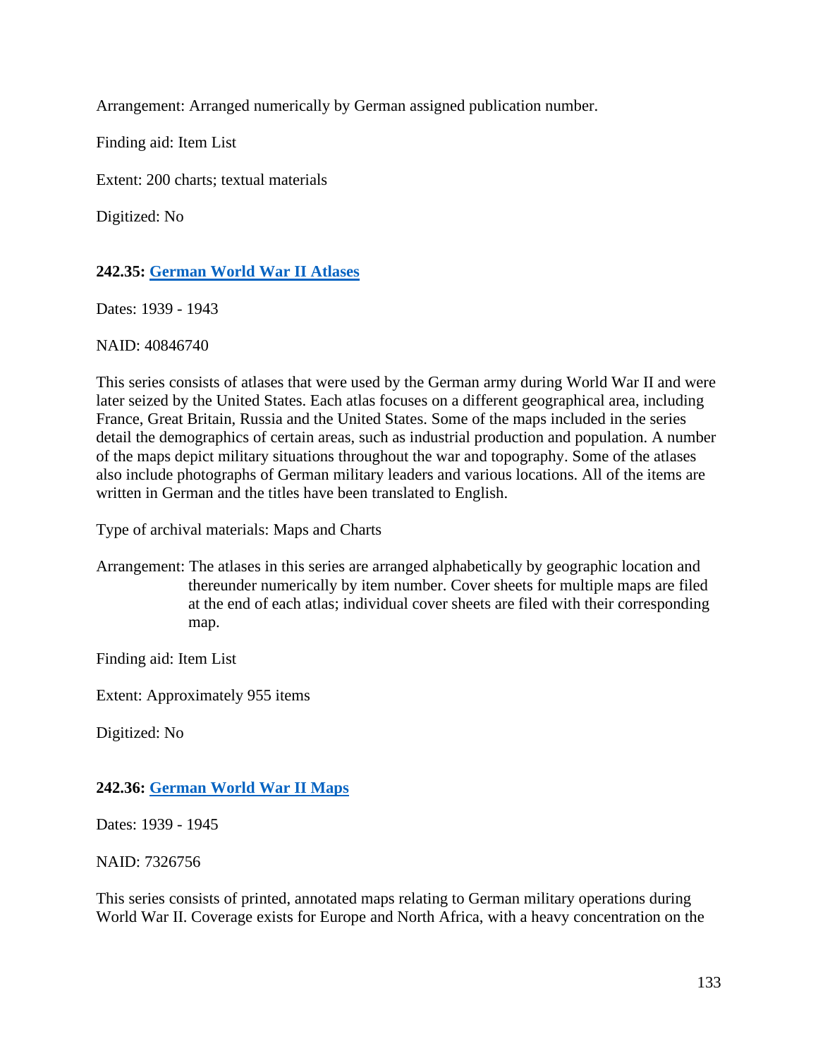Arrangement: Arranged numerically by German assigned publication number.

Finding aid: Item List

Extent: 200 charts; textual materials

Digitized: No

### 242.35: German World War II Atlases

Dates: 1939 - 1943

NAID: 40846740

This series consists of atlases that were used by the German army during World War II and were later seized by the United States. Each atlas focuses on a different geographical area, including France, Great Britain, Russia and the United States. Some of the maps included in the series detail the demographics of certain areas, such as industrial production and population. A number of the maps depict military situations throughout the war and topography. Some of the atlases also include photographs of German military leaders and various locations. All of the items are written in German and the titles have been translated to English.

Type of archival materials: Maps and Charts

Arrangement: The atlases in this series are arranged alphabetically by geographic location and thereunder numerically by item number. Cover sheets for multiple maps are filed at the end of each atlas; individual cover sheets are filed with their corresponding map.

Finding aid: Item List

Extent: Approximately 955 items

Digitized: No

### 242.36: German World War II Maps

Dates: 1939 - 1945

NAID: 7326756

This series consists of printed, annotated maps relating to German military operations during World War II. Coverage exists for Europe and North Africa, with a heavy concentration on the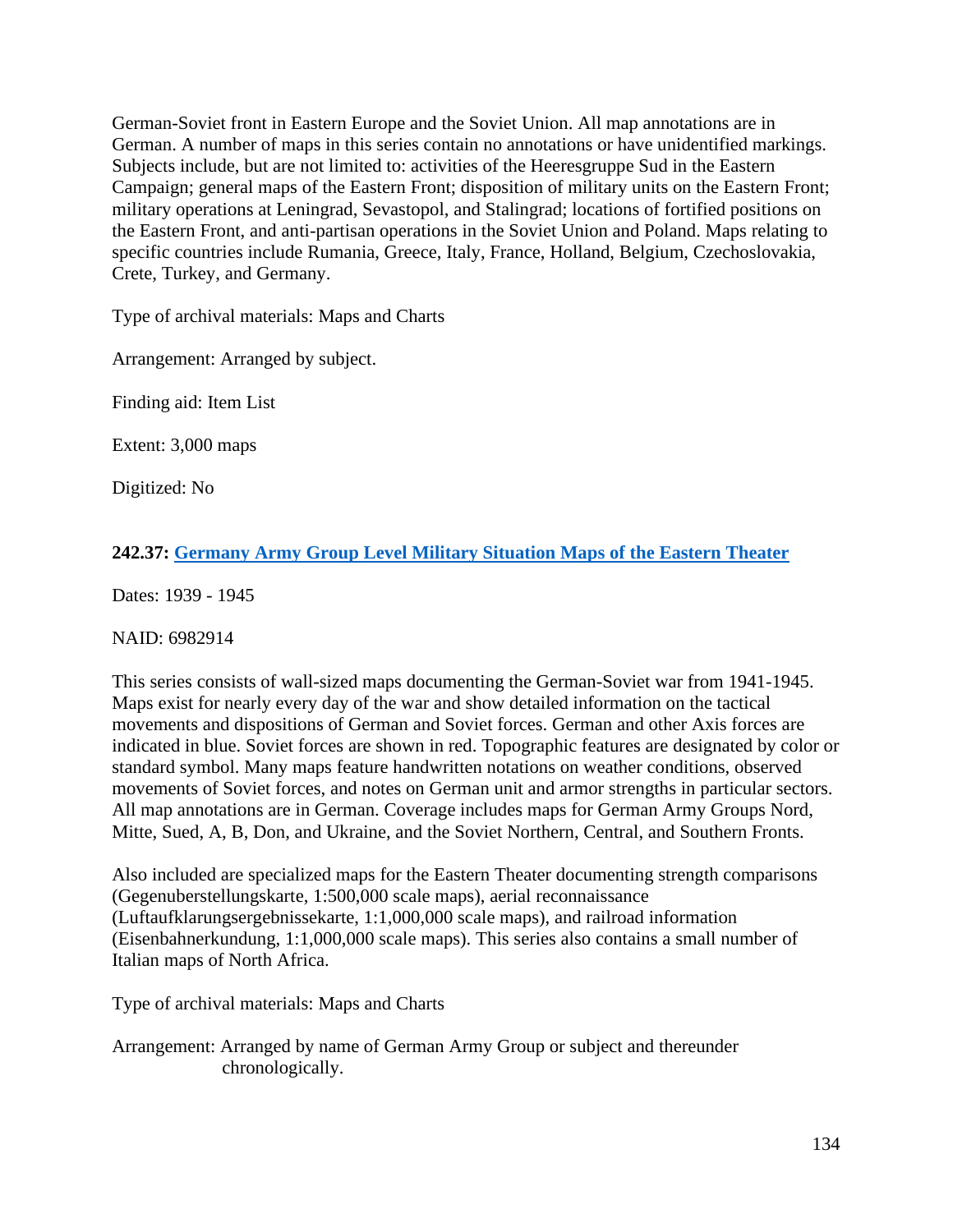German-Soviet front in Eastern Europe and the Soviet Union. All map annotations are in German. A number of maps in this series contain no annotations or have unidentified markings. Subjects include, but are not limited to: activities of the Heeresgruppe Sud in the Eastern Campaign; general maps of the Eastern Front; disposition of military units on the Eastern Front; military operations at Leningrad, Sevastopol, and Stalingrad; locations of fortified positions on the Eastern Front, and anti-partisan operations in the Soviet Union and Poland. Maps relating to specific countries include Rumania, Greece, Italy, France, Holland, Belgium, Czechoslovakia, Crete, Turkey, and Germany.

Type of archival materials: Maps and Charts

Arrangement: Arranged by subject.

Finding aid: Item List

Extent: 3,000 maps

Digitized: No

**242.37: Germany Army Group Level Military Situation Maps of the Eastern Theater**

Dates: 1939 - 1945

NAID: 6982914

This series consists of wall-sized maps documenting the German-Soviet war from 1941-1945. Maps exist for nearly every day of the war and show detailed information on the tactical movements and dispositions of German and Soviet forces. German and other Axis forces are indicated in blue. Soviet forces are shown in red. Topographic features are designated by color or standard symbol. Many maps feature handwritten notations on weather conditions, observed movements of Soviet forces, and notes on German unit and armor strengths in particular sectors. All map annotations are in German. Coverage includes maps for German Army Groups Nord, Mitte, Sued, A, B, Don, and Ukraine, and the Soviet Northern, Central, and Southern Fronts.

Also included are specialized maps for the Eastern Theater documenting strength comparisons (Gegenuberstellungskarte, 1:500,000 scale maps), aerial reconnaissance (Luftaufklarungsergebnissekarte, 1:1,000,000 scale maps), and railroad information (Eisenbahnerkundung, 1:1,000,000 scale maps). This series also contains a small number of Italian maps of North Africa.

Type of archival materials: Maps and Charts

Arrangement: Arranged by name of German Army Group or subject and thereunder chronologically.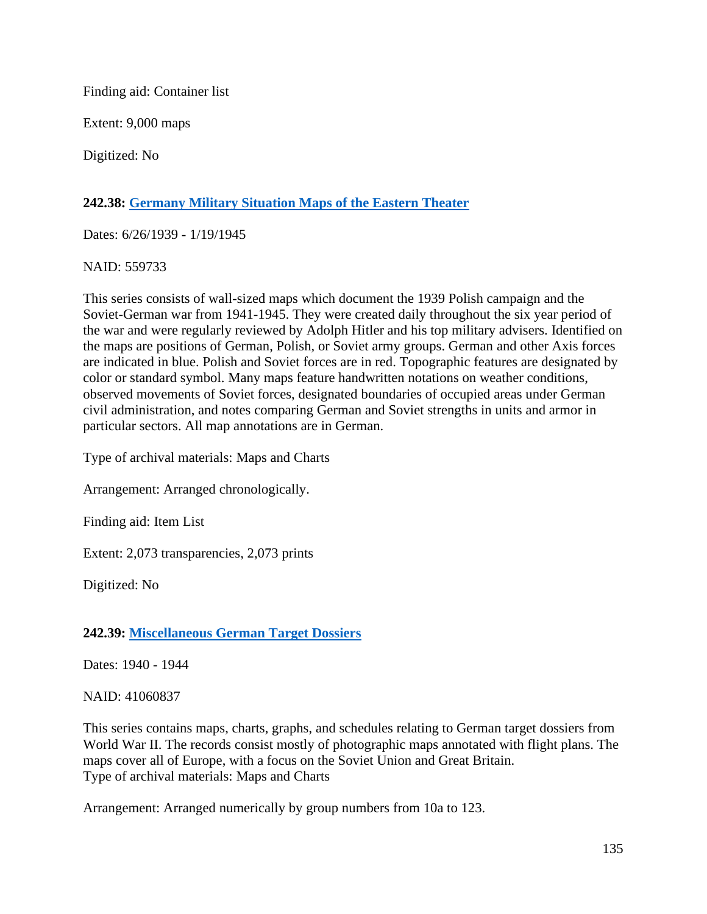Finding aid: Container list

Extent: 9,000 maps

Digitized: No

**242.38: Germany Military Situation Maps of the Eastern Theater**

Dates: 6/26/1939 - 1/19/1945

NAID: 559733

This series consists of wall-sized maps which document the 1939 Polish campaign and the Soviet-German war from 1941-1945. They were created daily throughout the six year period of the war and were regularly reviewed by Adolph Hitler and his top military advisers. Identified on the maps are positions of German, Polish, or Soviet army groups. German and other Axis forces are indicated in blue. Polish and Soviet forces are in red. Topographic features are designated by color or standard symbol. Many maps feature handwritten notations on weather conditions, observed movements of Soviet forces, designated boundaries of occupied areas under German civil administration, and notes comparing German and Soviet strengths in units and armor in particular sectors. All map annotations are in German.

Type of archival materials: Maps and Charts

Arrangement: Arranged chronologically.

Finding aid: Item List

Extent: 2,073 transparencies, 2,073 prints

Digitized: No

**242.39: Miscellaneous German Target Dossiers**

Dates: 1940 - 1944

NAID: 41060837

This series contains maps, charts, graphs, and schedules relating to German target dossiers from World War II. The records consist mostly of photographic maps annotated with flight plans. The maps cover all of Europe, with a focus on the Soviet Union and Great Britain.
Type of archival materials: Maps and Charts

Arrangement: Arranged numerically by group numbers from 10a to 123.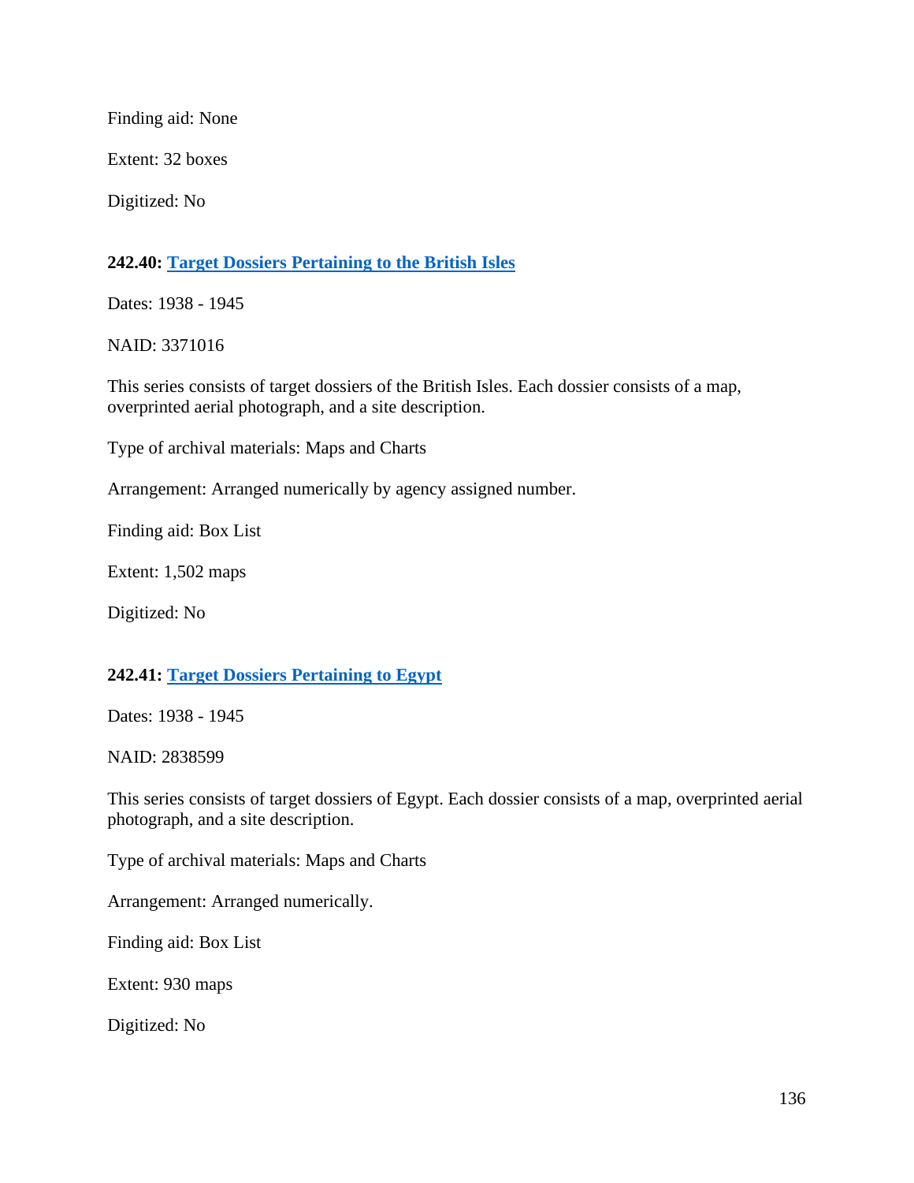Finding aid: None

Extent: 32 boxes

Digitized: No

**242.40: Target Dossiers Pertaining to the British Isles**

Dates: 1938 - 1945

NAID: 3371016

This series consists of target dossiers of the British Isles. Each dossier consists of a map, overprinted aerial photograph, and a site description.

Type of archival materials: Maps and Charts

Arrangement: Arranged numerically by agency assigned number.

Finding aid: Box List

Extent: 1,502 maps

Digitized: No

**242.41: Target Dossiers Pertaining to Egypt**

Dates: 1938 - 1945

NAID: 2838599

This series consists of target dossiers of Egypt. Each dossier consists of a map, overprinted aerial photograph, and a site description.

Type of archival materials: Maps and Charts

Arrangement: Arranged numerically.

Finding aid: Box List

Extent: 930 maps

Digitized: No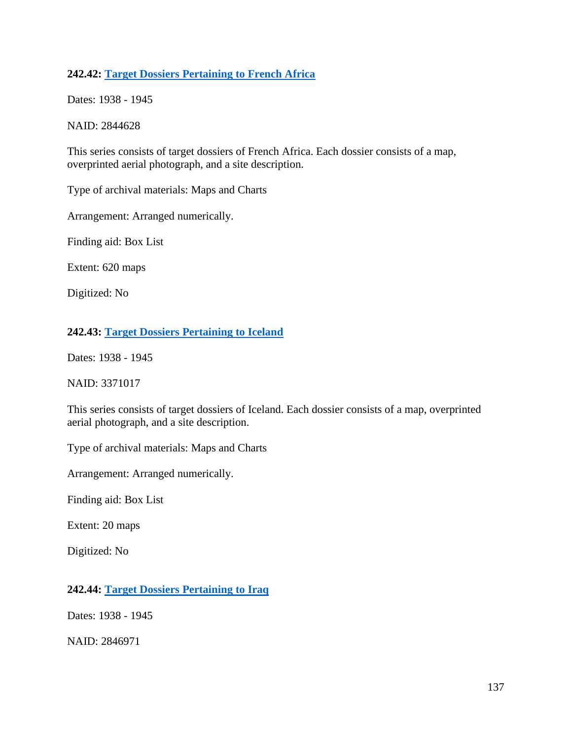**242.42: Target Dossiers Pertaining to French Africa**

Dates: 1938 - 1945

NAID: 2844628

This series consists of target dossiers of French Africa. Each dossier consists of a map, overprinted aerial photograph, and a site description.

Type of archival materials: Maps and Charts

Arrangement: Arranged numerically.

Finding aid: Box List

Extent: 620 maps

Digitized: No

**242.43: Target Dossiers Pertaining to Iceland**

Dates: 1938 - 1945

NAID: 3371017

This series consists of target dossiers of Iceland. Each dossier consists of a map, overprinted aerial photograph, and a site description.

Type of archival materials: Maps and Charts

Arrangement: Arranged numerically.

Finding aid: Box List

Extent: 20 maps

Digitized: No

**242.44: Target Dossiers Pertaining to Iraq**

Dates: 1938 - 1945

NAID: 2846971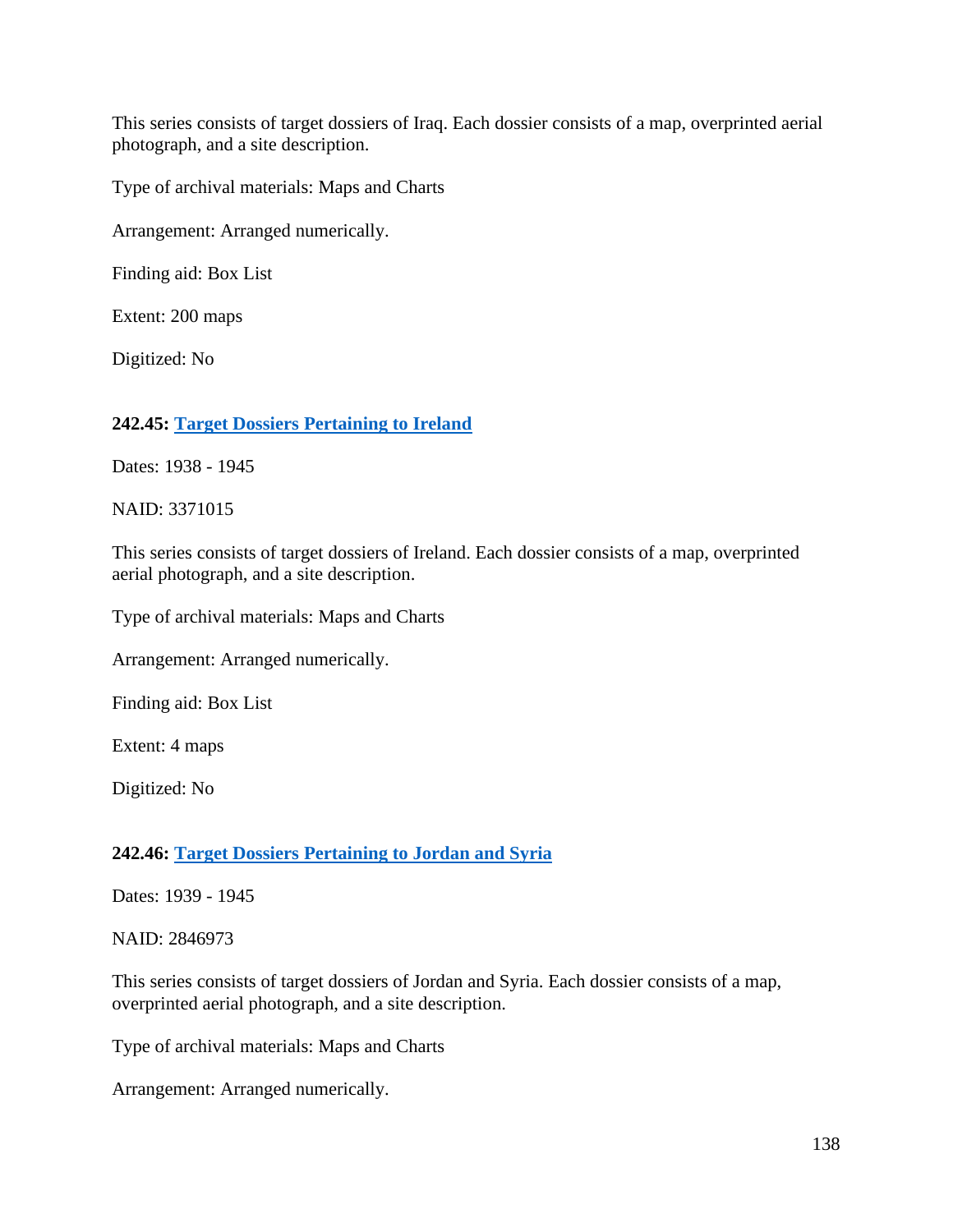This series consists of target dossiers of Iraq. Each dossier consists of a map, overprinted aerial photograph, and a site description.

Type of archival materials: Maps and Charts

Arrangement: Arranged numerically.

Finding aid: Box List

Extent: 200 maps

Digitized: No

**242.45: [Target Dossiers Pertaining to Ireland]**

Dates: 1938 - 1945

NAID: 3371015

This series consists of target dossiers of Ireland. Each dossier consists of a map, overprinted aerial photograph, and a site description.

Type of archival materials: Maps and Charts

Arrangement: Arranged numerically.

Finding aid: Box List

Extent: 4 maps

Digitized: No

**242.46: [Target Dossiers Pertaining to Jordan and Syria]**

Dates: 1939 - 1945

NAID: 2846973

This series consists of target dossiers of Jordan and Syria. Each dossier consists of a map, overprinted aerial photograph, and a site description.

Type of archival materials: Maps and Charts

Arrangement: Arranged numerically.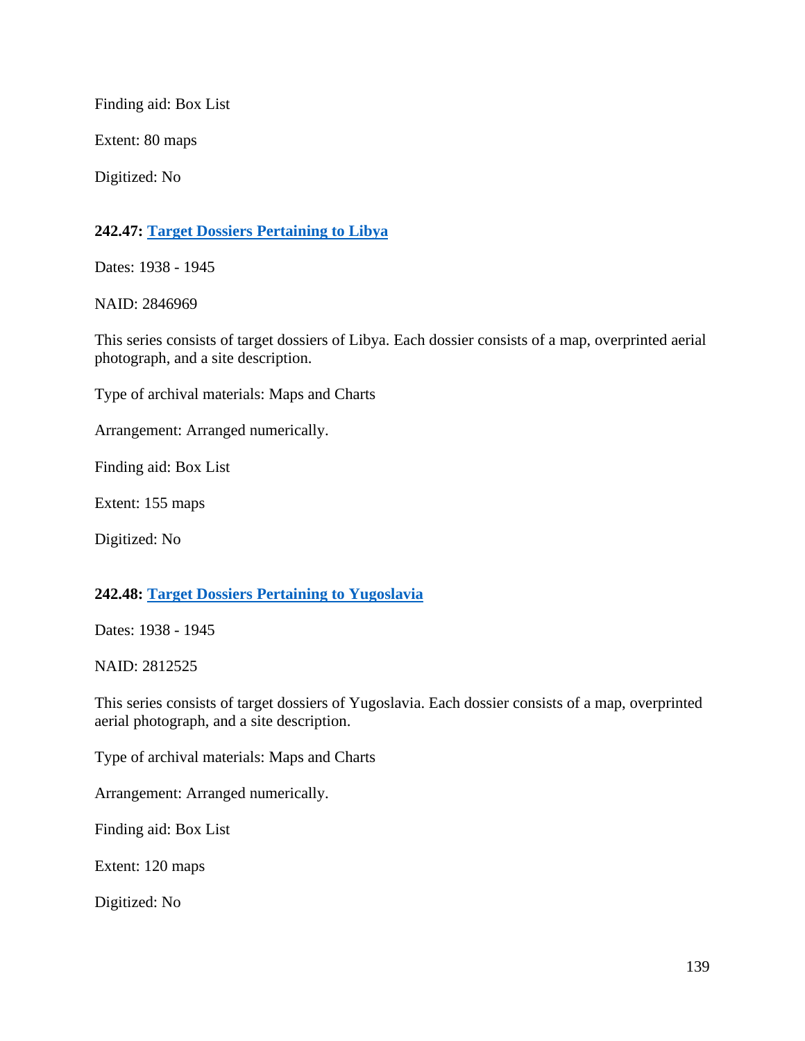Finding aid: Box List

Extent: 80 maps

Digitized: No

### 242.47: [Target Dossiers Pertaining to Libya]

Dates: 1938 - 1945

NAID: 2846969

This series consists of target dossiers of Libya. Each dossier consists of a map, overprinted aerial photograph, and a site description.

Type of archival materials: Maps and Charts

Arrangement: Arranged numerically.

Finding aid: Box List

Extent: 155 maps

Digitized: No

### 242.48: [Target Dossiers Pertaining to Yugoslavia]

Dates: 1938 - 1945

NAID: 2812525

This series consists of target dossiers of Yugoslavia. Each dossier consists of a map, overprinted aerial photograph, and a site description.

Type of archival materials: Maps and Charts

Arrangement: Arranged numerically.

Finding aid: Box List

Extent: 120 maps

Digitized: No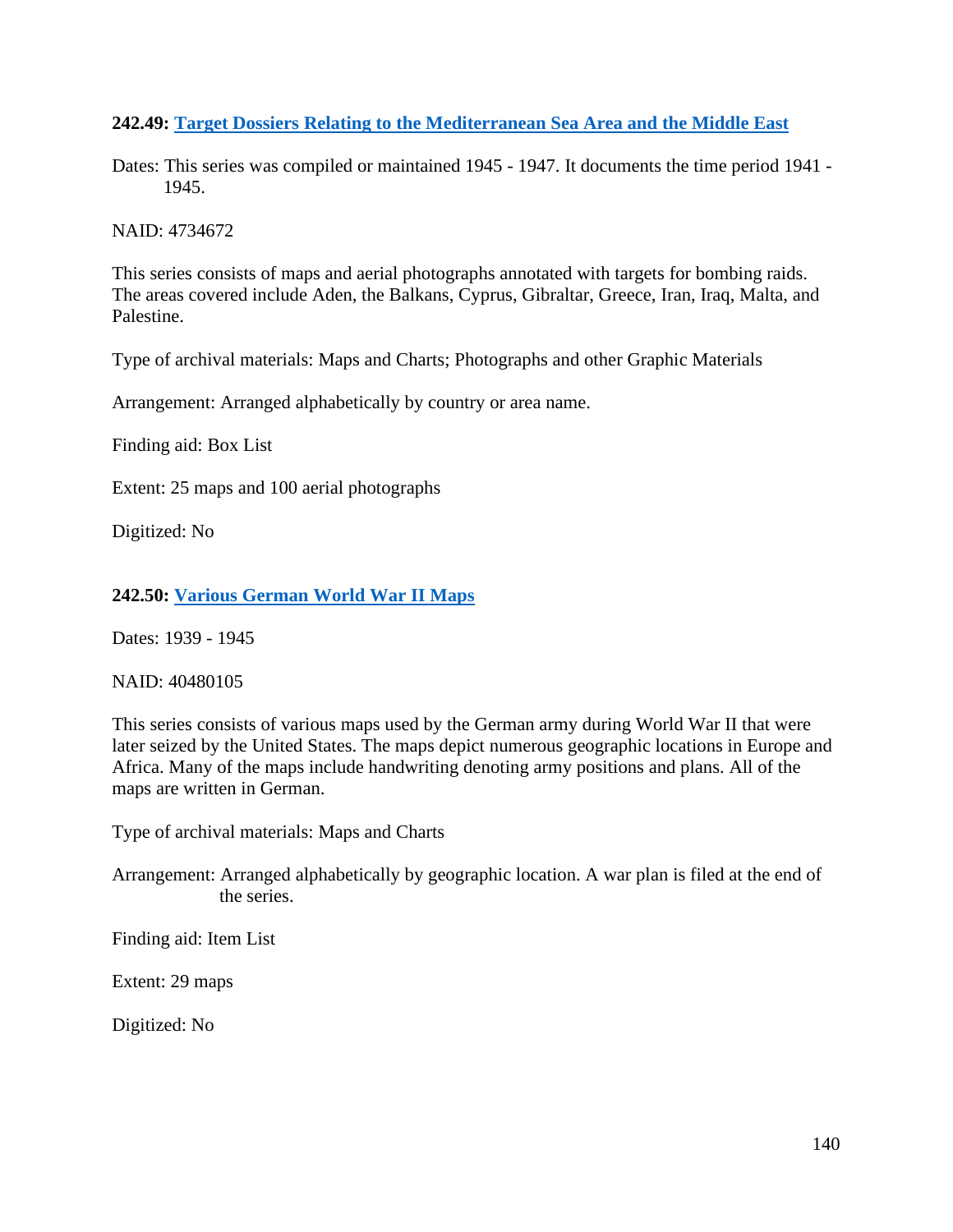### 242.49: Target Dossiers Relating to the Mediterranean Sea Area and the Middle East

Dates: This series was compiled or maintained 1945 - 1947. It documents the time period 1941 - 1945.

NAID: 4734672

This series consists of maps and aerial photographs annotated with targets for bombing raids. The areas covered include Aden, the Balkans, Cyprus, Gibraltar, Greece, Iran, Iraq, Malta, and Palestine.

Type of archival materials: Maps and Charts; Photographs and other Graphic Materials

Arrangement: Arranged alphabetically by country or area name.

Finding aid: Box List

Extent: 25 maps and 100 aerial photographs

Digitized: No

### 242.50: Various German World War II Maps

Dates: 1939 - 1945

NAID: 40480105

This series consists of various maps used by the German army during World War II that were later seized by the United States. The maps depict numerous geographic locations in Europe and Africa. Many of the maps include handwriting denoting army positions and plans. All of the maps are written in German.

Type of archival materials: Maps and Charts

Arrangement: Arranged alphabetically by geographic location. A war plan is filed at the end of the series.

Finding aid: Item List

Extent: 29 maps

Digitized: No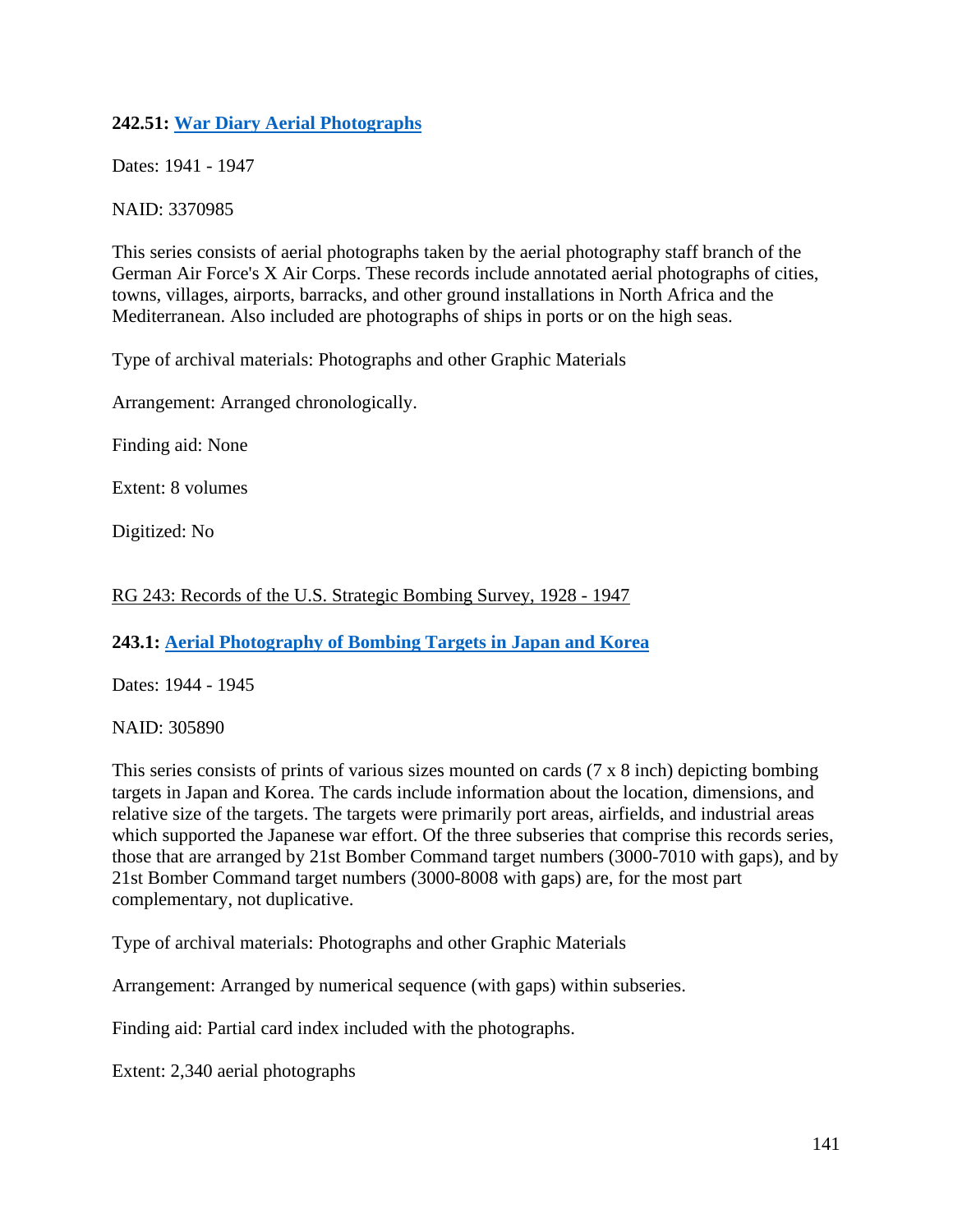**242.51: War Diary Aerial Photographs**

Dates: 1941 - 1947

NAID: 3370985

This series consists of aerial photographs taken by the aerial photography staff branch of the German Air Force's X Air Corps. These records include annotated aerial photographs of cities, towns, villages, airports, barracks, and other ground installations in North Africa and the Mediterranean. Also included are photographs of ships in ports or on the high seas.

Type of archival materials: Photographs and other Graphic Materials

Arrangement: Arranged chronologically.

Finding aid: None

Extent: 8 volumes

Digitized: No

RG 243: Records of the U.S. Strategic Bombing Survey, 1928 - 1947

**243.1: Aerial Photography of Bombing Targets in Japan and Korea**

Dates: 1944 - 1945

NAID: 305890

This series consists of prints of various sizes mounted on cards (7 x 8 inch) depicting bombing targets in Japan and Korea. The cards include information about the location, dimensions, and relative size of the targets. The targets were primarily port areas, airfields, and industrial areas which supported the Japanese war effort. Of the three subseries that comprise this records series, those that are arranged by 21st Bomber Command target numbers (3000-7010 with gaps), and by 21st Bomber Command target numbers (3000-8008 with gaps) are, for the most part complementary, not duplicative.

Type of archival materials: Photographs and other Graphic Materials

Arrangement: Arranged by numerical sequence (with gaps) within subseries.

Finding aid: Partial card index included with the photographs.

Extent: 2,340 aerial photographs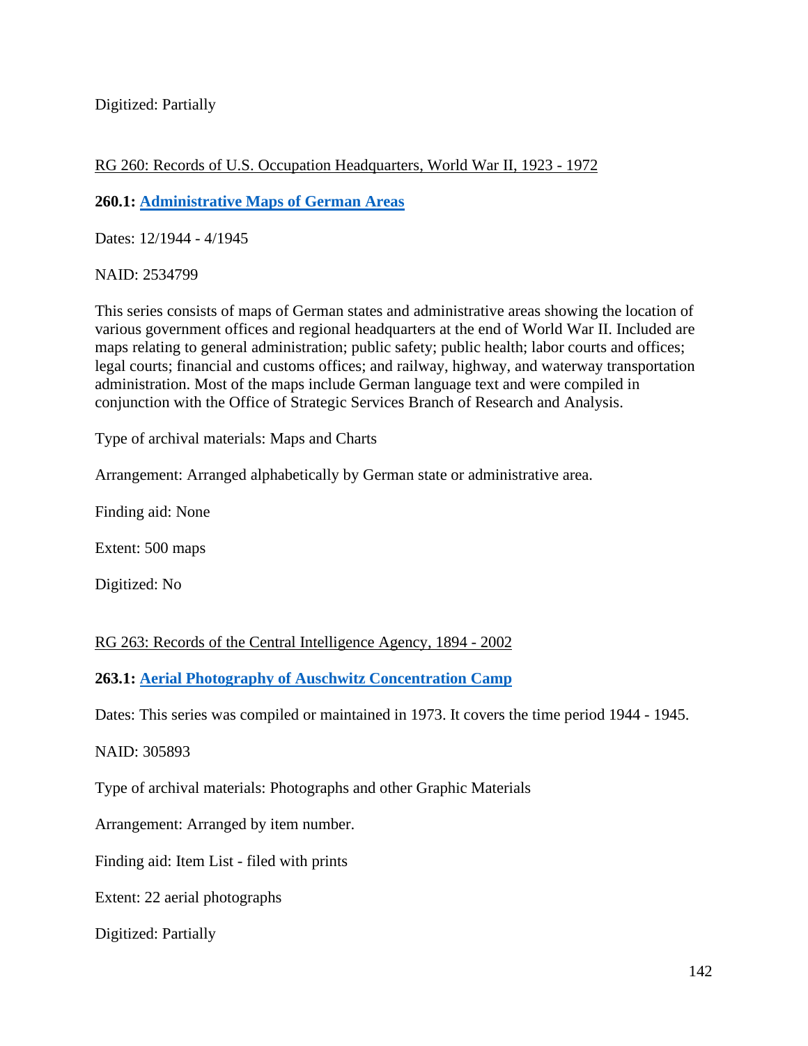Digitized: Partially

RG 260: Records of U.S. Occupation Headquarters, World War II, 1923 - 1972

**260.1: [Administrative Maps of German Areas]()**

Dates: 12/1944 - 4/1945

NAID: 2534799

This series consists of maps of German states and administrative areas showing the location of various government offices and regional headquarters at the end of World War II. Included are maps relating to general administration; public safety; public health; labor courts and offices; legal courts; financial and customs offices; and railway, highway, and waterway transportation administration. Most of the maps include German language text and were compiled in conjunction with the Office of Strategic Services Branch of Research and Analysis.

Type of archival materials: Maps and Charts

Arrangement: Arranged alphabetically by German state or administrative area.

Finding aid: None

Extent: 500 maps

Digitized: No

RG 263: Records of the Central Intelligence Agency, 1894 - 2002

**263.1: [Aerial Photography of Auschwitz Concentration Camp]()**

Dates: This series was compiled or maintained in 1973. It covers the time period 1944 - 1945.

NAID: 305893

Type of archival materials: Photographs and other Graphic Materials

Arrangement: Arranged by item number.

Finding aid: Item List - filed with prints

Extent: 22 aerial photographs

Digitized: Partially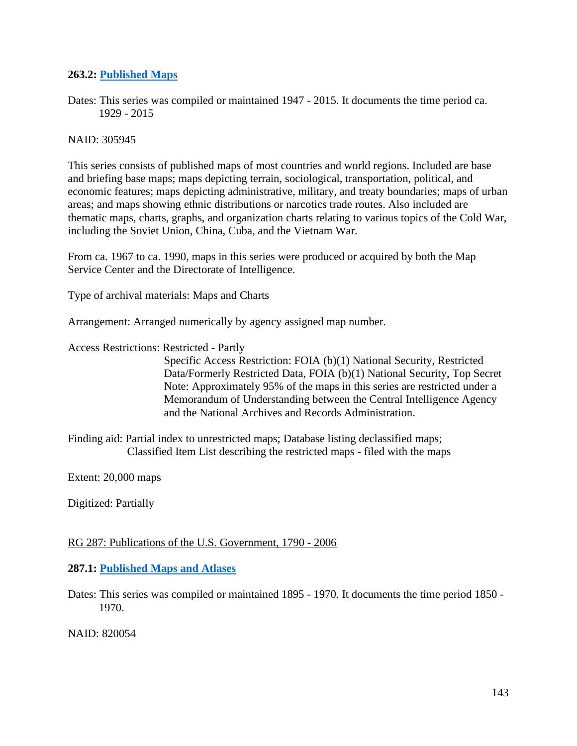**263.2: Published Maps**

Dates: This series was compiled or maintained 1947 - 2015. It documents the time period ca. 1929 - 2015

NAID: 305945

This series consists of published maps of most countries and world regions. Included are base and briefing base maps; maps depicting terrain, sociological, transportation, political, and economic features; maps depicting administrative, military, and treaty boundaries; maps of urban areas; and maps showing ethnic distributions or narcotics trade routes. Also included are thematic maps, charts, graphs, and organization charts relating to various topics of the Cold War, including the Soviet Union, China, Cuba, and the Vietnam War.

From ca. 1967 to ca. 1990, maps in this series were produced or acquired by both the Map Service Center and the Directorate of Intelligence.

Type of archival materials: Maps and Charts

Arrangement: Arranged numerically by agency assigned map number.

Access Restrictions: Restricted - Partly
Specific Access Restriction: FOIA (b)(1) National Security, Restricted Data/Formerly Restricted Data, FOIA (b)(1) National Security, Top Secret
Note: Approximately 95% of the maps in this series are restricted under a Memorandum of Understanding between the Central Intelligence Agency and the National Archives and Records Administration.

Finding aid: Partial index to unrestricted maps; Database listing declassified maps; Classified Item List describing the restricted maps - filed with the maps

Extent: 20,000 maps

Digitized: Partially

RG 287: Publications of the U.S. Government, 1790 - 2006

**287.1: Published Maps and Atlases**

Dates: This series was compiled or maintained 1895 - 1970. It documents the time period 1850 - 1970.

NAID: 820054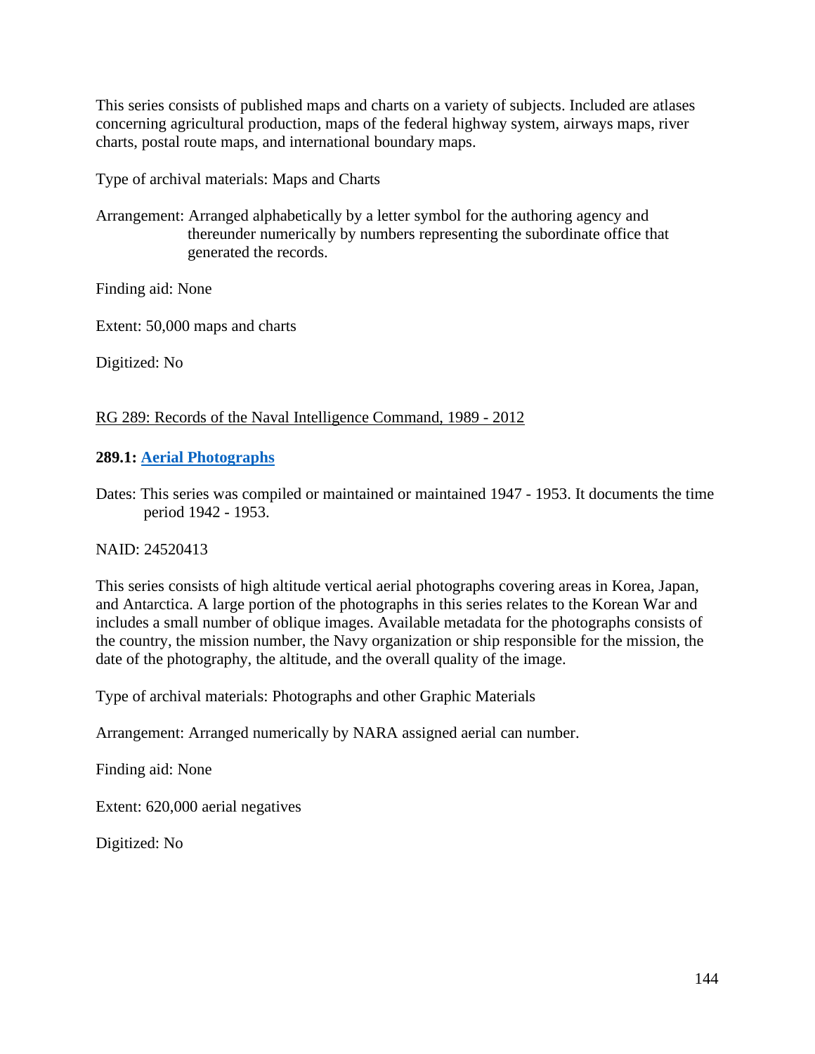This series consists of published maps and charts on a variety of subjects. Included are atlases concerning agricultural production, maps of the federal highway system, airways maps, river charts, postal route maps, and international boundary maps.

Type of archival materials: Maps and Charts

Arrangement: Arranged alphabetically by a letter symbol for the authoring agency and thereunder numerically by numbers representing the subordinate office that generated the records.

Finding aid: None

Extent: 50,000 maps and charts

Digitized: No

RG 289: Records of the Naval Intelligence Command, 1989 - 2012

**289.1: Aerial Photographs**

Dates: This series was compiled or maintained or maintained 1947 - 1953. It documents the time period 1942 - 1953.

NAID: 24520413

This series consists of high altitude vertical aerial photographs covering areas in Korea, Japan, and Antarctica. A large portion of the photographs in this series relates to the Korean War and includes a small number of oblique images. Available metadata for the photographs consists of the country, the mission number, the Navy organization or ship responsible for the mission, the date of the photography, the altitude, and the overall quality of the image.

Type of archival materials: Photographs and other Graphic Materials

Arrangement: Arranged numerically by NARA assigned aerial can number.

Finding aid: None

Extent: 620,000 aerial negatives

Digitized: No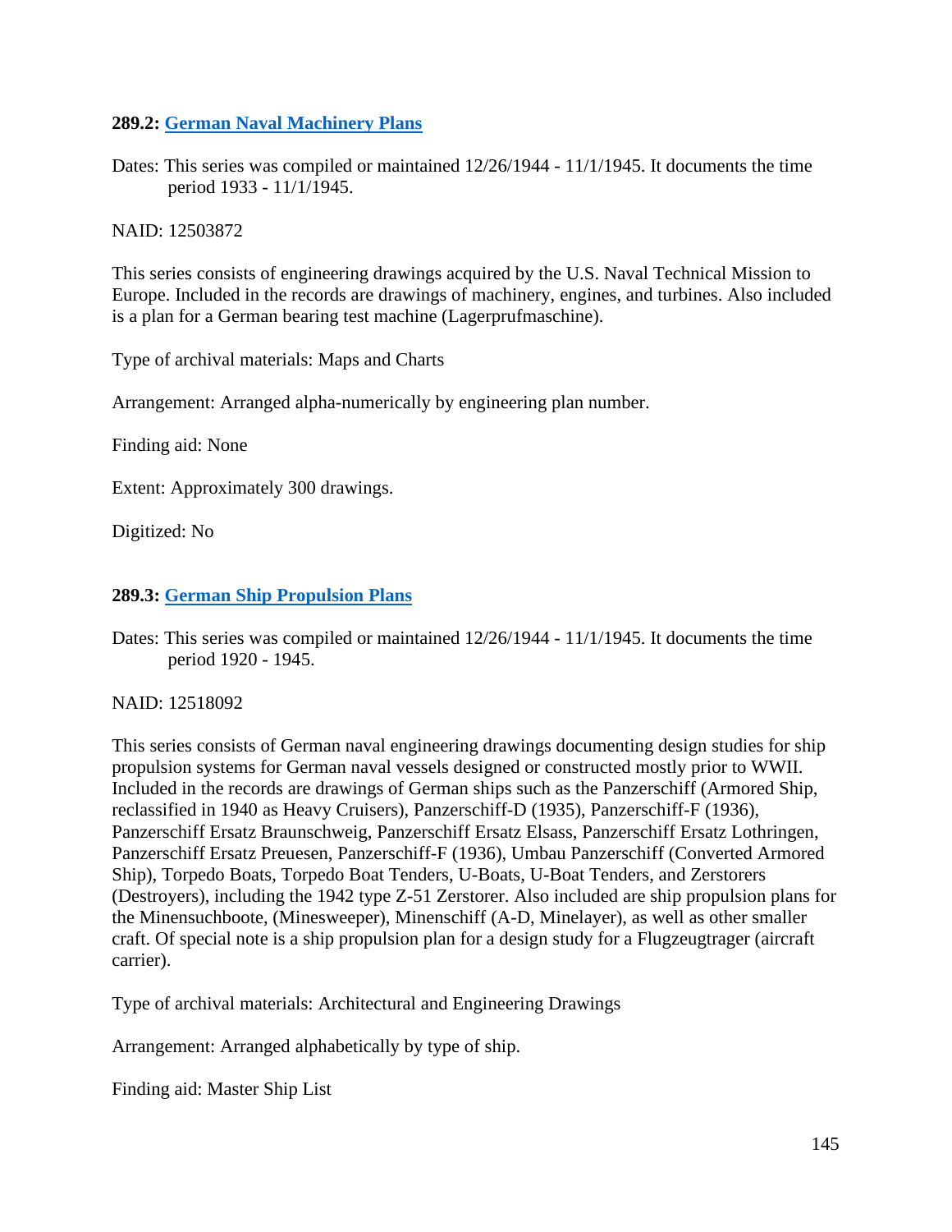**289.2: [German Naval Machinery Plans]()**

Dates: This series was compiled or maintained 12/26/1944 - 11/1/1945. It documents the time period 1933 - 11/1/1945.

NAID: 12503872

This series consists of engineering drawings acquired by the U.S. Naval Technical Mission to Europe. Included in the records are drawings of machinery, engines, and turbines. Also included is a plan for a German bearing test machine (Lagerprufmaschine).

Type of archival materials: Maps and Charts

Arrangement: Arranged alpha-numerically by engineering plan number.

Finding aid: None

Extent: Approximately 300 drawings.

Digitized: No

**289.3: [German Ship Propulsion Plans]()**

Dates: This series was compiled or maintained 12/26/1944 - 11/1/1945. It documents the time period 1920 - 1945.

NAID: 12518092

This series consists of German naval engineering drawings documenting design studies for ship propulsion systems for German naval vessels designed or constructed mostly prior to WWII. Included in the records are drawings of German ships such as the Panzerschiff (Armored Ship, reclassified in 1940 as Heavy Cruisers), Panzerschiff-D (1935), Panzerschiff-F (1936), Panzerschiff Ersatz Braunschweig, Panzerschiff Ersatz Elsass, Panzerschiff Ersatz Lothringen, Panzerschiff Ersatz Preuesen, Panzerschiff-F (1936), Umbau Panzerschiff (Converted Armored Ship), Torpedo Boats, Torpedo Boat Tenders, U-Boats, U-Boat Tenders, and Zerstorers (Destroyers), including the 1942 type Z-51 Zerstorer. Also included are ship propulsion plans for the Minensuchboote, (Minesweeper), Minenschiff (A-D, Minelayer), as well as other smaller craft. Of special note is a ship propulsion plan for a design study for a Flugzeugtrager (aircraft carrier).

Type of archival materials: Architectural and Engineering Drawings

Arrangement: Arranged alphabetically by type of ship.

Finding aid: Master Ship List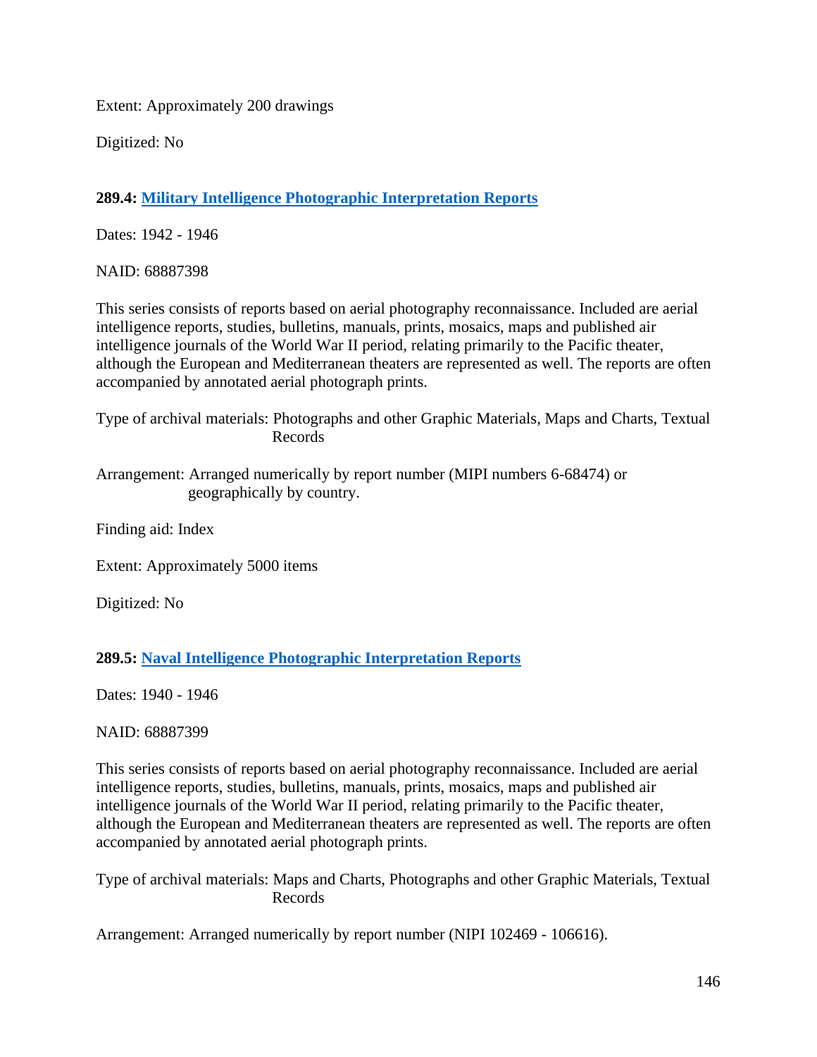Extent: Approximately 200 drawings

Digitized: No

**289.4: Military Intelligence Photographic Interpretation Reports**

Dates: 1942 - 1946

NAID: 68887398

This series consists of reports based on aerial photography reconnaissance. Included are aerial intelligence reports, studies, bulletins, manuals, prints, mosaics, maps and published air intelligence journals of the World War II period, relating primarily to the Pacific theater, although the European and Mediterranean theaters are represented as well. The reports are often accompanied by annotated aerial photograph prints.

Type of archival materials: Photographs and other Graphic Materials, Maps and Charts, Textual Records

Arrangement: Arranged numerically by report number (MIPI numbers 6-68474) or geographically by country.

Finding aid: Index

Extent: Approximately 5000 items

Digitized: No

**289.5: Naval Intelligence Photographic Interpretation Reports**

Dates: 1940 - 1946

NAID: 68887399

This series consists of reports based on aerial photography reconnaissance. Included are aerial intelligence reports, studies, bulletins, manuals, prints, mosaics, maps and published air intelligence journals of the World War II period, relating primarily to the Pacific theater, although the European and Mediterranean theaters are represented as well. The reports are often accompanied by annotated aerial photograph prints.

Type of archival materials: Maps and Charts, Photographs and other Graphic Materials, Textual Records

Arrangement: Arranged numerically by report number (NIPI 102469 - 106616).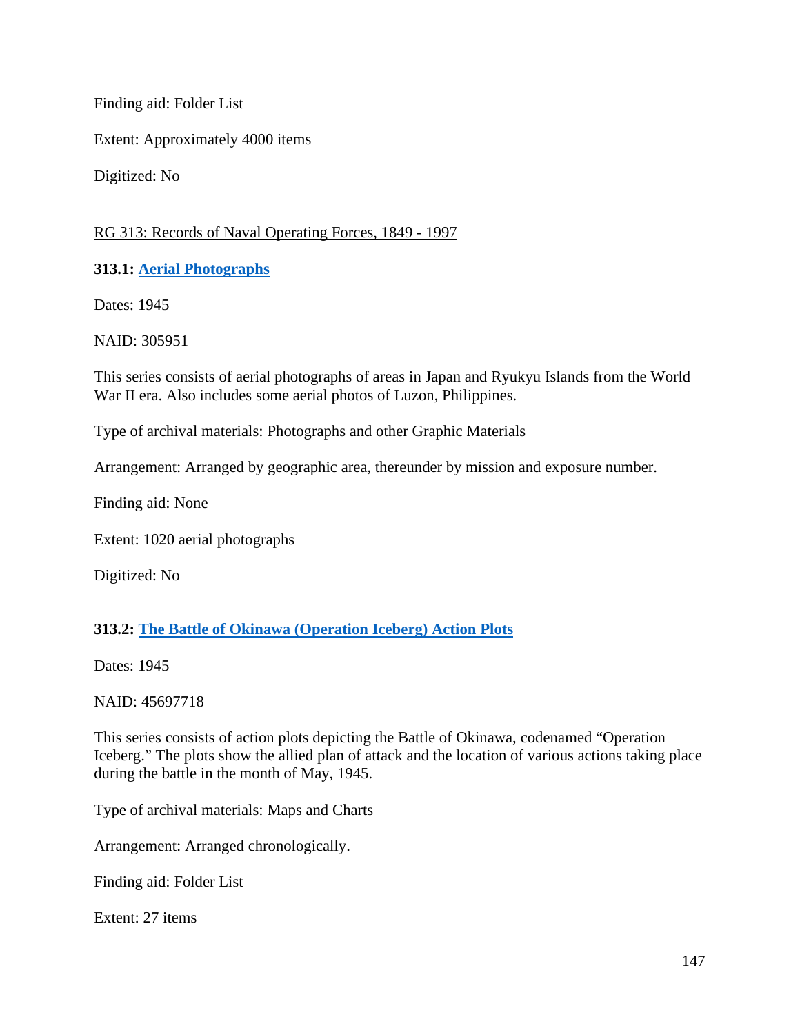Finding aid: Folder List

Extent: Approximately 4000 items

Digitized: No

RG 313: Records of Naval Operating Forces, 1849 - 1997

**313.1: Aerial Photographs**

Dates: 1945

NAID: 305951

This series consists of aerial photographs of areas in Japan and Ryukyu Islands from the World War II era. Also includes some aerial photos of Luzon, Philippines.

Type of archival materials: Photographs and other Graphic Materials

Arrangement: Arranged by geographic area, thereunder by mission and exposure number.

Finding aid: None

Extent: 1020 aerial photographs

Digitized: No

**313.2: The Battle of Okinawa (Operation Iceberg) Action Plots**

Dates: 1945

NAID: 45697718

This series consists of action plots depicting the Battle of Okinawa, codenamed "Operation Iceberg." The plots show the allied plan of attack and the location of various actions taking place during the battle in the month of May, 1945.

Type of archival materials: Maps and Charts

Arrangement: Arranged chronologically.

Finding aid: Folder List

Extent: 27 items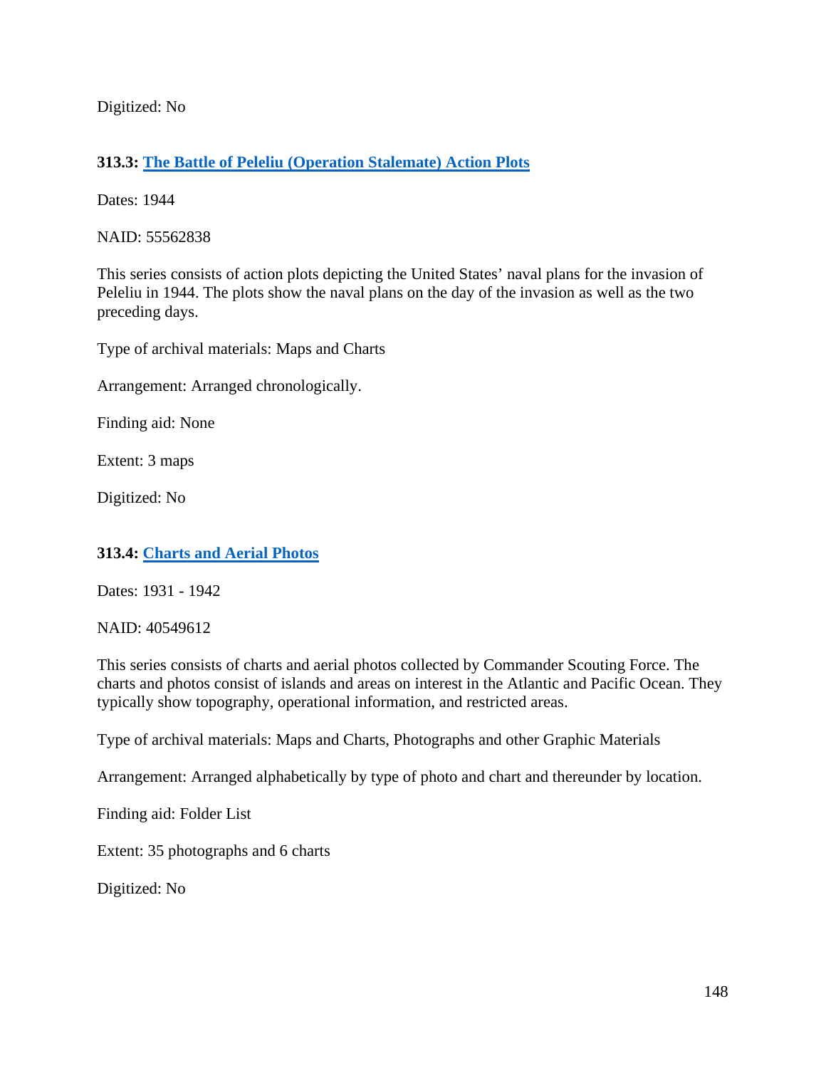Digitized: No

**313.3: The Battle of Peleliu (Operation Stalemate) Action Plots**

Dates: 1944

NAID: 55562838

This series consists of action plots depicting the United States' naval plans for the invasion of Peleliu in 1944. The plots show the naval plans on the day of the invasion as well as the two preceding days.

Type of archival materials: Maps and Charts

Arrangement: Arranged chronologically.

Finding aid: None

Extent: 3 maps

Digitized: No

**313.4: Charts and Aerial Photos**

Dates: 1931 - 1942

NAID: 40549612

This series consists of charts and aerial photos collected by Commander Scouting Force. The charts and photos consist of islands and areas on interest in the Atlantic and Pacific Ocean. They typically show topography, operational information, and restricted areas.

Type of archival materials: Maps and Charts, Photographs and other Graphic Materials

Arrangement: Arranged alphabetically by type of photo and chart and thereunder by location.

Finding aid: Folder List

Extent: 35 photographs and 6 charts

Digitized: No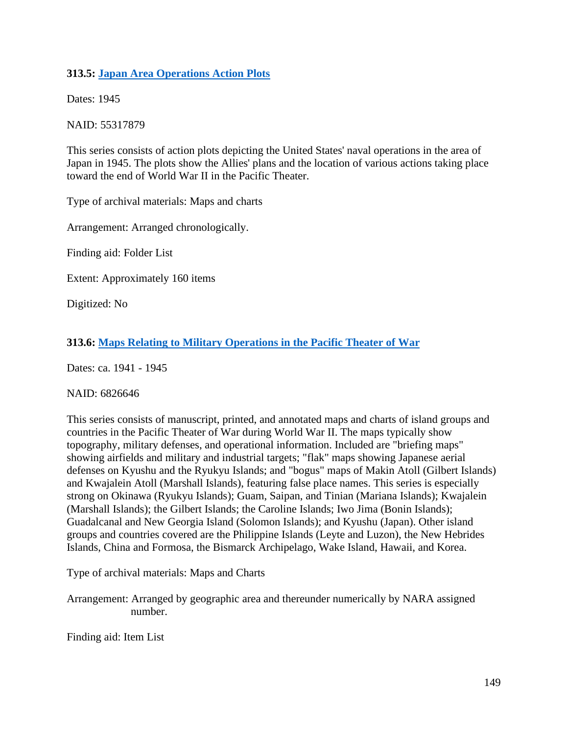### 313.5: [Japan Area Operations Action Plots]

Dates: 1945

NAID: 55317879

This series consists of action plots depicting the United States' naval operations in the area of Japan in 1945. The plots show the Allies' plans and the location of various actions taking place toward the end of World War II in the Pacific Theater.

Type of archival materials: Maps and charts

Arrangement: Arranged chronologically.

Finding aid: Folder List

Extent: Approximately 160 items

Digitized: No

### 313.6: [Maps Relating to Military Operations in the Pacific Theater of War]

Dates: ca. 1941 - 1945

NAID: 6826646

This series consists of manuscript, printed, and annotated maps and charts of island groups and countries in the Pacific Theater of War during World War II. The maps typically show topography, military defenses, and operational information. Included are "briefing maps" showing airfields and military and industrial targets; "flak" maps showing Japanese aerial defenses on Kyushu and the Ryukyu Islands; and "bogus" maps of Makin Atoll (Gilbert Islands) and Kwajalein Atoll (Marshall Islands), featuring false place names. This series is especially strong on Okinawa (Ryukyu Islands); Guam, Saipan, and Tinian (Mariana Islands); Kwajalein (Marshall Islands); the Gilbert Islands; the Caroline Islands; Iwo Jima (Bonin Islands); Guadalcanal and New Georgia Island (Solomon Islands); and Kyushu (Japan). Other island groups and countries covered are the Philippine Islands (Leyte and Luzon), the New Hebrides Islands, China and Formosa, the Bismarck Archipelago, Wake Island, Hawaii, and Korea.

Type of archival materials: Maps and Charts

Arrangement: Arranged by geographic area and thereunder numerically by NARA assigned number.

Finding aid: Item List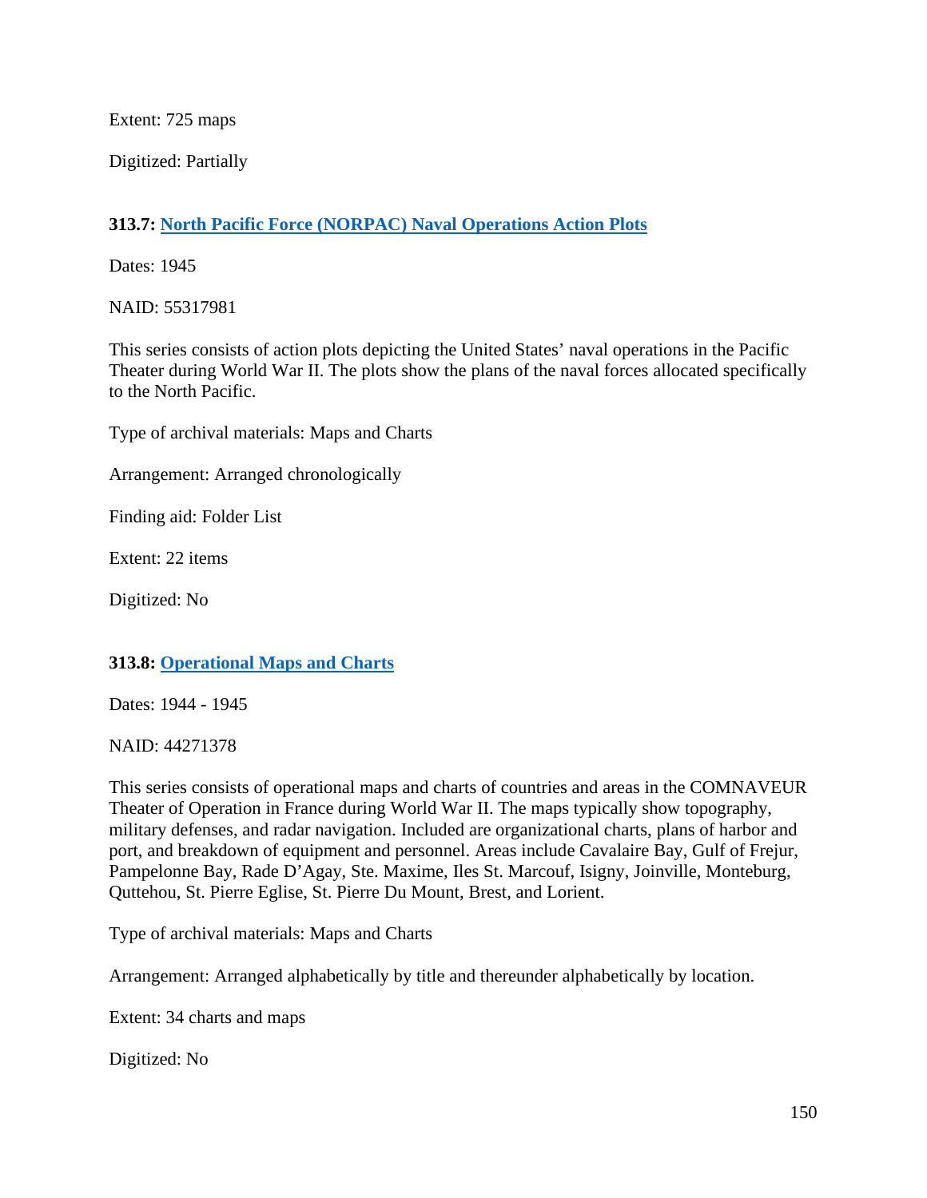Extent: 725 maps

Digitized: Partially

**313.7: North Pacific Force (NORPAC) Naval Operations Action Plots**

Dates: 1945

NAID: 55317981

This series consists of action plots depicting the United States' naval operations in the Pacific Theater during World War II. The plots show the plans of the naval forces allocated specifically to the North Pacific.

Type of archival materials: Maps and Charts

Arrangement: Arranged chronologically

Finding aid: Folder List

Extent: 22 items

Digitized: No

**313.8: Operational Maps and Charts**

Dates: 1944 - 1945

NAID: 44271378

This series consists of operational maps and charts of countries and areas in the COMNAVEUR Theater of Operation in France during World War II. The maps typically show topography, military defenses, and radar navigation. Included are organizational charts, plans of harbor and port, and breakdown of equipment and personnel. Areas include Cavalaire Bay, Gulf of Frejur, Pampelonne Bay, Rade D'Agay, Ste. Maxime, Iles St. Marcouf, Isigny, Joinville, Monteburg, Quttehou, St. Pierre Eglise, St. Pierre Du Mount, Brest, and Lorient.

Type of archival materials: Maps and Charts

Arrangement: Arranged alphabetically by title and thereunder alphabetically by location.

Extent: 34 charts and maps

Digitized: No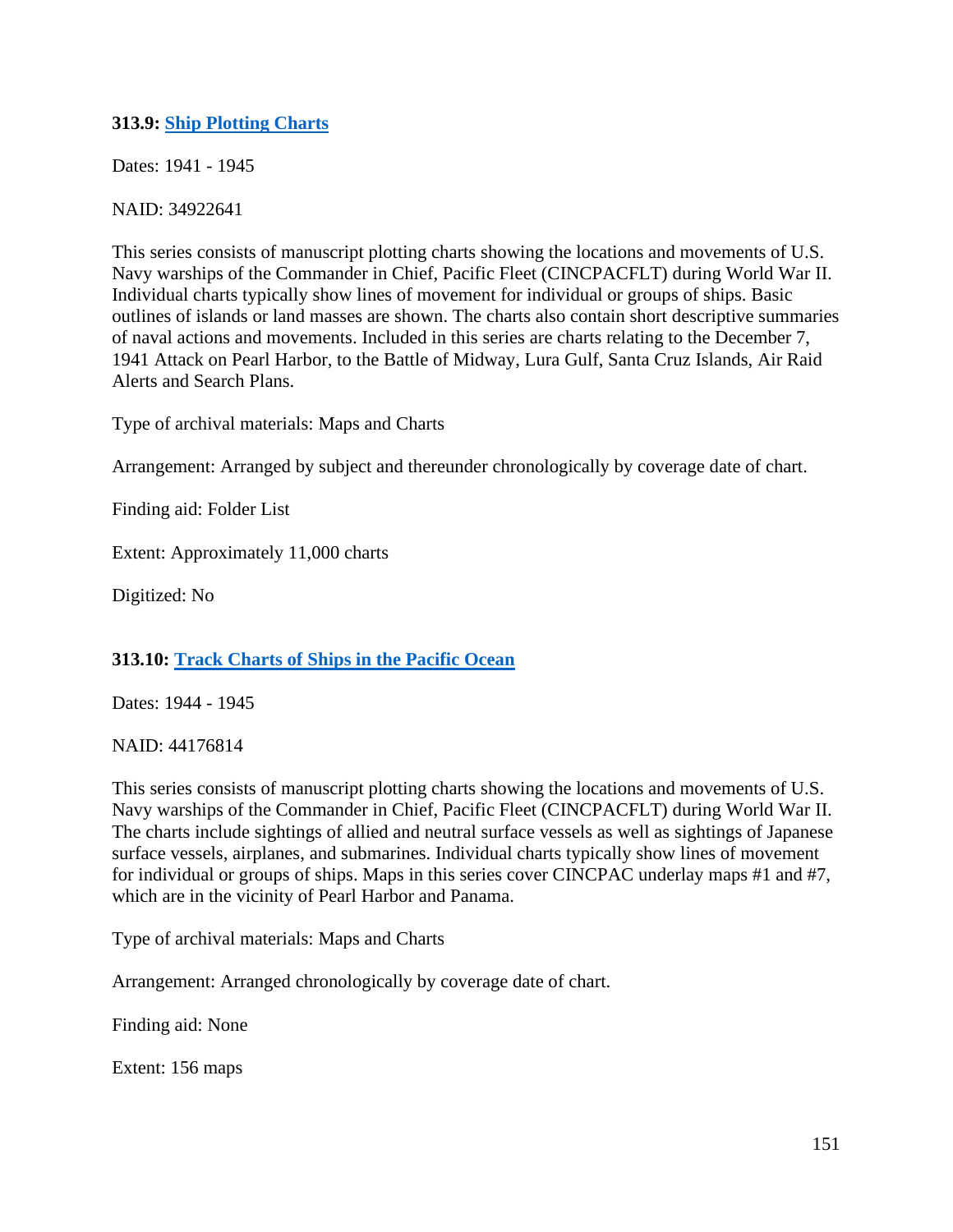**313.9: [Ship Plotting Charts]**

Dates: 1941 - 1945

NAID: 34922641

This series consists of manuscript plotting charts showing the locations and movements of U.S. Navy warships of the Commander in Chief, Pacific Fleet (CINCPACFLT) during World War II. Individual charts typically show lines of movement for individual or groups of ships. Basic outlines of islands or land masses are shown. The charts also contain short descriptive summaries of naval actions and movements. Included in this series are charts relating to the December 7, 1941 Attack on Pearl Harbor, to the Battle of Midway, Lura Gulf, Santa Cruz Islands, Air Raid Alerts and Search Plans.

Type of archival materials: Maps and Charts

Arrangement: Arranged by subject and thereunder chronologically by coverage date of chart.

Finding aid: Folder List

Extent: Approximately 11,000 charts

Digitized: No

**313.10: [Track Charts of Ships in the Pacific Ocean]**

Dates: 1944 - 1945

NAID: 44176814

This series consists of manuscript plotting charts showing the locations and movements of U.S. Navy warships of the Commander in Chief, Pacific Fleet (CINCPACFLT) during World War II. The charts include sightings of allied and neutral surface vessels as well as sightings of Japanese surface vessels, airplanes, and submarines. Individual charts typically show lines of movement for individual or groups of ships. Maps in this series cover CINCPAC underlay maps #1 and #7, which are in the vicinity of Pearl Harbor and Panama.

Type of archival materials: Maps and Charts

Arrangement: Arranged chronologically by coverage date of chart.

Finding aid: None

Extent: 156 maps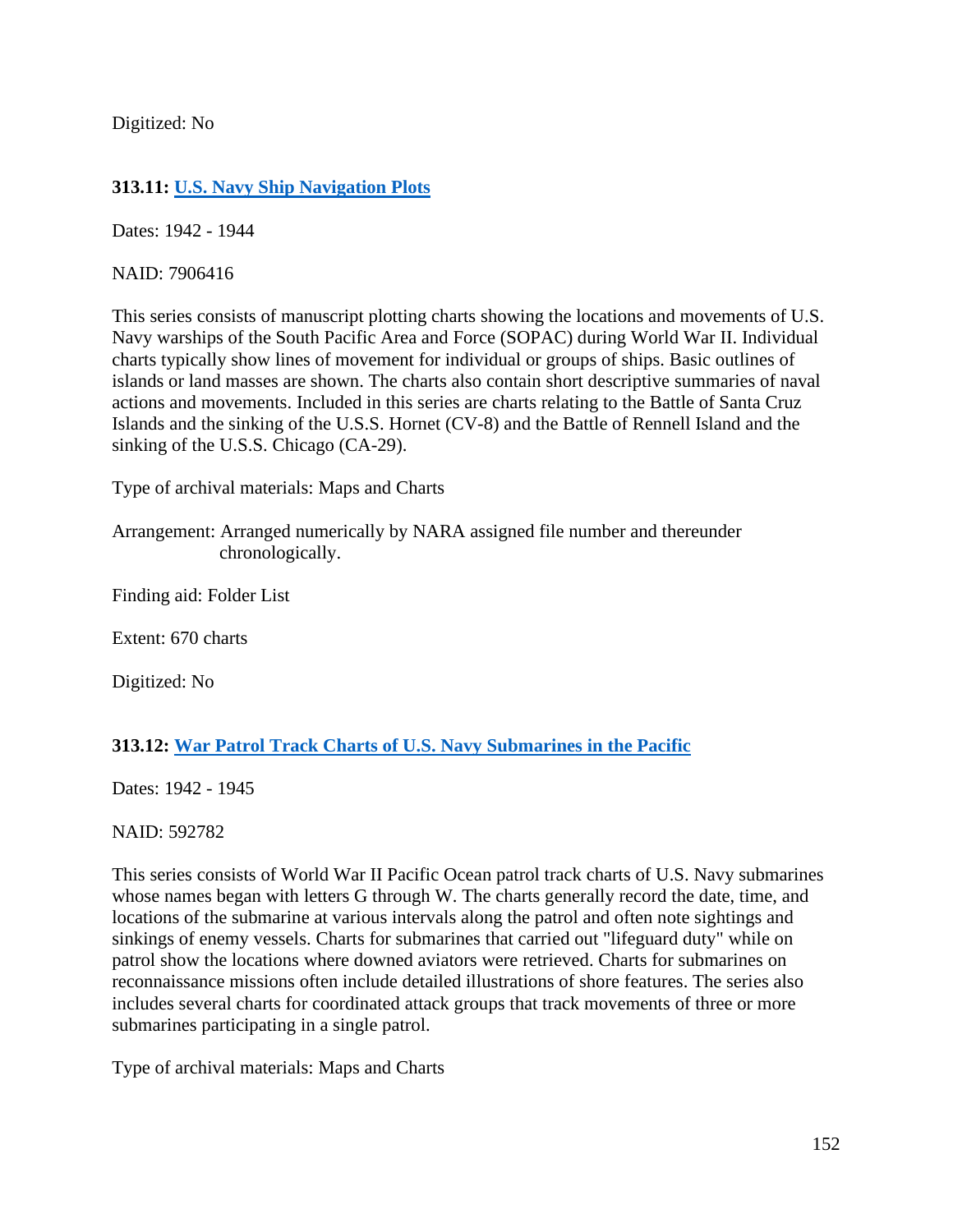Digitized: No

### 313.11: [U.S. Navy Ship Navigation Plots]()

Dates: 1942 - 1944

NAID: 7906416

This series consists of manuscript plotting charts showing the locations and movements of U.S. Navy warships of the South Pacific Area and Force (SOPAC) during World War II. Individual charts typically show lines of movement for individual or groups of ships. Basic outlines of islands or land masses are shown. The charts also contain short descriptive summaries of naval actions and movements. Included in this series are charts relating to the Battle of Santa Cruz Islands and the sinking of the U.S.S. Hornet (CV-8) and the Battle of Rennell Island and the sinking of the U.S.S. Chicago (CA-29).

Type of archival materials: Maps and Charts

Arrangement: Arranged numerically by NARA assigned file number and thereunder chronologically.

Finding aid: Folder List

Extent: 670 charts

Digitized: No

### 313.12: [War Patrol Track Charts of U.S. Navy Submarines in the Pacific]()

Dates: 1942 - 1945

NAID: 592782

This series consists of World War II Pacific Ocean patrol track charts of U.S. Navy submarines whose names began with letters G through W. The charts generally record the date, time, and locations of the submarine at various intervals along the patrol and often note sightings and sinkings of enemy vessels. Charts for submarines that carried out "lifeguard duty" while on patrol show the locations where downed aviators were retrieved. Charts for submarines on reconnaissance missions often include detailed illustrations of shore features. The series also includes several charts for coordinated attack groups that track movements of three or more submarines participating in a single patrol.

Type of archival materials: Maps and Charts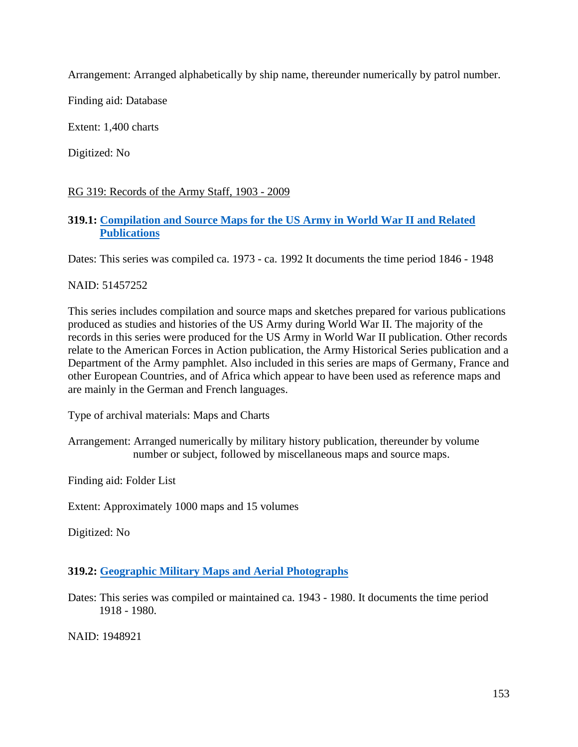Arrangement: Arranged alphabetically by ship name, thereunder numerically by patrol number.

Finding aid: Database

Extent: 1,400 charts

Digitized: No

RG 319: Records of the Army Staff, 1903 - 2009

### 319.1: Compilation and Source Maps for the US Army in World War II and Related Publications

Dates: This series was compiled ca. 1973 - ca. 1992 It documents the time period 1846 - 1948

NAID: 51457252

This series includes compilation and source maps and sketches prepared for various publications produced as studies and histories of the US Army during World War II. The majority of the records in this series were produced for the US Army in World War II publication. Other records relate to the American Forces in Action publication, the Army Historical Series publication and a Department of the Army pamphlet. Also included in this series are maps of Germany, France and other European Countries, and of Africa which appear to have been used as reference maps and are mainly in the German and French languages.

Type of archival materials: Maps and Charts

Arrangement: Arranged numerically by military history publication, thereunder by volume number or subject, followed by miscellaneous maps and source maps.

Finding aid: Folder List

Extent: Approximately 1000 maps and 15 volumes

Digitized: No

### 319.2: Geographic Military Maps and Aerial Photographs

Dates: This series was compiled or maintained ca. 1943 - 1980. It documents the time period 1918 - 1980.

NAID: 1948921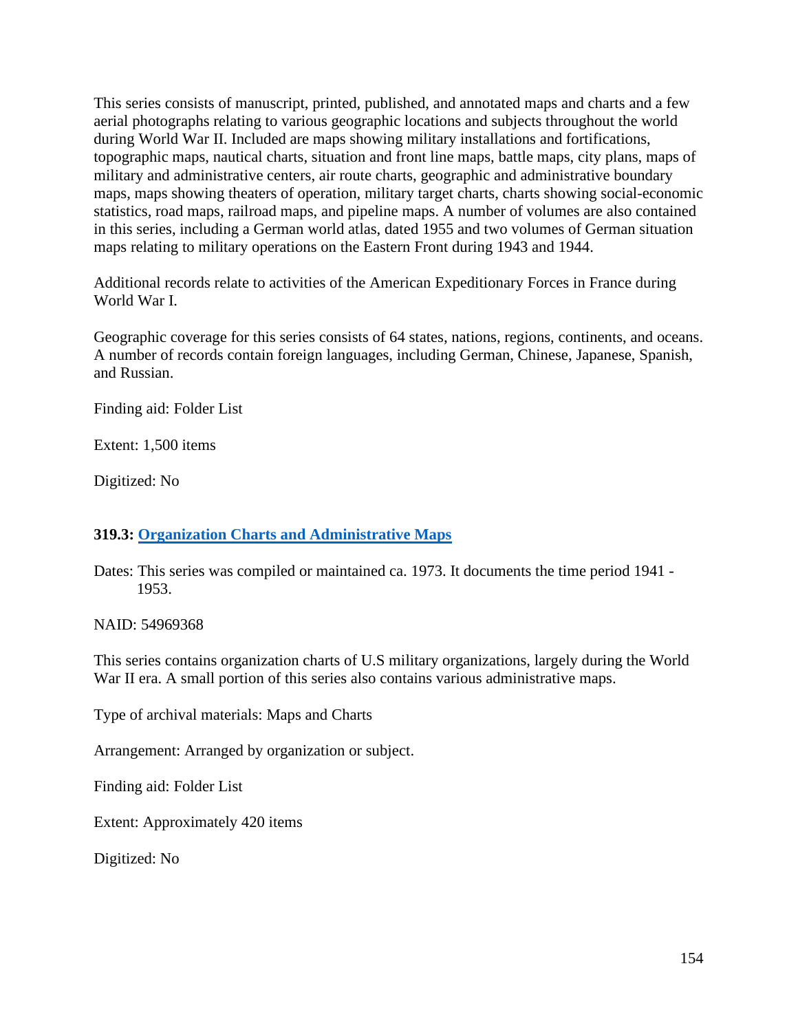This series consists of manuscript, printed, published, and annotated maps and charts and a few aerial photographs relating to various geographic locations and subjects throughout the world during World War II. Included are maps showing military installations and fortifications, topographic maps, nautical charts, situation and front line maps, battle maps, city plans, maps of military and administrative centers, air route charts, geographic and administrative boundary maps, maps showing theaters of operation, military target charts, charts showing social-economic statistics, road maps, railroad maps, and pipeline maps. A number of volumes are also contained in this series, including a German world atlas, dated 1955 and two volumes of German situation maps relating to military operations on the Eastern Front during 1943 and 1944.

Additional records relate to activities of the American Expeditionary Forces in France during World War I.

Geographic coverage for this series consists of 64 states, nations, regions, continents, and oceans. A number of records contain foreign languages, including German, Chinese, Japanese, Spanish, and Russian.

Finding aid: Folder List

Extent: 1,500 items

Digitized: No

### 319.3: Organization Charts and Administrative Maps

Dates: This series was compiled or maintained ca. 1973. It documents the time period 1941 - 1953.

NAID: 54969368

This series contains organization charts of U.S military organizations, largely during the World War II era. A small portion of this series also contains various administrative maps.

Type of archival materials: Maps and Charts

Arrangement: Arranged by organization or subject.

Finding aid: Folder List

Extent: Approximately 420 items

Digitized: No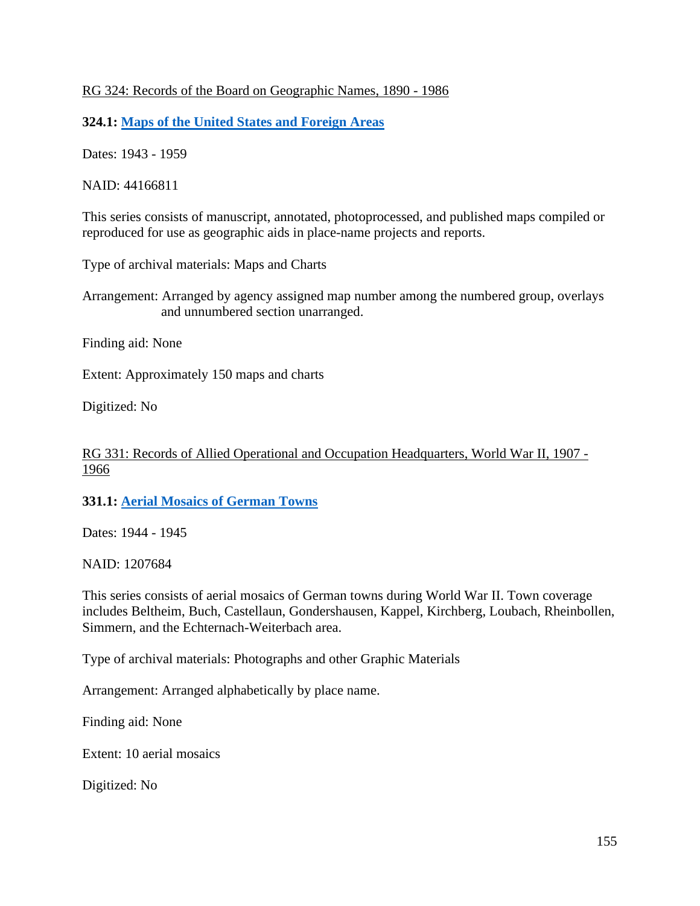RG 324: Records of the Board on Geographic Names, 1890 - 1986

**324.1: Maps of the United States and Foreign Areas**

Dates: 1943 - 1959

NAID: 44166811

This series consists of manuscript, annotated, photoprocessed, and published maps compiled or reproduced for use as geographic aids in place-name projects and reports.

Type of archival materials: Maps and Charts

Arrangement: Arranged by agency assigned map number among the numbered group, overlays and unnumbered section unarranged.

Finding aid: None

Extent: Approximately 150 maps and charts

Digitized: No

RG 331: Records of Allied Operational and Occupation Headquarters, World War II, 1907 - 1966

**331.1: Aerial Mosaics of German Towns**

Dates: 1944 - 1945

NAID: 1207684

This series consists of aerial mosaics of German towns during World War II. Town coverage includes Beltheim, Buch, Castellaun, Gondershausen, Kappel, Kirchberg, Loubach, Rheinbollen, Simmern, and the Echternach-Weiterbach area.

Type of archival materials: Photographs and other Graphic Materials

Arrangement: Arranged alphabetically by place name.

Finding aid: None

Extent: 10 aerial mosaics

Digitized: No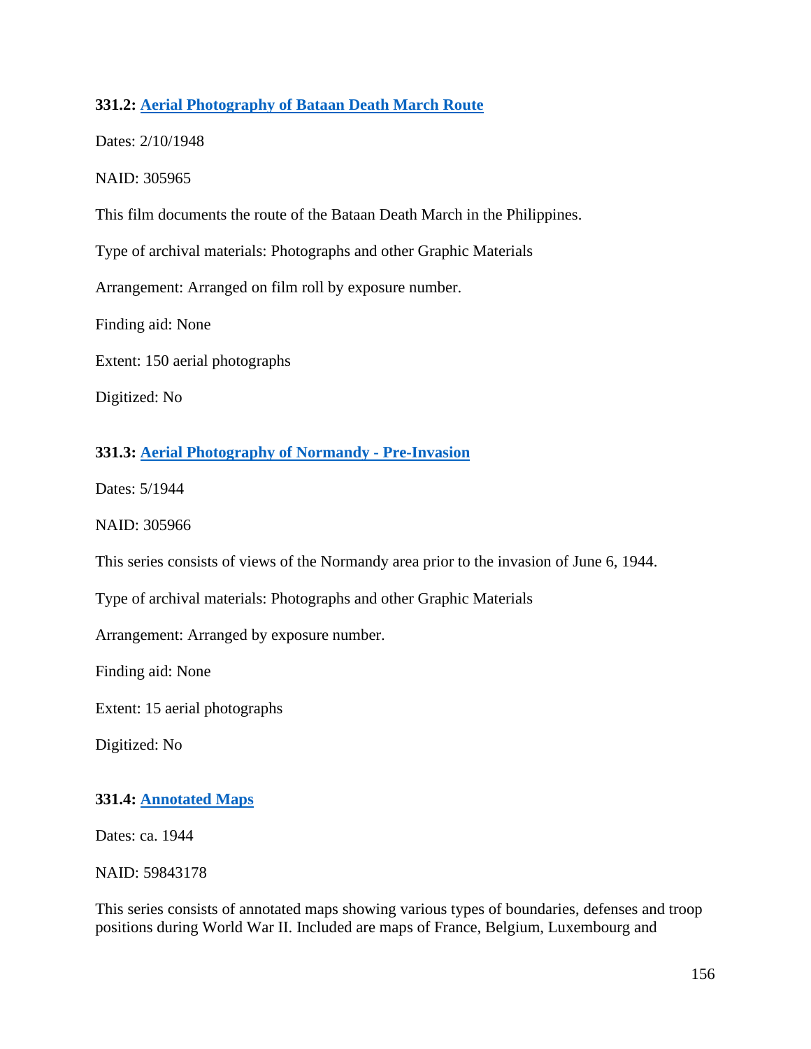**331.2: Aerial Photography of Bataan Death March Route**

Dates: 2/10/1948

NAID: 305965

This film documents the route of the Bataan Death March in the Philippines.

Type of archival materials: Photographs and other Graphic Materials

Arrangement: Arranged on film roll by exposure number.

Finding aid: None

Extent: 150 aerial photographs

Digitized: No

**331.3: Aerial Photography of Normandy - Pre-Invasion**

Dates: 5/1944

NAID: 305966

This series consists of views of the Normandy area prior to the invasion of June 6, 1944.

Type of archival materials: Photographs and other Graphic Materials

Arrangement: Arranged by exposure number.

Finding aid: None

Extent: 15 aerial photographs

Digitized: No

**331.4: Annotated Maps**

Dates: ca. 1944

NAID: 59843178

This series consists of annotated maps showing various types of boundaries, defenses and troop positions during World War II. Included are maps of France, Belgium, Luxembourg and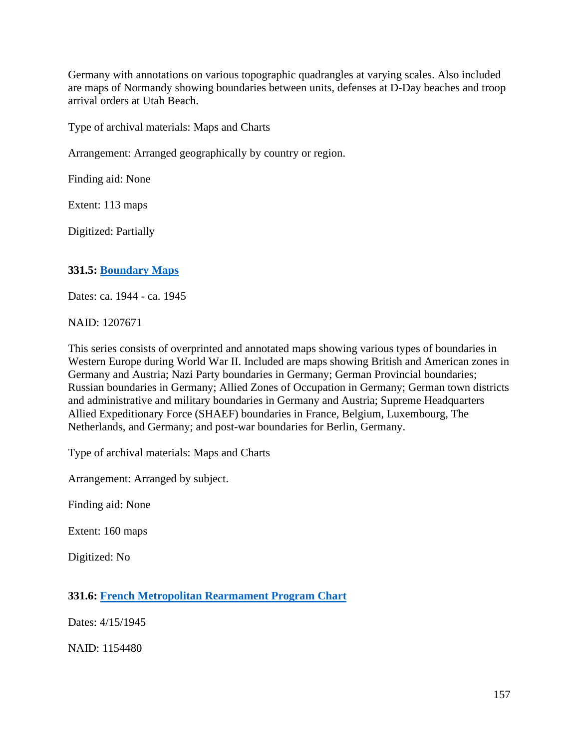Germany with annotations on various topographic quadrangles at varying scales. Also included are maps of Normandy showing boundaries between units, defenses at D-Day beaches and troop arrival orders at Utah Beach.

Type of archival materials: Maps and Charts

Arrangement: Arranged geographically by country or region.

Finding aid: None

Extent: 113 maps

Digitized: Partially

### 331.5: Boundary Maps

Dates: ca. 1944 - ca. 1945

NAID: 1207671

This series consists of overprinted and annotated maps showing various types of boundaries in Western Europe during World War II. Included are maps showing British and American zones in Germany and Austria; Nazi Party boundaries in Germany; German Provincial boundaries; Russian boundaries in Germany; Allied Zones of Occupation in Germany; German town districts and administrative and military boundaries in Germany and Austria; Supreme Headquarters Allied Expeditionary Force (SHAEF) boundaries in France, Belgium, Luxembourg, The Netherlands, and Germany; and post-war boundaries for Berlin, Germany.

Type of archival materials: Maps and Charts

Arrangement: Arranged by subject.

Finding aid: None

Extent: 160 maps

Digitized: No

### 331.6: French Metropolitan Rearmament Program Chart

Dates: 4/15/1945

NAID: 1154480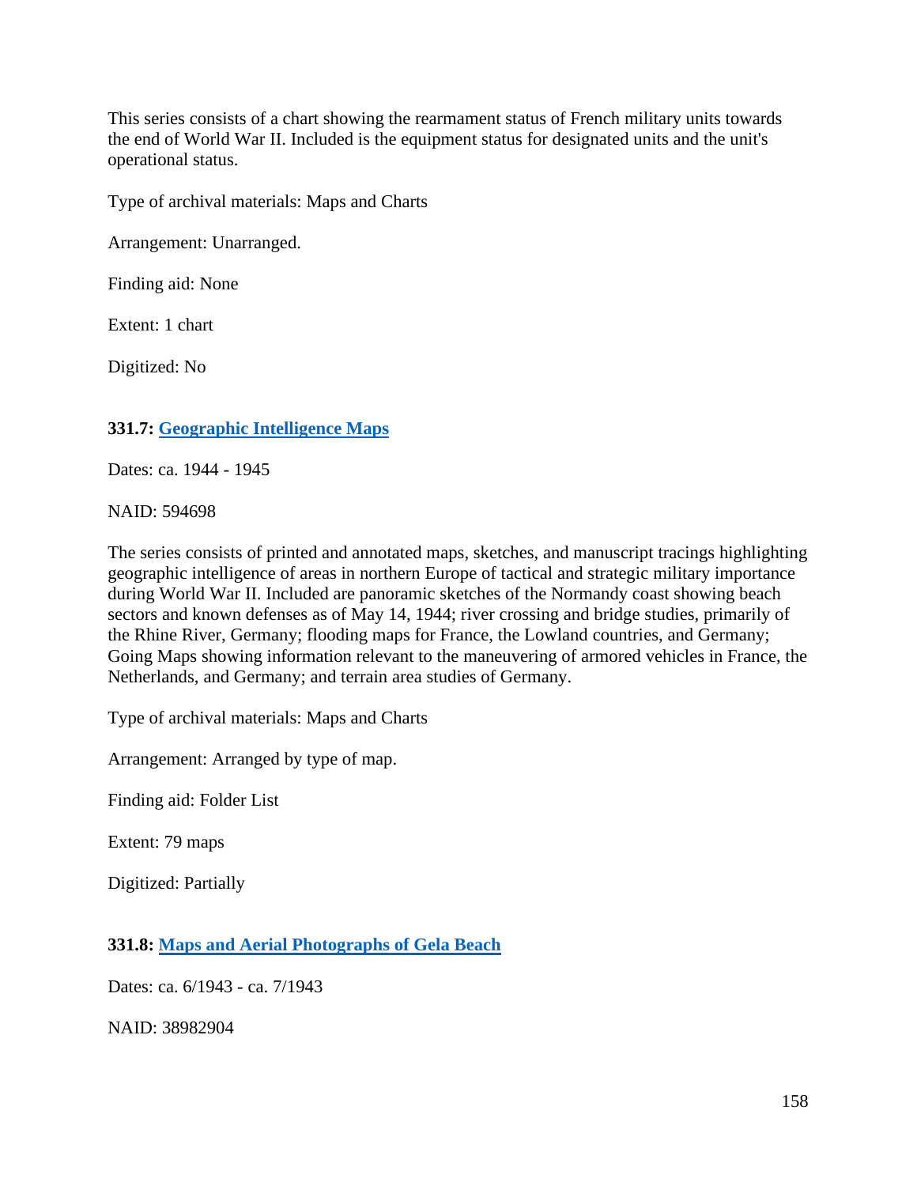This series consists of a chart showing the rearmament status of French military units towards the end of World War II. Included is the equipment status for designated units and the unit's operational status.

Type of archival materials: Maps and Charts

Arrangement: Unarranged.

Finding aid: None

Extent: 1 chart

Digitized: No

### 331.7: Geographic Intelligence Maps

Dates: ca. 1944 - 1945

NAID: 594698

The series consists of printed and annotated maps, sketches, and manuscript tracings highlighting geographic intelligence of areas in northern Europe of tactical and strategic military importance during World War II. Included are panoramic sketches of the Normandy coast showing beach sectors and known defenses as of May 14, 1944; river crossing and bridge studies, primarily of the Rhine River, Germany; flooding maps for France, the Lowland countries, and Germany; Going Maps showing information relevant to the maneuvering of armored vehicles in France, the Netherlands, and Germany; and terrain area studies of Germany.

Type of archival materials: Maps and Charts

Arrangement: Arranged by type of map.

Finding aid: Folder List

Extent: 79 maps

Digitized: Partially

### 331.8: Maps and Aerial Photographs of Gela Beach

Dates: ca. 6/1943 - ca. 7/1943

NAID: 38982904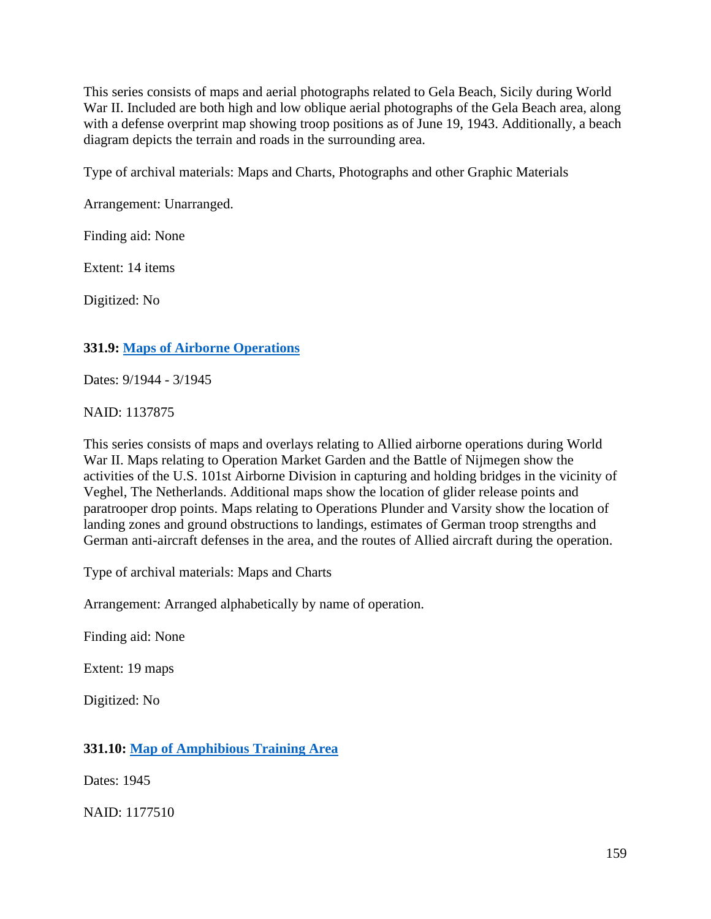This series consists of maps and aerial photographs related to Gela Beach, Sicily during World War II. Included are both high and low oblique aerial photographs of the Gela Beach area, along with a defense overprint map showing troop positions as of June 19, 1943. Additionally, a beach diagram depicts the terrain and roads in the surrounding area.

Type of archival materials: Maps and Charts, Photographs and other Graphic Materials

Arrangement: Unarranged.

Finding aid: None

Extent: 14 items

Digitized: No

### 331.9: [Maps of Airborne Operations]

Dates: 9/1944 - 3/1945

NAID: 1137875

This series consists of maps and overlays relating to Allied airborne operations during World War II. Maps relating to Operation Market Garden and the Battle of Nijmegen show the activities of the U.S. 101st Airborne Division in capturing and holding bridges in the vicinity of Veghel, The Netherlands. Additional maps show the location of glider release points and paratrooper drop points. Maps relating to Operations Plunder and Varsity show the location of landing zones and ground obstructions to landings, estimates of German troop strengths and German anti-aircraft defenses in the area, and the routes of Allied aircraft during the operation.

Type of archival materials: Maps and Charts

Arrangement: Arranged alphabetically by name of operation.

Finding aid: None

Extent: 19 maps

Digitized: No

### 331.10: [Map of Amphibious Training Area]

Dates: 1945

NAID: 1177510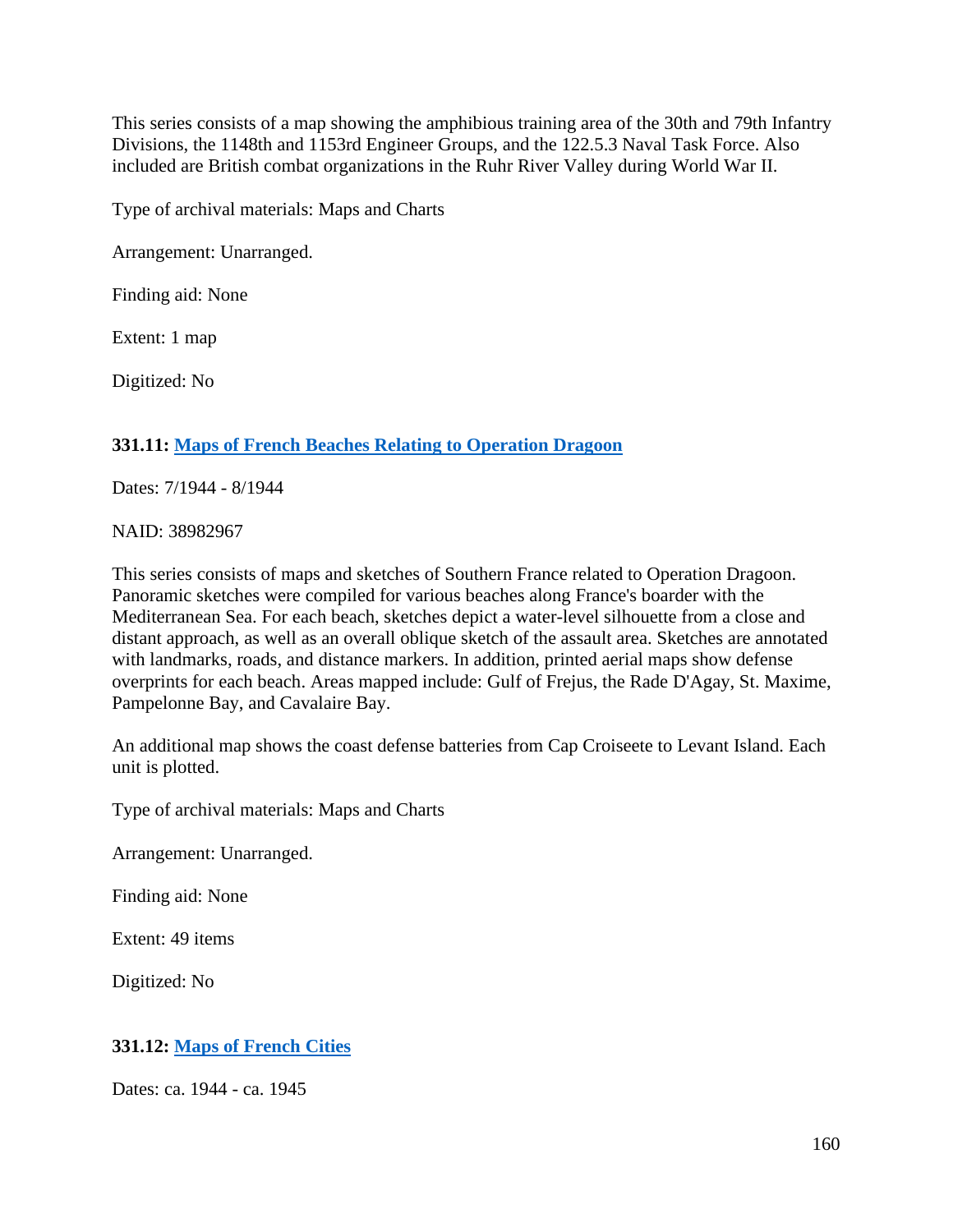This series consists of a map showing the amphibious training area of the 30th and 79th Infantry Divisions, the 1148th and 1153rd Engineer Groups, and the 122.5.3 Naval Task Force. Also included are British combat organizations in the Ruhr River Valley during World War II.

Type of archival materials: Maps and Charts

Arrangement: Unarranged.

Finding aid: None

Extent: 1 map

Digitized: No

**331.11: Maps of French Beaches Relating to Operation Dragoon**

Dates: 7/1944 - 8/1944

NAID: 38982967

This series consists of maps and sketches of Southern France related to Operation Dragoon. Panoramic sketches were compiled for various beaches along France's boarder with the Mediterranean Sea. For each beach, sketches depict a water-level silhouette from a close and distant approach, as well as an overall oblique sketch of the assault area. Sketches are annotated with landmarks, roads, and distance markers. In addition, printed aerial maps show defense overprints for each beach. Areas mapped include: Gulf of Frejus, the Rade D'Agay, St. Maxime, Pampelonne Bay, and Cavalaire Bay.

An additional map shows the coast defense batteries from Cap Croiseete to Levant Island. Each unit is plotted.

Type of archival materials: Maps and Charts

Arrangement: Unarranged.

Finding aid: None

Extent: 49 items

Digitized: No

**331.12: Maps of French Cities**

Dates: ca. 1944 - ca. 1945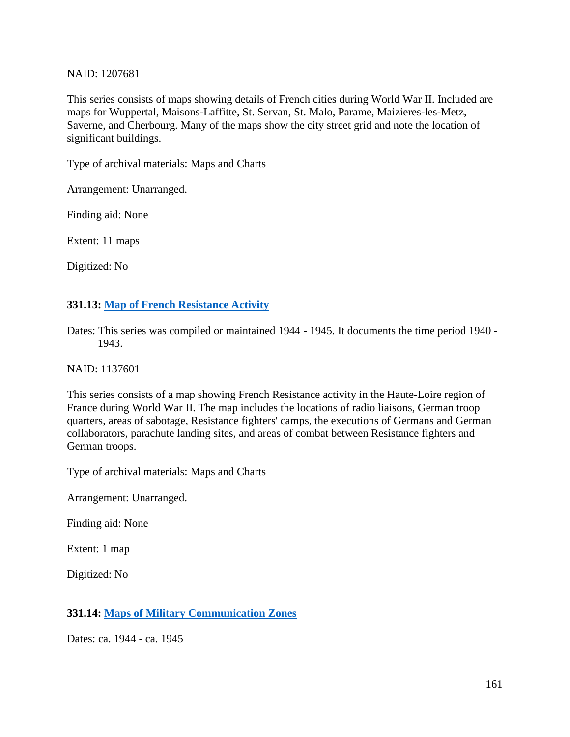NAID: 1207681

This series consists of maps showing details of French cities during World War II. Included are maps for Wuppertal, Maisons-Laffitte, St. Servan, St. Malo, Parame, Maizieres-les-Metz, Saverne, and Cherbourg. Many of the maps show the city street grid and note the location of significant buildings.

Type of archival materials: Maps and Charts

Arrangement: Unarranged.

Finding aid: None

Extent: 11 maps

Digitized: No

### 331.13: Map of French Resistance Activity

Dates: This series was compiled or maintained 1944 - 1945. It documents the time period 1940 - 1943.

NAID: 1137601

This series consists of a map showing French Resistance activity in the Haute-Loire region of France during World War II. The map includes the locations of radio liaisons, German troop quarters, areas of sabotage, Resistance fighters' camps, the executions of Germans and German collaborators, parachute landing sites, and areas of combat between Resistance fighters and German troops.

Type of archival materials: Maps and Charts

Arrangement: Unarranged.

Finding aid: None

Extent: 1 map

Digitized: No

### 331.14: Maps of Military Communication Zones

Dates: ca. 1944 - ca. 1945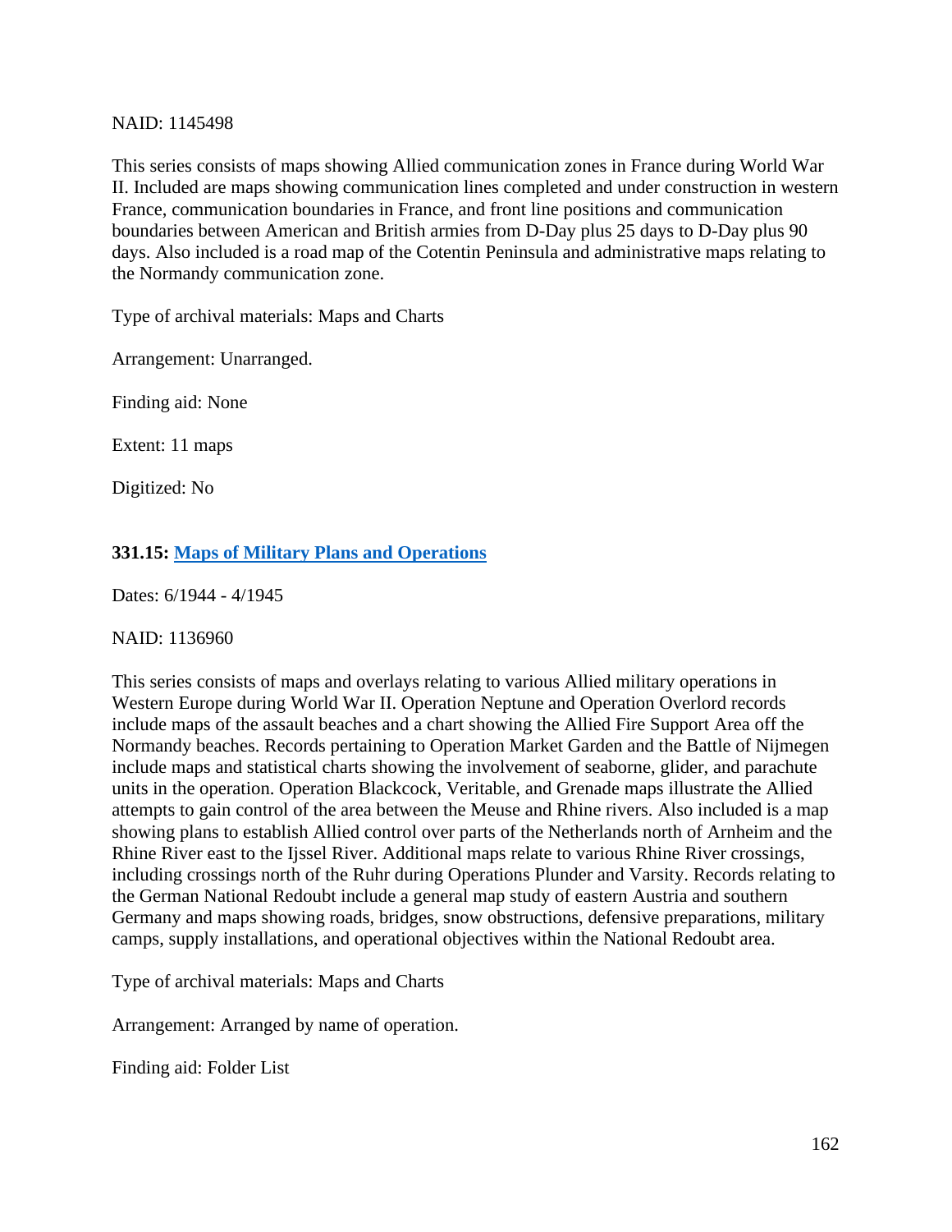NAID: 1145498

This series consists of maps showing Allied communication zones in France during World War II. Included are maps showing communication lines completed and under construction in western France, communication boundaries in France, and front line positions and communication boundaries between American and British armies from D-Day plus 25 days to D-Day plus 90 days. Also included is a road map of the Cotentin Peninsula and administrative maps relating to the Normandy communication zone.

Type of archival materials: Maps and Charts

Arrangement: Unarranged.

Finding aid: None

Extent: 11 maps

Digitized: No

### 331.15: Maps of Military Plans and Operations

Dates: 6/1944 - 4/1945

NAID: 1136960

This series consists of maps and overlays relating to various Allied military operations in Western Europe during World War II. Operation Neptune and Operation Overlord records include maps of the assault beaches and a chart showing the Allied Fire Support Area off the Normandy beaches. Records pertaining to Operation Market Garden and the Battle of Nijmegen include maps and statistical charts showing the involvement of seaborne, glider, and parachute units in the operation. Operation Blackcock, Veritable, and Grenade maps illustrate the Allied attempts to gain control of the area between the Meuse and Rhine rivers. Also included is a map showing plans to establish Allied control over parts of the Netherlands north of Arnheim and the Rhine River east to the Ijssel River. Additional maps relate to various Rhine River crossings, including crossings north of the Ruhr during Operations Plunder and Varsity. Records relating to the German National Redoubt include a general map study of eastern Austria and southern Germany and maps showing roads, bridges, snow obstructions, defensive preparations, military camps, supply installations, and operational objectives within the National Redoubt area.

Type of archival materials: Maps and Charts

Arrangement: Arranged by name of operation.

Finding aid: Folder List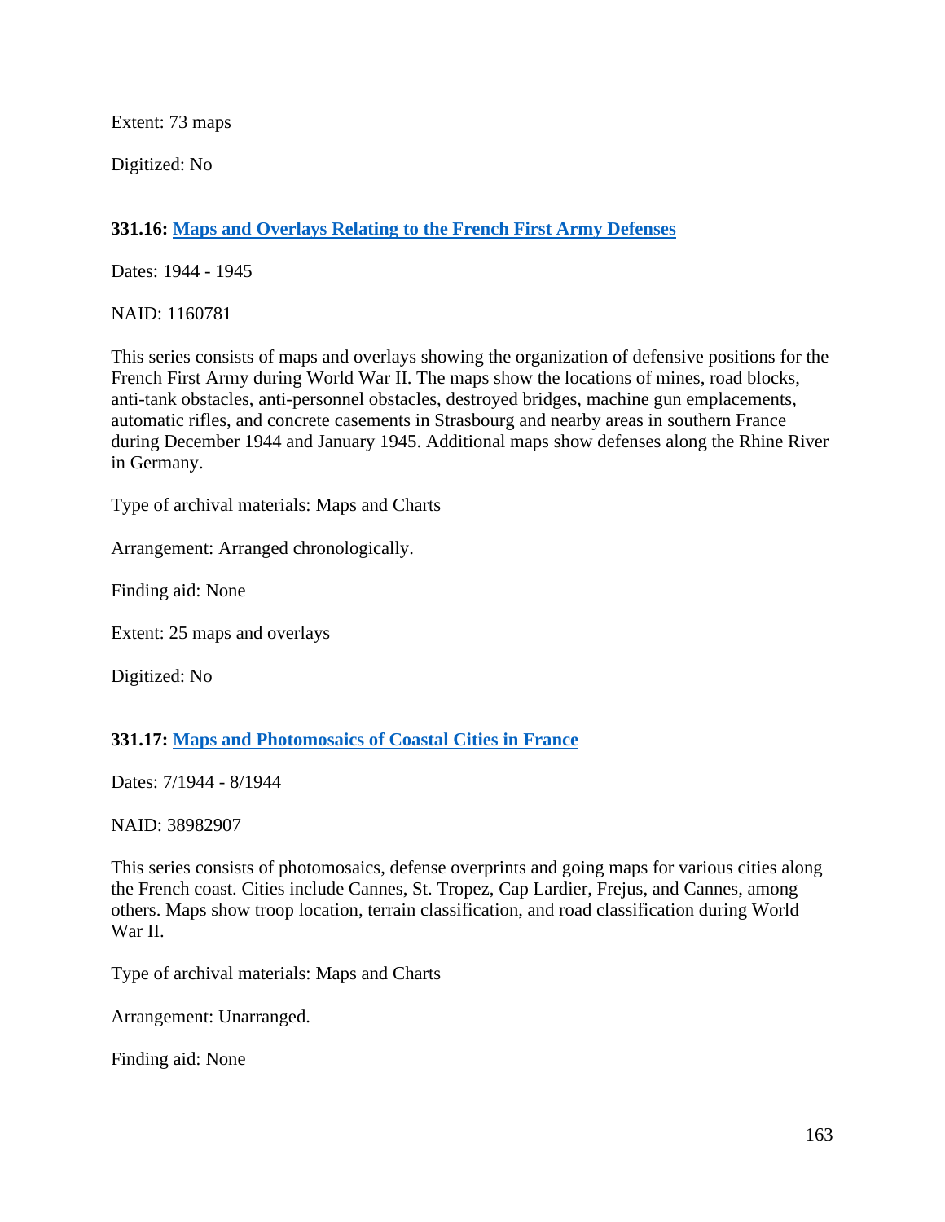Extent: 73 maps

Digitized: No

**331.16: [Maps and Overlays Relating to the French First Army Defenses]()**

Dates: 1944 - 1945

NAID: 1160781

This series consists of maps and overlays showing the organization of defensive positions for the French First Army during World War II. The maps show the locations of mines, road blocks, anti-tank obstacles, anti-personnel obstacles, destroyed bridges, machine gun emplacements, automatic rifles, and concrete casements in Strasbourg and nearby areas in southern France during December 1944 and January 1945. Additional maps show defenses along the Rhine River in Germany.

Type of archival materials: Maps and Charts

Arrangement: Arranged chronologically.

Finding aid: None

Extent: 25 maps and overlays

Digitized: No

**331.17: [Maps and Photomosaics of Coastal Cities in France]()**

Dates: 7/1944 - 8/1944

NAID: 38982907

This series consists of photomosaics, defense overprints and going maps for various cities along the French coast. Cities include Cannes, St. Tropez, Cap Lardier, Frejus, and Cannes, among others. Maps show troop location, terrain classification, and road classification during World War II.

Type of archival materials: Maps and Charts

Arrangement: Unarranged.

Finding aid: None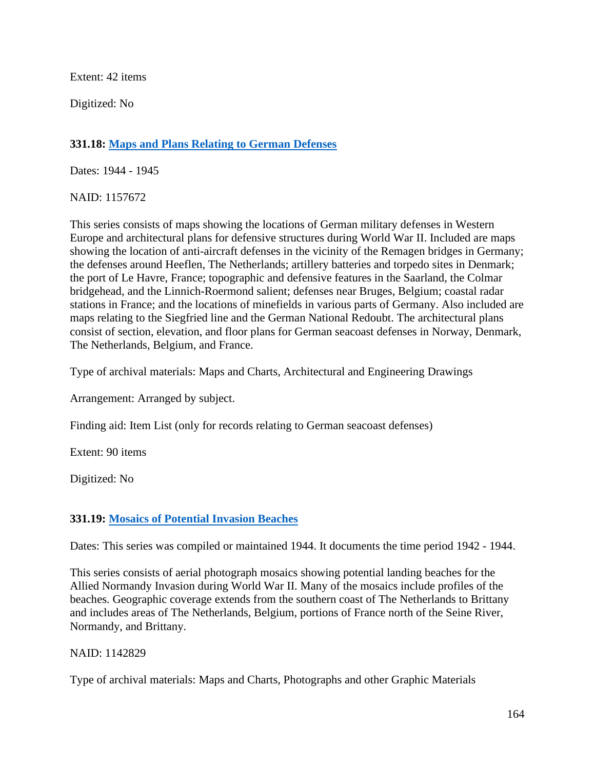Extent: 42 items

Digitized: No

### 331.18: [Maps and Plans Relating to German Defenses]

Dates: 1944 - 1945

NAID: 1157672

This series consists of maps showing the locations of German military defenses in Western Europe and architectural plans for defensive structures during World War II. Included are maps showing the location of anti-aircraft defenses in the vicinity of the Remagen bridges in Germany; the defenses around Heeflen, The Netherlands; artillery batteries and torpedo sites in Denmark; the port of Le Havre, France; topographic and defensive features in the Saarland, the Colmar bridgehead, and the Linnich-Roermond salient; defenses near Bruges, Belgium; coastal radar stations in France; and the locations of minefields in various parts of Germany. Also included are maps relating to the Siegfried line and the German National Redoubt. The architectural plans consist of section, elevation, and floor plans for German seacoast defenses in Norway, Denmark, The Netherlands, Belgium, and France.

Type of archival materials: Maps and Charts, Architectural and Engineering Drawings

Arrangement: Arranged by subject.

Finding aid: Item List (only for records relating to German seacoast defenses)

Extent: 90 items

Digitized: No

### 331.19: [Mosaics of Potential Invasion Beaches]

Dates: This series was compiled or maintained 1944. It documents the time period 1942 - 1944.

This series consists of aerial photograph mosaics showing potential landing beaches for the Allied Normandy Invasion during World War II. Many of the mosaics include profiles of the beaches. Geographic coverage extends from the southern coast of The Netherlands to Brittany and includes areas of The Netherlands, Belgium, portions of France north of the Seine River, Normandy, and Brittany.

NAID: 1142829

Type of archival materials: Maps and Charts, Photographs and other Graphic Materials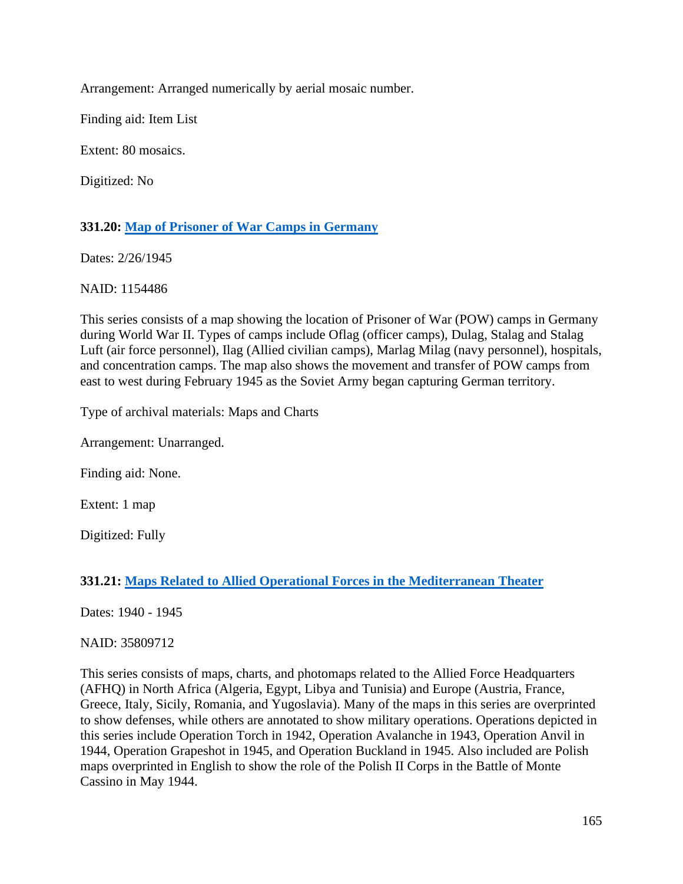Arrangement: Arranged numerically by aerial mosaic number.

Finding aid: Item List

Extent: 80 mosaics.

Digitized: No

### **331.20: [Map of Prisoner of War Camps in Germany]**

Dates: 2/26/1945

NAID: 1154486

This series consists of a map showing the location of Prisoner of War (POW) camps in Germany during World War II. Types of camps include Oflag (officer camps), Dulag, Stalag and Stalag Luft (air force personnel), Ilag (Allied civilian camps), Marlag Milag (navy personnel), hospitals, and concentration camps. The map also shows the movement and transfer of POW camps from east to west during February 1945 as the Soviet Army began capturing German territory.

Type of archival materials: Maps and Charts

Arrangement: Unarranged.

Finding aid: None.

Extent: 1 map

Digitized: Fully

### **331.21: [Maps Related to Allied Operational Forces in the Mediterranean Theater]**

Dates: 1940 - 1945

NAID: 35809712

This series consists of maps, charts, and photomaps related to the Allied Force Headquarters (AFHQ) in North Africa (Algeria, Egypt, Libya and Tunisia) and Europe (Austria, France, Greece, Italy, Sicily, Romania, and Yugoslavia). Many of the maps in this series are overprinted to show defenses, while others are annotated to show military operations. Operations depicted in this series include Operation Torch in 1942, Operation Avalanche in 1943, Operation Anvil in 1944, Operation Grapeshot in 1945, and Operation Buckland in 1945. Also included are Polish maps overprinted in English to show the role of the Polish II Corps in the Battle of Monte Cassino in May 1944.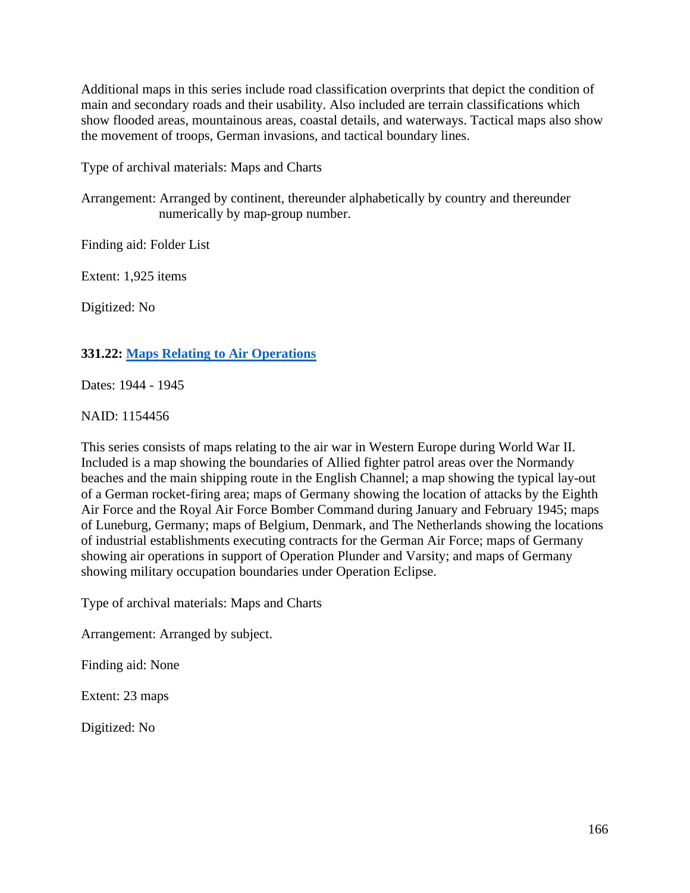Additional maps in this series include road classification overprints that depict the condition of main and secondary roads and their usability. Also included are terrain classifications which show flooded areas, mountainous areas, coastal details, and waterways. Tactical maps also show the movement of troops, German invasions, and tactical boundary lines.

Type of archival materials: Maps and Charts

Arrangement: Arranged by continent, thereunder alphabetically by country and thereunder numerically by map-group number.

Finding aid: Folder List

Extent: 1,925 items

Digitized: No

**331.22: Maps Relating to Air Operations**

Dates: 1944 - 1945

NAID: 1154456

This series consists of maps relating to the air war in Western Europe during World War II. Included is a map showing the boundaries of Allied fighter patrol areas over the Normandy beaches and the main shipping route in the English Channel; a map showing the typical lay-out of a German rocket-firing area; maps of Germany showing the location of attacks by the Eighth Air Force and the Royal Air Force Bomber Command during January and February 1945; maps of Luneburg, Germany; maps of Belgium, Denmark, and The Netherlands showing the locations of industrial establishments executing contracts for the German Air Force; maps of Germany showing air operations in support of Operation Plunder and Varsity; and maps of Germany showing military occupation boundaries under Operation Eclipse.

Type of archival materials: Maps and Charts

Arrangement: Arranged by subject.

Finding aid: None

Extent: 23 maps

Digitized: No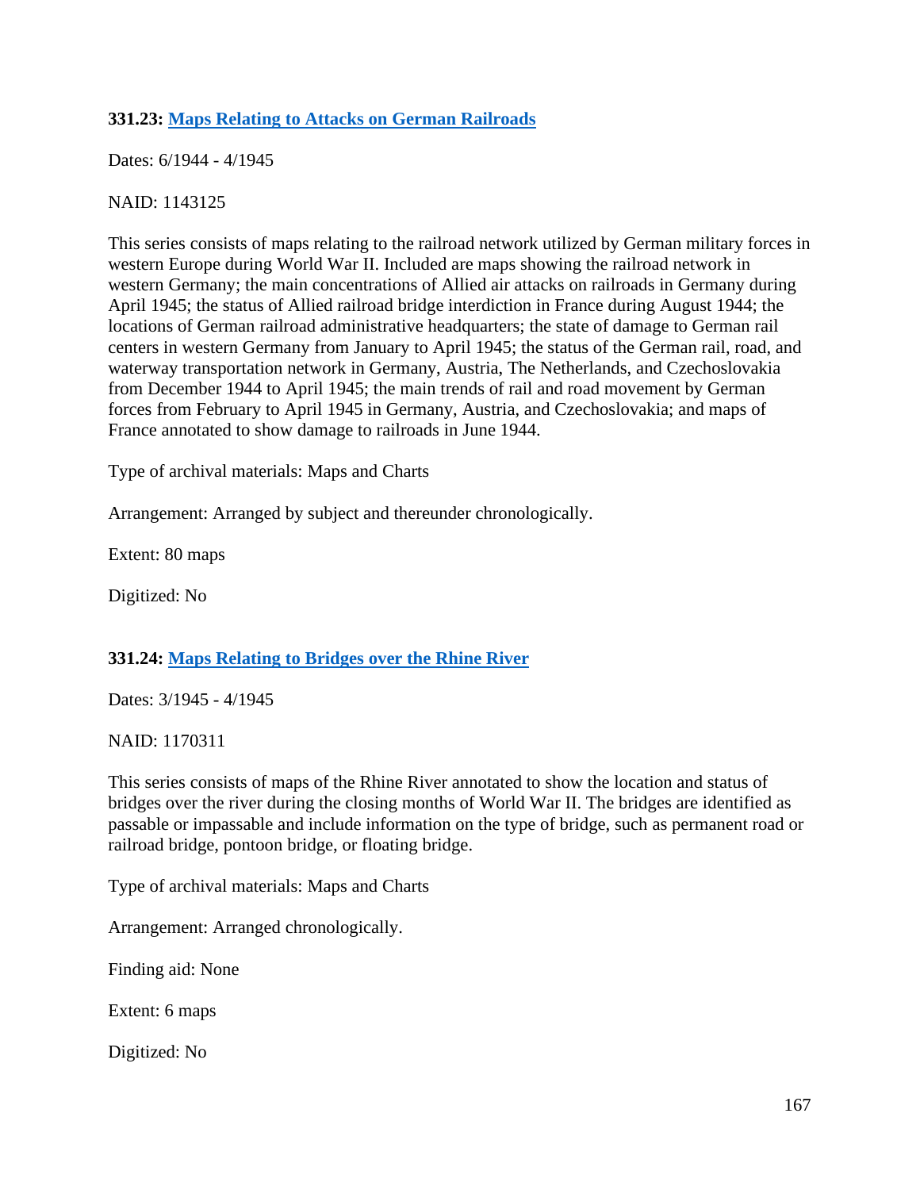### 331.23: [Maps Relating to Attacks on German Railroads]

Dates: 6/1944 - 4/1945

NAID: 1143125

This series consists of maps relating to the railroad network utilized by German military forces in western Europe during World War II. Included are maps showing the railroad network in western Germany; the main concentrations of Allied air attacks on railroads in Germany during April 1945; the status of Allied railroad bridge interdiction in France during August 1944; the locations of German railroad administrative headquarters; the state of damage to German rail centers in western Germany from January to April 1945; the status of the German rail, road, and waterway transportation network in Germany, Austria, The Netherlands, and Czechoslovakia from December 1944 to April 1945; the main trends of rail and road movement by German forces from February to April 1945 in Germany, Austria, and Czechoslovakia; and maps of France annotated to show damage to railroads in June 1944.

Type of archival materials: Maps and Charts

Arrangement: Arranged by subject and thereunder chronologically.

Extent: 80 maps

Digitized: No

### 331.24: [Maps Relating to Bridges over the Rhine River]

Dates: 3/1945 - 4/1945

NAID: 1170311

This series consists of maps of the Rhine River annotated to show the location and status of bridges over the river during the closing months of World War II. The bridges are identified as passable or impassable and include information on the type of bridge, such as permanent road or railroad bridge, pontoon bridge, or floating bridge.

Type of archival materials: Maps and Charts

Arrangement: Arranged chronologically.

Finding aid: None

Extent: 6 maps

Digitized: No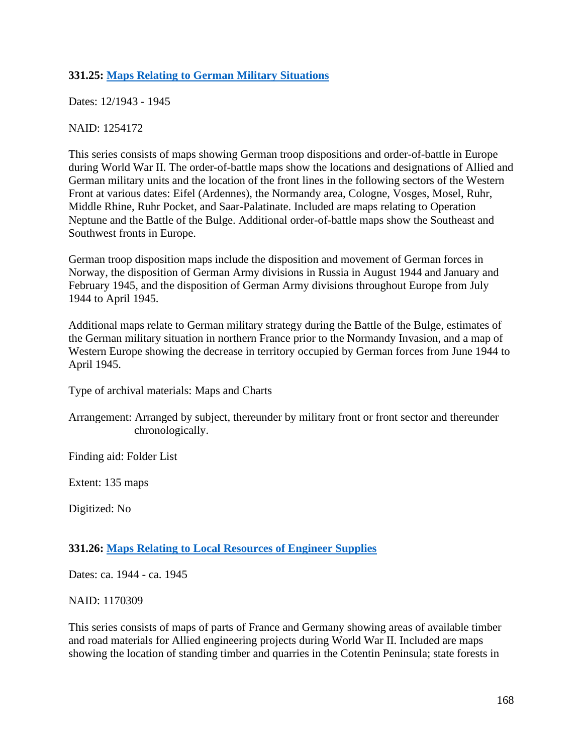### 331.25: [Maps Relating to German Military Situations]

Dates: 12/1943 - 1945

NAID: 1254172

This series consists of maps showing German troop dispositions and order-of-battle in Europe during World War II. The order-of-battle maps show the locations and designations of Allied and German military units and the location of the front lines in the following sectors of the Western Front at various dates: Eifel (Ardennes), the Normandy area, Cologne, Vosges, Mosel, Ruhr, Middle Rhine, Ruhr Pocket, and Saar-Palatinate. Included are maps relating to Operation Neptune and the Battle of the Bulge. Additional order-of-battle maps show the Southeast and Southwest fronts in Europe.

German troop disposition maps include the disposition and movement of German forces in Norway, the disposition of German Army divisions in Russia in August 1944 and January and February 1945, and the disposition of German Army divisions throughout Europe from July 1944 to April 1945.

Additional maps relate to German military strategy during the Battle of the Bulge, estimates of the German military situation in northern France prior to the Normandy Invasion, and a map of Western Europe showing the decrease in territory occupied by German forces from June 1944 to April 1945.

Type of archival materials: Maps and Charts

Arrangement: Arranged by subject, thereunder by military front or front sector and thereunder chronologically.

Finding aid: Folder List

Extent: 135 maps

Digitized: No

### 331.26: [Maps Relating to Local Resources of Engineer Supplies]

Dates: ca. 1944 - ca. 1945

NAID: 1170309

This series consists of maps of parts of France and Germany showing areas of available timber and road materials for Allied engineering projects during World War II. Included are maps showing the location of standing timber and quarries in the Cotentin Peninsula; state forests in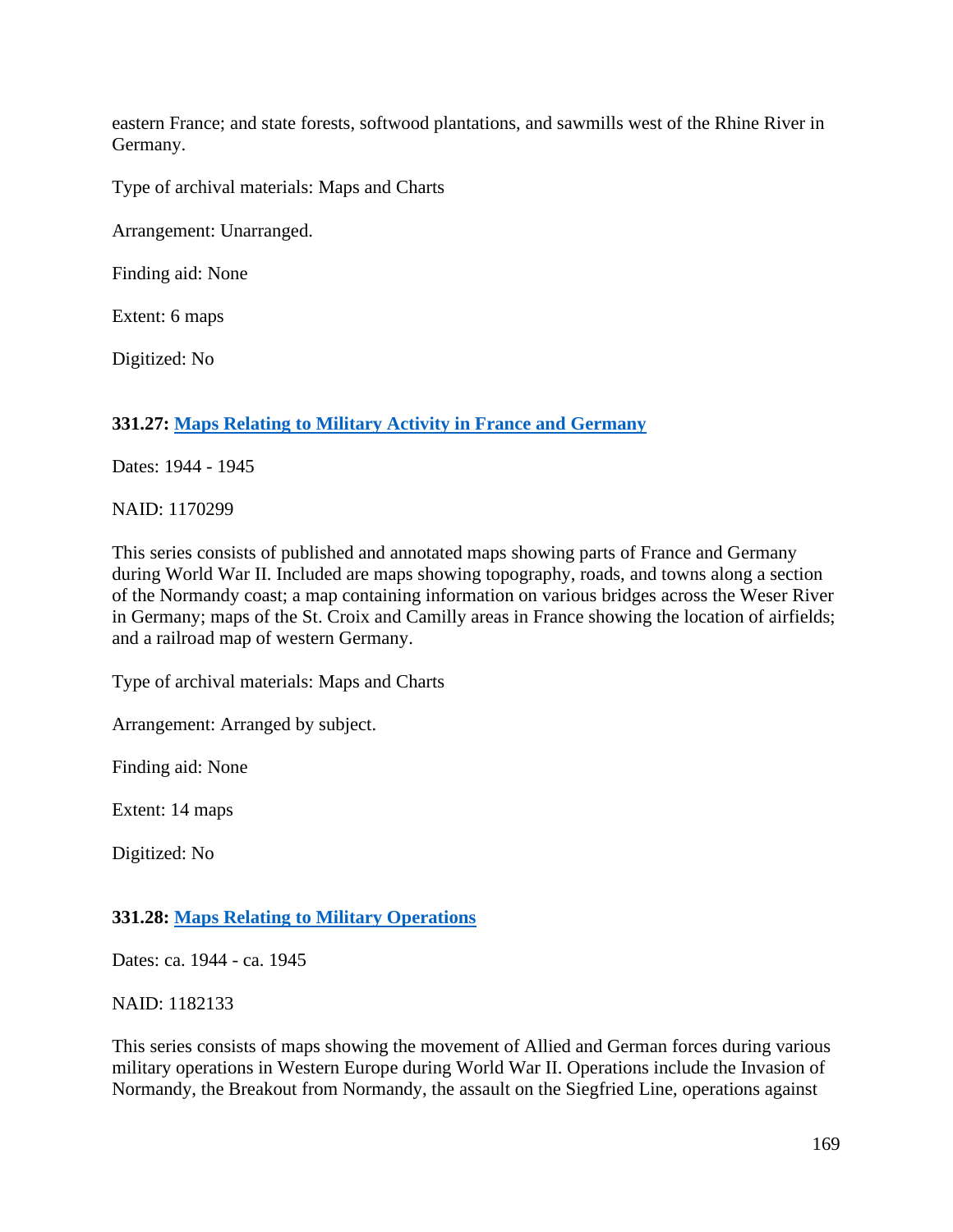eastern France; and state forests, softwood plantations, and sawmills west of the Rhine River in Germany.

Type of archival materials: Maps and Charts

Arrangement: Unarranged.

Finding aid: None

Extent: 6 maps

Digitized: No

### 331.27: Maps Relating to Military Activity in France and Germany

Dates: 1944 - 1945

NAID: 1170299

This series consists of published and annotated maps showing parts of France and Germany during World War II. Included are maps showing topography, roads, and towns along a section of the Normandy coast; a map containing information on various bridges across the Weser River in Germany; maps of the St. Croix and Camilly areas in France showing the location of airfields; and a railroad map of western Germany.

Type of archival materials: Maps and Charts

Arrangement: Arranged by subject.

Finding aid: None

Extent: 14 maps

Digitized: No

### 331.28: Maps Relating to Military Operations

Dates: ca. 1944 - ca. 1945

NAID: 1182133

This series consists of maps showing the movement of Allied and German forces during various military operations in Western Europe during World War II. Operations include the Invasion of Normandy, the Breakout from Normandy, the assault on the Siegfried Line, operations against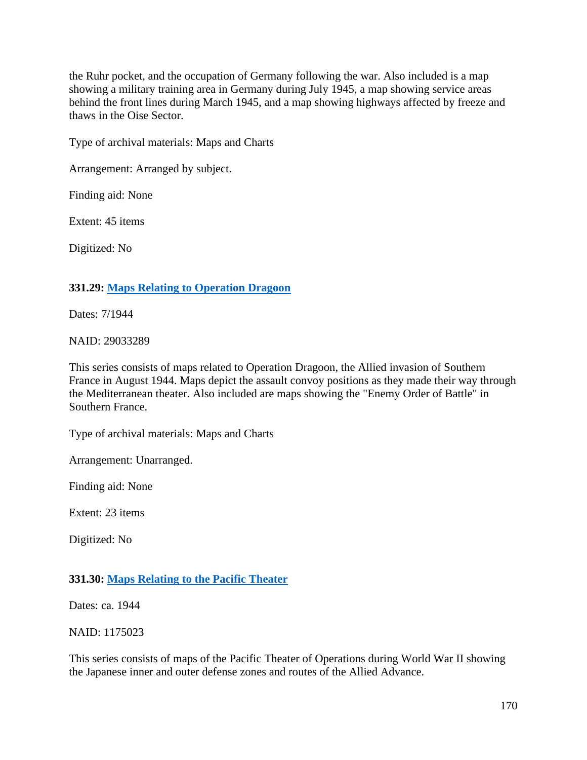the Ruhr pocket, and the occupation of Germany following the war. Also included is a map showing a military training area in Germany during July 1945, a map showing service areas behind the front lines during March 1945, and a map showing highways affected by freeze and thaws in the Oise Sector.

Type of archival materials: Maps and Charts

Arrangement: Arranged by subject.

Finding aid: None

Extent: 45 items

Digitized: No

### 331.29: Maps Relating to Operation Dragoon

Dates: 7/1944

NAID: 29033289

This series consists of maps related to Operation Dragoon, the Allied invasion of Southern France in August 1944. Maps depict the assault convoy positions as they made their way through the Mediterranean theater. Also included are maps showing the "Enemy Order of Battle" in Southern France.

Type of archival materials: Maps and Charts

Arrangement: Unarranged.

Finding aid: None

Extent: 23 items

Digitized: No

### 331.30: Maps Relating to the Pacific Theater

Dates: ca. 1944

NAID: 1175023

This series consists of maps of the Pacific Theater of Operations during World War II showing the Japanese inner and outer defense zones and routes of the Allied Advance.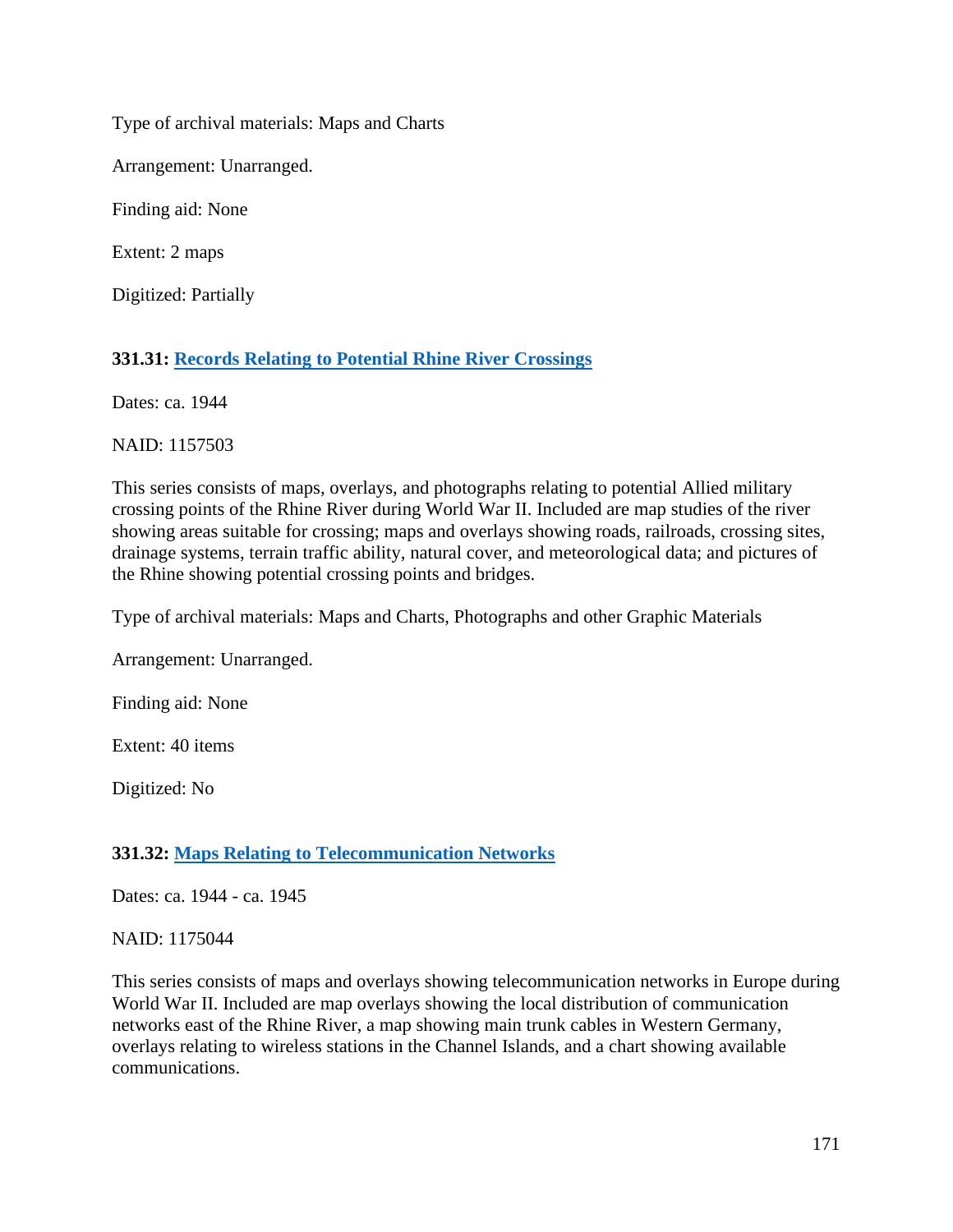Type of archival materials: Maps and Charts

Arrangement: Unarranged.

Finding aid: None

Extent: 2 maps

Digitized: Partially

**331.31: Records Relating to Potential Rhine River Crossings**

Dates: ca. 1944

NAID: 1157503

This series consists of maps, overlays, and photographs relating to potential Allied military crossing points of the Rhine River during World War II. Included are map studies of the river showing areas suitable for crossing; maps and overlays showing roads, railroads, crossing sites, drainage systems, terrain traffic ability, natural cover, and meteorological data; and pictures of the Rhine showing potential crossing points and bridges.

Type of archival materials: Maps and Charts, Photographs and other Graphic Materials

Arrangement: Unarranged.

Finding aid: None

Extent: 40 items

Digitized: No

**331.32: Maps Relating to Telecommunication Networks**

Dates: ca. 1944 - ca. 1945

NAID: 1175044

This series consists of maps and overlays showing telecommunication networks in Europe during World War II. Included are map overlays showing the local distribution of communication networks east of the Rhine River, a map showing main trunk cables in Western Germany, overlays relating to wireless stations in the Channel Islands, and a chart showing available communications.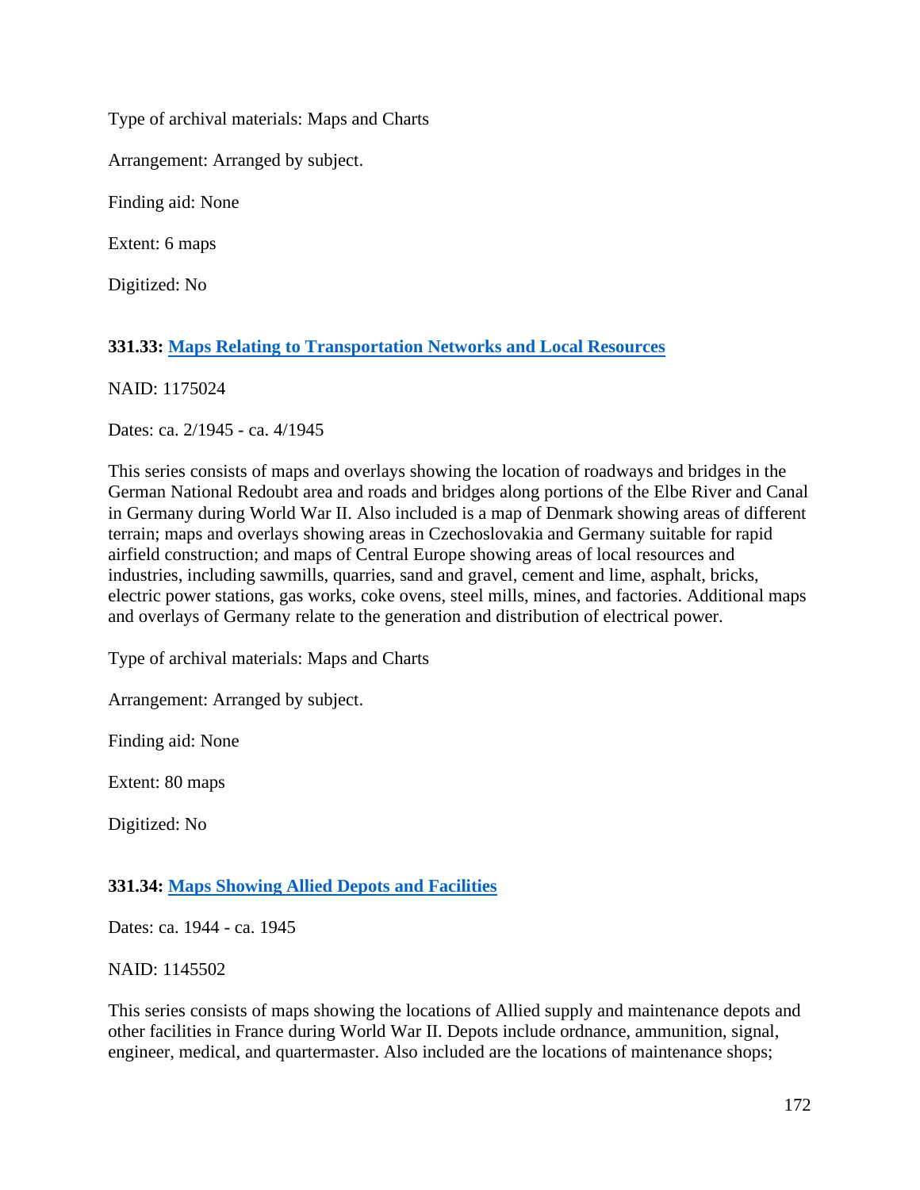Type of archival materials: Maps and Charts

Arrangement: Arranged by subject.

Finding aid: None

Extent: 6 maps

Digitized: No

**331.33: Maps Relating to Transportation Networks and Local Resources**

NAID: 1175024

Dates: ca. 2/1945 - ca. 4/1945

This series consists of maps and overlays showing the location of roadways and bridges in the German National Redoubt area and roads and bridges along portions of the Elbe River and Canal in Germany during World War II. Also included is a map of Denmark showing areas of different terrain; maps and overlays showing areas in Czechoslovakia and Germany suitable for rapid airfield construction; and maps of Central Europe showing areas of local resources and industries, including sawmills, quarries, sand and gravel, cement and lime, asphalt, bricks, electric power stations, gas works, coke ovens, steel mills, mines, and factories. Additional maps and overlays of Germany relate to the generation and distribution of electrical power.

Type of archival materials: Maps and Charts

Arrangement: Arranged by subject.

Finding aid: None

Extent: 80 maps

Digitized: No

**331.34: Maps Showing Allied Depots and Facilities**

Dates: ca. 1944 - ca. 1945

NAID: 1145502

This series consists of maps showing the locations of Allied supply and maintenance depots and other facilities in France during World War II. Depots include ordnance, ammunition, signal, engineer, medical, and quartermaster. Also included are the locations of maintenance shops;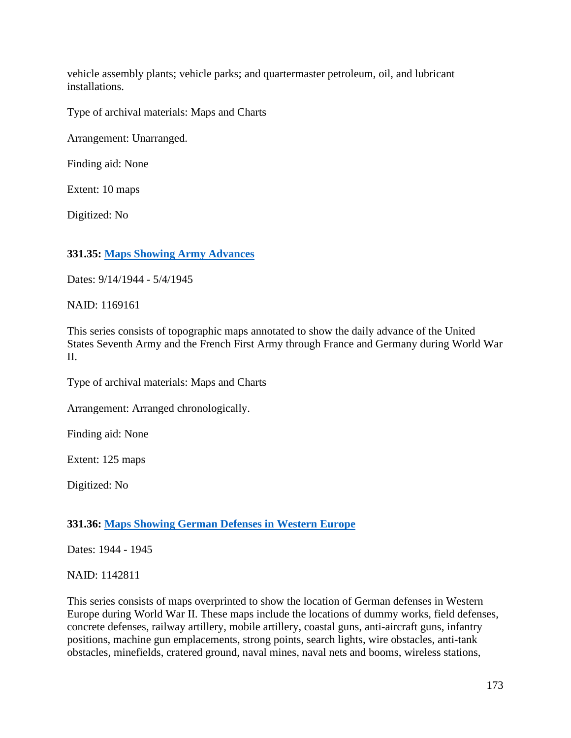vehicle assembly plants; vehicle parks; and quartermaster petroleum, oil, and lubricant installations.

Type of archival materials: Maps and Charts

Arrangement: Unarranged.

Finding aid: None

Extent: 10 maps

Digitized: No

### 331.35: [Maps Showing Army Advances]

Dates: 9/14/1944 - 5/4/1945

NAID: 1169161

This series consists of topographic maps annotated to show the daily advance of the United States Seventh Army and the French First Army through France and Germany during World War II.

Type of archival materials: Maps and Charts

Arrangement: Arranged chronologically.

Finding aid: None

Extent: 125 maps

Digitized: No

### 331.36: [Maps Showing German Defenses in Western Europe]

Dates: 1944 - 1945

NAID: 1142811

This series consists of maps overprinted to show the location of German defenses in Western Europe during World War II. These maps include the locations of dummy works, field defenses, concrete defenses, railway artillery, mobile artillery, coastal guns, anti-aircraft guns, infantry positions, machine gun emplacements, strong points, search lights, wire obstacles, anti-tank obstacles, minefields, cratered ground, naval mines, naval nets and booms, wireless stations,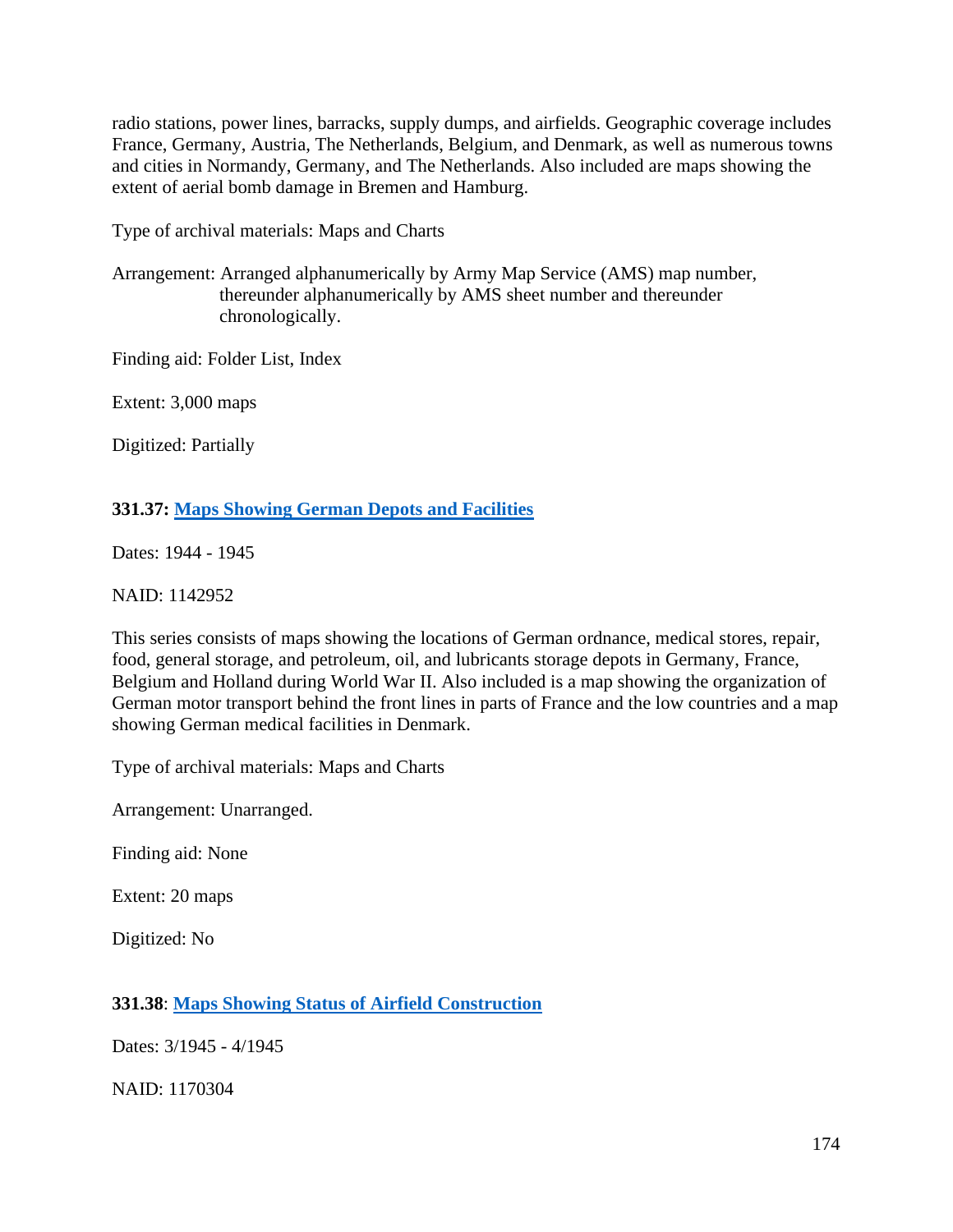radio stations, power lines, barracks, supply dumps, and airfields. Geographic coverage includes France, Germany, Austria, The Netherlands, Belgium, and Denmark, as well as numerous towns and cities in Normandy, Germany, and The Netherlands. Also included are maps showing the extent of aerial bomb damage in Bremen and Hamburg.

Type of archival materials: Maps and Charts

Arrangement: Arranged alphanumerically by Army Map Service (AMS) map number, thereunder alphanumerically by AMS sheet number and thereunder chronologically.

Finding aid: Folder List, Index

Extent: 3,000 maps

Digitized: Partially

**331.37: Maps Showing German Depots and Facilities**

Dates: 1944 - 1945

NAID: 1142952

This series consists of maps showing the locations of German ordnance, medical stores, repair, food, general storage, and petroleum, oil, and lubricants storage depots in Germany, France, Belgium and Holland during World War II. Also included is a map showing the organization of German motor transport behind the front lines in parts of France and the low countries and a map showing German medical facilities in Denmark.

Type of archival materials: Maps and Charts

Arrangement: Unarranged.

Finding aid: None

Extent: 20 maps

Digitized: No

**331.38**: **Maps Showing Status of Airfield Construction**

Dates: 3/1945 - 4/1945

NAID: 1170304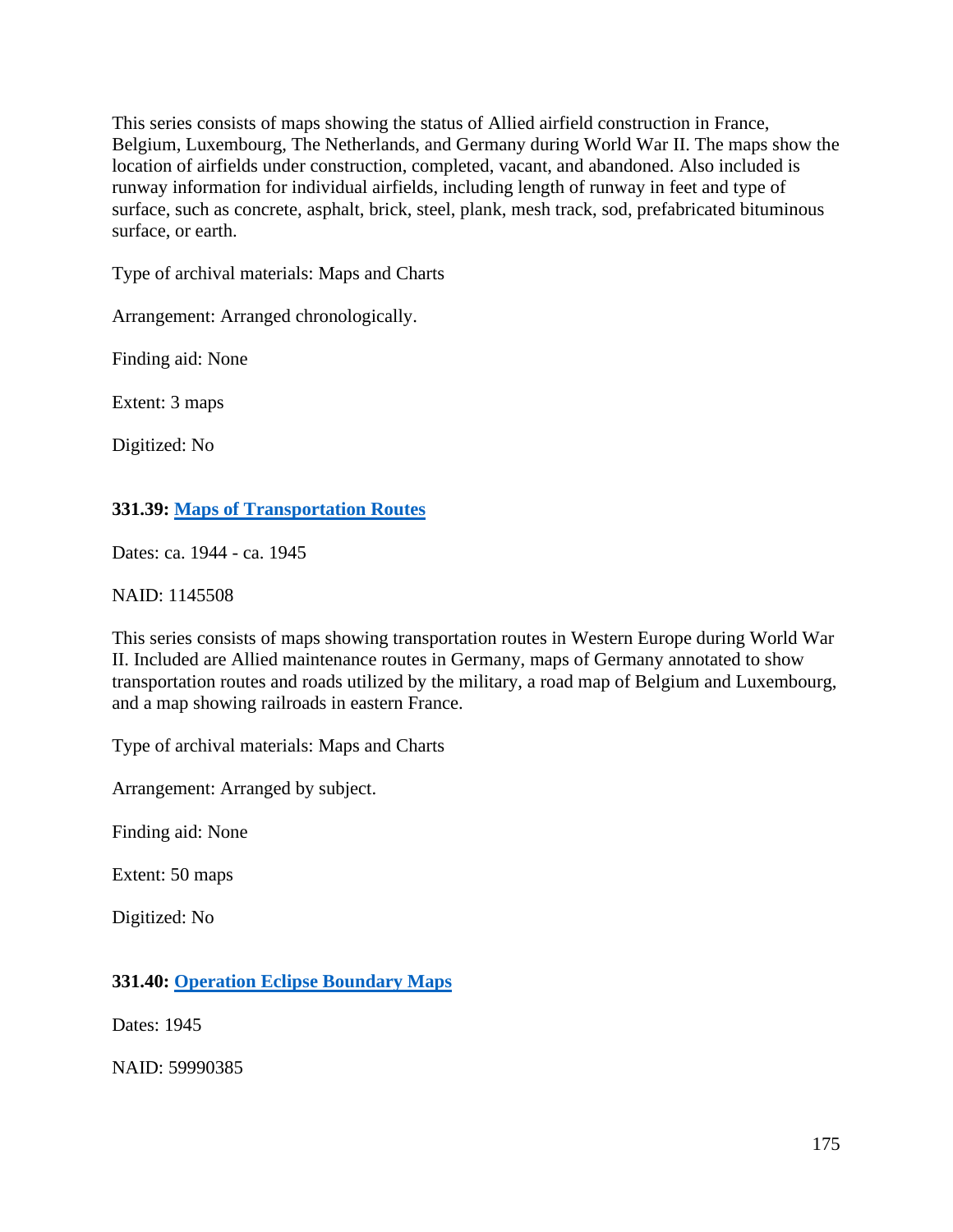This series consists of maps showing the status of Allied airfield construction in France, Belgium, Luxembourg, The Netherlands, and Germany during World War II. The maps show the location of airfields under construction, completed, vacant, and abandoned. Also included is runway information for individual airfields, including length of runway in feet and type of surface, such as concrete, asphalt, brick, steel, plank, mesh track, sod, prefabricated bituminous surface, or earth.

Type of archival materials: Maps and Charts

Arrangement: Arranged chronologically.

Finding aid: None

Extent: 3 maps

Digitized: No

### 331.39: Maps of Transportation Routes

Dates: ca. 1944 - ca. 1945

NAID: 1145508

This series consists of maps showing transportation routes in Western Europe during World War II. Included are Allied maintenance routes in Germany, maps of Germany annotated to show transportation routes and roads utilized by the military, a road map of Belgium and Luxembourg, and a map showing railroads in eastern France.

Type of archival materials: Maps and Charts

Arrangement: Arranged by subject.

Finding aid: None

Extent: 50 maps

Digitized: No

### 331.40: Operation Eclipse Boundary Maps

Dates: 1945

NAID: 59990385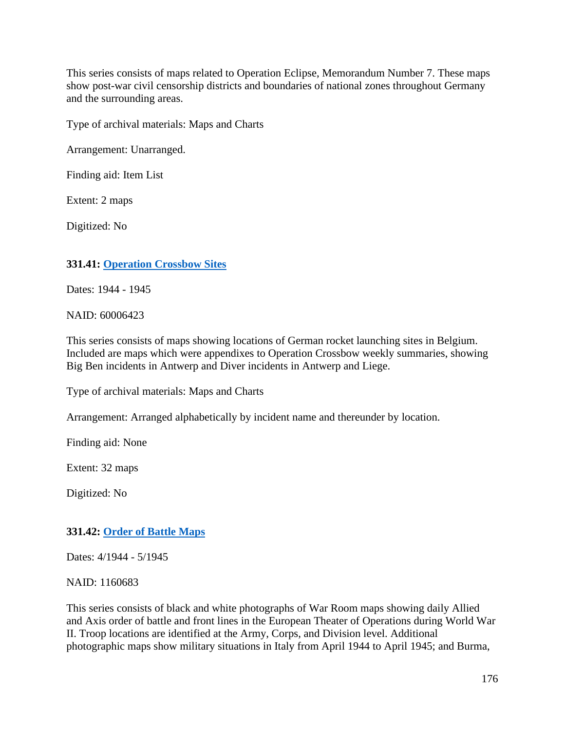This series consists of maps related to Operation Eclipse, Memorandum Number 7. These maps show post-war civil censorship districts and boundaries of national zones throughout Germany and the surrounding areas.

Type of archival materials: Maps and Charts

Arrangement: Unarranged.

Finding aid: Item List

Extent: 2 maps

Digitized: No

**331.41: Operation Crossbow Sites**

Dates: 1944 - 1945

NAID: 60006423

This series consists of maps showing locations of German rocket launching sites in Belgium. Included are maps which were appendixes to Operation Crossbow weekly summaries, showing Big Ben incidents in Antwerp and Diver incidents in Antwerp and Liege.

Type of archival materials: Maps and Charts

Arrangement: Arranged alphabetically by incident name and thereunder by location.

Finding aid: None

Extent: 32 maps

Digitized: No

**331.42: Order of Battle Maps**

Dates: 4/1944 - 5/1945

NAID: 1160683

This series consists of black and white photographs of War Room maps showing daily Allied and Axis order of battle and front lines in the European Theater of Operations during World War II. Troop locations are identified at the Army, Corps, and Division level. Additional photographic maps show military situations in Italy from April 1944 to April 1945; and Burma,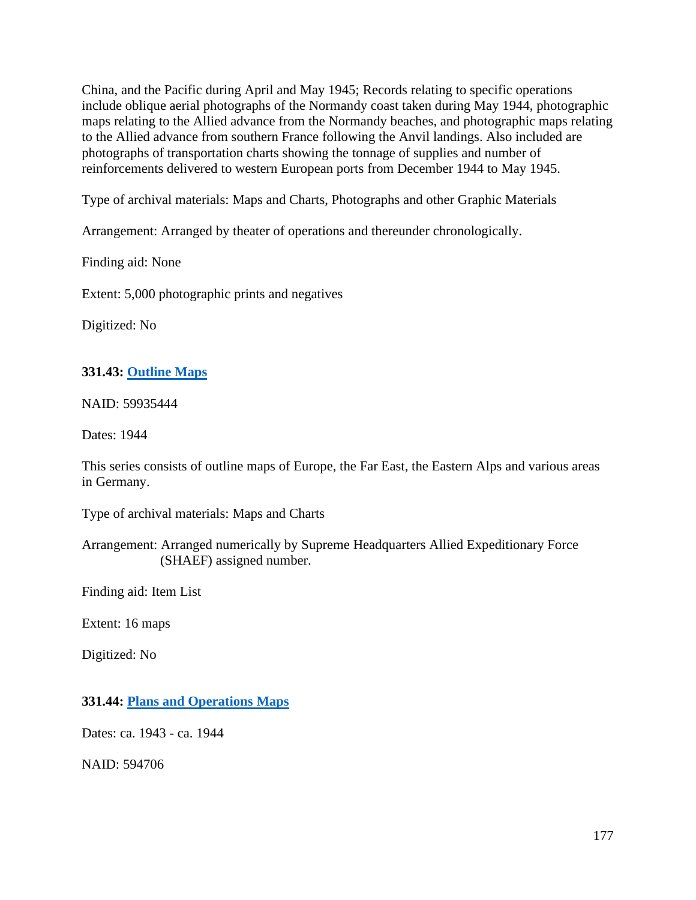China, and the Pacific during April and May 1945; Records relating to specific operations include oblique aerial photographs of the Normandy coast taken during May 1944, photographic maps relating to the Allied advance from the Normandy beaches, and photographic maps relating to the Allied advance from southern France following the Anvil landings. Also included are photographs of transportation charts showing the tonnage of supplies and number of reinforcements delivered to western European ports from December 1944 to May 1945.

Type of archival materials: Maps and Charts, Photographs and other Graphic Materials

Arrangement: Arranged by theater of operations and thereunder chronologically.

Finding aid: None

Extent: 5,000 photographic prints and negatives

Digitized: No

**331.43: Outline Maps**

NAID: 59935444

Dates: 1944

This series consists of outline maps of Europe, the Far East, the Eastern Alps and various areas in Germany.

Type of archival materials: Maps and Charts

Arrangement: Arranged numerically by Supreme Headquarters Allied Expeditionary Force (SHAEF) assigned number.

Finding aid: Item List

Extent: 16 maps

Digitized: No

**331.44: Plans and Operations Maps**

Dates: ca. 1943 - ca. 1944

NAID: 594706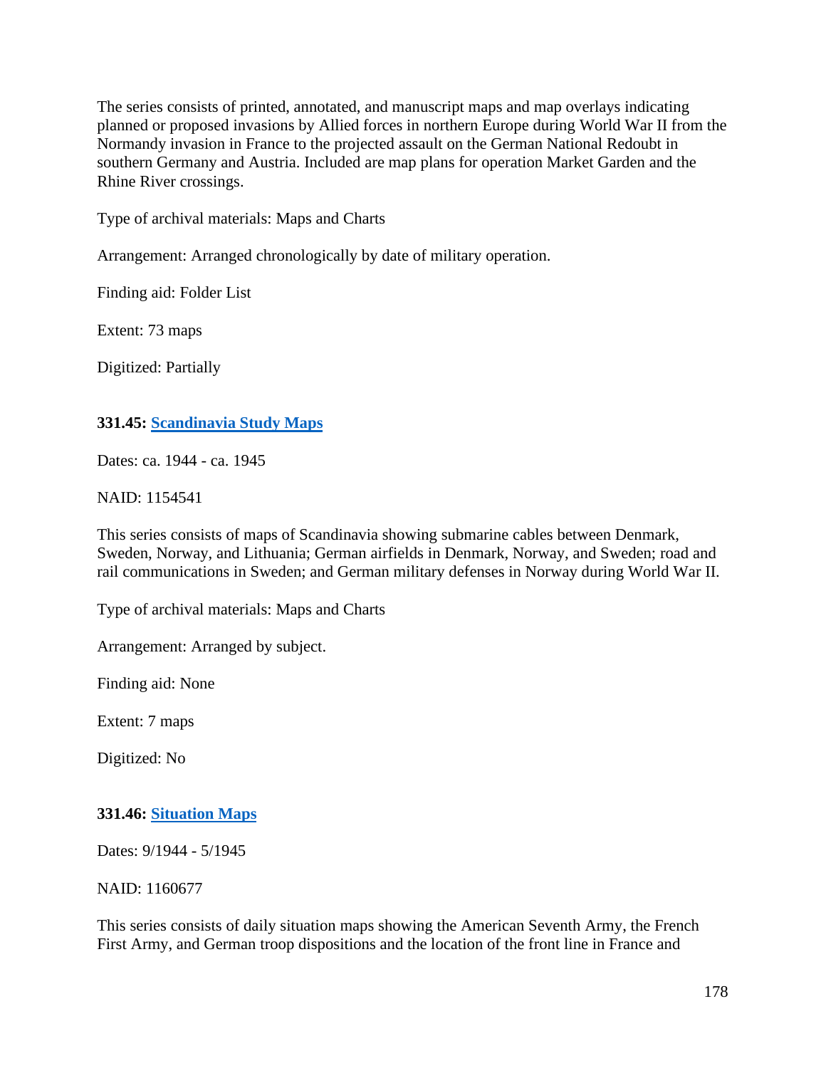The series consists of printed, annotated, and manuscript maps and map overlays indicating planned or proposed invasions by Allied forces in northern Europe during World War II from the Normandy invasion in France to the projected assault on the German National Redoubt in southern Germany and Austria. Included are map plans for operation Market Garden and the Rhine River crossings.

Type of archival materials: Maps and Charts

Arrangement: Arranged chronologically by date of military operation.

Finding aid: Folder List

Extent: 73 maps

Digitized: Partially

**331.45: Scandinavia Study Maps**

Dates: ca. 1944 - ca. 1945

NAID: 1154541

This series consists of maps of Scandinavia showing submarine cables between Denmark, Sweden, Norway, and Lithuania; German airfields in Denmark, Norway, and Sweden; road and rail communications in Sweden; and German military defenses in Norway during World War II.

Type of archival materials: Maps and Charts

Arrangement: Arranged by subject.

Finding aid: None

Extent: 7 maps

Digitized: No

**331.46: Situation Maps**

Dates: 9/1944 - 5/1945

NAID: 1160677

This series consists of daily situation maps showing the American Seventh Army, the French First Army, and German troop dispositions and the location of the front line in France and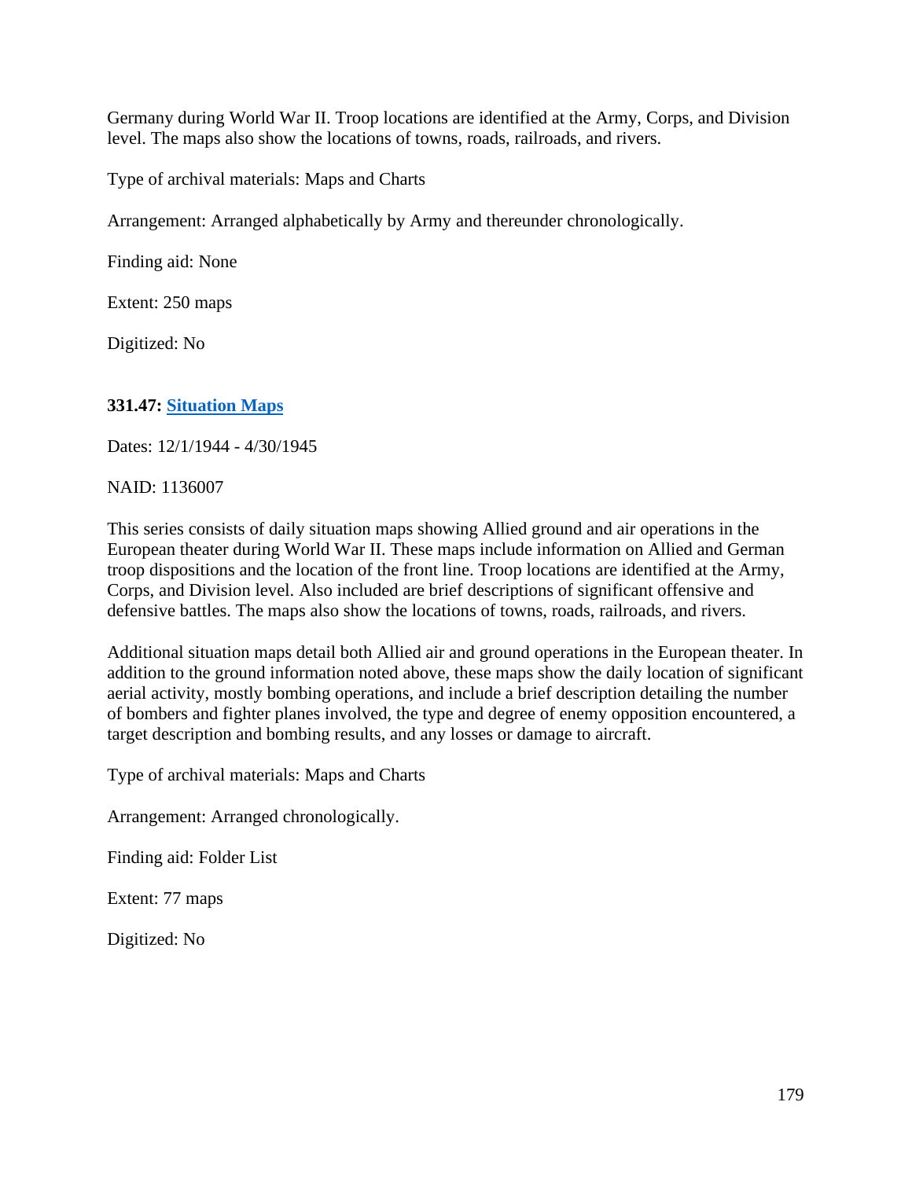Germany during World War II. Troop locations are identified at the Army, Corps, and Division level. The maps also show the locations of towns, roads, railroads, and rivers.

Type of archival materials: Maps and Charts

Arrangement: Arranged alphabetically by Army and thereunder chronologically.

Finding aid: None

Extent: 250 maps

Digitized: No

### 331.47: Situation Maps

Dates: 12/1/1944 - 4/30/1945

NAID: 1136007

This series consists of daily situation maps showing Allied ground and air operations in the European theater during World War II. These maps include information on Allied and German troop dispositions and the location of the front line. Troop locations are identified at the Army, Corps, and Division level. Also included are brief descriptions of significant offensive and defensive battles. The maps also show the locations of towns, roads, railroads, and rivers.

Additional situation maps detail both Allied air and ground operations in the European theater. In addition to the ground information noted above, these maps show the daily location of significant aerial activity, mostly bombing operations, and include a brief description detailing the number of bombers and fighter planes involved, the type and degree of enemy opposition encountered, a target description and bombing results, and any losses or damage to aircraft.

Type of archival materials: Maps and Charts

Arrangement: Arranged chronologically.

Finding aid: Folder List

Extent: 77 maps

Digitized: No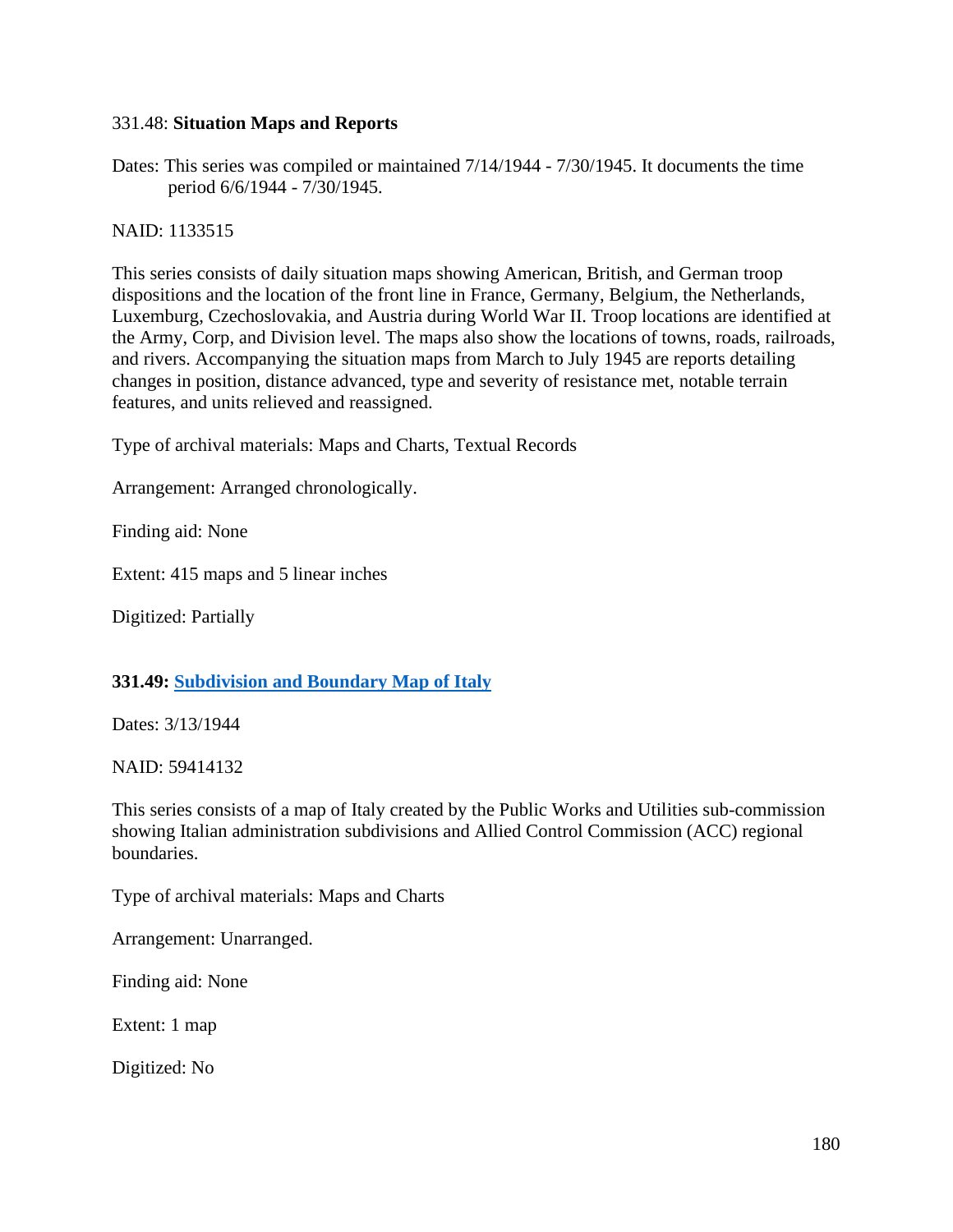331.48: **Situation Maps and Reports**

Dates: This series was compiled or maintained 7/14/1944 - 7/30/1945. It documents the time period 6/6/1944 - 7/30/1945.

NAID: 1133515

This series consists of daily situation maps showing American, British, and German troop dispositions and the location of the front line in France, Germany, Belgium, the Netherlands, Luxemburg, Czechoslovakia, and Austria during World War II. Troop locations are identified at the Army, Corp, and Division level. The maps also show the locations of towns, roads, railroads, and rivers. Accompanying the situation maps from March to July 1945 are reports detailing changes in position, distance advanced, type and severity of resistance met, notable terrain features, and units relieved and reassigned.

Type of archival materials: Maps and Charts, Textual Records

Arrangement: Arranged chronologically.

Finding aid: None

Extent: 415 maps and 5 linear inches

Digitized: Partially

**331.49: Subdivision and Boundary Map of Italy**

Dates: 3/13/1944

NAID: 59414132

This series consists of a map of Italy created by the Public Works and Utilities sub-commission showing Italian administration subdivisions and Allied Control Commission (ACC) regional boundaries.

Type of archival materials: Maps and Charts

Arrangement: Unarranged.

Finding aid: None

Extent: 1 map

Digitized: No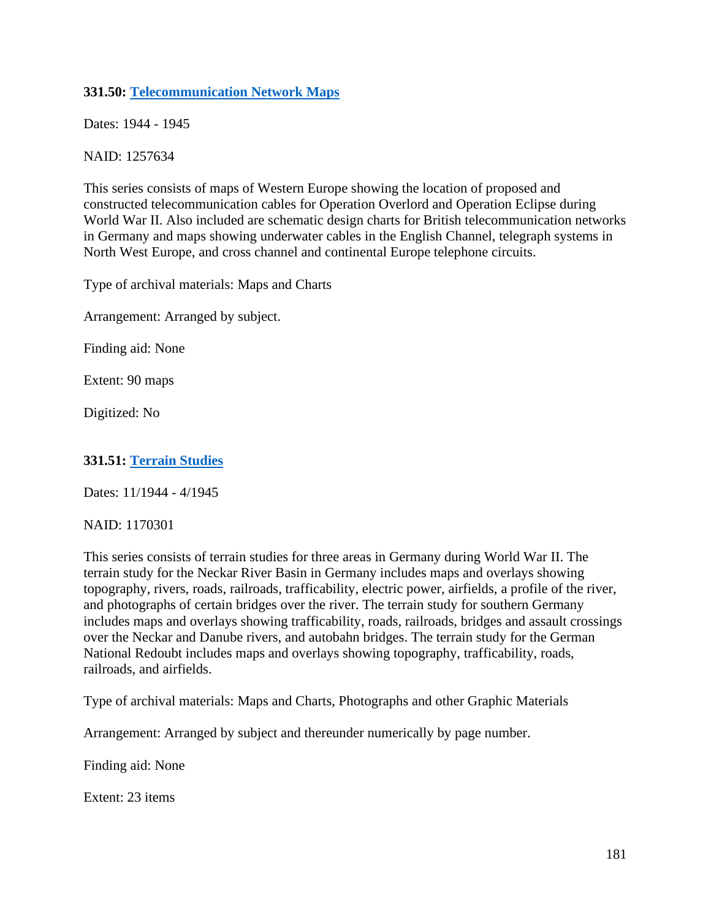**331.50: [Telecommunication Network Maps]**

Dates: 1944 - 1945

NAID: 1257634

This series consists of maps of Western Europe showing the location of proposed and constructed telecommunication cables for Operation Overlord and Operation Eclipse during World War II. Also included are schematic design charts for British telecommunication networks in Germany and maps showing underwater cables in the English Channel, telegraph systems in North West Europe, and cross channel and continental Europe telephone circuits.

Type of archival materials: Maps and Charts

Arrangement: Arranged by subject.

Finding aid: None

Extent: 90 maps

Digitized: No

**331.51: [Terrain Studies]**

Dates: 11/1944 - 4/1945

NAID: 1170301

This series consists of terrain studies for three areas in Germany during World War II. The terrain study for the Neckar River Basin in Germany includes maps and overlays showing topography, rivers, roads, railroads, trafficability, electric power, airfields, a profile of the river, and photographs of certain bridges over the river. The terrain study for southern Germany includes maps and overlays showing trafficability, roads, railroads, bridges and assault crossings over the Neckar and Danube rivers, and autobahn bridges. The terrain study for the German National Redoubt includes maps and overlays showing topography, trafficability, roads, railroads, and airfields.

Type of archival materials: Maps and Charts, Photographs and other Graphic Materials

Arrangement: Arranged by subject and thereunder numerically by page number.

Finding aid: None

Extent: 23 items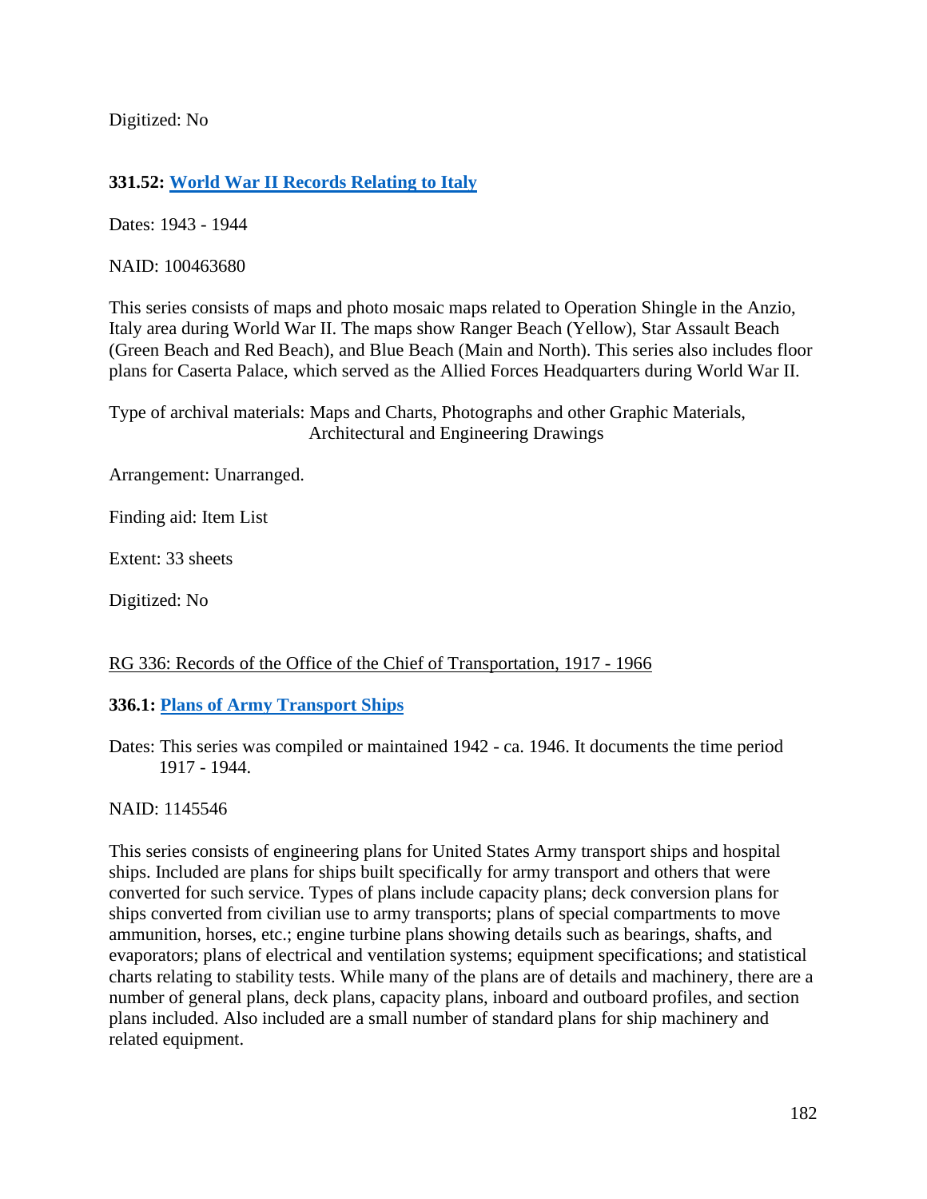Digitized: No

**331.52: World War II Records Relating to Italy**

Dates: 1943 - 1944

NAID: 100463680

This series consists of maps and photo mosaic maps related to Operation Shingle in the Anzio, Italy area during World War II. The maps show Ranger Beach (Yellow), Star Assault Beach (Green Beach and Red Beach), and Blue Beach (Main and North). This series also includes floor plans for Caserta Palace, which served as the Allied Forces Headquarters during World War II.

Type of archival materials: Maps and Charts, Photographs and other Graphic Materials, Architectural and Engineering Drawings

Arrangement: Unarranged.

Finding aid: Item List

Extent: 33 sheets

Digitized: No

RG 336: Records of the Office of the Chief of Transportation, 1917 - 1966

**336.1: Plans of Army Transport Ships**

Dates: This series was compiled or maintained 1942 - ca. 1946. It documents the time period 1917 - 1944.

NAID: 1145546

This series consists of engineering plans for United States Army transport ships and hospital ships. Included are plans for ships built specifically for army transport and others that were converted for such service. Types of plans include capacity plans; deck conversion plans for ships converted from civilian use to army transports; plans of special compartments to move ammunition, horses, etc.; engine turbine plans showing details such as bearings, shafts, and evaporators; plans of electrical and ventilation systems; equipment specifications; and statistical charts relating to stability tests. While many of the plans are of details and machinery, there are a number of general plans, deck plans, capacity plans, inboard and outboard profiles, and section plans included. Also included are a small number of standard plans for ship machinery and related equipment.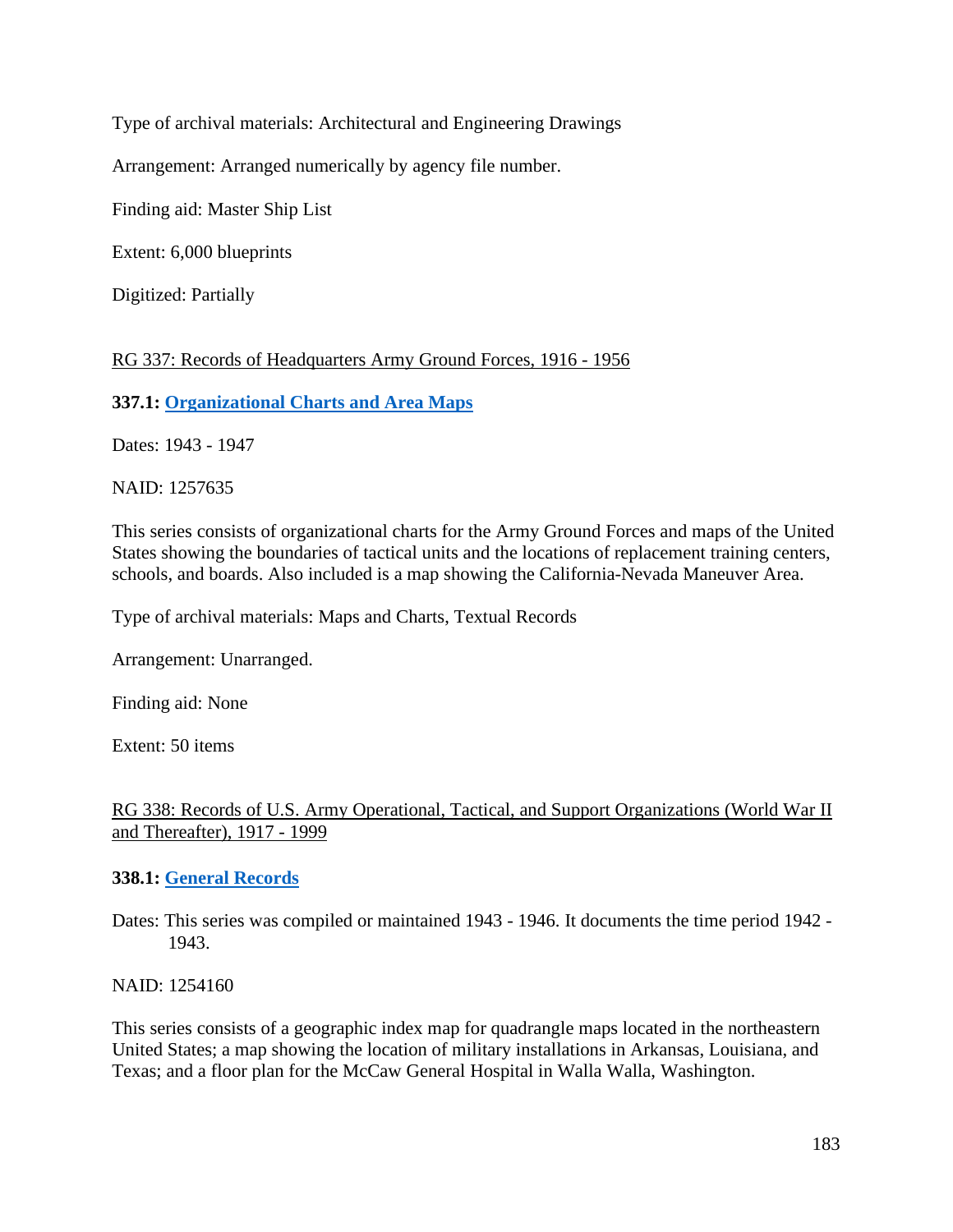Type of archival materials: Architectural and Engineering Drawings

Arrangement: Arranged numerically by agency file number.

Finding aid: Master Ship List

Extent: 6,000 blueprints

Digitized: Partially

RG 337: Records of Headquarters Army Ground Forces, 1916 - 1956

**337.1: Organizational Charts and Area Maps**

Dates: 1943 - 1947

NAID: 1257635

This series consists of organizational charts for the Army Ground Forces and maps of the United States showing the boundaries of tactical units and the locations of replacement training centers, schools, and boards. Also included is a map showing the California-Nevada Maneuver Area.

Type of archival materials: Maps and Charts, Textual Records

Arrangement: Unarranged.

Finding aid: None

Extent: 50 items

RG 338: Records of U.S. Army Operational, Tactical, and Support Organizations (World War II and Thereafter), 1917 - 1999

**338.1: General Records**

Dates: This series was compiled or maintained 1943 - 1946. It documents the time period 1942 - 1943.

NAID: 1254160

This series consists of a geographic index map for quadrangle maps located in the northeastern United States; a map showing the location of military installations in Arkansas, Louisiana, and Texas; and a floor plan for the McCaw General Hospital in Walla Walla, Washington.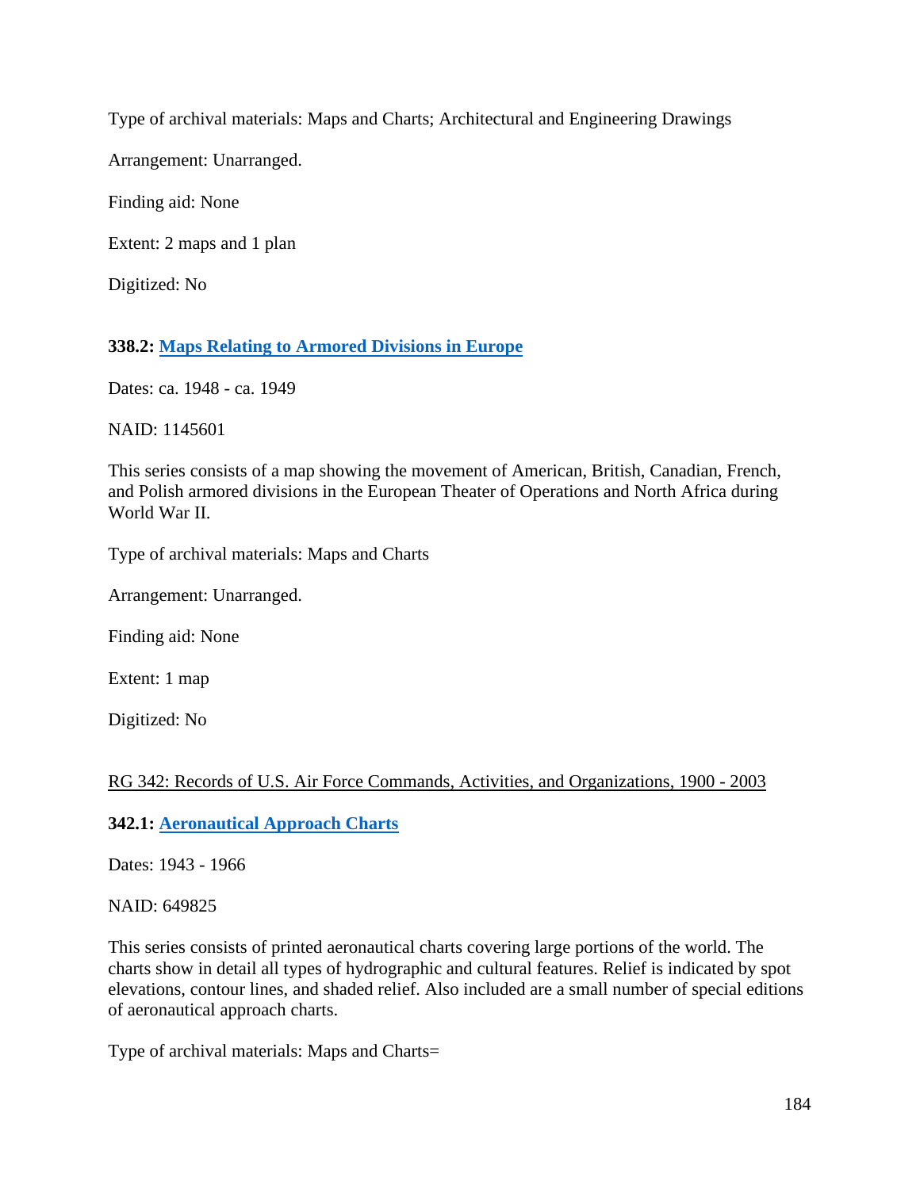Type of archival materials: Maps and Charts; Architectural and Engineering Drawings

Arrangement: Unarranged.

Finding aid: None

Extent: 2 maps and 1 plan

Digitized: No

**338.2: Maps Relating to Armored Divisions in Europe**

Dates: ca. 1948 - ca. 1949

NAID: 1145601

This series consists of a map showing the movement of American, British, Canadian, French, and Polish armored divisions in the European Theater of Operations and North Africa during World War II.

Type of archival materials: Maps and Charts

Arrangement: Unarranged.

Finding aid: None

Extent: 1 map

Digitized: No

RG 342: Records of U.S. Air Force Commands, Activities, and Organizations, 1900 - 2003

**342.1: Aeronautical Approach Charts**

Dates: 1943 - 1966

NAID: 649825

This series consists of printed aeronautical charts covering large portions of the world. The charts show in detail all types of hydrographic and cultural features. Relief is indicated by spot elevations, contour lines, and shaded relief. Also included are a small number of special editions of aeronautical approach charts.

Type of archival materials: Maps and Charts=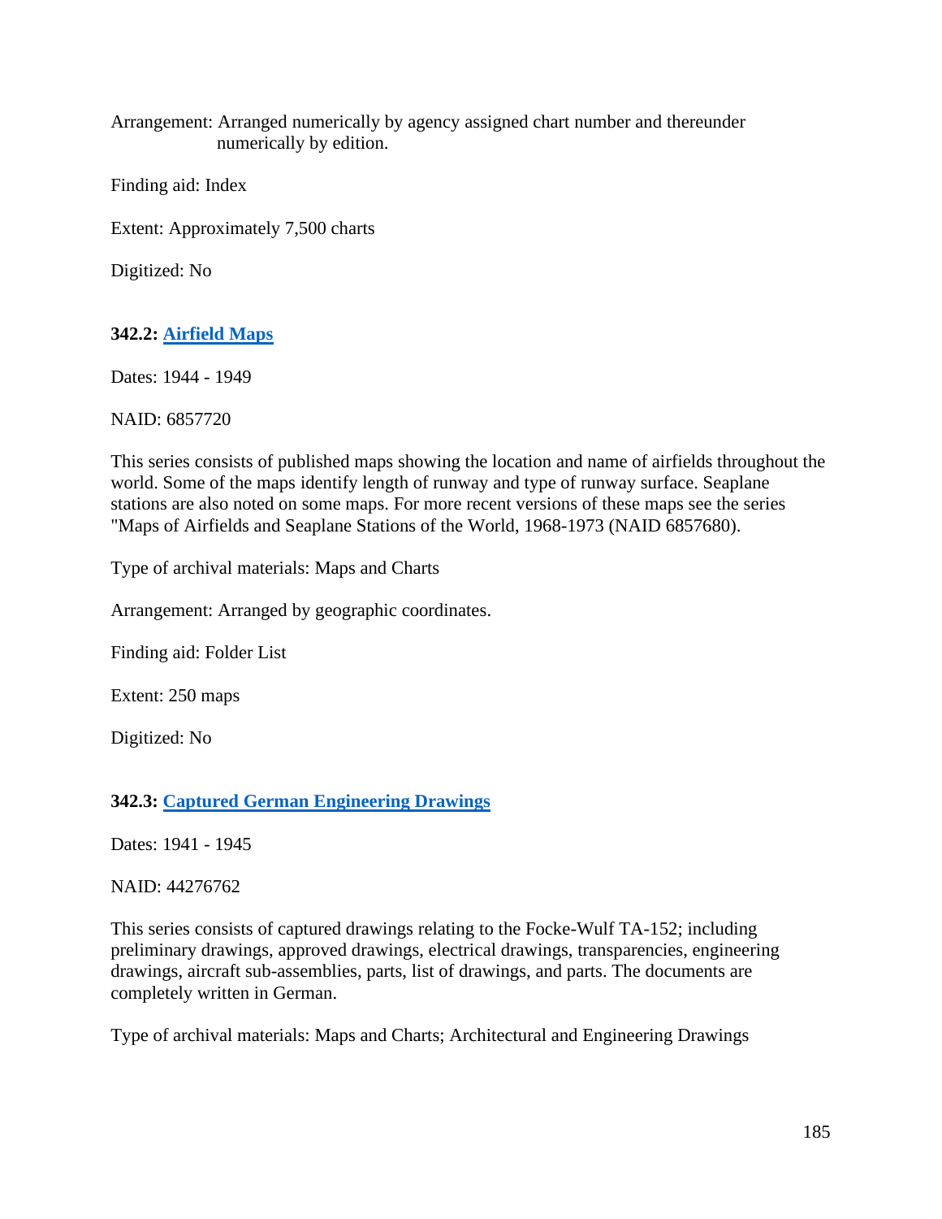Arrangement: Arranged numerically by agency assigned chart number and thereunder numerically by edition.

Finding aid: Index

Extent: Approximately 7,500 charts

Digitized: No

### 342.2: [Airfield Maps]

Dates: 1944 - 1949

NAID: 6857720

This series consists of published maps showing the location and name of airfields throughout the world. Some of the maps identify length of runway and type of runway surface. Seaplane stations are also noted on some maps. For more recent versions of these maps see the series "Maps of Airfields and Seaplane Stations of the World, 1968-1973 (NAID 6857680).

Type of archival materials: Maps and Charts

Arrangement: Arranged by geographic coordinates.

Finding aid: Folder List

Extent: 250 maps

Digitized: No

### 342.3: [Captured German Engineering Drawings]

Dates: 1941 - 1945

NAID: 44276762

This series consists of captured drawings relating to the Focke-Wulf TA-152; including preliminary drawings, approved drawings, electrical drawings, transparencies, engineering drawings, aircraft sub-assemblies, parts, list of drawings, and parts. The documents are completely written in German.

Type of archival materials: Maps and Charts; Architectural and Engineering Drawings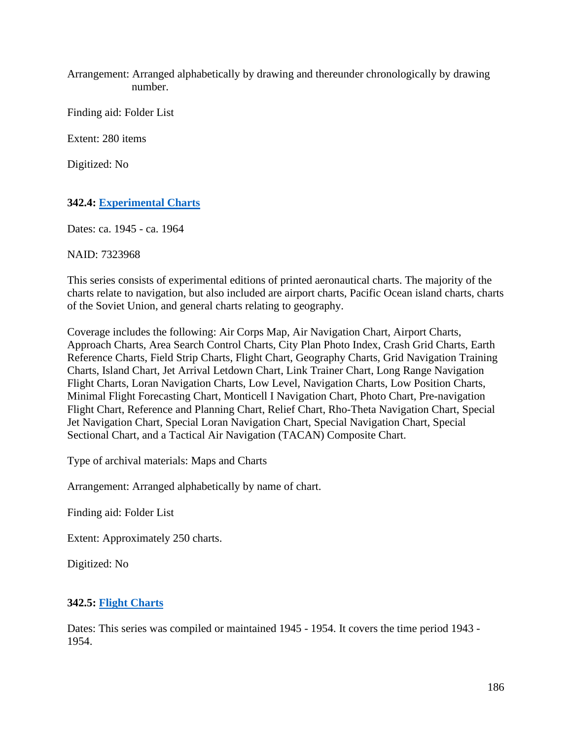Arrangement: Arranged alphabetically by drawing and thereunder chronologically by drawing number.

Finding aid: Folder List

Extent: 280 items

Digitized: No

### 342.4: [Experimental Charts]

Dates: ca. 1945 - ca. 1964

NAID: 7323968

This series consists of experimental editions of printed aeronautical charts. The majority of the charts relate to navigation, but also included are airport charts, Pacific Ocean island charts, charts of the Soviet Union, and general charts relating to geography.

Coverage includes the following: Air Corps Map, Air Navigation Chart, Airport Charts, Approach Charts, Area Search Control Charts, City Plan Photo Index, Crash Grid Charts, Earth Reference Charts, Field Strip Charts, Flight Chart, Geography Charts, Grid Navigation Training Charts, Island Chart, Jet Arrival Letdown Chart, Link Trainer Chart, Long Range Navigation Flight Charts, Loran Navigation Charts, Low Level, Navigation Charts, Low Position Charts, Minimal Flight Forecasting Chart, Monticell I Navigation Chart, Photo Chart, Pre-navigation Flight Chart, Reference and Planning Chart, Relief Chart, Rho-Theta Navigation Chart, Special Jet Navigation Chart, Special Loran Navigation Chart, Special Navigation Chart, Special Sectional Chart, and a Tactical Air Navigation (TACAN) Composite Chart.

Type of archival materials: Maps and Charts

Arrangement: Arranged alphabetically by name of chart.

Finding aid: Folder List

Extent: Approximately 250 charts.

Digitized: No

### 342.5: [Flight Charts]

Dates: This series was compiled or maintained 1945 - 1954. It covers the time period 1943 - 1954.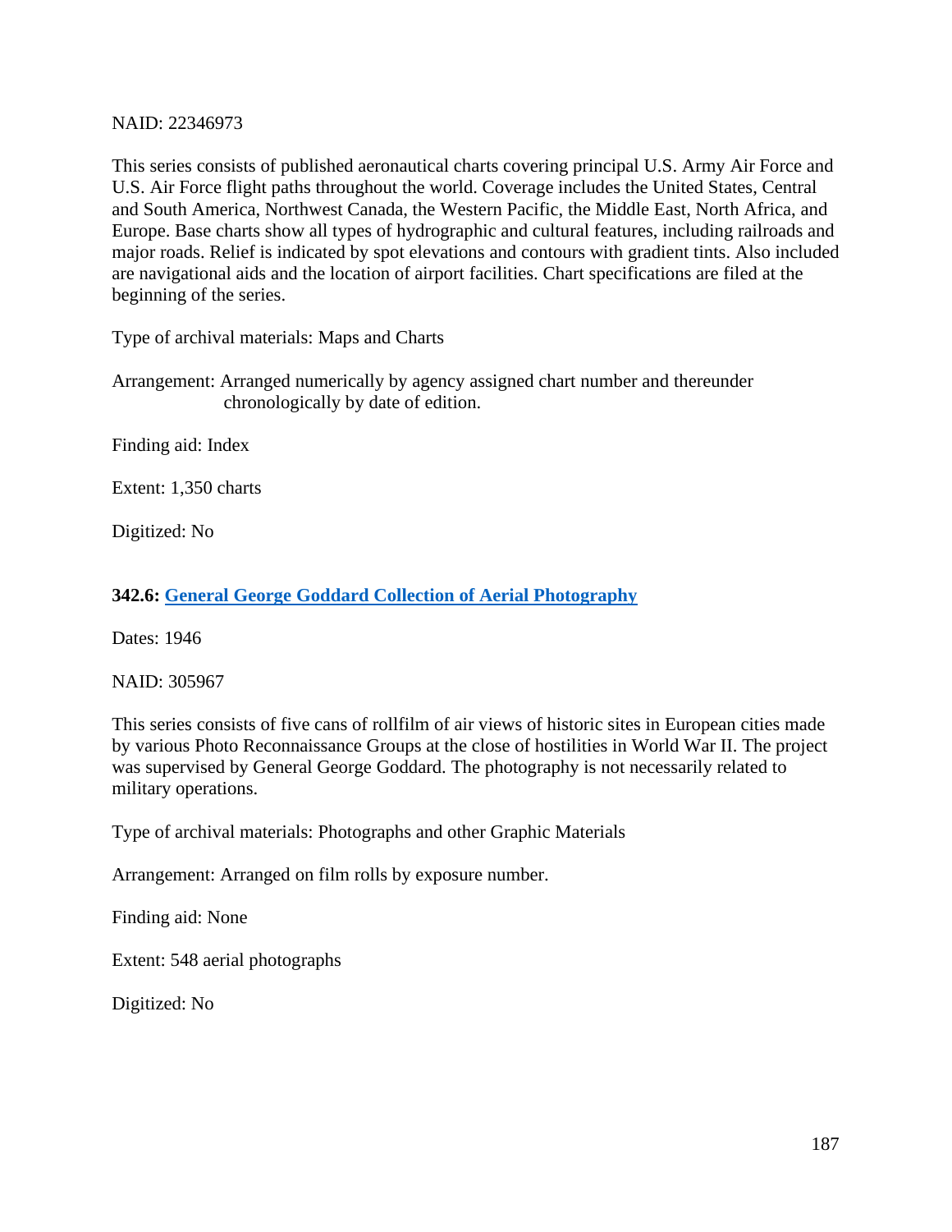NAID: 22346973

This series consists of published aeronautical charts covering principal U.S. Army Air Force and U.S. Air Force flight paths throughout the world. Coverage includes the United States, Central and South America, Northwest Canada, the Western Pacific, the Middle East, North Africa, and Europe. Base charts show all types of hydrographic and cultural features, including railroads and major roads. Relief is indicated by spot elevations and contours with gradient tints. Also included are navigational aids and the location of airport facilities. Chart specifications are filed at the beginning of the series.

Type of archival materials: Maps and Charts

Arrangement: Arranged numerically by agency assigned chart number and thereunder chronologically by date of edition.

Finding aid: Index

Extent: 1,350 charts

Digitized: No

### 342.6: General George Goddard Collection of Aerial Photography

Dates: 1946

NAID: 305967

This series consists of five cans of rollfilm of air views of historic sites in European cities made by various Photo Reconnaissance Groups at the close of hostilities in World War II. The project was supervised by General George Goddard. The photography is not necessarily related to military operations.

Type of archival materials: Photographs and other Graphic Materials

Arrangement: Arranged on film rolls by exposure number.

Finding aid: None

Extent: 548 aerial photographs

Digitized: No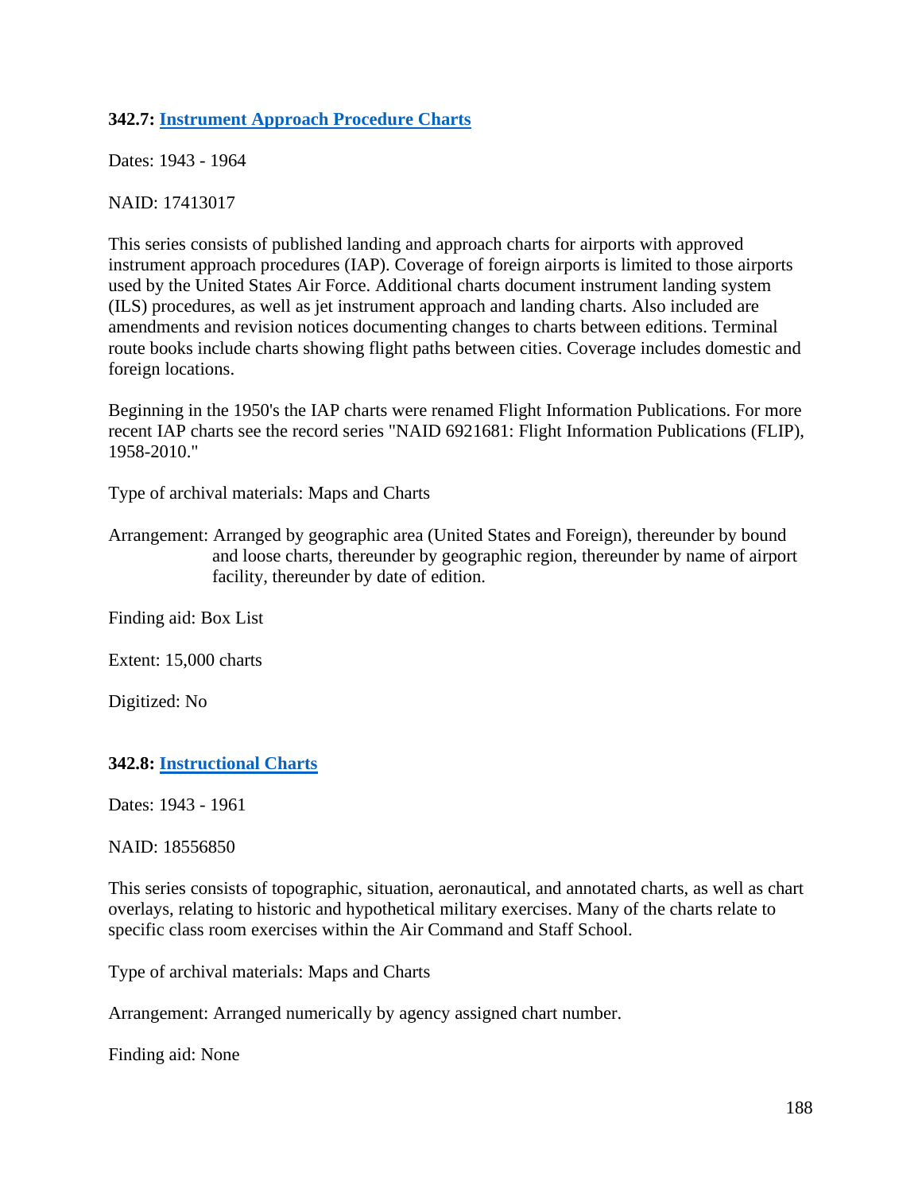### 342.7: [Instrument Approach Procedure Charts]()

Dates: 1943 - 1964

NAID: 17413017

This series consists of published landing and approach charts for airports with approved instrument approach procedures (IAP). Coverage of foreign airports is limited to those airports used by the United States Air Force. Additional charts document instrument landing system (ILS) procedures, as well as jet instrument approach and landing charts. Also included are amendments and revision notices documenting changes to charts between editions. Terminal route books include charts showing flight paths between cities. Coverage includes domestic and foreign locations.

Beginning in the 1950's the IAP charts were renamed Flight Information Publications. For more recent IAP charts see the record series "NAID 6921681: Flight Information Publications (FLIP), 1958-2010."

Type of archival materials: Maps and Charts

Arrangement: Arranged by geographic area (United States and Foreign), thereunder by bound and loose charts, thereunder by geographic region, thereunder by name of airport facility, thereunder by date of edition.

Finding aid: Box List

Extent: 15,000 charts

Digitized: No

### 342.8: [Instructional Charts]()

Dates: 1943 - 1961

NAID: 18556850

This series consists of topographic, situation, aeronautical, and annotated charts, as well as chart overlays, relating to historic and hypothetical military exercises. Many of the charts relate to specific class room exercises within the Air Command and Staff School.

Type of archival materials: Maps and Charts

Arrangement: Arranged numerically by agency assigned chart number.

Finding aid: None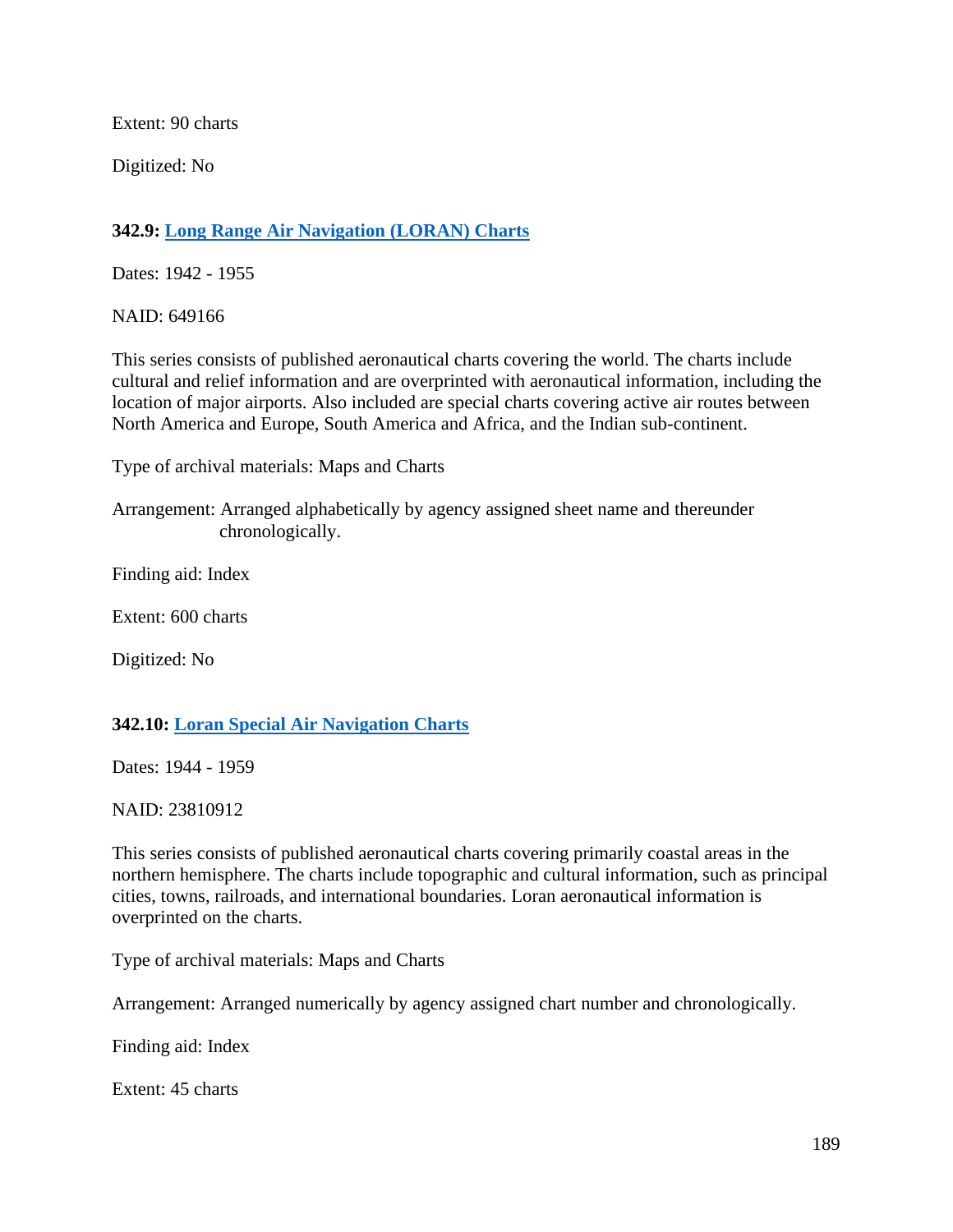Extent: 90 charts

Digitized: No

### 342.9: [Long Range Air Navigation (LORAN) Charts]

Dates: 1942 - 1955

NAID: 649166

This series consists of published aeronautical charts covering the world. The charts include cultural and relief information and are overprinted with aeronautical information, including the location of major airports. Also included are special charts covering active air routes between North America and Europe, South America and Africa, and the Indian sub-continent.

Type of archival materials: Maps and Charts

Arrangement: Arranged alphabetically by agency assigned sheet name and thereunder chronologically.

Finding aid: Index

Extent: 600 charts

Digitized: No

### 342.10: [Loran Special Air Navigation Charts]

Dates: 1944 - 1959

NAID: 23810912

This series consists of published aeronautical charts covering primarily coastal areas in the northern hemisphere. The charts include topographic and cultural information, such as principal cities, towns, railroads, and international boundaries. Loran aeronautical information is overprinted on the charts.

Type of archival materials: Maps and Charts

Arrangement: Arranged numerically by agency assigned chart number and chronologically.

Finding aid: Index

Extent: 45 charts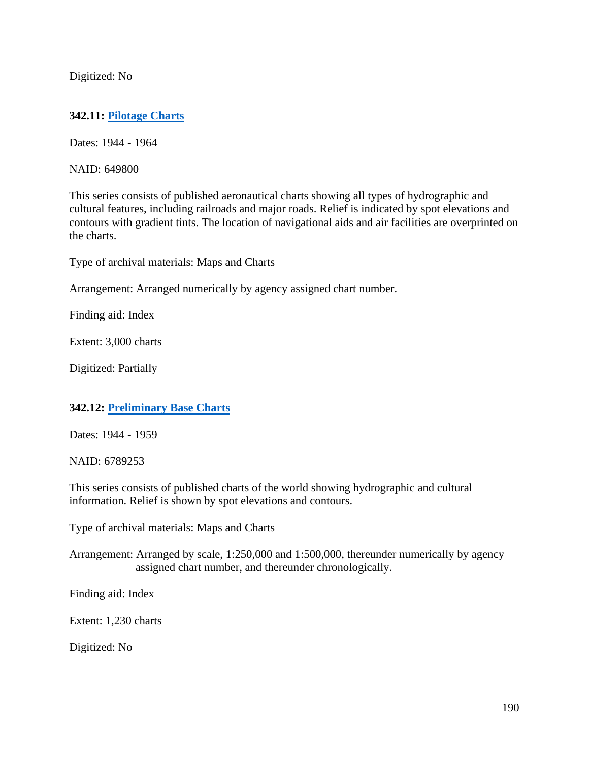Digitized: No

### **342.11: Pilotage Charts**

Dates: 1944 - 1964

NAID: 649800

This series consists of published aeronautical charts showing all types of hydrographic and cultural features, including railroads and major roads. Relief is indicated by spot elevations and contours with gradient tints. The location of navigational aids and air facilities are overprinted on the charts.

Type of archival materials: Maps and Charts

Arrangement: Arranged numerically by agency assigned chart number.

Finding aid: Index

Extent: 3,000 charts

Digitized: Partially

### **342.12: Preliminary Base Charts**

Dates: 1944 - 1959

NAID: 6789253

This series consists of published charts of the world showing hydrographic and cultural information. Relief is shown by spot elevations and contours.

Type of archival materials: Maps and Charts

Arrangement: Arranged by scale, 1:250,000 and 1:500,000, thereunder numerically by agency assigned chart number, and thereunder chronologically.

Finding aid: Index

Extent: 1,230 charts

Digitized: No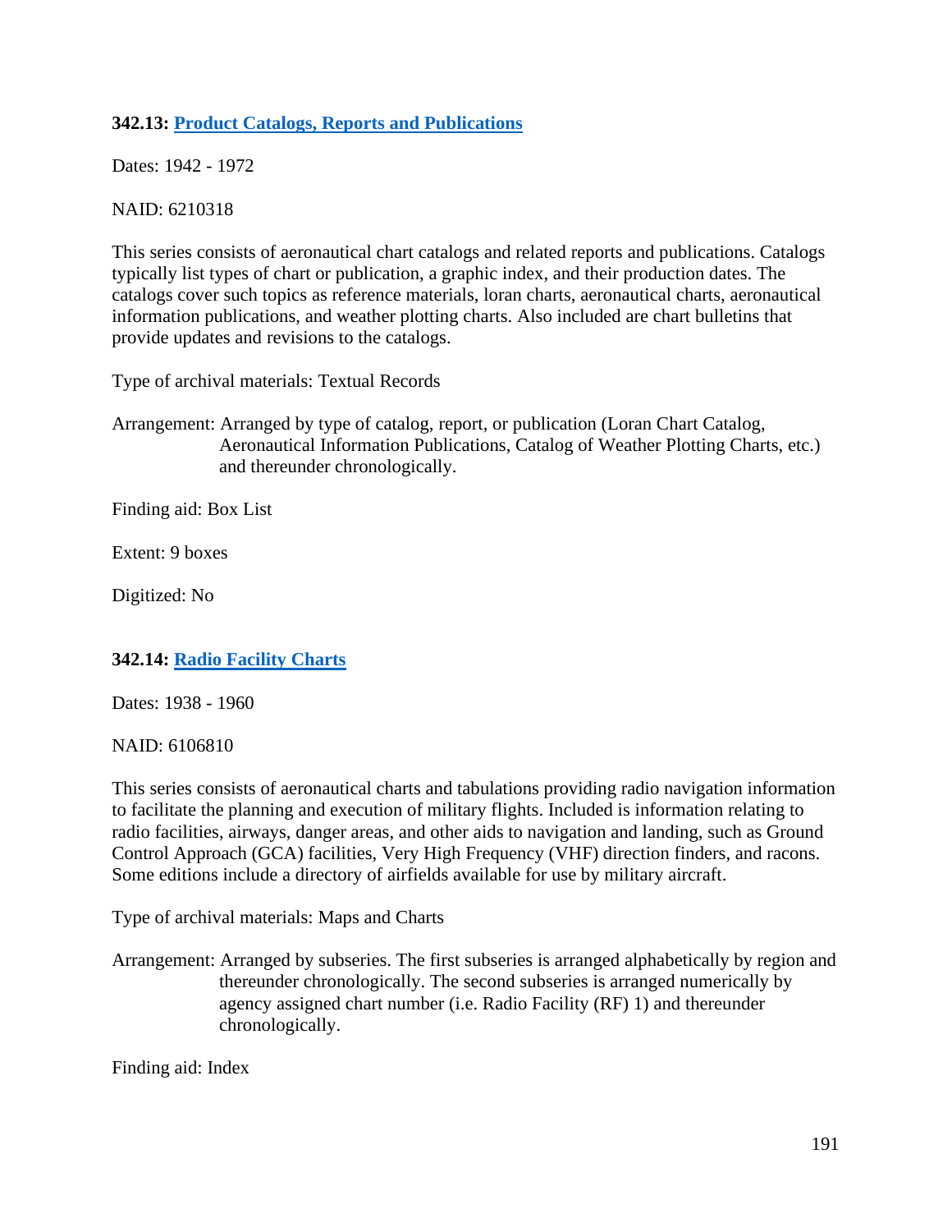### 342.13: [Product Catalogs, Reports and Publications]

Dates: 1942 - 1972

NAID: 6210318

This series consists of aeronautical chart catalogs and related reports and publications. Catalogs typically list types of chart or publication, a graphic index, and their production dates. The catalogs cover such topics as reference materials, loran charts, aeronautical charts, aeronautical information publications, and weather plotting charts. Also included are chart bulletins that provide updates and revisions to the catalogs.

Type of archival materials: Textual Records

Arrangement: Arranged by type of catalog, report, or publication (Loran Chart Catalog, Aeronautical Information Publications, Catalog of Weather Plotting Charts, etc.) and thereunder chronologically.

Finding aid: Box List

Extent: 9 boxes

Digitized: No

### 342.14: [Radio Facility Charts]

Dates: 1938 - 1960

NAID: 6106810

This series consists of aeronautical charts and tabulations providing radio navigation information to facilitate the planning and execution of military flights. Included is information relating to radio facilities, airways, danger areas, and other aids to navigation and landing, such as Ground Control Approach (GCA) facilities, Very High Frequency (VHF) direction finders, and racons. Some editions include a directory of airfields available for use by military aircraft.

Type of archival materials: Maps and Charts

Arrangement: Arranged by subseries. The first subseries is arranged alphabetically by region and thereunder chronologically. The second subseries is arranged numerically by agency assigned chart number (i.e. Radio Facility (RF) 1) and thereunder chronologically.

Finding aid: Index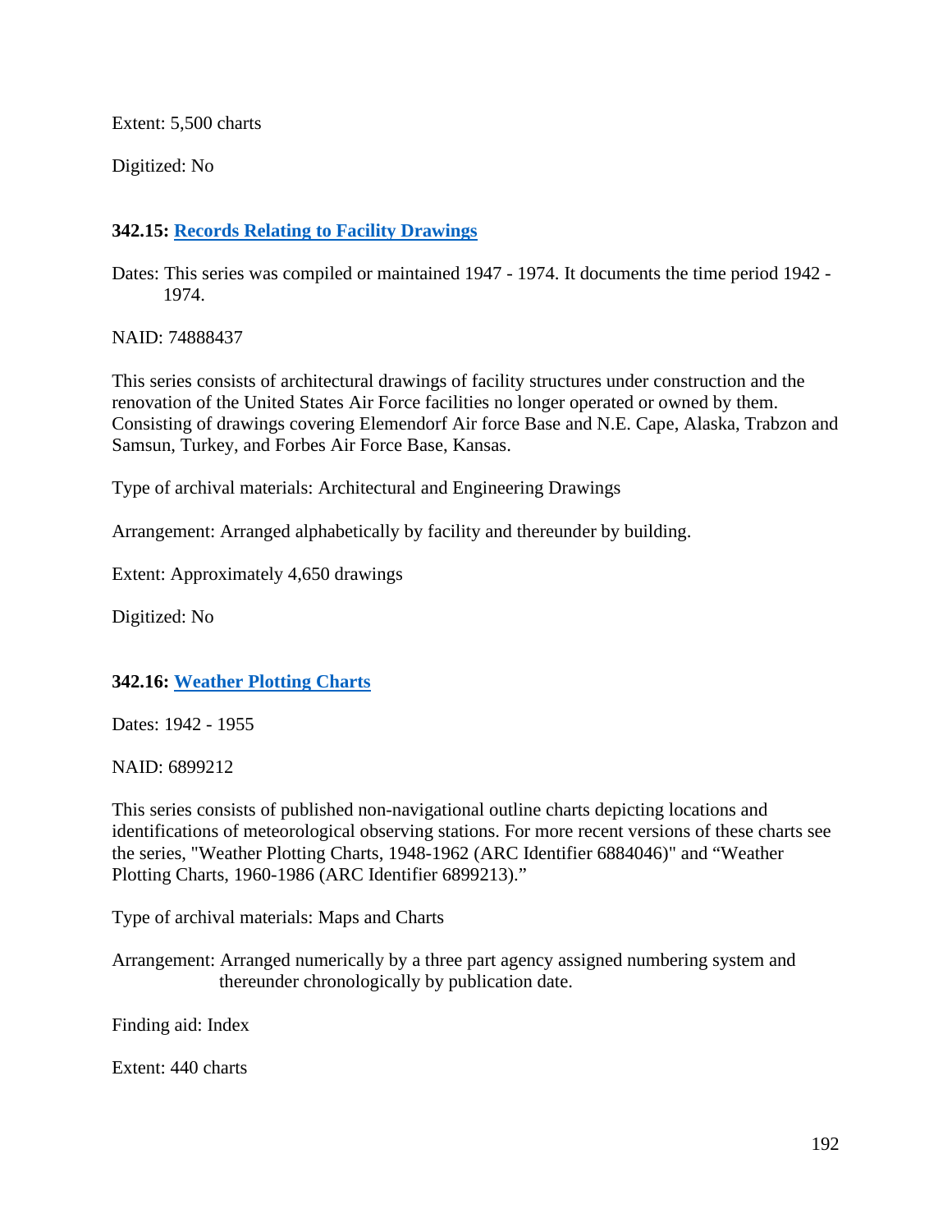Extent: 5,500 charts

Digitized: No

**342.15: Records Relating to Facility Drawings**

Dates: This series was compiled or maintained 1947 - 1974. It documents the time period 1942 - 1974.

NAID: 74888437

This series consists of architectural drawings of facility structures under construction and the renovation of the United States Air Force facilities no longer operated or owned by them. Consisting of drawings covering Elemendorf Air force Base and N.E. Cape, Alaska, Trabzon and Samsun, Turkey, and Forbes Air Force Base, Kansas.

Type of archival materials: Architectural and Engineering Drawings

Arrangement: Arranged alphabetically by facility and thereunder by building.

Extent: Approximately 4,650 drawings

Digitized: No

**342.16: Weather Plotting Charts**

Dates: 1942 - 1955

NAID: 6899212

This series consists of published non-navigational outline charts depicting locations and identifications of meteorological observing stations. For more recent versions of these charts see the series, "Weather Plotting Charts, 1948-1962 (ARC Identifier 6884046)" and "Weather Plotting Charts, 1960-1986 (ARC Identifier 6899213)."

Type of archival materials: Maps and Charts

Arrangement: Arranged numerically by a three part agency assigned numbering system and thereunder chronologically by publication date.

Finding aid: Index

Extent: 440 charts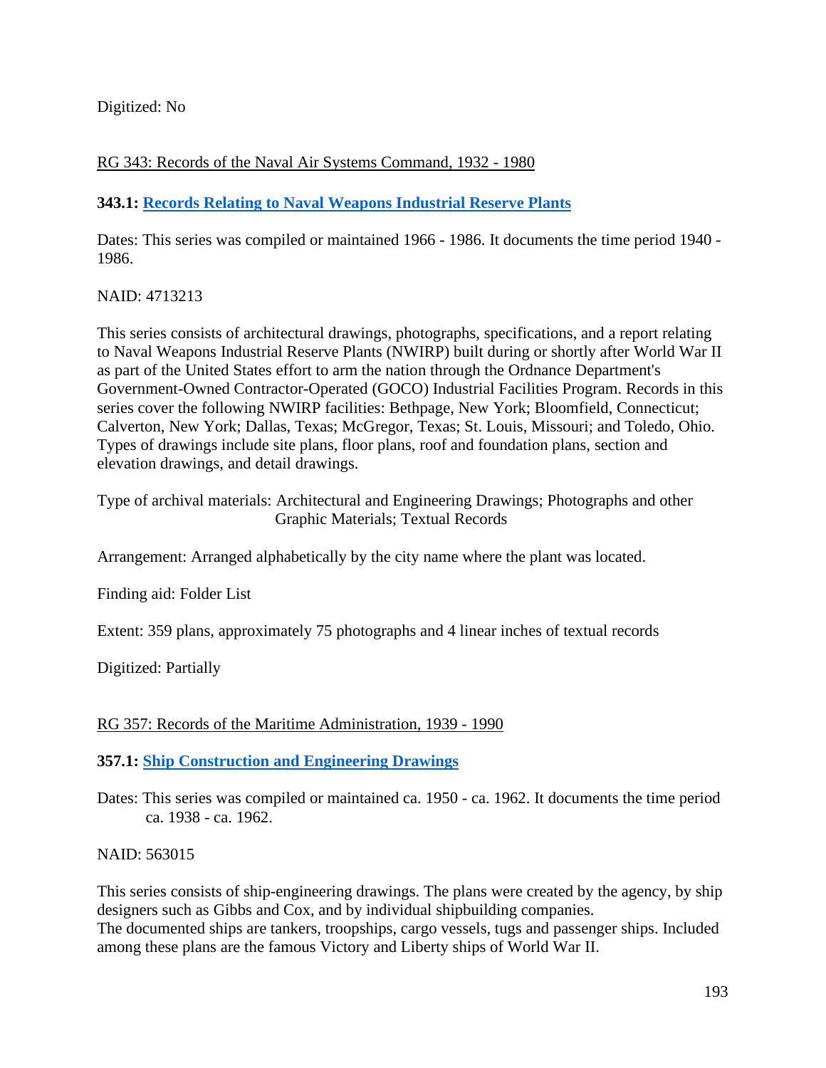Digitized: No

RG 343: Records of the Naval Air Systems Command, 1932 - 1980

**343.1: Records Relating to Naval Weapons Industrial Reserve Plants**

Dates: This series was compiled or maintained 1966 - 1986. It documents the time period 1940 - 1986.

NAID: 4713213

This series consists of architectural drawings, photographs, specifications, and a report relating to Naval Weapons Industrial Reserve Plants (NWIRP) built during or shortly after World War II as part of the United States effort to arm the nation through the Ordnance Department's Government-Owned Contractor-Operated (GOCO) Industrial Facilities Program. Records in this series cover the following NWIRP facilities: Bethpage, New York; Bloomfield, Connecticut; Calverton, New York; Dallas, Texas; McGregor, Texas; St. Louis, Missouri; and Toledo, Ohio. Types of drawings include site plans, floor plans, roof and foundation plans, section and elevation drawings, and detail drawings.

Type of archival materials: Architectural and Engineering Drawings; Photographs and other Graphic Materials; Textual Records

Arrangement: Arranged alphabetically by the city name where the plant was located.

Finding aid: Folder List

Extent: 359 plans, approximately 75 photographs and 4 linear inches of textual records

Digitized: Partially

RG 357: Records of the Maritime Administration, 1939 - 1990

**357.1: Ship Construction and Engineering Drawings**

Dates: This series was compiled or maintained ca. 1950 - ca. 1962. It documents the time period ca. 1938 - ca. 1962.

NAID: 563015

This series consists of ship-engineering drawings. The plans were created by the agency, by ship designers such as Gibbs and Cox, and by individual shipbuilding companies.
The documented ships are tankers, troopships, cargo vessels, tugs and passenger ships. Included among these plans are the famous Victory and Liberty ships of World War II.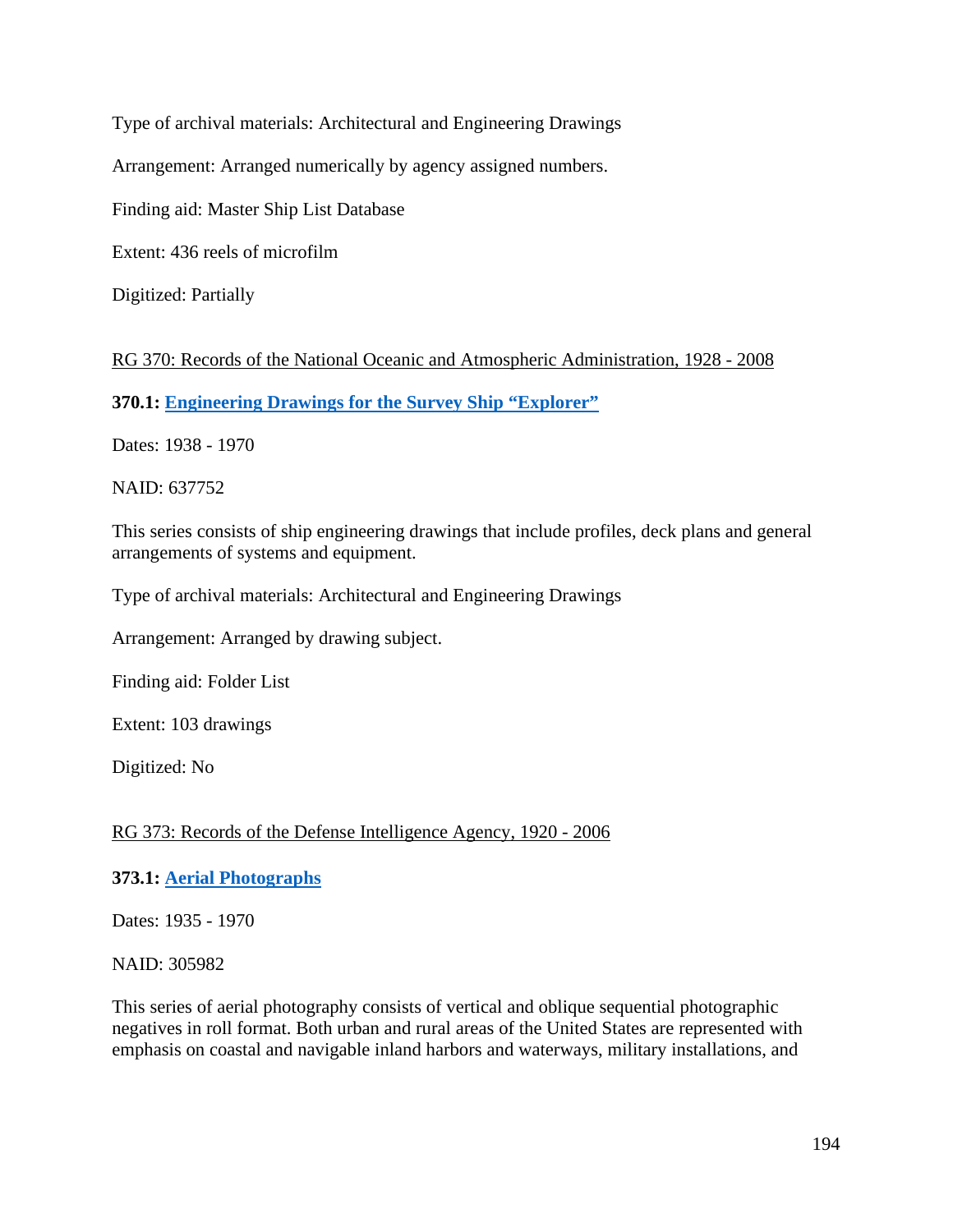Type of archival materials: Architectural and Engineering Drawings

Arrangement: Arranged numerically by agency assigned numbers.

Finding aid: Master Ship List Database

Extent: 436 reels of microfilm

Digitized: Partially

RG 370: Records of the National Oceanic and Atmospheric Administration, 1928 - 2008

**370.1: Engineering Drawings for the Survey Ship "Explorer"**

Dates: 1938 - 1970

NAID: 637752

This series consists of ship engineering drawings that include profiles, deck plans and general arrangements of systems and equipment.

Type of archival materials: Architectural and Engineering Drawings

Arrangement: Arranged by drawing subject.

Finding aid: Folder List

Extent: 103 drawings

Digitized: No

RG 373: Records of the Defense Intelligence Agency, 1920 - 2006

**373.1: Aerial Photographs**

Dates: 1935 - 1970

NAID: 305982

This series of aerial photography consists of vertical and oblique sequential photographic negatives in roll format. Both urban and rural areas of the United States are represented with emphasis on coastal and navigable inland harbors and waterways, military installations, and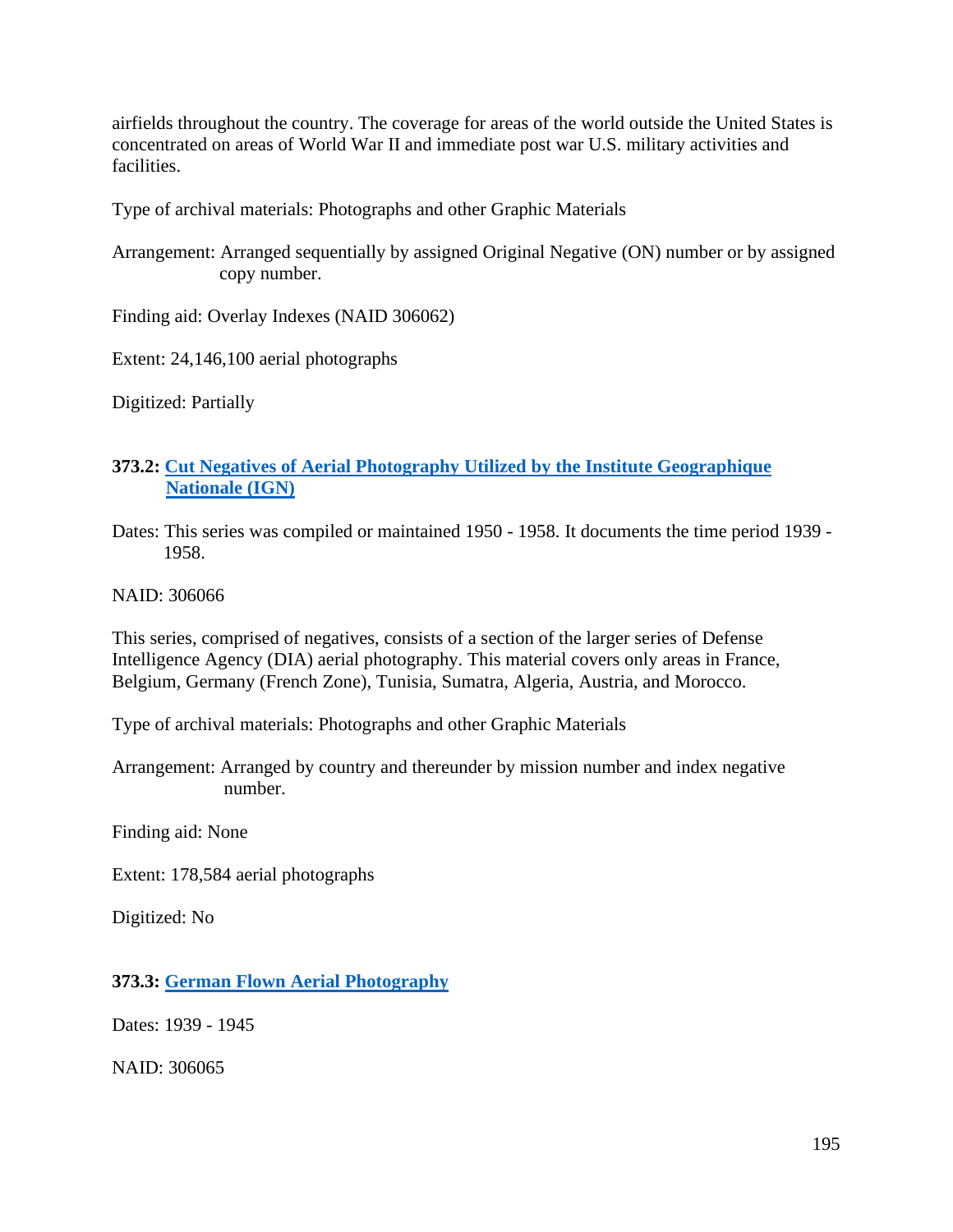airfields throughout the country. The coverage for areas of the world outside the United States is concentrated on areas of World War II and immediate post war U.S. military activities and facilities.

Type of archival materials: Photographs and other Graphic Materials

Arrangement: Arranged sequentially by assigned Original Negative (ON) number or by assigned copy number.

Finding aid: Overlay Indexes (NAID 306062)

Extent: 24,146,100 aerial photographs

Digitized: Partially

### 373.2: Cut Negatives of Aerial Photography Utilized by the Institute Geographique Nationale (IGN)

Dates: This series was compiled or maintained 1950 - 1958. It documents the time period 1939 - 1958.

NAID: 306066

This series, comprised of negatives, consists of a section of the larger series of Defense Intelligence Agency (DIA) aerial photography. This material covers only areas in France, Belgium, Germany (French Zone), Tunisia, Sumatra, Algeria, Austria, and Morocco.

Type of archival materials: Photographs and other Graphic Materials

Arrangement: Arranged by country and thereunder by mission number and index negative number.

Finding aid: None

Extent: 178,584 aerial photographs

Digitized: No

### 373.3: German Flown Aerial Photography

Dates: 1939 - 1945

NAID: 306065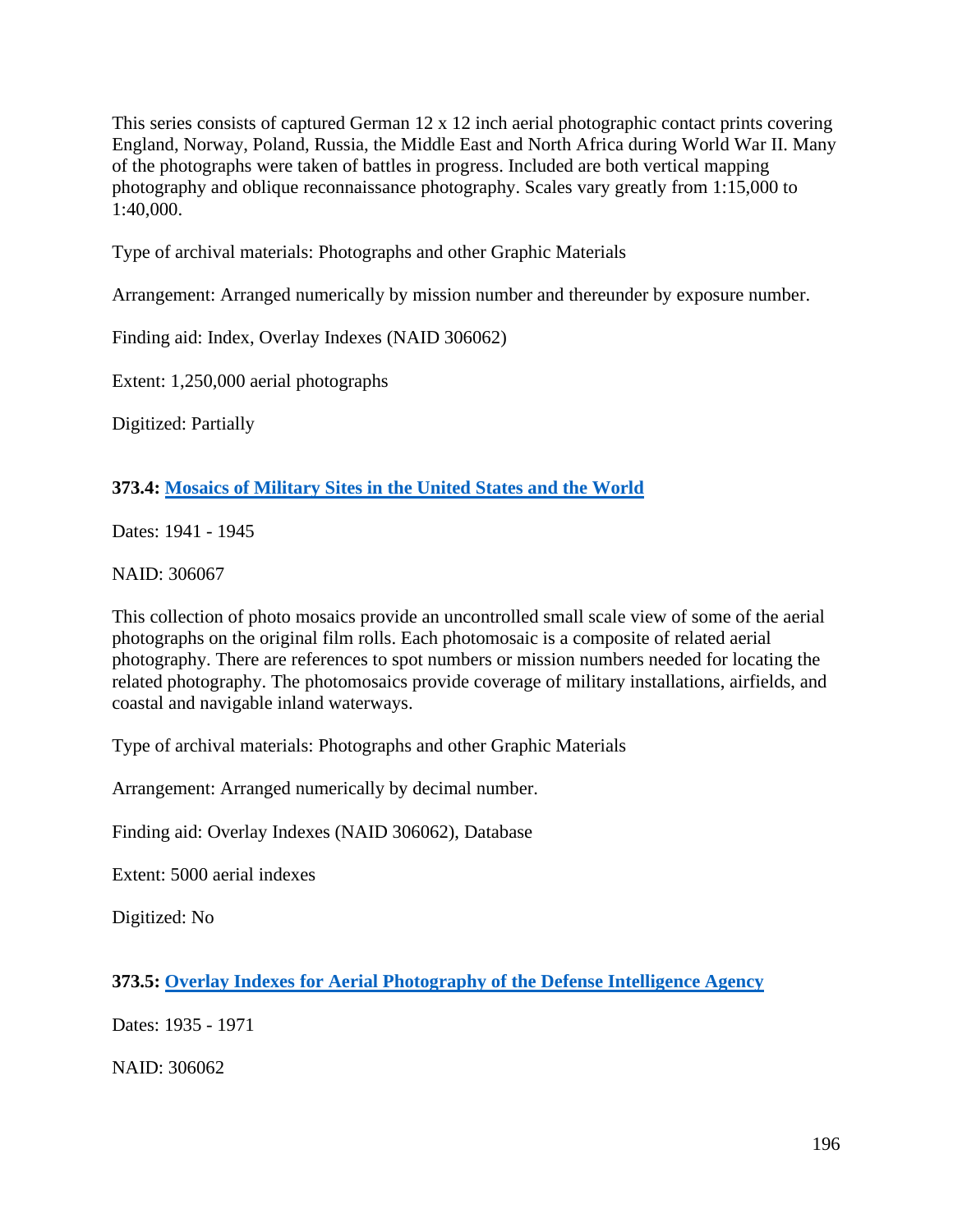This series consists of captured German 12 x 12 inch aerial photographic contact prints covering England, Norway, Poland, Russia, the Middle East and North Africa during World War II. Many of the photographs were taken of battles in progress. Included are both vertical mapping photography and oblique reconnaissance photography. Scales vary greatly from 1:15,000 to 1:40,000.

Type of archival materials: Photographs and other Graphic Materials

Arrangement: Arranged numerically by mission number and thereunder by exposure number.

Finding aid: Index, Overlay Indexes (NAID 306062)

Extent: 1,250,000 aerial photographs

Digitized: Partially

**373.4: Mosaics of Military Sites in the United States and the World**

Dates: 1941 - 1945

NAID: 306067

This collection of photo mosaics provide an uncontrolled small scale view of some of the aerial photographs on the original film rolls. Each photomosaic is a composite of related aerial photography. There are references to spot numbers or mission numbers needed for locating the related photography. The photomosaics provide coverage of military installations, airfields, and coastal and navigable inland waterways.

Type of archival materials: Photographs and other Graphic Materials

Arrangement: Arranged numerically by decimal number.

Finding aid: Overlay Indexes (NAID 306062), Database

Extent: 5000 aerial indexes

Digitized: No

**373.5: Overlay Indexes for Aerial Photography of the Defense Intelligence Agency**

Dates: 1935 - 1971

NAID: 306062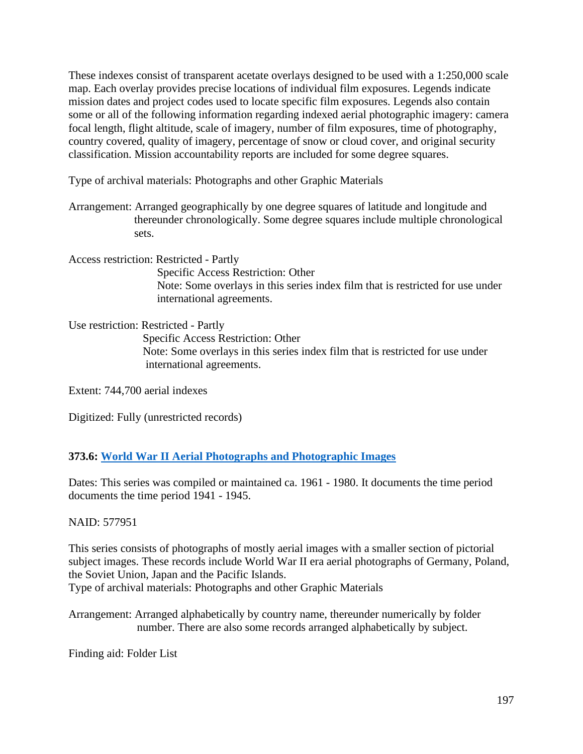These indexes consist of transparent acetate overlays designed to be used with a 1:250,000 scale map. Each overlay provides precise locations of individual film exposures. Legends indicate mission dates and project codes used to locate specific film exposures. Legends also contain some or all of the following information regarding indexed aerial photographic imagery: camera focal length, flight altitude, scale of imagery, number of film exposures, time of photography, country covered, quality of imagery, percentage of snow or cloud cover, and original security classification. Mission accountability reports are included for some degree squares.

Type of archival materials: Photographs and other Graphic Materials

Arrangement: Arranged geographically by one degree squares of latitude and longitude and thereunder chronologically. Some degree squares include multiple chronological sets.

Access restriction: Restricted - Partly
Specific Access Restriction: Other
Note: Some overlays in this series index film that is restricted for use under international agreements.

Use restriction: Restricted - Partly
Specific Access Restriction: Other
Note: Some overlays in this series index film that is restricted for use under international agreements.

Extent: 744,700 aerial indexes

Digitized: Fully (unrestricted records)

**373.6: World War II Aerial Photographs and Photographic Images**

Dates: This series was compiled or maintained ca. 1961 - 1980. It documents the time period documents the time period 1941 - 1945.

NAID: 577951

This series consists of photographs of mostly aerial images with a smaller section of pictorial subject images. These records include World War II era aerial photographs of Germany, Poland, the Soviet Union, Japan and the Pacific Islands.
Type of archival materials: Photographs and other Graphic Materials

Arrangement: Arranged alphabetically by country name, thereunder numerically by folder number. There are also some records arranged alphabetically by subject.

Finding aid: Folder List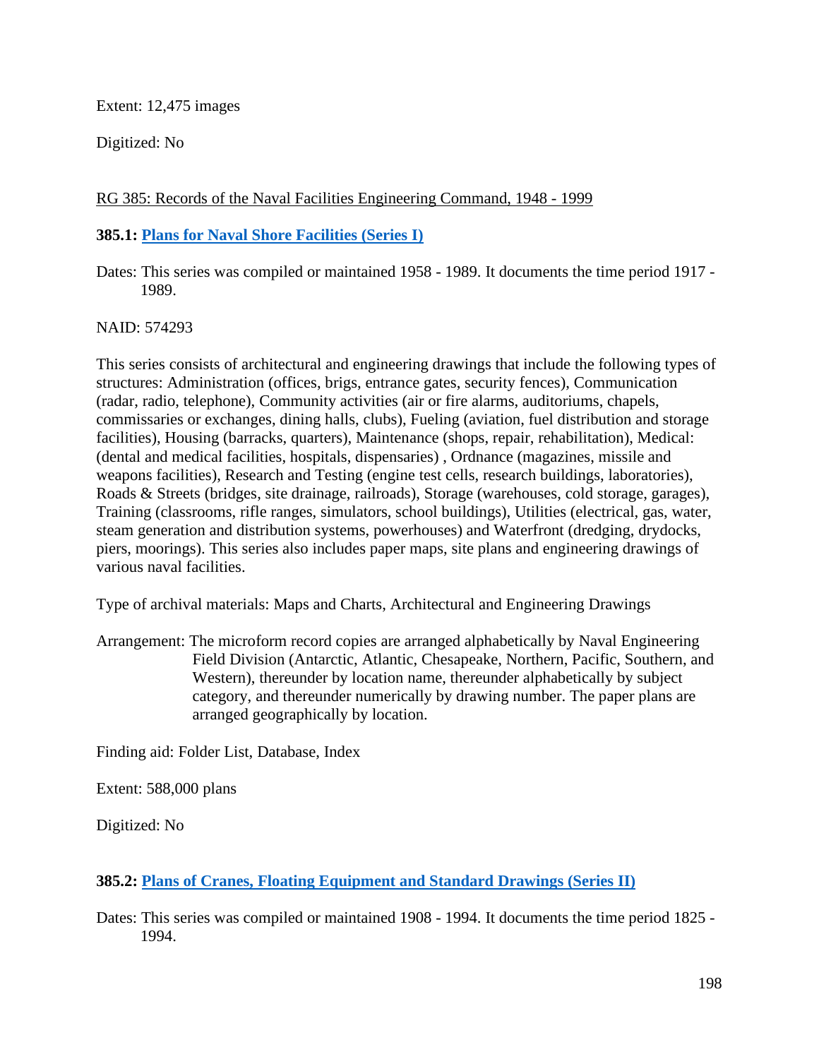Extent: 12,475 images

Digitized: No

RG 385: Records of the Naval Facilities Engineering Command, 1948 - 1999

**385.1: [Plans for Naval Shore Facilities (Series I)]()**

Dates: This series was compiled or maintained 1958 - 1989. It documents the time period 1917 - 1989.

NAID: 574293

This series consists of architectural and engineering drawings that include the following types of structures: Administration (offices, brigs, entrance gates, security fences), Communication (radar, radio, telephone), Community activities (air or fire alarms, auditoriums, chapels, commissaries or exchanges, dining halls, clubs), Fueling (aviation, fuel distribution and storage facilities), Housing (barracks, quarters), Maintenance (shops, repair, rehabilitation), Medical: (dental and medical facilities, hospitals, dispensaries) , Ordnance (magazines, missile and weapons facilities), Research and Testing (engine test cells, research buildings, laboratories), Roads & Streets (bridges, site drainage, railroads), Storage (warehouses, cold storage, garages), Training (classrooms, rifle ranges, simulators, school buildings), Utilities (electrical, gas, water, steam generation and distribution systems, powerhouses) and Waterfront (dredging, drydocks, piers, moorings). This series also includes paper maps, site plans and engineering drawings of various naval facilities.

Type of archival materials: Maps and Charts, Architectural and Engineering Drawings

Arrangement: The microform record copies are arranged alphabetically by Naval Engineering Field Division (Antarctic, Atlantic, Chesapeake, Northern, Pacific, Southern, and Western), thereunder by location name, thereunder alphabetically by subject category, and thereunder numerically by drawing number. The paper plans are arranged geographically by location.

Finding aid: Folder List, Database, Index

Extent: 588,000 plans

Digitized: No

**385.2: [Plans of Cranes, Floating Equipment and Standard Drawings (Series II)]()**

Dates: This series was compiled or maintained 1908 - 1994. It documents the time period 1825 - 1994.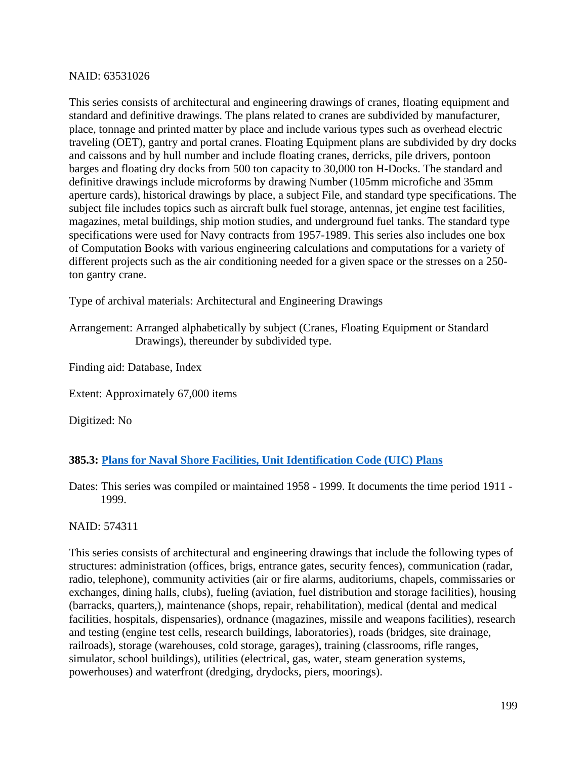NAID: 63531026

This series consists of architectural and engineering drawings of cranes, floating equipment and standard and definitive drawings. The plans related to cranes are subdivided by manufacturer, place, tonnage and printed matter by place and include various types such as overhead electric traveling (OET), gantry and portal cranes. Floating Equipment plans are subdivided by dry docks and caissons and by hull number and include floating cranes, derricks, pile drivers, pontoon barges and floating dry docks from 500 ton capacity to 30,000 ton H-Docks. The standard and definitive drawings include microforms by drawing Number (105mm microfiche and 35mm aperture cards), historical drawings by place, a subject File, and standard type specifications. The subject file includes topics such as aircraft bulk fuel storage, antennas, jet engine test facilities, magazines, metal buildings, ship motion studies, and underground fuel tanks. The standard type specifications were used for Navy contracts from 1957-1989. This series also includes one box of Computation Books with various engineering calculations and computations for a variety of different projects such as the air conditioning needed for a given space or the stresses on a 250-ton gantry crane.

Type of archival materials: Architectural and Engineering Drawings

Arrangement: Arranged alphabetically by subject (Cranes, Floating Equipment or Standard Drawings), thereunder by subdivided type.

Finding aid: Database, Index

Extent: Approximately 67,000 items

Digitized: No

### 385.3: Plans for Naval Shore Facilities, Unit Identification Code (UIC) Plans

Dates: This series was compiled or maintained 1958 - 1999. It documents the time period 1911 - 1999.

NAID: 574311

This series consists of architectural and engineering drawings that include the following types of structures: administration (offices, brigs, entrance gates, security fences), communication (radar, radio, telephone), community activities (air or fire alarms, auditoriums, chapels, commissaries or exchanges, dining halls, clubs), fueling (aviation, fuel distribution and storage facilities), housing (barracks, quarters,), maintenance (shops, repair, rehabilitation), medical (dental and medical facilities, hospitals, dispensaries), ordnance (magazines, missile and weapons facilities), research and testing (engine test cells, research buildings, laboratories), roads (bridges, site drainage, railroads), storage (warehouses, cold storage, garages), training (classrooms, rifle ranges, simulator, school buildings), utilities (electrical, gas, water, steam generation systems, powerhouses) and waterfront (dredging, drydocks, piers, moorings).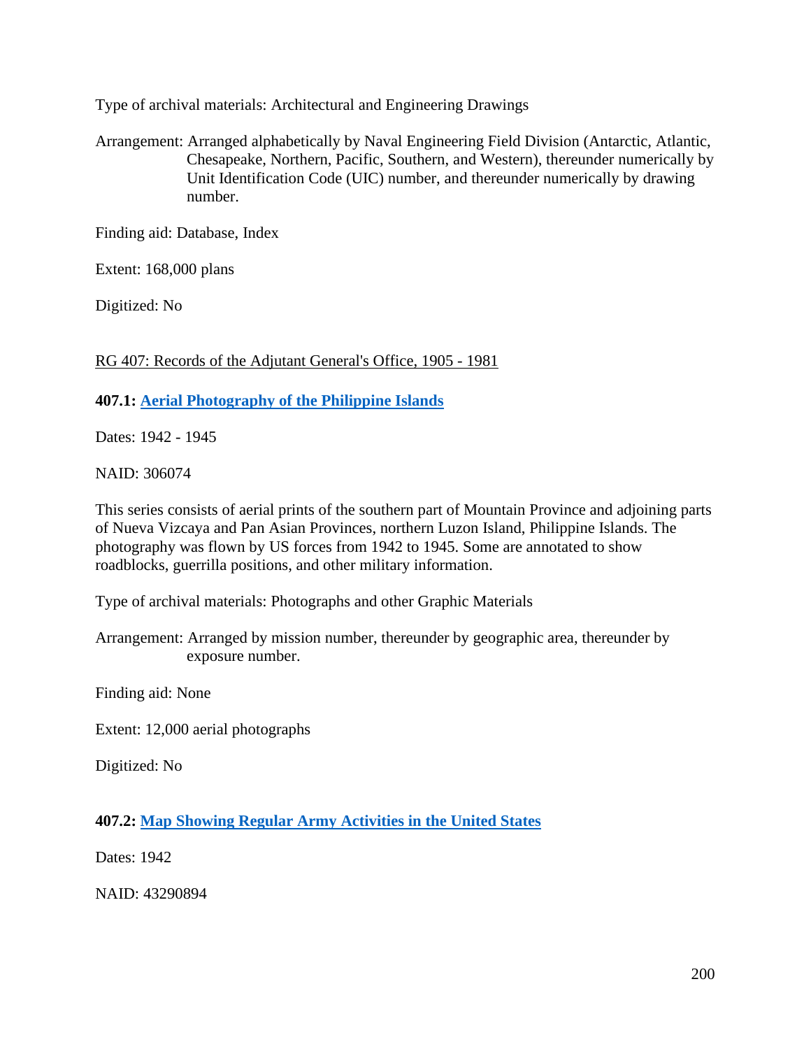Type of archival materials: Architectural and Engineering Drawings

Arrangement: Arranged alphabetically by Naval Engineering Field Division (Antarctic, Atlantic, Chesapeake, Northern, Pacific, Southern, and Western), thereunder numerically by Unit Identification Code (UIC) number, and thereunder numerically by drawing number.

Finding aid: Database, Index

Extent: 168,000 plans

Digitized: No

RG 407: Records of the Adjutant General's Office, 1905 - 1981

**407.1: Aerial Photography of the Philippine Islands**

Dates: 1942 - 1945

NAID: 306074

This series consists of aerial prints of the southern part of Mountain Province and adjoining parts of Nueva Vizcaya and Pan Asian Provinces, northern Luzon Island, Philippine Islands. The photography was flown by US forces from 1942 to 1945. Some are annotated to show roadblocks, guerrilla positions, and other military information.

Type of archival materials: Photographs and other Graphic Materials

Arrangement: Arranged by mission number, thereunder by geographic area, thereunder by exposure number.

Finding aid: None

Extent: 12,000 aerial photographs

Digitized: No

**407.2: Map Showing Regular Army Activities in the United States**

Dates: 1942

NAID: 43290894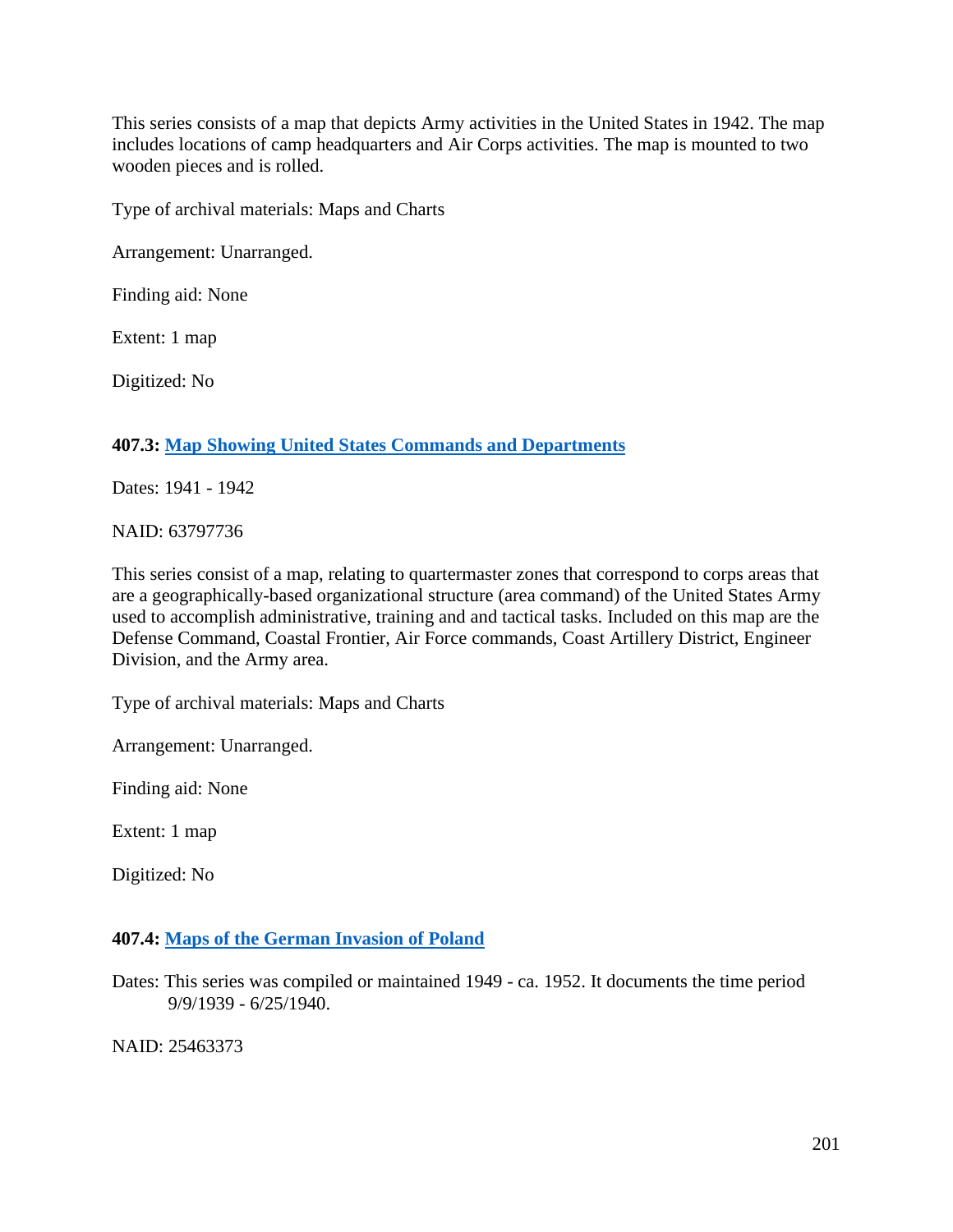This series consists of a map that depicts Army activities in the United States in 1942. The map includes locations of camp headquarters and Air Corps activities. The map is mounted to two wooden pieces and is rolled.

Type of archival materials: Maps and Charts

Arrangement: Unarranged.

Finding aid: None

Extent: 1 map

Digitized: No

#### **407.3: Map Showing United States Commands and Departments**

Dates: 1941 - 1942

NAID: 63797736

This series consist of a map, relating to quartermaster zones that correspond to corps areas that are a geographically-based organizational structure (area command) of the United States Army used to accomplish administrative, training and and tactical tasks. Included on this map are the Defense Command, Coastal Frontier, Air Force commands, Coast Artillery District, Engineer Division, and the Army area.

Type of archival materials: Maps and Charts

Arrangement: Unarranged.

Finding aid: None

Extent: 1 map

Digitized: No

#### **407.4: Maps of the German Invasion of Poland**

Dates: This series was compiled or maintained 1949 - ca. 1952. It documents the time period 9/9/1939 - 6/25/1940.

NAID: 25463373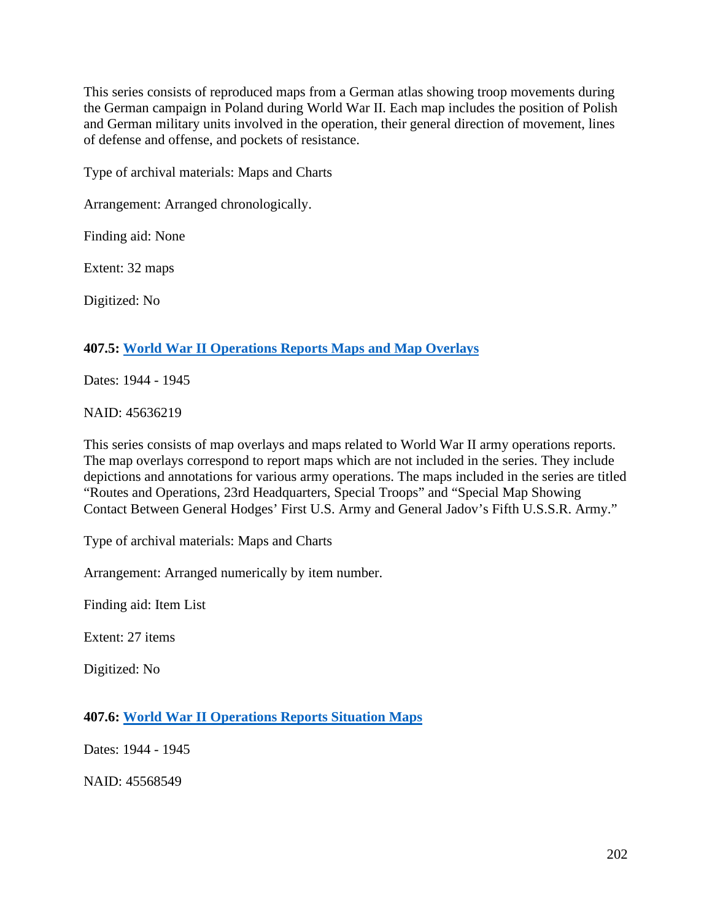This series consists of reproduced maps from a German atlas showing troop movements during the German campaign in Poland during World War II. Each map includes the position of Polish and German military units involved in the operation, their general direction of movement, lines of defense and offense, and pockets of resistance.

Type of archival materials: Maps and Charts

Arrangement: Arranged chronologically.

Finding aid: None

Extent: 32 maps

Digitized: No

#### 407.5: World War II Operations Reports Maps and Map Overlays

Dates: 1944 - 1945

NAID: 45636219

This series consists of map overlays and maps related to World War II army operations reports. The map overlays correspond to report maps which are not included in the series. They include depictions and annotations for various army operations. The maps included in the series are titled "Routes and Operations, 23rd Headquarters, Special Troops" and "Special Map Showing Contact Between General Hodges' First U.S. Army and General Jadov's Fifth U.S.S.R. Army."

Type of archival materials: Maps and Charts

Arrangement: Arranged numerically by item number.

Finding aid: Item List

Extent: 27 items

Digitized: No

#### 407.6: World War II Operations Reports Situation Maps

Dates: 1944 - 1945

NAID: 45568549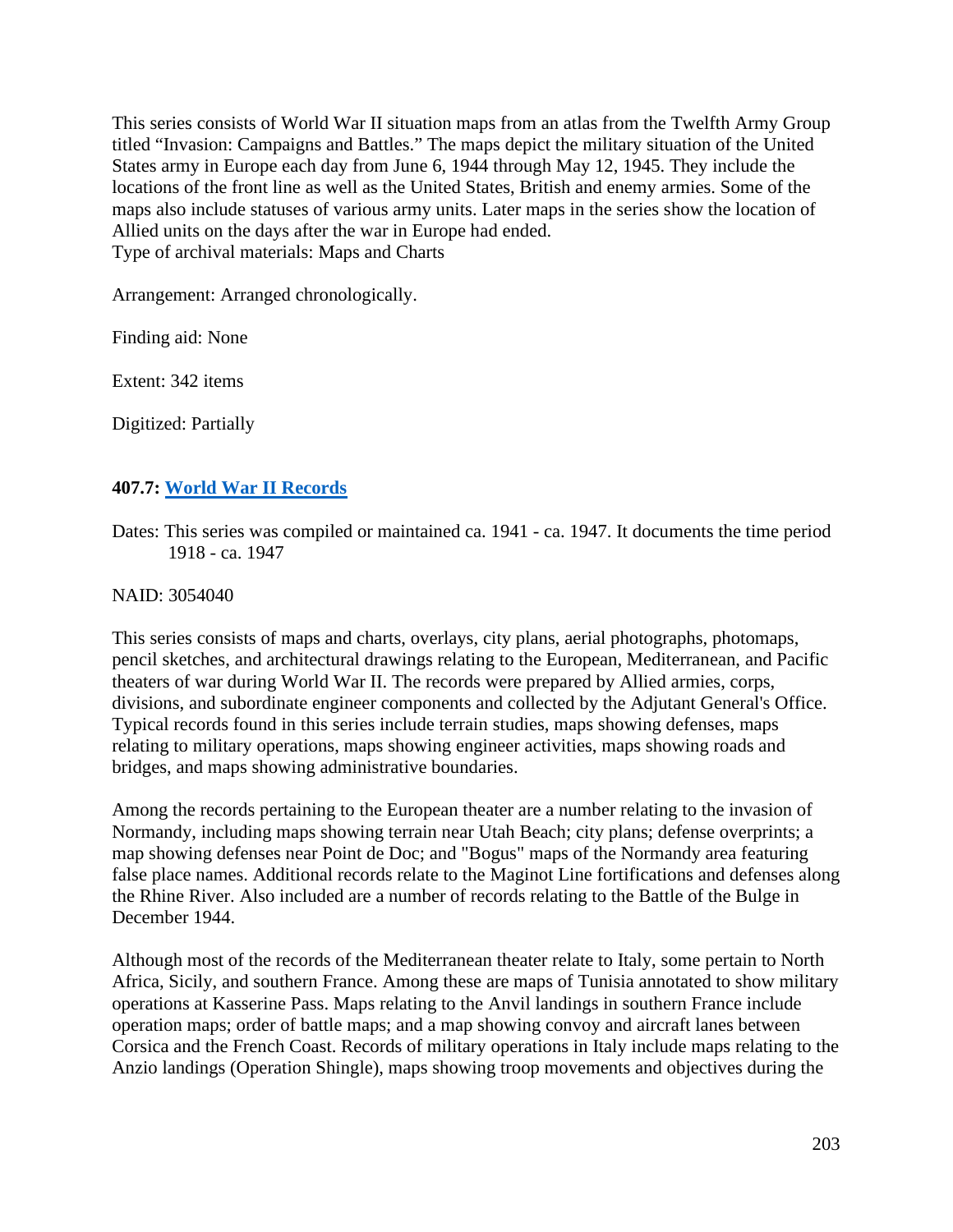This series consists of World War II situation maps from an atlas from the Twelfth Army Group titled “Invasion: Campaigns and Battles.” The maps depict the military situation of the United States army in Europe each day from June 6, 1944 through May 12, 1945. They include the locations of the front line as well as the United States, British and enemy armies. Some of the maps also include statuses of various army units. Later maps in the series show the location of Allied units on the days after the war in Europe had ended.
Type of archival materials: Maps and Charts

Arrangement: Arranged chronologically.

Finding aid: None

Extent: 342 items

Digitized: Partially

### 407.7: [World War II Records]

Dates: This series was compiled or maintained ca. 1941 - ca. 1947. It documents the time period 1918 - ca. 1947

NAID: 3054040

This series consists of maps and charts, overlays, city plans, aerial photographs, photomaps, pencil sketches, and architectural drawings relating to the European, Mediterranean, and Pacific theaters of war during World War II. The records were prepared by Allied armies, corps, divisions, and subordinate engineer components and collected by the Adjutant General's Office. Typical records found in this series include terrain studies, maps showing defenses, maps relating to military operations, maps showing engineer activities, maps showing roads and bridges, and maps showing administrative boundaries.

Among the records pertaining to the European theater are a number relating to the invasion of Normandy, including maps showing terrain near Utah Beach; city plans; defense overprints; a map showing defenses near Point de Doc; and "Bogus" maps of the Normandy area featuring false place names. Additional records relate to the Maginot Line fortifications and defenses along the Rhine River. Also included are a number of records relating to the Battle of the Bulge in December 1944.

Although most of the records of the Mediterranean theater relate to Italy, some pertain to North Africa, Sicily, and southern France. Among these are maps of Tunisia annotated to show military operations at Kasserine Pass. Maps relating to the Anvil landings in southern France include operation maps; order of battle maps; and a map showing convoy and aircraft lanes between Corsica and the French Coast. Records of military operations in Italy include maps relating to the Anzio landings (Operation Shingle), maps showing troop movements and objectives during the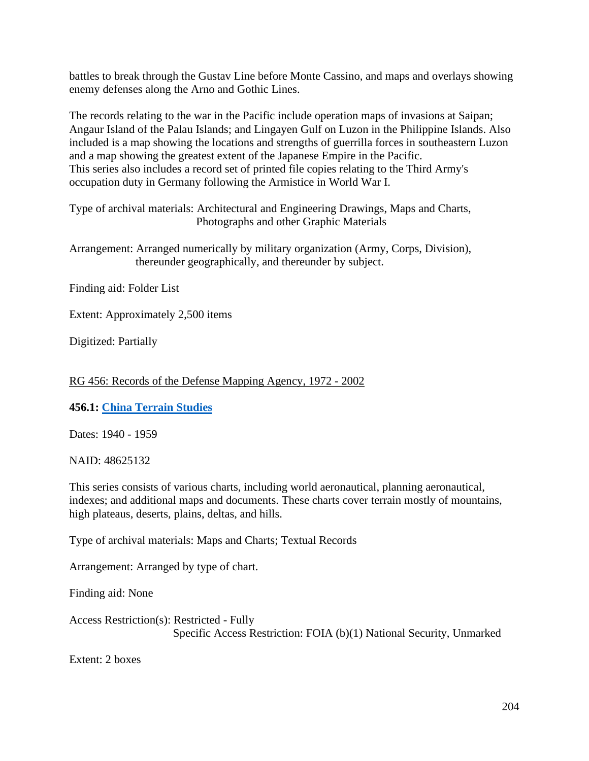battles to break through the Gustav Line before Monte Cassino, and maps and overlays showing enemy defenses along the Arno and Gothic Lines.

The records relating to the war in the Pacific include operation maps of invasions at Saipan; Angaur Island of the Palau Islands; and Lingayen Gulf on Luzon in the Philippine Islands. Also included is a map showing the locations and strengths of guerrilla forces in southeastern Luzon and a map showing the greatest extent of the Japanese Empire in the Pacific.
This series also includes a record set of printed file copies relating to the Third Army's occupation duty in Germany following the Armistice in World War I.

Type of archival materials: Architectural and Engineering Drawings, Maps and Charts, Photographs and other Graphic Materials

Arrangement: Arranged numerically by military organization (Army, Corps, Division), thereunder geographically, and thereunder by subject.

Finding aid: Folder List

Extent: Approximately 2,500 items

Digitized: Partially

RG 456: Records of the Defense Mapping Agency, 1972 - 2002

**456.1: China Terrain Studies**

Dates: 1940 - 1959

NAID: 48625132

This series consists of various charts, including world aeronautical, planning aeronautical, indexes; and additional maps and documents. These charts cover terrain mostly of mountains, high plateaus, deserts, plains, deltas, and hills.

Type of archival materials: Maps and Charts; Textual Records

Arrangement: Arranged by type of chart.

Finding aid: None

Access Restriction(s): Restricted - Fully
Specific Access Restriction: FOIA (b)(1) National Security, Unmarked

Extent: 2 boxes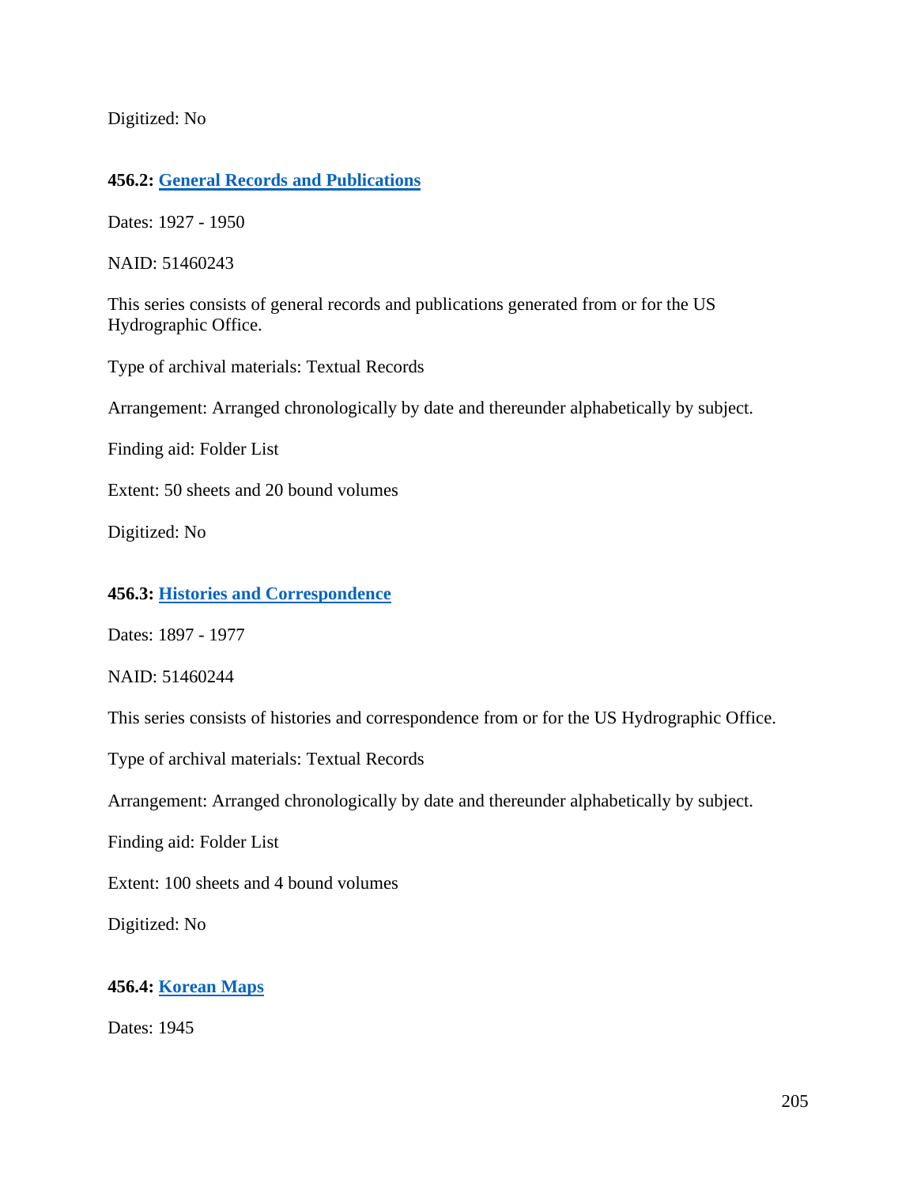Digitized: No

**456.2: General Records and Publications**

Dates: 1927 - 1950

NAID: 51460243

This series consists of general records and publications generated from or for the US Hydrographic Office.

Type of archival materials: Textual Records

Arrangement: Arranged chronologically by date and thereunder alphabetically by subject.

Finding aid: Folder List

Extent: 50 sheets and 20 bound volumes

Digitized: No

**456.3: Histories and Correspondence**

Dates: 1897 - 1977

NAID: 51460244

This series consists of histories and correspondence from or for the US Hydrographic Office.

Type of archival materials: Textual Records

Arrangement: Arranged chronologically by date and thereunder alphabetically by subject.

Finding aid: Folder List

Extent: 100 sheets and 4 bound volumes

Digitized: No

**456.4: Korean Maps**

Dates: 1945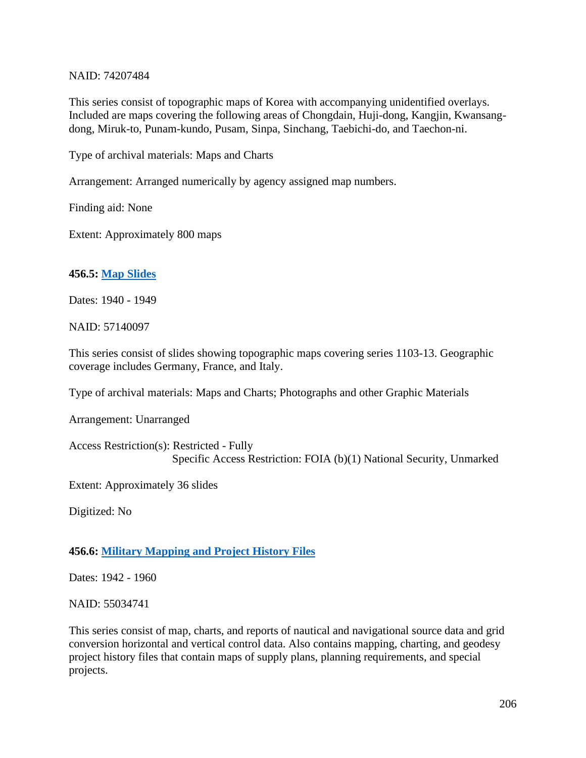NAID: 74207484

This series consist of topographic maps of Korea with accompanying unidentified overlays. Included are maps covering the following areas of Chongdain, Huji-dong, Kangjin, Kwansang-dong, Miruk-to, Punam-kundo, Pusam, Sinpa, Sinchang, Taebichi-do, and Taechon-ni.

Type of archival materials: Maps and Charts

Arrangement: Arranged numerically by agency assigned map numbers.

Finding aid: None

Extent: Approximately 800 maps

**456.5: Map Slides**

Dates: 1940 - 1949

NAID: 57140097

This series consist of slides showing topographic maps covering series 1103-13. Geographic coverage includes Germany, France, and Italy.

Type of archival materials: Maps and Charts; Photographs and other Graphic Materials

Arrangement: Unarranged

Access Restriction(s): Restricted - Fully
Specific Access Restriction: FOIA (b)(1) National Security, Unmarked

Extent: Approximately 36 slides

Digitized: No

**456.6: Military Mapping and Project History Files**

Dates: 1942 - 1960

NAID: 55034741

This series consist of map, charts, and reports of nautical and navigational source data and grid conversion horizontal and vertical control data. Also contains mapping, charting, and geodesy project history files that contain maps of supply plans, planning requirements, and special projects.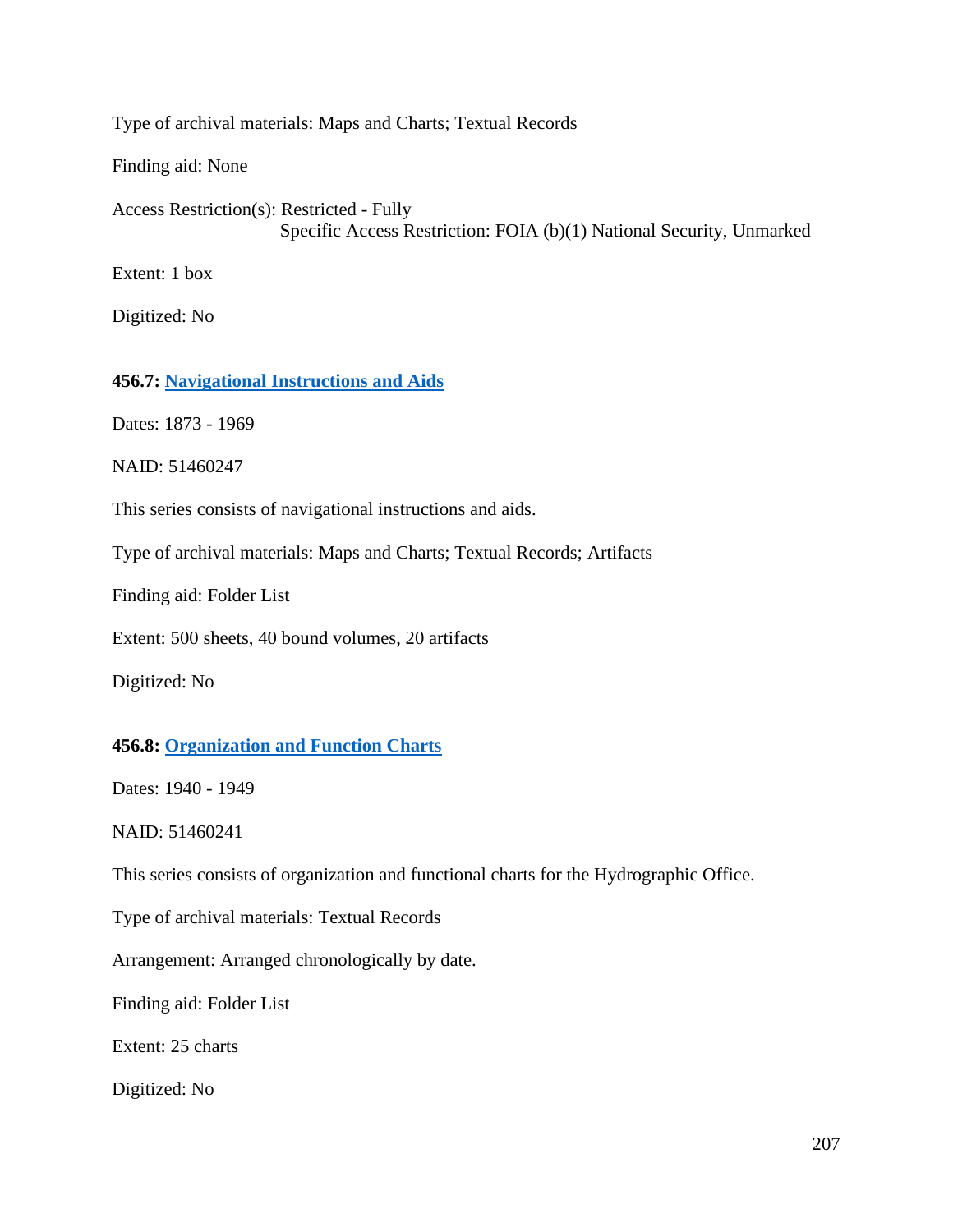Type of archival materials: Maps and Charts; Textual Records

Finding aid: None

Access Restriction(s): Restricted - Fully
Specific Access Restriction: FOIA (b)(1) National Security, Unmarked

Extent: 1 box

Digitized: No

**456.7: Navigational Instructions and Aids**

Dates: 1873 - 1969

NAID: 51460247

This series consists of navigational instructions and aids.

Type of archival materials: Maps and Charts; Textual Records; Artifacts

Finding aid: Folder List

Extent: 500 sheets, 40 bound volumes, 20 artifacts

Digitized: No

**456.8: Organization and Function Charts**

Dates: 1940 - 1949

NAID: 51460241

This series consists of organization and functional charts for the Hydrographic Office.

Type of archival materials: Textual Records

Arrangement: Arranged chronologically by date.

Finding aid: Folder List

Extent: 25 charts

Digitized: No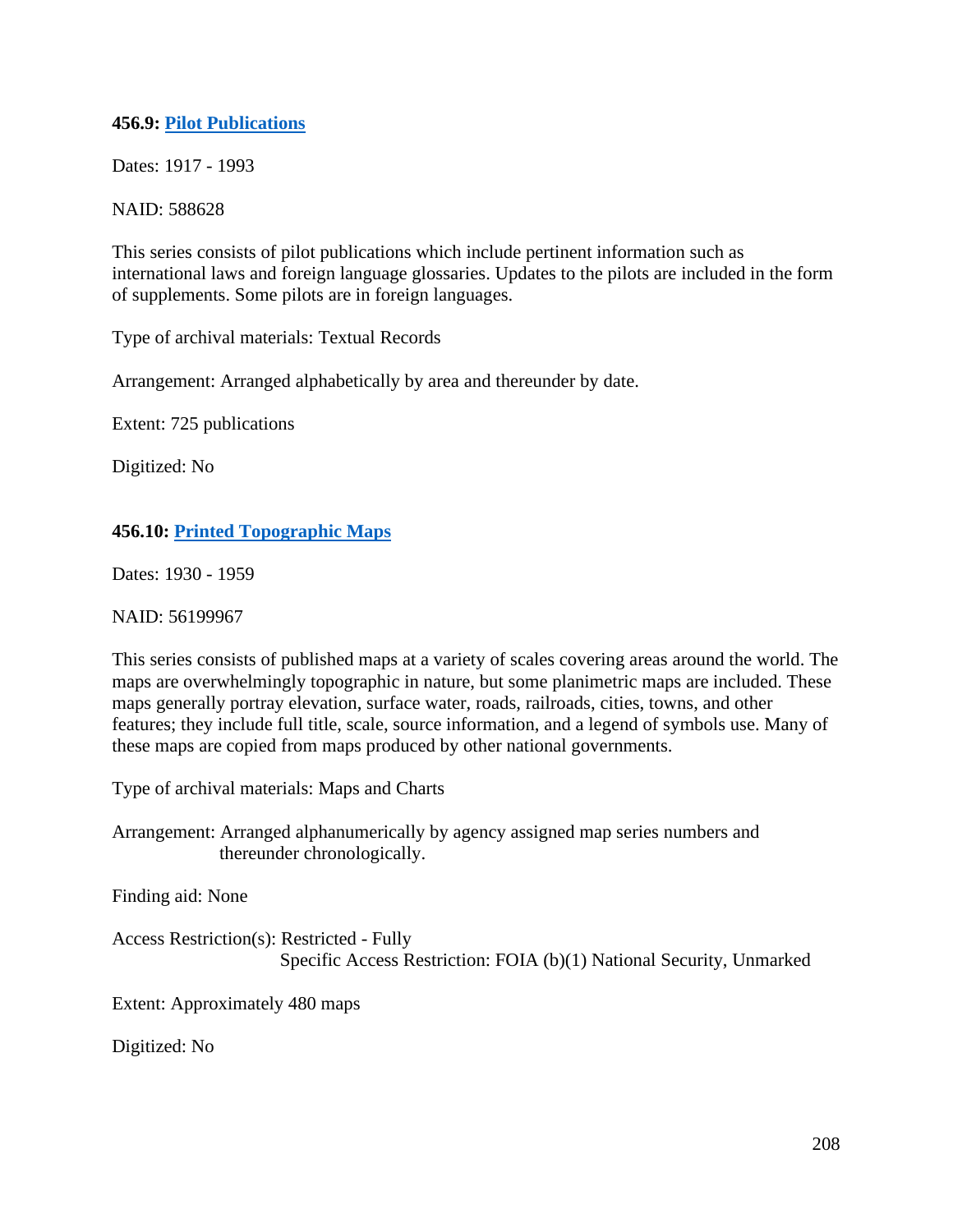**456.9: Pilot Publications**

Dates: 1917 - 1993

NAID: 588628

This series consists of pilot publications which include pertinent information such as international laws and foreign language glossaries. Updates to the pilots are included in the form of supplements. Some pilots are in foreign languages.

Type of archival materials: Textual Records

Arrangement: Arranged alphabetically by area and thereunder by date.

Extent: 725 publications

Digitized: No

**456.10: Printed Topographic Maps**

Dates: 1930 - 1959

NAID: 56199967

This series consists of published maps at a variety of scales covering areas around the world. The maps are overwhelmingly topographic in nature, but some planimetric maps are included. These maps generally portray elevation, surface water, roads, railroads, cities, towns, and other features; they include full title, scale, source information, and a legend of symbols use. Many of these maps are copied from maps produced by other national governments.

Type of archival materials: Maps and Charts

Arrangement: Arranged alphanumerically by agency assigned map series numbers and thereunder chronologically.

Finding aid: None

Access Restriction(s): Restricted - Fully
Specific Access Restriction: FOIA (b)(1) National Security, Unmarked

Extent: Approximately 480 maps

Digitized: No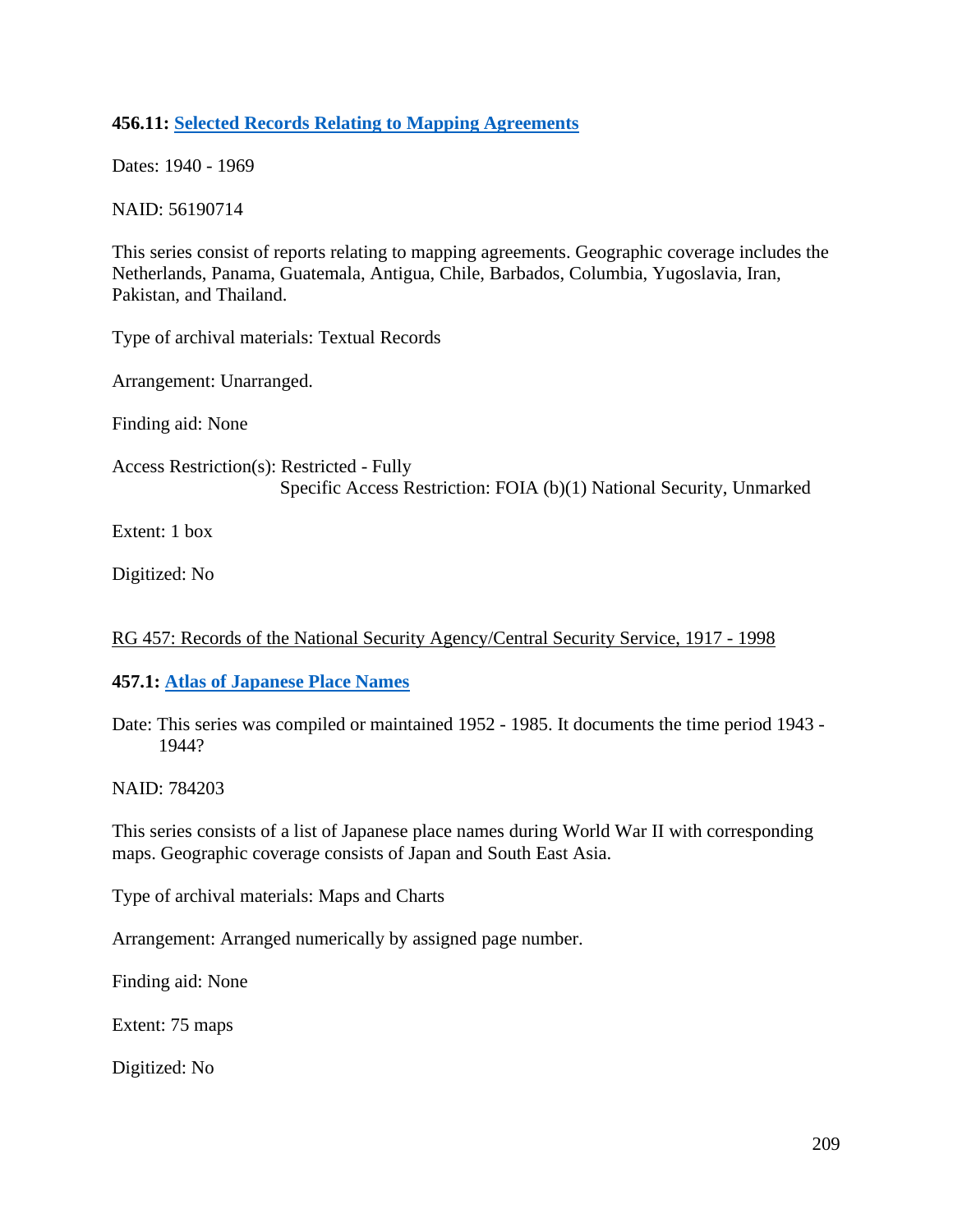**456.11: [Selected Records Relating to Mapping Agreements](#)**

Dates: 1940 - 1969

NAID: 56190714

This series consist of reports relating to mapping agreements. Geographic coverage includes the Netherlands, Panama, Guatemala, Antigua, Chile, Barbados, Columbia, Yugoslavia, Iran, Pakistan, and Thailand.

Type of archival materials: Textual Records

Arrangement: Unarranged.

Finding aid: None

Access Restriction(s): Restricted - Fully
Specific Access Restriction: FOIA (b)(1) National Security, Unmarked

Extent: 1 box

Digitized: No

RG 457: Records of the National Security Agency/Central Security Service, 1917 - 1998

**457.1: [Atlas of Japanese Place Names](#)**

Date: This series was compiled or maintained 1952 - 1985. It documents the time period 1943 - 1944?

NAID: 784203

This series consists of a list of Japanese place names during World War II with corresponding maps. Geographic coverage consists of Japan and South East Asia.

Type of archival materials: Maps and Charts

Arrangement: Arranged numerically by assigned page number.

Finding aid: None

Extent: 75 maps

Digitized: No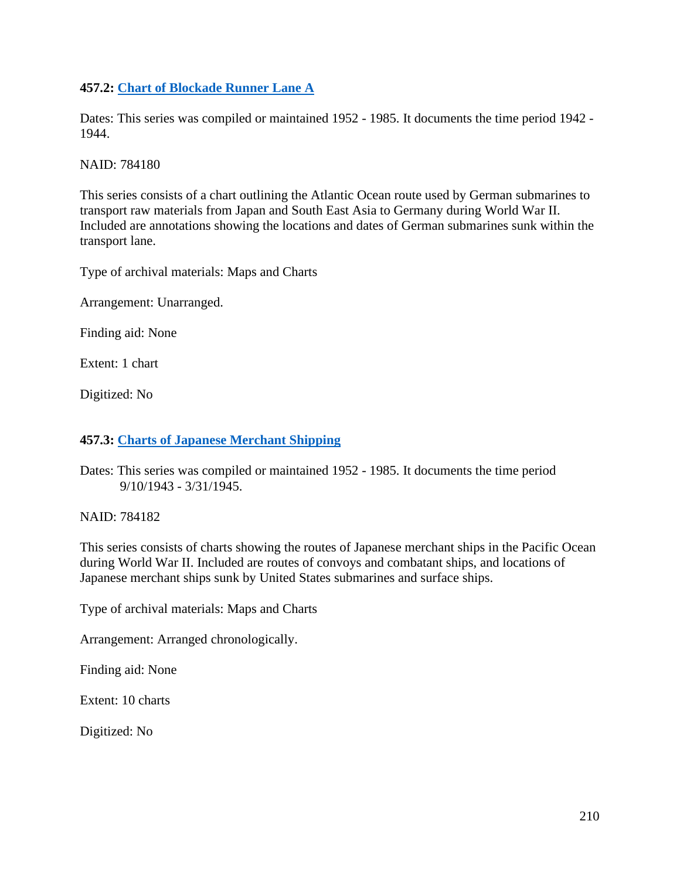**457.2: Chart of Blockade Runner Lane A**

Dates: This series was compiled or maintained 1952 - 1985. It documents the time period 1942 - 1944.

NAID: 784180

This series consists of a chart outlining the Atlantic Ocean route used by German submarines to transport raw materials from Japan and South East Asia to Germany during World War II. Included are annotations showing the locations and dates of German submarines sunk within the transport lane.

Type of archival materials: Maps and Charts

Arrangement: Unarranged.

Finding aid: None

Extent: 1 chart

Digitized: No

**457.3: Charts of Japanese Merchant Shipping**

Dates: This series was compiled or maintained 1952 - 1985. It documents the time period 9/10/1943 - 3/31/1945.

NAID: 784182

This series consists of charts showing the routes of Japanese merchant ships in the Pacific Ocean during World War II. Included are routes of convoys and combatant ships, and locations of Japanese merchant ships sunk by United States submarines and surface ships.

Type of archival materials: Maps and Charts

Arrangement: Arranged chronologically.

Finding aid: None

Extent: 10 charts

Digitized: No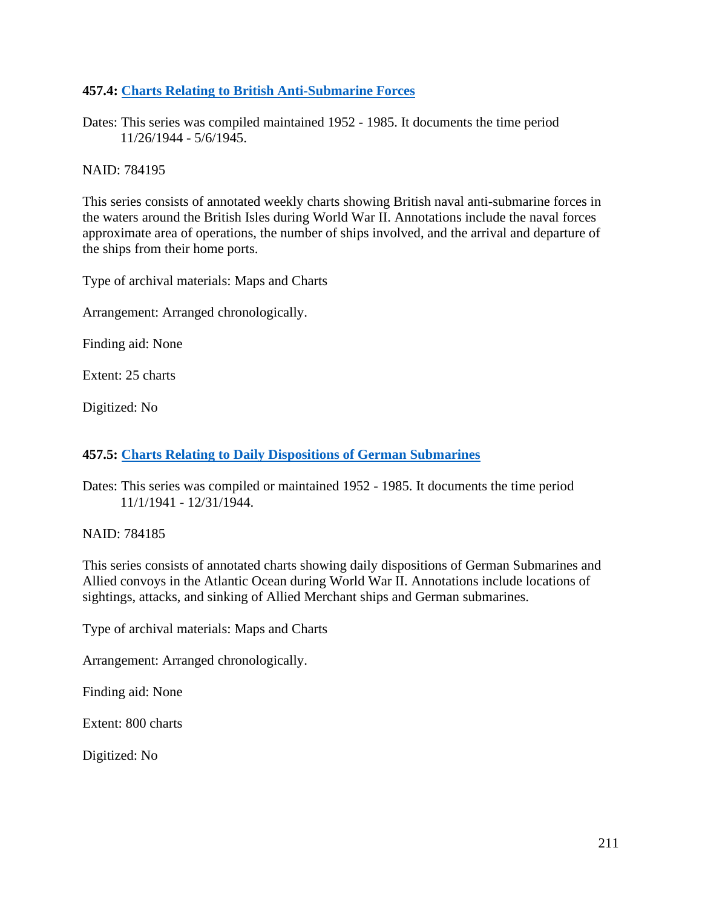**457.4: Charts Relating to British Anti-Submarine Forces**

Dates: This series was compiled maintained 1952 - 1985. It documents the time period 11/26/1944 - 5/6/1945.

NAID: 784195

This series consists of annotated weekly charts showing British naval anti-submarine forces in the waters around the British Isles during World War II. Annotations include the naval forces approximate area of operations, the number of ships involved, and the arrival and departure of the ships from their home ports.

Type of archival materials: Maps and Charts

Arrangement: Arranged chronologically.

Finding aid: None

Extent: 25 charts

Digitized: No

**457.5: Charts Relating to Daily Dispositions of German Submarines**

Dates: This series was compiled or maintained 1952 - 1985. It documents the time period 11/1/1941 - 12/31/1944.

NAID: 784185

This series consists of annotated charts showing daily dispositions of German Submarines and Allied convoys in the Atlantic Ocean during World War II. Annotations include locations of sightings, attacks, and sinking of Allied Merchant ships and German submarines.

Type of archival materials: Maps and Charts

Arrangement: Arranged chronologically.

Finding aid: None

Extent: 800 charts

Digitized: No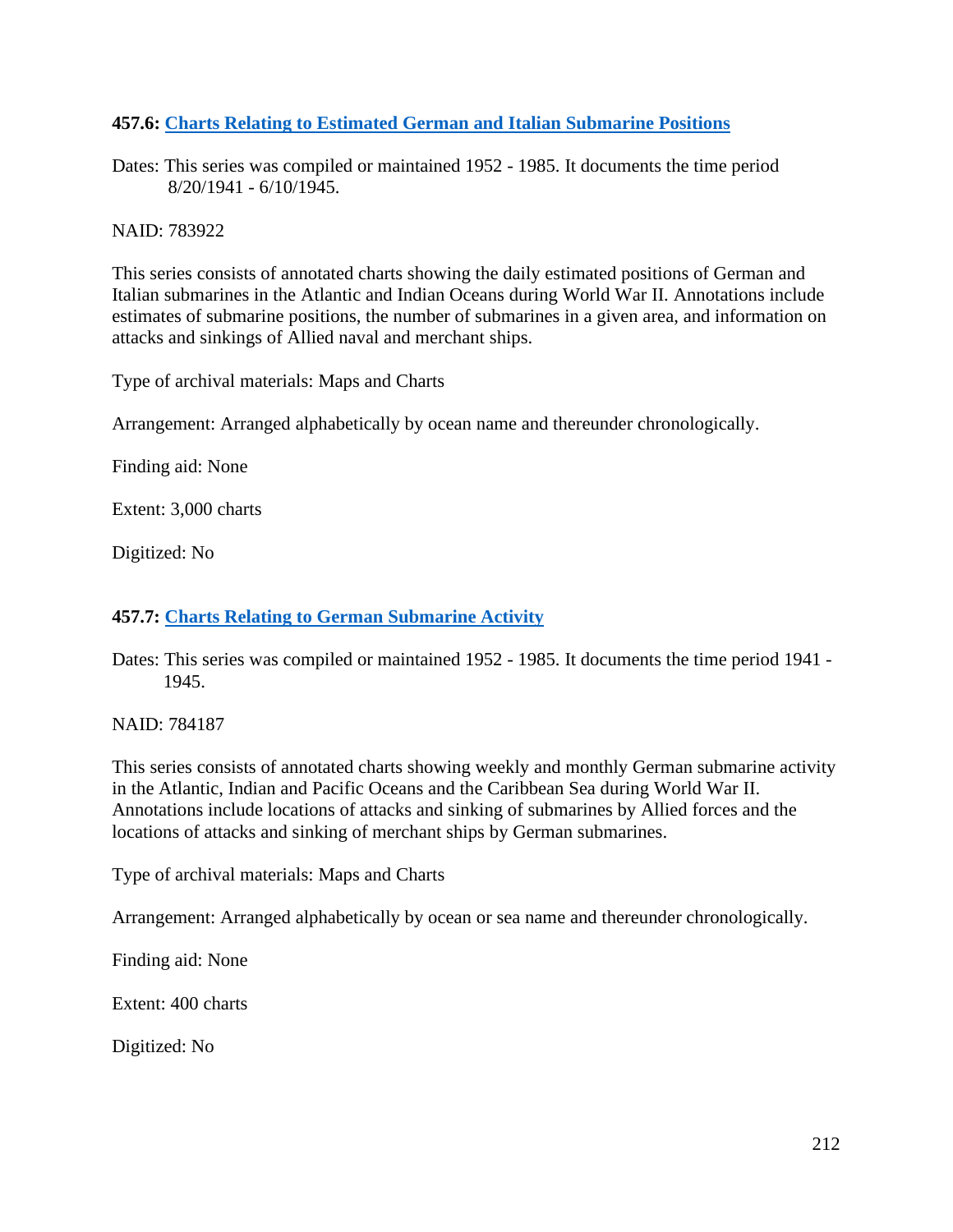### 457.6: [Charts Relating to Estimated German and Italian Submarine Positions]

Dates: This series was compiled or maintained 1952 - 1985. It documents the time period 8/20/1941 - 6/10/1945.

NAID: 783922

This series consists of annotated charts showing the daily estimated positions of German and Italian submarines in the Atlantic and Indian Oceans during World War II. Annotations include estimates of submarine positions, the number of submarines in a given area, and information on attacks and sinkings of Allied naval and merchant ships.

Type of archival materials: Maps and Charts

Arrangement: Arranged alphabetically by ocean name and thereunder chronologically.

Finding aid: None

Extent: 3,000 charts

Digitized: No

### 457.7: [Charts Relating to German Submarine Activity]

Dates: This series was compiled or maintained 1952 - 1985. It documents the time period 1941 - 1945.

NAID: 784187

This series consists of annotated charts showing weekly and monthly German submarine activity in the Atlantic, Indian and Pacific Oceans and the Caribbean Sea during World War II. Annotations include locations of attacks and sinking of submarines by Allied forces and the locations of attacks and sinking of merchant ships by German submarines.

Type of archival materials: Maps and Charts

Arrangement: Arranged alphabetically by ocean or sea name and thereunder chronologically.

Finding aid: None

Extent: 400 charts

Digitized: No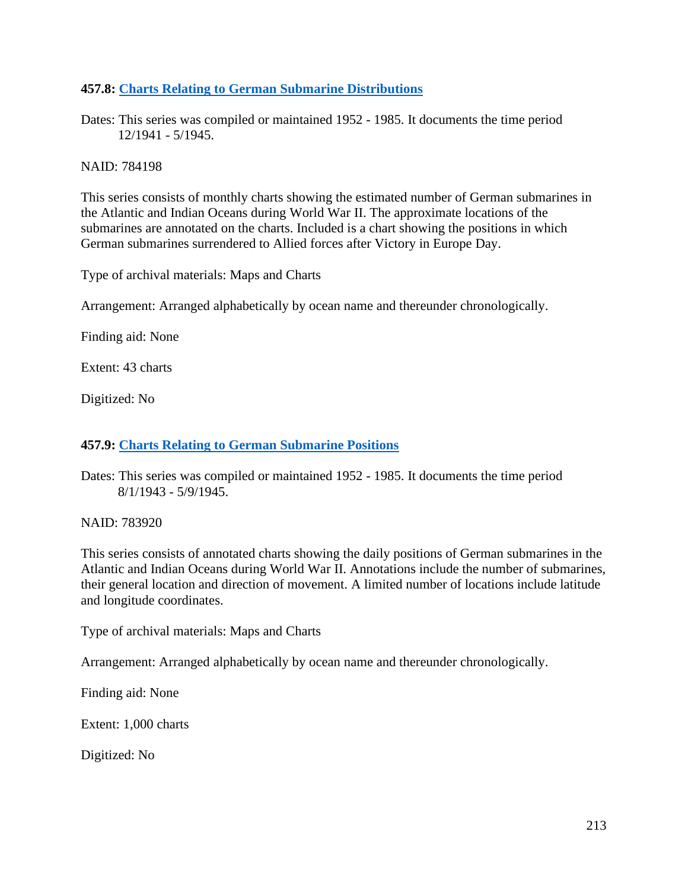### 457.8: [Charts Relating to German Submarine Distributions]

Dates: This series was compiled or maintained 1952 - 1985. It documents the time period 12/1941 - 5/1945.

NAID: 784198

This series consists of monthly charts showing the estimated number of German submarines in the Atlantic and Indian Oceans during World War II. The approximate locations of the submarines are annotated on the charts. Included is a chart showing the positions in which German submarines surrendered to Allied forces after Victory in Europe Day.

Type of archival materials: Maps and Charts

Arrangement: Arranged alphabetically by ocean name and thereunder chronologically.

Finding aid: None

Extent: 43 charts

Digitized: No

### 457.9: [Charts Relating to German Submarine Positions]

Dates: This series was compiled or maintained 1952 - 1985. It documents the time period 8/1/1943 - 5/9/1945.

NAID: 783920

This series consists of annotated charts showing the daily positions of German submarines in the Atlantic and Indian Oceans during World War II. Annotations include the number of submarines, their general location and direction of movement. A limited number of locations include latitude and longitude coordinates.

Type of archival materials: Maps and Charts

Arrangement: Arranged alphabetically by ocean name and thereunder chronologically.

Finding aid: None

Extent: 1,000 charts

Digitized: No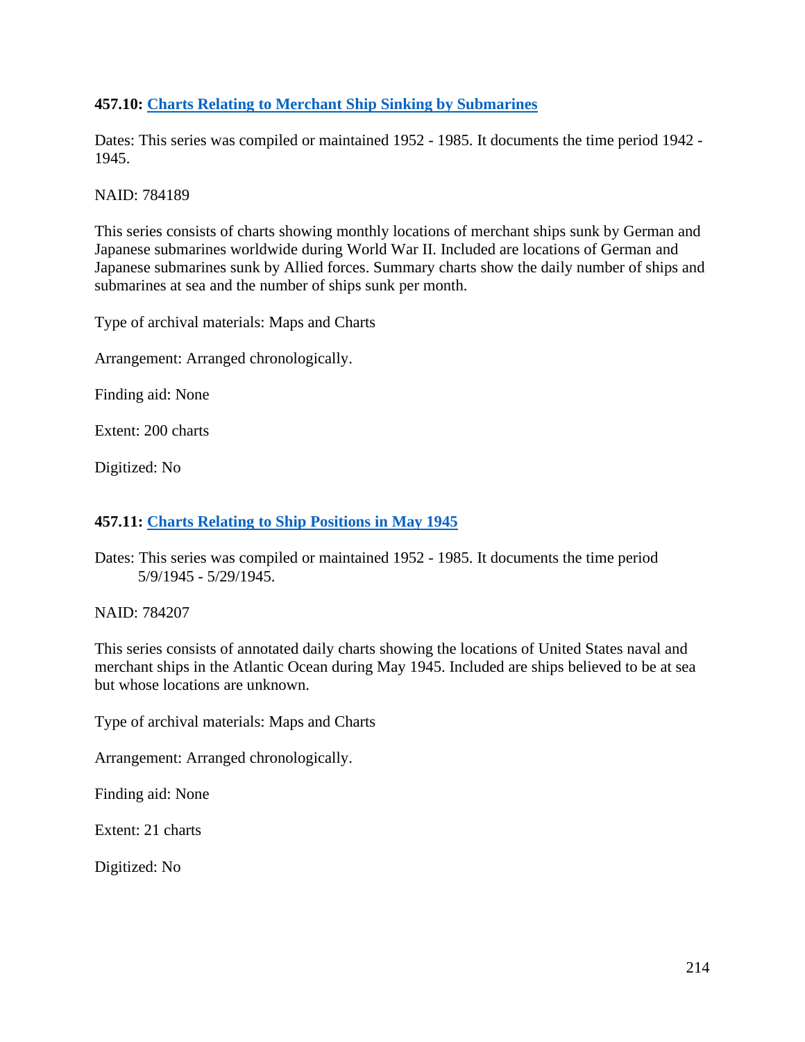**457.10: [Charts Relating to Merchant Ship Sinking by Submarines]()**

Dates: This series was compiled or maintained 1952 - 1985. It documents the time period 1942 - 1945.

NAID: 784189

This series consists of charts showing monthly locations of merchant ships sunk by German and Japanese submarines worldwide during World War II. Included are locations of German and Japanese submarines sunk by Allied forces. Summary charts show the daily number of ships and submarines at sea and the number of ships sunk per month.

Type of archival materials: Maps and Charts

Arrangement: Arranged chronologically.

Finding aid: None

Extent: 200 charts

Digitized: No

**457.11: [Charts Relating to Ship Positions in May 1945]()**

Dates: This series was compiled or maintained 1952 - 1985. It documents the time period 5/9/1945 - 5/29/1945.

NAID: 784207

This series consists of annotated daily charts showing the locations of United States naval and merchant ships in the Atlantic Ocean during May 1945. Included are ships believed to be at sea but whose locations are unknown.

Type of archival materials: Maps and Charts

Arrangement: Arranged chronologically.

Finding aid: None

Extent: 21 charts

Digitized: No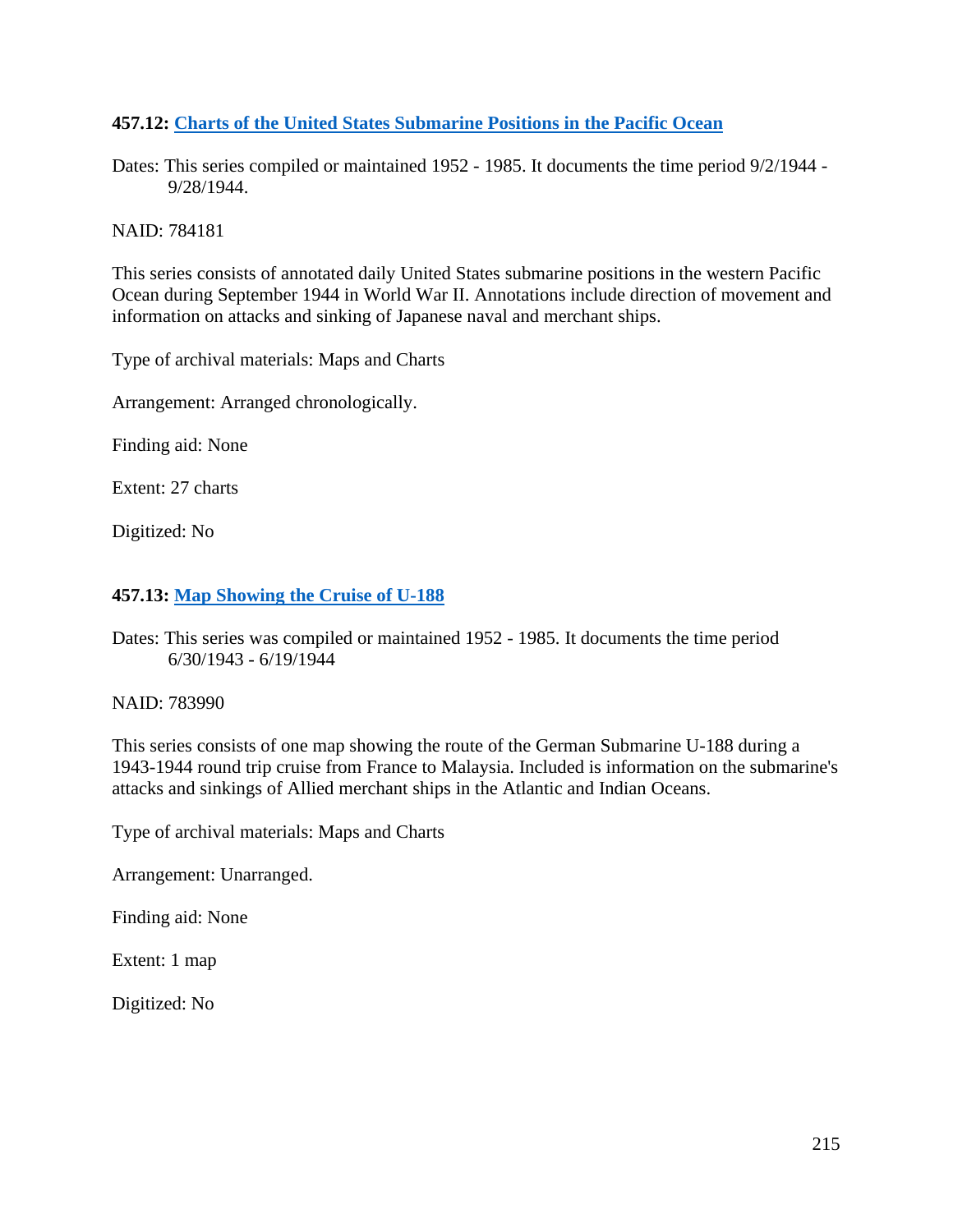**457.12: Charts of the United States Submarine Positions in the Pacific Ocean**

Dates: This series compiled or maintained 1952 - 1985. It documents the time period 9/2/1944 - 9/28/1944.

NAID: 784181

This series consists of annotated daily United States submarine positions in the western Pacific Ocean during September 1944 in World War II. Annotations include direction of movement and information on attacks and sinking of Japanese naval and merchant ships.

Type of archival materials: Maps and Charts

Arrangement: Arranged chronologically.

Finding aid: None

Extent: 27 charts

Digitized: No

**457.13: Map Showing the Cruise of U-188**

Dates: This series was compiled or maintained 1952 - 1985. It documents the time period 6/30/1943 - 6/19/1944

NAID: 783990

This series consists of one map showing the route of the German Submarine U-188 during a 1943-1944 round trip cruise from France to Malaysia. Included is information on the submarine's attacks and sinkings of Allied merchant ships in the Atlantic and Indian Oceans.

Type of archival materials: Maps and Charts

Arrangement: Unarranged.

Finding aid: None

Extent: 1 map

Digitized: No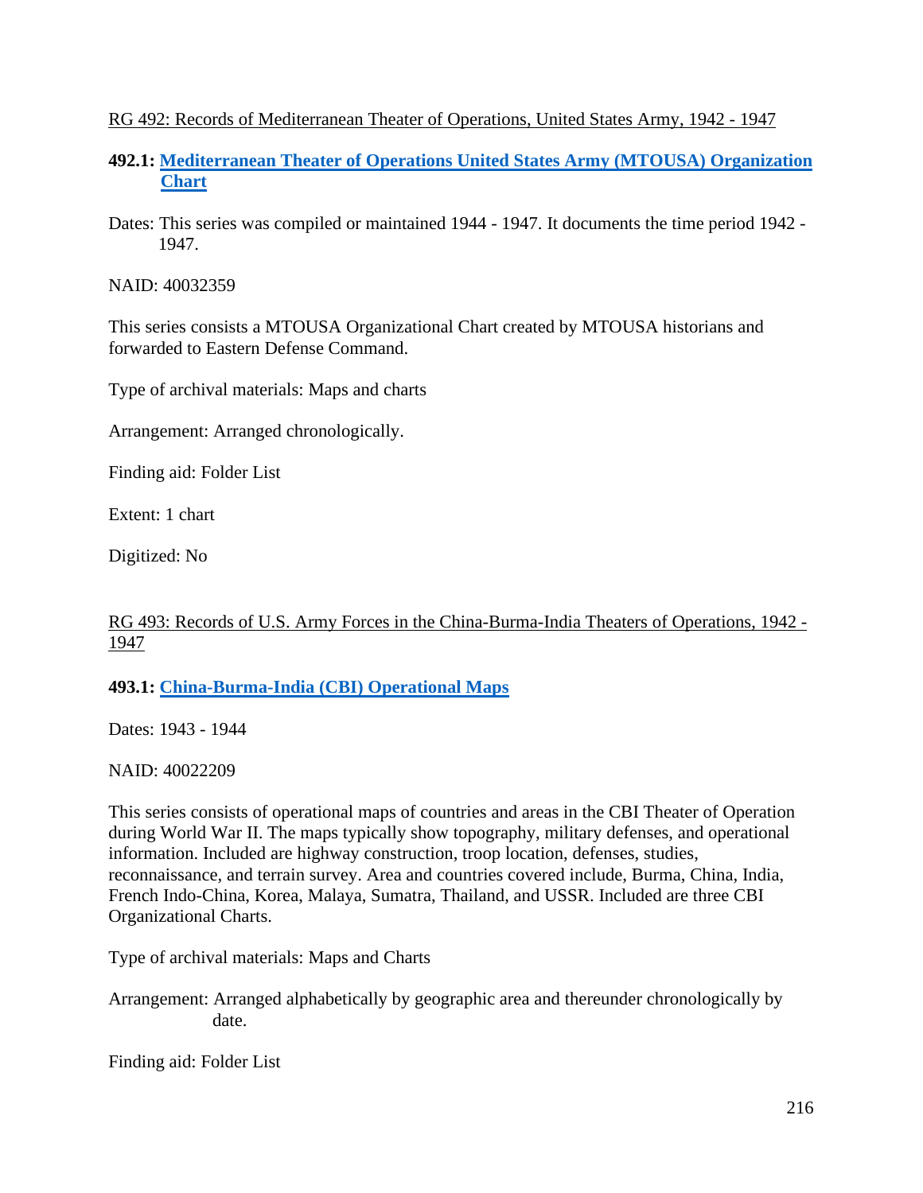RG 492: Records of Mediterranean Theater of Operations, United States Army, 1942 - 1947

**492.1: Mediterranean Theater of Operations United States Army (MTOUSA) Organization Chart**

Dates: This series was compiled or maintained 1944 - 1947. It documents the time period 1942 - 1947.

NAID: 40032359

This series consists a MTOUSA Organizational Chart created by MTOUSA historians and forwarded to Eastern Defense Command.

Type of archival materials: Maps and charts

Arrangement: Arranged chronologically.

Finding aid: Folder List

Extent: 1 chart

Digitized: No

RG 493: Records of U.S. Army Forces in the China-Burma-India Theaters of Operations, 1942 - 1947

**493.1: China-Burma-India (CBI) Operational Maps**

Dates: 1943 - 1944

NAID: 40022209

This series consists of operational maps of countries and areas in the CBI Theater of Operation during World War II. The maps typically show topography, military defenses, and operational information. Included are highway construction, troop location, defenses, studies, reconnaissance, and terrain survey. Area and countries covered include, Burma, China, India, French Indo-China, Korea, Malaya, Sumatra, Thailand, and USSR. Included are three CBI Organizational Charts.

Type of archival materials: Maps and Charts

Arrangement: Arranged alphabetically by geographic area and thereunder chronologically by date.

Finding aid: Folder List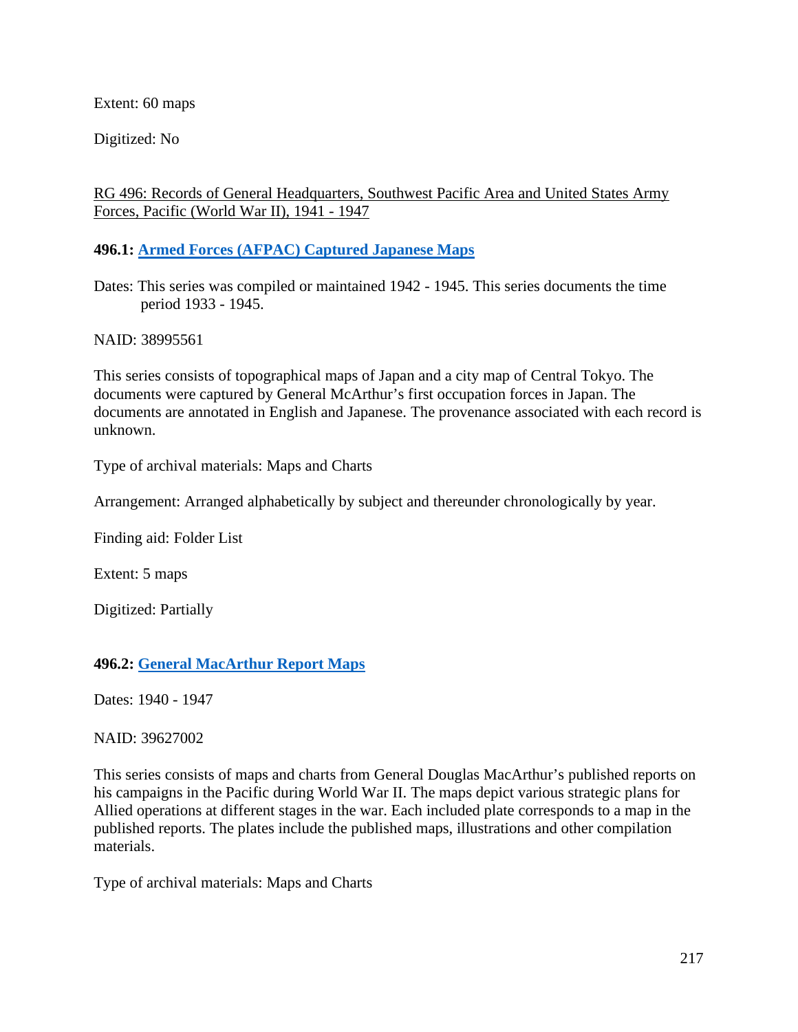Extent: 60 maps

Digitized: No

RG 496: Records of General Headquarters, Southwest Pacific Area and United States Army Forces, Pacific (World War II), 1941 - 1947

**496.1: [Armed Forces (AFPAC) Captured Japanese Maps]()**

Dates: This series was compiled or maintained 1942 - 1945. This series documents the time period 1933 - 1945.

NAID: 38995561

This series consists of topographical maps of Japan and a city map of Central Tokyo. The documents were captured by General McArthur's first occupation forces in Japan. The documents are annotated in English and Japanese. The provenance associated with each record is unknown.

Type of archival materials: Maps and Charts

Arrangement: Arranged alphabetically by subject and thereunder chronologically by year.

Finding aid: Folder List

Extent: 5 maps

Digitized: Partially

**496.2: [General MacArthur Report Maps]()**

Dates: 1940 - 1947

NAID: 39627002

This series consists of maps and charts from General Douglas MacArthur's published reports on his campaigns in the Pacific during World War II. The maps depict various strategic plans for Allied operations at different stages in the war. Each included plate corresponds to a map in the published reports. The plates include the published maps, illustrations and other compilation materials.

Type of archival materials: Maps and Charts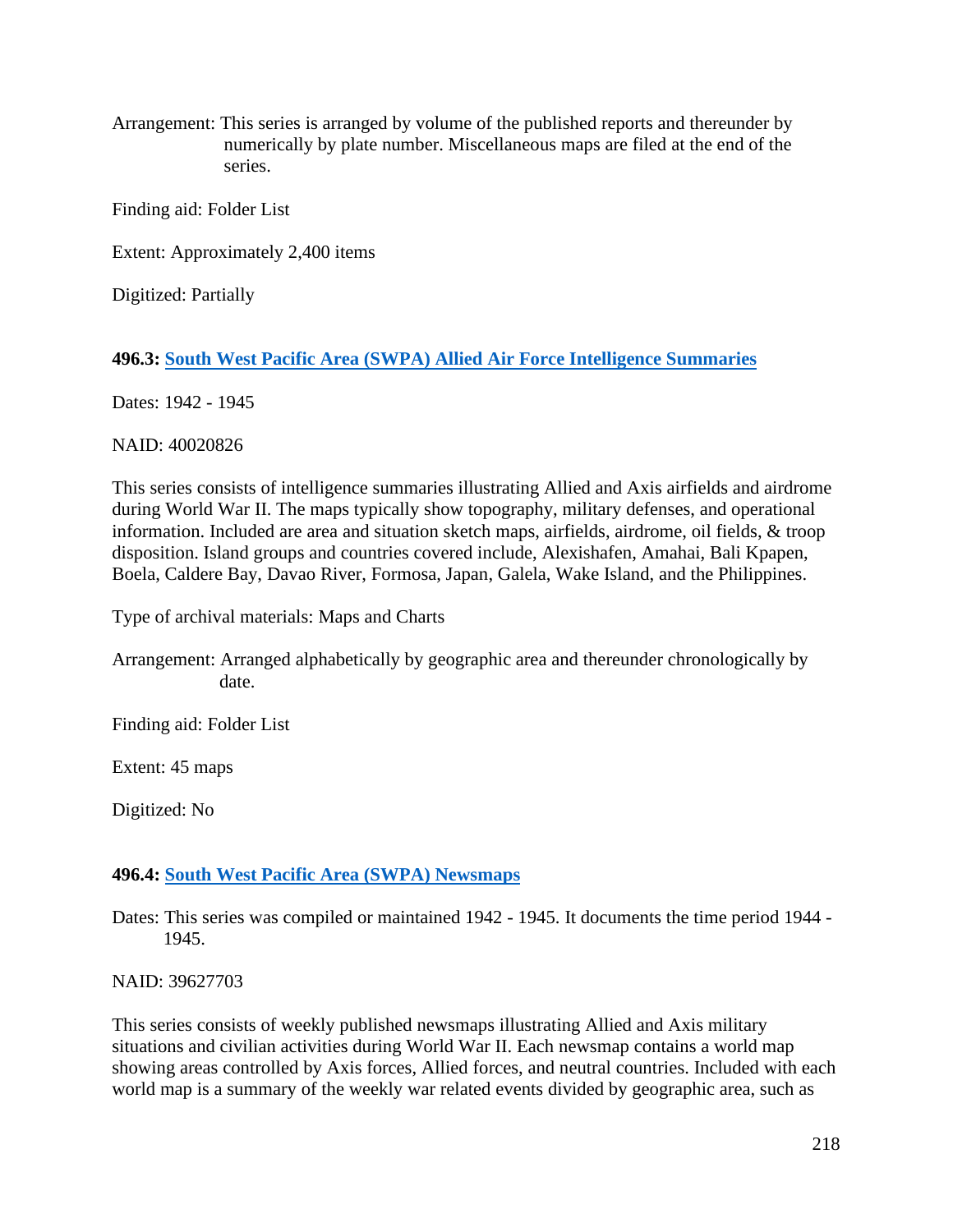Arrangement: This series is arranged by volume of the published reports and thereunder by numerically by plate number. Miscellaneous maps are filed at the end of the series.

Finding aid: Folder List

Extent: Approximately 2,400 items

Digitized: Partially

**496.3: South West Pacific Area (SWPA) Allied Air Force Intelligence Summaries**

Dates: 1942 - 1945

NAID: 40020826

This series consists of intelligence summaries illustrating Allied and Axis airfields and airdrome during World War II. The maps typically show topography, military defenses, and operational information. Included are area and situation sketch maps, airfields, airdrome, oil fields, & troop disposition. Island groups and countries covered include, Alexishafen, Amahai, Bali Kpapen, Boela, Caldere Bay, Davao River, Formosa, Japan, Galela, Wake Island, and the Philippines.

Type of archival materials: Maps and Charts

Arrangement: Arranged alphabetically by geographic area and thereunder chronologically by date.

Finding aid: Folder List

Extent: 45 maps

Digitized: No

**496.4: South West Pacific Area (SWPA) Newsmaps**

Dates: This series was compiled or maintained 1942 - 1945. It documents the time period 1944 - 1945.

NAID: 39627703

This series consists of weekly published newsmaps illustrating Allied and Axis military situations and civilian activities during World War II. Each newsmap contains a world map showing areas controlled by Axis forces, Allied forces, and neutral countries. Included with each world map is a summary of the weekly war related events divided by geographic area, such as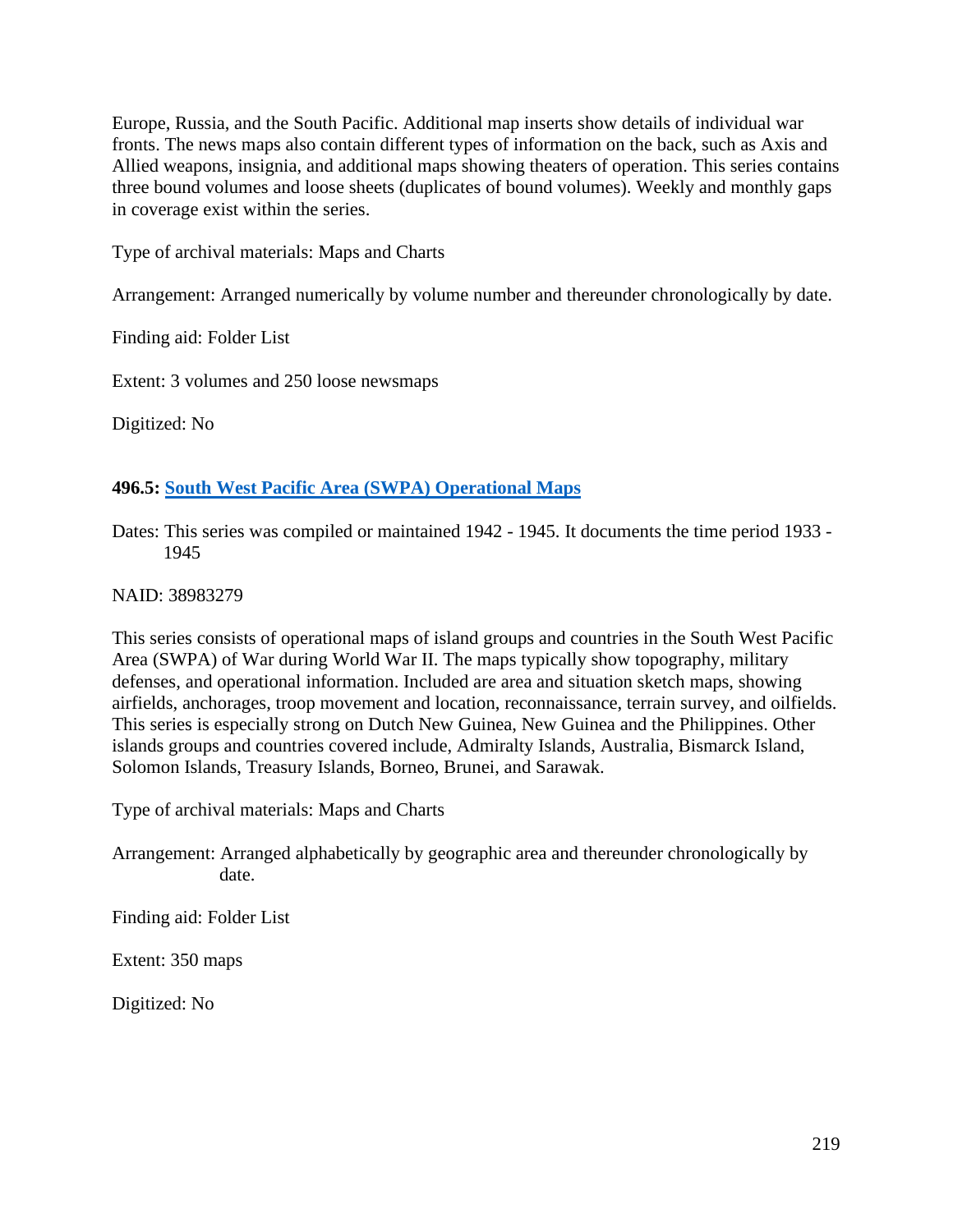Europe, Russia, and the South Pacific. Additional map inserts show details of individual war fronts. The news maps also contain different types of information on the back, such as Axis and Allied weapons, insignia, and additional maps showing theaters of operation. This series contains three bound volumes and loose sheets (duplicates of bound volumes). Weekly and monthly gaps in coverage exist within the series.

Type of archival materials: Maps and Charts

Arrangement: Arranged numerically by volume number and thereunder chronologically by date.

Finding aid: Folder List

Extent: 3 volumes and 250 loose newsmaps

Digitized: No

**496.5: South West Pacific Area (SWPA) Operational Maps**

Dates: This series was compiled or maintained 1942 - 1945. It documents the time period 1933 - 1945

NAID: 38983279

This series consists of operational maps of island groups and countries in the South West Pacific Area (SWPA) of War during World War II. The maps typically show topography, military defenses, and operational information. Included are area and situation sketch maps, showing airfields, anchorages, troop movement and location, reconnaissance, terrain survey, and oilfields. This series is especially strong on Dutch New Guinea, New Guinea and the Philippines. Other islands groups and countries covered include, Admiralty Islands, Australia, Bismarck Island, Solomon Islands, Treasury Islands, Borneo, Brunei, and Sarawak.

Type of archival materials: Maps and Charts

Arrangement: Arranged alphabetically by geographic area and thereunder chronologically by date.

Finding aid: Folder List

Extent: 350 maps

Digitized: No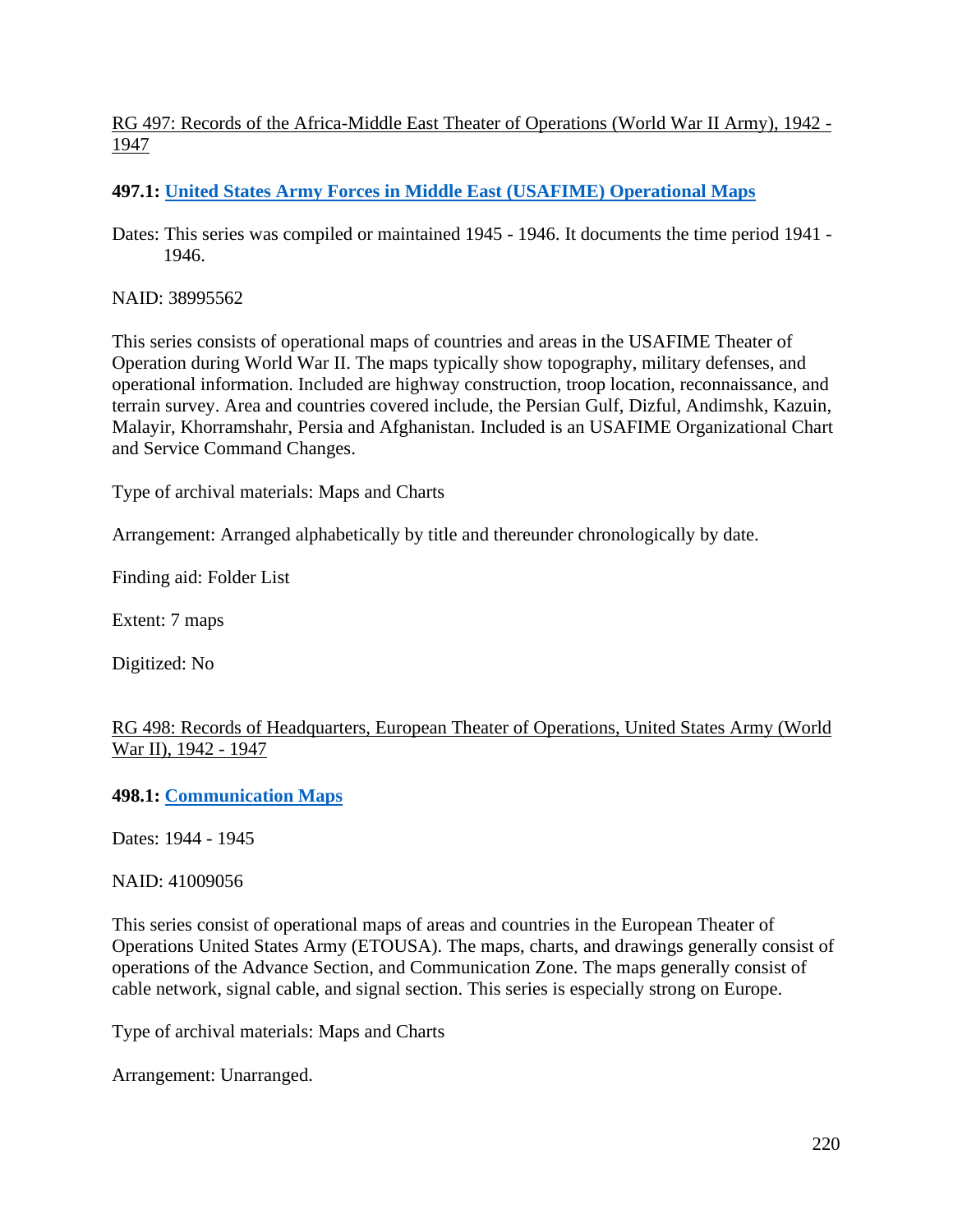RG 497: Records of the Africa-Middle East Theater of Operations (World War II Army), 1942 - 1947

**497.1: United States Army Forces in Middle East (USAFIME) Operational Maps**

Dates: This series was compiled or maintained 1945 - 1946. It documents the time period 1941 - 1946.

NAID: 38995562

This series consists of operational maps of countries and areas in the USAFIME Theater of Operation during World War II. The maps typically show topography, military defenses, and operational information. Included are highway construction, troop location, reconnaissance, and terrain survey. Area and countries covered include, the Persian Gulf, Dizful, Andimshk, Kazuin, Malayir, Khorramshahr, Persia and Afghanistan. Included is an USAFIME Organizational Chart and Service Command Changes.

Type of archival materials: Maps and Charts

Arrangement: Arranged alphabetically by title and thereunder chronologically by date.

Finding aid: Folder List

Extent: 7 maps

Digitized: No

RG 498: Records of Headquarters, European Theater of Operations, United States Army (World War II), 1942 - 1947

**498.1: Communication Maps**

Dates: 1944 - 1945

NAID: 41009056

This series consist of operational maps of areas and countries in the European Theater of Operations United States Army (ETOUSA). The maps, charts, and drawings generally consist of operations of the Advance Section, and Communication Zone. The maps generally consist of cable network, signal cable, and signal section. This series is especially strong on Europe.

Type of archival materials: Maps and Charts

Arrangement: Unarranged.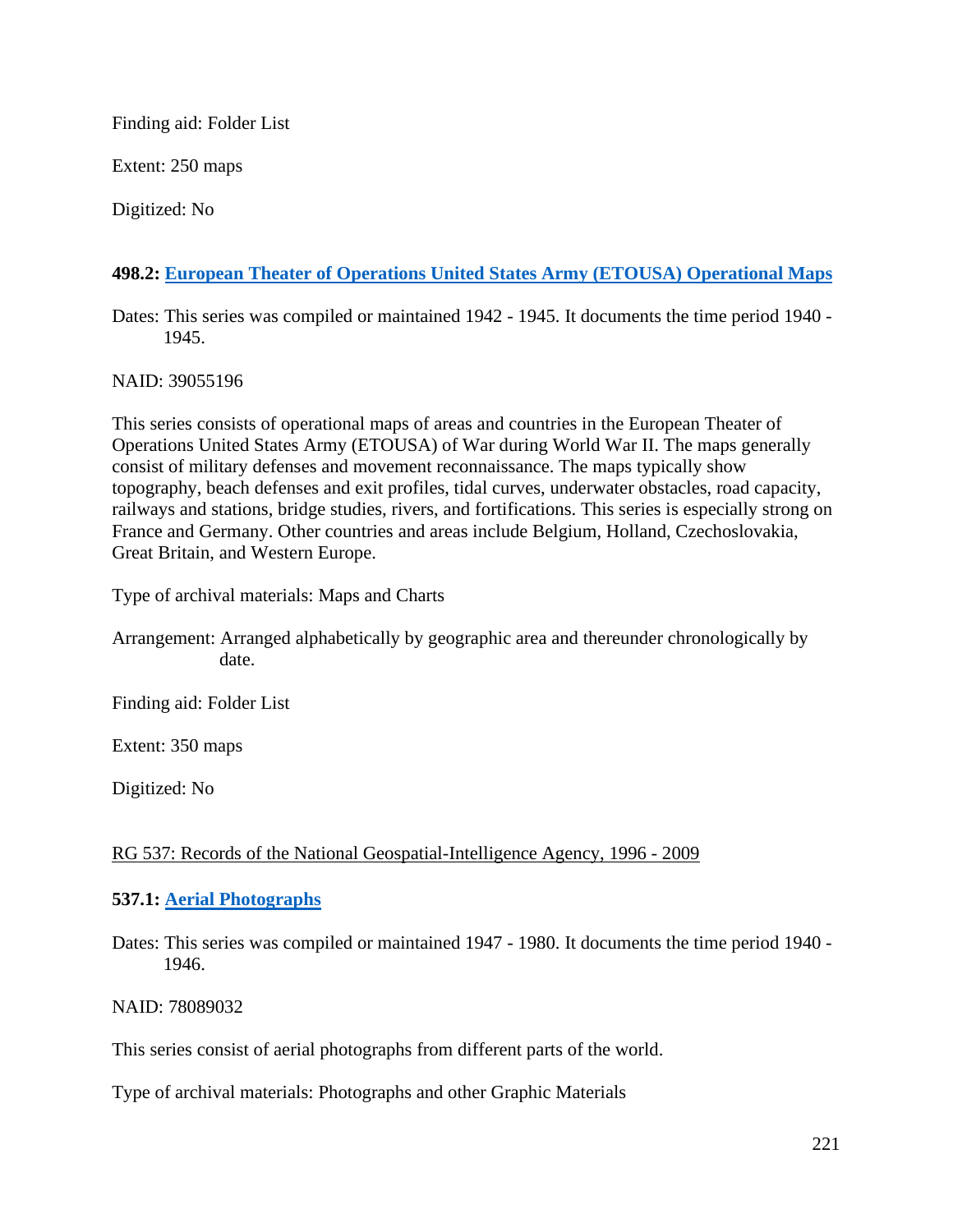Finding aid: Folder List

Extent: 250 maps

Digitized: No

**498.2: European Theater of Operations United States Army (ETOUSA) Operational Maps**

Dates: This series was compiled or maintained 1942 - 1945. It documents the time period 1940 - 1945.

NAID: 39055196

This series consists of operational maps of areas and countries in the European Theater of Operations United States Army (ETOUSA) of War during World War II. The maps generally consist of military defenses and movement reconnaissance. The maps typically show topography, beach defenses and exit profiles, tidal curves, underwater obstacles, road capacity, railways and stations, bridge studies, rivers, and fortifications. This series is especially strong on France and Germany. Other countries and areas include Belgium, Holland, Czechoslovakia, Great Britain, and Western Europe.

Type of archival materials: Maps and Charts

Arrangement: Arranged alphabetically by geographic area and thereunder chronologically by date.

Finding aid: Folder List

Extent: 350 maps

Digitized: No

RG 537: Records of the National Geospatial-Intelligence Agency, 1996 - 2009

**537.1: Aerial Photographs**

Dates: This series was compiled or maintained 1947 - 1980. It documents the time period 1940 - 1946.

NAID: 78089032

This series consist of aerial photographs from different parts of the world.

Type of archival materials: Photographs and other Graphic Materials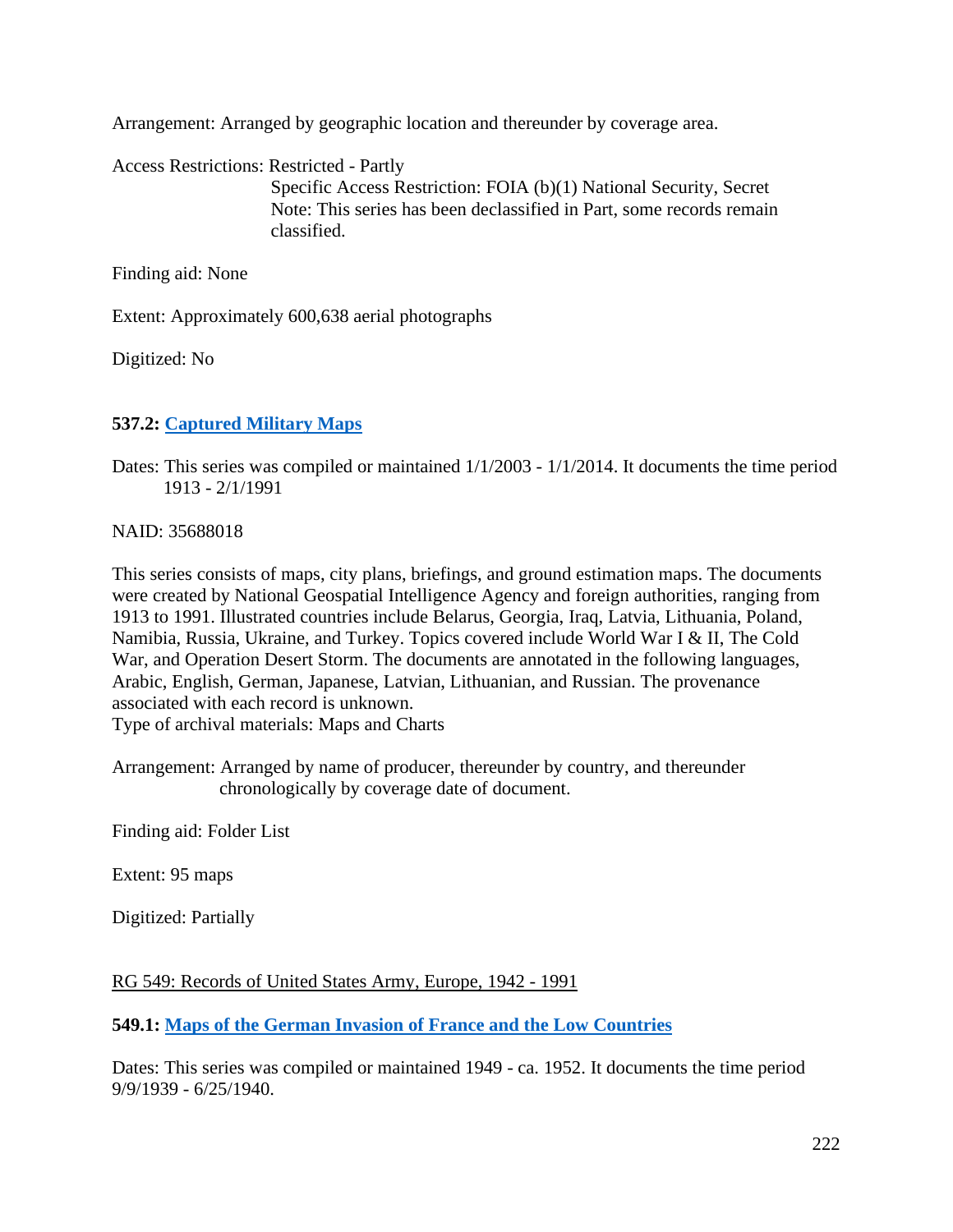Arrangement: Arranged by geographic location and thereunder by coverage area.

Access Restrictions: Restricted - Partly
Specific Access Restriction: FOIA (b)(1) National Security, Secret
Note: This series has been declassified in Part, some records remain classified.

Finding aid: None

Extent: Approximately 600,638 aerial photographs

Digitized: No

**537.2: Captured Military Maps**

Dates: This series was compiled or maintained 1/1/2003 - 1/1/2014. It documents the time period 1913 - 2/1/1991

NAID: 35688018

This series consists of maps, city plans, briefings, and ground estimation maps. The documents were created by National Geospatial Intelligence Agency and foreign authorities, ranging from 1913 to 1991. Illustrated countries include Belarus, Georgia, Iraq, Latvia, Lithuania, Poland, Namibia, Russia, Ukraine, and Turkey. Topics covered include World War I & II, The Cold War, and Operation Desert Storm. The documents are annotated in the following languages, Arabic, English, German, Japanese, Latvian, Lithuanian, and Russian. The provenance associated with each record is unknown.
Type of archival materials: Maps and Charts

Arrangement: Arranged by name of producer, thereunder by country, and thereunder chronologically by coverage date of document.

Finding aid: Folder List

Extent: 95 maps

Digitized: Partially

RG 549: Records of United States Army, Europe, 1942 - 1991

**549.1: Maps of the German Invasion of France and the Low Countries**

Dates: This series was compiled or maintained 1949 - ca. 1952. It documents the time period 9/9/1939 - 6/25/1940.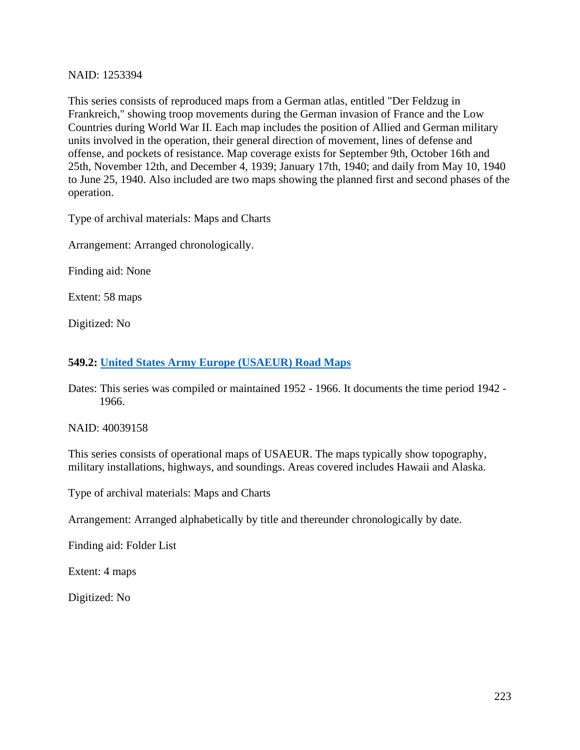NAID: 1253394

This series consists of reproduced maps from a German atlas, entitled "Der Feldzug in Frankreich," showing troop movements during the German invasion of France and the Low Countries during World War II. Each map includes the position of Allied and German military units involved in the operation, their general direction of movement, lines of defense and offense, and pockets of resistance. Map coverage exists for September 9th, October 16th and 25th, November 12th, and December 4, 1939; January 17th, 1940; and daily from May 10, 1940 to June 25, 1940. Also included are two maps showing the planned first and second phases of the operation.

Type of archival materials: Maps and Charts

Arrangement: Arranged chronologically.

Finding aid: None

Extent: 58 maps

Digitized: No

### 549.2: United States Army Europe (USAEUR) Road Maps

Dates: This series was compiled or maintained 1952 - 1966. It documents the time period 1942 - 1966.

NAID: 40039158

This series consists of operational maps of USAEUR. The maps typically show topography, military installations, highways, and soundings. Areas covered includes Hawaii and Alaska.

Type of archival materials: Maps and Charts

Arrangement: Arranged alphabetically by title and thereunder chronologically by date.

Finding aid: Folder List

Extent: 4 maps

Digitized: No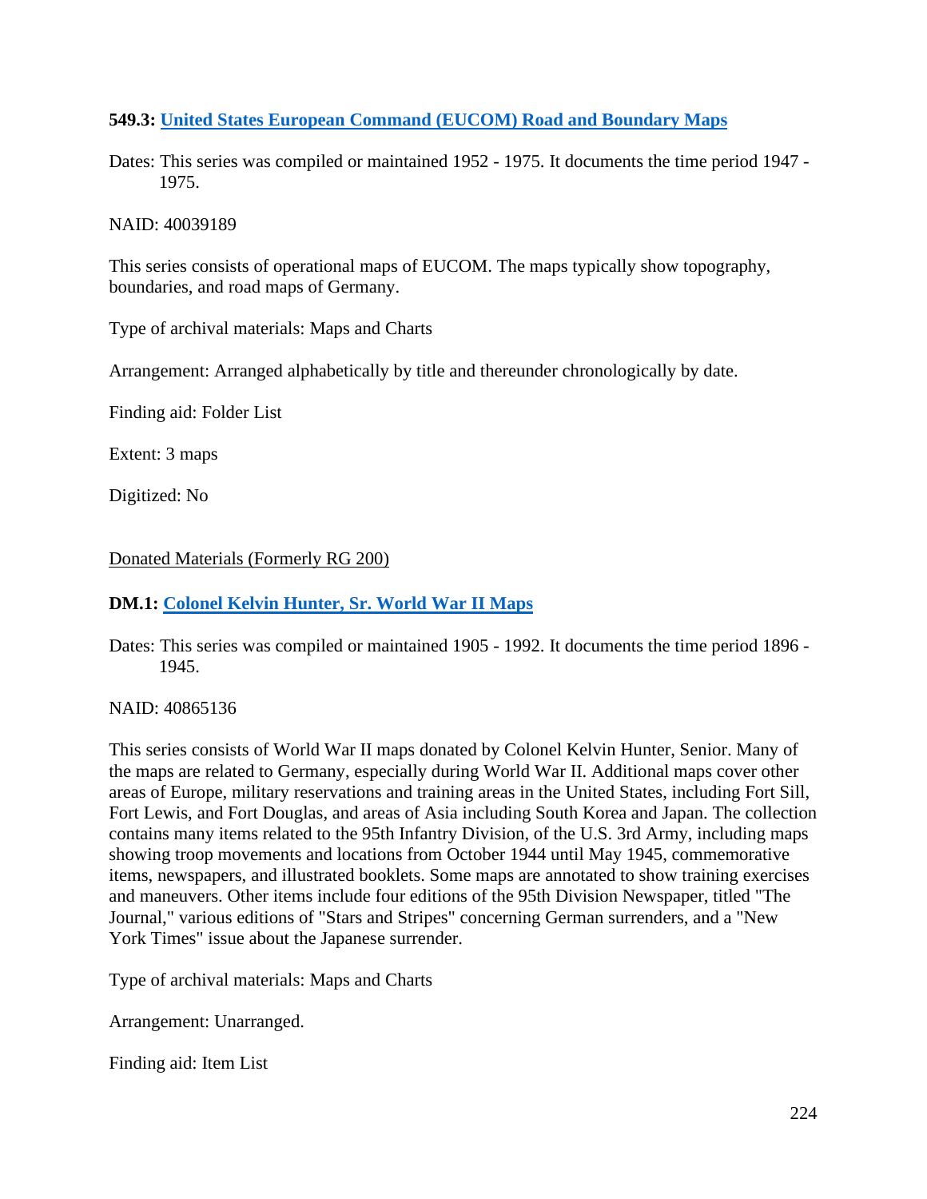**549.3: [United States European Command (EUCOM) Road and Boundary Maps]()**

Dates: This series was compiled or maintained 1952 - 1975. It documents the time period 1947 - 1975.

NAID: 40039189

This series consists of operational maps of EUCOM. The maps typically show topography, boundaries, and road maps of Germany.

Type of archival materials: Maps and Charts

Arrangement: Arranged alphabetically by title and thereunder chronologically by date.

Finding aid: Folder List

Extent: 3 maps

Digitized: No

Donated Materials (Formerly RG 200)

**DM.1: [Colonel Kelvin Hunter, Sr. World War II Maps]()**

Dates: This series was compiled or maintained 1905 - 1992. It documents the time period 1896 - 1945.

NAID: 40865136

This series consists of World War II maps donated by Colonel Kelvin Hunter, Senior. Many of the maps are related to Germany, especially during World War II. Additional maps cover other areas of Europe, military reservations and training areas in the United States, including Fort Sill, Fort Lewis, and Fort Douglas, and areas of Asia including South Korea and Japan. The collection contains many items related to the 95th Infantry Division, of the U.S. 3rd Army, including maps showing troop movements and locations from October 1944 until May 1945, commemorative items, newspapers, and illustrated booklets. Some maps are annotated to show training exercises and maneuvers. Other items include four editions of the 95th Division Newspaper, titled "The Journal," various editions of "Stars and Stripes" concerning German surrenders, and a "New York Times" issue about the Japanese surrender.

Type of archival materials: Maps and Charts

Arrangement: Unarranged.

Finding aid: Item List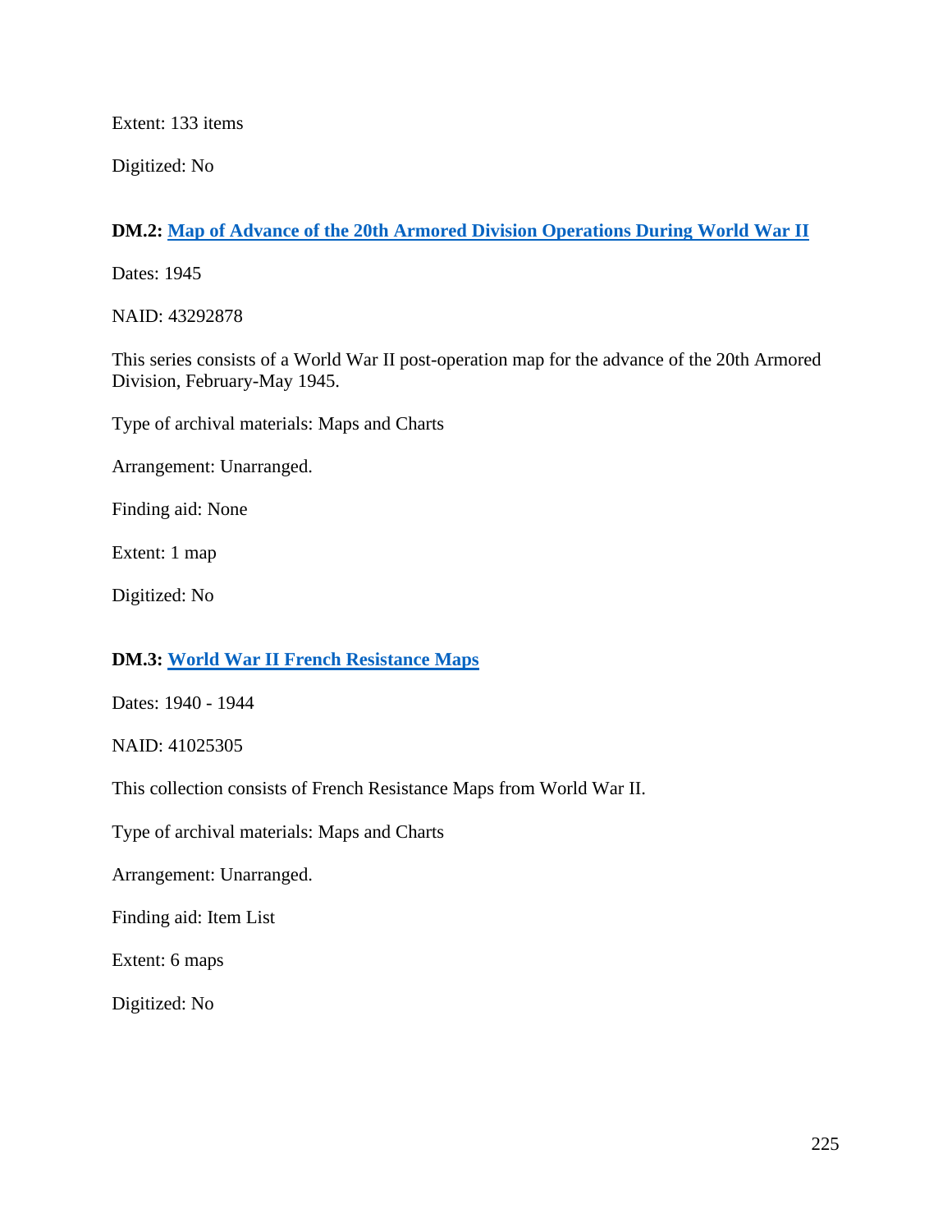Extent: 133 items

Digitized: No

**DM.2: Map of Advance of the 20th Armored Division Operations During World War II**

Dates: 1945

NAID: 43292878

This series consists of a World War II post-operation map for the advance of the 20th Armored Division, February-May 1945.

Type of archival materials: Maps and Charts

Arrangement: Unarranged.

Finding aid: None

Extent: 1 map

Digitized: No

**DM.3: World War II French Resistance Maps**

Dates: 1940 - 1944

NAID: 41025305

This collection consists of French Resistance Maps from World War II.

Type of archival materials: Maps and Charts

Arrangement: Unarranged.

Finding aid: Item List

Extent: 6 maps

Digitized: No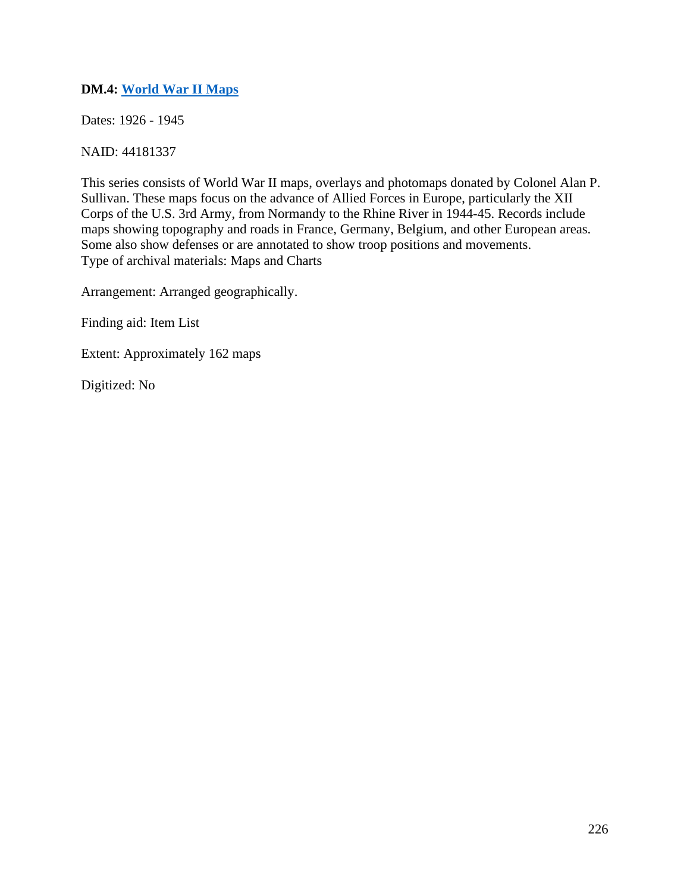**DM.4: World War II Maps**

Dates: 1926 - 1945

NAID: 44181337

This series consists of World War II maps, overlays and photomaps donated by Colonel Alan P. Sullivan. These maps focus on the advance of Allied Forces in Europe, particularly the XII Corps of the U.S. 3rd Army, from Normandy to the Rhine River in 1944-45. Records include maps showing topography and roads in France, Germany, Belgium, and other European areas. Some also show defenses or are annotated to show troop positions and movements.
Type of archival materials: Maps and Charts

Arrangement: Arranged geographically.

Finding aid: Item List

Extent: Approximately 162 maps

Digitized: No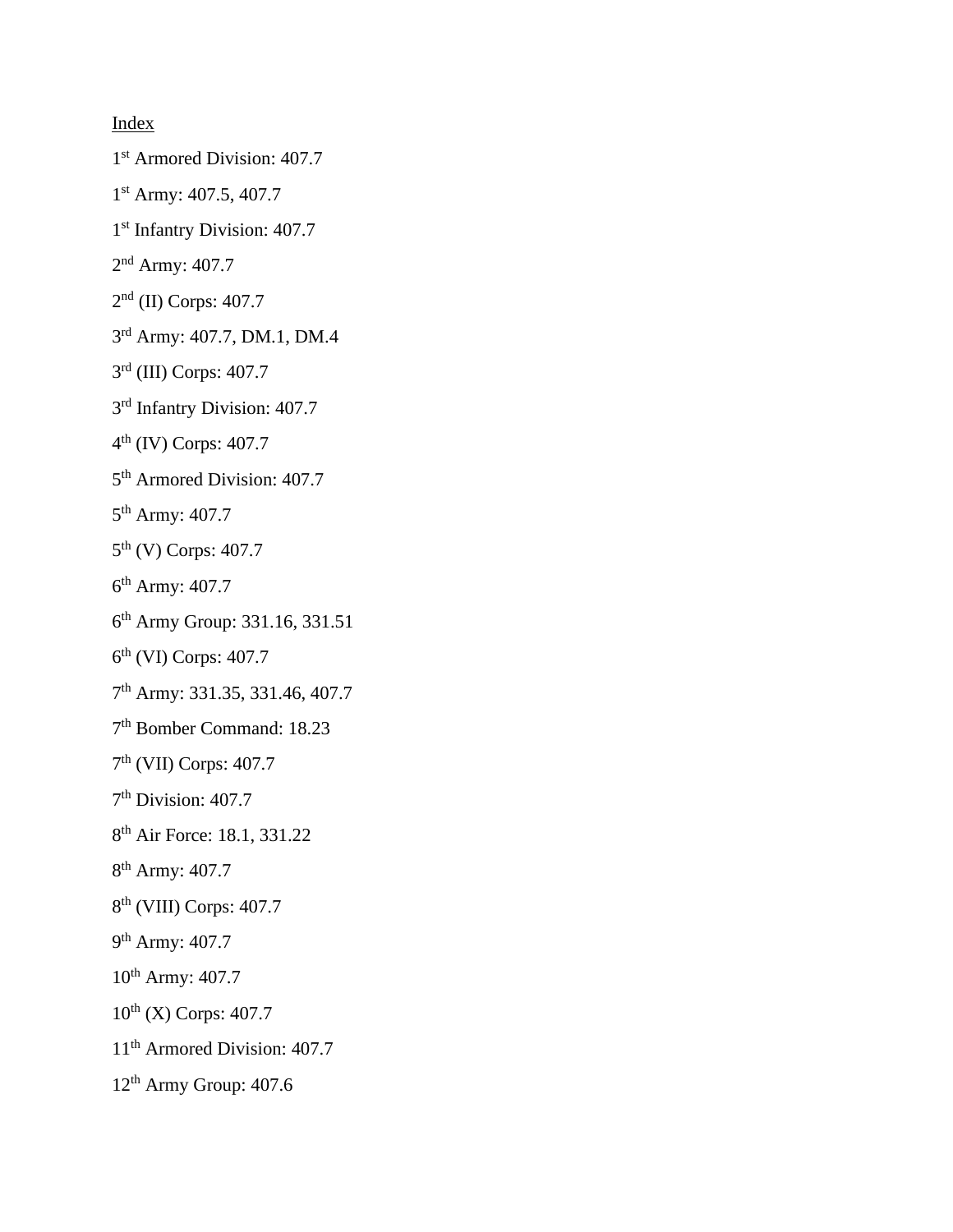Index

1st Armored Division: 407.7

1st Army: 407.5, 407.7

1st Infantry Division: 407.7

2nd Army: 407.7

2nd (II) Corps: 407.7

3rd Army: 407.7, DM.1, DM.4

3rd (III) Corps: 407.7

3rd Infantry Division: 407.7

4th (IV) Corps: 407.7

5th Armored Division: 407.7

5th Army: 407.7

5th (V) Corps: 407.7

6th Army: 407.7

6th Army Group: 331.16, 331.51

6th (VI) Corps: 407.7

7th Army: 331.35, 331.46, 407.7

7th Bomber Command: 18.23

7th (VII) Corps: 407.7

7th Division: 407.7

8th Air Force: 18.1, 331.22

8th Army: 407.7

8th (VIII) Corps: 407.7

9th Army: 407.7

10th Army: 407.7

10th (X) Corps: 407.7

11th Armored Division: 407.7

12th Army Group: 407.6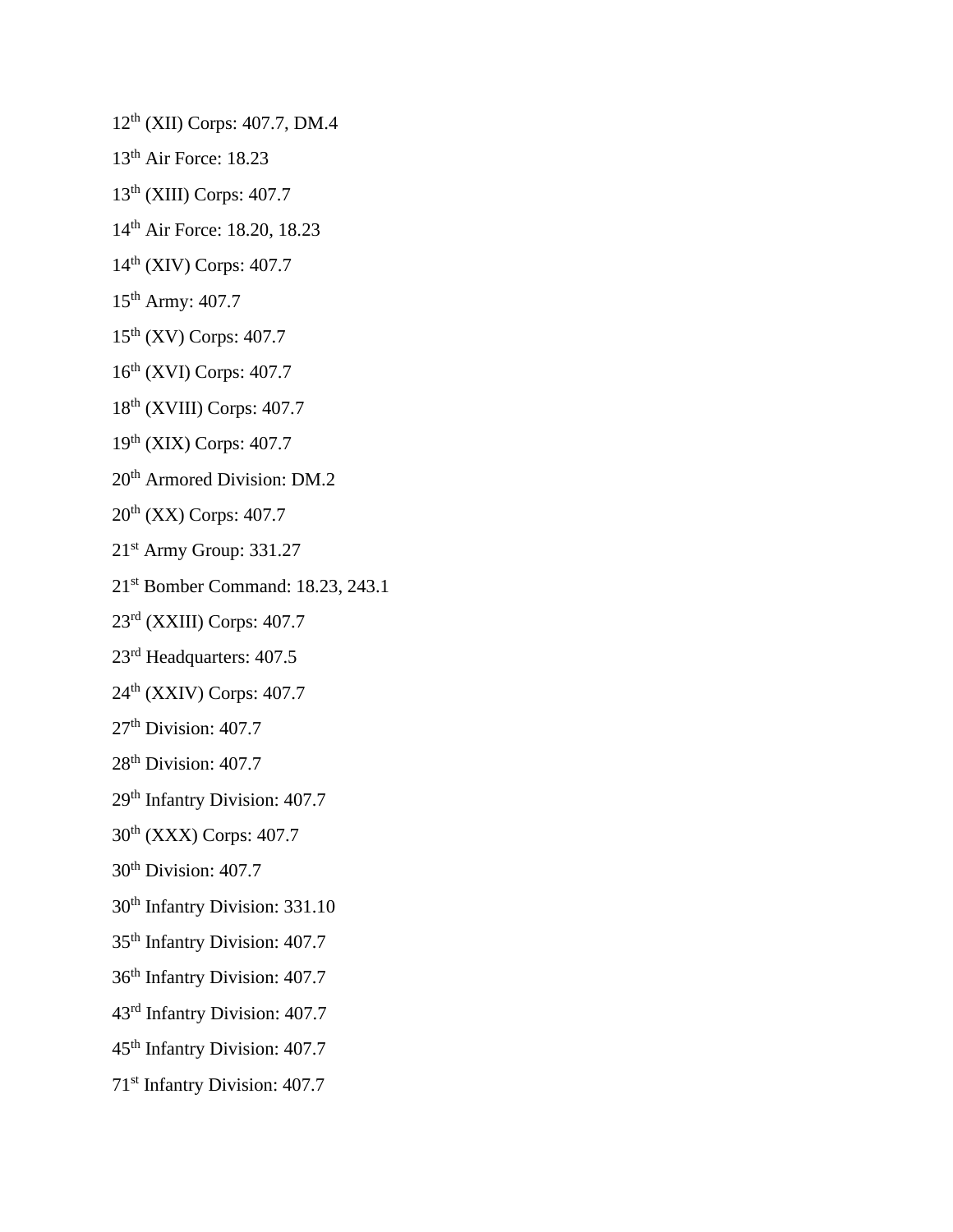12th (XII) Corps: 407.7, DM.4

13th Air Force: 18.23

13th (XIII) Corps: 407.7

14th Air Force: 18.20, 18.23

14th (XIV) Corps: 407.7

15th Army: 407.7

15th (XV) Corps: 407.7

16th (XVI) Corps: 407.7

18th (XVIII) Corps: 407.7

19th (XIX) Corps: 407.7

20th Armored Division: DM.2

20th (XX) Corps: 407.7

21st Army Group: 331.27

21st Bomber Command: 18.23, 243.1

23rd (XXIII) Corps: 407.7

23rd Headquarters: 407.5

24th (XXIV) Corps: 407.7

27th Division: 407.7

28th Division: 407.7

29th Infantry Division: 407.7

30th (XXX) Corps: 407.7

30th Division: 407.7

30th Infantry Division: 331.10

35th Infantry Division: 407.7

36th Infantry Division: 407.7

43rd Infantry Division: 407.7

45th Infantry Division: 407.7

71st Infantry Division: 407.7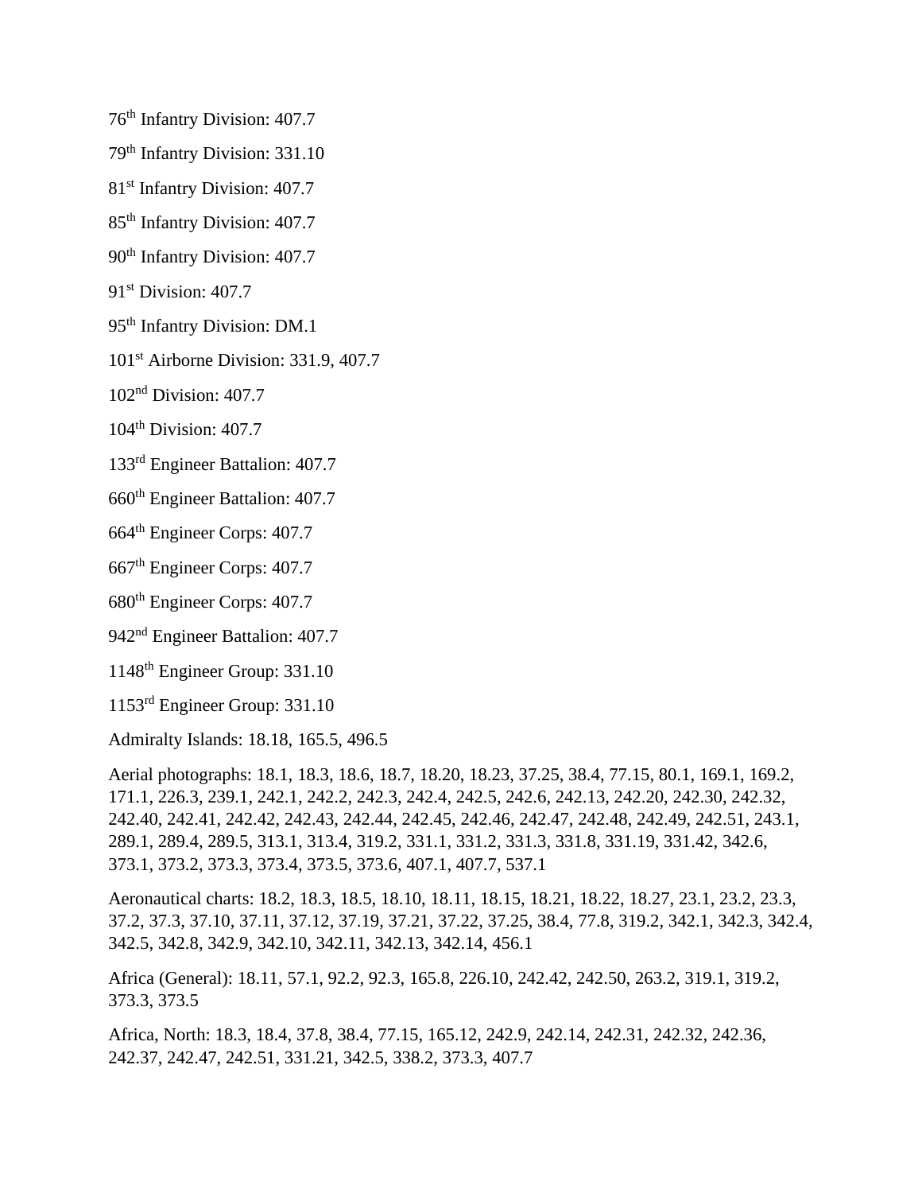76th Infantry Division: 407.7

79th Infantry Division: 331.10

81st Infantry Division: 407.7

85th Infantry Division: 407.7

90th Infantry Division: 407.7

91st Division: 407.7

95th Infantry Division: DM.1

101st Airborne Division: 331.9, 407.7

102nd Division: 407.7

104th Division: 407.7

133rd Engineer Battalion: 407.7

660th Engineer Battalion: 407.7

664th Engineer Corps: 407.7

667th Engineer Corps: 407.7

680th Engineer Corps: 407.7

942nd Engineer Battalion: 407.7

1148th Engineer Group: 331.10

1153rd Engineer Group: 331.10

Admiralty Islands: 18.18, 165.5, 496.5

Aerial photographs: 18.1, 18.3, 18.6, 18.7, 18.20, 18.23, 37.25, 38.4, 77.15, 80.1, 169.1, 169.2, 171.1, 226.3, 239.1, 242.1, 242.2, 242.3, 242.4, 242.5, 242.6, 242.13, 242.20, 242.30, 242.32, 242.40, 242.41, 242.42, 242.43, 242.44, 242.45, 242.46, 242.47, 242.48, 242.49, 242.51, 243.1, 289.1, 289.4, 289.5, 313.1, 313.4, 319.2, 331.1, 331.2, 331.3, 331.8, 331.19, 331.42, 342.6, 373.1, 373.2, 373.3, 373.4, 373.5, 373.6, 407.1, 407.7, 537.1

Aeronautical charts: 18.2, 18.3, 18.5, 18.10, 18.11, 18.15, 18.21, 18.22, 18.27, 23.1, 23.2, 23.3, 37.2, 37.3, 37.10, 37.11, 37.12, 37.19, 37.21, 37.22, 37.25, 38.4, 77.8, 319.2, 342.1, 342.3, 342.4, 342.5, 342.8, 342.9, 342.10, 342.11, 342.13, 342.14, 456.1

Africa (General): 18.11, 57.1, 92.2, 92.3, 165.8, 226.10, 242.42, 242.50, 263.2, 319.1, 319.2, 373.3, 373.5

Africa, North: 18.3, 18.4, 37.8, 38.4, 77.15, 165.12, 242.9, 242.14, 242.31, 242.32, 242.36, 242.37, 242.47, 242.51, 331.21, 342.5, 338.2, 373.3, 407.7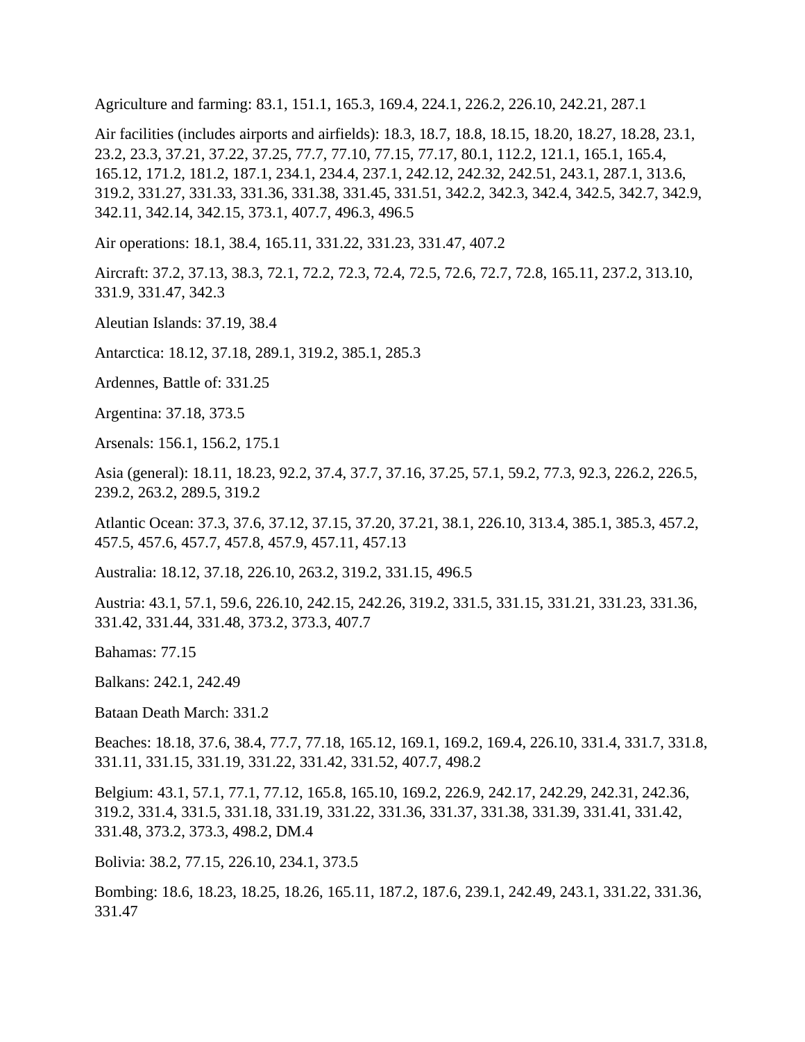Agriculture and farming: 83.1, 151.1, 165.3, 169.4, 224.1, 226.2, 226.10, 242.21, 287.1

Air facilities (includes airports and airfields): 18.3, 18.7, 18.8, 18.15, 18.20, 18.27, 18.28, 23.1, 23.2, 23.3, 37.21, 37.22, 37.25, 77.7, 77.10, 77.15, 77.17, 80.1, 112.2, 121.1, 165.1, 165.4, 165.12, 171.2, 181.2, 187.1, 234.1, 234.4, 237.1, 242.12, 242.32, 242.51, 243.1, 287.1, 313.6, 319.2, 331.27, 331.33, 331.36, 331.38, 331.45, 331.51, 342.2, 342.3, 342.4, 342.5, 342.7, 342.9, 342.11, 342.14, 342.15, 373.1, 407.7, 496.3, 496.5

Air operations: 18.1, 38.4, 165.11, 331.22, 331.23, 331.47, 407.2

Aircraft: 37.2, 37.13, 38.3, 72.1, 72.2, 72.3, 72.4, 72.5, 72.6, 72.7, 72.8, 165.11, 237.2, 313.10, 331.9, 331.47, 342.3

Aleutian Islands: 37.19, 38.4

Antarctica: 18.12, 37.18, 289.1, 319.2, 385.1, 285.3

Ardennes, Battle of: 331.25

Argentina: 37.18, 373.5

Arsenals: 156.1, 156.2, 175.1

Asia (general): 18.11, 18.23, 92.2, 37.4, 37.7, 37.16, 37.25, 57.1, 59.2, 77.3, 92.3, 226.2, 226.5, 239.2, 263.2, 289.5, 319.2

Atlantic Ocean: 37.3, 37.6, 37.12, 37.15, 37.20, 37.21, 38.1, 226.10, 313.4, 385.1, 385.3, 457.2, 457.5, 457.6, 457.7, 457.8, 457.9, 457.11, 457.13

Australia: 18.12, 37.18, 226.10, 263.2, 319.2, 331.15, 496.5

Austria: 43.1, 57.1, 59.6, 226.10, 242.15, 242.26, 319.2, 331.5, 331.15, 331.21, 331.23, 331.36, 331.42, 331.44, 331.48, 373.2, 373.3, 407.7

Bahamas: 77.15

Balkans: 242.1, 242.49

Bataan Death March: 331.2

Beaches: 18.18, 37.6, 38.4, 77.7, 77.18, 165.12, 169.1, 169.2, 169.4, 226.10, 331.4, 331.7, 331.8, 331.11, 331.15, 331.19, 331.22, 331.42, 331.52, 407.7, 498.2

Belgium: 43.1, 57.1, 77.1, 77.12, 165.8, 165.10, 169.2, 226.9, 242.17, 242.29, 242.31, 242.36, 319.2, 331.4, 331.5, 331.18, 331.19, 331.22, 331.36, 331.37, 331.38, 331.39, 331.41, 331.42, 331.48, 373.2, 373.3, 498.2, DM.4

Bolivia: 38.2, 77.15, 226.10, 234.1, 373.5

Bombing: 18.6, 18.23, 18.25, 18.26, 165.11, 187.2, 187.6, 239.1, 242.49, 243.1, 331.22, 331.36, 331.47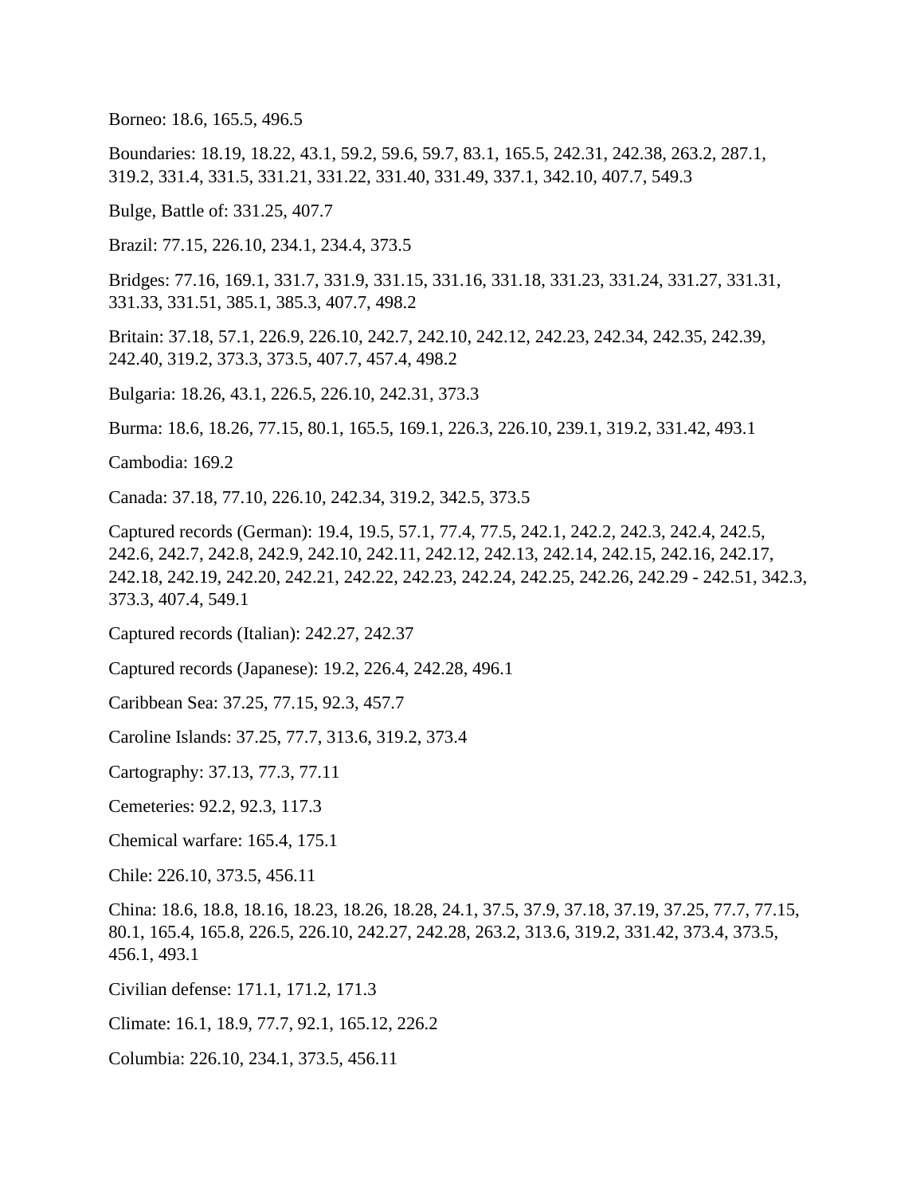Borneo: 18.6, 165.5, 496.5

Boundaries: 18.19, 18.22, 43.1, 59.2, 59.6, 59.7, 83.1, 165.5, 242.31, 242.38, 263.2, 287.1, 319.2, 331.4, 331.5, 331.21, 331.22, 331.40, 331.49, 337.1, 342.10, 407.7, 549.3

Bulge, Battle of: 331.25, 407.7

Brazil: 77.15, 226.10, 234.1, 234.4, 373.5

Bridges: 77.16, 169.1, 331.7, 331.9, 331.15, 331.16, 331.18, 331.23, 331.24, 331.27, 331.31, 331.33, 331.51, 385.1, 385.3, 407.7, 498.2

Britain: 37.18, 57.1, 226.9, 226.10, 242.7, 242.10, 242.12, 242.23, 242.34, 242.35, 242.39, 242.40, 319.2, 373.3, 373.5, 407.7, 457.4, 498.2

Bulgaria: 18.26, 43.1, 226.5, 226.10, 242.31, 373.3

Burma: 18.6, 18.26, 77.15, 80.1, 165.5, 169.1, 226.3, 226.10, 239.1, 319.2, 331.42, 493.1

Cambodia: 169.2

Canada: 37.18, 77.10, 226.10, 242.34, 319.2, 342.5, 373.5

Captured records (German): 19.4, 19.5, 57.1, 77.4, 77.5, 242.1, 242.2, 242.3, 242.4, 242.5, 242.6, 242.7, 242.8, 242.9, 242.10, 242.11, 242.12, 242.13, 242.14, 242.15, 242.16, 242.17, 242.18, 242.19, 242.20, 242.21, 242.22, 242.23, 242.24, 242.25, 242.26, 242.29 - 242.51, 342.3, 373.3, 407.4, 549.1

Captured records (Italian): 242.27, 242.37

Captured records (Japanese): 19.2, 226.4, 242.28, 496.1

Caribbean Sea: 37.25, 77.15, 92.3, 457.7

Caroline Islands: 37.25, 77.7, 313.6, 319.2, 373.4

Cartography: 37.13, 77.3, 77.11

Cemeteries: 92.2, 92.3, 117.3

Chemical warfare: 165.4, 175.1

Chile: 226.10, 373.5, 456.11

China: 18.6, 18.8, 18.16, 18.23, 18.26, 18.28, 24.1, 37.5, 37.9, 37.18, 37.19, 37.25, 77.7, 77.15, 80.1, 165.4, 165.8, 226.5, 226.10, 242.27, 242.28, 263.2, 313.6, 319.2, 331.42, 373.4, 373.5, 456.1, 493.1

Civilian defense: 171.1, 171.2, 171.3

Climate: 16.1, 18.9, 77.7, 92.1, 165.12, 226.2

Columbia: 226.10, 234.1, 373.5, 456.11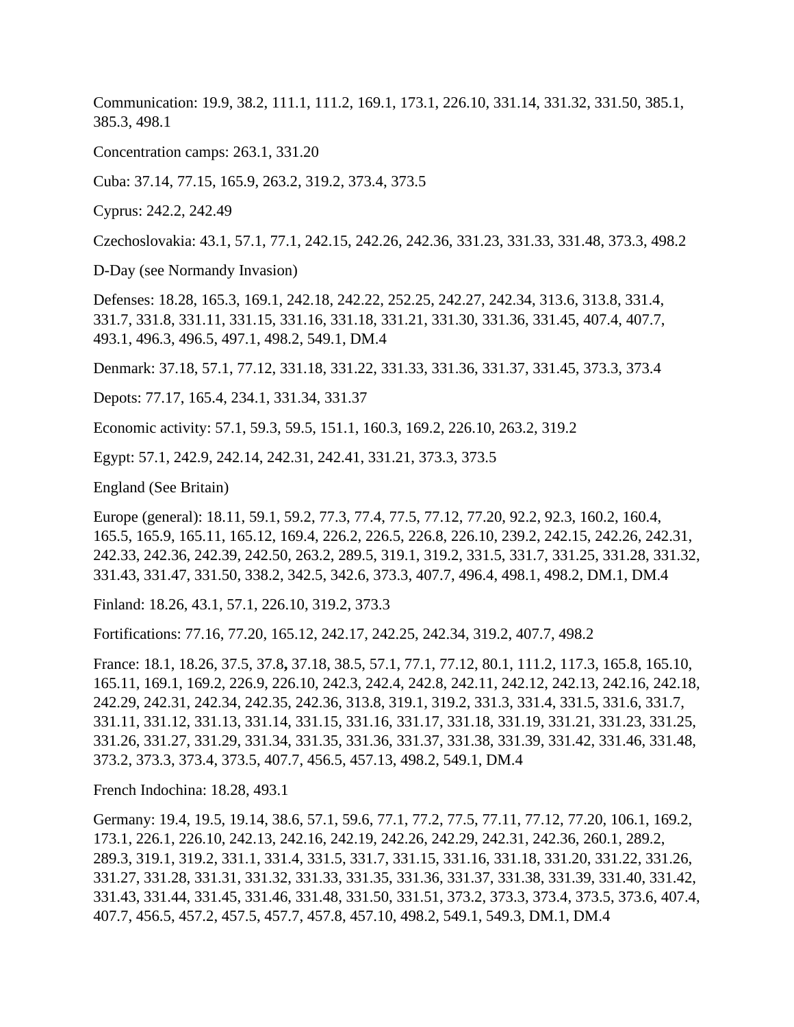Communication: 19.9, 38.2, 111.1, 111.2, 169.1, 173.1, 226.10, 331.14, 331.32, 331.50, 385.1, 385.3, 498.1

Concentration camps: 263.1, 331.20

Cuba: 37.14, 77.15, 165.9, 263.2, 319.2, 373.4, 373.5

Cyprus: 242.2, 242.49

Czechoslovakia: 43.1, 57.1, 77.1, 242.15, 242.26, 242.36, 331.23, 331.33, 331.48, 373.3, 498.2

D-Day (see Normandy Invasion)

Defenses: 18.28, 165.3, 169.1, 242.18, 242.22, 252.25, 242.27, 242.34, 313.6, 313.8, 331.4, 331.7, 331.8, 331.11, 331.15, 331.16, 331.18, 331.21, 331.30, 331.36, 331.45, 407.4, 407.7, 493.1, 496.3, 496.5, 497.1, 498.2, 549.1, DM.4

Denmark: 37.18, 57.1, 77.12, 331.18, 331.22, 331.33, 331.36, 331.37, 331.45, 373.3, 373.4

Depots: 77.17, 165.4, 234.1, 331.34, 331.37

Economic activity: 57.1, 59.3, 59.5, 151.1, 160.3, 169.2, 226.10, 263.2, 319.2

Egypt: 57.1, 242.9, 242.14, 242.31, 242.41, 331.21, 373.3, 373.5

England (See Britain)

Europe (general): 18.11, 59.1, 59.2, 77.3, 77.4, 77.5, 77.12, 77.20, 92.2, 92.3, 160.2, 160.4, 165.5, 165.9, 165.11, 165.12, 169.4, 226.2, 226.5, 226.8, 226.10, 239.2, 242.15, 242.26, 242.31, 242.33, 242.36, 242.39, 242.50, 263.2, 289.5, 319.1, 319.2, 331.5, 331.7, 331.25, 331.28, 331.32, 331.43, 331.47, 331.50, 338.2, 342.5, 342.6, 373.3, 407.7, 496.4, 498.1, 498.2, DM.1, DM.4

Finland: 18.26, 43.1, 57.1, 226.10, 319.2, 373.3

Fortifications: 77.16, 77.20, 165.12, 242.17, 242.25, 242.34, 319.2, 407.7, 498.2

France: 18.1, 18.26, 37.5, 37.8**,** 37.18, 38.5, 57.1, 77.1, 77.12, 80.1, 111.2, 117.3, 165.8, 165.10, 165.11, 169.1, 169.2, 226.9, 226.10, 242.3, 242.4, 242.8, 242.11, 242.12, 242.13, 242.16, 242.18, 242.29, 242.31, 242.34, 242.35, 242.36, 313.8, 319.1, 319.2, 331.3, 331.4, 331.5, 331.6, 331.7, 331.11, 331.12, 331.13, 331.14, 331.15, 331.16, 331.17, 331.18, 331.19, 331.21, 331.23, 331.25, 331.26, 331.27, 331.29, 331.34, 331.35, 331.36, 331.37, 331.38, 331.39, 331.42, 331.46, 331.48, 373.2, 373.3, 373.4, 373.5, 407.7, 456.5, 457.13, 498.2, 549.1, DM.4

French Indochina: 18.28, 493.1

Germany: 19.4, 19.5, 19.14, 38.6, 57.1, 59.6, 77.1, 77.2, 77.5, 77.11, 77.12, 77.20, 106.1, 169.2, 173.1, 226.1, 226.10, 242.13, 242.16, 242.19, 242.26, 242.29, 242.31, 242.36, 260.1, 289.2, 289.3, 319.1, 319.2, 331.1, 331.4, 331.5, 331.7, 331.15, 331.16, 331.18, 331.20, 331.22, 331.26, 331.27, 331.28, 331.31, 331.32, 331.33, 331.35, 331.36, 331.37, 331.38, 331.39, 331.40, 331.42, 331.43, 331.44, 331.45, 331.46, 331.48, 331.50, 331.51, 373.2, 373.3, 373.4, 373.5, 373.6, 407.4, 407.7, 456.5, 457.2, 457.5, 457.7, 457.8, 457.10, 498.2, 549.1, 549.3, DM.1, DM.4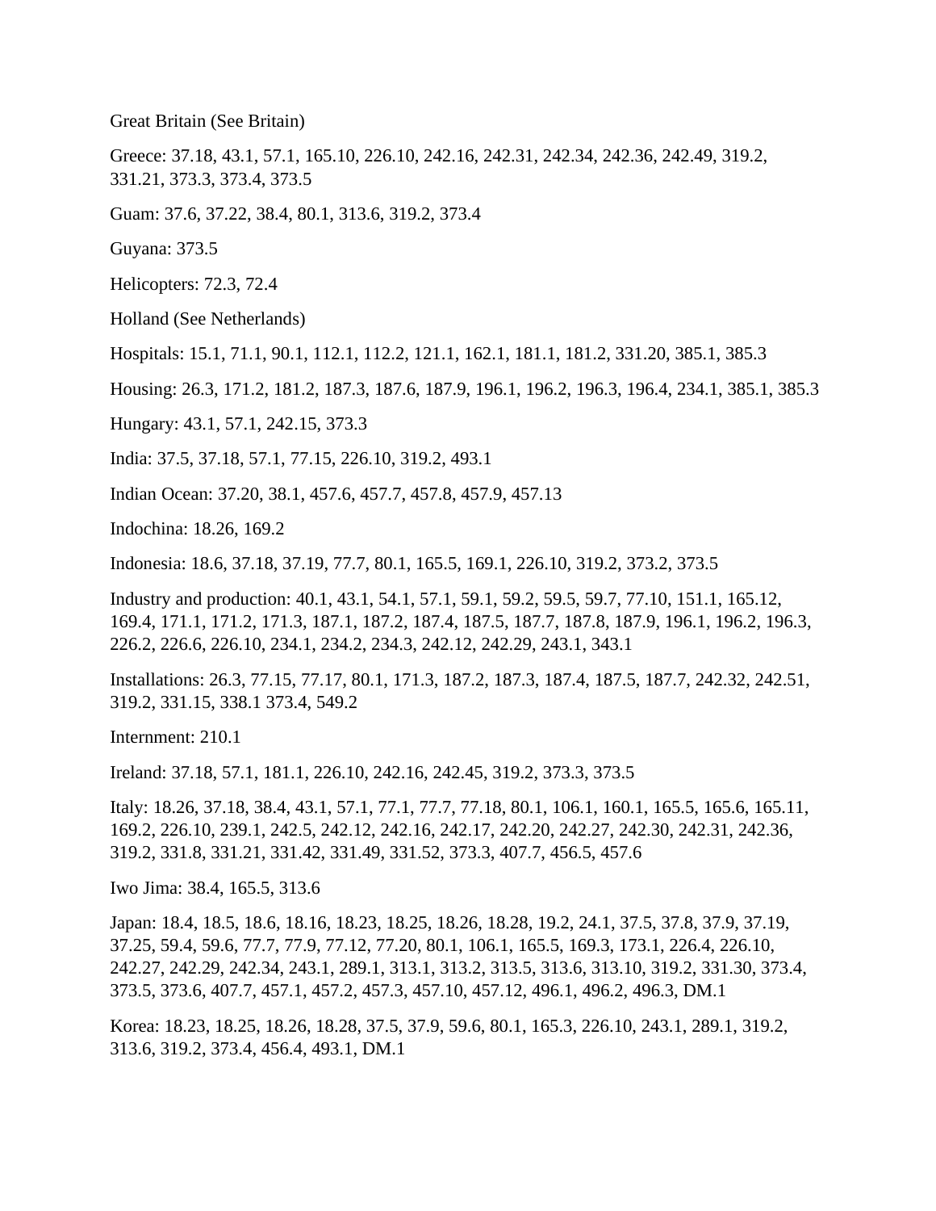Great Britain (See Britain)

Greece: 37.18, 43.1, 57.1, 165.10, 226.10, 242.16, 242.31, 242.34, 242.36, 242.49, 319.2, 331.21, 373.3, 373.4, 373.5

Guam: 37.6, 37.22, 38.4, 80.1, 313.6, 319.2, 373.4

Guyana: 373.5

Helicopters: 72.3, 72.4

Holland (See Netherlands)

Hospitals: 15.1, 71.1, 90.1, 112.1, 112.2, 121.1, 162.1, 181.1, 181.2, 331.20, 385.1, 385.3

Housing: 26.3, 171.2, 181.2, 187.3, 187.6, 187.9, 196.1, 196.2, 196.3, 196.4, 234.1, 385.1, 385.3

Hungary: 43.1, 57.1, 242.15, 373.3

India: 37.5, 37.18, 57.1, 77.15, 226.10, 319.2, 493.1

Indian Ocean: 37.20, 38.1, 457.6, 457.7, 457.8, 457.9, 457.13

Indochina: 18.26, 169.2

Indonesia: 18.6, 37.18, 37.19, 77.7, 80.1, 165.5, 169.1, 226.10, 319.2, 373.2, 373.5

Industry and production: 40.1, 43.1, 54.1, 57.1, 59.1, 59.2, 59.5, 59.7, 77.10, 151.1, 165.12, 169.4, 171.1, 171.2, 171.3, 187.1, 187.2, 187.4, 187.5, 187.7, 187.8, 187.9, 196.1, 196.2, 196.3, 226.2, 226.6, 226.10, 234.1, 234.2, 234.3, 242.12, 242.29, 243.1, 343.1

Installations: 26.3, 77.15, 77.17, 80.1, 171.3, 187.2, 187.3, 187.4, 187.5, 187.7, 242.32, 242.51, 319.2, 331.15, 338.1 373.4, 549.2

Internment: 210.1

Ireland: 37.18, 57.1, 181.1, 226.10, 242.16, 242.45, 319.2, 373.3, 373.5

Italy: 18.26, 37.18, 38.4, 43.1, 57.1, 77.1, 77.7, 77.18, 80.1, 106.1, 160.1, 165.5, 165.6, 165.11, 169.2, 226.10, 239.1, 242.5, 242.12, 242.16, 242.17, 242.20, 242.27, 242.30, 242.31, 242.36, 319.2, 331.8, 331.21, 331.42, 331.49, 331.52, 373.3, 407.7, 456.5, 457.6

Iwo Jima: 38.4, 165.5, 313.6

Japan: 18.4, 18.5, 18.6, 18.16, 18.23, 18.25, 18.26, 18.28, 19.2, 24.1, 37.5, 37.8, 37.9, 37.19, 37.25, 59.4, 59.6, 77.7, 77.9, 77.12, 77.20, 80.1, 106.1, 165.5, 169.3, 173.1, 226.4, 226.10, 242.27, 242.29, 242.34, 243.1, 289.1, 313.1, 313.2, 313.5, 313.6, 313.10, 319.2, 331.30, 373.4, 373.5, 373.6, 407.7, 457.1, 457.2, 457.3, 457.10, 457.12, 496.1, 496.2, 496.3, DM.1

Korea: 18.23, 18.25, 18.26, 18.28, 37.5, 37.9, 59.6, 80.1, 165.3, 226.10, 243.1, 289.1, 319.2, 313.6, 319.2, 373.4, 456.4, 493.1, DM.1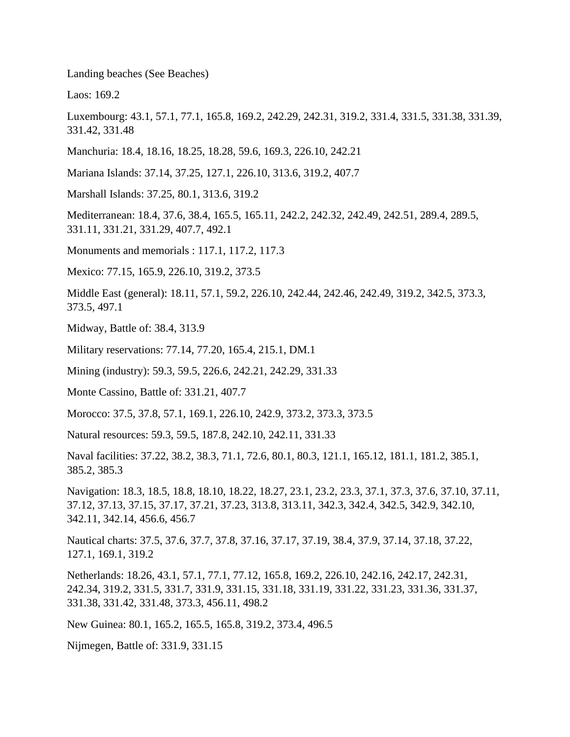Landing beaches (See Beaches)

Laos: 169.2

Luxembourg: 43.1, 57.1, 77.1, 165.8, 169.2, 242.29, 242.31, 319.2, 331.4, 331.5, 331.38, 331.39, 331.42, 331.48

Manchuria: 18.4, 18.16, 18.25, 18.28, 59.6, 169.3, 226.10, 242.21

Mariana Islands: 37.14, 37.25, 127.1, 226.10, 313.6, 319.2, 407.7

Marshall Islands: 37.25, 80.1, 313.6, 319.2

Mediterranean: 18.4, 37.6, 38.4, 165.5, 165.11, 242.2, 242.32, 242.49, 242.51, 289.4, 289.5, 331.11, 331.21, 331.29, 407.7, 492.1

Monuments and memorials : 117.1, 117.2, 117.3

Mexico: 77.15, 165.9, 226.10, 319.2, 373.5

Middle East (general): 18.11, 57.1, 59.2, 226.10, 242.44, 242.46, 242.49, 319.2, 342.5, 373.3, 373.5, 497.1

Midway, Battle of: 38.4, 313.9

Military reservations: 77.14, 77.20, 165.4, 215.1, DM.1

Mining (industry): 59.3, 59.5, 226.6, 242.21, 242.29, 331.33

Monte Cassino, Battle of: 331.21, 407.7

Morocco: 37.5, 37.8, 57.1, 169.1, 226.10, 242.9, 373.2, 373.3, 373.5

Natural resources: 59.3, 59.5, 187.8, 242.10, 242.11, 331.33

Naval facilities: 37.22, 38.2, 38.3, 71.1, 72.6, 80.1, 80.3, 121.1, 165.12, 181.1, 181.2, 385.1, 385.2, 385.3

Navigation: 18.3, 18.5, 18.8, 18.10, 18.22, 18.27, 23.1, 23.2, 23.3, 37.1, 37.3, 37.6, 37.10, 37.11, 37.12, 37.13, 37.15, 37.17, 37.21, 37.23, 313.8, 313.11, 342.3, 342.4, 342.5, 342.9, 342.10, 342.11, 342.14, 456.6, 456.7

Nautical charts: 37.5, 37.6, 37.7, 37.8, 37.16, 37.17, 37.19, 38.4, 37.9, 37.14, 37.18, 37.22, 127.1, 169.1, 319.2

Netherlands: 18.26, 43.1, 57.1, 77.1, 77.12, 165.8, 169.2, 226.10, 242.16, 242.17, 242.31, 242.34, 319.2, 331.5, 331.7, 331.9, 331.15, 331.18, 331.19, 331.22, 331.23, 331.36, 331.37, 331.38, 331.42, 331.48, 373.3, 456.11, 498.2

New Guinea: 80.1, 165.2, 165.5, 165.8, 319.2, 373.4, 496.5

Nijmegen, Battle of: 331.9, 331.15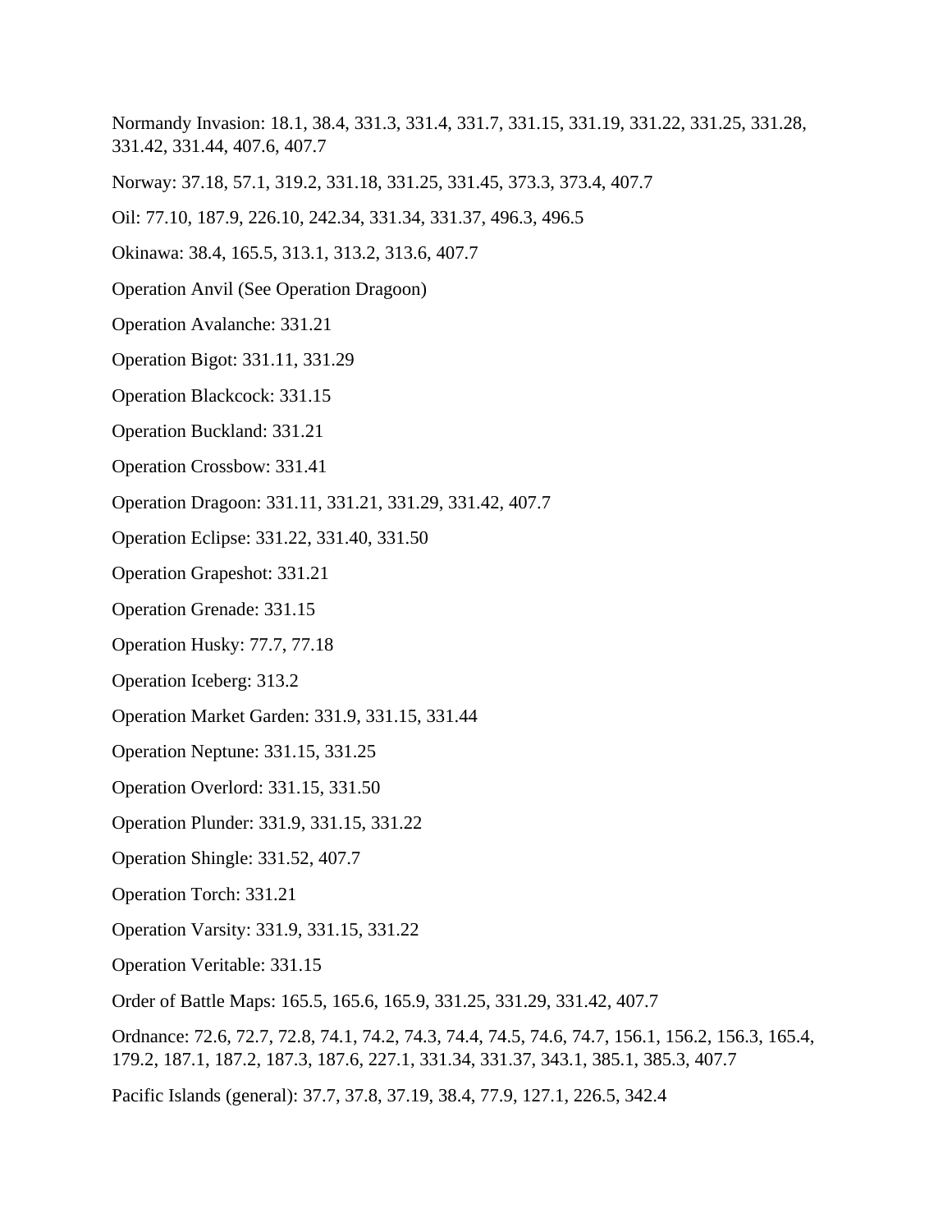Normandy Invasion: 18.1, 38.4, 331.3, 331.4, 331.7, 331.15, 331.19, 331.22, 331.25, 331.28, 331.42, 331.44, 407.6, 407.7

Norway: 37.18, 57.1, 319.2, 331.18, 331.25, 331.45, 373.3, 373.4, 407.7

Oil: 77.10, 187.9, 226.10, 242.34, 331.34, 331.37, 496.3, 496.5

Okinawa: 38.4, 165.5, 313.1, 313.2, 313.6, 407.7

Operation Anvil (See Operation Dragoon)

Operation Avalanche: 331.21

Operation Bigot: 331.11, 331.29

Operation Blackcock: 331.15

Operation Buckland: 331.21

Operation Crossbow: 331.41

Operation Dragoon: 331.11, 331.21, 331.29, 331.42, 407.7

Operation Eclipse: 331.22, 331.40, 331.50

Operation Grapeshot: 331.21

Operation Grenade: 331.15

Operation Husky: 77.7, 77.18

Operation Iceberg: 313.2

Operation Market Garden: 331.9, 331.15, 331.44

Operation Neptune: 331.15, 331.25

Operation Overlord: 331.15, 331.50

Operation Plunder: 331.9, 331.15, 331.22

Operation Shingle: 331.52, 407.7

Operation Torch: 331.21

Operation Varsity: 331.9, 331.15, 331.22

Operation Veritable: 331.15

Order of Battle Maps: 165.5, 165.6, 165.9, 331.25, 331.29, 331.42, 407.7

Ordnance: 72.6, 72.7, 72.8, 74.1, 74.2, 74.3, 74.4, 74.5, 74.6, 74.7, 156.1, 156.2, 156.3, 165.4, 179.2, 187.1, 187.2, 187.3, 187.6, 227.1, 331.34, 331.37, 343.1, 385.1, 385.3, 407.7

Pacific Islands (general): 37.7, 37.8, 37.19, 38.4, 77.9, 127.1, 226.5, 342.4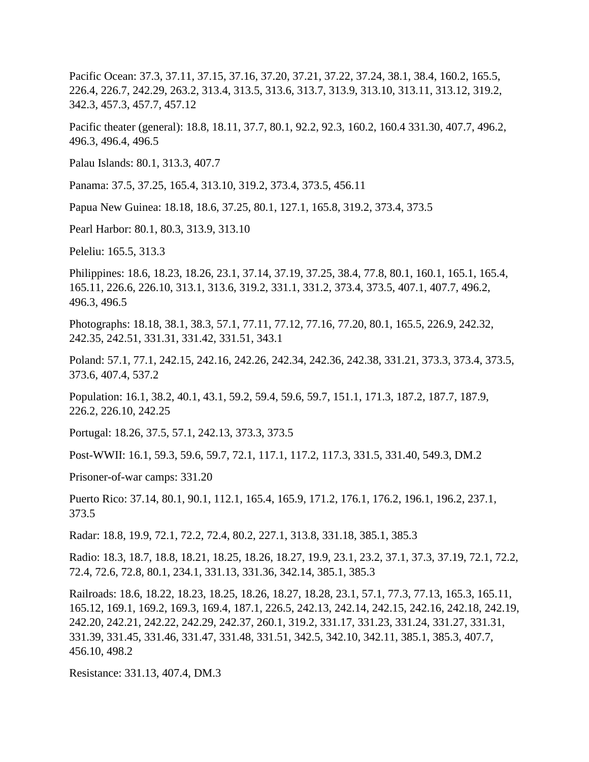Pacific Ocean: 37.3, 37.11, 37.15, 37.16, 37.20, 37.21, 37.22, 37.24, 38.1, 38.4, 160.2, 165.5, 226.4, 226.7, 242.29, 263.2, 313.4, 313.5, 313.6, 313.7, 313.9, 313.10, 313.11, 313.12, 319.2, 342.3, 457.3, 457.7, 457.12

Pacific theater (general): 18.8, 18.11, 37.7, 80.1, 92.2, 92.3, 160.2, 160.4 331.30, 407.7, 496.2, 496.3, 496.4, 496.5

Palau Islands: 80.1, 313.3, 407.7

Panama: 37.5, 37.25, 165.4, 313.10, 319.2, 373.4, 373.5, 456.11

Papua New Guinea: 18.18, 18.6, 37.25, 80.1, 127.1, 165.8, 319.2, 373.4, 373.5

Pearl Harbor: 80.1, 80.3, 313.9, 313.10

Peleliu: 165.5, 313.3

Philippines: 18.6, 18.23, 18.26, 23.1, 37.14, 37.19, 37.25, 38.4, 77.8, 80.1, 160.1, 165.1, 165.4, 165.11, 226.6, 226.10, 313.1, 313.6, 319.2, 331.1, 331.2, 373.4, 373.5, 407.1, 407.7, 496.2, 496.3, 496.5

Photographs: 18.18, 38.1, 38.3, 57.1, 77.11, 77.12, 77.16, 77.20, 80.1, 165.5, 226.9, 242.32, 242.35, 242.51, 331.31, 331.42, 331.51, 343.1

Poland: 57.1, 77.1, 242.15, 242.16, 242.26, 242.34, 242.36, 242.38, 331.21, 373.3, 373.4, 373.5, 373.6, 407.4, 537.2

Population: 16.1, 38.2, 40.1, 43.1, 59.2, 59.4, 59.6, 59.7, 151.1, 171.3, 187.2, 187.7, 187.9, 226.2, 226.10, 242.25

Portugal: 18.26, 37.5, 57.1, 242.13, 373.3, 373.5

Post-WWII: 16.1, 59.3, 59.6, 59.7, 72.1, 117.1, 117.2, 117.3, 331.5, 331.40, 549.3, DM.2

Prisoner-of-war camps: 331.20

Puerto Rico: 37.14, 80.1, 90.1, 112.1, 165.4, 165.9, 171.2, 176.1, 176.2, 196.1, 196.2, 237.1, 373.5

Radar: 18.8, 19.9, 72.1, 72.2, 72.4, 80.2, 227.1, 313.8, 331.18, 385.1, 385.3

Radio: 18.3, 18.7, 18.8, 18.21, 18.25, 18.26, 18.27, 19.9, 23.1, 23.2, 37.1, 37.3, 37.19, 72.1, 72.2, 72.4, 72.6, 72.8, 80.1, 234.1, 331.13, 331.36, 342.14, 385.1, 385.3

Railroads: 18.6, 18.22, 18.23, 18.25, 18.26, 18.27, 18.28, 23.1, 57.1, 77.3, 77.13, 165.3, 165.11, 165.12, 169.1, 169.2, 169.3, 169.4, 187.1, 226.5, 242.13, 242.14, 242.15, 242.16, 242.18, 242.19, 242.20, 242.21, 242.22, 242.29, 242.37, 260.1, 319.2, 331.17, 331.23, 331.24, 331.27, 331.31, 331.39, 331.45, 331.46, 331.47, 331.48, 331.51, 342.5, 342.10, 342.11, 385.1, 385.3, 407.7, 456.10, 498.2

Resistance: 331.13, 407.4, DM.3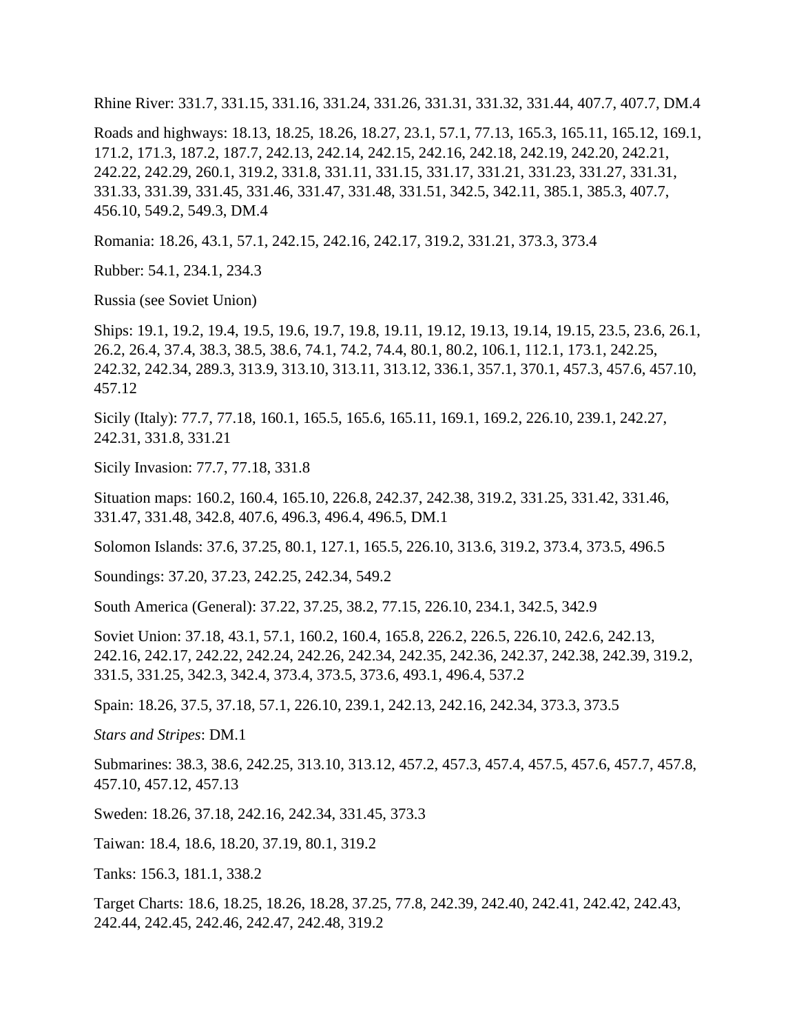Rhine River: 331.7, 331.15, 331.16, 331.24, 331.26, 331.31, 331.32, 331.44, 407.7, 407.7, DM.4

Roads and highways: 18.13, 18.25, 18.26, 18.27, 23.1, 57.1, 77.13, 165.3, 165.11, 165.12, 169.1, 171.2, 171.3, 187.2, 187.7, 242.13, 242.14, 242.15, 242.16, 242.18, 242.19, 242.20, 242.21, 242.22, 242.29, 260.1, 319.2, 331.8, 331.11, 331.15, 331.17, 331.21, 331.23, 331.27, 331.31, 331.33, 331.39, 331.45, 331.46, 331.47, 331.48, 331.51, 342.5, 342.11, 385.1, 385.3, 407.7, 456.10, 549.2, 549.3, DM.4

Romania: 18.26, 43.1, 57.1, 242.15, 242.16, 242.17, 319.2, 331.21, 373.3, 373.4

Rubber: 54.1, 234.1, 234.3

Russia (see Soviet Union)

Ships: 19.1, 19.2, 19.4, 19.5, 19.6, 19.7, 19.8, 19.11, 19.12, 19.13, 19.14, 19.15, 23.5, 23.6, 26.1, 26.2, 26.4, 37.4, 38.3, 38.5, 38.6, 74.1, 74.2, 74.4, 80.1, 80.2, 106.1, 112.1, 173.1, 242.25, 242.32, 242.34, 289.3, 313.9, 313.10, 313.11, 313.12, 336.1, 357.1, 370.1, 457.3, 457.6, 457.10, 457.12

Sicily (Italy): 77.7, 77.18, 160.1, 165.5, 165.6, 165.11, 169.1, 169.2, 226.10, 239.1, 242.27, 242.31, 331.8, 331.21

Sicily Invasion: 77.7, 77.18, 331.8

Situation maps: 160.2, 160.4, 165.10, 226.8, 242.37, 242.38, 319.2, 331.25, 331.42, 331.46, 331.47, 331.48, 342.8, 407.6, 496.3, 496.4, 496.5, DM.1

Solomon Islands: 37.6, 37.25, 80.1, 127.1, 165.5, 226.10, 313.6, 319.2, 373.4, 373.5, 496.5

Soundings: 37.20, 37.23, 242.25, 242.34, 549.2

South America (General): 37.22, 37.25, 38.2, 77.15, 226.10, 234.1, 342.5, 342.9

Soviet Union: 37.18, 43.1, 57.1, 160.2, 160.4, 165.8, 226.2, 226.5, 226.10, 242.6, 242.13, 242.16, 242.17, 242.22, 242.24, 242.26, 242.34, 242.35, 242.36, 242.37, 242.38, 242.39, 319.2, 331.5, 331.25, 342.3, 342.4, 373.4, 373.5, 373.6, 493.1, 496.4, 537.2

Spain: 18.26, 37.5, 37.18, 57.1, 226.10, 239.1, 242.13, 242.16, 242.34, 373.3, 373.5

*Stars and Stripes*: DM.1

Submarines: 38.3, 38.6, 242.25, 313.10, 313.12, 457.2, 457.3, 457.4, 457.5, 457.6, 457.7, 457.8, 457.10, 457.12, 457.13

Sweden: 18.26, 37.18, 242.16, 242.34, 331.45, 373.3

Taiwan: 18.4, 18.6, 18.20, 37.19, 80.1, 319.2

Tanks: 156.3, 181.1, 338.2

Target Charts: 18.6, 18.25, 18.26, 18.28, 37.25, 77.8, 242.39, 242.40, 242.41, 242.42, 242.43, 242.44, 242.45, 242.46, 242.47, 242.48, 319.2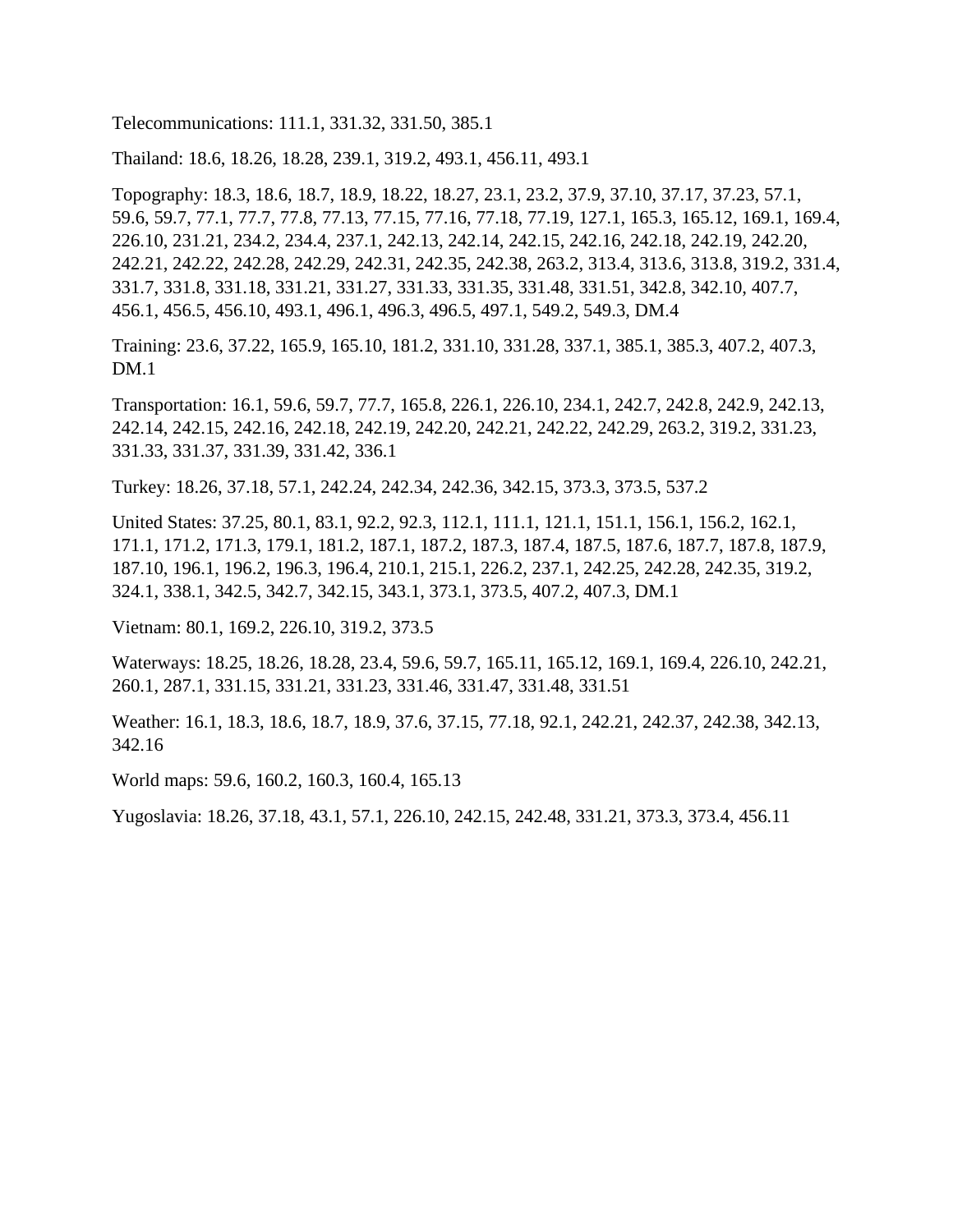Telecommunications: 111.1, 331.32, 331.50, 385.1

Thailand: 18.6, 18.26, 18.28, 239.1, 319.2, 493.1, 456.11, 493.1

Topography: 18.3, 18.6, 18.7, 18.9, 18.22, 18.27, 23.1, 23.2, 37.9, 37.10, 37.17, 37.23, 57.1, 59.6, 59.7, 77.1, 77.7, 77.8, 77.13, 77.15, 77.16, 77.18, 77.19, 127.1, 165.3, 165.12, 169.1, 169.4, 226.10, 231.21, 234.2, 234.4, 237.1, 242.13, 242.14, 242.15, 242.16, 242.18, 242.19, 242.20, 242.21, 242.22, 242.28, 242.29, 242.31, 242.35, 242.38, 263.2, 313.4, 313.6, 313.8, 319.2, 331.4, 331.7, 331.8, 331.18, 331.21, 331.27, 331.33, 331.35, 331.48, 331.51, 342.8, 342.10, 407.7, 456.1, 456.5, 456.10, 493.1, 496.1, 496.3, 496.5, 497.1, 549.2, 549.3, DM.4

Training: 23.6, 37.22, 165.9, 165.10, 181.2, 331.10, 331.28, 337.1, 385.1, 385.3, 407.2, 407.3, DM.1

Transportation: 16.1, 59.6, 59.7, 77.7, 165.8, 226.1, 226.10, 234.1, 242.7, 242.8, 242.9, 242.13, 242.14, 242.15, 242.16, 242.18, 242.19, 242.20, 242.21, 242.22, 242.29, 263.2, 319.2, 331.23, 331.33, 331.37, 331.39, 331.42, 336.1

Turkey: 18.26, 37.18, 57.1, 242.24, 242.34, 242.36, 342.15, 373.3, 373.5, 537.2

United States: 37.25, 80.1, 83.1, 92.2, 92.3, 112.1, 111.1, 121.1, 151.1, 156.1, 156.2, 162.1, 171.1, 171.2, 171.3, 179.1, 181.2, 187.1, 187.2, 187.3, 187.4, 187.5, 187.6, 187.7, 187.8, 187.9, 187.10, 196.1, 196.2, 196.3, 196.4, 210.1, 215.1, 226.2, 237.1, 242.25, 242.28, 242.35, 319.2, 324.1, 338.1, 342.5, 342.7, 342.15, 343.1, 373.1, 373.5, 407.2, 407.3, DM.1

Vietnam: 80.1, 169.2, 226.10, 319.2, 373.5

Waterways: 18.25, 18.26, 18.28, 23.4, 59.6, 59.7, 165.11, 165.12, 169.1, 169.4, 226.10, 242.21, 260.1, 287.1, 331.15, 331.21, 331.23, 331.46, 331.47, 331.48, 331.51

Weather: 16.1, 18.3, 18.6, 18.7, 18.9, 37.6, 37.15, 77.18, 92.1, 242.21, 242.37, 242.38, 342.13, 342.16

World maps: 59.6, 160.2, 160.3, 160.4, 165.13

Yugoslavia: 18.26, 37.18, 43.1, 57.1, 226.10, 242.15, 242.48, 331.21, 373.3, 373.4, 456.11